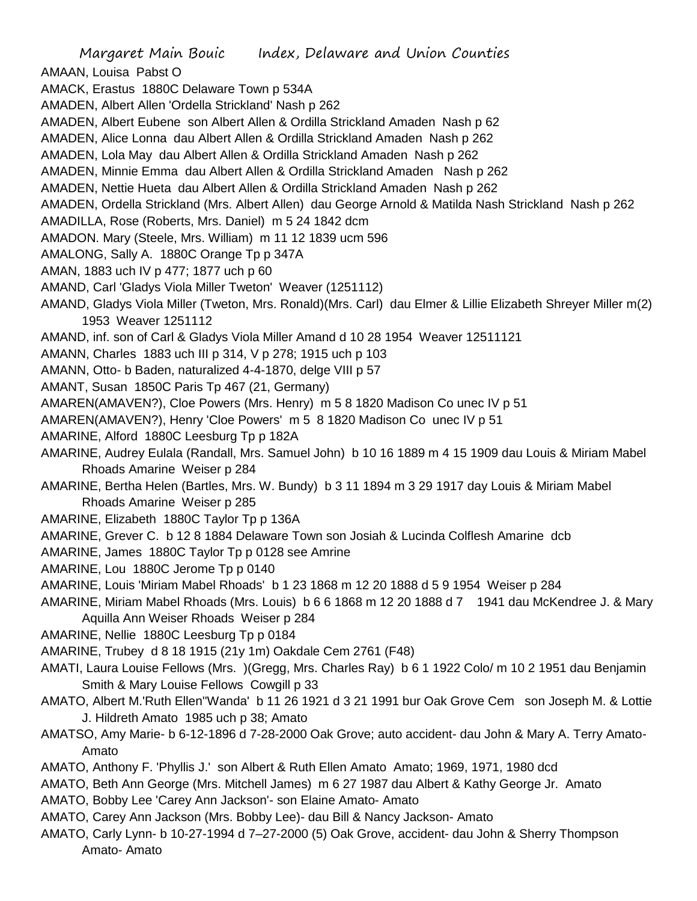# Margaret Main Bouic Index, Delaware and Union Counties

AMAAN, Louisa Pabst O

AMACK, Erastus 1880C Delaware Town p 534A

AMADEN, Albert Allen 'Ordella Strickland' Nash p 262

AMADEN, Albert Eubene son Albert Allen & Ordilla Strickland Amaden Nash p 62

AMADEN, Alice Lonna dau Albert Allen & Ordilla Strickland Amaden Nash p 262

AMADEN, Lola May dau Albert Allen & Ordilla Strickland Amaden Nash p 262

AMADEN, Minnie Emma dau Albert Allen & Ordilla Strickland Amaden Nash p 262

AMADEN, Nettie Hueta dau Albert Allen & Ordilla Strickland Amaden Nash p 262

AMADEN, Ordella Strickland (Mrs. Albert Allen) dau George Arnold & Matilda Nash Strickland Nash p 262

AMADILLA, Rose (Roberts, Mrs. Daniel) m 5 24 1842 dcm

AMADON. Mary (Steele, Mrs. William) m 11 12 1839 ucm 596

AMALONG, Sally A. 1880C Orange Tp p 347A

AMAN, 1883 uch IV p 477; 1877 uch p 60

AMAND, Carl 'Gladys Viola Miller Tweton' Weaver (1251112)

AMAND, Gladys Viola Miller (Tweton, Mrs. Ronald)(Mrs. Carl) dau Elmer & Lillie Elizabeth Shreyer Miller m(2) 1953 Weaver 1251112

AMAND, inf. son of Carl & Gladys Viola Miller Amand d 10 28 1954 Weaver 12511121

AMANN, Charles 1883 uch III p 314, V p 278; 1915 uch p 103

AMANN, Otto- b Baden, naturalized 4-4-1870, delge VIII p 57

AMANT, Susan 1850C Paris Tp 467 (21, Germany)

AMAREN(AMAVEN?), Cloe Powers (Mrs. Henry) m 5 8 1820 Madison Co unec IV p 51

AMAREN(AMAVEN?), Henry 'Cloe Powers' m 5 8 1820 Madison Co unec IV p 51

AMARINE, Alford 1880C Leesburg Tp p 182A

AMARINE, Audrey Eulala (Randall, Mrs. Samuel John) b 10 16 1889 m 4 15 1909 dau Louis & Miriam Mabel Rhoads Amarine Weiser p 284

AMARINE, Bertha Helen (Bartles, Mrs. W. Bundy) b 3 11 1894 m 3 29 1917 day Louis & Miriam Mabel Rhoads Amarine Weiser p 285

AMARINE, Elizabeth 1880C Taylor Tp p 136A

AMARINE, Grever C. b 12 8 1884 Delaware Town son Josiah & Lucinda Colflesh Amarine dcb

AMARINE, James 1880C Taylor Tp p 0128 see Amrine

AMARINE, Lou 1880C Jerome Tp p 0140

AMARINE, Louis 'Miriam Mabel Rhoads' b 1 23 1868 m 12 20 1888 d 5 9 1954 Weiser p 284

AMARINE, Miriam Mabel Rhoads (Mrs. Louis) b 6 6 1868 m 12 20 1888 d 7 1941 dau McKendree J. & Mary Aquilla Ann Weiser Rhoads Weiser p 284

AMARINE, Nellie 1880C Leesburg Tp p 0184

AMARINE, Trubey d 8 18 1915 (21y 1m) Oakdale Cem 2761 (F48)

AMATI, Laura Louise Fellows (Mrs. )(Gregg, Mrs. Charles Ray) b 6 1 1922 Colo/ m 10 2 1951 dau Benjamin Smith & Mary Louise Fellows Cowgill p 33

AMATO, Albert M.'Ruth Ellen''Wanda' b 11 26 1921 d 3 21 1991 bur Oak Grove Cem son Joseph M. & Lottie J. Hildreth Amato 1985 uch p 38; Amato

AMATSO, Amy Marie- b 6-12-1896 d 7-28-2000 Oak Grove; auto accident- dau John & Mary A. Terry Amato- Amato

AMATO, Anthony F. 'Phyllis J.' son Albert & Ruth Ellen Amato Amato; 1969, 1971, 1980 dcd

AMATO, Beth Ann George (Mrs. Mitchell James) m 6 27 1987 dau Albert & Kathy George Jr. Amato

AMATO, Bobby Lee 'Carey Ann Jackson'- son Elaine Amato- Amato

AMATO, Carey Ann Jackson (Mrs. Bobby Lee)- dau Bill & Nancy Jackson- Amato

AMATO, Carly Lynn- b 10-27-1994 d 7–27-2000 (5) Oak Grove, accident- dau John & Sherry Thompson Amato- Amato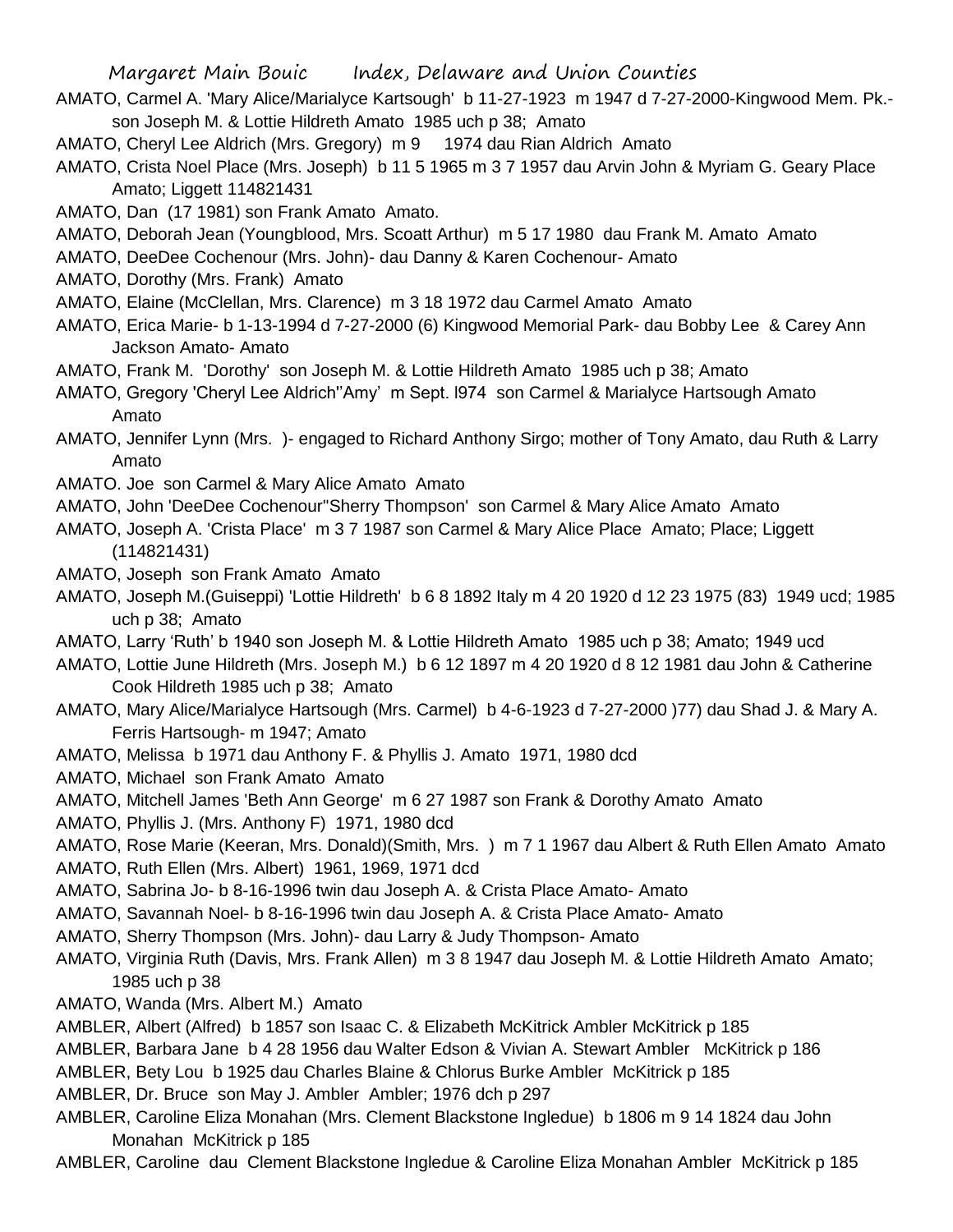AMATO, Carmel A. 'Mary Alice/Marialyce Kartsough' b 11-27-1923 m 1947 d 7-27-2000-Kingwood Mem. Pk.- son Joseph M. & Lottie Hildreth Amato 1985 uch p 38; Amato

AMATO, Cheryl Lee Aldrich (Mrs. Gregory) m 9 1974 dau Rian Aldrich Amato

AMATO, Crista Noel Place (Mrs. Joseph) b 11 5 1965 m 3 7 1957 dau Arvin John & Myriam G. Geary Place Amato; Liggett 114821431

AMATO, Dan (17 1981) son Frank Amato Amato.

AMATO, Deborah Jean (Youngblood, Mrs. Scoatt Arthur) m 5 17 1980 dau Frank M. Amato Amato

AMATO, DeeDee Cochenour (Mrs. John)- dau Danny & Karen Cochenour- Amato

AMATO, Dorothy (Mrs. Frank) Amato

AMATO, Elaine (McClellan, Mrs. Clarence) m 3 18 1972 dau Carmel Amato Amato

AMATO, Erica Marie- b 1-13-1994 d 7-27-2000 (6) Kingwood Memorial Park- dau Bobby Lee & Carey Ann Jackson Amato- Amato

AMATO, Frank M. 'Dorothy' son Joseph M. & Lottie Hildreth Amato 1985 uch p 38; Amato

AMATO, Gregory 'Cheryl Lee Aldrich''Amy' m Sept. l974 son Carmel & Marialyce Hartsough Amato Amato

AMATO, Jennifer Lynn (Mrs. )- engaged to Richard Anthony Sirgo; mother of Tony Amato, dau Ruth & Larry Amato

AMATO. Joe son Carmel & Mary Alice Amato Amato

AMATO, John 'DeeDee Cochenour''Sherry Thompson' son Carmel & Mary Alice Amato Amato

AMATO, Joseph A. 'Crista Place' m 3 7 1987 son Carmel & Mary Alice Place Amato; Place; Liggett (114821431)

AMATO, Joseph son Frank Amato Amato

AMATO, Joseph M.(Guiseppi) 'Lottie Hildreth' b 6 8 1892 Italy m 4 20 1920 d 12 23 1975 (83) 1949 ucd; 1985 uch p 38; Amato

AMATO, Larry 'Ruth' b 1940 son Joseph M. & Lottie Hildreth Amato 1985 uch p 38; Amato; 1949 ucd

AMATO, Lottie June Hildreth (Mrs. Joseph M.) b 6 12 1897 m 4 20 1920 d 8 12 1981 dau John & Catherine Cook Hildreth 1985 uch p 38; Amato

AMATO, Mary Alice/Marialyce Hartsough (Mrs. Carmel) b 4-6-1923 d 7-27-2000 )77) dau Shad J. & Mary A. Ferris Hartsough- m 1947; Amato

AMATO, Melissa b 1971 dau Anthony F. & Phyllis J. Amato 1971, 1980 dcd

AMATO, Michael son Frank Amato Amato

AMATO, Mitchell James 'Beth Ann George' m 6 27 1987 son Frank & Dorothy Amato Amato

AMATO, Phyllis J. (Mrs. Anthony F) 1971, 1980 dcd

AMATO, Rose Marie (Keeran, Mrs. Donald)(Smith, Mrs. ) m 7 1 1967 dau Albert & Ruth Ellen Amato Amato

AMATO, Ruth Ellen (Mrs. Albert) 1961, 1969, 1971 dcd

AMATO, Sabrina Jo- b 8-16-1996 twin dau Joseph A. & Crista Place Amato- Amato

AMATO, Savannah Noel- b 8-16-1996 twin dau Joseph A. & Crista Place Amato- Amato

AMATO, Sherry Thompson (Mrs. John)- dau Larry & Judy Thompson- Amato

AMATO, Virginia Ruth (Davis, Mrs. Frank Allen) m 3 8 1947 dau Joseph M. & Lottie Hildreth Amato Amato; 1985 uch p 38

AMATO, Wanda (Mrs. Albert M.) Amato

AMBLER, Albert (Alfred) b 1857 son Isaac C. & Elizabeth McKitrick Ambler McKitrick p 185

AMBLER, Barbara Jane b 4 28 1956 dau Walter Edson & Vivian A. Stewart Ambler McKitrick p 186

AMBLER, Bety Lou b 1925 dau Charles Blaine & Chlorus Burke Ambler McKitrick p 185

AMBLER, Dr. Bruce son May J. Ambler Ambler; 1976 dch p 297

AMBLER, Caroline Eliza Monahan (Mrs. Clement Blackstone Ingledue) b 1806 m 9 14 1824 dau John Monahan McKitrick p 185

AMBLER, Caroline dau Clement Blackstone Ingledue & Caroline Eliza Monahan Ambler McKitrick p 185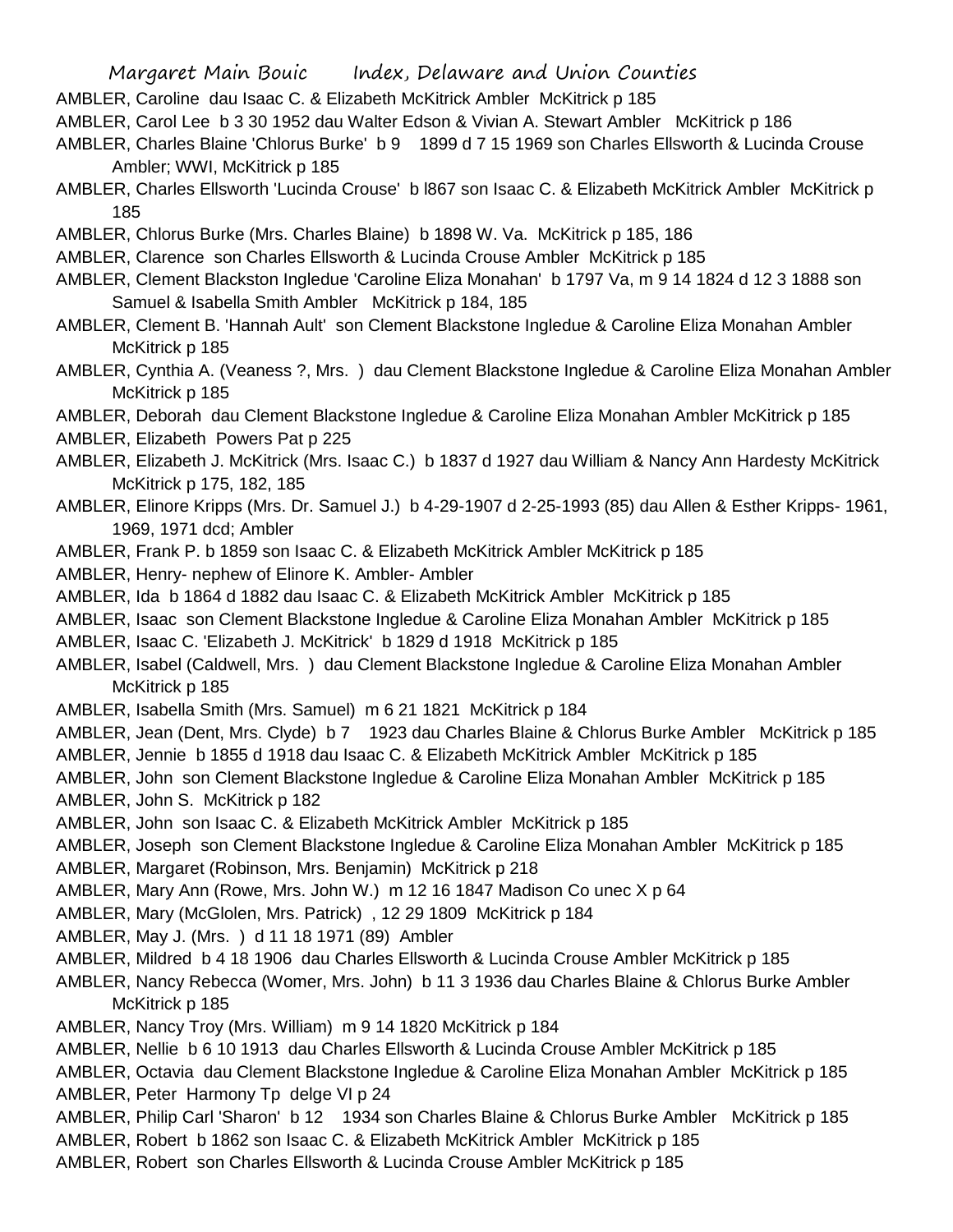AMBLER, Caroline dau Isaac C. & Elizabeth McKitrick Ambler McKitrick p 185

AMBLER, Carol Lee b 3 30 1952 dau Walter Edson & Vivian A. Stewart Ambler McKitrick p 186

AMBLER, Charles Blaine 'Chlorus Burke' b 9 1899 d 7 15 1969 son Charles Ellsworth & Lucinda Crouse Ambler; WWI, McKitrick p 185

AMBLER, Charles Ellsworth 'Lucinda Crouse' b l867 son Isaac C. & Elizabeth McKitrick Ambler McKitrick p 185

AMBLER, Chlorus Burke (Mrs. Charles Blaine) b 1898 W. Va. McKitrick p 185, 186

AMBLER, Clarence son Charles Ellsworth & Lucinda Crouse Ambler McKitrick p 185

AMBLER, Clement Blackston Ingledue 'Caroline Eliza Monahan' b 1797 Va, m 9 14 1824 d 12 3 1888 son Samuel & Isabella Smith Ambler McKitrick p 184, 185

AMBLER, Clement B. 'Hannah Ault' son Clement Blackstone Ingledue & Caroline Eliza Monahan Ambler McKitrick p 185

AMBLER, Cynthia A. (Veaness ?, Mrs. ) dau Clement Blackstone Ingledue & Caroline Eliza Monahan Ambler McKitrick p 185

AMBLER, Deborah dau Clement Blackstone Ingledue & Caroline Eliza Monahan Ambler McKitrick p 185

AMBLER, Elizabeth Powers Pat p 225

AMBLER, Elizabeth J. McKitrick (Mrs. Isaac C.) b 1837 d 1927 dau William & Nancy Ann Hardesty McKitrick McKitrick p 175, 182, 185

AMBLER, Elinore Kripps (Mrs. Dr. Samuel J.) b 4-29-1907 d 2-25-1993 (85) dau Allen & Esther Kripps- 1961, 1969, 1971 dcd; Ambler

AMBLER, Frank P. b 1859 son Isaac C. & Elizabeth McKitrick Ambler McKitrick p 185

AMBLER, Henry- nephew of Elinore K. Ambler- Ambler

AMBLER, Ida b 1864 d 1882 dau Isaac C. & Elizabeth McKitrick Ambler McKitrick p 185

AMBLER, Isaac son Clement Blackstone Ingledue & Caroline Eliza Monahan Ambler McKitrick p 185

AMBLER, Isaac C. 'Elizabeth J. McKitrick' b 1829 d 1918 McKitrick p 185

AMBLER, Isabel (Caldwell, Mrs. ) dau Clement Blackstone Ingledue & Caroline Eliza Monahan Ambler McKitrick p 185

AMBLER, Isabella Smith (Mrs. Samuel) m 6 21 1821 McKitrick p 184

AMBLER, Jean (Dent, Mrs. Clyde) b 7 1923 dau Charles Blaine & Chlorus Burke Ambler McKitrick p 185

AMBLER, Jennie b 1855 d 1918 dau Isaac C. & Elizabeth McKitrick Ambler McKitrick p 185

AMBLER, John son Clement Blackstone Ingledue & Caroline Eliza Monahan Ambler McKitrick p 185

AMBLER, John S. McKitrick p 182

AMBLER, John son Isaac C. & Elizabeth McKitrick Ambler McKitrick p 185

AMBLER, Joseph son Clement Blackstone Ingledue & Caroline Eliza Monahan Ambler McKitrick p 185

AMBLER, Margaret (Robinson, Mrs. Benjamin) McKitrick p 218

AMBLER, Mary Ann (Rowe, Mrs. John W.) m 12 16 1847 Madison Co unec X p 64

AMBLER, Mary (McGlolen, Mrs. Patrick) , 12 29 1809 McKitrick p 184

AMBLER, May J. (Mrs. ) d 11 18 1971 (89) Ambler

AMBLER, Mildred b 4 18 1906 dau Charles Ellsworth & Lucinda Crouse Ambler McKitrick p 185

AMBLER, Nancy Rebecca (Womer, Mrs. John) b 11 3 1936 dau Charles Blaine & Chlorus Burke Ambler McKitrick p 185

AMBLER, Nancy Troy (Mrs. William) m 9 14 1820 McKitrick p 184

AMBLER, Nellie b 6 10 1913 dau Charles Ellsworth & Lucinda Crouse Ambler McKitrick p 185

AMBLER, Octavia dau Clement Blackstone Ingledue & Caroline Eliza Monahan Ambler McKitrick p 185

AMBLER, Peter Harmony Tp delge VI p 24

AMBLER, Philip Carl 'Sharon' b 12 1934 son Charles Blaine & Chlorus Burke Ambler McKitrick p 185

AMBLER, Robert b 1862 son Isaac C. & Elizabeth McKitrick Ambler McKitrick p 185

AMBLER, Robert son Charles Ellsworth & Lucinda Crouse Ambler McKitrick p 185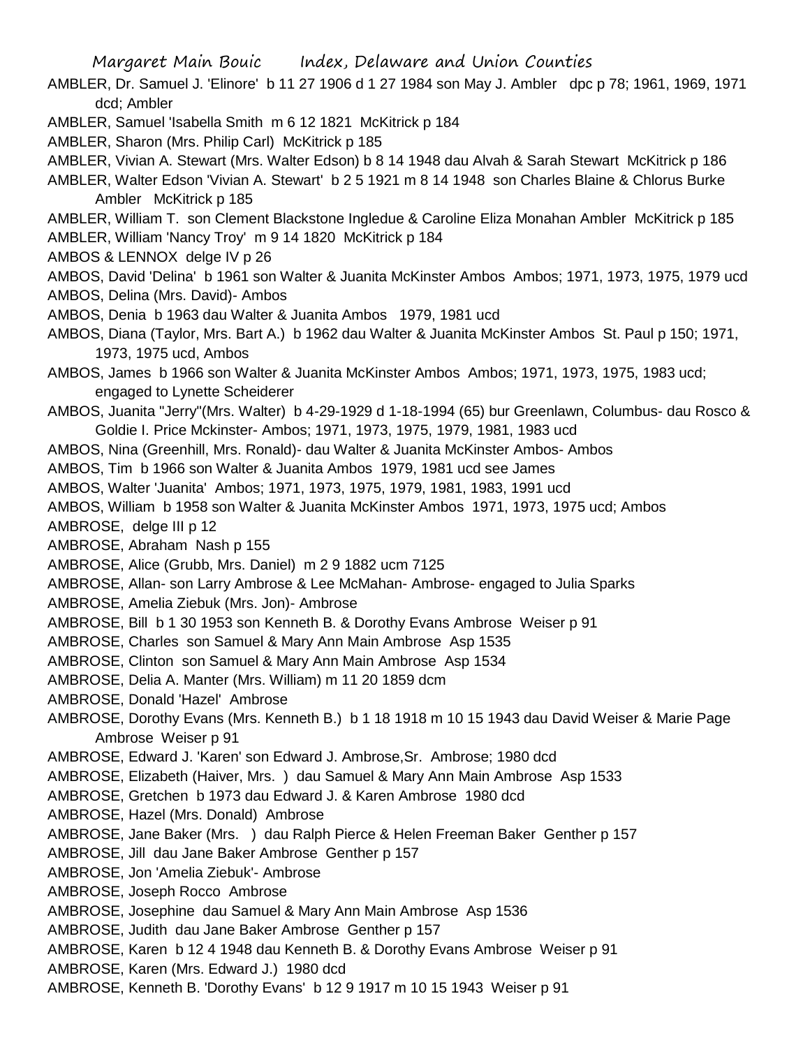AMBLER, Dr. Samuel J. 'Elinore' b 11 27 1906 d 1 27 1984 son May J. Ambler dpc p 78; 1961, 1969, 1971 dcd; Ambler

AMBLER, Samuel 'Isabella Smith m 6 12 1821 McKitrick p 184

AMBLER, Sharon (Mrs. Philip Carl) McKitrick p 185

AMBLER, Vivian A. Stewart (Mrs. Walter Edson) b 8 14 1948 dau Alvah & Sarah Stewart McKitrick p 186

AMBLER, Walter Edson 'Vivian A. Stewart' b 2 5 1921 m 8 14 1948 son Charles Blaine & Chlorus Burke Ambler McKitrick p 185

AMBLER, William T. son Clement Blackstone Ingledue & Caroline Eliza Monahan Ambler McKitrick p 185

AMBLER, William 'Nancy Troy' m 9 14 1820 McKitrick p 184

AMBOS & LENNOX delge IV p 26

AMBOS, David 'Delina' b 1961 son Walter & Juanita McKinster Ambos Ambos; 1971, 1973, 1975, 1979 ucd

AMBOS, Delina (Mrs. David)- Ambos

AMBOS, Denia b 1963 dau Walter & Juanita Ambos 1979, 1981 ucd

AMBOS, Diana (Taylor, Mrs. Bart A.) b 1962 dau Walter & Juanita McKinster Ambos St. Paul p 150; 1971, 1973, 1975 ucd, Ambos

AMBOS, James b 1966 son Walter & Juanita McKinster Ambos Ambos; 1971, 1973, 1975, 1983 ucd; engaged to Lynette Scheiderer

AMBOS, Juanita "Jerry"(Mrs. Walter) b 4-29-1929 d 1-18-1994 (65) bur Greenlawn, Columbus- dau Rosco & Goldie I. Price Mckinster- Ambos; 1971, 1973, 1975, 1979, 1981, 1983 ucd

AMBOS, Nina (Greenhill, Mrs. Ronald)- dau Walter & Juanita McKinster Ambos- Ambos

AMBOS, Tim b 1966 son Walter & Juanita Ambos 1979, 1981 ucd see James

AMBOS, Walter 'Juanita' Ambos; 1971, 1973, 1975, 1979, 1981, 1983, 1991 ucd

AMBOS, William b 1958 son Walter & Juanita McKinster Ambos 1971, 1973, 1975 ucd; Ambos

AMBROSE, delge III p 12

AMBROSE, Abraham Nash p 155

AMBROSE, Alice (Grubb, Mrs. Daniel) m 2 9 1882 ucm 7125

AMBROSE, Allan- son Larry Ambrose & Lee McMahan- Ambrose- engaged to Julia Sparks

AMBROSE, Amelia Ziebuk (Mrs. Jon)- Ambrose

AMBROSE, Bill b 1 30 1953 son Kenneth B. & Dorothy Evans Ambrose Weiser p 91

AMBROSE, Charles son Samuel & Mary Ann Main Ambrose Asp 1535

AMBROSE, Clinton son Samuel & Mary Ann Main Ambrose Asp 1534

AMBROSE, Delia A. Manter (Mrs. William) m 11 20 1859 dcm

AMBROSE, Donald 'Hazel' Ambrose

AMBROSE, Dorothy Evans (Mrs. Kenneth B.) b 1 18 1918 m 10 15 1943 dau David Weiser & Marie Page Ambrose Weiser p 91

AMBROSE, Edward J. 'Karen' son Edward J. Ambrose,Sr. Ambrose; 1980 dcd

AMBROSE, Elizabeth (Haiver, Mrs. ) dau Samuel & Mary Ann Main Ambrose Asp 1533

AMBROSE, Gretchen b 1973 dau Edward J. & Karen Ambrose 1980 dcd

AMBROSE, Hazel (Mrs. Donald) Ambrose

AMBROSE, Jane Baker (Mrs. ) dau Ralph Pierce & Helen Freeman Baker Genther p 157

AMBROSE, Jill dau Jane Baker Ambrose Genther p 157

AMBROSE, Jon 'Amelia Ziebuk'- Ambrose

AMBROSE, Joseph Rocco Ambrose

AMBROSE, Josephine dau Samuel & Mary Ann Main Ambrose Asp 1536

AMBROSE, Judith dau Jane Baker Ambrose Genther p 157

AMBROSE, Karen b 12 4 1948 dau Kenneth B. & Dorothy Evans Ambrose Weiser p 91

AMBROSE, Karen (Mrs. Edward J.) 1980 dcd

AMBROSE, Kenneth B. 'Dorothy Evans' b 12 9 1917 m 10 15 1943 Weiser p 91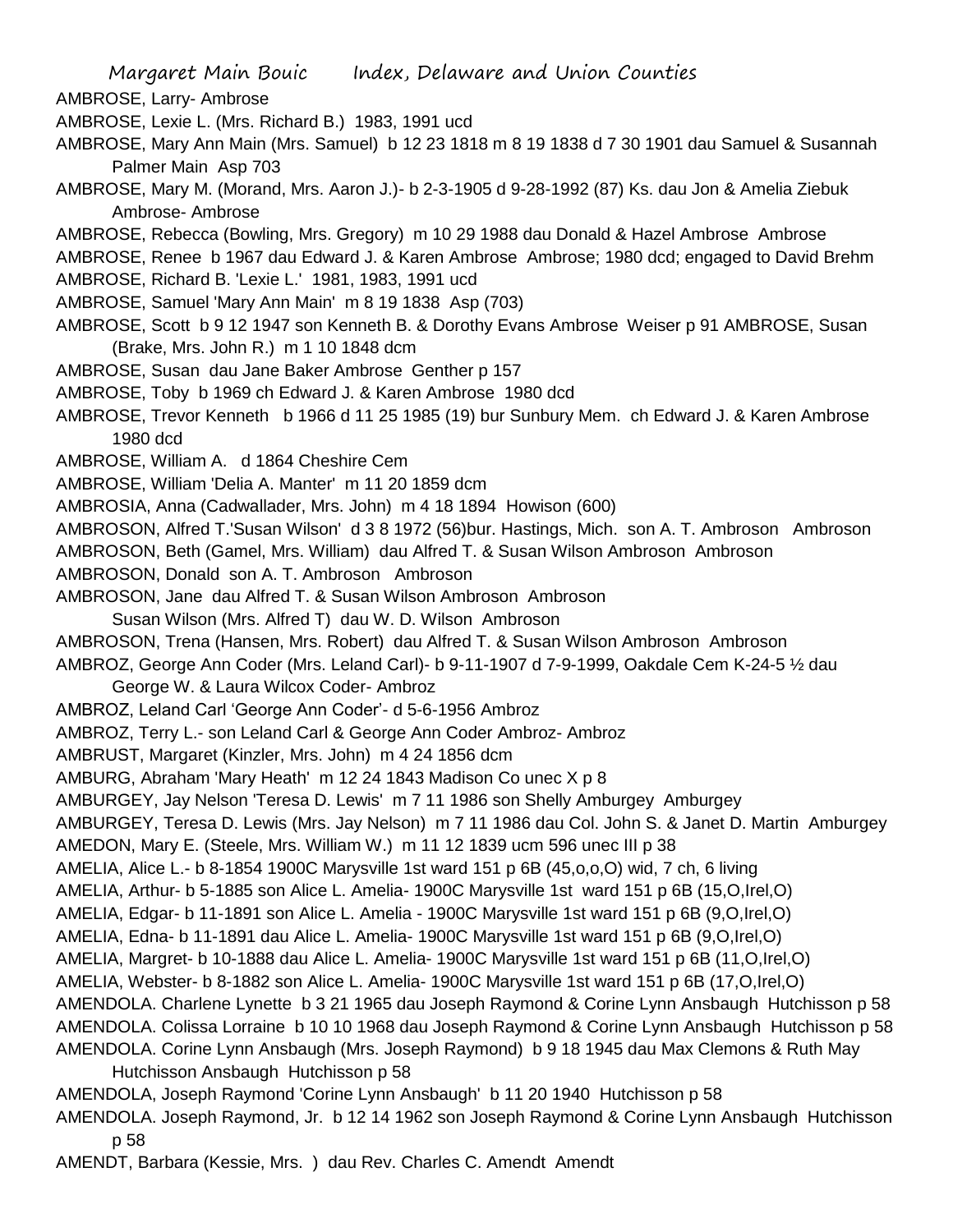AMBROSE, Larry- Ambrose

AMBROSE, Lexie L. (Mrs. Richard B.) 1983, 1991 ucd

AMBROSE, Mary Ann Main (Mrs. Samuel) b 12 23 1818 m 8 19 1838 d 7 30 1901 dau Samuel & Susannah Palmer Main Asp 703

AMBROSE, Mary M. (Morand, Mrs. Aaron J.)- b 2-3-1905 d 9-28-1992 (87) Ks. dau Jon & Amelia Ziebuk Ambrose- Ambrose

AMBROSE, Rebecca (Bowling, Mrs. Gregory) m 10 29 1988 dau Donald & Hazel Ambrose Ambrose

AMBROSE, Renee b 1967 dau Edward J. & Karen Ambrose Ambrose; 1980 dcd; engaged to David Brehm

AMBROSE, Richard B. 'Lexie L.' 1981, 1983, 1991 ucd

AMBROSE, Samuel 'Mary Ann Main' m 8 19 1838 Asp (703)

AMBROSE, Scott b 9 12 1947 son Kenneth B. & Dorothy Evans Ambrose Weiser p 91 AMBROSE, Susan (Brake, Mrs. John R.) m 1 10 1848 dcm

AMBROSE, Susan dau Jane Baker Ambrose Genther p 157

AMBROSE, Toby b 1969 ch Edward J. & Karen Ambrose 1980 dcd

AMBROSE, Trevor Kenneth b 1966 d 11 25 1985 (19) bur Sunbury Mem. ch Edward J. & Karen Ambrose 1980 dcd

AMBROSE, William A. d 1864 Cheshire Cem

AMBROSE, William 'Delia A. Manter' m 11 20 1859 dcm

AMBROSIA, Anna (Cadwallader, Mrs. John) m 4 18 1894 Howison (600)

AMBROSON, Alfred T.'Susan Wilson' d 3 8 1972 (56)bur. Hastings, Mich. son A. T. Ambroson Ambroson

AMBROSON, Beth (Gamel, Mrs. William) dau Alfred T. & Susan Wilson Ambroson Ambroson

AMBROSON, Donald son A. T. Ambroson Ambroson

AMBROSON, Jane dau Alfred T. & Susan Wilson Ambroson Ambroson
Susan Wilson (Mrs. Alfred T) dau W. D. Wilson Ambroson

AMBROSON, Trena (Hansen, Mrs. Robert) dau Alfred T. & Susan Wilson Ambroson Ambroson

AMBROZ, George Ann Coder (Mrs. Leland Carl)- b 9-11-1907 d 7-9-1999, Oakdale Cem K-24-5 ½ dau George W. & Laura Wilcox Coder- Ambroz

AMBROZ, Leland Carl 'George Ann Coder'- d 5-6-1956 Ambroz

AMBROZ, Terry L.- son Leland Carl & George Ann Coder Ambroz- Ambroz

AMBRUST, Margaret (Kinzler, Mrs. John) m 4 24 1856 dcm

AMBURG, Abraham 'Mary Heath' m 12 24 1843 Madison Co unec X p 8

AMBURGEY, Jay Nelson 'Teresa D. Lewis' m 7 11 1986 son Shelly Amburgey Amburgey

AMBURGEY, Teresa D. Lewis (Mrs. Jay Nelson) m 7 11 1986 dau Col. John S. & Janet D. Martin Amburgey

AMEDON, Mary E. (Steele, Mrs. William W.) m 11 12 1839 ucm 596 unec III p 38

AMELIA, Alice L.- b 8-1854 1900C Marysville 1st ward 151 p 6B (45,o,o,O) wid, 7 ch, 6 living

AMELIA, Arthur- b 5-1885 son Alice L. Amelia- 1900C Marysville 1st ward 151 p 6B (15,O,Irel,O)

AMELIA, Edgar- b 11-1891 son Alice L. Amelia - 1900C Marysville 1st ward 151 p 6B (9,O,Irel,O)

AMELIA, Edna- b 11-1891 dau Alice L. Amelia- 1900C Marysville 1st ward 151 p 6B (9,O,Irel,O)

AMELIA, Margret- b 10-1888 dau Alice L. Amelia- 1900C Marysville 1st ward 151 p 6B (11,O,Irel,O)

AMELIA, Webster- b 8-1882 son Alice L. Amelia- 1900C Marysville 1st ward 151 p 6B (17,O,Irel,O)

AMENDOLA. Charlene Lynette b 3 21 1965 dau Joseph Raymond & Corine Lynn Ansbaugh Hutchisson p 58

AMENDOLA. Colissa Lorraine b 10 10 1968 dau Joseph Raymond & Corine Lynn Ansbaugh Hutchisson p 58

AMENDOLA. Corine Lynn Ansbaugh (Mrs. Joseph Raymond) b 9 18 1945 dau Max Clemons & Ruth May Hutchisson Ansbaugh Hutchisson p 58

AMENDOLA, Joseph Raymond 'Corine Lynn Ansbaugh' b 11 20 1940 Hutchisson p 58

AMENDOLA. Joseph Raymond, Jr. b 12 14 1962 son Joseph Raymond & Corine Lynn Ansbaugh Hutchisson p 58

AMENDT, Barbara (Kessie, Mrs. ) dau Rev. Charles C. Amendt Amendt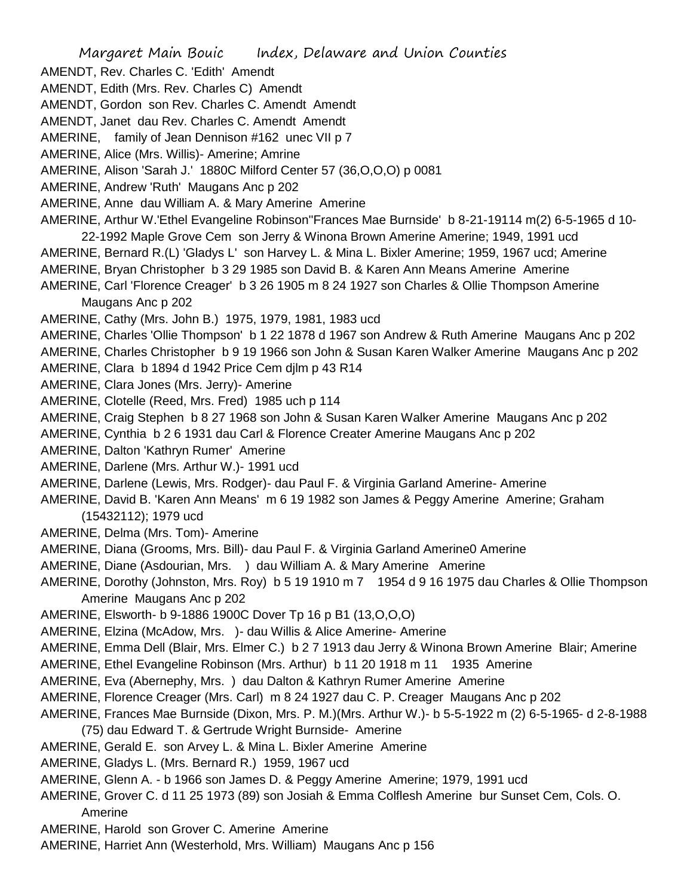AMENDT, Rev. Charles C. 'Edith' Amendt

AMENDT, Edith (Mrs. Rev. Charles C) Amendt

AMENDT, Gordon son Rev. Charles C. Amendt Amendt

AMENDT, Janet dau Rev. Charles C. Amendt Amendt

AMERINE, family of Jean Dennison #162 unec VII p 7

AMERINE, Alice (Mrs. Willis)- Amerine; Amrine

AMERINE, Alison 'Sarah J.' 1880C Milford Center 57 (36,O,O,O) p 0081

AMERINE, Andrew 'Ruth' Maugans Anc p 202

AMERINE, Anne dau William A. & Mary Amerine Amerine

AMERINE, Arthur W.'Ethel Evangeline Robinson''Frances Mae Burnside' b 8-21-19114 m(2) 6-5-1965 d 10-22-1992 Maple Grove Cem son Jerry & Winona Brown Amerine Amerine; 1949, 1991 ucd

AMERINE, Bernard R.(L) 'Gladys L' son Harvey L. & Mina L. Bixler Amerine; 1959, 1967 ucd; Amerine

AMERINE, Bryan Christopher b 3 29 1985 son David B. & Karen Ann Means Amerine Amerine

AMERINE, Carl 'Florence Creager' b 3 26 1905 m 8 24 1927 son Charles & Ollie Thompson Amerine Maugans Anc p 202

AMERINE, Cathy (Mrs. John B.) 1975, 1979, 1981, 1983 ucd

AMERINE, Charles 'Ollie Thompson' b 1 22 1878 d 1967 son Andrew & Ruth Amerine Maugans Anc p 202

AMERINE, Charles Christopher b 9 19 1966 son John & Susan Karen Walker Amerine Maugans Anc p 202

AMERINE, Clara b 1894 d 1942 Price Cem djlm p 43 R14

AMERINE, Clara Jones (Mrs. Jerry)- Amerine

AMERINE, Clotelle (Reed, Mrs. Fred) 1985 uch p 114

AMERINE, Craig Stephen b 8 27 1968 son John & Susan Karen Walker Amerine Maugans Anc p 202

AMERINE, Cynthia b 2 6 1931 dau Carl & Florence Creater Amerine Maugans Anc p 202

AMERINE, Dalton 'Kathryn Rumer' Amerine

AMERINE, Darlene (Mrs. Arthur W.)- 1991 ucd

AMERINE, Darlene (Lewis, Mrs. Rodger)- dau Paul F. & Virginia Garland Amerine- Amerine

AMERINE, David B. 'Karen Ann Means' m 6 19 1982 son James & Peggy Amerine Amerine; Graham (15432112); 1979 ucd

AMERINE, Delma (Mrs. Tom)- Amerine

AMERINE, Diana (Grooms, Mrs. Bill)- dau Paul F. & Virginia Garland Amerine0 Amerine

AMERINE, Diane (Asdourian, Mrs. ) dau William A. & Mary Amerine Amerine

AMERINE, Dorothy (Johnston, Mrs. Roy) b 5 19 1910 m 7 1954 d 9 16 1975 dau Charles & Ollie Thompson Amerine Maugans Anc p 202

AMERINE, Elsworth- b 9-1886 1900C Dover Tp 16 p B1 (13,O,O,O)

AMERINE, Elzina (McAdow, Mrs. )- dau Willis & Alice Amerine- Amerine

AMERINE, Emma Dell (Blair, Mrs. Elmer C.) b 2 7 1913 dau Jerry & Winona Brown Amerine Blair; Amerine

AMERINE, Ethel Evangeline Robinson (Mrs. Arthur) b 11 20 1918 m 11 1935 Amerine

AMERINE, Eva (Abernephy, Mrs. ) dau Dalton & Kathryn Rumer Amerine Amerine

AMERINE, Florence Creager (Mrs. Carl) m 8 24 1927 dau C. P. Creager Maugans Anc p 202

AMERINE, Frances Mae Burnside (Dixon, Mrs. P. M.)(Mrs. Arthur W.)- b 5-5-1922 m (2) 6-5-1965- d 2-8-1988 (75) dau Edward T. & Gertrude Wright Burnside- Amerine

AMERINE, Gerald E. son Arvey L. & Mina L. Bixler Amerine Amerine

AMERINE, Gladys L. (Mrs. Bernard R.) 1959, 1967 ucd

AMERINE, Glenn A. - b 1966 son James D. & Peggy Amerine Amerine; 1979, 1991 ucd

AMERINE, Grover C. d 11 25 1973 (89) son Josiah & Emma Colflesh Amerine bur Sunset Cem, Cols. O. Amerine

AMERINE, Harold son Grover C. Amerine Amerine

AMERINE, Harriet Ann (Westerhold, Mrs. William) Maugans Anc p 156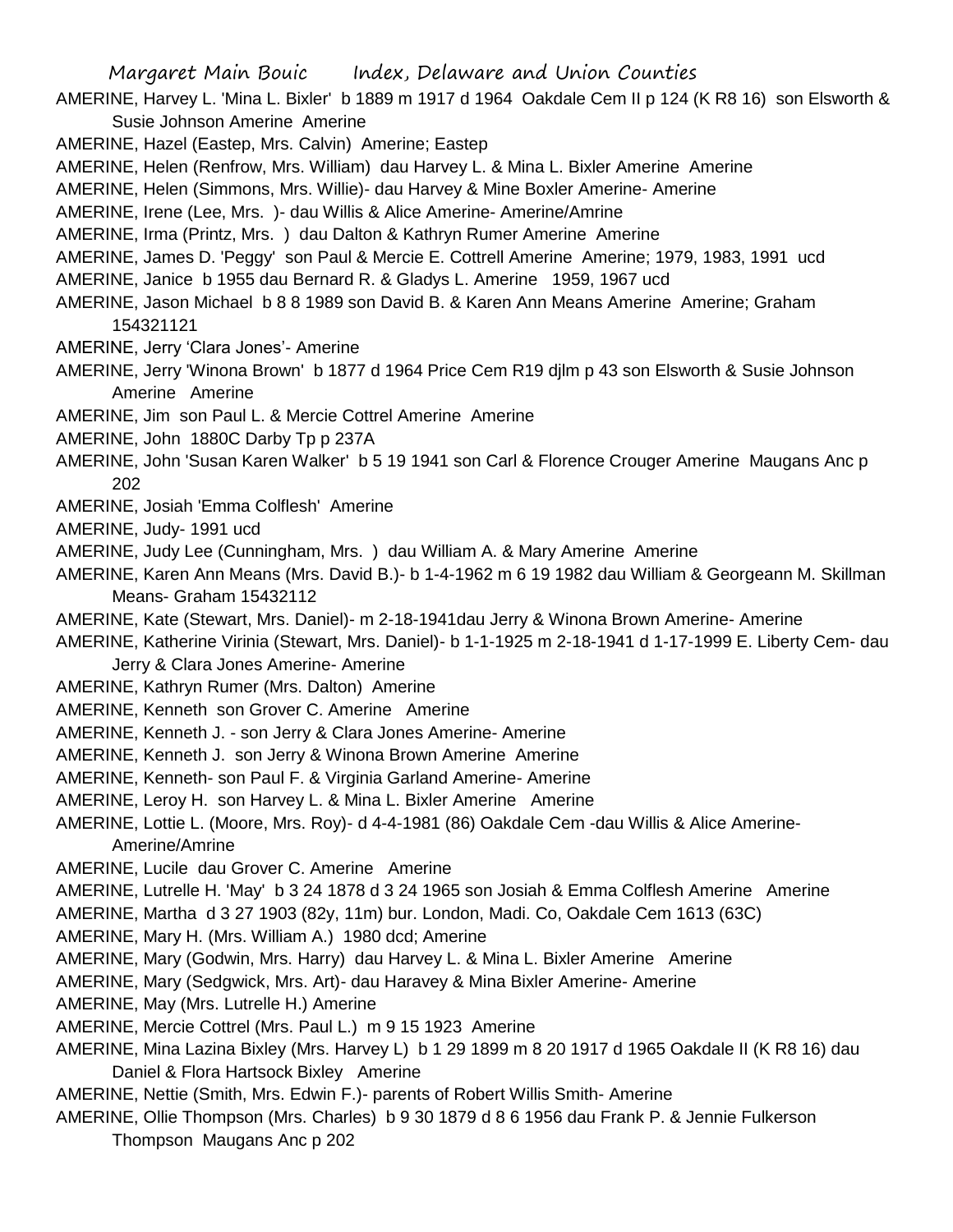AMERINE, Harvey L. 'Mina L. Bixler' b 1889 m 1917 d 1964 Oakdale Cem II p 124 (K R8 16) son Elsworth & Susie Johnson Amerine Amerine

AMERINE, Hazel (Eastep, Mrs. Calvin) Amerine; Eastep

AMERINE, Helen (Renfrow, Mrs. William) dau Harvey L. & Mina L. Bixler Amerine Amerine

AMERINE, Helen (Simmons, Mrs. Willie)- dau Harvey & Mine Boxler Amerine- Amerine

AMERINE, Irene (Lee, Mrs. )- dau Willis & Alice Amerine- Amerine/Amrine

AMERINE, Irma (Printz, Mrs. ) dau Dalton & Kathryn Rumer Amerine Amerine

AMERINE, James D. 'Peggy' son Paul & Mercie E. Cottrell Amerine Amerine; 1979, 1983, 1991 ucd

AMERINE, Janice b 1955 dau Bernard R. & Gladys L. Amerine 1959, 1967 ucd

AMERINE, Jason Michael b 8 8 1989 son David B. & Karen Ann Means Amerine Amerine; Graham 154321121

AMERINE, Jerry 'Clara Jones'- Amerine

AMERINE, Jerry 'Winona Brown' b 1877 d 1964 Price Cem R19 djlm p 43 son Elsworth & Susie Johnson Amerine Amerine

AMERINE, Jim son Paul L. & Mercie Cottrel Amerine Amerine

AMERINE, John 1880C Darby Tp p 237A

AMERINE, John 'Susan Karen Walker' b 5 19 1941 son Carl & Florence Crouger Amerine Maugans Anc p 202

AMERINE, Josiah 'Emma Colflesh' Amerine

AMERINE, Judy- 1991 ucd

AMERINE, Judy Lee (Cunningham, Mrs. ) dau William A. & Mary Amerine Amerine

AMERINE, Karen Ann Means (Mrs. David B.)- b 1-4-1962 m 6 19 1982 dau William & Georgeann M. Skillman Means- Graham 15432112

AMERINE, Kate (Stewart, Mrs. Daniel)- m 2-18-1941dau Jerry & Winona Brown Amerine- Amerine

AMERINE, Katherine Virinia (Stewart, Mrs. Daniel)- b 1-1-1925 m 2-18-1941 d 1-17-1999 E. Liberty Cem- dau Jerry & Clara Jones Amerine- Amerine

AMERINE, Kathryn Rumer (Mrs. Dalton) Amerine

AMERINE, Kenneth son Grover C. Amerine Amerine

AMERINE, Kenneth J. - son Jerry & Clara Jones Amerine- Amerine

AMERINE, Kenneth J. son Jerry & Winona Brown Amerine Amerine

AMERINE, Kenneth- son Paul F. & Virginia Garland Amerine- Amerine

AMERINE, Leroy H. son Harvey L. & Mina L. Bixler Amerine Amerine

AMERINE, Lottie L. (Moore, Mrs. Roy)- d 4-4-1981 (86) Oakdale Cem -dau Willis & Alice Amerine- Amerine/Amrine

AMERINE, Lucile dau Grover C. Amerine Amerine

AMERINE, Lutrelle H. 'May' b 3 24 1878 d 3 24 1965 son Josiah & Emma Colflesh Amerine Amerine

AMERINE, Martha d 3 27 1903 (82y, 11m) bur. London, Madi. Co, Oakdale Cem 1613 (63C)

AMERINE, Mary H. (Mrs. William A.) 1980 dcd; Amerine

AMERINE, Mary (Godwin, Mrs. Harry) dau Harvey L. & Mina L. Bixler Amerine Amerine

AMERINE, Mary (Sedgwick, Mrs. Art)- dau Haravey & Mina Bixler Amerine- Amerine

AMERINE, May (Mrs. Lutrelle H.) Amerine

AMERINE, Mercie Cottrel (Mrs. Paul L.) m 9 15 1923 Amerine

AMERINE, Mina Lazina Bixley (Mrs. Harvey L) b 1 29 1899 m 8 20 1917 d 1965 Oakdale II (K R8 16) dau Daniel & Flora Hartsock Bixley Amerine

AMERINE, Nettie (Smith, Mrs. Edwin F.)- parents of Robert Willis Smith- Amerine

AMERINE, Ollie Thompson (Mrs. Charles) b 9 30 1879 d 8 6 1956 dau Frank P. & Jennie Fulkerson Thompson Maugans Anc p 202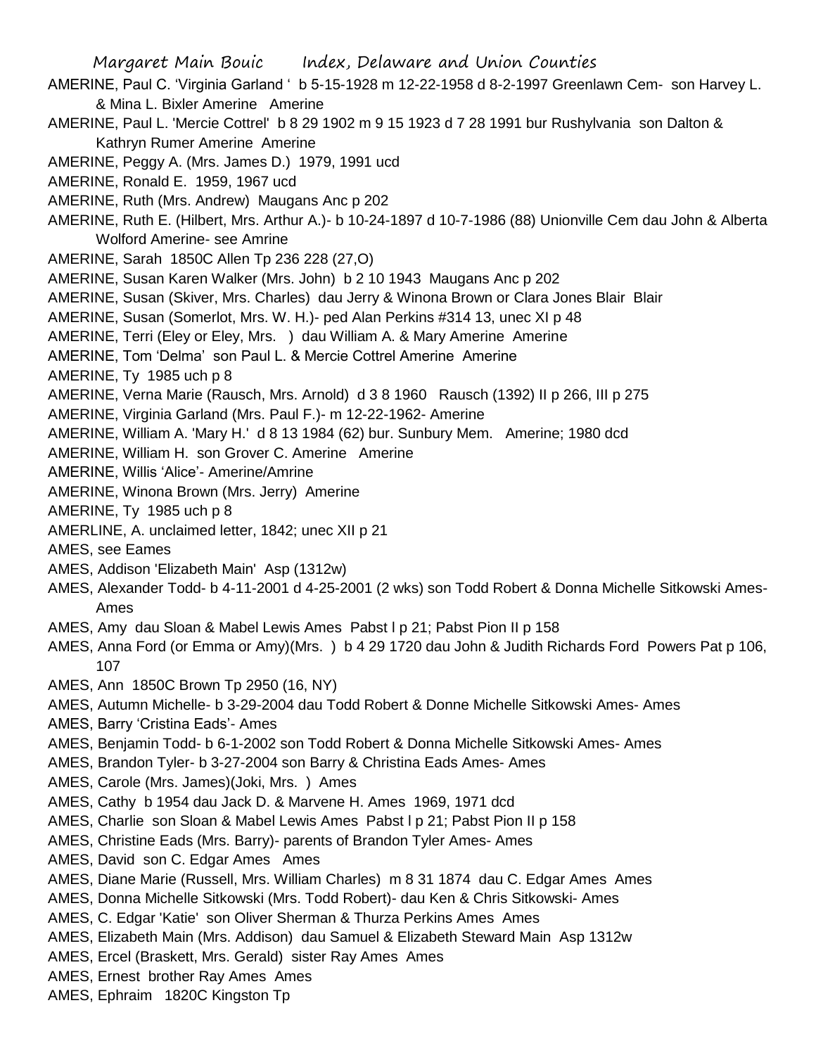AMERINE, Paul C. 'Virginia Garland ' b 5-15-1928 m 12-22-1958 d 8-2-1997 Greenlawn Cem- son Harvey L. & Mina L. Bixler Amerine Amerine

AMERINE, Paul L. 'Mercie Cottrel' b 8 29 1902 m 9 15 1923 d 7 28 1991 bur Rushylvania son Dalton & Kathryn Rumer Amerine Amerine

AMERINE, Peggy A. (Mrs. James D.) 1979, 1991 ucd

AMERINE, Ronald E. 1959, 1967 ucd

AMERINE, Ruth (Mrs. Andrew) Maugans Anc p 202

AMERINE, Ruth E. (Hilbert, Mrs. Arthur A.)- b 10-24-1897 d 10-7-1986 (88) Unionville Cem dau John & Alberta Wolford Amerine- see Amrine

AMERINE, Sarah 1850C Allen Tp 236 228 (27,O)

AMERINE, Susan Karen Walker (Mrs. John) b 2 10 1943 Maugans Anc p 202

AMERINE, Susan (Skiver, Mrs. Charles) dau Jerry & Winona Brown or Clara Jones Blair Blair

AMERINE, Susan (Somerlot, Mrs. W. H.)- ped Alan Perkins #314 13, unec XI p 48

AMERINE, Terri (Eley or Eley, Mrs. ) dau William A. & Mary Amerine Amerine

AMERINE, Tom 'Delma' son Paul L. & Mercie Cottrel Amerine Amerine

AMERINE, Ty 1985 uch p 8

AMERINE, Verna Marie (Rausch, Mrs. Arnold) d 3 8 1960 Rausch (1392) II p 266, III p 275

AMERINE, Virginia Garland (Mrs. Paul F.)- m 12-22-1962- Amerine

AMERINE, William A. 'Mary H.' d 8 13 1984 (62) bur. Sunbury Mem. Amerine; 1980 dcd

AMERINE, William H. son Grover C. Amerine Amerine

AMERINE, Willis 'Alice'- Amerine/Amrine

AMERINE, Winona Brown (Mrs. Jerry) Amerine

AMERINE, Ty 1985 uch p 8

AMERLINE, A. unclaimed letter, 1842; unec XII p 21

AMES, see Eames

AMES, Addison 'Elizabeth Main' Asp (1312w)

AMES, Alexander Todd- b 4-11-2001 d 4-25-2001 (2 wks) son Todd Robert & Donna Michelle Sitkowski Ames- Ames

AMES, Amy dau Sloan & Mabel Lewis Ames Pabst l p 21; Pabst Pion II p 158

AMES, Anna Ford (or Emma or Amy)(Mrs. ) b 4 29 1720 dau John & Judith Richards Ford Powers Pat p 106, 107

AMES, Ann 1850C Brown Tp 2950 (16, NY)

AMES, Autumn Michelle- b 3-29-2004 dau Todd Robert & Donne Michelle Sitkowski Ames- Ames

AMES, Barry 'Cristina Eads'- Ames

AMES, Benjamin Todd- b 6-1-2002 son Todd Robert & Donna Michelle Sitkowski Ames- Ames

AMES, Brandon Tyler- b 3-27-2004 son Barry & Christina Eads Ames- Ames

AMES, Carole (Mrs. James)(Joki, Mrs. ) Ames

AMES, Cathy b 1954 dau Jack D. & Marvene H. Ames 1969, 1971 dcd

AMES, Charlie son Sloan & Mabel Lewis Ames Pabst l p 21; Pabst Pion II p 158

AMES, Christine Eads (Mrs. Barry)- parents of Brandon Tyler Ames- Ames

AMES, David son C. Edgar Ames Ames

AMES, Diane Marie (Russell, Mrs. William Charles) m 8 31 1874 dau C. Edgar Ames Ames

AMES, Donna Michelle Sitkowski (Mrs. Todd Robert)- dau Ken & Chris Sitkowski- Ames

AMES, C. Edgar 'Katie' son Oliver Sherman & Thurza Perkins Ames Ames

AMES, Elizabeth Main (Mrs. Addison) dau Samuel & Elizabeth Steward Main Asp 1312w

AMES, Ercel (Braskett, Mrs. Gerald) sister Ray Ames Ames

AMES, Ernest brother Ray Ames Ames

AMES, Ephraim 1820C Kingston Tp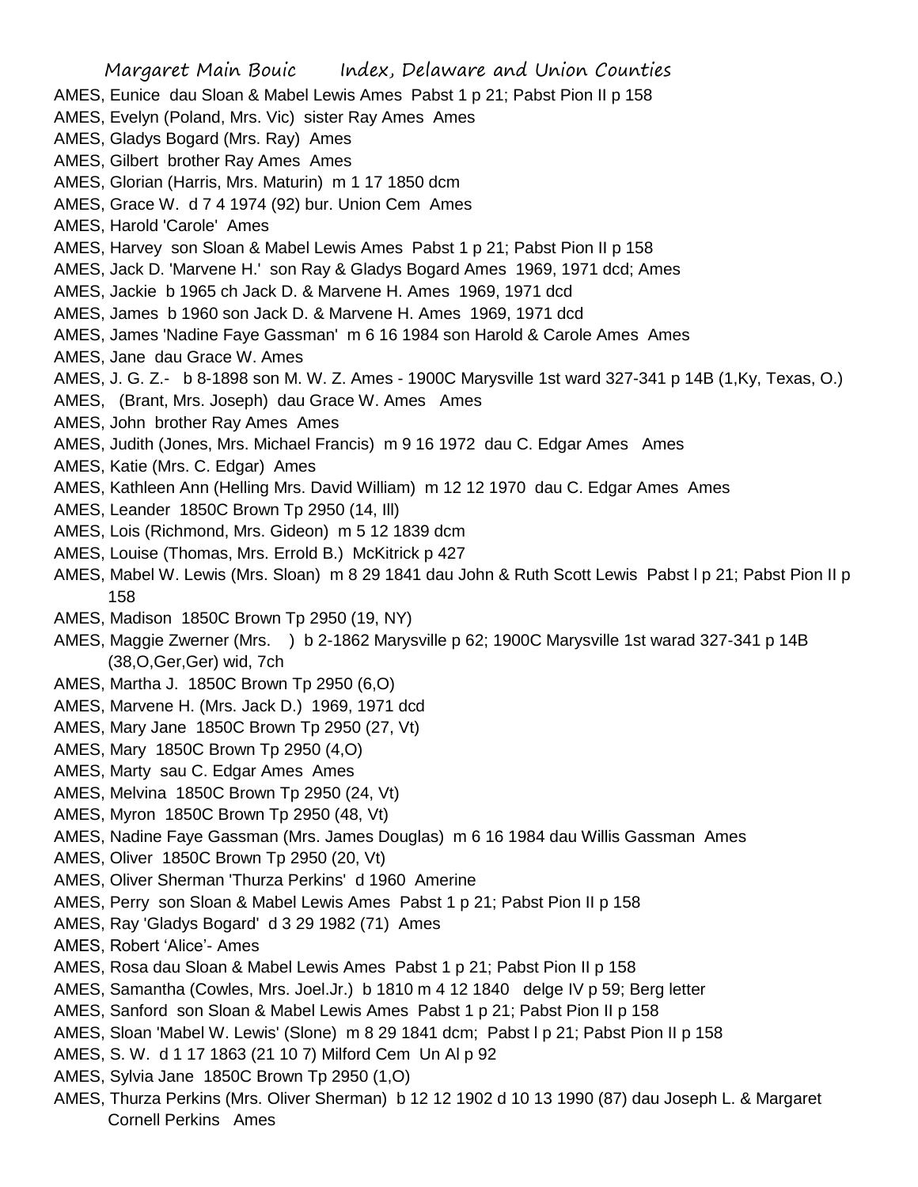AMES, Eunice dau Sloan & Mabel Lewis Ames Pabst 1 p 21; Pabst Pion II p 158

AMES, Evelyn (Poland, Mrs. Vic) sister Ray Ames Ames

AMES, Gladys Bogard (Mrs. Ray) Ames

AMES, Gilbert brother Ray Ames Ames

AMES, Glorian (Harris, Mrs. Maturin) m 1 17 1850 dcm

AMES, Grace W. d 7 4 1974 (92) bur. Union Cem Ames

AMES, Harold 'Carole' Ames

AMES, Harvey son Sloan & Mabel Lewis Ames Pabst 1 p 21; Pabst Pion II p 158

AMES, Jack D. 'Marvene H.' son Ray & Gladys Bogard Ames 1969, 1971 dcd; Ames

AMES, Jackie b 1965 ch Jack D. & Marvene H. Ames 1969, 1971 dcd

AMES, James b 1960 son Jack D. & Marvene H. Ames 1969, 1971 dcd

AMES, James 'Nadine Faye Gassman' m 6 16 1984 son Harold & Carole Ames Ames

AMES, Jane dau Grace W. Ames

AMES, J. G. Z.- b 8-1898 son M. W. Z. Ames - 1900C Marysville 1st ward 327-341 p 14B (1,Ky, Texas, O.)

AMES, (Brant, Mrs. Joseph) dau Grace W. Ames Ames

AMES, John brother Ray Ames Ames

AMES, Judith (Jones, Mrs. Michael Francis) m 9 16 1972 dau C. Edgar Ames Ames

AMES, Katie (Mrs. C. Edgar) Ames

AMES, Kathleen Ann (Helling Mrs. David William) m 12 12 1970 dau C. Edgar Ames Ames

AMES, Leander 1850C Brown Tp 2950 (14, Ill)

AMES, Lois (Richmond, Mrs. Gideon) m 5 12 1839 dcm

AMES, Louise (Thomas, Mrs. Errold B.) McKitrick p 427

AMES, Mabel W. Lewis (Mrs. Sloan) m 8 29 1841 dau John & Ruth Scott Lewis Pabst l p 21; Pabst Pion II p 158

AMES, Madison 1850C Brown Tp 2950 (19, NY)

AMES, Maggie Zwerner (Mrs. ) b 2-1862 Marysville p 62; 1900C Marysville 1st warad 327-341 p 14B (38,O,Ger,Ger) wid, 7ch

AMES, Martha J. 1850C Brown Tp 2950 (6,O)

AMES, Marvene H. (Mrs. Jack D.) 1969, 1971 dcd

AMES, Mary Jane 1850C Brown Tp 2950 (27, Vt)

AMES, Mary 1850C Brown Tp 2950 (4,O)

AMES, Marty sau C. Edgar Ames Ames

AMES, Melvina 1850C Brown Tp 2950 (24, Vt)

AMES, Myron 1850C Brown Tp 2950 (48, Vt)

AMES, Nadine Faye Gassman (Mrs. James Douglas) m 6 16 1984 dau Willis Gassman Ames

AMES, Oliver 1850C Brown Tp 2950 (20, Vt)

AMES, Oliver Sherman 'Thurza Perkins' d 1960 Amerine

AMES, Perry son Sloan & Mabel Lewis Ames Pabst 1 p 21; Pabst Pion II p 158

AMES, Ray 'Gladys Bogard' d 3 29 1982 (71) Ames

AMES, Robert 'Alice'- Ames

AMES, Rosa dau Sloan & Mabel Lewis Ames Pabst 1 p 21; Pabst Pion II p 158

AMES, Samantha (Cowles, Mrs. Joel.Jr.) b 1810 m 4 12 1840 delge IV p 59; Berg letter

AMES, Sanford son Sloan & Mabel Lewis Ames Pabst 1 p 21; Pabst Pion II p 158

AMES, Sloan 'Mabel W. Lewis' (Slone) m 8 29 1841 dcm; Pabst l p 21; Pabst Pion II p 158

AMES, S. W. d 1 17 1863 (21 10 7) Milford Cem Un Al p 92

AMES, Sylvia Jane 1850C Brown Tp 2950 (1,O)

AMES, Thurza Perkins (Mrs. Oliver Sherman) b 12 12 1902 d 10 13 1990 (87) dau Joseph L. & Margaret Cornell Perkins Ames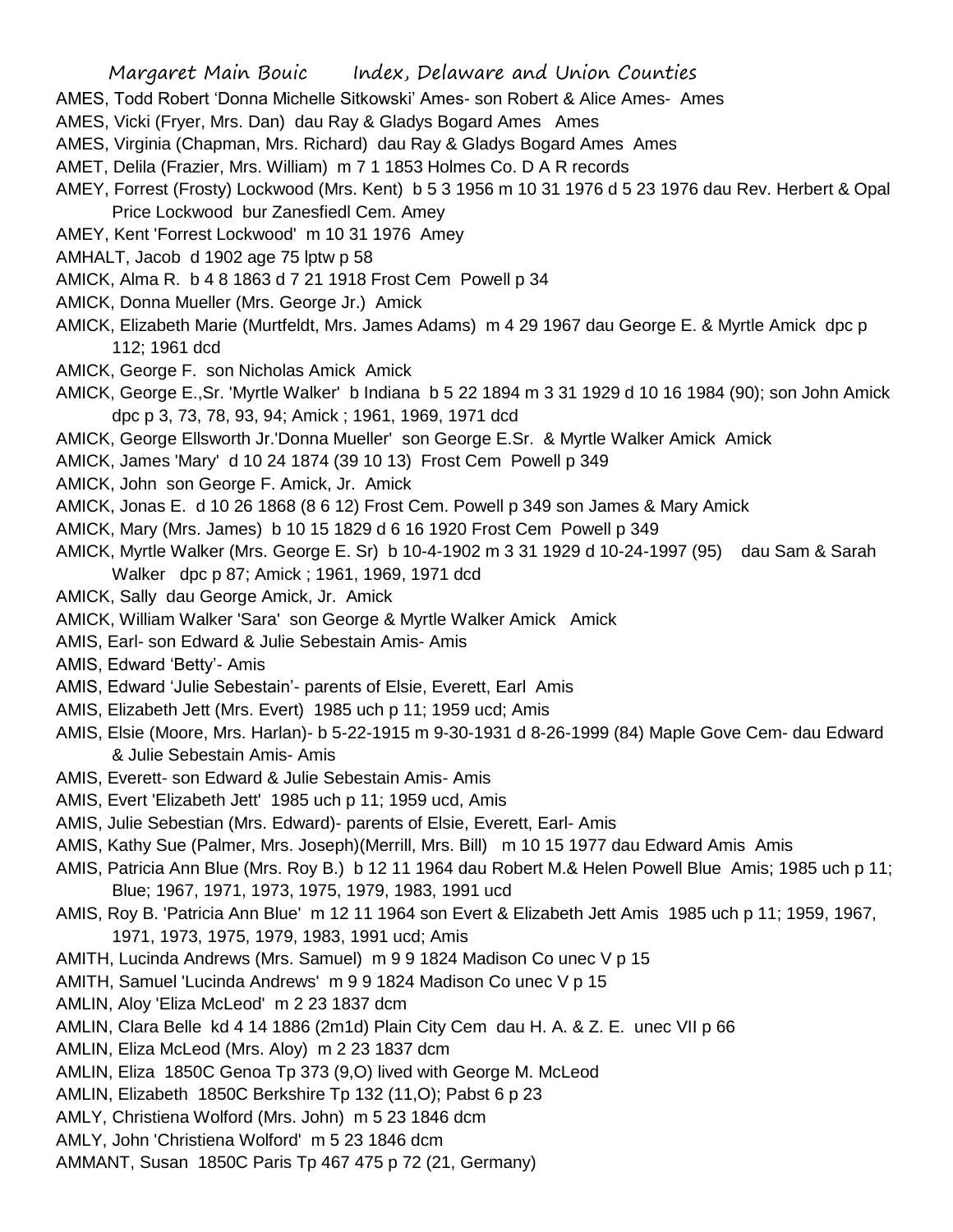AMES, Todd Robert 'Donna Michelle Sitkowski' Ames- son Robert & Alice Ames- Ames

AMES, Vicki (Fryer, Mrs. Dan) dau Ray & Gladys Bogard Ames Ames

AMES, Virginia (Chapman, Mrs. Richard) dau Ray & Gladys Bogard Ames Ames

AMET, Delila (Frazier, Mrs. William) m 7 1 1853 Holmes Co. D A R records

AMEY, Forrest (Frosty) Lockwood (Mrs. Kent) b 5 3 1956 m 10 31 1976 d 5 23 1976 dau Rev. Herbert & Opal Price Lockwood bur Zanesfiedl Cem. Amey

AMEY, Kent 'Forrest Lockwood' m 10 31 1976 Amey

AMHALT, Jacob d 1902 age 75 lptw p 58

AMICK, Alma R. b 4 8 1863 d 7 21 1918 Frost Cem Powell p 34

AMICK, Donna Mueller (Mrs. George Jr.) Amick

AMICK, Elizabeth Marie (Murtfeldt, Mrs. James Adams) m 4 29 1967 dau George E. & Myrtle Amick dpc p 112; 1961 dcd

AMICK, George F. son Nicholas Amick Amick

AMICK, George E.,Sr. 'Myrtle Walker' b Indiana b 5 22 1894 m 3 31 1929 d 10 16 1984 (90); son John Amick dpc p 3, 73, 78, 93, 94; Amick ; 1961, 1969, 1971 dcd

AMICK, George Ellsworth Jr.'Donna Mueller' son George E.Sr. & Myrtle Walker Amick Amick

AMICK, James 'Mary' d 10 24 1874 (39 10 13) Frost Cem Powell p 349

AMICK, John son George F. Amick, Jr. Amick

AMICK, Jonas E. d 10 26 1868 (8 6 12) Frost Cem. Powell p 349 son James & Mary Amick

AMICK, Mary (Mrs. James) b 10 15 1829 d 6 16 1920 Frost Cem Powell p 349

AMICK, Myrtle Walker (Mrs. George E. Sr) b 10-4-1902 m 3 31 1929 d 10-24-1997 (95) dau Sam & Sarah Walker dpc p 87; Amick ; 1961, 1969, 1971 dcd

AMICK, Sally dau George Amick, Jr. Amick

AMICK, William Walker 'Sara' son George & Myrtle Walker Amick Amick

AMIS, Earl- son Edward & Julie Sebestain Amis- Amis

AMIS, Edward 'Betty'- Amis

AMIS, Edward 'Julie Sebestain'- parents of Elsie, Everett, Earl Amis

AMIS, Elizabeth Jett (Mrs. Evert) 1985 uch p 11; 1959 ucd; Amis

AMIS, Elsie (Moore, Mrs. Harlan)- b 5-22-1915 m 9-30-1931 d 8-26-1999 (84) Maple Gove Cem- dau Edward & Julie Sebestain Amis- Amis

AMIS, Everett- son Edward & Julie Sebestain Amis- Amis

AMIS, Evert 'Elizabeth Jett' 1985 uch p 11; 1959 ucd, Amis

AMIS, Julie Sebestian (Mrs. Edward)- parents of Elsie, Everett, Earl- Amis

AMIS, Kathy Sue (Palmer, Mrs. Joseph)(Merrill, Mrs. Bill) m 10 15 1977 dau Edward Amis Amis

AMIS, Patricia Ann Blue (Mrs. Roy B.) b 12 11 1964 dau Robert M.& Helen Powell Blue Amis; 1985 uch p 11; Blue; 1967, 1971, 1973, 1975, 1979, 1983, 1991 ucd

AMIS, Roy B. 'Patricia Ann Blue' m 12 11 1964 son Evert & Elizabeth Jett Amis 1985 uch p 11; 1959, 1967, 1971, 1973, 1975, 1979, 1983, 1991 ucd; Amis

AMITH, Lucinda Andrews (Mrs. Samuel) m 9 9 1824 Madison Co unec V p 15

AMITH, Samuel 'Lucinda Andrews' m 9 9 1824 Madison Co unec V p 15

AMLIN, Aloy 'Eliza McLeod' m 2 23 1837 dcm

AMLIN, Clara Belle kd 4 14 1886 (2m1d) Plain City Cem dau H. A. & Z. E. unec VII p 66

AMLIN, Eliza McLeod (Mrs. Aloy) m 2 23 1837 dcm

AMLIN, Eliza 1850C Genoa Tp 373 (9,O) lived with George M. McLeod

AMLIN, Elizabeth 1850C Berkshire Tp 132 (11,O); Pabst 6 p 23

AMLY, Christiena Wolford (Mrs. John) m 5 23 1846 dcm

AMLY, John 'Christiena Wolford' m 5 23 1846 dcm

AMMANT, Susan 1850C Paris Tp 467 475 p 72 (21, Germany)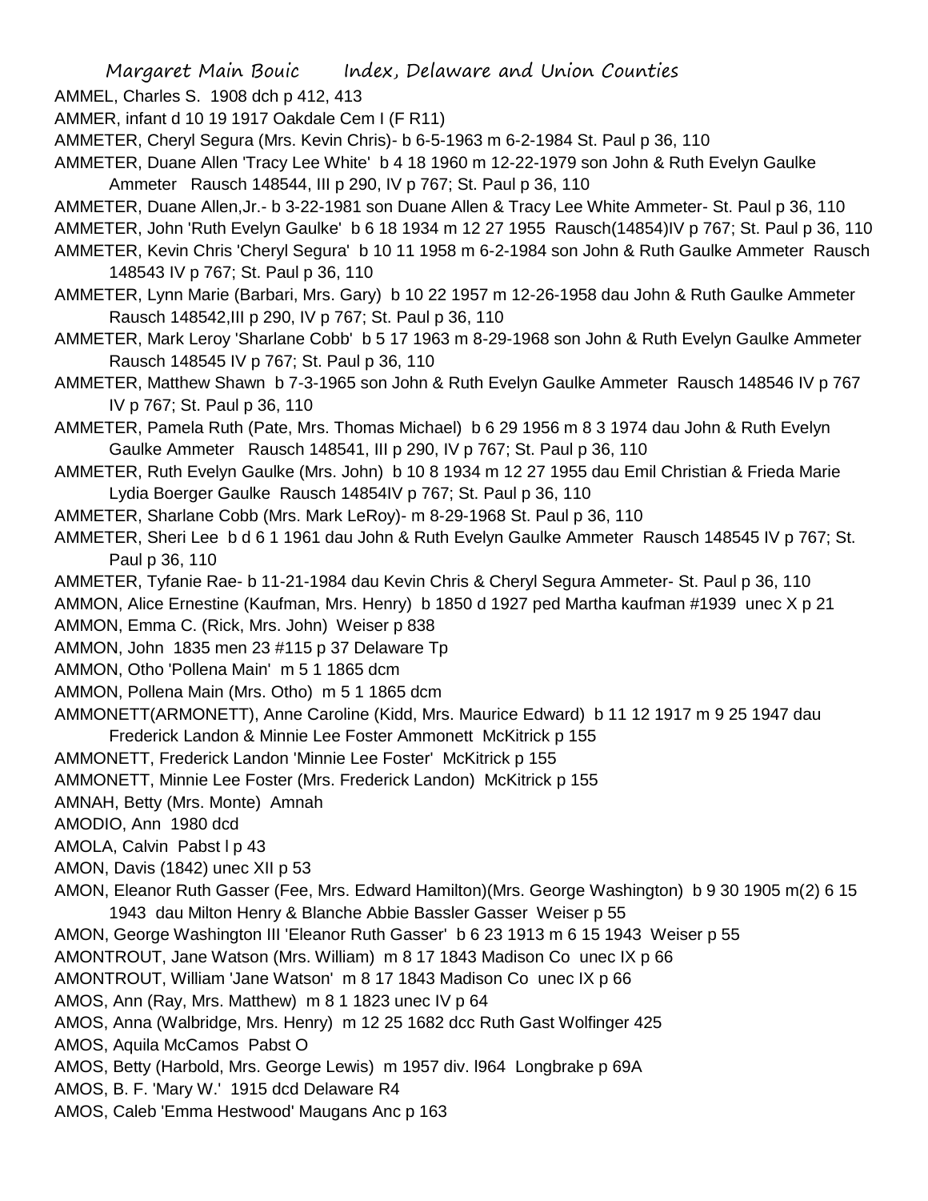AMMEL, Charles S. 1908 dch p 412, 413

AMMER, infant d 10 19 1917 Oakdale Cem I (F R11)

AMMETER, Cheryl Segura (Mrs. Kevin Chris)- b 6-5-1963 m 6-2-1984 St. Paul p 36, 110

AMMETER, Duane Allen 'Tracy Lee White' b 4 18 1960 m 12-22-1979 son John & Ruth Evelyn Gaulke Ammeter Rausch 148544, III p 290, IV p 767; St. Paul p 36, 110

AMMETER, Duane Allen,Jr.- b 3-22-1981 son Duane Allen & Tracy Lee White Ammeter- St. Paul p 36, 110

AMMETER, John 'Ruth Evelyn Gaulke' b 6 18 1934 m 12 27 1955 Rausch(14854)IV p 767; St. Paul p 36, 110

AMMETER, Kevin Chris 'Cheryl Segura' b 10 11 1958 m 6-2-1984 son John & Ruth Gaulke Ammeter Rausch 148543 IV p 767; St. Paul p 36, 110

AMMETER, Lynn Marie (Barbari, Mrs. Gary) b 10 22 1957 m 12-26-1958 dau John & Ruth Gaulke Ammeter Rausch 148542,III p 290, IV p 767; St. Paul p 36, 110

AMMETER, Mark Leroy 'Sharlane Cobb' b 5 17 1963 m 8-29-1968 son John & Ruth Evelyn Gaulke Ammeter Rausch 148545 IV p 767; St. Paul p 36, 110

AMMETER, Matthew Shawn b 7-3-1965 son John & Ruth Evelyn Gaulke Ammeter Rausch 148546 IV p 767 IV p 767; St. Paul p 36, 110

AMMETER, Pamela Ruth (Pate, Mrs. Thomas Michael) b 6 29 1956 m 8 3 1974 dau John & Ruth Evelyn Gaulke Ammeter Rausch 148541, III p 290, IV p 767; St. Paul p 36, 110

AMMETER, Ruth Evelyn Gaulke (Mrs. John) b 10 8 1934 m 12 27 1955 dau Emil Christian & Frieda Marie Lydia Boerger Gaulke Rausch 14854IV p 767; St. Paul p 36, 110

AMMETER, Sharlane Cobb (Mrs. Mark LeRoy)- m 8-29-1968 St. Paul p 36, 110

AMMETER, Sheri Lee b d 6 1 1961 dau John & Ruth Evelyn Gaulke Ammeter Rausch 148545 IV p 767; St. Paul p 36, 110

AMMETER, Tyfanie Rae- b 11-21-1984 dau Kevin Chris & Cheryl Segura Ammeter- St. Paul p 36, 110

AMMON, Alice Ernestine (Kaufman, Mrs. Henry) b 1850 d 1927 ped Martha kaufman #1939 unec X p 21

AMMON, Emma C. (Rick, Mrs. John) Weiser p 838

AMMON, John 1835 men 23 #115 p 37 Delaware Tp

AMMON, Otho 'Pollena Main' m 5 1 1865 dcm

AMMON, Pollena Main (Mrs. Otho) m 5 1 1865 dcm

AMMONETT(ARMONETT), Anne Caroline (Kidd, Mrs. Maurice Edward) b 11 12 1917 m 9 25 1947 dau Frederick Landon & Minnie Lee Foster Ammonett McKitrick p 155

AMMONETT, Frederick Landon 'Minnie Lee Foster' McKitrick p 155

AMMONETT, Minnie Lee Foster (Mrs. Frederick Landon) McKitrick p 155

AMNAH, Betty (Mrs. Monte) Amnah

AMODIO, Ann 1980 dcd

AMOLA, Calvin Pabst l p 43

AMON, Davis (1842) unec XII p 53

AMON, Eleanor Ruth Gasser (Fee, Mrs. Edward Hamilton)(Mrs. George Washington) b 9 30 1905 m(2) 6 15 1943 dau Milton Henry & Blanche Abbie Bassler Gasser Weiser p 55

AMON, George Washington III 'Eleanor Ruth Gasser' b 6 23 1913 m 6 15 1943 Weiser p 55

AMONTROUT, Jane Watson (Mrs. William) m 8 17 1843 Madison Co unec IX p 66

AMONTROUT, William 'Jane Watson' m 8 17 1843 Madison Co unec IX p 66

AMOS, Ann (Ray, Mrs. Matthew) m 8 1 1823 unec IV p 64

AMOS, Anna (Walbridge, Mrs. Henry) m 12 25 1682 dcc Ruth Gast Wolfinger 425

AMOS, Aquila McCamos Pabst O

AMOS, Betty (Harbold, Mrs. George Lewis) m 1957 div. l964 Longbrake p 69A

AMOS, B. F. 'Mary W.' 1915 dcd Delaware R4

AMOS, Caleb 'Emma Hestwood' Maugans Anc p 163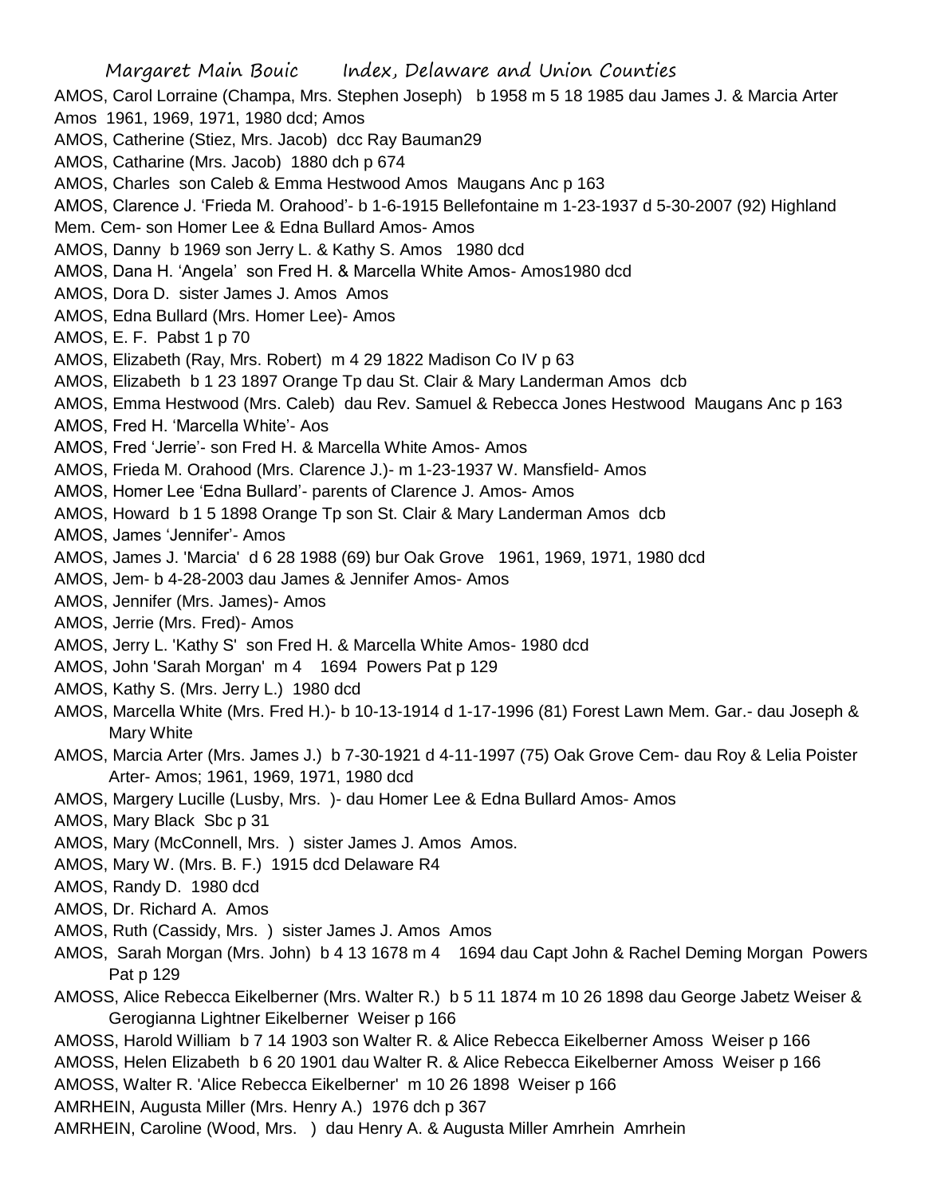AMOS, Carol Lorraine (Champa, Mrs. Stephen Joseph) b 1958 m 5 18 1985 dau James J. & Marcia Arter Amos 1961, 1969, 1971, 1980 dcd; Amos

AMOS, Catherine (Stiez, Mrs. Jacob) dcc Ray Bauman29

AMOS, Catharine (Mrs. Jacob) 1880 dch p 674

AMOS, Charles son Caleb & Emma Hestwood Amos Maugans Anc p 163

AMOS, Clarence J. 'Frieda M. Orahood'- b 1-6-1915 Bellefontaine m 1-23-1937 d 5-30-2007 (92) Highland Mem. Cem- son Homer Lee & Edna Bullard Amos- Amos

AMOS, Danny b 1969 son Jerry L. & Kathy S. Amos 1980 dcd

AMOS, Dana H. 'Angela' son Fred H. & Marcella White Amos- Amos1980 dcd

AMOS, Dora D. sister James J. Amos Amos

AMOS, Edna Bullard (Mrs. Homer Lee)- Amos

AMOS, E. F. Pabst 1 p 70

AMOS, Elizabeth (Ray, Mrs. Robert) m 4 29 1822 Madison Co IV p 63

AMOS, Elizabeth b 1 23 1897 Orange Tp dau St. Clair & Mary Landerman Amos dcb

AMOS, Emma Hestwood (Mrs. Caleb) dau Rev. Samuel & Rebecca Jones Hestwood Maugans Anc p 163

AMOS, Fred H. 'Marcella White'- Aos

AMOS, Fred 'Jerrie'- son Fred H. & Marcella White Amos- Amos

AMOS, Frieda M. Orahood (Mrs. Clarence J.)- m 1-23-1937 W. Mansfield- Amos

AMOS, Homer Lee 'Edna Bullard'- parents of Clarence J. Amos- Amos

AMOS, Howard b 1 5 1898 Orange Tp son St. Clair & Mary Landerman Amos dcb

AMOS, James 'Jennifer'- Amos

AMOS, James J. 'Marcia' d 6 28 1988 (69) bur Oak Grove 1961, 1969, 1971, 1980 dcd

AMOS, Jem- b 4-28-2003 dau James & Jennifer Amos- Amos

AMOS, Jennifer (Mrs. James)- Amos

AMOS, Jerrie (Mrs. Fred)- Amos

AMOS, Jerry L. 'Kathy S' son Fred H. & Marcella White Amos- 1980 dcd

AMOS, John 'Sarah Morgan' m 4 1694 Powers Pat p 129

AMOS, Kathy S. (Mrs. Jerry L.) 1980 dcd

AMOS, Marcella White (Mrs. Fred H.)- b 10-13-1914 d 1-17-1996 (81) Forest Lawn Mem. Gar.- dau Joseph & Mary White

AMOS, Marcia Arter (Mrs. James J.) b 7-30-1921 d 4-11-1997 (75) Oak Grove Cem- dau Roy & Lelia Poister Arter- Amos; 1961, 1969, 1971, 1980 dcd

AMOS, Margery Lucille (Lusby, Mrs. )- dau Homer Lee & Edna Bullard Amos- Amos

AMOS, Mary Black Sbc p 31

AMOS, Mary (McConnell, Mrs. ) sister James J. Amos Amos.

AMOS, Mary W. (Mrs. B. F.) 1915 dcd Delaware R4

AMOS, Randy D. 1980 dcd

AMOS, Dr. Richard A. Amos

AMOS, Ruth (Cassidy, Mrs. ) sister James J. Amos Amos

AMOS, Sarah Morgan (Mrs. John) b 4 13 1678 m 4 1694 dau Capt John & Rachel Deming Morgan Powers Pat p 129

AMOSS, Alice Rebecca Eikelberner (Mrs. Walter R.) b 5 11 1874 m 10 26 1898 dau George Jabetz Weiser & Gerogianna Lightner Eikelberner Weiser p 166

AMOSS, Harold William b 7 14 1903 son Walter R. & Alice Rebecca Eikelberner Amoss Weiser p 166

AMOSS, Helen Elizabeth b 6 20 1901 dau Walter R. & Alice Rebecca Eikelberner Amoss Weiser p 166

AMOSS, Walter R. 'Alice Rebecca Eikelberner' m 10 26 1898 Weiser p 166

AMRHEIN, Augusta Miller (Mrs. Henry A.) 1976 dch p 367

AMRHEIN, Caroline (Wood, Mrs. ) dau Henry A. & Augusta Miller Amrhein Amrhein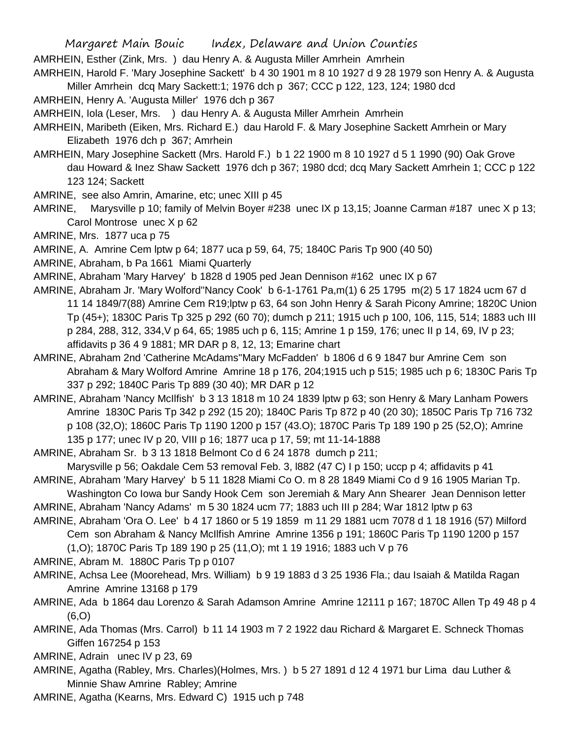AMRHEIN, Esther (Zink, Mrs. ) dau Henry A. & Augusta Miller Amrhein Amrhein

AMRHEIN, Harold F. 'Mary Josephine Sackett' b 4 30 1901 m 8 10 1927 d 9 28 1979 son Henry A. & Augusta Miller Amrhein dcq Mary Sackett:1; 1976 dch p 367; CCC p 122, 123, 124; 1980 dcd

AMRHEIN, Henry A. 'Augusta Miller' 1976 dch p 367

AMRHEIN, Iola (Leser, Mrs. ) dau Henry A. & Augusta Miller Amrhein Amrhein

AMRHEIN, Maribeth (Eiken, Mrs. Richard E.) dau Harold F. & Mary Josephine Sackett Amrhein or Mary Elizabeth 1976 dch p 367; Amrhein

AMRHEIN, Mary Josephine Sackett (Mrs. Harold F.) b 1 22 1900 m 8 10 1927 d 5 1 1990 (90) Oak Grove dau Howard & Inez Shaw Sackett 1976 dch p 367; 1980 dcd; dcq Mary Sackett Amrhein 1; CCC p 122 123 124; Sackett

AMRINE, see also Amrin, Amarine, etc; unec XIII p 45

AMRINE, Marysville p 10; family of Melvin Boyer #238 unec IX p 13,15; Joanne Carman #187 unec X p 13; Carol Montrose unec X p 62

AMRINE, Mrs. 1877 uca p 75

AMRINE, A. Amrine Cem lptw p 64; 1877 uca p 59, 64, 75; 1840C Paris Tp 900 (40 50)

AMRINE, Abraham, b Pa 1661 Miami Quarterly

AMRINE, Abraham 'Mary Harvey' b 1828 d 1905 ped Jean Dennison #162 unec IX p 67

AMRINE, Abraham Jr. 'Mary Wolford''Nancy Cook' b 6-1-1761 Pa,m(1) 6 25 1795 m(2) 5 17 1824 ucm 67 d 11 14 1849/7(88) Amrine Cem R19;lptw p 63, 64 son John Henry & Sarah Picony Amrine; 1820C Union Tp (45+); 1830C Paris Tp 325 p 292 (60 70); dumch p 211; 1915 uch p 100, 106, 115, 514; 1883 uch III p 284, 288, 312, 334,V p 64, 65; 1985 uch p 6, 115; Amrine 1 p 159, 176; unec II p 14, 69, IV p 23; affidavits p 36 4 9 1881; MR DAR p 8, 12, 13; Emarine chart

AMRINE, Abraham 2nd 'Catherine McAdams''Mary McFadden' b 1806 d 6 9 1847 bur Amrine Cem son Abraham & Mary Wolford Amrine Amrine 18 p 176, 204;1915 uch p 515; 1985 uch p 6; 1830C Paris Tp 337 p 292; 1840C Paris Tp 889 (30 40); MR DAR p 12

AMRINE, Abraham 'Nancy McIlfish' b 3 13 1818 m 10 24 1839 lptw p 63; son Henry & Mary Lanham Powers Amrine 1830C Paris Tp 342 p 292 (15 20); 1840C Paris Tp 872 p 40 (20 30); 1850C Paris Tp 716 732 p 108 (32,O); 1860C Paris Tp 1190 1200 p 157 (43.O); 1870C Paris Tp 189 190 p 25 (52,O); Amrine 135 p 177; unec IV p 20, VIII p 16; 1877 uca p 17, 59; mt 11-14-1888

AMRINE, Abraham Sr. b 3 13 1818 Belmont Co d 6 24 1878 dumch p 211; Marysville p 56; Oakdale Cem 53 removal Feb. 3, l882 (47 C) I p 150; uccp p 4; affidavits p 41

AMRINE, Abraham 'Mary Harvey' b 5 11 1828 Miami Co O. m 8 28 1849 Miami Co d 9 16 1905 Marian Tp. Washington Co Iowa bur Sandy Hook Cem son Jeremiah & Mary Ann Shearer Jean Dennison letter

AMRINE, Abraham 'Nancy Adams' m 5 30 1824 ucm 77; 1883 uch III p 284; War 1812 lptw p 63

AMRINE, Abraham 'Ora O. Lee' b 4 17 1860 or 5 19 1859 m 11 29 1881 ucm 7078 d 1 18 1916 (57) Milford Cem son Abraham & Nancy McIlfish Amrine Amrine 1356 p 191; 1860C Paris Tp 1190 1200 p 157 (1,O); 1870C Paris Tp 189 190 p 25 (11,O); mt 1 19 1916; 1883 uch V p 76

AMRINE, Abram M. 1880C Paris Tp p 0107

AMRINE, Achsa Lee (Moorehead, Mrs. William) b 9 19 1883 d 3 25 1936 Fla.; dau Isaiah & Matilda Ragan Amrine Amrine 13168 p 179

AMRINE, Ada b 1864 dau Lorenzo & Sarah Adamson Amrine Amrine 12111 p 167; 1870C Allen Tp 49 48 p 4 (6,O)

AMRINE, Ada Thomas (Mrs. Carrol) b 11 14 1903 m 7 2 1922 dau Richard & Margaret E. Schneck Thomas Giffen 167254 p 153

AMRINE, Adrain unec IV p 23, 69

AMRINE, Agatha (Rabley, Mrs. Charles)(Holmes, Mrs. ) b 5 27 1891 d 12 4 1971 bur Lima dau Luther & Minnie Shaw Amrine Rabley; Amrine

AMRINE, Agatha (Kearns, Mrs. Edward C) 1915 uch p 748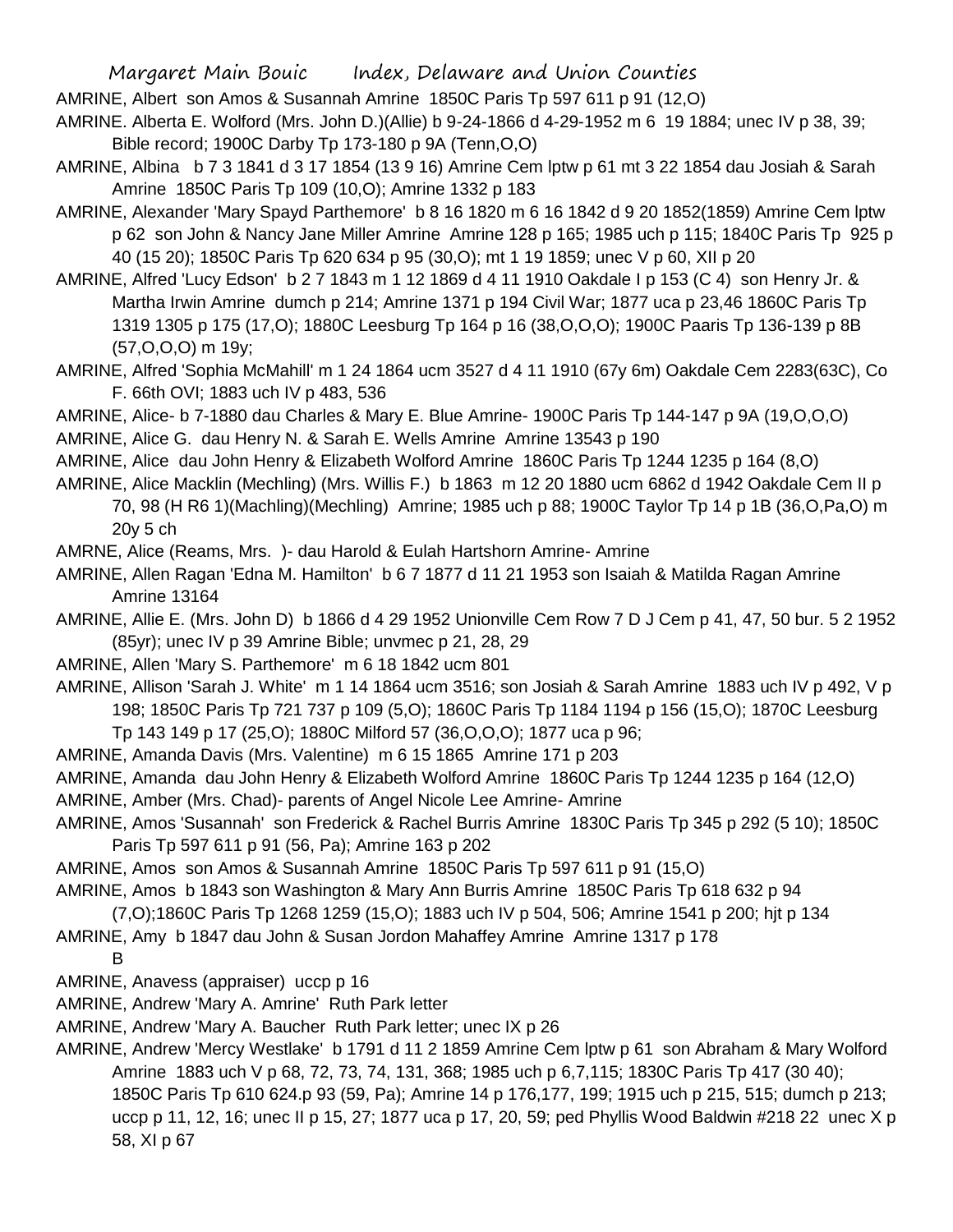AMRINE, Albert son Amos & Susannah Amrine 1850C Paris Tp 597 611 p 91 (12,O)

AMRINE. Alberta E. Wolford (Mrs. John D.)(Allie) b 9-24-1866 d 4-29-1952 m 6 19 1884; unec IV p 38, 39; Bible record; 1900C Darby Tp 173-180 p 9A (Tenn,O,O)

AMRINE, Albina b 7 3 1841 d 3 17 1854 (13 9 16) Amrine Cem lptw p 61 mt 3 22 1854 dau Josiah & Sarah Amrine 1850C Paris Tp 109 (10,O); Amrine 1332 p 183

AMRINE, Alexander 'Mary Spayd Parthemore' b 8 16 1820 m 6 16 1842 d 9 20 1852(1859) Amrine Cem lptw p 62 son John & Nancy Jane Miller Amrine Amrine 128 p 165; 1985 uch p 115; 1840C Paris Tp 925 p 40 (15 20); 1850C Paris Tp 620 634 p 95 (30,O); mt 1 19 1859; unec V p 60, XII p 20

AMRINE, Alfred 'Lucy Edson' b 2 7 1843 m 1 12 1869 d 4 11 1910 Oakdale I p 153 (C 4) son Henry Jr. & Martha Irwin Amrine dumch p 214; Amrine 1371 p 194 Civil War; 1877 uca p 23,46 1860C Paris Tp 1319 1305 p 175 (17,O); 1880C Leesburg Tp 164 p 16 (38,O,O,O); 1900C Paaris Tp 136-139 p 8B (57,O,O,O) m 19y;

AMRINE, Alfred 'Sophia McMahill' m 1 24 1864 ucm 3527 d 4 11 1910 (67y 6m) Oakdale Cem 2283(63C), Co F. 66th OVI; 1883 uch IV p 483, 536

AMRINE, Alice- b 7-1880 dau Charles & Mary E. Blue Amrine- 1900C Paris Tp 144-147 p 9A (19,O,O,O)

AMRINE, Alice G. dau Henry N. & Sarah E. Wells Amrine Amrine 13543 p 190

AMRINE, Alice dau John Henry & Elizabeth Wolford Amrine 1860C Paris Tp 1244 1235 p 164 (8,O)

AMRINE, Alice Macklin (Mechling) (Mrs. Willis F.) b 1863 m 12 20 1880 ucm 6862 d 1942 Oakdale Cem II p 70, 98 (H R6 1)(Machling)(Mechling) Amrine; 1985 uch p 88; 1900C Taylor Tp 14 p 1B (36,O,Pa,O) m 20y 5 ch

AMRNE, Alice (Reams, Mrs. )- dau Harold & Eulah Hartshorn Amrine- Amrine

AMRINE, Allen Ragan 'Edna M. Hamilton' b 6 7 1877 d 11 21 1953 son Isaiah & Matilda Ragan Amrine Amrine 13164

AMRINE, Allie E. (Mrs. John D) b 1866 d 4 29 1952 Unionville Cem Row 7 D J Cem p 41, 47, 50 bur. 5 2 1952 (85yr); unec IV p 39 Amrine Bible; unvmec p 21, 28, 29

AMRINE, Allen 'Mary S. Parthemore' m 6 18 1842 ucm 801

AMRINE, Allison 'Sarah J. White' m 1 14 1864 ucm 3516; son Josiah & Sarah Amrine 1883 uch IV p 492, V p 198; 1850C Paris Tp 721 737 p 109 (5,O); 1860C Paris Tp 1184 1194 p 156 (15,O); 1870C Leesburg Tp 143 149 p 17 (25,O); 1880C Milford 57 (36,O,O,O); 1877 uca p 96;

AMRINE, Amanda Davis (Mrs. Valentine) m 6 15 1865 Amrine 171 p 203

AMRINE, Amanda dau John Henry & Elizabeth Wolford Amrine 1860C Paris Tp 1244 1235 p 164 (12,O)

AMRINE, Amber (Mrs. Chad)- parents of Angel Nicole Lee Amrine- Amrine

AMRINE, Amos 'Susannah' son Frederick & Rachel Burris Amrine 1830C Paris Tp 345 p 292 (5 10); 1850C Paris Tp 597 611 p 91 (56, Pa); Amrine 163 p 202

AMRINE, Amos son Amos & Susannah Amrine 1850C Paris Tp 597 611 p 91 (15,O)

AMRINE, Amos b 1843 son Washington & Mary Ann Burris Amrine 1850C Paris Tp 618 632 p 94 (7,O);1860C Paris Tp 1268 1259 (15,O); 1883 uch IV p 504, 506; Amrine 1541 p 200; hjt p 134

AMRINE, Amy b 1847 dau John & Susan Jordon Mahaffey Amrine Amrine 1317 p 178
B

AMRINE, Anavess (appraiser) uccp p 16

AMRINE, Andrew 'Mary A. Amrine' Ruth Park letter

AMRINE, Andrew 'Mary A. Baucher Ruth Park letter; unec IX p 26

AMRINE, Andrew 'Mercy Westlake' b 1791 d 11 2 1859 Amrine Cem lptw p 61 son Abraham & Mary Wolford Amrine 1883 uch V p 68, 72, 73, 74, 131, 368; 1985 uch p 6,7,115; 1830C Paris Tp 417 (30 40); 1850C Paris Tp 610 624.p 93 (59, Pa); Amrine 14 p 176,177, 199; 1915 uch p 215, 515; dumch p 213; uccp p 11, 12, 16; unec II p 15, 27; 1877 uca p 17, 20, 59; ped Phyllis Wood Baldwin #218 22 unec X p 58, XI p 67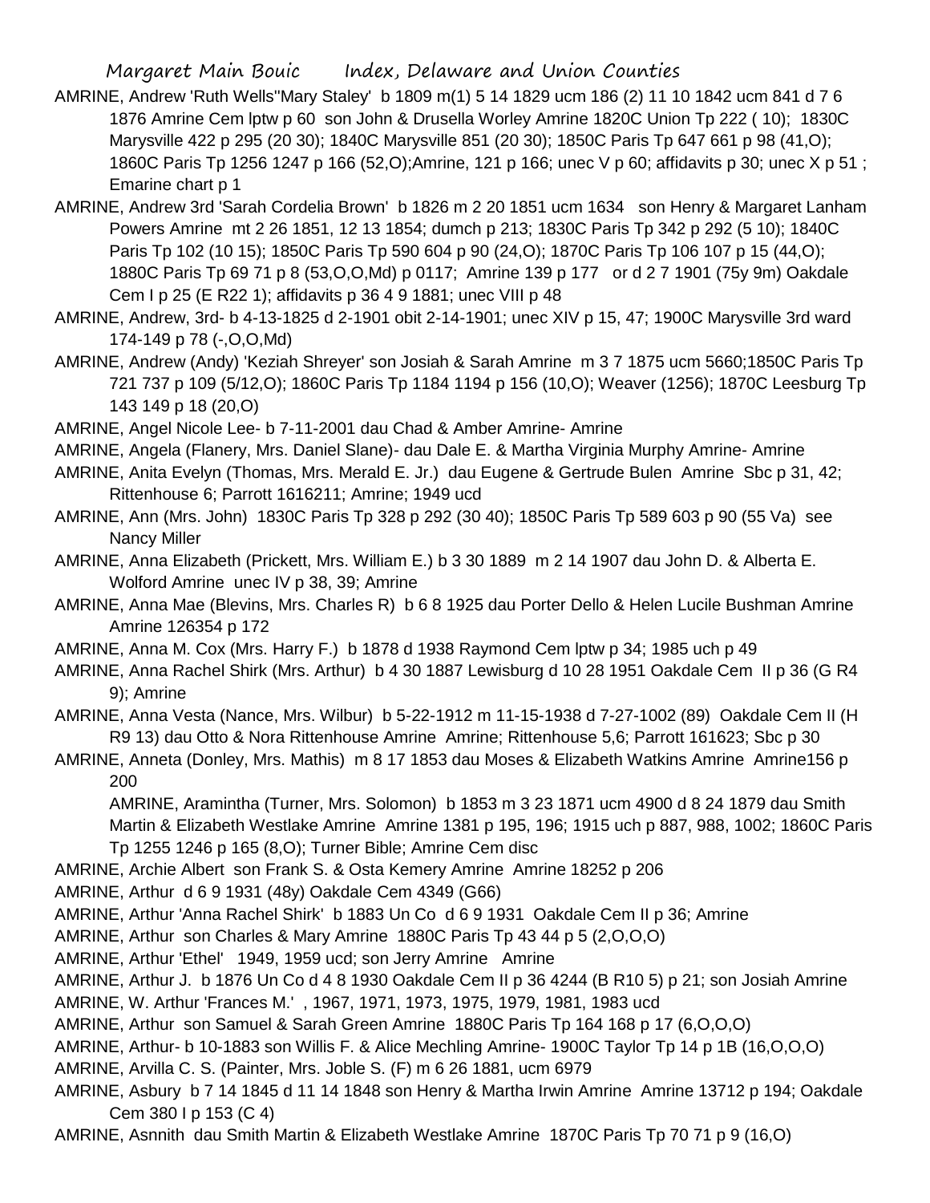AMRINE, Andrew 'Ruth Wells''Mary Staley' b 1809 m(1) 5 14 1829 ucm 186 (2) 11 10 1842 ucm 841 d 7 6 1876 Amrine Cem lptw p 60 son John & Drusella Worley Amrine 1820C Union Tp 222 ( 10); 1830C Marysville 422 p 295 (20 30); 1840C Marysville 851 (20 30); 1850C Paris Tp 647 661 p 98 (41,O); 1860C Paris Tp 1256 1247 p 166 (52,O);Amrine, 121 p 166; unec V p 60; affidavits p 30; unec X p 51 ; Emarine chart p 1

AMRINE, Andrew 3rd 'Sarah Cordelia Brown' b 1826 m 2 20 1851 ucm 1634 son Henry & Margaret Lanham Powers Amrine mt 2 26 1851, 12 13 1854; dumch p 213; 1830C Paris Tp 342 p 292 (5 10); 1840C Paris Tp 102 (10 15); 1850C Paris Tp 590 604 p 90 (24,O); 1870C Paris Tp 106 107 p 15 (44,O); 1880C Paris Tp 69 71 p 8 (53,O,O,Md) p 0117; Amrine 139 p 177 or d 2 7 1901 (75y 9m) Oakdale Cem I p 25 (E R22 1); affidavits p 36 4 9 1881; unec VIII p 48

AMRINE, Andrew, 3rd- b 4-13-1825 d 2-1901 obit 2-14-1901; unec XIV p 15, 47; 1900C Marysville 3rd ward 174-149 p 78 (-,O,O,Md)

AMRINE, Andrew (Andy) 'Keziah Shreyer' son Josiah & Sarah Amrine m 3 7 1875 ucm 5660;1850C Paris Tp 721 737 p 109 (5/12,O); 1860C Paris Tp 1184 1194 p 156 (10,O); Weaver (1256); 1870C Leesburg Tp 143 149 p 18 (20,O)

AMRINE, Angel Nicole Lee- b 7-11-2001 dau Chad & Amber Amrine- Amrine

AMRINE, Angela (Flanery, Mrs. Daniel Slane)- dau Dale E. & Martha Virginia Murphy Amrine- Amrine

AMRINE, Anita Evelyn (Thomas, Mrs. Merald E. Jr.) dau Eugene & Gertrude Bulen Amrine Sbc p 31, 42; Rittenhouse 6; Parrott 1616211; Amrine; 1949 ucd

AMRINE, Ann (Mrs. John) 1830C Paris Tp 328 p 292 (30 40); 1850C Paris Tp 589 603 p 90 (55 Va) see Nancy Miller

AMRINE, Anna Elizabeth (Prickett, Mrs. William E.) b 3 30 1889 m 2 14 1907 dau John D. & Alberta E. Wolford Amrine unec IV p 38, 39; Amrine

AMRINE, Anna Mae (Blevins, Mrs. Charles R) b 6 8 1925 dau Porter Dello & Helen Lucile Bushman Amrine Amrine 126354 p 172

AMRINE, Anna M. Cox (Mrs. Harry F.) b 1878 d 1938 Raymond Cem lptw p 34; 1985 uch p 49

AMRINE, Anna Rachel Shirk (Mrs. Arthur) b 4 30 1887 Lewisburg d 10 28 1951 Oakdale Cem II p 36 (G R4 9); Amrine

AMRINE, Anna Vesta (Nance, Mrs. Wilbur) b 5-22-1912 m 11-15-1938 d 7-27-1002 (89) Oakdale Cem II (H R9 13) dau Otto & Nora Rittenhouse Amrine Amrine; Rittenhouse 5,6; Parrott 161623; Sbc p 30

AMRINE, Anneta (Donley, Mrs. Mathis) m 8 17 1853 dau Moses & Elizabeth Watkins Amrine Amrine156 p 200

AMRINE, Aramintha (Turner, Mrs. Solomon) b 1853 m 3 23 1871 ucm 4900 d 8 24 1879 dau Smith Martin & Elizabeth Westlake Amrine Amrine 1381 p 195, 196; 1915 uch p 887, 988, 1002; 1860C Paris Tp 1255 1246 p 165 (8,O); Turner Bible; Amrine Cem disc

AMRINE, Archie Albert son Frank S. & Osta Kemery Amrine Amrine 18252 p 206

AMRINE, Arthur d 6 9 1931 (48y) Oakdale Cem 4349 (G66)

AMRINE, Arthur 'Anna Rachel Shirk' b 1883 Un Co d 6 9 1931 Oakdale Cem II p 36; Amrine

AMRINE, Arthur son Charles & Mary Amrine 1880C Paris Tp 43 44 p 5 (2,O,O,O)

AMRINE, Arthur 'Ethel' 1949, 1959 ucd; son Jerry Amrine Amrine

AMRINE, Arthur J. b 1876 Un Co d 4 8 1930 Oakdale Cem II p 36 4244 (B R10 5) p 21; son Josiah Amrine

AMRINE, W. Arthur 'Frances M.' , 1967, 1971, 1973, 1975, 1979, 1981, 1983 ucd

AMRINE, Arthur son Samuel & Sarah Green Amrine 1880C Paris Tp 164 168 p 17 (6,O,O,O)

AMRINE, Arthur- b 10-1883 son Willis F. & Alice Mechling Amrine- 1900C Taylor Tp 14 p 1B (16,O,O,O)

AMRINE, Arvilla C. S. (Painter, Mrs. Joble S. (F) m 6 26 1881, ucm 6979

AMRINE, Asbury b 7 14 1845 d 11 14 1848 son Henry & Martha Irwin Amrine Amrine 13712 p 194; Oakdale Cem 380 I p 153 (C 4)

AMRINE, Asnnith dau Smith Martin & Elizabeth Westlake Amrine 1870C Paris Tp 70 71 p 9 (16,O)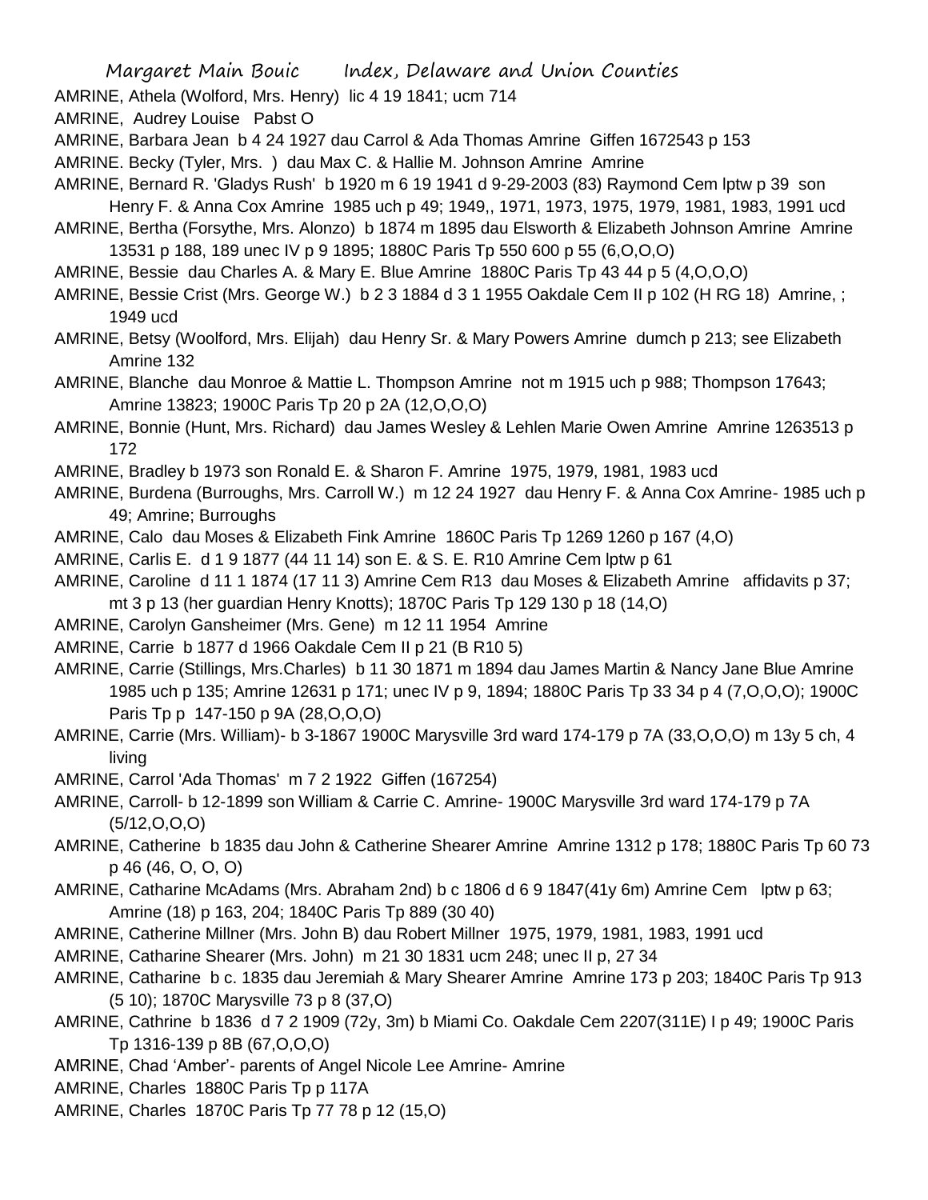AMRINE, Athela (Wolford, Mrs. Henry) lic 4 19 1841; ucm 714

AMRINE, Audrey Louise Pabst O

AMRINE, Barbara Jean b 4 24 1927 dau Carrol & Ada Thomas Amrine Giffen 1672543 p 153

AMRINE. Becky (Tyler, Mrs. ) dau Max C. & Hallie M. Johnson Amrine Amrine

AMRINE, Bernard R. 'Gladys Rush' b 1920 m 6 19 1941 d 9-29-2003 (83) Raymond Cem lptw p 39 son Henry F. & Anna Cox Amrine 1985 uch p 49; 1949,, 1971, 1973, 1975, 1979, 1981, 1983, 1991 ucd

AMRINE, Bertha (Forsythe, Mrs. Alonzo) b 1874 m 1895 dau Elsworth & Elizabeth Johnson Amrine Amrine 13531 p 188, 189 unec IV p 9 1895; 1880C Paris Tp 550 600 p 55 (6,O,O,O)

AMRINE, Bessie dau Charles A. & Mary E. Blue Amrine 1880C Paris Tp 43 44 p 5 (4,O,O,O)

AMRINE, Bessie Crist (Mrs. George W.) b 2 3 1884 d 3 1 1955 Oakdale Cem II p 102 (H RG 18) Amrine, ; 1949 ucd

AMRINE, Betsy (Woolford, Mrs. Elijah) dau Henry Sr. & Mary Powers Amrine dumch p 213; see Elizabeth Amrine 132

AMRINE, Blanche dau Monroe & Mattie L. Thompson Amrine not m 1915 uch p 988; Thompson 17643; Amrine 13823; 1900C Paris Tp 20 p 2A (12,O,O,O)

AMRINE, Bonnie (Hunt, Mrs. Richard) dau James Wesley & Lehlen Marie Owen Amrine Amrine 1263513 p 172

AMRINE, Bradley b 1973 son Ronald E. & Sharon F. Amrine 1975, 1979, 1981, 1983 ucd

AMRINE, Burdena (Burroughs, Mrs. Carroll W.) m 12 24 1927 dau Henry F. & Anna Cox Amrine- 1985 uch p 49; Amrine; Burroughs

AMRINE, Calo dau Moses & Elizabeth Fink Amrine 1860C Paris Tp 1269 1260 p 167 (4,O)

AMRINE, Carlis E. d 1 9 1877 (44 11 14) son E. & S. E. R10 Amrine Cem lptw p 61

AMRINE, Caroline d 11 1 1874 (17 11 3) Amrine Cem R13 dau Moses & Elizabeth Amrine affidavits p 37; mt 3 p 13 (her guardian Henry Knotts); 1870C Paris Tp 129 130 p 18 (14,O)

AMRINE, Carolyn Gansheimer (Mrs. Gene) m 12 11 1954 Amrine

AMRINE, Carrie b 1877 d 1966 Oakdale Cem II p 21 (B R10 5)

AMRINE, Carrie (Stillings, Mrs.Charles) b 11 30 1871 m 1894 dau James Martin & Nancy Jane Blue Amrine 1985 uch p 135; Amrine 12631 p 171; unec IV p 9, 1894; 1880C Paris Tp 33 34 p 4 (7,O,O,O); 1900C Paris Tp p 147-150 p 9A (28,O,O,O)

AMRINE, Carrie (Mrs. William)- b 3-1867 1900C Marysville 3rd ward 174-179 p 7A (33,O,O,O) m 13y 5 ch, 4 living

AMRINE, Carrol 'Ada Thomas' m 7 2 1922 Giffen (167254)

AMRINE, Carroll- b 12-1899 son William & Carrie C. Amrine- 1900C Marysville 3rd ward 174-179 p 7A (5/12,O,O,O)

AMRINE, Catherine b 1835 dau John & Catherine Shearer Amrine Amrine 1312 p 178; 1880C Paris Tp 60 73 p 46 (46, O, O, O)

AMRINE, Catharine McAdams (Mrs. Abraham 2nd) b c 1806 d 6 9 1847(41y 6m) Amrine Cem lptw p 63; Amrine (18) p 163, 204; 1840C Paris Tp 889 (30 40)

AMRINE, Catherine Millner (Mrs. John B) dau Robert Millner 1975, 1979, 1981, 1983, 1991 ucd

AMRINE, Catharine Shearer (Mrs. John) m 21 30 1831 ucm 248; unec II p, 27 34

AMRINE, Catharine b c. 1835 dau Jeremiah & Mary Shearer Amrine Amrine 173 p 203; 1840C Paris Tp 913 (5 10); 1870C Marysville 73 p 8 (37,O)

AMRINE, Cathrine b 1836 d 7 2 1909 (72y, 3m) b Miami Co. Oakdale Cem 2207(311E) I p 49; 1900C Paris Tp 1316-139 p 8B (67,O,O,O)

AMRINE, Chad 'Amber'- parents of Angel Nicole Lee Amrine- Amrine

AMRINE, Charles 1880C Paris Tp p 117A

AMRINE, Charles 1870C Paris Tp 77 78 p 12 (15,O)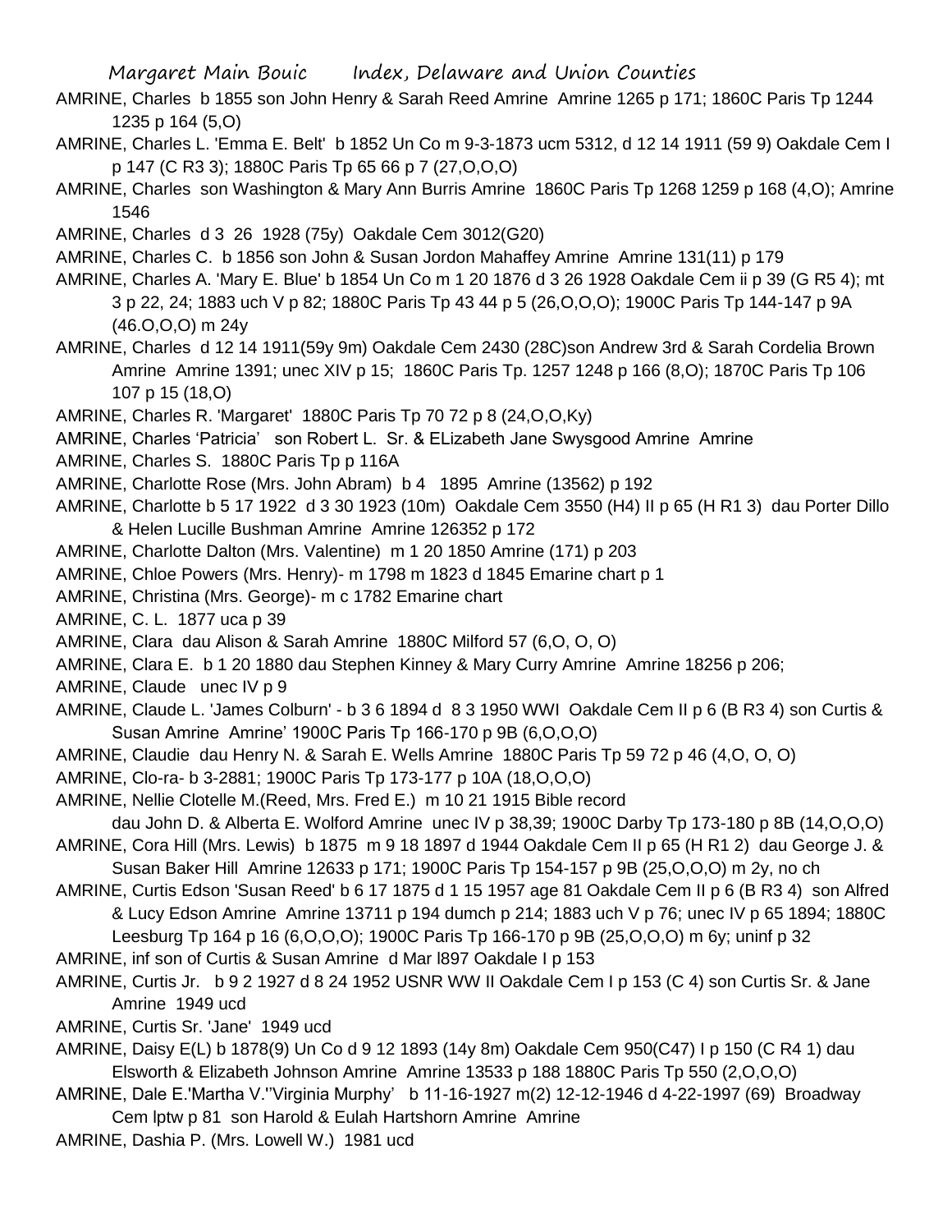AMRINE, Charles b 1855 son John Henry & Sarah Reed Amrine Amrine 1265 p 171; 1860C Paris Tp 1244 1235 p 164 (5,O)

AMRINE, Charles L. 'Emma E. Belt' b 1852 Un Co m 9-3-1873 ucm 5312, d 12 14 1911 (59 9) Oakdale Cem I p 147 (C R3 3); 1880C Paris Tp 65 66 p 7 (27,O,O,O)

AMRINE, Charles son Washington & Mary Ann Burris Amrine 1860C Paris Tp 1268 1259 p 168 (4,O); Amrine 1546

AMRINE, Charles d 3 26 1928 (75y) Oakdale Cem 3012(G20)

AMRINE, Charles C. b 1856 son John & Susan Jordon Mahaffey Amrine Amrine 131(11) p 179

AMRINE, Charles A. 'Mary E. Blue' b 1854 Un Co m 1 20 1876 d 3 26 1928 Oakdale Cem ii p 39 (G R5 4); mt 3 p 22, 24; 1883 uch V p 82; 1880C Paris Tp 43 44 p 5 (26,O,O,O); 1900C Paris Tp 144-147 p 9A (46.O,O,O) m 24y

AMRINE, Charles d 12 14 1911(59y 9m) Oakdale Cem 2430 (28C)son Andrew 3rd & Sarah Cordelia Brown Amrine Amrine 1391; unec XIV p 15; 1860C Paris Tp. 1257 1248 p 166 (8,O); 1870C Paris Tp 106 107 p 15 (18,O)

AMRINE, Charles R. 'Margaret' 1880C Paris Tp 70 72 p 8 (24,O,O,Ky)

AMRINE, Charles 'Patricia' son Robert L. Sr. & ELizabeth Jane Swysgood Amrine Amrine

AMRINE, Charles S. 1880C Paris Tp p 116A

AMRINE, Charlotte Rose (Mrs. John Abram) b 4 1895 Amrine (13562) p 192

AMRINE, Charlotte b 5 17 1922 d 3 30 1923 (10m) Oakdale Cem 3550 (H4) II p 65 (H R1 3) dau Porter Dillo & Helen Lucille Bushman Amrine Amrine 126352 p 172

AMRINE, Charlotte Dalton (Mrs. Valentine) m 1 20 1850 Amrine (171) p 203

AMRINE, Chloe Powers (Mrs. Henry)- m 1798 m 1823 d 1845 Emarine chart p 1

AMRINE, Christina (Mrs. George)- m c 1782 Emarine chart

AMRINE, C. L. 1877 uca p 39

AMRINE, Clara dau Alison & Sarah Amrine 1880C Milford 57 (6,O, O, O)

AMRINE, Clara E. b 1 20 1880 dau Stephen Kinney & Mary Curry Amrine Amrine 18256 p 206;

AMRINE, Claude unec IV p 9

AMRINE, Claude L. 'James Colburn' - b 3 6 1894 d 8 3 1950 WWI Oakdale Cem II p 6 (B R3 4) son Curtis & Susan Amrine Amrine' 1900C Paris Tp 166-170 p 9B (6,O,O,O)

AMRINE, Claudie dau Henry N. & Sarah E. Wells Amrine 1880C Paris Tp 59 72 p 46 (4,O, O, O)

AMRINE, Clo-ra- b 3-2881; 1900C Paris Tp 173-177 p 10A (18,O,O,O)

AMRINE, Nellie Clotelle M.(Reed, Mrs. Fred E.) m 10 21 1915 Bible record
dau John D. & Alberta E. Wolford Amrine unec IV p 38,39; 1900C Darby Tp 173-180 p 8B (14,O,O,O)

AMRINE, Cora Hill (Mrs. Lewis) b 1875 m 9 18 1897 d 1944 Oakdale Cem II p 65 (H R1 2) dau George J. & Susan Baker Hill Amrine 12633 p 171; 1900C Paris Tp 154-157 p 9B (25,O,O,O) m 2y, no ch

AMRINE, Curtis Edson 'Susan Reed' b 6 17 1875 d 1 15 1957 age 81 Oakdale Cem II p 6 (B R3 4) son Alfred & Lucy Edson Amrine Amrine 13711 p 194 dumch p 214; 1883 uch V p 76; unec IV p 65 1894; 1880C Leesburg Tp 164 p 16 (6,O,O,O); 1900C Paris Tp 166-170 p 9B (25,O,O,O) m 6y; uninf p 32

AMRINE, inf son of Curtis & Susan Amrine d Mar l897 Oakdale I p 153

AMRINE, Curtis Jr. b 9 2 1927 d 8 24 1952 USNR WW II Oakdale Cem I p 153 (C 4) son Curtis Sr. & Jane Amrine 1949 ucd

AMRINE, Curtis Sr. 'Jane' 1949 ucd

AMRINE, Daisy E(L) b 1878(9) Un Co d 9 12 1893 (14y 8m) Oakdale Cem 950(C47) I p 150 (C R4 1) dau Elsworth & Elizabeth Johnson Amrine Amrine 13533 p 188 1880C Paris Tp 550 (2,O,O,O)

AMRINE, Dale E.'Martha V.''Virginia Murphy' b 11-16-1927 m(2) 12-12-1946 d 4-22-1997 (69) Broadway Cem lptw p 81 son Harold & Eulah Hartshorn Amrine Amrine

AMRINE, Dashia P. (Mrs. Lowell W.) 1981 ucd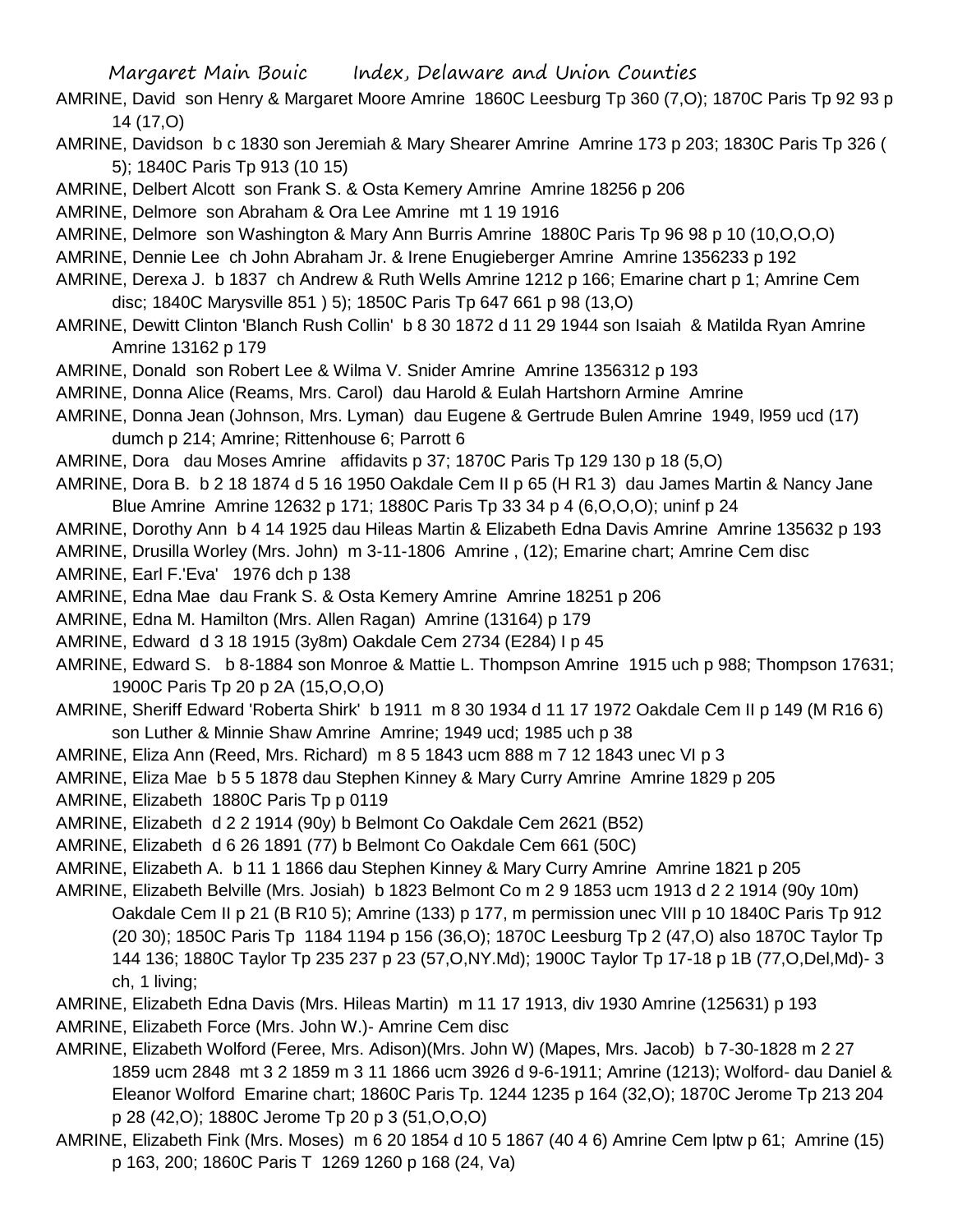AMRINE, David son Henry & Margaret Moore Amrine 1860C Leesburg Tp 360 (7,O); 1870C Paris Tp 92 93 p 14 (17,O)

AMRINE, Davidson b c 1830 son Jeremiah & Mary Shearer Amrine Amrine 173 p 203; 1830C Paris Tp 326 ( 5); 1840C Paris Tp 913 (10 15)

AMRINE, Delbert Alcott son Frank S. & Osta Kemery Amrine Amrine 18256 p 206

AMRINE, Delmore son Abraham & Ora Lee Amrine mt 1 19 1916

AMRINE, Delmore son Washington & Mary Ann Burris Amrine 1880C Paris Tp 96 98 p 10 (10,O,O,O)

AMRINE, Dennie Lee ch John Abraham Jr. & Irene Enugieberger Amrine Amrine 1356233 p 192

AMRINE, Derexa J. b 1837 ch Andrew & Ruth Wells Amrine 1212 p 166; Emarine chart p 1; Amrine Cem disc; 1840C Marysville 851 ) 5); 1850C Paris Tp 647 661 p 98 (13,O)

AMRINE, Dewitt Clinton 'Blanch Rush Collin' b 8 30 1872 d 11 29 1944 son Isaiah & Matilda Ryan Amrine Amrine 13162 p 179

AMRINE, Donald son Robert Lee & Wilma V. Snider Amrine Amrine 1356312 p 193

AMRINE, Donna Alice (Reams, Mrs. Carol) dau Harold & Eulah Hartshorn Armine Amrine

AMRINE, Donna Jean (Johnson, Mrs. Lyman) dau Eugene & Gertrude Bulen Amrine 1949, l959 ucd (17) dumch p 214; Amrine; Rittenhouse 6; Parrott 6

AMRINE, Dora dau Moses Amrine affidavits p 37; 1870C Paris Tp 129 130 p 18 (5,O)

AMRINE, Dora B. b 2 18 1874 d 5 16 1950 Oakdale Cem II p 65 (H R1 3) dau James Martin & Nancy Jane Blue Amrine Amrine 12632 p 171; 1880C Paris Tp 33 34 p 4 (6,O,O,O); uninf p 24

AMRINE, Dorothy Ann b 4 14 1925 dau Hileas Martin & Elizabeth Edna Davis Amrine Amrine 135632 p 193

AMRINE, Drusilla Worley (Mrs. John) m 3-11-1806 Amrine , (12); Emarine chart; Amrine Cem disc

AMRINE, Earl F.'Eva' 1976 dch p 138

AMRINE, Edna Mae dau Frank S. & Osta Kemery Amrine Amrine 18251 p 206

AMRINE, Edna M. Hamilton (Mrs. Allen Ragan) Amrine (13164) p 179

AMRINE, Edward d 3 18 1915 (3y8m) Oakdale Cem 2734 (E284) I p 45

AMRINE, Edward S. b 8-1884 son Monroe & Mattie L. Thompson Amrine 1915 uch p 988; Thompson 17631; 1900C Paris Tp 20 p 2A (15,O,O,O)

AMRINE, Sheriff Edward 'Roberta Shirk' b 1911 m 8 30 1934 d 11 17 1972 Oakdale Cem II p 149 (M R16 6) son Luther & Minnie Shaw Amrine Amrine; 1949 ucd; 1985 uch p 38

AMRINE, Eliza Ann (Reed, Mrs. Richard) m 8 5 1843 ucm 888 m 7 12 1843 unec VI p 3

AMRINE, Eliza Mae b 5 5 1878 dau Stephen Kinney & Mary Curry Amrine Amrine 1829 p 205

AMRINE, Elizabeth 1880C Paris Tp p 0119

AMRINE, Elizabeth d 2 2 1914 (90y) b Belmont Co Oakdale Cem 2621 (B52)

AMRINE, Elizabeth d 6 26 1891 (77) b Belmont Co Oakdale Cem 661 (50C)

AMRINE, Elizabeth A. b 11 1 1866 dau Stephen Kinney & Mary Curry Amrine Amrine 1821 p 205

AMRINE, Elizabeth Belville (Mrs. Josiah) b 1823 Belmont Co m 2 9 1853 ucm 1913 d 2 2 1914 (90y 10m) Oakdale Cem II p 21 (B R10 5); Amrine (133) p 177, m permission unec VIII p 10 1840C Paris Tp 912 (20 30); 1850C Paris Tp 1184 1194 p 156 (36,O); 1870C Leesburg Tp 2 (47,O) also 1870C Taylor Tp 144 136; 1880C Taylor Tp 235 237 p 23 (57,O,NY.Md); 1900C Taylor Tp 17-18 p 1B (77,O,Del,Md)- 3 ch, 1 living;

AMRINE, Elizabeth Edna Davis (Mrs. Hileas Martin) m 11 17 1913, div 1930 Amrine (125631) p 193

AMRINE, Elizabeth Force (Mrs. John W.)- Amrine Cem disc

AMRINE, Elizabeth Wolford (Feree, Mrs. Adison)(Mrs. John W) (Mapes, Mrs. Jacob) b 7-30-1828 m 2 27 1859 ucm 2848 mt 3 2 1859 m 3 11 1866 ucm 3926 d 9-6-1911; Amrine (1213); Wolford- dau Daniel & Eleanor Wolford Emarine chart; 1860C Paris Tp. 1244 1235 p 164 (32,O); 1870C Jerome Tp 213 204 p 28 (42,O); 1880C Jerome Tp 20 p 3 (51,O,O,O)

AMRINE, Elizabeth Fink (Mrs. Moses) m 6 20 1854 d 10 5 1867 (40 4 6) Amrine Cem lptw p 61; Amrine (15) p 163, 200; 1860C Paris T 1269 1260 p 168 (24, Va)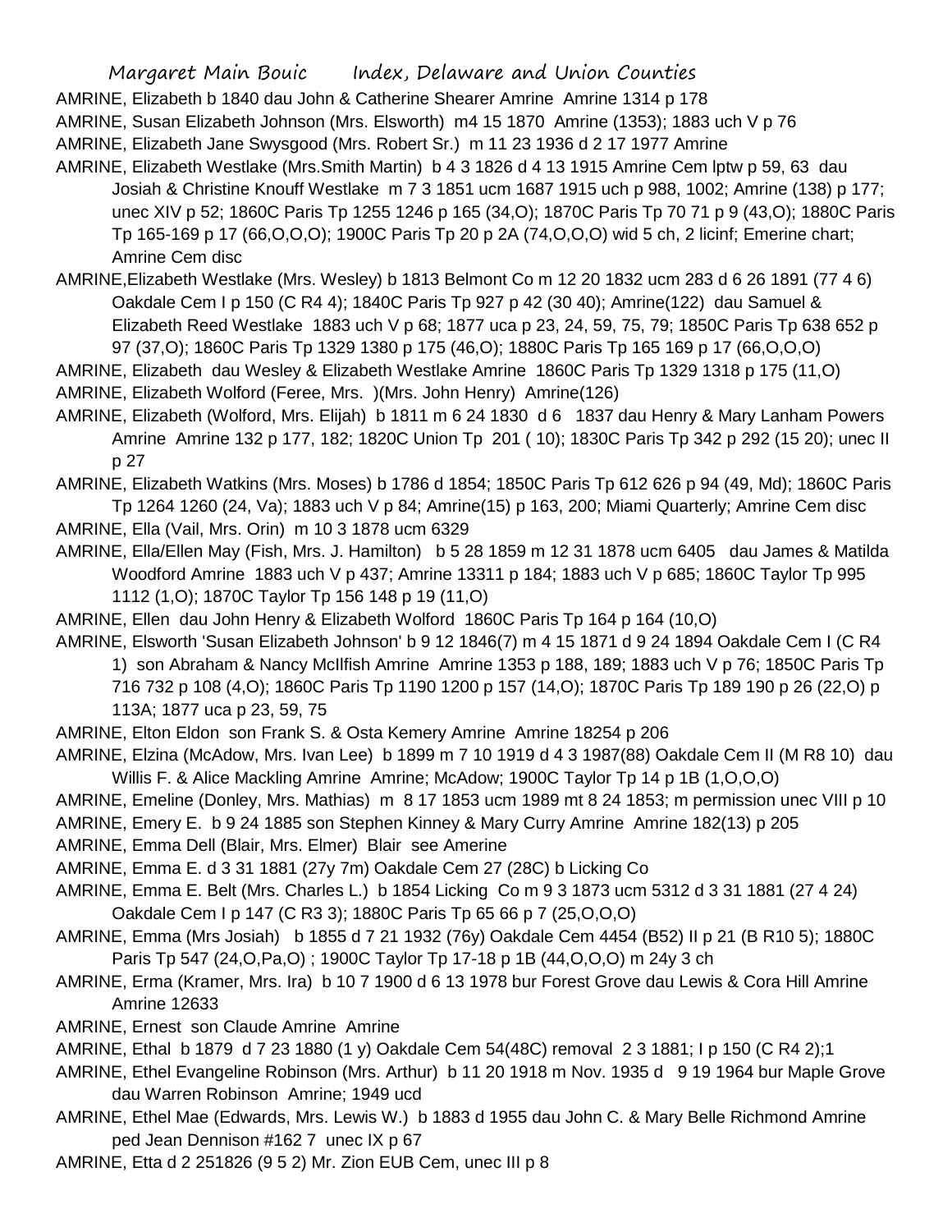AMRINE, Elizabeth b 1840 dau John & Catherine Shearer Amrine Amrine 1314 p 178

AMRINE, Susan Elizabeth Johnson (Mrs. Elsworth) m4 15 1870 Amrine (1353); 1883 uch V p 76

AMRINE, Elizabeth Jane Swysgood (Mrs. Robert Sr.) m 11 23 1936 d 2 17 1977 Amrine

AMRINE, Elizabeth Westlake (Mrs.Smith Martin) b 4 3 1826 d 4 13 1915 Amrine Cem lptw p 59, 63 dau Josiah & Christine Knouff Westlake m 7 3 1851 ucm 1687 1915 uch p 988, 1002; Amrine (138) p 177; unec XIV p 52; 1860C Paris Tp 1255 1246 p 165 (34,O); 1870C Paris Tp 70 71 p 9 (43,O); 1880C Paris Tp 165-169 p 17 (66,O,O,O); 1900C Paris Tp 20 p 2A (74,O,O,O) wid 5 ch, 2 licinf; Emerine chart; Amrine Cem disc

AMRINE,Elizabeth Westlake (Mrs. Wesley) b 1813 Belmont Co m 12 20 1832 ucm 283 d 6 26 1891 (77 4 6) Oakdale Cem I p 150 (C R4 4); 1840C Paris Tp 927 p 42 (30 40); Amrine(122) dau Samuel & Elizabeth Reed Westlake 1883 uch V p 68; 1877 uca p 23, 24, 59, 75, 79; 1850C Paris Tp 638 652 p 97 (37,O); 1860C Paris Tp 1329 1380 p 175 (46,O); 1880C Paris Tp 165 169 p 17 (66,O,O,O)

AMRINE, Elizabeth dau Wesley & Elizabeth Westlake Amrine 1860C Paris Tp 1329 1318 p 175 (11,O)

AMRINE, Elizabeth Wolford (Feree, Mrs. )(Mrs. John Henry) Amrine(126)

AMRINE, Elizabeth (Wolford, Mrs. Elijah) b 1811 m 6 24 1830 d 6 1837 dau Henry & Mary Lanham Powers Amrine Amrine 132 p 177, 182; 1820C Union Tp 201 ( 10); 1830C Paris Tp 342 p 292 (15 20); unec II p 27

AMRINE, Elizabeth Watkins (Mrs. Moses) b 1786 d 1854; 1850C Paris Tp 612 626 p 94 (49, Md); 1860C Paris Tp 1264 1260 (24, Va); 1883 uch V p 84; Amrine(15) p 163, 200; Miami Quarterly; Amrine Cem disc

AMRINE, Ella (Vail, Mrs. Orin) m 10 3 1878 ucm 6329

AMRINE, Ella/Ellen May (Fish, Mrs. J. Hamilton) b 5 28 1859 m 12 31 1878 ucm 6405 dau James & Matilda Woodford Amrine 1883 uch V p 437; Amrine 13311 p 184; 1883 uch V p 685; 1860C Taylor Tp 995 1112 (1,O); 1870C Taylor Tp 156 148 p 19 (11,O)

AMRINE, Ellen dau John Henry & Elizabeth Wolford 1860C Paris Tp 164 p 164 (10,O)

AMRINE, Elsworth 'Susan Elizabeth Johnson' b 9 12 1846(7) m 4 15 1871 d 9 24 1894 Oakdale Cem I (C R4 1) son Abraham & Nancy McIlfish Amrine Amrine 1353 p 188, 189; 1883 uch V p 76; 1850C Paris Tp 716 732 p 108 (4,O); 1860C Paris Tp 1190 1200 p 157 (14,O); 1870C Paris Tp 189 190 p 26 (22,O) p 113A; 1877 uca p 23, 59, 75

AMRINE, Elton Eldon son Frank S. & Osta Kemery Amrine Amrine 18254 p 206

AMRINE, Elzina (McAdow, Mrs. Ivan Lee) b 1899 m 7 10 1919 d 4 3 1987(88) Oakdale Cem II (M R8 10) dau Willis F. & Alice Mackling Amrine Amrine; McAdow; 1900C Taylor Tp 14 p 1B (1,O,O,O)

AMRINE, Emeline (Donley, Mrs. Mathias) m 8 17 1853 ucm 1989 mt 8 24 1853; m permission unec VIII p 10

AMRINE, Emery E. b 9 24 1885 son Stephen Kinney & Mary Curry Amrine Amrine 182(13) p 205

AMRINE, Emma Dell (Blair, Mrs. Elmer) Blair see Amerine

AMRINE, Emma E. d 3 31 1881 (27y 7m) Oakdale Cem 27 (28C) b Licking Co

AMRINE, Emma E. Belt (Mrs. Charles L.) b 1854 Licking Co m 9 3 1873 ucm 5312 d 3 31 1881 (27 4 24) Oakdale Cem I p 147 (C R3 3); 1880C Paris Tp 65 66 p 7 (25,O,O,O)

AMRINE, Emma (Mrs Josiah) b 1855 d 7 21 1932 (76y) Oakdale Cem 4454 (B52) II p 21 (B R10 5); 1880C Paris Tp 547 (24,O,Pa,O) ; 1900C Taylor Tp 17-18 p 1B (44,O,O,O) m 24y 3 ch

AMRINE, Erma (Kramer, Mrs. Ira) b 10 7 1900 d 6 13 1978 bur Forest Grove dau Lewis & Cora Hill Amrine Amrine 12633

AMRINE, Ernest son Claude Amrine Amrine

AMRINE, Ethal b 1879 d 7 23 1880 (1 y) Oakdale Cem 54(48C) removal 2 3 1881; I p 150 (C R4 2);1

AMRINE, Ethel Evangeline Robinson (Mrs. Arthur) b 11 20 1918 m Nov. 1935 d 9 19 1964 bur Maple Grove dau Warren Robinson Amrine; 1949 ucd

AMRINE, Ethel Mae (Edwards, Mrs. Lewis W.) b 1883 d 1955 dau John C. & Mary Belle Richmond Amrine ped Jean Dennison #162 7 unec IX p 67

AMRINE, Etta d 2 251826 (9 5 2) Mr. Zion EUB Cem, unec III p 8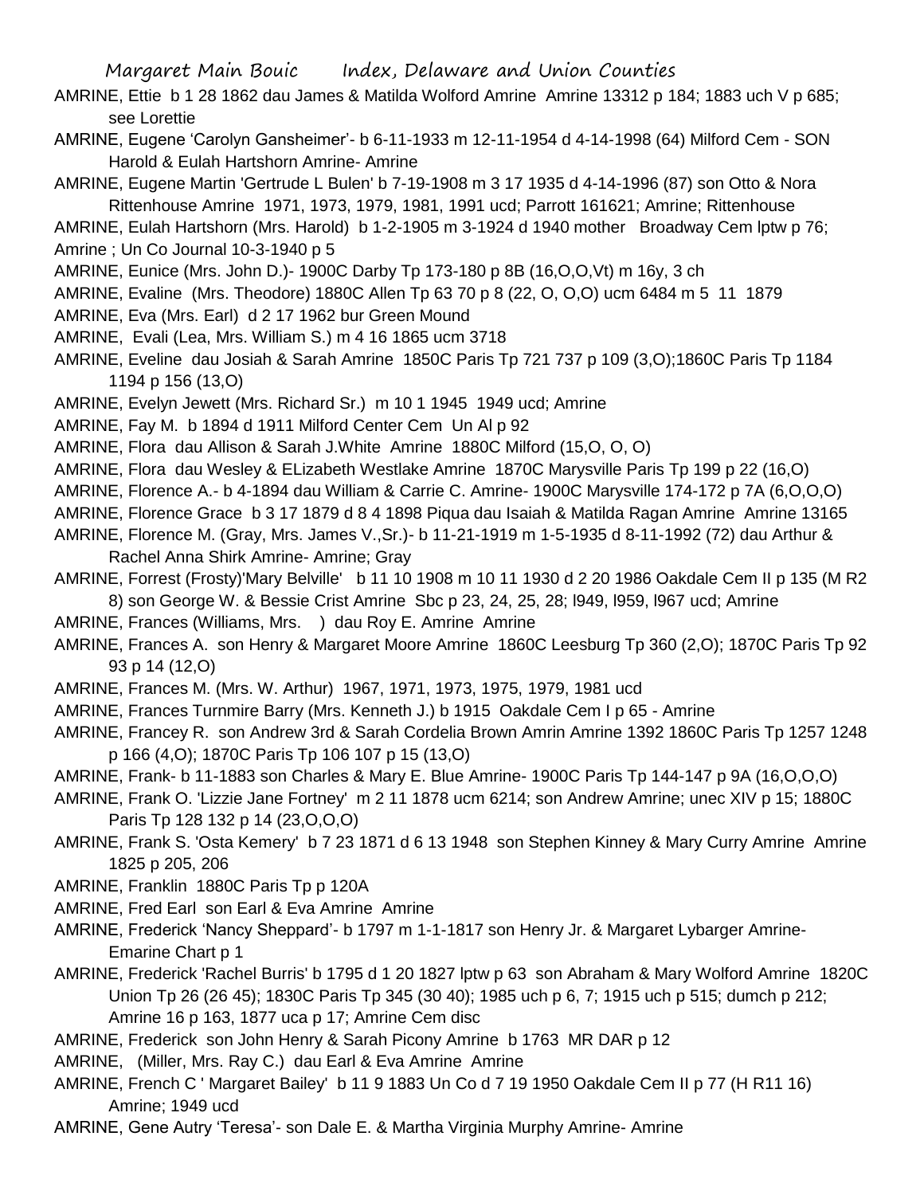AMRINE, Ettie b 1 28 1862 dau James & Matilda Wolford Amrine Amrine 13312 p 184; 1883 uch V p 685; see Lorettie

AMRINE, Eugene 'Carolyn Gansheimer'- b 6-11-1933 m 12-11-1954 d 4-14-1998 (64) Milford Cem - SON Harold & Eulah Hartshorn Amrine- Amrine

AMRINE, Eugene Martin 'Gertrude L Bulen' b 7-19-1908 m 3 17 1935 d 4-14-1996 (87) son Otto & Nora Rittenhouse Amrine 1971, 1973, 1979, 1981, 1991 ucd; Parrott 161621; Amrine; Rittenhouse

AMRINE, Eulah Hartshorn (Mrs. Harold) b 1-2-1905 m 3-1924 d 1940 mother Broadway Cem lptw p 76; Amrine ; Un Co Journal 10-3-1940 p 5

AMRINE, Eunice (Mrs. John D.)- 1900C Darby Tp 173-180 p 8B (16,O,O,Vt) m 16y, 3 ch

AMRINE, Evaline (Mrs. Theodore) 1880C Allen Tp 63 70 p 8 (22, O, O,O) ucm 6484 m 5 11 1879

AMRINE, Eva (Mrs. Earl) d 2 17 1962 bur Green Mound

AMRINE, Evali (Lea, Mrs. William S.) m 4 16 1865 ucm 3718

AMRINE, Eveline dau Josiah & Sarah Amrine 1850C Paris Tp 721 737 p 109 (3,O);1860C Paris Tp 1184 1194 p 156 (13,O)

AMRINE, Evelyn Jewett (Mrs. Richard Sr.) m 10 1 1945 1949 ucd; Amrine

AMRINE, Fay M. b 1894 d 1911 Milford Center Cem Un Al p 92

AMRINE, Flora dau Allison & Sarah J.White Amrine 1880C Milford (15,O, O, O)

AMRINE, Flora dau Wesley & ELizabeth Westlake Amrine 1870C Marysville Paris Tp 199 p 22 (16,O)

AMRINE, Florence A.- b 4-1894 dau William & Carrie C. Amrine- 1900C Marysville 174-172 p 7A (6,O,O,O)

AMRINE, Florence Grace b 3 17 1879 d 8 4 1898 Piqua dau Isaiah & Matilda Ragan Amrine Amrine 13165

AMRINE, Florence M. (Gray, Mrs. James V.,Sr.)- b 11-21-1919 m 1-5-1935 d 8-11-1992 (72) dau Arthur & Rachel Anna Shirk Amrine- Amrine; Gray

AMRINE, Forrest (Frosty)'Mary Belville' b 11 10 1908 m 10 11 1930 d 2 20 1986 Oakdale Cem II p 135 (M R2 8) son George W. & Bessie Crist Amrine Sbc p 23, 24, 25, 28; l949, l959, l967 ucd; Amrine

AMRINE, Frances (Williams, Mrs. ) dau Roy E. Amrine Amrine

AMRINE, Frances A. son Henry & Margaret Moore Amrine 1860C Leesburg Tp 360 (2,O); 1870C Paris Tp 92 93 p 14 (12,O)

AMRINE, Frances M. (Mrs. W. Arthur) 1967, 1971, 1973, 1975, 1979, 1981 ucd

AMRINE, Frances Turnmire Barry (Mrs. Kenneth J.) b 1915 Oakdale Cem I p 65 - Amrine

AMRINE, Francey R. son Andrew 3rd & Sarah Cordelia Brown Amrin Amrine 1392 1860C Paris Tp 1257 1248 p 166 (4,O); 1870C Paris Tp 106 107 p 15 (13,O)

AMRINE, Frank- b 11-1883 son Charles & Mary E. Blue Amrine- 1900C Paris Tp 144-147 p 9A (16,O,O,O)

AMRINE, Frank O. 'Lizzie Jane Fortney' m 2 11 1878 ucm 6214; son Andrew Amrine; unec XIV p 15; 1880C Paris Tp 128 132 p 14 (23,O,O,O)

AMRINE, Frank S. 'Osta Kemery' b 7 23 1871 d 6 13 1948 son Stephen Kinney & Mary Curry Amrine Amrine 1825 p 205, 206

AMRINE, Franklin 1880C Paris Tp p 120A

AMRINE, Fred Earl son Earl & Eva Amrine Amrine

AMRINE, Frederick 'Nancy Sheppard'- b 1797 m 1-1-1817 son Henry Jr. & Margaret Lybarger Amrine- Emarine Chart p 1

AMRINE, Frederick 'Rachel Burris' b 1795 d 1 20 1827 lptw p 63 son Abraham & Mary Wolford Amrine 1820C Union Tp 26 (26 45); 1830C Paris Tp 345 (30 40); 1985 uch p 6, 7; 1915 uch p 515; dumch p 212; Amrine 16 p 163, 1877 uca p 17; Amrine Cem disc

AMRINE, Frederick son John Henry & Sarah Picony Amrine b 1763 MR DAR p 12

AMRINE, (Miller, Mrs. Ray C.) dau Earl & Eva Amrine Amrine

AMRINE, French C ' Margaret Bailey' b 11 9 1883 Un Co d 7 19 1950 Oakdale Cem II p 77 (H R11 16) Amrine; 1949 ucd

AMRINE, Gene Autry 'Teresa'- son Dale E. & Martha Virginia Murphy Amrine- Amrine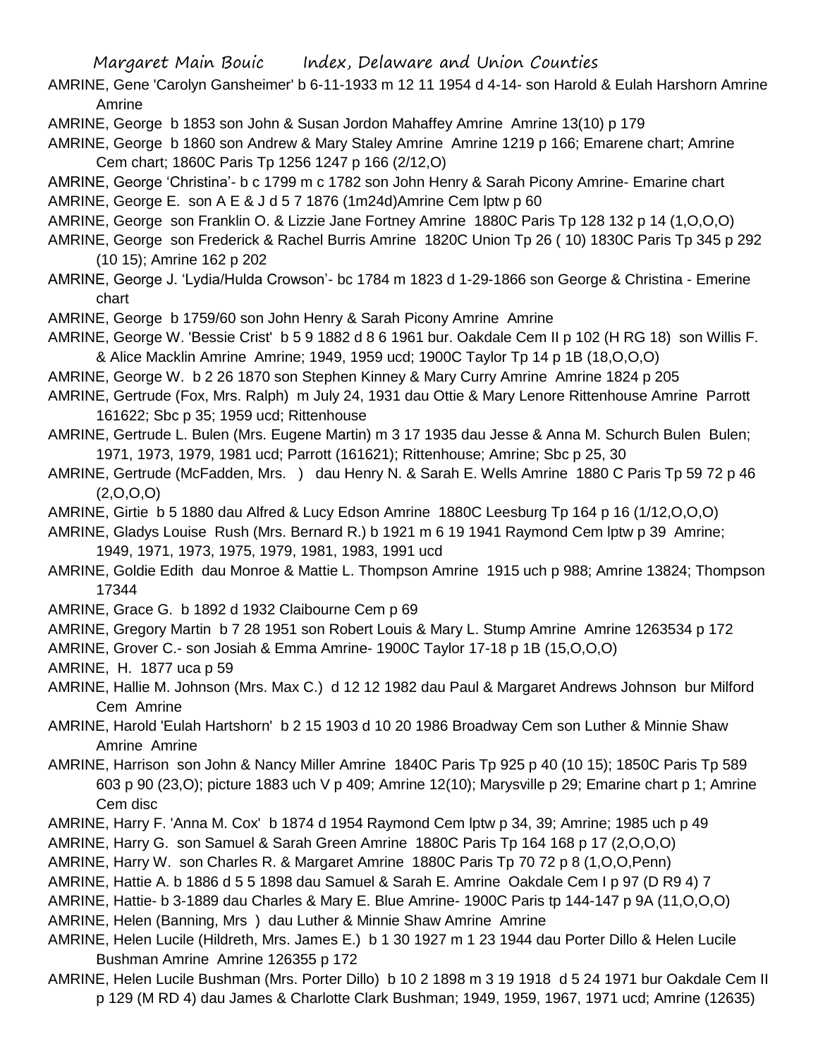AMRINE, Gene 'Carolyn Gansheimer' b 6-11-1933 m 12 11 1954 d 4-14- son Harold & Eulah Harshorn Amrine Amrine

AMRINE, George b 1853 son John & Susan Jordon Mahaffey Amrine Amrine 13(10) p 179

AMRINE, George b 1860 son Andrew & Mary Staley Amrine Amrine 1219 p 166; Emarene chart; Amrine Cem chart; 1860C Paris Tp 1256 1247 p 166 (2/12,O)

AMRINE, George 'Christina'- b c 1799 m c 1782 son John Henry & Sarah Picony Amrine- Emarine chart

AMRINE, George E. son A E & J d 5 7 1876 (1m24d)Amrine Cem lptw p 60

AMRINE, George son Franklin O. & Lizzie Jane Fortney Amrine 1880C Paris Tp 128 132 p 14 (1,O,O,O)

AMRINE, George son Frederick & Rachel Burris Amrine 1820C Union Tp 26 ( 10) 1830C Paris Tp 345 p 292 (10 15); Amrine 162 p 202

AMRINE, George J. 'Lydia/Hulda Crowson'- bc 1784 m 1823 d 1-29-1866 son George & Christina - Emerine chart

AMRINE, George b 1759/60 son John Henry & Sarah Picony Amrine Amrine

AMRINE, George W. 'Bessie Crist' b 5 9 1882 d 8 6 1961 bur. Oakdale Cem II p 102 (H RG 18) son Willis F. & Alice Macklin Amrine Amrine; 1949, 1959 ucd; 1900C Taylor Tp 14 p 1B (18,O,O,O)

AMRINE, George W. b 2 26 1870 son Stephen Kinney & Mary Curry Amrine Amrine 1824 p 205

AMRINE, Gertrude (Fox, Mrs. Ralph) m July 24, 1931 dau Ottie & Mary Lenore Rittenhouse Amrine Parrott 161622; Sbc p 35; 1959 ucd; Rittenhouse

AMRINE, Gertrude L. Bulen (Mrs. Eugene Martin) m 3 17 1935 dau Jesse & Anna M. Schurch Bulen Bulen; 1971, 1973, 1979, 1981 ucd; Parrott (161621); Rittenhouse; Amrine; Sbc p 25, 30

AMRINE, Gertrude (McFadden, Mrs. ) dau Henry N. & Sarah E. Wells Amrine 1880 C Paris Tp 59 72 p 46 (2,O,O,O)

AMRINE, Girtie b 5 1880 dau Alfred & Lucy Edson Amrine 1880C Leesburg Tp 164 p 16 (1/12,O,O,O)

AMRINE, Gladys Louise Rush (Mrs. Bernard R.) b 1921 m 6 19 1941 Raymond Cem lptw p 39 Amrine; 1949, 1971, 1973, 1975, 1979, 1981, 1983, 1991 ucd

AMRINE, Goldie Edith dau Monroe & Mattie L. Thompson Amrine 1915 uch p 988; Amrine 13824; Thompson 17344

AMRINE, Grace G. b 1892 d 1932 Claibourne Cem p 69

AMRINE, Gregory Martin b 7 28 1951 son Robert Louis & Mary L. Stump Amrine Amrine 1263534 p 172

AMRINE, Grover C.- son Josiah & Emma Amrine- 1900C Taylor 17-18 p 1B (15,O,O,O)

AMRINE, H. 1877 uca p 59

AMRINE, Hallie M. Johnson (Mrs. Max C.) d 12 12 1982 dau Paul & Margaret Andrews Johnson bur Milford Cem Amrine

AMRINE, Harold 'Eulah Hartshorn' b 2 15 1903 d 10 20 1986 Broadway Cem son Luther & Minnie Shaw Amrine Amrine

AMRINE, Harrison son John & Nancy Miller Amrine 1840C Paris Tp 925 p 40 (10 15); 1850C Paris Tp 589 603 p 90 (23,O); picture 1883 uch V p 409; Amrine 12(10); Marysville p 29; Emarine chart p 1; Amrine Cem disc

AMRINE, Harry F. 'Anna M. Cox' b 1874 d 1954 Raymond Cem lptw p 34, 39; Amrine; 1985 uch p 49

AMRINE, Harry G. son Samuel & Sarah Green Amrine 1880C Paris Tp 164 168 p 17 (2,O,O,O)

AMRINE, Harry W. son Charles R. & Margaret Amrine 1880C Paris Tp 70 72 p 8 (1,O,O,Penn)

AMRINE, Hattie A. b 1886 d 5 5 1898 dau Samuel & Sarah E. Amrine Oakdale Cem I p 97 (D R9 4) 7

AMRINE, Hattie- b 3-1889 dau Charles & Mary E. Blue Amrine- 1900C Paris tp 144-147 p 9A (11,O,O,O)

AMRINE, Helen (Banning, Mrs ) dau Luther & Minnie Shaw Amrine Amrine

AMRINE, Helen Lucile (Hildreth, Mrs. James E.) b 1 30 1927 m 1 23 1944 dau Porter Dillo & Helen Lucile Bushman Amrine Amrine 126355 p 172

AMRINE, Helen Lucile Bushman (Mrs. Porter Dillo) b 10 2 1898 m 3 19 1918 d 5 24 1971 bur Oakdale Cem II p 129 (M RD 4) dau James & Charlotte Clark Bushman; 1949, 1959, 1967, 1971 ucd; Amrine (12635)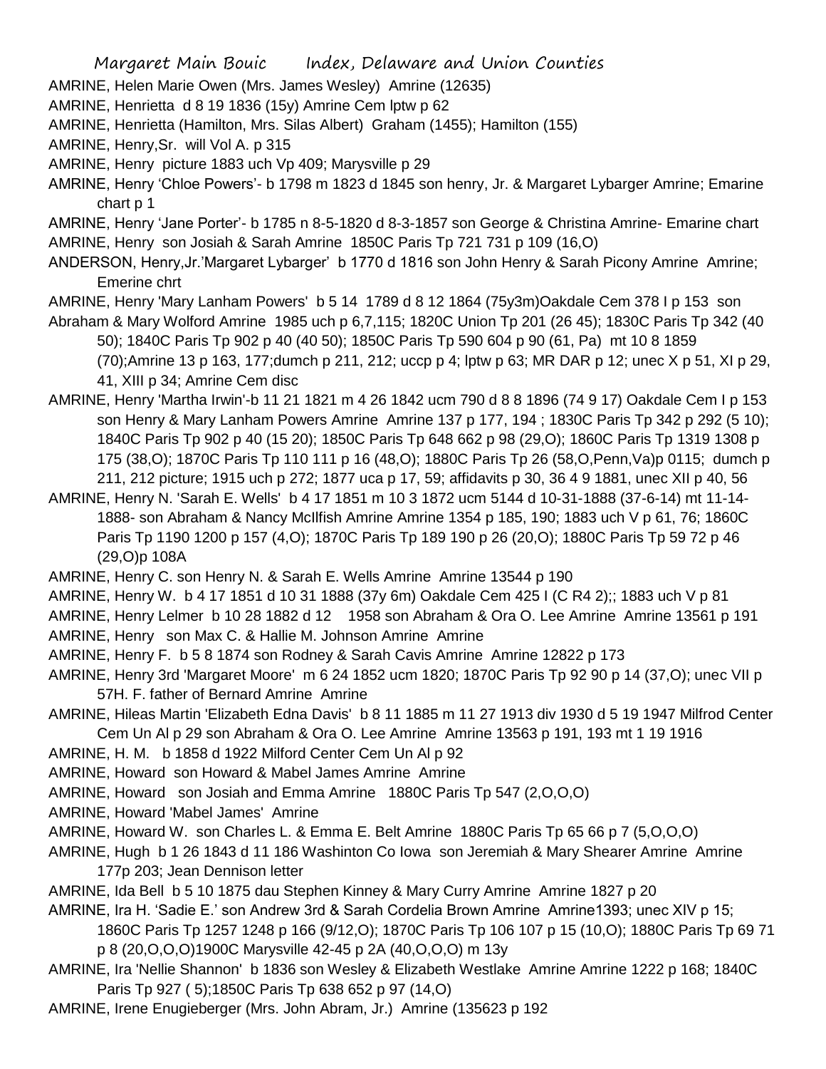AMRINE, Helen Marie Owen (Mrs. James Wesley) Amrine (12635)

AMRINE, Henrietta d 8 19 1836 (15y) Amrine Cem lptw p 62

AMRINE, Henrietta (Hamilton, Mrs. Silas Albert) Graham (1455); Hamilton (155)

AMRINE, Henry,Sr. will Vol A. p 315

AMRINE, Henry picture 1883 uch Vp 409; Marysville p 29

AMRINE, Henry 'Chloe Powers'- b 1798 m 1823 d 1845 son henry, Jr. & Margaret Lybarger Amrine; Emarine chart p 1

AMRINE, Henry 'Jane Porter'- b 1785 n 8-5-1820 d 8-3-1857 son George & Christina Amrine- Emarine chart

AMRINE, Henry son Josiah & Sarah Amrine 1850C Paris Tp 721 731 p 109 (16,O)

ANDERSON, Henry,Jr.'Margaret Lybarger' b 1770 d 1816 son John Henry & Sarah Picony Amrine Amrine; Emerine chrt

AMRINE, Henry 'Mary Lanham Powers' b 5 14 1789 d 8 12 1864 (75y3m)Oakdale Cem 378 I p 153 son Abraham & Mary Wolford Amrine 1985 uch p 6,7,115; 1820C Union Tp 201 (26 45); 1830C Paris Tp 342 (40 50); 1840C Paris Tp 902 p 40 (40 50); 1850C Paris Tp 590 604 p 90 (61, Pa) mt 10 8 1859 (70);Amrine 13 p 163, 177;dumch p 211, 212; uccp p 4; lptw p 63; MR DAR p 12; unec X p 51, XI p 29, 41, XIII p 34; Amrine Cem disc

AMRINE, Henry 'Martha Irwin'-b 11 21 1821 m 4 26 1842 ucm 790 d 8 8 1896 (74 9 17) Oakdale Cem I p 153 son Henry & Mary Lanham Powers Amrine Amrine 137 p 177, 194 ; 1830C Paris Tp 342 p 292 (5 10); 1840C Paris Tp 902 p 40 (15 20); 1850C Paris Tp 648 662 p 98 (29,O); 1860C Paris Tp 1319 1308 p 175 (38,O); 1870C Paris Tp 110 111 p 16 (48,O); 1880C Paris Tp 26 (58,O,Penn,Va)p 0115; dumch p 211, 212 picture; 1915 uch p 272; 1877 uca p 17, 59; affidavits p 30, 36 4 9 1881, unec XII p 40, 56

AMRINE, Henry N. 'Sarah E. Wells' b 4 17 1851 m 10 3 1872 ucm 5144 d 10-31-1888 (37-6-14) mt 11-14-1888- son Abraham & Nancy McIlfish Amrine Amrine 1354 p 185, 190; 1883 uch V p 61, 76; 1860C Paris Tp 1190 1200 p 157 (4,O); 1870C Paris Tp 189 190 p 26 (20,O); 1880C Paris Tp 59 72 p 46 (29,O)p 108A

AMRINE, Henry C. son Henry N. & Sarah E. Wells Amrine Amrine 13544 p 190

AMRINE, Henry W. b 4 17 1851 d 10 31 1888 (37y 6m) Oakdale Cem 425 I (C R4 2);; 1883 uch V p 81

AMRINE, Henry Lelmer b 10 28 1882 d 12 1958 son Abraham & Ora O. Lee Amrine Amrine 13561 p 191

AMRINE, Henry son Max C. & Hallie M. Johnson Amrine Amrine

AMRINE, Henry F. b 5 8 1874 son Rodney & Sarah Cavis Amrine Amrine 12822 p 173

AMRINE, Henry 3rd 'Margaret Moore' m 6 24 1852 ucm 1820; 1870C Paris Tp 92 90 p 14 (37,O); unec VII p 57H. F. father of Bernard Amrine Amrine

AMRINE, Hileas Martin 'Elizabeth Edna Davis' b 8 11 1885 m 11 27 1913 div 1930 d 5 19 1947 Milfrod Center Cem Un Al p 29 son Abraham & Ora O. Lee Amrine Amrine 13563 p 191, 193 mt 1 19 1916

AMRINE, H. M. b 1858 d 1922 Milford Center Cem Un Al p 92

AMRINE, Howard son Howard & Mabel James Amrine Amrine

AMRINE, Howard son Josiah and Emma Amrine 1880C Paris Tp 547 (2,O,O,O)

AMRINE, Howard 'Mabel James' Amrine

AMRINE, Howard W. son Charles L. & Emma E. Belt Amrine 1880C Paris Tp 65 66 p 7 (5,O,O,O)

AMRINE, Hugh b 1 26 1843 d 11 186 Washinton Co Iowa son Jeremiah & Mary Shearer Amrine Amrine 177p 203; Jean Dennison letter

AMRINE, Ida Bell b 5 10 1875 dau Stephen Kinney & Mary Curry Amrine Amrine 1827 p 20

AMRINE, Ira H. 'Sadie E.' son Andrew 3rd & Sarah Cordelia Brown Amrine Amrine1393; unec XIV p 15; 1860C Paris Tp 1257 1248 p 166 (9/12,O); 1870C Paris Tp 106 107 p 15 (10,O); 1880C Paris Tp 69 71 p 8 (20,O,O,O)1900C Marysville 42-45 p 2A (40,O,O,O) m 13y

AMRINE, Ira 'Nellie Shannon' b 1836 son Wesley & Elizabeth Westlake Amrine Amrine 1222 p 168; 1840C Paris Tp 927 ( 5);1850C Paris Tp 638 652 p 97 (14,O)

AMRINE, Irene Enugieberger (Mrs. John Abram, Jr.) Amrine (135623 p 192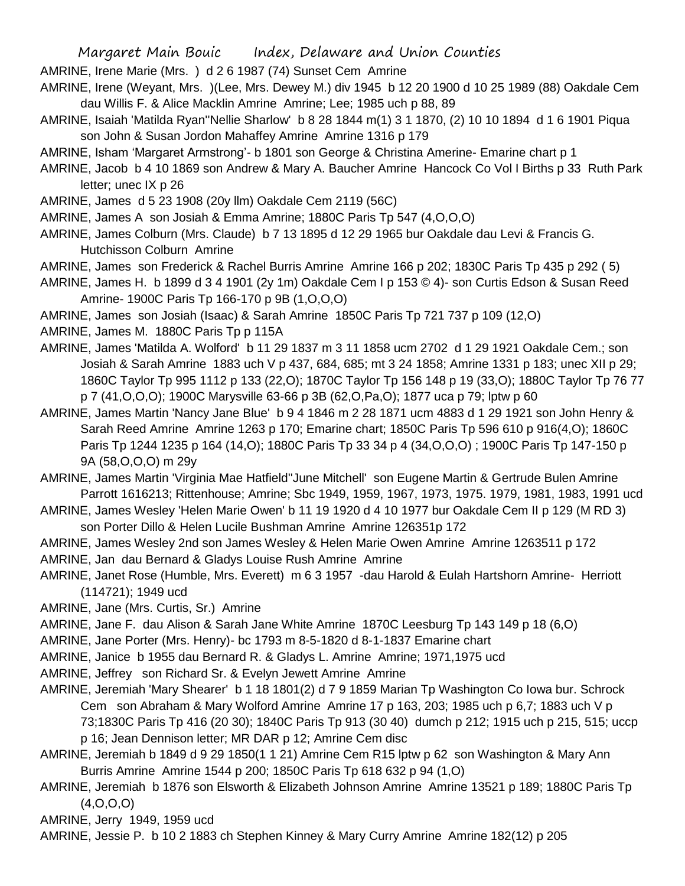AMRINE, Irene Marie (Mrs. ) d 2 6 1987 (74) Sunset Cem Amrine

AMRINE, Irene (Weyant, Mrs. )(Lee, Mrs. Dewey M.) div 1945 b 12 20 1900 d 10 25 1989 (88) Oakdale Cem dau Willis F. & Alice Macklin Amrine Amrine; Lee; 1985 uch p 88, 89

AMRINE, Isaiah 'Matilda Ryan''Nellie Sharlow' b 8 28 1844 m(1) 3 1 1870, (2) 10 10 1894 d 1 6 1901 Piqua son John & Susan Jordon Mahaffey Amrine Amrine 1316 p 179

AMRINE, Isham 'Margaret Armstrong'- b 1801 son George & Christina Amerine- Emarine chart p 1

AMRINE, Jacob b 4 10 1869 son Andrew & Mary A. Baucher Amrine Hancock Co Vol I Births p 33 Ruth Park letter; unec IX p 26

AMRINE, James d 5 23 1908 (20y llm) Oakdale Cem 2119 (56C)

AMRINE, James A son Josiah & Emma Amrine; 1880C Paris Tp 547 (4,O,O,O)

AMRINE, James Colburn (Mrs. Claude) b 7 13 1895 d 12 29 1965 bur Oakdale dau Levi & Francis G. Hutchisson Colburn Amrine

AMRINE, James son Frederick & Rachel Burris Amrine Amrine 166 p 202; 1830C Paris Tp 435 p 292 ( 5)

AMRINE, James H. b 1899 d 3 4 1901 (2y 1m) Oakdale Cem I p 153 © 4)- son Curtis Edson & Susan Reed Amrine- 1900C Paris Tp 166-170 p 9B (1,O,O,O)

AMRINE, James son Josiah (Isaac) & Sarah Amrine 1850C Paris Tp 721 737 p 109 (12,O)

AMRINE, James M. 1880C Paris Tp p 115A

AMRINE, James 'Matilda A. Wolford' b 11 29 1837 m 3 11 1858 ucm 2702 d 1 29 1921 Oakdale Cem.; son Josiah & Sarah Amrine 1883 uch V p 437, 684, 685; mt 3 24 1858; Amrine 1331 p 183; unec XII p 29; 1860C Taylor Tp 995 1112 p 133 (22,O); 1870C Taylor Tp 156 148 p 19 (33,O); 1880C Taylor Tp 76 77 p 7 (41,O,O,O); 1900C Marysville 63-66 p 3B (62,O,Pa,O); 1877 uca p 79; lptw p 60

AMRINE, James Martin 'Nancy Jane Blue' b 9 4 1846 m 2 28 1871 ucm 4883 d 1 29 1921 son John Henry & Sarah Reed Amrine Amrine 1263 p 170; Emarine chart; 1850C Paris Tp 596 610 p 916(4,O); 1860C Paris Tp 1244 1235 p 164 (14,O); 1880C Paris Tp 33 34 p 4 (34,O,O,O) ; 1900C Paris Tp 147-150 p 9A (58,O,O,O) m 29y

AMRINE, James Martin 'Virginia Mae Hatfield''June Mitchell' son Eugene Martin & Gertrude Bulen Amrine Parrott 1616213; Rittenhouse; Amrine; Sbc 1949, 1959, 1967, 1973, 1975. 1979, 1981, 1983, 1991 ucd

AMRINE, James Wesley 'Helen Marie Owen' b 11 19 1920 d 4 10 1977 bur Oakdale Cem II p 129 (M RD 3) son Porter Dillo & Helen Lucile Bushman Amrine Amrine 126351p 172

AMRINE, James Wesley 2nd son James Wesley & Helen Marie Owen Amrine Amrine 1263511 p 172

AMRINE, Jan dau Bernard & Gladys Louise Rush Amrine Amrine

AMRINE, Janet Rose (Humble, Mrs. Everett) m 6 3 1957 -dau Harold & Eulah Hartshorn Amrine- Herriott (114721); 1949 ucd

AMRINE, Jane (Mrs. Curtis, Sr.) Amrine

AMRINE, Jane F. dau Alison & Sarah Jane White Amrine 1870C Leesburg Tp 143 149 p 18 (6,O)

AMRINE, Jane Porter (Mrs. Henry)- bc 1793 m 8-5-1820 d 8-1-1837 Emarine chart

AMRINE, Janice b 1955 dau Bernard R. & Gladys L. Amrine Amrine; 1971,1975 ucd

AMRINE, Jeffrey son Richard Sr. & Evelyn Jewett Amrine Amrine

AMRINE, Jeremiah 'Mary Shearer' b 1 18 1801(2) d 7 9 1859 Marian Tp Washington Co Iowa bur. Schrock Cem son Abraham & Mary Wolford Amrine Amrine 17 p 163, 203; 1985 uch p 6,7; 1883 uch V p 73;1830C Paris Tp 416 (20 30); 1840C Paris Tp 913 (30 40) dumch p 212; 1915 uch p 215, 515; uccp p 16; Jean Dennison letter; MR DAR p 12; Amrine Cem disc

AMRINE, Jeremiah b 1849 d 9 29 1850(1 1 21) Amrine Cem R15 lptw p 62 son Washington & Mary Ann Burris Amrine Amrine 1544 p 200; 1850C Paris Tp 618 632 p 94 (1,O)

AMRINE, Jeremiah b 1876 son Elsworth & Elizabeth Johnson Amrine Amrine 13521 p 189; 1880C Paris Tp (4,O,O,O)

AMRINE, Jerry 1949, 1959 ucd

AMRINE, Jessie P. b 10 2 1883 ch Stephen Kinney & Mary Curry Amrine Amrine 182(12) p 205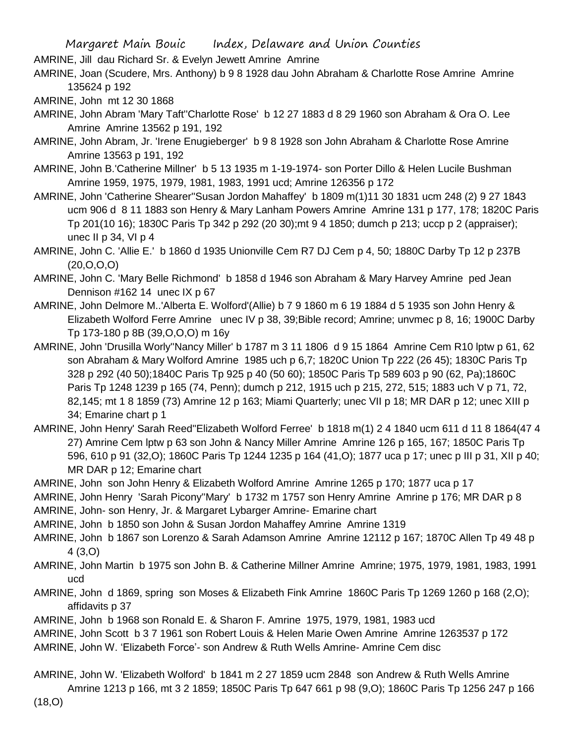AMRINE, Jill  dau Richard Sr. & Evelyn Jewett Amrine  Amrine

AMRINE, Joan (Scudere, Mrs. Anthony) b 9 8 1928 dau John Abraham & Charlotte Rose Amrine  Amrine 135624 p 192

AMRINE, John  mt 12 30 1868

AMRINE, John Abram 'Mary Taft''Charlotte Rose'  b 12 27 1883 d 8 29 1960 son Abraham & Ora O. Lee Amrine  Amrine 13562 p 191, 192

AMRINE, John Abram, Jr. 'Irene Enugieberger'  b 9 8 1928 son John Abraham & Charlotte Rose Amrine  Amrine 13563 p 191, 192

AMRINE, John B.'Catherine Millner'  b 5 13 1935 m 1-19-1974- son Porter Dillo & Helen Lucile Bushman Amrine 1959, 1975, 1979, 1981, 1983, 1991 ucd; Amrine 126356 p 172

AMRINE, John 'Catherine Shearer''Susan Jordon Mahaffey'  b 1809 m(1)11 30 1831 ucm 248 (2) 9 27 1843 ucm 906 d  8 11 1883 son Henry & Mary Lanham Powers Amrine  Amrine 131 p 177, 178; 1820C Paris Tp 201(10 16); 1830C Paris Tp 342 p 292 (20 30);mt 9 4 1850; dumch p 213; uccp p 2 (appraiser); unec II p 34, VI p 4

AMRINE, John C. 'Allie E.'  b 1860 d 1935 Unionville Cem R7 DJ Cem p 4, 50; 1880C Darby Tp 12 p 237B (20,O,O,O)

AMRINE, John C. 'Mary Belle Richmond'  b 1858 d 1946 son Abraham & Mary Harvey Amrine  ped Jean Dennison #162 14  unec IX p 67

AMRINE, John Delmore M..'Alberta E. Wolford'(Allie) b 7 9 1860 m 6 19 1884 d 5 1935 son John Henry & Elizabeth Wolford Ferre Amrine   unec IV p 38, 39;Bible record; Amrine; unvmec p 8, 16; 1900C Darby Tp 173-180 p 8B (39,O,O,O) m 16y

AMRINE, John 'Drusilla Worly''Nancy Miller' b 1787 m 3 11 1806  d 9 15 1864  Amrine Cem R10 lptw p 61, 62 son Abraham & Mary Wolford Amrine  1985 uch p 6,7; 1820C Union Tp 222 (26 45); 1830C Paris Tp 328 p 292 (40 50);1840C Paris Tp 925 p 40 (50 60); 1850C Paris Tp 589 603 p 90 (62, Pa);1860C Paris Tp 1248 1239 p 165 (74, Penn); dumch p 212, 1915 uch p 215, 272, 515; 1883 uch V p 71, 72, 82,145; mt 1 8 1859 (73) Amrine 12 p 163; Miami Quarterly; unec VII p 18; MR DAR p 12; unec XIII p 34; Emarine chart p 1

AMRINE, John Henry' Sarah Reed''Elizabeth Wolford Ferree'  b 1818 m(1) 2 4 1840 ucm 611 d 11 8 1864(47 4 27) Amrine Cem lptw p 63 son John & Nancy Miller Amrine  Amrine 126 p 165, 167; 1850C Paris Tp 596, 610 p 91 (32,O); 1860C Paris Tp 1244 1235 p 164 (41,O); 1877 uca p 17; unec p III p 31, XII p 40; MR DAR p 12; Emarine chart

AMRINE, John  son John Henry & Elizabeth Wolford Amrine  Amrine 1265 p 170; 1877 uca p 17

AMRINE, John Henry  'Sarah Picony''Mary'  b 1732 m 1757 son Henry Amrine  Amrine p 176; MR DAR p 8

AMRINE, John- son Henry, Jr. & Margaret Lybarger Amrine- Emarine chart

AMRINE, John  b 1850 son John & Susan Jordon Mahaffey Amrine  Amrine 1319

AMRINE, John  b 1867 son Lorenzo & Sarah Adamson Amrine  Amrine 12112 p 167; 1870C Allen Tp 49 48 p 4 (3,O)

AMRINE, John Martin  b 1975 son John B. & Catherine Millner Amrine  Amrine; 1975, 1979, 1981, 1983, 1991 ucd

AMRINE, John  d 1869, spring  son Moses & Elizabeth Fink Amrine  1860C Paris Tp 1269 1260 p 168 (2,O); affidavits p 37

AMRINE, John  b 1968 son Ronald E. & Sharon F. Amrine  1975, 1979, 1981, 1983 ucd

AMRINE, John Scott  b 3 7 1961 son Robert Louis & Helen Marie Owen Amrine  Amrine 1263537 p 172

AMRINE, John W. 'Elizabeth Force'- son Andrew & Ruth Wells Amrine- Amrine Cem disc

AMRINE, John W. 'Elizabeth Wolford'  b 1841 m 2 27 1859 ucm 2848  son Andrew & Ruth Wells Amrine  Amrine 1213 p 166, mt 3 2 1859; 1850C Paris Tp 647 661 p 98 (9,O); 1860C Paris Tp 1256 247 p 166 (18,O)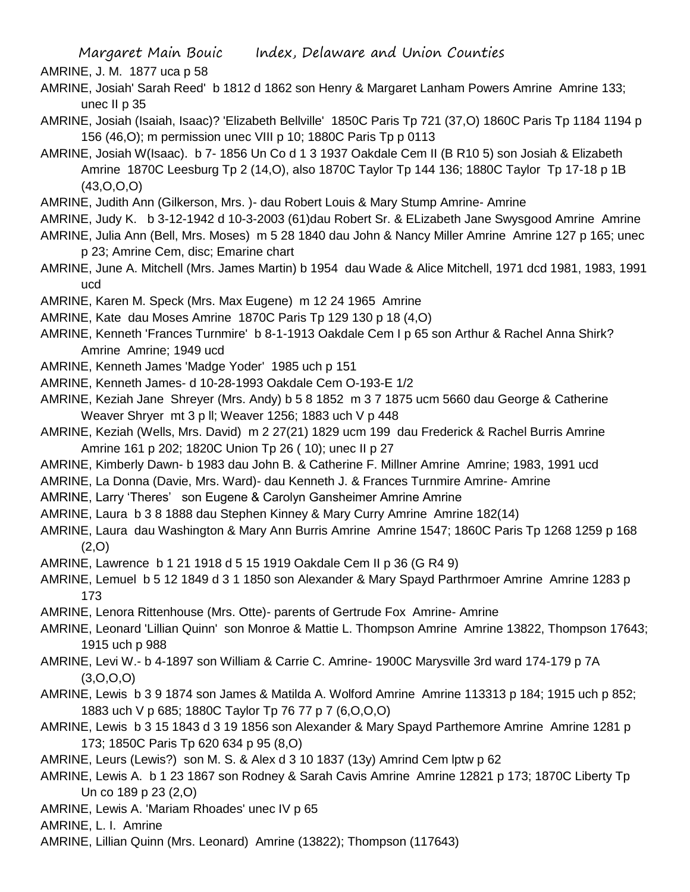AMRINE, J. M. 1877 uca p 58

AMRINE, Josiah' Sarah Reed' b 1812 d 1862 son Henry & Margaret Lanham Powers Amrine Amrine 133; unec II p 35

AMRINE, Josiah (Isaiah, Isaac)? 'Elizabeth Bellville' 1850C Paris Tp 721 (37,O) 1860C Paris Tp 1184 1194 p 156 (46,O); m permission unec VIII p 10; 1880C Paris Tp p 0113

AMRINE, Josiah W(Isaac). b 7- 1856 Un Co d 1 3 1937 Oakdale Cem II (B R10 5) son Josiah & Elizabeth Amrine 1870C Leesburg Tp 2 (14,O), also 1870C Taylor Tp 144 136; 1880C Taylor Tp 17-18 p 1B (43,O,O,O)

AMRINE, Judith Ann (Gilkerson, Mrs. )- dau Robert Louis & Mary Stump Amrine- Amrine

AMRINE, Judy K. b 3-12-1942 d 10-3-2003 (61)dau Robert Sr. & ELizabeth Jane Swysgood Amrine Amrine

AMRINE, Julia Ann (Bell, Mrs. Moses) m 5 28 1840 dau John & Nancy Miller Amrine Amrine 127 p 165; unec p 23; Amrine Cem, disc; Emarine chart

AMRINE, June A. Mitchell (Mrs. James Martin) b 1954 dau Wade & Alice Mitchell, 1971 dcd 1981, 1983, 1991 ucd

AMRINE, Karen M. Speck (Mrs. Max Eugene) m 12 24 1965 Amrine

AMRINE, Kate dau Moses Amrine 1870C Paris Tp 129 130 p 18 (4,O)

AMRINE, Kenneth 'Frances Turnmire' b 8-1-1913 Oakdale Cem I p 65 son Arthur & Rachel Anna Shirk? Amrine Amrine; 1949 ucd

AMRINE, Kenneth James 'Madge Yoder' 1985 uch p 151

AMRINE, Kenneth James- d 10-28-1993 Oakdale Cem O-193-E 1/2

AMRINE, Keziah Jane Shreyer (Mrs. Andy) b 5 8 1852 m 3 7 1875 ucm 5660 dau George & Catherine Weaver Shryer mt 3 p ll; Weaver 1256; 1883 uch V p 448

AMRINE, Keziah (Wells, Mrs. David) m 2 27(21) 1829 ucm 199 dau Frederick & Rachel Burris Amrine Amrine 161 p 202; 1820C Union Tp 26 ( 10); unec II p 27

AMRINE, Kimberly Dawn- b 1983 dau John B. & Catherine F. Millner Amrine Amrine; 1983, 1991 ucd

AMRINE, La Donna (Davie, Mrs. Ward)- dau Kenneth J. & Frances Turnmire Amrine- Amrine

AMRINE, Larry 'Theres' son Eugene & Carolyn Gansheimer Amrine Amrine

AMRINE, Laura b 3 8 1888 dau Stephen Kinney & Mary Curry Amrine Amrine 182(14)

AMRINE, Laura dau Washington & Mary Ann Burris Amrine Amrine 1547; 1860C Paris Tp 1268 1259 p 168 (2,O)

AMRINE, Lawrence b 1 21 1918 d 5 15 1919 Oakdale Cem II p 36 (G R4 9)

AMRINE, Lemuel b 5 12 1849 d 3 1 1850 son Alexander & Mary Spayd Parthrmoer Amrine Amrine 1283 p 173

AMRINE, Lenora Rittenhouse (Mrs. Otte)- parents of Gertrude Fox Amrine- Amrine

AMRINE, Leonard 'Lillian Quinn' son Monroe & Mattie L. Thompson Amrine Amrine 13822, Thompson 17643; 1915 uch p 988

AMRINE, Levi W.- b 4-1897 son William & Carrie C. Amrine- 1900C Marysville 3rd ward 174-179 p 7A (3,O,O,O)

AMRINE, Lewis b 3 9 1874 son James & Matilda A. Wolford Amrine Amrine 113313 p 184; 1915 uch p 852; 1883 uch V p 685; 1880C Taylor Tp 76 77 p 7 (6,O,O,O)

AMRINE, Lewis b 3 15 1843 d 3 19 1856 son Alexander & Mary Spayd Parthemore Amrine Amrine 1281 p 173; 1850C Paris Tp 620 634 p 95 (8,O)

AMRINE, Leurs (Lewis?) son M. S. & Alex d 3 10 1837 (13y) Amrind Cem lptw p 62

AMRINE, Lewis A. b 1 23 1867 son Rodney & Sarah Cavis Amrine Amrine 12821 p 173; 1870C Liberty Tp Un co 189 p 23 (2,O)

AMRINE, Lewis A. 'Mariam Rhoades' unec IV p 65

AMRINE, L. I. Amrine

AMRINE, Lillian Quinn (Mrs. Leonard) Amrine (13822); Thompson (117643)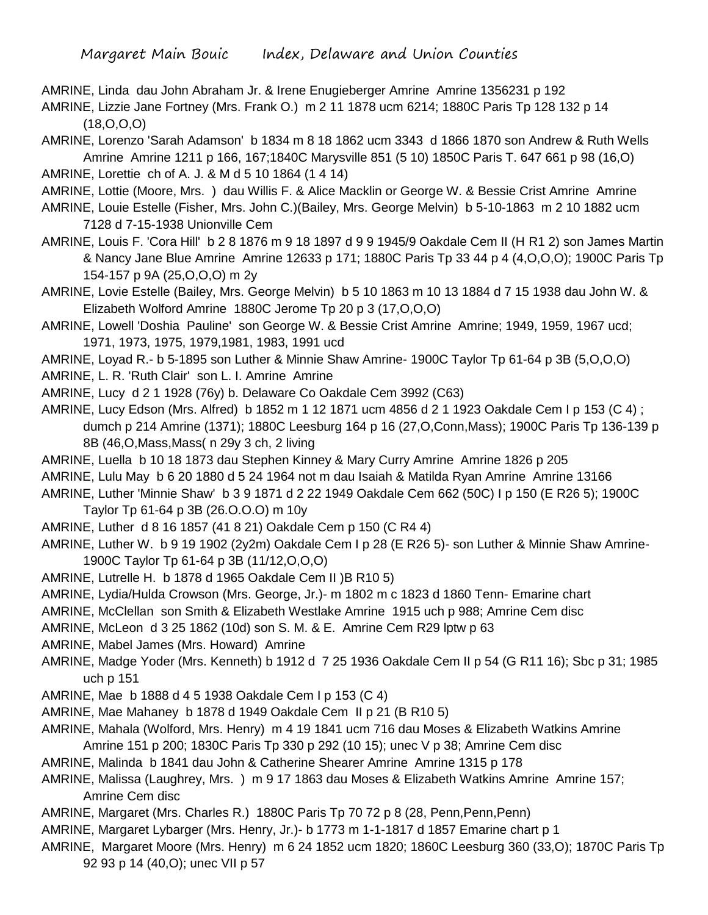AMRINE, Linda dau John Abraham Jr. & Irene Enugieberger Amrine Amrine 1356231 p 192

AMRINE, Lizzie Jane Fortney (Mrs. Frank O.) m 2 11 1878 ucm 6214; 1880C Paris Tp 128 132 p 14 (18,O,O,O)

AMRINE, Lorenzo 'Sarah Adamson' b 1834 m 8 18 1862 ucm 3343 d 1866 1870 son Andrew & Ruth Wells Amrine Amrine 1211 p 166, 167;1840C Marysville 851 (5 10) 1850C Paris T. 647 661 p 98 (16,O)

AMRINE, Lorettie ch of A. J. & M d 5 10 1864 (1 4 14)

AMRINE, Lottie (Moore, Mrs. ) dau Willis F. & Alice Macklin or George W. & Bessie Crist Amrine Amrine

AMRINE, Louie Estelle (Fisher, Mrs. John C.)(Bailey, Mrs. George Melvin) b 5-10-1863 m 2 10 1882 ucm 7128 d 7-15-1938 Unionville Cem

AMRINE, Louis F. 'Cora Hill' b 2 8 1876 m 9 18 1897 d 9 9 1945/9 Oakdale Cem II (H R1 2) son James Martin & Nancy Jane Blue Amrine Amrine 12633 p 171; 1880C Paris Tp 33 44 p 4 (4,O,O,O); 1900C Paris Tp 154-157 p 9A (25,O,O,O) m 2y

AMRINE, Lovie Estelle (Bailey, Mrs. George Melvin) b 5 10 1863 m 10 13 1884 d 7 15 1938 dau John W. & Elizabeth Wolford Amrine 1880C Jerome Tp 20 p 3 (17,O,O,O)

AMRINE, Lowell 'Doshia Pauline' son George W. & Bessie Crist Amrine Amrine; 1949, 1959, 1967 ucd; 1971, 1973, 1975, 1979,1981, 1983, 1991 ucd

AMRINE, Loyad R.- b 5-1895 son Luther & Minnie Shaw Amrine- 1900C Taylor Tp 61-64 p 3B (5,O,O,O)

AMRINE, L. R. 'Ruth Clair' son L. I. Amrine Amrine

AMRINE, Lucy d 2 1 1928 (76y) b. Delaware Co Oakdale Cem 3992 (C63)

AMRINE, Lucy Edson (Mrs. Alfred) b 1852 m 1 12 1871 ucm 4856 d 2 1 1923 Oakdale Cem I p 153 (C 4) ; dumch p 214 Amrine (1371); 1880C Leesburg 164 p 16 (27,O,Conn,Mass); 1900C Paris Tp 136-139 p 8B (46,O,Mass,Mass( n 29y 3 ch, 2 living

AMRINE, Luella b 10 18 1873 dau Stephen Kinney & Mary Curry Amrine Amrine 1826 p 205

AMRINE, Lulu May b 6 20 1880 d 5 24 1964 not m dau Isaiah & Matilda Ryan Amrine Amrine 13166

AMRINE, Luther 'Minnie Shaw' b 3 9 1871 d 2 22 1949 Oakdale Cem 662 (50C) I p 150 (E R26 5); 1900C Taylor Tp 61-64 p 3B (26.O.O.O) m 10y

AMRINE, Luther d 8 16 1857 (41 8 21) Oakdale Cem p 150 (C R4 4)

AMRINE, Luther W. b 9 19 1902 (2y2m) Oakdale Cem I p 28 (E R26 5)- son Luther & Minnie Shaw Amrine- 1900C Taylor Tp 61-64 p 3B (11/12,O,O,O)

AMRINE, Lutrelle H. b 1878 d 1965 Oakdale Cem II )B R10 5)

AMRINE, Lydia/Hulda Crowson (Mrs. George, Jr.)- m 1802 m c 1823 d 1860 Tenn- Emarine chart

AMRINE, McClellan son Smith & Elizabeth Westlake Amrine 1915 uch p 988; Amrine Cem disc

AMRINE, McLeon d 3 25 1862 (10d) son S. M. & E. Amrine Cem R29 lptw p 63

AMRINE, Mabel James (Mrs. Howard) Amrine

AMRINE, Madge Yoder (Mrs. Kenneth) b 1912 d 7 25 1936 Oakdale Cem II p 54 (G R11 16); Sbc p 31; 1985 uch p 151

AMRINE, Mae b 1888 d 4 5 1938 Oakdale Cem I p 153 (C 4)

AMRINE, Mae Mahaney b 1878 d 1949 Oakdale Cem II p 21 (B R10 5)

AMRINE, Mahala (Wolford, Mrs. Henry) m 4 19 1841 ucm 716 dau Moses & Elizabeth Watkins Amrine Amrine 151 p 200; 1830C Paris Tp 330 p 292 (10 15); unec V p 38; Amrine Cem disc

AMRINE, Malinda b 1841 dau John & Catherine Shearer Amrine Amrine 1315 p 178

AMRINE, Malissa (Laughrey, Mrs. ) m 9 17 1863 dau Moses & Elizabeth Watkins Amrine Amrine 157; Amrine Cem disc

AMRINE, Margaret (Mrs. Charles R.) 1880C Paris Tp 70 72 p 8 (28, Penn,Penn,Penn)

AMRINE, Margaret Lybarger (Mrs. Henry, Jr.)- b 1773 m 1-1-1817 d 1857 Emarine chart p 1

AMRINE, Margaret Moore (Mrs. Henry) m 6 24 1852 ucm 1820; 1860C Leesburg 360 (33,O); 1870C Paris Tp 92 93 p 14 (40,O); unec VII p 57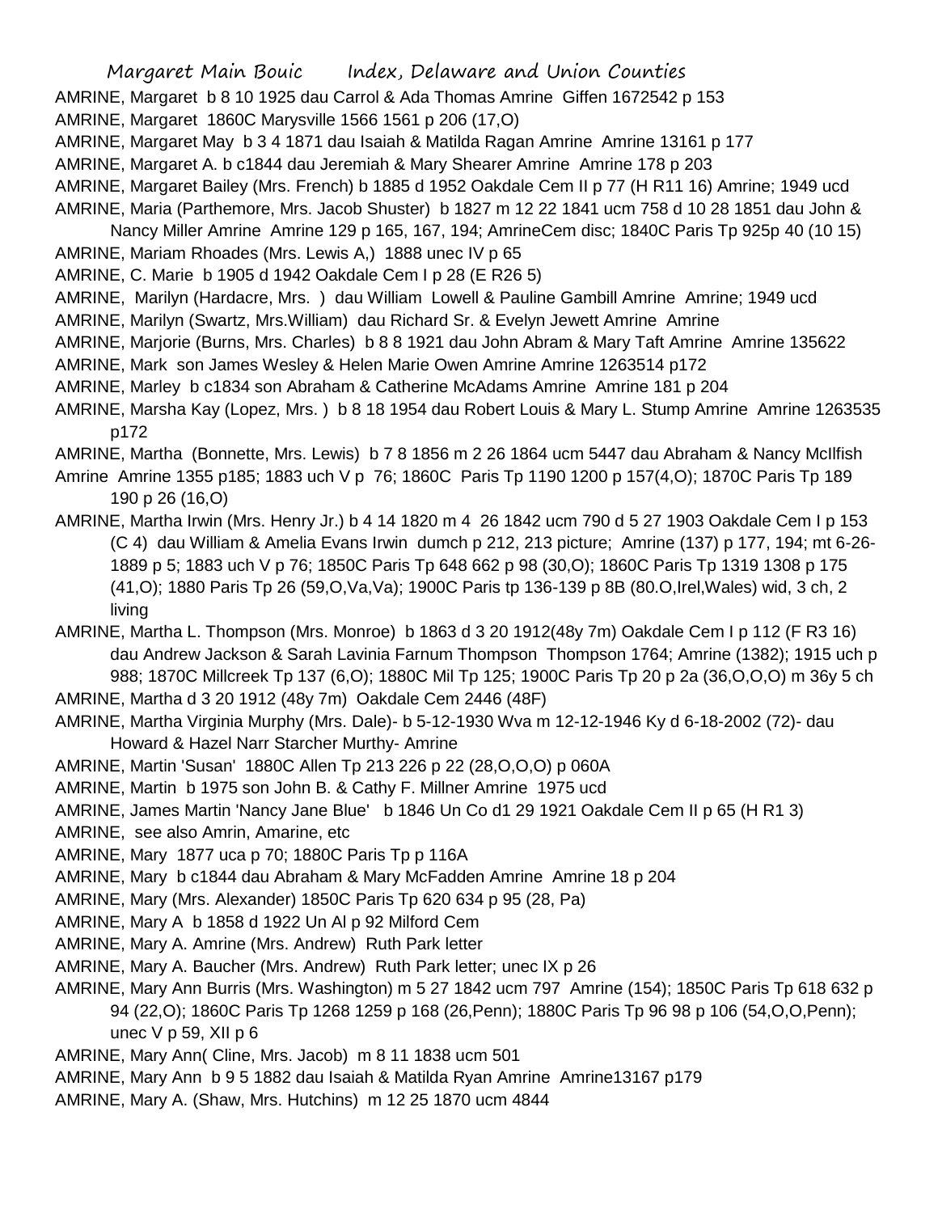AMRINE, Margaret b 8 10 1925 dau Carrol & Ada Thomas Amrine Giffen 1672542 p 153

AMRINE, Margaret 1860C Marysville 1566 1561 p 206 (17,O)

AMRINE, Margaret May b 3 4 1871 dau Isaiah & Matilda Ragan Amrine Amrine 13161 p 177

AMRINE, Margaret A. b c1844 dau Jeremiah & Mary Shearer Amrine Amrine 178 p 203

AMRINE, Margaret Bailey (Mrs. French) b 1885 d 1952 Oakdale Cem II p 77 (H R11 16) Amrine; 1949 ucd

AMRINE, Maria (Parthemore, Mrs. Jacob Shuster) b 1827 m 12 22 1841 ucm 758 d 10 28 1851 dau John & Nancy Miller Amrine Amrine 129 p 165, 167, 194; AmrineCem disc; 1840C Paris Tp 925p 40 (10 15)

AMRINE, Mariam Rhoades (Mrs. Lewis A,) 1888 unec IV p 65

AMRINE, C. Marie b 1905 d 1942 Oakdale Cem I p 28 (E R26 5)

AMRINE, Marilyn (Hardacre, Mrs. ) dau William Lowell & Pauline Gambill Amrine Amrine; 1949 ucd

AMRINE, Marilyn (Swartz, Mrs.William) dau Richard Sr. & Evelyn Jewett Amrine Amrine

AMRINE, Marjorie (Burns, Mrs. Charles) b 8 8 1921 dau John Abram & Mary Taft Amrine Amrine 135622

AMRINE, Mark son James Wesley & Helen Marie Owen Amrine Amrine 1263514 p172

AMRINE, Marley b c1834 son Abraham & Catherine McAdams Amrine Amrine 181 p 204

AMRINE, Marsha Kay (Lopez, Mrs. ) b 8 18 1954 dau Robert Louis & Mary L. Stump Amrine Amrine 1263535 p172

AMRINE, Martha (Bonnette, Mrs. Lewis) b 7 8 1856 m 2 26 1864 ucm 5447 dau Abraham & Nancy McIlfish Amrine Amrine 1355 p185; 1883 uch V p 76; 1860C Paris Tp 1190 1200 p 157(4,O); 1870C Paris Tp 189 190 p 26 (16,O)

AMRINE, Martha Irwin (Mrs. Henry Jr.) b 4 14 1820 m 4 26 1842 ucm 790 d 5 27 1903 Oakdale Cem I p 153 (C 4) dau William & Amelia Evans Irwin dumch p 212, 213 picture; Amrine (137) p 177, 194; mt 6-26-1889 p 5; 1883 uch V p 76; 1850C Paris Tp 648 662 p 98 (30,O); 1860C Paris Tp 1319 1308 p 175 (41,O); 1880 Paris Tp 26 (59,O,Va,Va); 1900C Paris tp 136-139 p 8B (80.O,Irel,Wales) wid, 3 ch, 2 living

AMRINE, Martha L. Thompson (Mrs. Monroe) b 1863 d 3 20 1912(48y 7m) Oakdale Cem I p 112 (F R3 16) dau Andrew Jackson & Sarah Lavinia Farnum Thompson Thompson 1764; Amrine (1382); 1915 uch p 988; 1870C Millcreek Tp 137 (6,O); 1880C Mil Tp 125; 1900C Paris Tp 20 p 2a (36,O,O,O) m 36y 5 ch

AMRINE, Martha d 3 20 1912 (48y 7m) Oakdale Cem 2446 (48F)

AMRINE, Martha Virginia Murphy (Mrs. Dale)- b 5-12-1930 Wva m 12-12-1946 Ky d 6-18-2002 (72)- dau Howard & Hazel Narr Starcher Murthy- Amrine

AMRINE, Martin 'Susan' 1880C Allen Tp 213 226 p 22 (28,O,O,O) p 060A

AMRINE, Martin b 1975 son John B. & Cathy F. Millner Amrine 1975 ucd

AMRINE, James Martin 'Nancy Jane Blue' b 1846 Un Co d1 29 1921 Oakdale Cem II p 65 (H R1 3)

AMRINE, see also Amrin, Amarine, etc

AMRINE, Mary 1877 uca p 70; 1880C Paris Tp p 116A

AMRINE, Mary b c1844 dau Abraham & Mary McFadden Amrine Amrine 18 p 204

AMRINE, Mary (Mrs. Alexander) 1850C Paris Tp 620 634 p 95 (28, Pa)

AMRINE, Mary A b 1858 d 1922 Un Al p 92 Milford Cem

AMRINE, Mary A. Amrine (Mrs. Andrew) Ruth Park letter

AMRINE, Mary A. Baucher (Mrs. Andrew) Ruth Park letter; unec IX p 26

AMRINE, Mary Ann Burris (Mrs. Washington) m 5 27 1842 ucm 797 Amrine (154); 1850C Paris Tp 618 632 p 94 (22,O); 1860C Paris Tp 1268 1259 p 168 (26,Penn); 1880C Paris Tp 96 98 p 106 (54,O,O,Penn); unec V p 59, XII p 6

AMRINE, Mary Ann( Cline, Mrs. Jacob) m 8 11 1838 ucm 501

AMRINE, Mary Ann b 9 5 1882 dau Isaiah & Matilda Ryan Amrine Amrine13167 p179

AMRINE, Mary A. (Shaw, Mrs. Hutchins) m 12 25 1870 ucm 4844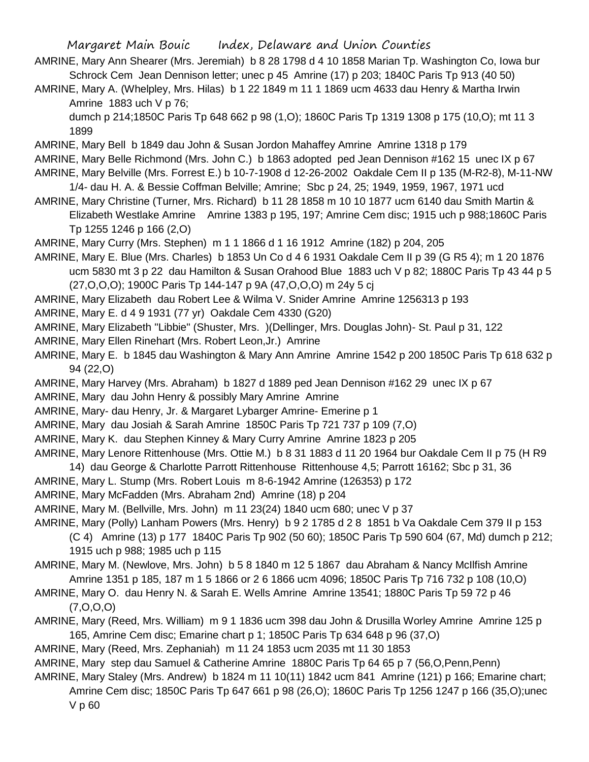AMRINE, Mary Ann Shearer (Mrs. Jeremiah) b 8 28 1798 d 4 10 1858 Marian Tp. Washington Co, Iowa bur Schrock Cem Jean Dennison letter; unec p 45 Amrine (17) p 203; 1840C Paris Tp 913 (40 50)

AMRINE, Mary A. (Whelpley, Mrs. Hilas) b 1 22 1849 m 11 1 1869 ucm 4633 dau Henry & Martha Irwin Amrine 1883 uch V p 76;
dumch p 214;1850C Paris Tp 648 662 p 98 (1,O); 1860C Paris Tp 1319 1308 p 175 (10,O); mt 11 3 1899

AMRINE, Mary Bell b 1849 dau John & Susan Jordon Mahaffey Amrine Amrine 1318 p 179

AMRINE, Mary Belle Richmond (Mrs. John C.) b 1863 adopted ped Jean Dennison #162 15 unec IX p 67

AMRINE, Mary Belville (Mrs. Forrest E.) b 10-7-1908 d 12-26-2002 Oakdale Cem II p 135 (M-R2-8), M-11-NW 1/4- dau H. A. & Bessie Coffman Belville; Amrine; Sbc p 24, 25; 1949, 1959, 1967, 1971 ucd

AMRINE, Mary Christine (Turner, Mrs. Richard) b 11 28 1858 m 10 10 1877 ucm 6140 dau Smith Martin & Elizabeth Westlake Amrine Amrine 1383 p 195, 197; Amrine Cem disc; 1915 uch p 988;1860C Paris Tp 1255 1246 p 166 (2,O)

AMRINE, Mary Curry (Mrs. Stephen) m 1 1 1866 d 1 16 1912 Amrine (182) p 204, 205

AMRINE, Mary E. Blue (Mrs. Charles) b 1853 Un Co d 4 6 1931 Oakdale Cem II p 39 (G R5 4); m 1 20 1876 ucm 5830 mt 3 p 22 dau Hamilton & Susan Orahood Blue 1883 uch V p 82; 1880C Paris Tp 43 44 p 5 (27,O,O,O); 1900C Paris Tp 144-147 p 9A (47,O,O,O) m 24y 5 cj

AMRINE, Mary Elizabeth dau Robert Lee & Wilma V. Snider Amrine Amrine 1256313 p 193

AMRINE, Mary E. d 4 9 1931 (77 yr) Oakdale Cem 4330 (G20)

AMRINE, Mary Elizabeth "Libbie" (Shuster, Mrs. )(Dellinger, Mrs. Douglas John)- St. Paul p 31, 122

AMRINE, Mary Ellen Rinehart (Mrs. Robert Leon,Jr.) Amrine

AMRINE, Mary E. b 1845 dau Washington & Mary Ann Amrine Amrine 1542 p 200 1850C Paris Tp 618 632 p 94 (22,O)

AMRINE, Mary Harvey (Mrs. Abraham) b 1827 d 1889 ped Jean Dennison #162 29 unec IX p 67

AMRINE, Mary dau John Henry & possibly Mary Amrine Amrine

AMRINE, Mary- dau Henry, Jr. & Margaret Lybarger Amrine- Emerine p 1

AMRINE, Mary dau Josiah & Sarah Amrine 1850C Paris Tp 721 737 p 109 (7,O)

AMRINE, Mary K. dau Stephen Kinney & Mary Curry Amrine Amrine 1823 p 205

AMRINE, Mary Lenore Rittenhouse (Mrs. Ottie M.) b 8 31 1883 d 11 20 1964 bur Oakdale Cem II p 75 (H R9 14) dau George & Charlotte Parrott Rittenhouse Rittenhouse 4,5; Parrott 16162; Sbc p 31, 36

AMRINE, Mary L. Stump (Mrs. Robert Louis m 8-6-1942 Amrine (126353) p 172

AMRINE, Mary McFadden (Mrs. Abraham 2nd) Amrine (18) p 204

AMRINE, Mary M. (Bellville, Mrs. John) m 11 23(24) 1840 ucm 680; unec V p 37

AMRINE, Mary (Polly) Lanham Powers (Mrs. Henry) b 9 2 1785 d 2 8 1851 b Va Oakdale Cem 379 II p 153 (C 4) Amrine (13) p 177 1840C Paris Tp 902 (50 60); 1850C Paris Tp 590 604 (67, Md) dumch p 212; 1915 uch p 988; 1985 uch p 115

AMRINE, Mary M. (Newlove, Mrs. John) b 5 8 1840 m 12 5 1867 dau Abraham & Nancy McIlfish Amrine Amrine 1351 p 185, 187 m 1 5 1866 or 2 6 1866 ucm 4096; 1850C Paris Tp 716 732 p 108 (10,O)

AMRINE, Mary O. dau Henry N. & Sarah E. Wells Amrine Amrine 13541; 1880C Paris Tp 59 72 p 46 (7,O,O,O)

AMRINE, Mary (Reed, Mrs. William) m 9 1 1836 ucm 398 dau John & Drusilla Worley Amrine Amrine 125 p 165, Amrine Cem disc; Emarine chart p 1; 1850C Paris Tp 634 648 p 96 (37,O)

AMRINE, Mary (Reed, Mrs. Zephaniah) m 11 24 1853 ucm 2035 mt 11 30 1853

AMRINE, Mary step dau Samuel & Catherine Amrine 1880C Paris Tp 64 65 p 7 (56,O,Penn,Penn)

AMRINE, Mary Staley (Mrs. Andrew) b 1824 m 11 10(11) 1842 ucm 841 Amrine (121) p 166; Emarine chart; Amrine Cem disc; 1850C Paris Tp 647 661 p 98 (26,O); 1860C Paris Tp 1256 1247 p 166 (35,O);unec V p 60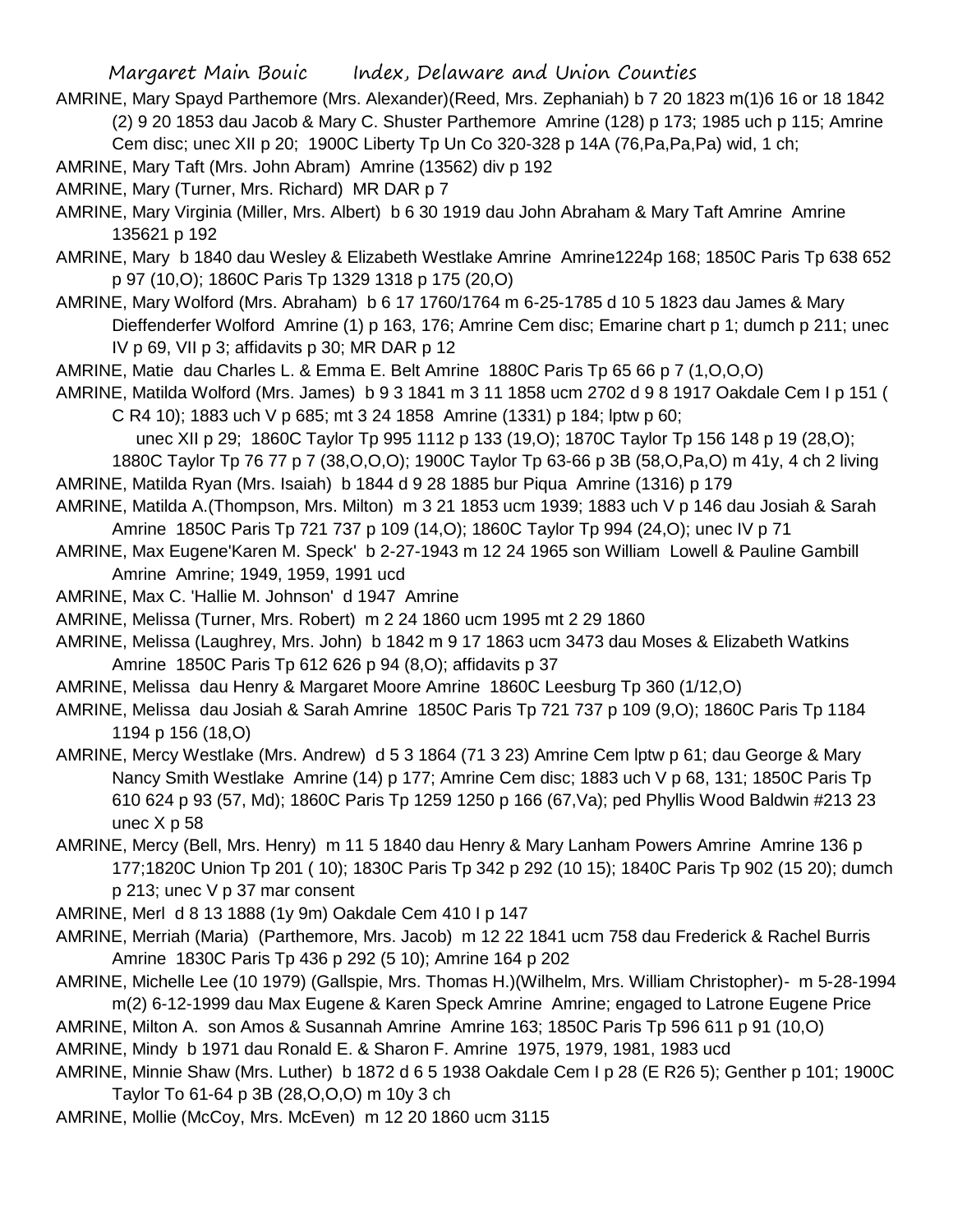AMRINE, Mary Spayd Parthemore (Mrs. Alexander)(Reed, Mrs. Zephaniah) b 7 20 1823 m(1)6 16 or 18 1842 (2) 9 20 1853 dau Jacob & Mary C. Shuster Parthemore Amrine (128) p 173; 1985 uch p 115; Amrine Cem disc; unec XII p 20; 1900C Liberty Tp Un Co 320-328 p 14A (76,Pa,Pa,Pa) wid, 1 ch;

AMRINE, Mary Taft (Mrs. John Abram) Amrine (13562) div p 192

AMRINE, Mary (Turner, Mrs. Richard) MR DAR p 7

AMRINE, Mary Virginia (Miller, Mrs. Albert) b 6 30 1919 dau John Abraham & Mary Taft Amrine Amrine 135621 p 192

AMRINE, Mary b 1840 dau Wesley & Elizabeth Westlake Amrine Amrine1224p 168; 1850C Paris Tp 638 652 p 97 (10,O); 1860C Paris Tp 1329 1318 p 175 (20,O)

AMRINE, Mary Wolford (Mrs. Abraham) b 6 17 1760/1764 m 6-25-1785 d 10 5 1823 dau James & Mary Dieffenderfer Wolford Amrine (1) p 163, 176; Amrine Cem disc; Emarine chart p 1; dumch p 211; unec IV p 69, VII p 3; affidavits p 30; MR DAR p 12

AMRINE, Matie dau Charles L. & Emma E. Belt Amrine 1880C Paris Tp 65 66 p 7 (1,O,O,O)

AMRINE, Matilda Wolford (Mrs. James) b 9 3 1841 m 3 11 1858 ucm 2702 d 9 8 1917 Oakdale Cem I p 151 ( C R4 10); 1883 uch V p 685; mt 3 24 1858 Amrine (1331) p 184; lptw p 60; unec XII p 29; 1860C Taylor Tp 995 1112 p 133 (19,O); 1870C Taylor Tp 156 148 p 19 (28,O); 1880C Taylor Tp 76 77 p 7 (38,O,O,O); 1900C Taylor Tp 63-66 p 3B (58,O,Pa,O) m 41y, 4 ch 2 living

AMRINE, Matilda Ryan (Mrs. Isaiah) b 1844 d 9 28 1885 bur Piqua Amrine (1316) p 179

AMRINE, Matilda A.(Thompson, Mrs. Milton) m 3 21 1853 ucm 1939; 1883 uch V p 146 dau Josiah & Sarah Amrine 1850C Paris Tp 721 737 p 109 (14,O); 1860C Taylor Tp 994 (24,O); unec IV p 71

AMRINE, Max Eugene'Karen M. Speck' b 2-27-1943 m 12 24 1965 son William Lowell & Pauline Gambill Amrine Amrine; 1949, 1959, 1991 ucd

AMRINE, Max C. 'Hallie M. Johnson' d 1947 Amrine

AMRINE, Melissa (Turner, Mrs. Robert) m 2 24 1860 ucm 1995 mt 2 29 1860

AMRINE, Melissa (Laughrey, Mrs. John) b 1842 m 9 17 1863 ucm 3473 dau Moses & Elizabeth Watkins Amrine 1850C Paris Tp 612 626 p 94 (8,O); affidavits p 37

AMRINE, Melissa dau Henry & Margaret Moore Amrine 1860C Leesburg Tp 360 (1/12,O)

AMRINE, Melissa dau Josiah & Sarah Amrine 1850C Paris Tp 721 737 p 109 (9,O); 1860C Paris Tp 1184 1194 p 156 (18,O)

AMRINE, Mercy Westlake (Mrs. Andrew) d 5 3 1864 (71 3 23) Amrine Cem lptw p 61; dau George & Mary Nancy Smith Westlake Amrine (14) p 177; Amrine Cem disc; 1883 uch V p 68, 131; 1850C Paris Tp 610 624 p 93 (57, Md); 1860C Paris Tp 1259 1250 p 166 (67,Va); ped Phyllis Wood Baldwin #213 23 unec X p 58

AMRINE, Mercy (Bell, Mrs. Henry) m 11 5 1840 dau Henry & Mary Lanham Powers Amrine Amrine 136 p 177;1820C Union Tp 201 ( 10); 1830C Paris Tp 342 p 292 (10 15); 1840C Paris Tp 902 (15 20); dumch p 213; unec V p 37 mar consent

AMRINE, Merl d 8 13 1888 (1y 9m) Oakdale Cem 410 I p 147

AMRINE, Merriah (Maria) (Parthemore, Mrs. Jacob) m 12 22 1841 ucm 758 dau Frederick & Rachel Burris Amrine 1830C Paris Tp 436 p 292 (5 10); Amrine 164 p 202

AMRINE, Michelle Lee (10 1979) (Gallspie, Mrs. Thomas H.)(Wilhelm, Mrs. William Christopher)- m 5-28-1994 m(2) 6-12-1999 dau Max Eugene & Karen Speck Amrine Amrine; engaged to Latrone Eugene Price

AMRINE, Milton A. son Amos & Susannah Amrine Amrine 163; 1850C Paris Tp 596 611 p 91 (10,O)

AMRINE, Mindy b 1971 dau Ronald E. & Sharon F. Amrine 1975, 1979, 1981, 1983 ucd

AMRINE, Minnie Shaw (Mrs. Luther) b 1872 d 6 5 1938 Oakdale Cem I p 28 (E R26 5); Genther p 101; 1900C Taylor To 61-64 p 3B (28,O,O,O) m 10y 3 ch

AMRINE, Mollie (McCoy, Mrs. McEven) m 12 20 1860 ucm 3115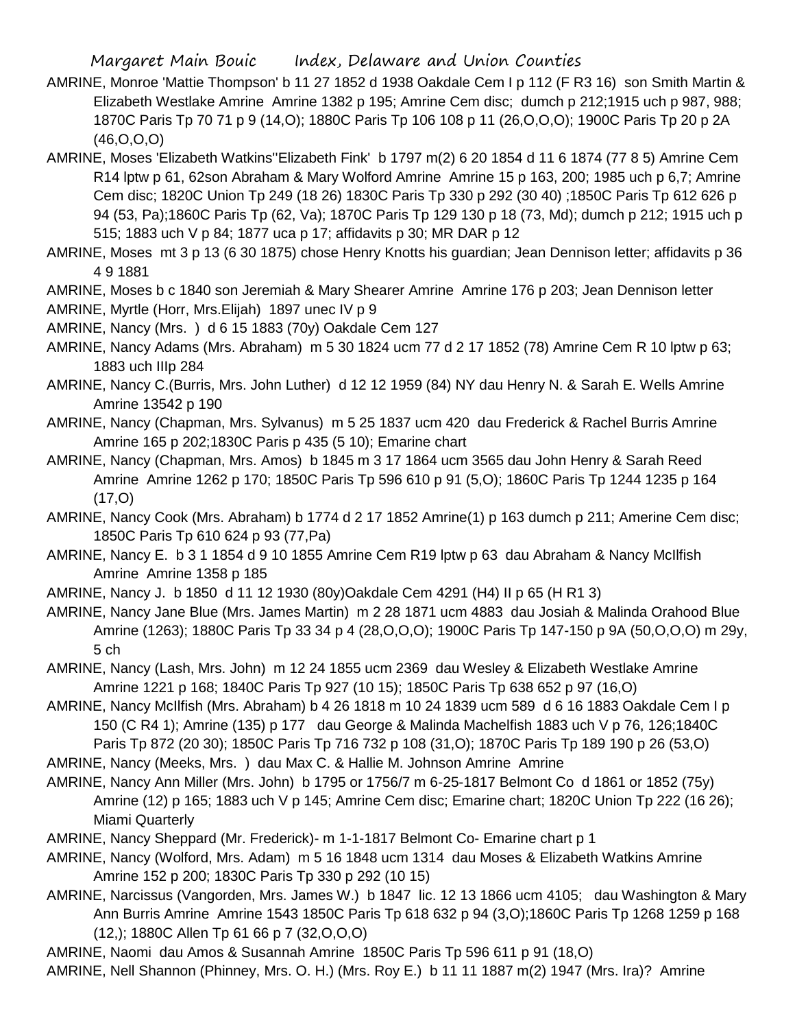AMRINE, Monroe 'Mattie Thompson' b 11 27 1852 d 1938 Oakdale Cem I p 112 (F R3 16) son Smith Martin & Elizabeth Westlake Amrine Amrine 1382 p 195; Amrine Cem disc; dumch p 212;1915 uch p 987, 988; 1870C Paris Tp 70 71 p 9 (14,O); 1880C Paris Tp 106 108 p 11 (26,O,O,O); 1900C Paris Tp 20 p 2A (46,O,O,O)

AMRINE, Moses 'Elizabeth Watkins''Elizabeth Fink' b 1797 m(2) 6 20 1854 d 11 6 1874 (77 8 5) Amrine Cem R14 lptw p 61, 62son Abraham & Mary Wolford Amrine Amrine 15 p 163, 200; 1985 uch p 6,7; Amrine Cem disc; 1820C Union Tp 249 (18 26) 1830C Paris Tp 330 p 292 (30 40) ;1850C Paris Tp 612 626 p 94 (53, Pa);1860C Paris Tp (62, Va); 1870C Paris Tp 129 130 p 18 (73, Md); dumch p 212; 1915 uch p 515; 1883 uch V p 84; 1877 uca p 17; affidavits p 30; MR DAR p 12

AMRINE, Moses mt 3 p 13 (6 30 1875) chose Henry Knotts his guardian; Jean Dennison letter; affidavits p 36 4 9 1881

AMRINE, Moses b c 1840 son Jeremiah & Mary Shearer Amrine Amrine 176 p 203; Jean Dennison letter

AMRINE, Myrtle (Horr, Mrs.Elijah) 1897 unec IV p 9

AMRINE, Nancy (Mrs. ) d 6 15 1883 (70y) Oakdale Cem 127

AMRINE, Nancy Adams (Mrs. Abraham) m 5 30 1824 ucm 77 d 2 17 1852 (78) Amrine Cem R 10 lptw p 63; 1883 uch IIIp 284

AMRINE, Nancy C.(Burris, Mrs. John Luther) d 12 12 1959 (84) NY dau Henry N. & Sarah E. Wells Amrine Amrine 13542 p 190

AMRINE, Nancy (Chapman, Mrs. Sylvanus) m 5 25 1837 ucm 420 dau Frederick & Rachel Burris Amrine Amrine 165 p 202;1830C Paris p 435 (5 10); Emarine chart

AMRINE, Nancy (Chapman, Mrs. Amos) b 1845 m 3 17 1864 ucm 3565 dau John Henry & Sarah Reed Amrine Amrine 1262 p 170; 1850C Paris Tp 596 610 p 91 (5,O); 1860C Paris Tp 1244 1235 p 164 (17,O)

AMRINE, Nancy Cook (Mrs. Abraham) b 1774 d 2 17 1852 Amrine(1) p 163 dumch p 211; Amerine Cem disc; 1850C Paris Tp 610 624 p 93 (77,Pa)

AMRINE, Nancy E. b 3 1 1854 d 9 10 1855 Amrine Cem R19 lptw p 63 dau Abraham & Nancy McIlfish Amrine Amrine 1358 p 185

AMRINE, Nancy J. b 1850 d 11 12 1930 (80y)Oakdale Cem 4291 (H4) II p 65 (H R1 3)

AMRINE, Nancy Jane Blue (Mrs. James Martin) m 2 28 1871 ucm 4883 dau Josiah & Malinda Orahood Blue Amrine (1263); 1880C Paris Tp 33 34 p 4 (28,O,O,O); 1900C Paris Tp 147-150 p 9A (50,O,O,O) m 29y, 5 ch

AMRINE, Nancy (Lash, Mrs. John) m 12 24 1855 ucm 2369 dau Wesley & Elizabeth Westlake Amrine Amrine 1221 p 168; 1840C Paris Tp 927 (10 15); 1850C Paris Tp 638 652 p 97 (16,O)

AMRINE, Nancy McIlfish (Mrs. Abraham) b 4 26 1818 m 10 24 1839 ucm 589 d 6 16 1883 Oakdale Cem I p 150 (C R4 1); Amrine (135) p 177 dau George & Malinda Machelfish 1883 uch V p 76, 126;1840C Paris Tp 872 (20 30); 1850C Paris Tp 716 732 p 108 (31,O); 1870C Paris Tp 189 190 p 26 (53,O)

AMRINE, Nancy (Meeks, Mrs. ) dau Max C. & Hallie M. Johnson Amrine Amrine

AMRINE, Nancy Ann Miller (Mrs. John) b 1795 or 1756/7 m 6-25-1817 Belmont Co d 1861 or 1852 (75y) Amrine (12) p 165; 1883 uch V p 145; Amrine Cem disc; Emarine chart; 1820C Union Tp 222 (16 26); Miami Quarterly

AMRINE, Nancy Sheppard (Mr. Frederick)- m 1-1-1817 Belmont Co- Emarine chart p 1

AMRINE, Nancy (Wolford, Mrs. Adam) m 5 16 1848 ucm 1314 dau Moses & Elizabeth Watkins Amrine Amrine 152 p 200; 1830C Paris Tp 330 p 292 (10 15)

AMRINE, Narcissus (Vangorden, Mrs. James W.) b 1847 lic. 12 13 1866 ucm 4105; dau Washington & Mary Ann Burris Amrine Amrine 1543 1850C Paris Tp 618 632 p 94 (3,O);1860C Paris Tp 1268 1259 p 168 (12,); 1880C Allen Tp 61 66 p 7 (32,O,O,O)

AMRINE, Naomi dau Amos & Susannah Amrine 1850C Paris Tp 596 611 p 91 (18,O)

AMRINE, Nell Shannon (Phinney, Mrs. O. H.) (Mrs. Roy E.) b 11 11 1887 m(2) 1947 (Mrs. Ira)? Amrine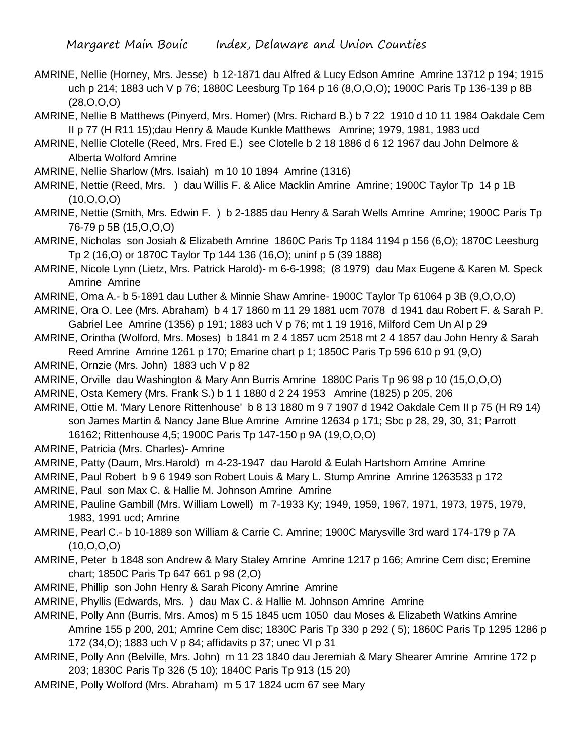AMRINE, Nellie (Horney, Mrs. Jesse) b 12-1871 dau Alfred & Lucy Edson Amrine Amrine 13712 p 194; 1915 uch p 214; 1883 uch V p 76; 1880C Leesburg Tp 164 p 16 (8,O,O,O); 1900C Paris Tp 136-139 p 8B (28,O,O,O)

AMRINE, Nellie B Matthews (Pinyerd, Mrs. Homer) (Mrs. Richard B.) b 7 22 1910 d 10 11 1984 Oakdale Cem II p 77 (H R11 15);dau Henry & Maude Kunkle Matthews Amrine; 1979, 1981, 1983 ucd

AMRINE, Nellie Clotelle (Reed, Mrs. Fred E.) see Clotelle b 2 18 1886 d 6 12 1967 dau John Delmore & Alberta Wolford Amrine

AMRINE, Nellie Sharlow (Mrs. Isaiah) m 10 10 1894 Amrine (1316)

AMRINE, Nettie (Reed, Mrs. ) dau Willis F. & Alice Macklin Amrine Amrine; 1900C Taylor Tp 14 p 1B (10,O,O,O)

AMRINE, Nettie (Smith, Mrs. Edwin F. ) b 2-1885 dau Henry & Sarah Wells Amrine Amrine; 1900C Paris Tp 76-79 p 5B (15,O,O,O)

AMRINE, Nicholas son Josiah & Elizabeth Amrine 1860C Paris Tp 1184 1194 p 156 (6,O); 1870C Leesburg Tp 2 (16,O) or 1870C Taylor Tp 144 136 (16,O); uninf p 5 (39 1888)

AMRINE, Nicole Lynn (Lietz, Mrs. Patrick Harold)- m 6-6-1998; (8 1979) dau Max Eugene & Karen M. Speck Amrine Amrine

AMRINE, Oma A.- b 5-1891 dau Luther & Minnie Shaw Amrine- 1900C Taylor Tp 61064 p 3B (9,O,O,O)

AMRINE, Ora O. Lee (Mrs. Abraham) b 4 17 1860 m 11 29 1881 ucm 7078 d 1941 dau Robert F. & Sarah P. Gabriel Lee Amrine (1356) p 191; 1883 uch V p 76; mt 1 19 1916, Milford Cem Un Al p 29

AMRINE, Orintha (Wolford, Mrs. Moses) b 1841 m 2 4 1857 ucm 2518 mt 2 4 1857 dau John Henry & Sarah Reed Amrine Amrine 1261 p 170; Emarine chart p 1; 1850C Paris Tp 596 610 p 91 (9,O)

AMRINE, Ornzie (Mrs. John) 1883 uch V p 82

AMRINE, Orville dau Washington & Mary Ann Burris Amrine 1880C Paris Tp 96 98 p 10 (15,O,O,O)

AMRINE, Osta Kemery (Mrs. Frank S.) b 1 1 1880 d 2 24 1953 Amrine (1825) p 205, 206

AMRINE, Ottie M. 'Mary Lenore Rittenhouse' b 8 13 1880 m 9 7 1907 d 1942 Oakdale Cem II p 75 (H R9 14) son James Martin & Nancy Jane Blue Amrine Amrine 12634 p 171; Sbc p 28, 29, 30, 31; Parrott 16162; Rittenhouse 4,5; 1900C Paris Tp 147-150 p 9A (19,O,O,O)

AMRINE, Patricia (Mrs. Charles)- Amrine

AMRINE, Patty (Daum, Mrs.Harold) m 4-23-1947 dau Harold & Eulah Hartshorn Amrine Amrine

AMRINE, Paul Robert b 9 6 1949 son Robert Louis & Mary L. Stump Amrine Amrine 1263533 p 172

AMRINE, Paul son Max C. & Hallie M. Johnson Amrine Amrine

AMRINE, Pauline Gambill (Mrs. William Lowell) m 7-1933 Ky; 1949, 1959, 1967, 1971, 1973, 1975, 1979, 1983, 1991 ucd; Amrine

AMRINE, Pearl C.- b 10-1889 son William & Carrie C. Amrine; 1900C Marysville 3rd ward 174-179 p 7A (10,O,O,O)

AMRINE, Peter b 1848 son Andrew & Mary Staley Amrine Amrine 1217 p 166; Amrine Cem disc; Eremine chart; 1850C Paris Tp 647 661 p 98 (2,O)

AMRINE, Phillip son John Henry & Sarah Picony Amrine Amrine

AMRINE, Phyllis (Edwards, Mrs. ) dau Max C. & Hallie M. Johnson Amrine Amrine

AMRINE, Polly Ann (Burris, Mrs. Amos) m 5 15 1845 ucm 1050 dau Moses & Elizabeth Watkins Amrine Amrine 155 p 200, 201; Amrine Cem disc; 1830C Paris Tp 330 p 292 ( 5); 1860C Paris Tp 1295 1286 p 172 (34,O); 1883 uch V p 84; affidavits p 37; unec VI p 31

AMRINE, Polly Ann (Belville, Mrs. John) m 11 23 1840 dau Jeremiah & Mary Shearer Amrine Amrine 172 p 203; 1830C Paris Tp 326 (5 10); 1840C Paris Tp 913 (15 20)

AMRINE, Polly Wolford (Mrs. Abraham) m 5 17 1824 ucm 67 see Mary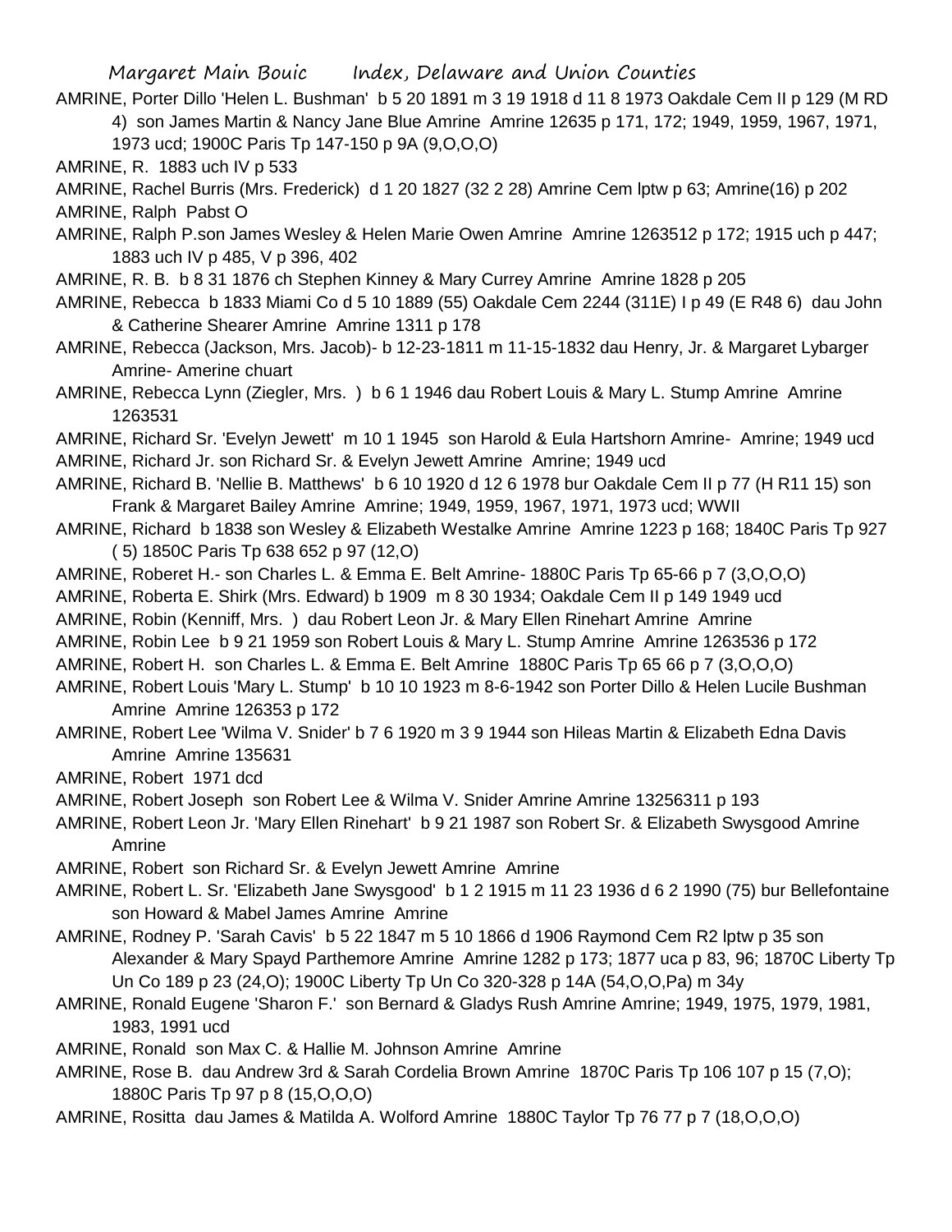AMRINE, Porter Dillo 'Helen L. Bushman' b 5 20 1891 m 3 19 1918 d 11 8 1973 Oakdale Cem II p 129 (M RD 4) son James Martin & Nancy Jane Blue Amrine Amrine 12635 p 171, 172; 1949, 1959, 1967, 1971, 1973 ucd; 1900C Paris Tp 147-150 p 9A (9,O,O,O)

AMRINE, R. 1883 uch IV p 533

AMRINE, Rachel Burris (Mrs. Frederick) d 1 20 1827 (32 2 28) Amrine Cem lptw p 63; Amrine(16) p 202

AMRINE, Ralph Pabst O

AMRINE, Ralph P.son James Wesley & Helen Marie Owen Amrine Amrine 1263512 p 172; 1915 uch p 447; 1883 uch IV p 485, V p 396, 402

AMRINE, R. B. b 8 31 1876 ch Stephen Kinney & Mary Currey Amrine Amrine 1828 p 205

AMRINE, Rebecca b 1833 Miami Co d 5 10 1889 (55) Oakdale Cem 2244 (311E) I p 49 (E R48 6) dau John & Catherine Shearer Amrine Amrine 1311 p 178

AMRINE, Rebecca (Jackson, Mrs. Jacob)- b 12-23-1811 m 11-15-1832 dau Henry, Jr. & Margaret Lybarger Amrine- Amerine chuart

AMRINE, Rebecca Lynn (Ziegler, Mrs. ) b 6 1 1946 dau Robert Louis & Mary L. Stump Amrine Amrine 1263531

AMRINE, Richard Sr. 'Evelyn Jewett' m 10 1 1945 son Harold & Eula Hartshorn Amrine- Amrine; 1949 ucd

AMRINE, Richard Jr. son Richard Sr. & Evelyn Jewett Amrine Amrine; 1949 ucd

AMRINE, Richard B. 'Nellie B. Matthews' b 6 10 1920 d 12 6 1978 bur Oakdale Cem II p 77 (H R11 15) son Frank & Margaret Bailey Amrine Amrine; 1949, 1959, 1967, 1971, 1973 ucd; WWII

AMRINE, Richard b 1838 son Wesley & Elizabeth Westalke Amrine Amrine 1223 p 168; 1840C Paris Tp 927 ( 5) 1850C Paris Tp 638 652 p 97 (12,O)

AMRINE, Roberet H.- son Charles L. & Emma E. Belt Amrine- 1880C Paris Tp 65-66 p 7 (3,O,O,O)

AMRINE, Roberta E. Shirk (Mrs. Edward) b 1909 m 8 30 1934; Oakdale Cem II p 149 1949 ucd

AMRINE, Robin (Kenniff, Mrs. ) dau Robert Leon Jr. & Mary Ellen Rinehart Amrine Amrine

AMRINE, Robin Lee b 9 21 1959 son Robert Louis & Mary L. Stump Amrine Amrine 1263536 p 172

AMRINE, Robert H. son Charles L. & Emma E. Belt Amrine 1880C Paris Tp 65 66 p 7 (3,O,O,O)

AMRINE, Robert Louis 'Mary L. Stump' b 10 10 1923 m 8-6-1942 son Porter Dillo & Helen Lucile Bushman Amrine Amrine 126353 p 172

AMRINE, Robert Lee 'Wilma V. Snider' b 7 6 1920 m 3 9 1944 son Hileas Martin & Elizabeth Edna Davis Amrine Amrine 135631

AMRINE, Robert 1971 dcd

AMRINE, Robert Joseph son Robert Lee & Wilma V. Snider Amrine Amrine 13256311 p 193

AMRINE, Robert Leon Jr. 'Mary Ellen Rinehart' b 9 21 1987 son Robert Sr. & Elizabeth Swysgood Amrine Amrine

AMRINE, Robert son Richard Sr. & Evelyn Jewett Amrine Amrine

AMRINE, Robert L. Sr. 'Elizabeth Jane Swysgood' b 1 2 1915 m 11 23 1936 d 6 2 1990 (75) bur Bellefontaine son Howard & Mabel James Amrine Amrine

AMRINE, Rodney P. 'Sarah Cavis' b 5 22 1847 m 5 10 1866 d 1906 Raymond Cem R2 lptw p 35 son Alexander & Mary Spayd Parthemore Amrine Amrine 1282 p 173; 1877 uca p 83, 96; 1870C Liberty Tp Un Co 189 p 23 (24,O); 1900C Liberty Tp Un Co 320-328 p 14A (54,O,O,Pa) m 34y

AMRINE, Ronald Eugene 'Sharon F.' son Bernard & Gladys Rush Amrine Amrine; 1949, 1975, 1979, 1981, 1983, 1991 ucd

AMRINE, Ronald son Max C. & Hallie M. Johnson Amrine Amrine

AMRINE, Rose B. dau Andrew 3rd & Sarah Cordelia Brown Amrine 1870C Paris Tp 106 107 p 15 (7,O); 1880C Paris Tp 97 p 8 (15,O,O,O)

AMRINE, Rositta dau James & Matilda A. Wolford Amrine 1880C Taylor Tp 76 77 p 7 (18,O,O,O)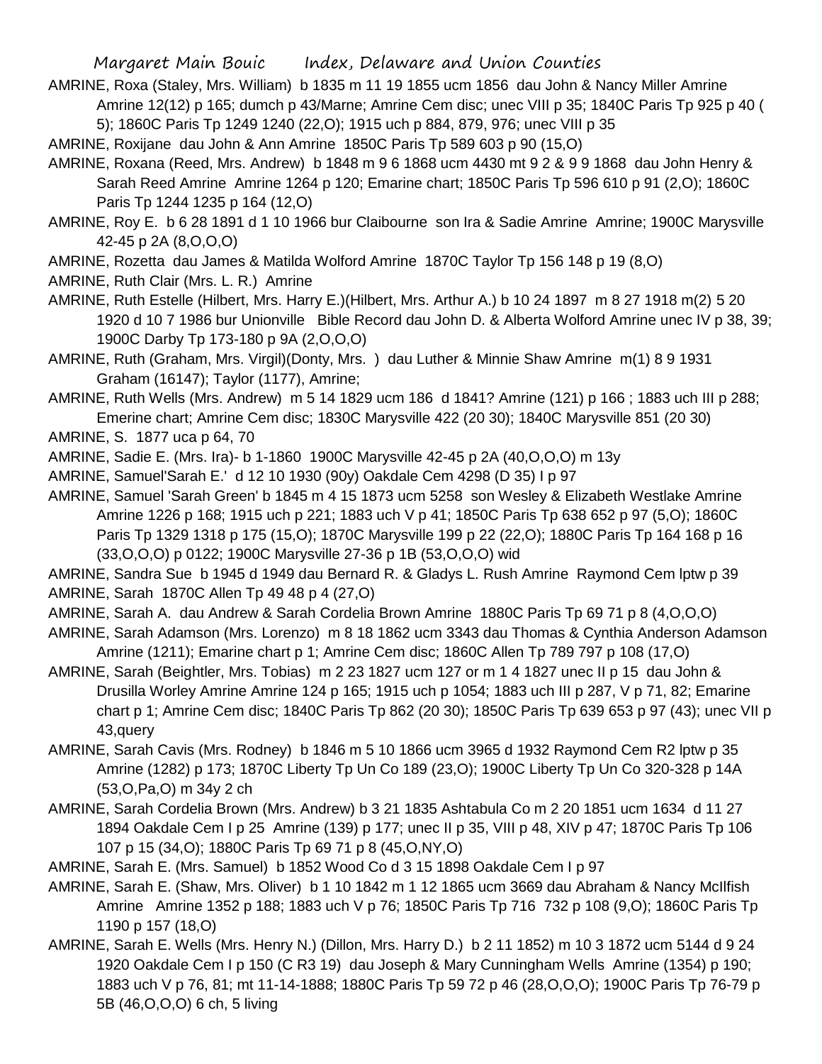AMRINE, Roxa (Staley, Mrs. William) b 1835 m 11 19 1855 ucm 1856 dau John & Nancy Miller Amrine Amrine 12(12) p 165; dumch p 43/Marne; Amrine Cem disc; unec VIII p 35; 1840C Paris Tp 925 p 40 ( 5); 1860C Paris Tp 1249 1240 (22,O); 1915 uch p 884, 879, 976; unec VIII p 35

AMRINE, Roxijane dau John & Ann Amrine 1850C Paris Tp 589 603 p 90 (15,O)

AMRINE, Roxana (Reed, Mrs. Andrew) b 1848 m 9 6 1868 ucm 4430 mt 9 2 & 9 9 1868 dau John Henry & Sarah Reed Amrine Amrine 1264 p 120; Emarine chart; 1850C Paris Tp 596 610 p 91 (2,O); 1860C Paris Tp 1244 1235 p 164 (12,O)

AMRINE, Roy E. b 6 28 1891 d 1 10 1966 bur Claibourne son Ira & Sadie Amrine Amrine; 1900C Marysville 42-45 p 2A (8,O,O,O)

AMRINE, Rozetta dau James & Matilda Wolford Amrine 1870C Taylor Tp 156 148 p 19 (8,O)

AMRINE, Ruth Clair (Mrs. L. R.) Amrine

AMRINE, Ruth Estelle (Hilbert, Mrs. Harry E.)(Hilbert, Mrs. Arthur A.) b 10 24 1897 m 8 27 1918 m(2) 5 20 1920 d 10 7 1986 bur Unionville Bible Record dau John D. & Alberta Wolford Amrine unec IV p 38, 39; 1900C Darby Tp 173-180 p 9A (2,O,O,O)

AMRINE, Ruth (Graham, Mrs. Virgil)(Donty, Mrs. ) dau Luther & Minnie Shaw Amrine m(1) 8 9 1931 Graham (16147); Taylor (1177), Amrine;

AMRINE, Ruth Wells (Mrs. Andrew) m 5 14 1829 ucm 186 d 1841? Amrine (121) p 166 ; 1883 uch III p 288; Emerine chart; Amrine Cem disc; 1830C Marysville 422 (20 30); 1840C Marysville 851 (20 30)

AMRINE, S. 1877 uca p 64, 70

AMRINE, Sadie E. (Mrs. Ira)- b 1-1860 1900C Marysville 42-45 p 2A (40,O,O,O) m 13y

AMRINE, Samuel'Sarah E.' d 12 10 1930 (90y) Oakdale Cem 4298 (D 35) I p 97

AMRINE, Samuel 'Sarah Green' b 1845 m 4 15 1873 ucm 5258 son Wesley & Elizabeth Westlake Amrine Amrine 1226 p 168; 1915 uch p 221; 1883 uch V p 41; 1850C Paris Tp 638 652 p 97 (5,O); 1860C Paris Tp 1329 1318 p 175 (15,O); 1870C Marysville 199 p 22 (22,O); 1880C Paris Tp 164 168 p 16 (33,O,O,O) p 0122; 1900C Marysville 27-36 p 1B (53,O,O,O) wid

AMRINE, Sandra Sue b 1945 d 1949 dau Bernard R. & Gladys L. Rush Amrine Raymond Cem lptw p 39

AMRINE, Sarah 1870C Allen Tp 49 48 p 4 (27,O)

AMRINE, Sarah A. dau Andrew & Sarah Cordelia Brown Amrine 1880C Paris Tp 69 71 p 8 (4,O,O,O)

AMRINE, Sarah Adamson (Mrs. Lorenzo) m 8 18 1862 ucm 3343 dau Thomas & Cynthia Anderson Adamson Amrine (1211); Emarine chart p 1; Amrine Cem disc; 1860C Allen Tp 789 797 p 108 (17,O)

AMRINE, Sarah (Beightler, Mrs. Tobias) m 2 23 1827 ucm 127 or m 1 4 1827 unec II p 15 dau John & Drusilla Worley Amrine Amrine 124 p 165; 1915 uch p 1054; 1883 uch III p 287, V p 71, 82; Emarine chart p 1; Amrine Cem disc; 1840C Paris Tp 862 (20 30); 1850C Paris Tp 639 653 p 97 (43); unec VII p 43,query

AMRINE, Sarah Cavis (Mrs. Rodney) b 1846 m 5 10 1866 ucm 3965 d 1932 Raymond Cem R2 lptw p 35 Amrine (1282) p 173; 1870C Liberty Tp Un Co 189 (23,O); 1900C Liberty Tp Un Co 320-328 p 14A (53,O,Pa,O) m 34y 2 ch

AMRINE, Sarah Cordelia Brown (Mrs. Andrew) b 3 21 1835 Ashtabula Co m 2 20 1851 ucm 1634 d 11 27 1894 Oakdale Cem I p 25 Amrine (139) p 177; unec II p 35, VIII p 48, XIV p 47; 1870C Paris Tp 106 107 p 15 (34,O); 1880C Paris Tp 69 71 p 8 (45,O,NY,O)

AMRINE, Sarah E. (Mrs. Samuel) b 1852 Wood Co d 3 15 1898 Oakdale Cem I p 97

AMRINE, Sarah E. (Shaw, Mrs. Oliver) b 1 10 1842 m 1 12 1865 ucm 3669 dau Abraham & Nancy McIlfish Amrine Amrine 1352 p 188; 1883 uch V p 76; 1850C Paris Tp 716 732 p 108 (9,O); 1860C Paris Tp 1190 p 157 (18,O)

AMRINE, Sarah E. Wells (Mrs. Henry N.) (Dillon, Mrs. Harry D.) b 2 11 1852) m 10 3 1872 ucm 5144 d 9 24 1920 Oakdale Cem I p 150 (C R3 19) dau Joseph & Mary Cunningham Wells Amrine (1354) p 190; 1883 uch V p 76, 81; mt 11-14-1888; 1880C Paris Tp 59 72 p 46 (28,O,O,O); 1900C Paris Tp 76-79 p 5B (46,O,O,O) 6 ch, 5 living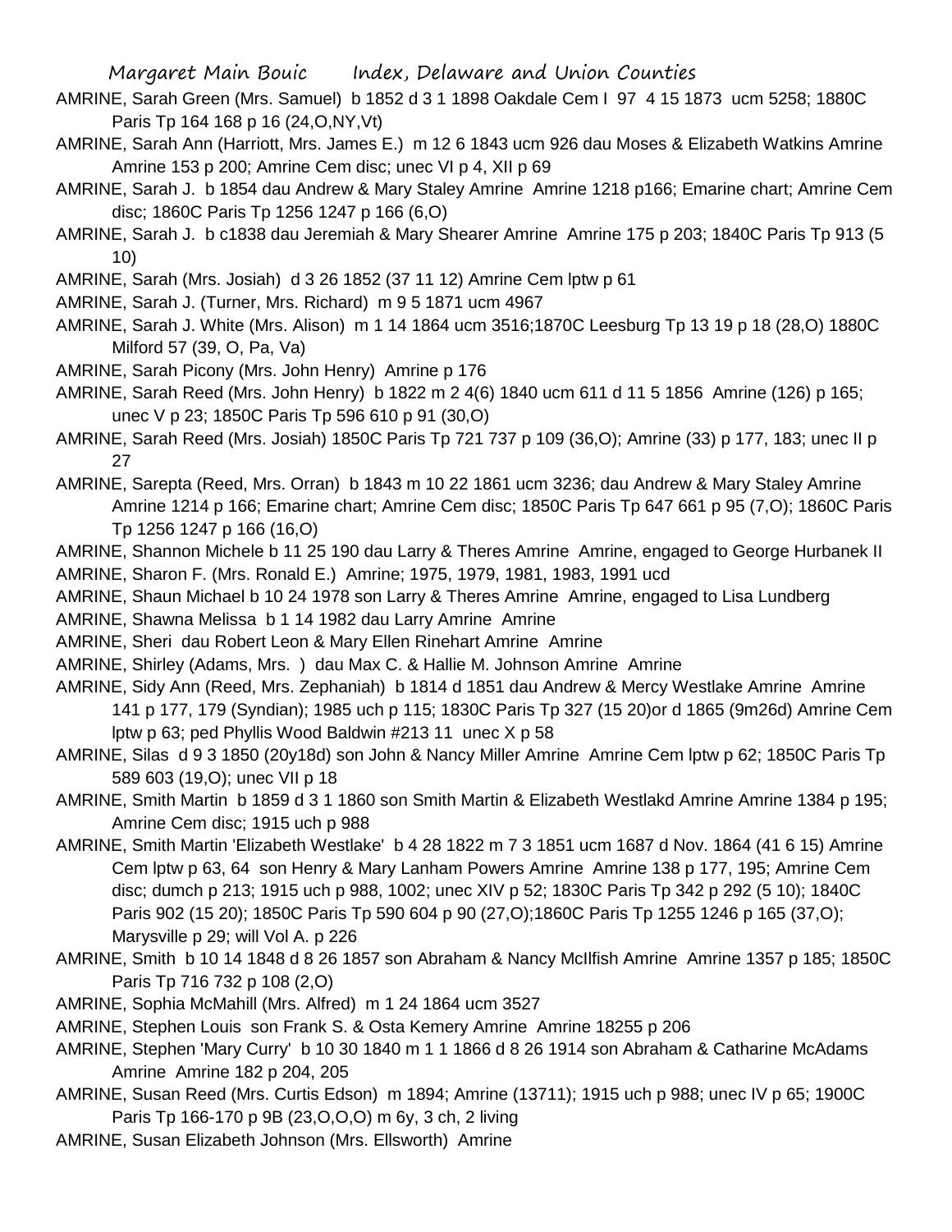AMRINE, Sarah Green (Mrs. Samuel) b 1852 d 3 1 1898 Oakdale Cem I 97 4 15 1873 ucm 5258; 1880C Paris Tp 164 168 p 16 (24,O,NY,Vt)

AMRINE, Sarah Ann (Harriott, Mrs. James E.) m 12 6 1843 ucm 926 dau Moses & Elizabeth Watkins Amrine Amrine 153 p 200; Amrine Cem disc; unec VI p 4, XII p 69

AMRINE, Sarah J. b 1854 dau Andrew & Mary Staley Amrine Amrine 1218 p166; Emarine chart; Amrine Cem disc; 1860C Paris Tp 1256 1247 p 166 (6,O)

AMRINE, Sarah J. b c1838 dau Jeremiah & Mary Shearer Amrine Amrine 175 p 203; 1840C Paris Tp 913 (5 10)

AMRINE, Sarah (Mrs. Josiah) d 3 26 1852 (37 11 12) Amrine Cem lptw p 61

AMRINE, Sarah J. (Turner, Mrs. Richard) m 9 5 1871 ucm 4967

AMRINE, Sarah J. White (Mrs. Alison) m 1 14 1864 ucm 3516;1870C Leesburg Tp 13 19 p 18 (28,O) 1880C Milford 57 (39, O, Pa, Va)

AMRINE, Sarah Picony (Mrs. John Henry) Amrine p 176

AMRINE, Sarah Reed (Mrs. John Henry) b 1822 m 2 4(6) 1840 ucm 611 d 11 5 1856 Amrine (126) p 165; unec V p 23; 1850C Paris Tp 596 610 p 91 (30,O)

AMRINE, Sarah Reed (Mrs. Josiah) 1850C Paris Tp 721 737 p 109 (36,O); Amrine (33) p 177, 183; unec II p 27

AMRINE, Sarepta (Reed, Mrs. Orran) b 1843 m 10 22 1861 ucm 3236; dau Andrew & Mary Staley Amrine Amrine 1214 p 166; Emarine chart; Amrine Cem disc; 1850C Paris Tp 647 661 p 95 (7,O); 1860C Paris Tp 1256 1247 p 166 (16,O)

AMRINE, Shannon Michele b 11 25 190 dau Larry & Theres Amrine Amrine, engaged to George Hurbanek II

AMRINE, Sharon F. (Mrs. Ronald E.) Amrine; 1975, 1979, 1981, 1983, 1991 ucd

AMRINE, Shaun Michael b 10 24 1978 son Larry & Theres Amrine Amrine, engaged to Lisa Lundberg

AMRINE, Shawna Melissa b 1 14 1982 dau Larry Amrine Amrine

AMRINE, Sheri dau Robert Leon & Mary Ellen Rinehart Amrine Amrine

AMRINE, Shirley (Adams, Mrs. ) dau Max C. & Hallie M. Johnson Amrine Amrine

AMRINE, Sidy Ann (Reed, Mrs. Zephaniah) b 1814 d 1851 dau Andrew & Mercy Westlake Amrine Amrine 141 p 177, 179 (Syndian); 1985 uch p 115; 1830C Paris Tp 327 (15 20)or d 1865 (9m26d) Amrine Cem lptw p 63; ped Phyllis Wood Baldwin #213 11 unec X p 58

AMRINE, Silas d 9 3 1850 (20y18d) son John & Nancy Miller Amrine Amrine Cem lptw p 62; 1850C Paris Tp 589 603 (19,O); unec VII p 18

AMRINE, Smith Martin b 1859 d 3 1 1860 son Smith Martin & Elizabeth Westlakd Amrine Amrine 1384 p 195; Amrine Cem disc; 1915 uch p 988

AMRINE, Smith Martin 'Elizabeth Westlake' b 4 28 1822 m 7 3 1851 ucm 1687 d Nov. 1864 (41 6 15) Amrine Cem lptw p 63, 64 son Henry & Mary Lanham Powers Amrine Amrine 138 p 177, 195; Amrine Cem disc; dumch p 213; 1915 uch p 988, 1002; unec XIV p 52; 1830C Paris Tp 342 p 292 (5 10); 1840C Paris 902 (15 20); 1850C Paris Tp 590 604 p 90 (27,O);1860C Paris Tp 1255 1246 p 165 (37,O); Marysville p 29; will Vol A. p 226

AMRINE, Smith b 10 14 1848 d 8 26 1857 son Abraham & Nancy McIlfish Amrine Amrine 1357 p 185; 1850C Paris Tp 716 732 p 108 (2,O)

AMRINE, Sophia McMahill (Mrs. Alfred) m 1 24 1864 ucm 3527

AMRINE, Stephen Louis son Frank S. & Osta Kemery Amrine Amrine 18255 p 206

AMRINE, Stephen 'Mary Curry' b 10 30 1840 m 1 1 1866 d 8 26 1914 son Abraham & Catharine McAdams Amrine Amrine 182 p 204, 205

AMRINE, Susan Reed (Mrs. Curtis Edson) m 1894; Amrine (13711); 1915 uch p 988; unec IV p 65; 1900C Paris Tp 166-170 p 9B (23,O,O,O) m 6y, 3 ch, 2 living

AMRINE, Susan Elizabeth Johnson (Mrs. Ellsworth) Amrine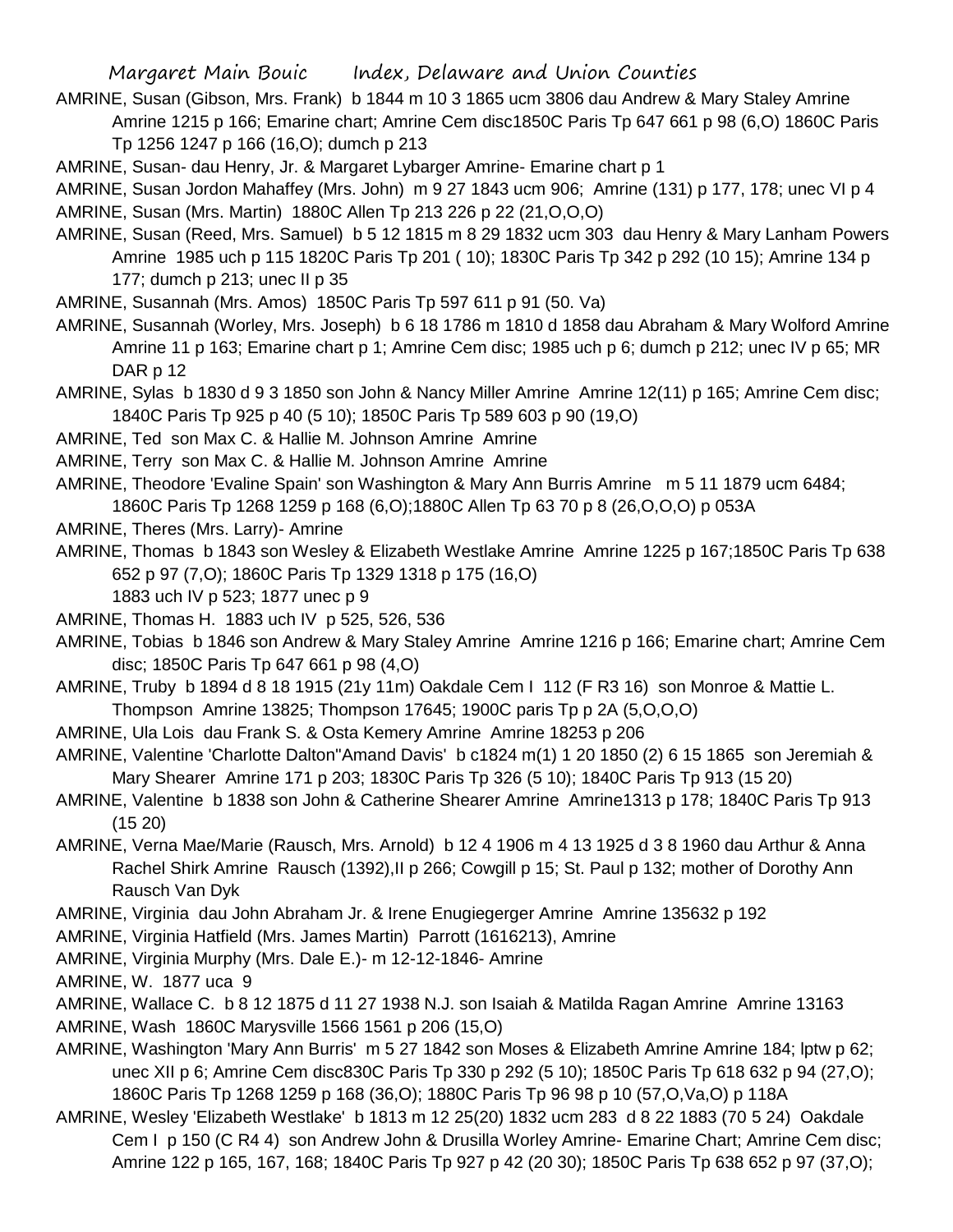AMRINE, Susan (Gibson, Mrs. Frank) b 1844 m 10 3 1865 ucm 3806 dau Andrew & Mary Staley Amrine Amrine 1215 p 166; Emarine chart; Amrine Cem disc1850C Paris Tp 647 661 p 98 (6,O) 1860C Paris Tp 1256 1247 p 166 (16,O); dumch p 213

AMRINE, Susan- dau Henry, Jr. & Margaret Lybarger Amrine- Emarine chart p 1

AMRINE, Susan Jordon Mahaffey (Mrs. John) m 9 27 1843 ucm 906; Amrine (131) p 177, 178; unec VI p 4

AMRINE, Susan (Mrs. Martin) 1880C Allen Tp 213 226 p 22 (21,O,O,O)

AMRINE, Susan (Reed, Mrs. Samuel) b 5 12 1815 m 8 29 1832 ucm 303 dau Henry & Mary Lanham Powers Amrine 1985 uch p 115 1820C Paris Tp 201 ( 10); 1830C Paris Tp 342 p 292 (10 15); Amrine 134 p 177; dumch p 213; unec II p 35

AMRINE, Susannah (Mrs. Amos) 1850C Paris Tp 597 611 p 91 (50. Va)

AMRINE, Susannah (Worley, Mrs. Joseph) b 6 18 1786 m 1810 d 1858 dau Abraham & Mary Wolford Amrine Amrine 11 p 163; Emarine chart p 1; Amrine Cem disc; 1985 uch p 6; dumch p 212; unec IV p 65; MR DAR p 12

AMRINE, Sylas b 1830 d 9 3 1850 son John & Nancy Miller Amrine Amrine 12(11) p 165; Amrine Cem disc; 1840C Paris Tp 925 p 40 (5 10); 1850C Paris Tp 589 603 p 90 (19,O)

AMRINE, Ted son Max C. & Hallie M. Johnson Amrine Amrine

AMRINE, Terry son Max C. & Hallie M. Johnson Amrine Amrine

AMRINE, Theodore 'Evaline Spain' son Washington & Mary Ann Burris Amrine m 5 11 1879 ucm 6484; 1860C Paris Tp 1268 1259 p 168 (6,O);1880C Allen Tp 63 70 p 8 (26,O,O,O) p 053A

AMRINE, Theres (Mrs. Larry)- Amrine

AMRINE, Thomas b 1843 son Wesley & Elizabeth Westlake Amrine Amrine 1225 p 167;1850C Paris Tp 638 652 p 97 (7,O); 1860C Paris Tp 1329 1318 p 175 (16,O)
1883 uch IV p 523; 1877 unec p 9

AMRINE, Thomas H. 1883 uch IV p 525, 526, 536

AMRINE, Tobias b 1846 son Andrew & Mary Staley Amrine Amrine 1216 p 166; Emarine chart; Amrine Cem disc; 1850C Paris Tp 647 661 p 98 (4,O)

AMRINE, Truby b 1894 d 8 18 1915 (21y 11m) Oakdale Cem I 112 (F R3 16) son Monroe & Mattie L. Thompson Amrine 13825; Thompson 17645; 1900C paris Tp p 2A (5,O,O,O)

AMRINE, Ula Lois dau Frank S. & Osta Kemery Amrine Amrine 18253 p 206

AMRINE, Valentine 'Charlotte Dalton''Amand Davis' b c1824 m(1) 1 20 1850 (2) 6 15 1865 son Jeremiah & Mary Shearer Amrine 171 p 203; 1830C Paris Tp 326 (5 10); 1840C Paris Tp 913 (15 20)

AMRINE, Valentine b 1838 son John & Catherine Shearer Amrine Amrine1313 p 178; 1840C Paris Tp 913 (15 20)

AMRINE, Verna Mae/Marie (Rausch, Mrs. Arnold) b 12 4 1906 m 4 13 1925 d 3 8 1960 dau Arthur & Anna Rachel Shirk Amrine Rausch (1392),II p 266; Cowgill p 15; St. Paul p 132; mother of Dorothy Ann Rausch Van Dyk

AMRINE, Virginia dau John Abraham Jr. & Irene Enugiegerger Amrine Amrine 135632 p 192

AMRINE, Virginia Hatfield (Mrs. James Martin) Parrott (1616213), Amrine

AMRINE, Virginia Murphy (Mrs. Dale E.)- m 12-12-1846- Amrine

AMRINE, W. 1877 uca 9

AMRINE, Wallace C. b 8 12 1875 d 11 27 1938 N.J. son Isaiah & Matilda Ragan Amrine Amrine 13163

AMRINE, Wash 1860C Marysville 1566 1561 p 206 (15,O)

AMRINE, Washington 'Mary Ann Burris' m 5 27 1842 son Moses & Elizabeth Amrine Amrine 184; lptw p 62; unec XII p 6; Amrine Cem disc830C Paris Tp 330 p 292 (5 10); 1850C Paris Tp 618 632 p 94 (27,O); 1860C Paris Tp 1268 1259 p 168 (36,O); 1880C Paris Tp 96 98 p 10 (57,O,Va,O) p 118A

AMRINE, Wesley 'Elizabeth Westlake' b 1813 m 12 25(20) 1832 ucm 283 d 8 22 1883 (70 5 24) Oakdale Cem I p 150 (C R4 4) son Andrew John & Drusilla Worley Amrine- Emarine Chart; Amrine Cem disc; Amrine 122 p 165, 167, 168; 1840C Paris Tp 927 p 42 (20 30); 1850C Paris Tp 638 652 p 97 (37,O);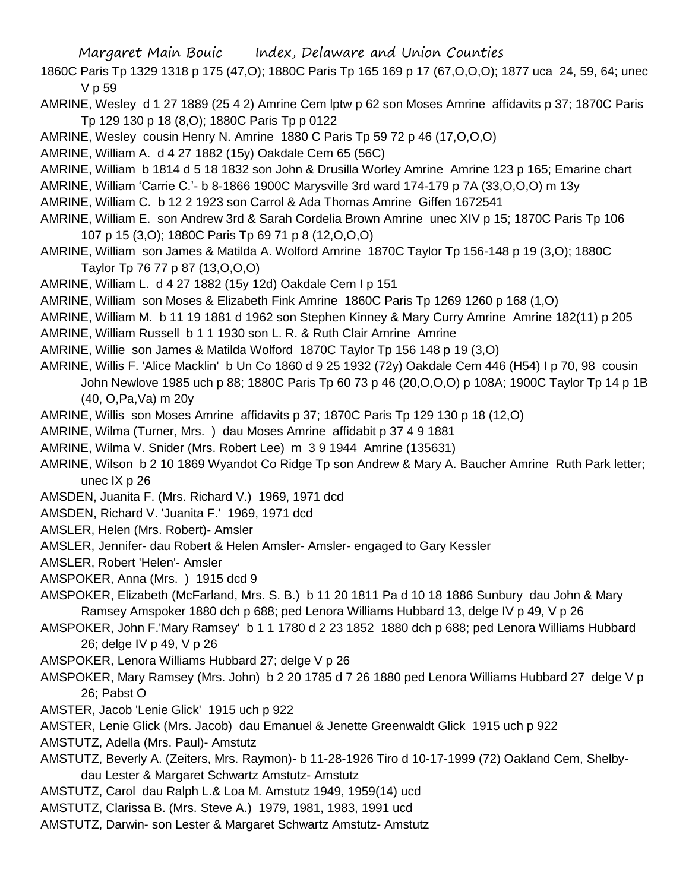1860C Paris Tp 1329 1318 p 175 (47,O); 1880C Paris Tp 165 169 p 17 (67,O,O,O); 1877 uca 24, 59, 64; unec V p 59

AMRINE, Wesley d 1 27 1889 (25 4 2) Amrine Cem lptw p 62 son Moses Amrine affidavits p 37; 1870C Paris Tp 129 130 p 18 (8,O); 1880C Paris Tp p 0122

AMRINE, Wesley cousin Henry N. Amrine 1880 C Paris Tp 59 72 p 46 (17,O,O,O)

AMRINE, William A. d 4 27 1882 (15y) Oakdale Cem 65 (56C)

AMRINE, William b 1814 d 5 18 1832 son John & Drusilla Worley Amrine Amrine 123 p 165; Emarine chart

AMRINE, William 'Carrie C.'- b 8-1866 1900C Marysville 3rd ward 174-179 p 7A (33,O,O,O) m 13y

AMRINE, William C. b 12 2 1923 son Carrol & Ada Thomas Amrine Giffen 1672541

AMRINE, William E. son Andrew 3rd & Sarah Cordelia Brown Amrine unec XIV p 15; 1870C Paris Tp 106 107 p 15 (3,O); 1880C Paris Tp 69 71 p 8 (12,O,O,O)

AMRINE, William son James & Matilda A. Wolford Amrine 1870C Taylor Tp 156-148 p 19 (3,O); 1880C Taylor Tp 76 77 p 87 (13,O,O,O)

AMRINE, William L. d 4 27 1882 (15y 12d) Oakdale Cem I p 151

AMRINE, William son Moses & Elizabeth Fink Amrine 1860C Paris Tp 1269 1260 p 168 (1,O)

AMRINE, William M. b 11 19 1881 d 1962 son Stephen Kinney & Mary Curry Amrine Amrine 182(11) p 205

AMRINE, William Russell b 1 1 1930 son L. R. & Ruth Clair Amrine Amrine

AMRINE, Willie son James & Matilda Wolford 1870C Taylor Tp 156 148 p 19 (3,O)

AMRINE, Willis F. 'Alice Macklin' b Un Co 1860 d 9 25 1932 (72y) Oakdale Cem 446 (H54) I p 70, 98 cousin John Newlove 1985 uch p 88; 1880C Paris Tp 60 73 p 46 (20,O,O,O) p 108A; 1900C Taylor Tp 14 p 1B (40, O,Pa,Va) m 20y

AMRINE, Willis son Moses Amrine affidavits p 37; 1870C Paris Tp 129 130 p 18 (12,O)

AMRINE, Wilma (Turner, Mrs. ) dau Moses Amrine affidabit p 37 4 9 1881

AMRINE, Wilma V. Snider (Mrs. Robert Lee) m 3 9 1944 Amrine (135631)

AMRINE, Wilson b 2 10 1869 Wyandot Co Ridge Tp son Andrew & Mary A. Baucher Amrine Ruth Park letter; unec IX p 26

AMSDEN, Juanita F. (Mrs. Richard V.) 1969, 1971 dcd

AMSDEN, Richard V. 'Juanita F.' 1969, 1971 dcd

AMSLER, Helen (Mrs. Robert)- Amsler

AMSLER, Jennifer- dau Robert & Helen Amsler- Amsler- engaged to Gary Kessler

AMSLER, Robert 'Helen'- Amsler

AMSPOKER, Anna (Mrs. ) 1915 dcd 9

AMSPOKER, Elizabeth (McFarland, Mrs. S. B.) b 11 20 1811 Pa d 10 18 1886 Sunbury dau John & Mary Ramsey Amspoker 1880 dch p 688; ped Lenora Williams Hubbard 13, delge IV p 49, V p 26

AMSPOKER, John F.'Mary Ramsey' b 1 1 1780 d 2 23 1852 1880 dch p 688; ped Lenora Williams Hubbard 26; delge IV p 49, V p 26

AMSPOKER, Lenora Williams Hubbard 27; delge V p 26

AMSPOKER, Mary Ramsey (Mrs. John) b 2 20 1785 d 7 26 1880 ped Lenora Williams Hubbard 27 delge V p 26; Pabst O

AMSTER, Jacob 'Lenie Glick' 1915 uch p 922

AMSTER, Lenie Glick (Mrs. Jacob) dau Emanuel & Jenette Greenwaldt Glick 1915 uch p 922

AMSTUTZ, Adella (Mrs. Paul)- Amstutz

AMSTUTZ, Beverly A. (Zeiters, Mrs. Raymon)- b 11-28-1926 Tiro d 10-17-1999 (72) Oakland Cem, Shelby- dau Lester & Margaret Schwartz Amstutz- Amstutz

AMSTUTZ, Carol dau Ralph L.& Loa M. Amstutz 1949, 1959(14) ucd

AMSTUTZ, Clarissa B. (Mrs. Steve A.) 1979, 1981, 1983, 1991 ucd

AMSTUTZ, Darwin- son Lester & Margaret Schwartz Amstutz- Amstutz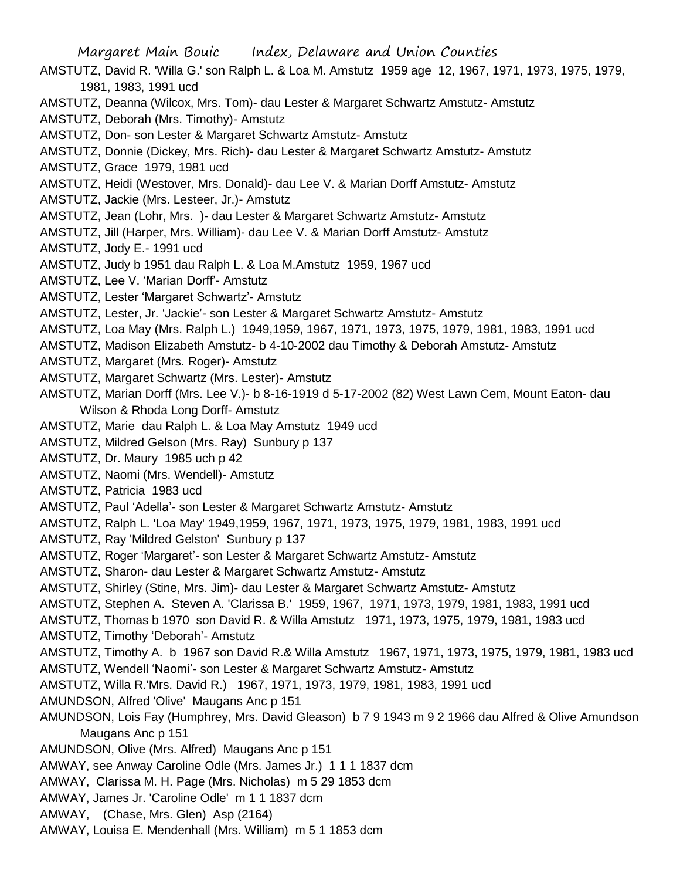AMSTUTZ, David R. 'Willa G.' son Ralph L. & Loa M. Amstutz 1959 age 12, 1967, 1971, 1973, 1975, 1979, 1981, 1983, 1991 ucd

AMSTUTZ, Deanna (Wilcox, Mrs. Tom)- dau Lester & Margaret Schwartz Amstutz- Amstutz

AMSTUTZ, Deborah (Mrs. Timothy)- Amstutz

AMSTUTZ, Don- son Lester & Margaret Schwartz Amstutz- Amstutz

AMSTUTZ, Donnie (Dickey, Mrs. Rich)- dau Lester & Margaret Schwartz Amstutz- Amstutz

AMSTUTZ, Grace 1979, 1981 ucd

AMSTUTZ, Heidi (Westover, Mrs. Donald)- dau Lee V. & Marian Dorff Amstutz- Amstutz

AMSTUTZ, Jackie (Mrs. Lesteer, Jr.)- Amstutz

AMSTUTZ, Jean (Lohr, Mrs. )- dau Lester & Margaret Schwartz Amstutz- Amstutz

AMSTUTZ, Jill (Harper, Mrs. William)- dau Lee V. & Marian Dorff Amstutz- Amstutz

AMSTUTZ, Jody E.- 1991 ucd

AMSTUTZ, Judy b 1951 dau Ralph L. & Loa M.Amstutz 1959, 1967 ucd

AMSTUTZ, Lee V. 'Marian Dorff'- Amstutz

AMSTUTZ, Lester 'Margaret Schwartz'- Amstutz

AMSTUTZ, Lester, Jr. 'Jackie'- son Lester & Margaret Schwartz Amstutz- Amstutz

AMSTUTZ, Loa May (Mrs. Ralph L.) 1949,1959, 1967, 1971, 1973, 1975, 1979, 1981, 1983, 1991 ucd

AMSTUTZ, Madison Elizabeth Amstutz- b 4-10-2002 dau Timothy & Deborah Amstutz- Amstutz

AMSTUTZ, Margaret (Mrs. Roger)- Amstutz

AMSTUTZ, Margaret Schwartz (Mrs. Lester)- Amstutz

AMSTUTZ, Marian Dorff (Mrs. Lee V.)- b 8-16-1919 d 5-17-2002 (82) West Lawn Cem, Mount Eaton- dau Wilson & Rhoda Long Dorff- Amstutz

AMSTUTZ, Marie dau Ralph L. & Loa May Amstutz 1949 ucd

AMSTUTZ, Mildred Gelson (Mrs. Ray) Sunbury p 137

AMSTUTZ, Dr. Maury 1985 uch p 42

AMSTUTZ, Naomi (Mrs. Wendell)- Amstutz

AMSTUTZ, Patricia 1983 ucd

AMSTUTZ, Paul 'Adella'- son Lester & Margaret Schwartz Amstutz- Amstutz

AMSTUTZ, Ralph L. 'Loa May' 1949,1959, 1967, 1971, 1973, 1975, 1979, 1981, 1983, 1991 ucd

AMSTUTZ, Ray 'Mildred Gelston' Sunbury p 137

AMSTUTZ, Roger 'Margaret'- son Lester & Margaret Schwartz Amstutz- Amstutz

AMSTUTZ, Sharon- dau Lester & Margaret Schwartz Amstutz- Amstutz

AMSTUTZ, Shirley (Stine, Mrs. Jim)- dau Lester & Margaret Schwartz Amstutz- Amstutz

AMSTUTZ, Stephen A. Steven A. 'Clarissa B.' 1959, 1967, 1971, 1973, 1979, 1981, 1983, 1991 ucd

AMSTUTZ, Thomas b 1970 son David R. & Willa Amstutz 1971, 1973, 1975, 1979, 1981, 1983 ucd

AMSTUTZ, Timothy 'Deborah'- Amstutz

AMSTUTZ, Timothy A. b 1967 son David R.& Willa Amstutz 1967, 1971, 1973, 1975, 1979, 1981, 1983 ucd

AMSTUTZ, Wendell 'Naomi'- son Lester & Margaret Schwartz Amstutz- Amstutz

AMSTUTZ, Willa R.'Mrs. David R.) 1967, 1971, 1973, 1979, 1981, 1983, 1991 ucd

AMUNDSON, Alfred 'Olive' Maugans Anc p 151

AMUNDSON, Lois Fay (Humphrey, Mrs. David Gleason) b 7 9 1943 m 9 2 1966 dau Alfred & Olive Amundson Maugans Anc p 151

AMUNDSON, Olive (Mrs. Alfred) Maugans Anc p 151

AMWAY, see Anway Caroline Odle (Mrs. James Jr.) 1 1 1 1837 dcm

AMWAY, Clarissa M. H. Page (Mrs. Nicholas) m 5 29 1853 dcm

AMWAY, James Jr. 'Caroline Odle' m 1 1 1837 dcm

AMWAY, (Chase, Mrs. Glen) Asp (2164)

AMWAY, Louisa E. Mendenhall (Mrs. William) m 5 1 1853 dcm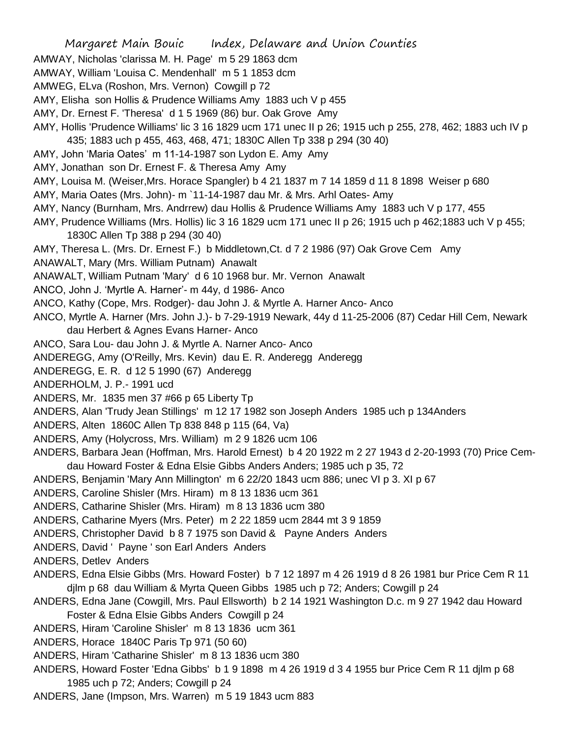AMWAY, Nicholas 'clarissa M. H. Page' m 5 29 1863 dcm

AMWAY, William 'Louisa C. Mendenhall' m 5 1 1853 dcm

AMWEG, ELva (Roshon, Mrs. Vernon) Cowgill p 72

AMY, Elisha son Hollis & Prudence Williams Amy 1883 uch V p 455

AMY, Dr. Ernest F. 'Theresa' d 1 5 1969 (86) bur. Oak Grove Amy

AMY, Hollis 'Prudence Williams' lic 3 16 1829 ucm 171 unec II p 26; 1915 uch p 255, 278, 462; 1883 uch IV p 435; 1883 uch p 455, 463, 468, 471; 1830C Allen Tp 338 p 294 (30 40)

AMY, John 'Maria Oates' m 11-14-1987 son Lydon E. Amy Amy

AMY, Jonathan son Dr. Ernest F. & Theresa Amy Amy

AMY, Louisa M. (Weiser,Mrs. Horace Spangler) b 4 21 1837 m 7 14 1859 d 11 8 1898 Weiser p 680

AMY, Maria Oates (Mrs. John)- m `11-14-1987 dau Mr. & Mrs. Arhl Oates- Amy

AMY, Nancy (Burnham, Mrs. Andrrew) dau Hollis & Prudence Williams Amy 1883 uch V p 177, 455

AMY, Prudence Williams (Mrs. Hollis) lic 3 16 1829 ucm 171 unec II p 26; 1915 uch p 462;1883 uch V p 455; 1830C Allen Tp 388 p 294 (30 40)

AMY, Theresa L. (Mrs. Dr. Ernest F.) b Middletown,Ct. d 7 2 1986 (97) Oak Grove Cem Amy

ANAWALT, Mary (Mrs. William Putnam) Anawalt

ANAWALT, William Putnam 'Mary' d 6 10 1968 bur. Mr. Vernon Anawalt

ANCO, John J. 'Myrtle A. Harner'- m 44y, d 1986- Anco

ANCO, Kathy (Cope, Mrs. Rodger)- dau John J. & Myrtle A. Harner Anco- Anco

ANCO, Myrtle A. Harner (Mrs. John J.)- b 7-29-1919 Newark, 44y d 11-25-2006 (87) Cedar Hill Cem, Newark dau Herbert & Agnes Evans Harner- Anco

ANCO, Sara Lou- dau John J. & Myrtle A. Narner Anco- Anco

ANDEREGG, Amy (O'Reilly, Mrs. Kevin) dau E. R. Anderegg Anderegg

ANDEREGG, E. R. d 12 5 1990 (67) Anderegg

ANDERHOLM, J. P.- 1991 ucd

ANDERS, Mr. 1835 men 37 #66 p 65 Liberty Tp

ANDERS, Alan 'Trudy Jean Stillings' m 12 17 1982 son Joseph Anders 1985 uch p 134Anders

ANDERS, Alten 1860C Allen Tp 838 848 p 115 (64, Va)

ANDERS, Amy (Holycross, Mrs. William) m 2 9 1826 ucm 106

ANDERS, Barbara Jean (Hoffman, Mrs. Harold Ernest) b 4 20 1922 m 2 27 1943 d 2-20-1993 (70) Price Cem- dau Howard Foster & Edna Elsie Gibbs Anders Anders; 1985 uch p 35, 72

ANDERS, Benjamin 'Mary Ann Millington' m 6 22/20 1843 ucm 886; unec VI p 3. XI p 67

ANDERS, Caroline Shisler (Mrs. Hiram) m 8 13 1836 ucm 361

ANDERS, Catharine Shisler (Mrs. Hiram) m 8 13 1836 ucm 380

ANDERS, Catharine Myers (Mrs. Peter) m 2 22 1859 ucm 2844 mt 3 9 1859

ANDERS, Christopher David b 8 7 1975 son David & Payne Anders Anders

ANDERS, David ' Payne ' son Earl Anders Anders

ANDERS, Detlev Anders

ANDERS, Edna Elsie Gibbs (Mrs. Howard Foster) b 7 12 1897 m 4 26 1919 d 8 26 1981 bur Price Cem R 11 djlm p 68 dau William & Myrta Queen Gibbs 1985 uch p 72; Anders; Cowgill p 24

ANDERS, Edna Jane (Cowgill, Mrs. Paul Ellsworth) b 2 14 1921 Washington D.c. m 9 27 1942 dau Howard Foster & Edna Elsie Gibbs Anders Cowgill p 24

ANDERS, Hiram 'Caroline Shisler' m 8 13 1836 ucm 361

ANDERS, Horace 1840C Paris Tp 971 (50 60)

ANDERS, Hiram 'Catharine Shisler' m 8 13 1836 ucm 380

ANDERS, Howard Foster 'Edna Gibbs' b 1 9 1898 m 4 26 1919 d 3 4 1955 bur Price Cem R 11 djlm p 68 1985 uch p 72; Anders; Cowgill p 24

ANDERS, Jane (Impson, Mrs. Warren) m 5 19 1843 ucm 883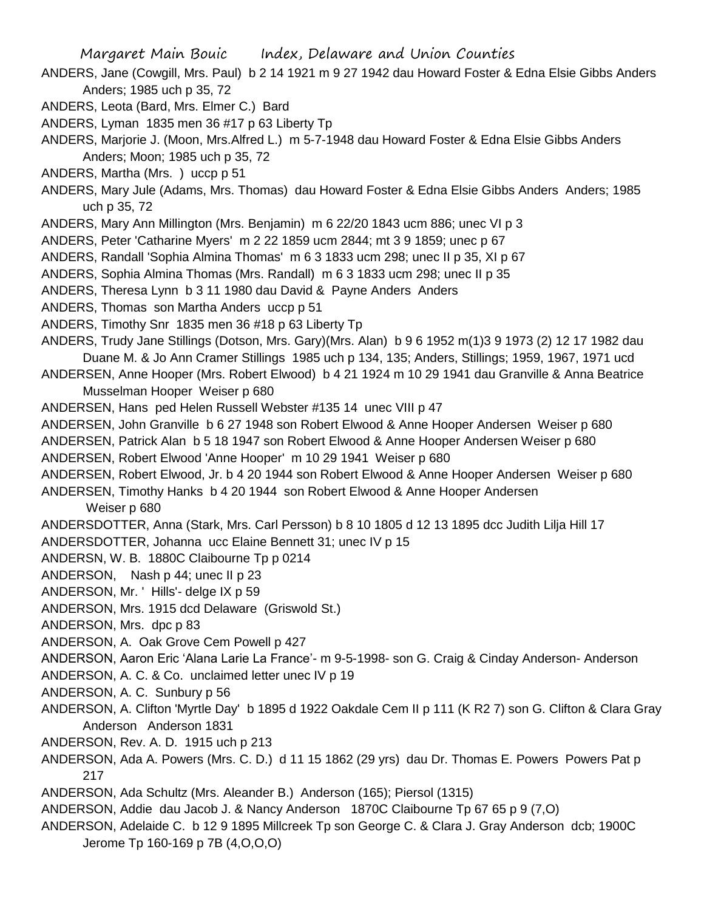ANDERS, Jane (Cowgill, Mrs. Paul) b 2 14 1921 m 9 27 1942 dau Howard Foster & Edna Elsie Gibbs Anders Anders; 1985 uch p 35, 72

ANDERS, Leota (Bard, Mrs. Elmer C.) Bard

ANDERS, Lyman 1835 men 36 #17 p 63 Liberty Tp

ANDERS, Marjorie J. (Moon, Mrs.Alfred L.) m 5-7-1948 dau Howard Foster & Edna Elsie Gibbs Anders Anders; Moon; 1985 uch p 35, 72

ANDERS, Martha (Mrs. ) uccp p 51

ANDERS, Mary Jule (Adams, Mrs. Thomas) dau Howard Foster & Edna Elsie Gibbs Anders Anders; 1985 uch p 35, 72

ANDERS, Mary Ann Millington (Mrs. Benjamin) m 6 22/20 1843 ucm 886; unec VI p 3

ANDERS, Peter 'Catharine Myers' m 2 22 1859 ucm 2844; mt 3 9 1859; unec p 67

ANDERS, Randall 'Sophia Almina Thomas' m 6 3 1833 ucm 298; unec II p 35, XI p 67

ANDERS, Sophia Almina Thomas (Mrs. Randall) m 6 3 1833 ucm 298; unec II p 35

ANDERS, Theresa Lynn b 3 11 1980 dau David & Payne Anders Anders

ANDERS, Thomas son Martha Anders uccp p 51

ANDERS, Timothy Snr 1835 men 36 #18 p 63 Liberty Tp

ANDERS, Trudy Jane Stillings (Dotson, Mrs. Gary)(Mrs. Alan) b 9 6 1952 m(1)3 9 1973 (2) 12 17 1982 dau Duane M. & Jo Ann Cramer Stillings 1985 uch p 134, 135; Anders, Stillings; 1959, 1967, 1971 ucd

ANDERSEN, Anne Hooper (Mrs. Robert Elwood) b 4 21 1924 m 10 29 1941 dau Granville & Anna Beatrice Musselman Hooper Weiser p 680

ANDERSEN, Hans ped Helen Russell Webster #135 14 unec VIII p 47

ANDERSEN, John Granville b 6 27 1948 son Robert Elwood & Anne Hooper Andersen Weiser p 680

ANDERSEN, Patrick Alan b 5 18 1947 son Robert Elwood & Anne Hooper Andersen Weiser p 680

ANDERSEN, Robert Elwood 'Anne Hooper' m 10 29 1941 Weiser p 680

ANDERSEN, Robert Elwood, Jr. b 4 20 1944 son Robert Elwood & Anne Hooper Andersen Weiser p 680

ANDERSEN, Timothy Hanks b 4 20 1944 son Robert Elwood & Anne Hooper Andersen Weiser p 680

ANDERSDOTTER, Anna (Stark, Mrs. Carl Persson) b 8 10 1805 d 12 13 1895 dcc Judith Lilja Hill 17

ANDERSDOTTER, Johanna ucc Elaine Bennett 31; unec IV p 15

ANDERSN, W. B. 1880C Claibourne Tp p 0214

ANDERSON, Nash p 44; unec II p 23

ANDERSON, Mr. ' Hills'- delge IX p 59

ANDERSON, Mrs. 1915 dcd Delaware (Griswold St.)

ANDERSON, Mrs. dpc p 83

ANDERSON, A. Oak Grove Cem Powell p 427

ANDERSON, Aaron Eric 'Alana Larie La France'- m 9-5-1998- son G. Craig & Cinday Anderson- Anderson

ANDERSON, A. C. & Co. unclaimed letter unec IV p 19

ANDERSON, A. C. Sunbury p 56

ANDERSON, A. Clifton 'Myrtle Day' b 1895 d 1922 Oakdale Cem II p 111 (K R2 7) son G. Clifton & Clara Gray Anderson Anderson 1831

ANDERSON, Rev. A. D. 1915 uch p 213

ANDERSON, Ada A. Powers (Mrs. C. D.) d 11 15 1862 (29 yrs) dau Dr. Thomas E. Powers Powers Pat p 217

ANDERSON, Ada Schultz (Mrs. Aleander B.) Anderson (165); Piersol (1315)

ANDERSON, Addie dau Jacob J. & Nancy Anderson 1870C Claibourne Tp 67 65 p 9 (7,O)

ANDERSON, Adelaide C. b 12 9 1895 Millcreek Tp son George C. & Clara J. Gray Anderson dcb; 1900C Jerome Tp 160-169 p 7B (4,O,O,O)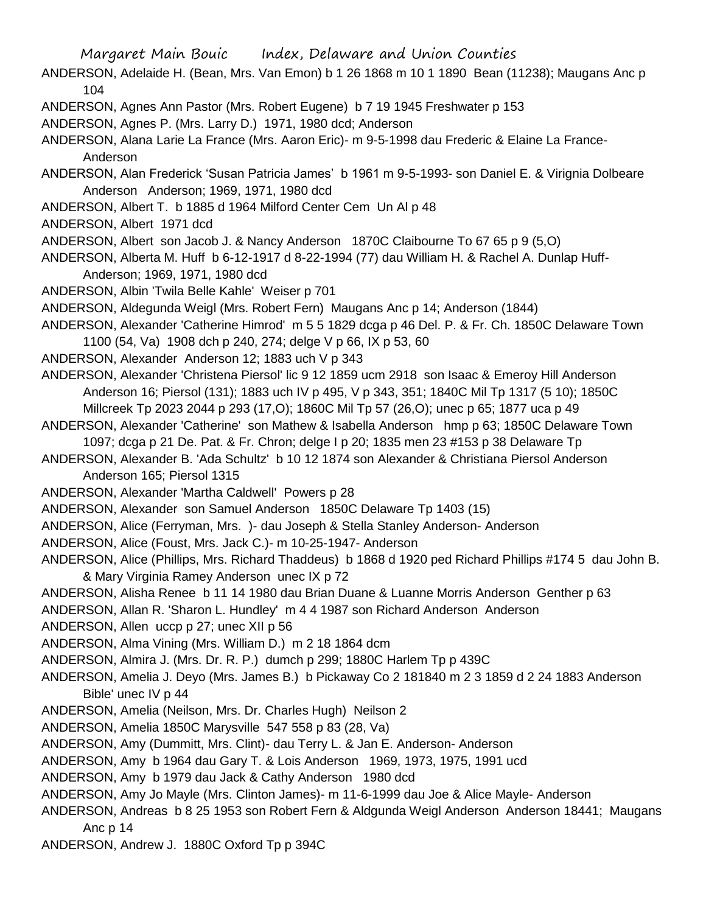ANDERSON, Adelaide H. (Bean, Mrs. Van Emon) b 1 26 1868 m 10 1 1890 Bean (11238); Maugans Anc p 104

ANDERSON, Agnes Ann Pastor (Mrs. Robert Eugene) b 7 19 1945 Freshwater p 153

ANDERSON, Agnes P. (Mrs. Larry D.) 1971, 1980 dcd; Anderson

ANDERSON, Alana Larie La France (Mrs. Aaron Eric)- m 9-5-1998 dau Frederic & Elaine La France-Anderson

ANDERSON, Alan Frederick 'Susan Patricia James' b 1961 m 9-5-1993- son Daniel E. & Virignia Dolbeare Anderson Anderson; 1969, 1971, 1980 dcd

ANDERSON, Albert T. b 1885 d 1964 Milford Center Cem Un Al p 48

ANDERSON, Albert 1971 dcd

ANDERSON, Albert son Jacob J. & Nancy Anderson 1870C Claibourne To 67 65 p 9 (5,O)

ANDERSON, Alberta M. Huff b 6-12-1917 d 8-22-1994 (77) dau William H. & Rachel A. Dunlap Huff-Anderson; 1969, 1971, 1980 dcd

ANDERSON, Albin 'Twila Belle Kahle' Weiser p 701

ANDERSON, Aldegunda Weigl (Mrs. Robert Fern) Maugans Anc p 14; Anderson (1844)

ANDERSON, Alexander 'Catherine Himrod' m 5 5 1829 dcga p 46 Del. P. & Fr. Ch. 1850C Delaware Town 1100 (54, Va) 1908 dch p 240, 274; delge V p 66, IX p 53, 60

ANDERSON, Alexander Anderson 12; 1883 uch V p 343

ANDERSON, Alexander 'Christena Piersol' lic 9 12 1859 ucm 2918 son Isaac & Emeroy Hill Anderson Anderson 16; Piersol (131); 1883 uch IV p 495, V p 343, 351; 1840C Mil Tp 1317 (5 10); 1850C Millcreek Tp 2023 2044 p 293 (17,O); 1860C Mil Tp 57 (26,O); unec p 65; 1877 uca p 49

ANDERSON, Alexander 'Catherine' son Mathew & Isabella Anderson hmp p 63; 1850C Delaware Town 1097; dcga p 21 De. Pat. & Fr. Chron; delge I p 20; 1835 men 23 #153 p 38 Delaware Tp

ANDERSON, Alexander B. 'Ada Schultz' b 10 12 1874 son Alexander & Christiana Piersol Anderson Anderson 165; Piersol 1315

ANDERSON, Alexander 'Martha Caldwell' Powers p 28

ANDERSON, Alexander son Samuel Anderson 1850C Delaware Tp 1403 (15)

ANDERSON, Alice (Ferryman, Mrs. )- dau Joseph & Stella Stanley Anderson- Anderson

ANDERSON, Alice (Foust, Mrs. Jack C.)- m 10-25-1947- Anderson

ANDERSON, Alice (Phillips, Mrs. Richard Thaddeus) b 1868 d 1920 ped Richard Phillips #174 5 dau John B. & Mary Virginia Ramey Anderson unec IX p 72

ANDERSON, Alisha Renee b 11 14 1980 dau Brian Duane & Luanne Morris Anderson Genther p 63

ANDERSON, Allan R. 'Sharon L. Hundley' m 4 4 1987 son Richard Anderson Anderson

ANDERSON, Allen uccp p 27; unec XII p 56

ANDERSON, Alma Vining (Mrs. William D.) m 2 18 1864 dcm

ANDERSON, Almira J. (Mrs. Dr. R. P.) dumch p 299; 1880C Harlem Tp p 439C

ANDERSON, Amelia J. Deyo (Mrs. James B.) b Pickaway Co 2 181840 m 2 3 1859 d 2 24 1883 Anderson Bible' unec IV p 44

ANDERSON, Amelia (Neilson, Mrs. Dr. Charles Hugh) Neilson 2

ANDERSON, Amelia 1850C Marysville 547 558 p 83 (28, Va)

ANDERSON, Amy (Dummitt, Mrs. Clint)- dau Terry L. & Jan E. Anderson- Anderson

ANDERSON, Amy b 1964 dau Gary T. & Lois Anderson 1969, 1973, 1975, 1991 ucd

ANDERSON, Amy b 1979 dau Jack & Cathy Anderson 1980 dcd

ANDERSON, Amy Jo Mayle (Mrs. Clinton James)- m 11-6-1999 dau Joe & Alice Mayle- Anderson

ANDERSON, Andreas b 8 25 1953 son Robert Fern & Aldgunda Weigl Anderson Anderson 18441; Maugans Anc p 14

ANDERSON, Andrew J. 1880C Oxford Tp p 394C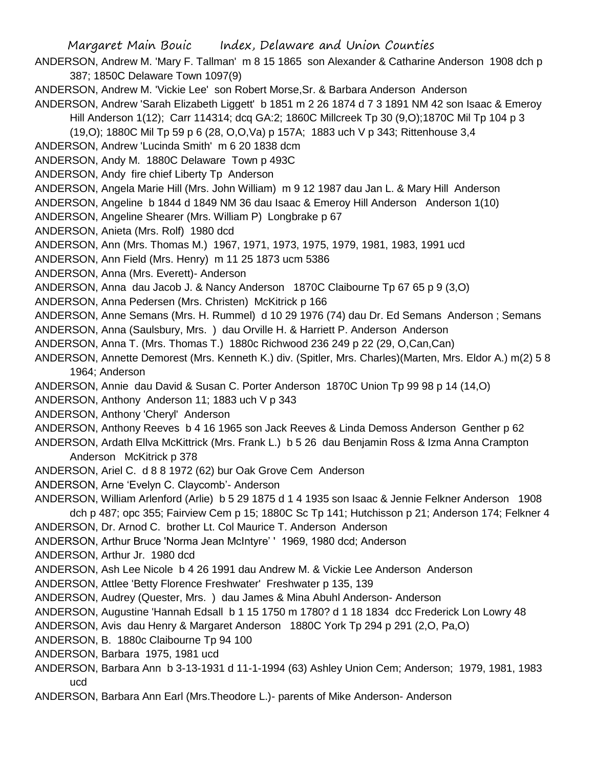ANDERSON, Andrew M. 'Mary F. Tallman' m 8 15 1865 son Alexander & Catharine Anderson 1908 dch p 387; 1850C Delaware Town 1097(9)

ANDERSON, Andrew M. 'Vickie Lee' son Robert Morse,Sr. & Barbara Anderson Anderson

ANDERSON, Andrew 'Sarah Elizabeth Liggett' b 1851 m 2 26 1874 d 7 3 1891 NM 42 son Isaac & Emeroy Hill Anderson 1(12); Carr 114314; dcq GA:2; 1860C Millcreek Tp 30 (9,O);1870C Mil Tp 104 p 3 (19,O); 1880C Mil Tp 59 p 6 (28, O,O,Va) p 157A; 1883 uch V p 343; Rittenhouse 3,4

ANDERSON, Andrew 'Lucinda Smith' m 6 20 1838 dcm

ANDERSON, Andy M. 1880C Delaware Town p 493C

ANDERSON, Andy fire chief Liberty Tp Anderson

ANDERSON, Angela Marie Hill (Mrs. John William) m 9 12 1987 dau Jan L. & Mary Hill Anderson

ANDERSON, Angeline b 1844 d 1849 NM 36 dau Isaac & Emeroy Hill Anderson Anderson 1(10)

ANDERSON, Angeline Shearer (Mrs. William P) Longbrake p 67

ANDERSON, Anieta (Mrs. Rolf) 1980 dcd

ANDERSON, Ann (Mrs. Thomas M.) 1967, 1971, 1973, 1975, 1979, 1981, 1983, 1991 ucd

ANDERSON, Ann Field (Mrs. Henry) m 11 25 1873 ucm 5386

ANDERSON, Anna (Mrs. Everett)- Anderson

ANDERSON, Anna dau Jacob J. & Nancy Anderson 1870C Claibourne Tp 67 65 p 9 (3,O)

ANDERSON, Anna Pedersen (Mrs. Christen) McKitrick p 166

ANDERSON, Anne Semans (Mrs. H. Rummel) d 10 29 1976 (74) dau Dr. Ed Semans Anderson ; Semans

ANDERSON, Anna (Saulsbury, Mrs. ) dau Orville H. & Harriett P. Anderson Anderson

ANDERSON, Anna T. (Mrs. Thomas T.) 1880c Richwood 236 249 p 22 (29, O,Can,Can)

ANDERSON, Annette Demorest (Mrs. Kenneth K.) div. (Spitler, Mrs. Charles)(Marten, Mrs. Eldor A.) m(2) 5 8 1964; Anderson

ANDERSON, Annie dau David & Susan C. Porter Anderson 1870C Union Tp 99 98 p 14 (14,O)

ANDERSON, Anthony Anderson 11; 1883 uch V p 343

ANDERSON, Anthony 'Cheryl' Anderson

ANDERSON, Anthony Reeves b 4 16 1965 son Jack Reeves & Linda Demoss Anderson Genther p 62

ANDERSON, Ardath Ellva McKittrick (Mrs. Frank L.) b 5 26 dau Benjamin Ross & Izma Anna Crampton Anderson McKitrick p 378

ANDERSON, Ariel C. d 8 8 1972 (62) bur Oak Grove Cem Anderson

ANDERSON, Arne 'Evelyn C. Claycomb'- Anderson

ANDERSON, William Arlenford (Arlie) b 5 29 1875 d 1 4 1935 son Isaac & Jennie Felkner Anderson 1908 dch p 487; opc 355; Fairview Cem p 15; 1880C Sc Tp 141; Hutchisson p 21; Anderson 174; Felkner 4

ANDERSON, Dr. Arnod C. brother Lt. Col Maurice T. Anderson Anderson

ANDERSON, Arthur Bruce 'Norma Jean McIntyre' ' 1969, 1980 dcd; Anderson

ANDERSON, Arthur Jr. 1980 dcd

ANDERSON, Ash Lee Nicole b 4 26 1991 dau Andrew M. & Vickie Lee Anderson Anderson

ANDERSON, Attlee 'Betty Florence Freshwater' Freshwater p 135, 139

ANDERSON, Audrey (Quester, Mrs. ) dau James & Mina Abuhl Anderson- Anderson

ANDERSON, Augustine 'Hannah Edsall b 1 15 1750 m 1780? d 1 18 1834 dcc Frederick Lon Lowry 48

ANDERSON, Avis dau Henry & Margaret Anderson 1880C York Tp 294 p 291 (2,O, Pa,O)

ANDERSON, B. 1880c Claibourne Tp 94 100

ANDERSON, Barbara 1975, 1981 ucd

ANDERSON, Barbara Ann b 3-13-1931 d 11-1-1994 (63) Ashley Union Cem; Anderson; 1979, 1981, 1983 ucd

ANDERSON, Barbara Ann Earl (Mrs.Theodore L.)- parents of Mike Anderson- Anderson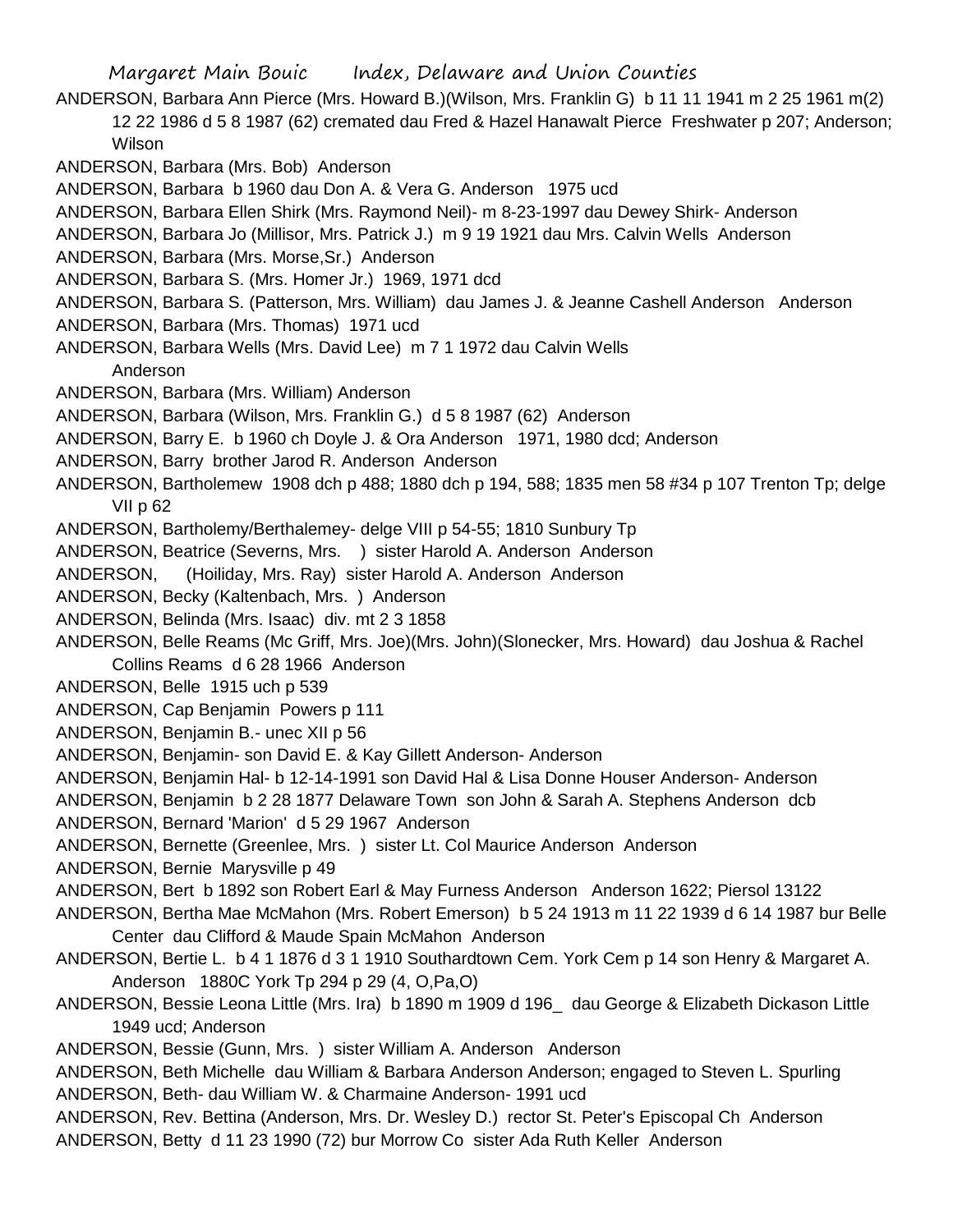ANDERSON, Barbara Ann Pierce (Mrs. Howard B.)(Wilson, Mrs. Franklin G) b 11 11 1941 m 2 25 1961 m(2) 12 22 1986 d 5 8 1987 (62) cremated dau Fred & Hazel Hanawalt Pierce Freshwater p 207; Anderson; Wilson

ANDERSON, Barbara (Mrs. Bob) Anderson

ANDERSON, Barbara b 1960 dau Don A. & Vera G. Anderson 1975 ucd

ANDERSON, Barbara Ellen Shirk (Mrs. Raymond Neil)- m 8-23-1997 dau Dewey Shirk- Anderson

ANDERSON, Barbara Jo (Millisor, Mrs. Patrick J.) m 9 19 1921 dau Mrs. Calvin Wells Anderson

ANDERSON, Barbara (Mrs. Morse,Sr.) Anderson

ANDERSON, Barbara S. (Mrs. Homer Jr.) 1969, 1971 dcd

ANDERSON, Barbara S. (Patterson, Mrs. William) dau James J. & Jeanne Cashell Anderson Anderson

ANDERSON, Barbara (Mrs. Thomas) 1971 ucd

ANDERSON, Barbara Wells (Mrs. David Lee) m 7 1 1972 dau Calvin Wells Anderson

ANDERSON, Barbara (Mrs. William) Anderson

ANDERSON, Barbara (Wilson, Mrs. Franklin G.) d 5 8 1987 (62) Anderson

ANDERSON, Barry E. b 1960 ch Doyle J. & Ora Anderson 1971, 1980 dcd; Anderson

ANDERSON, Barry brother Jarod R. Anderson Anderson

ANDERSON, Bartholemew 1908 dch p 488; 1880 dch p 194, 588; 1835 men 58 #34 p 107 Trenton Tp; delge VII p 62

ANDERSON, Bartholemy/Berthalemey- delge VIII p 54-55; 1810 Sunbury Tp

ANDERSON, Beatrice (Severns, Mrs. ) sister Harold A. Anderson Anderson

ANDERSON, (Hoiliday, Mrs. Ray) sister Harold A. Anderson Anderson

ANDERSON, Becky (Kaltenbach, Mrs. ) Anderson

ANDERSON, Belinda (Mrs. Isaac) div. mt 2 3 1858

ANDERSON, Belle Reams (Mc Griff, Mrs. Joe)(Mrs. John)(Slonecker, Mrs. Howard) dau Joshua & Rachel Collins Reams d 6 28 1966 Anderson

ANDERSON, Belle 1915 uch p 539

ANDERSON, Cap Benjamin Powers p 111

ANDERSON, Benjamin B.- unec XII p 56

ANDERSON, Benjamin- son David E. & Kay Gillett Anderson- Anderson

ANDERSON, Benjamin Hal- b 12-14-1991 son David Hal & Lisa Donne Houser Anderson- Anderson

ANDERSON, Benjamin b 2 28 1877 Delaware Town son John & Sarah A. Stephens Anderson dcb

ANDERSON, Bernard 'Marion' d 5 29 1967 Anderson

ANDERSON, Bernette (Greenlee, Mrs. ) sister Lt. Col Maurice Anderson Anderson

ANDERSON, Bernie Marysville p 49

ANDERSON, Bert b 1892 son Robert Earl & May Furness Anderson Anderson 1622; Piersol 13122

ANDERSON, Bertha Mae McMahon (Mrs. Robert Emerson) b 5 24 1913 m 11 22 1939 d 6 14 1987 bur Belle Center dau Clifford & Maude Spain McMahon Anderson

ANDERSON, Bertie L. b 4 1 1876 d 3 1 1910 Southardtown Cem. York Cem p 14 son Henry & Margaret A. Anderson 1880C York Tp 294 p 29 (4, O,Pa,O)

ANDERSON, Bessie Leona Little (Mrs. Ira) b 1890 m 1909 d 196_ dau George & Elizabeth Dickason Little 1949 ucd; Anderson

ANDERSON, Bessie (Gunn, Mrs. ) sister William A. Anderson Anderson

ANDERSON, Beth Michelle dau William & Barbara Anderson Anderson; engaged to Steven L. Spurling

ANDERSON, Beth- dau William W. & Charmaine Anderson- 1991 ucd

ANDERSON, Rev. Bettina (Anderson, Mrs. Dr. Wesley D.) rector St. Peter's Episcopal Ch Anderson

ANDERSON, Betty d 11 23 1990 (72) bur Morrow Co sister Ada Ruth Keller Anderson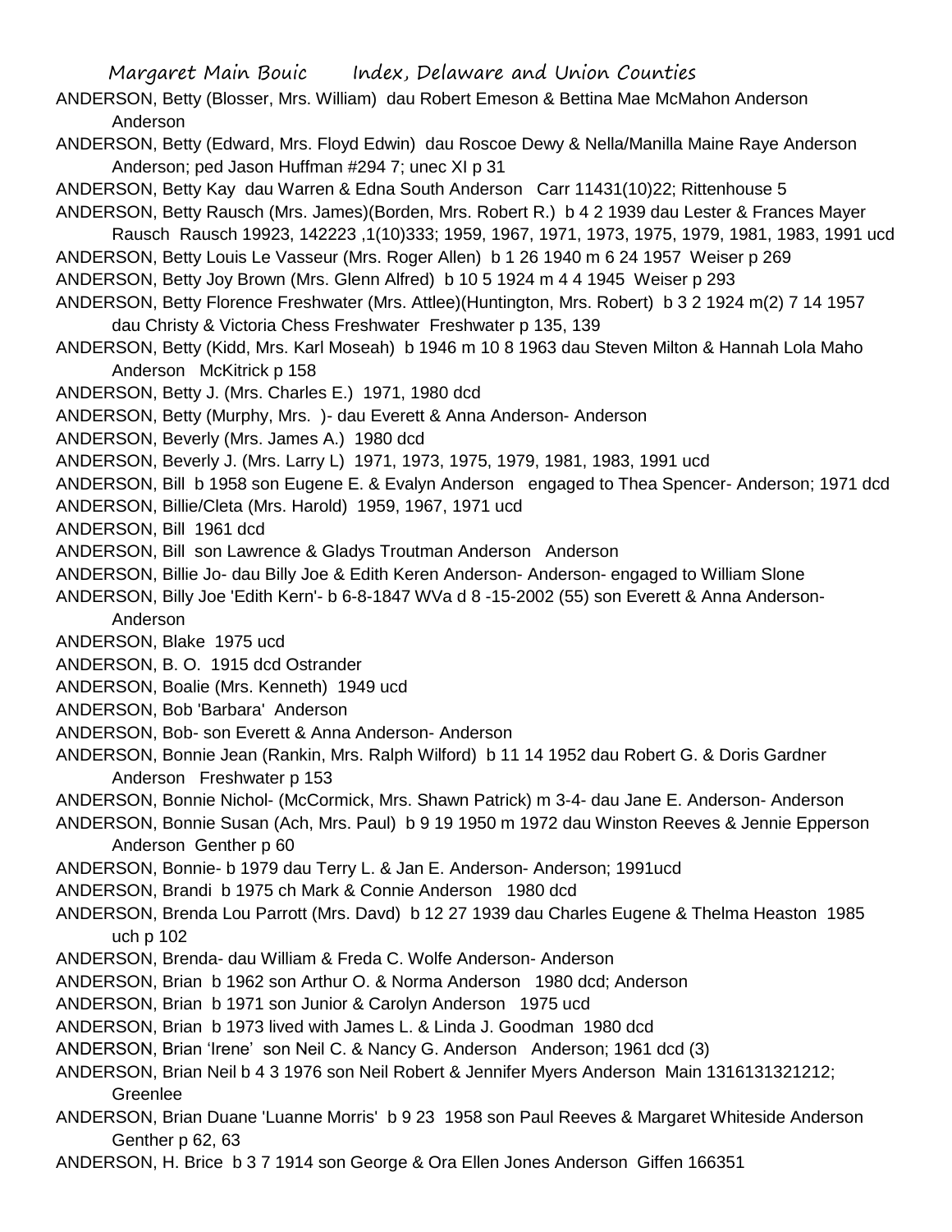ANDERSON, Betty (Blosser, Mrs. William) dau Robert Emeson & Bettina Mae McMahon Anderson Anderson

ANDERSON, Betty (Edward, Mrs. Floyd Edwin) dau Roscoe Dewy & Nella/Manilla Maine Raye Anderson Anderson; ped Jason Huffman #294 7; unec XI p 31

ANDERSON, Betty Kay dau Warren & Edna South Anderson Carr 11431(10)22; Rittenhouse 5

ANDERSON, Betty Rausch (Mrs. James)(Borden, Mrs. Robert R.) b 4 2 1939 dau Lester & Frances Mayer Rausch Rausch 19923, 142223 ,1(10)333; 1959, 1967, 1971, 1973, 1975, 1979, 1981, 1983, 1991 ucd

ANDERSON, Betty Louis Le Vasseur (Mrs. Roger Allen) b 1 26 1940 m 6 24 1957 Weiser p 269

ANDERSON, Betty Joy Brown (Mrs. Glenn Alfred) b 10 5 1924 m 4 4 1945 Weiser p 293

ANDERSON, Betty Florence Freshwater (Mrs. Attlee)(Huntington, Mrs. Robert) b 3 2 1924 m(2) 7 14 1957 dau Christy & Victoria Chess Freshwater Freshwater p 135, 139

ANDERSON, Betty (Kidd, Mrs. Karl Moseah) b 1946 m 10 8 1963 dau Steven Milton & Hannah Lola Maho Anderson McKitrick p 158

ANDERSON, Betty J. (Mrs. Charles E.) 1971, 1980 dcd

ANDERSON, Betty (Murphy, Mrs. )- dau Everett & Anna Anderson- Anderson

ANDERSON, Beverly (Mrs. James A.) 1980 dcd

ANDERSON, Beverly J. (Mrs. Larry L) 1971, 1973, 1975, 1979, 1981, 1983, 1991 ucd

ANDERSON, Bill b 1958 son Eugene E. & Evalyn Anderson engaged to Thea Spencer- Anderson; 1971 dcd

ANDERSON, Billie/Cleta (Mrs. Harold) 1959, 1967, 1971 ucd

ANDERSON, Bill 1961 dcd

ANDERSON, Bill son Lawrence & Gladys Troutman Anderson Anderson

ANDERSON, Billie Jo- dau Billy Joe & Edith Keren Anderson- Anderson- engaged to William Slone

ANDERSON, Billy Joe 'Edith Kern'- b 6-8-1847 WVa d 8 -15-2002 (55) son Everett & Anna Anderson- Anderson

ANDERSON, Blake 1975 ucd

ANDERSON, B. O. 1915 dcd Ostrander

ANDERSON, Boalie (Mrs. Kenneth) 1949 ucd

ANDERSON, Bob 'Barbara' Anderson

ANDERSON, Bob- son Everett & Anna Anderson- Anderson

ANDERSON, Bonnie Jean (Rankin, Mrs. Ralph Wilford) b 11 14 1952 dau Robert G. & Doris Gardner Anderson Freshwater p 153

ANDERSON, Bonnie Nichol- (McCormick, Mrs. Shawn Patrick) m 3-4- dau Jane E. Anderson- Anderson

ANDERSON, Bonnie Susan (Ach, Mrs. Paul) b 9 19 1950 m 1972 dau Winston Reeves & Jennie Epperson Anderson Genther p 60

ANDERSON, Bonnie- b 1979 dau Terry L. & Jan E. Anderson- Anderson; 1991ucd

ANDERSON, Brandi b 1975 ch Mark & Connie Anderson 1980 dcd

ANDERSON, Brenda Lou Parrott (Mrs. Davd) b 12 27 1939 dau Charles Eugene & Thelma Heaston 1985 uch p 102

ANDERSON, Brenda- dau William & Freda C. Wolfe Anderson- Anderson

ANDERSON, Brian b 1962 son Arthur O. & Norma Anderson 1980 dcd; Anderson

ANDERSON, Brian b 1971 son Junior & Carolyn Anderson 1975 ucd

ANDERSON, Brian b 1973 lived with James L. & Linda J. Goodman 1980 dcd

ANDERSON, Brian 'Irene' son Neil C. & Nancy G. Anderson Anderson; 1961 dcd (3)

ANDERSON, Brian Neil b 4 3 1976 son Neil Robert & Jennifer Myers Anderson Main 1316131321212; Greenlee

ANDERSON, Brian Duane 'Luanne Morris' b 9 23 1958 son Paul Reeves & Margaret Whiteside Anderson Genther p 62, 63

ANDERSON, H. Brice b 3 7 1914 son George & Ora Ellen Jones Anderson Giffen 166351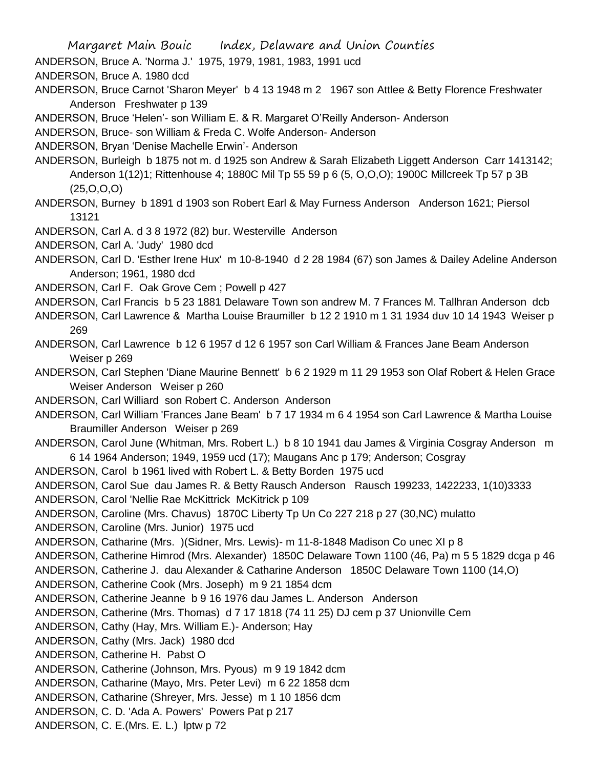ANDERSON, Bruce A. 'Norma J.' 1975, 1979, 1981, 1983, 1991 ucd

ANDERSON, Bruce A. 1980 dcd

ANDERSON, Bruce Carnot 'Sharon Meyer' b 4 13 1948 m 2 1967 son Attlee & Betty Florence Freshwater Anderson Freshwater p 139

ANDERSON, Bruce 'Helen'- son William E. & R. Margaret O'Reilly Anderson- Anderson

ANDERSON, Bruce- son William & Freda C. Wolfe Anderson- Anderson

ANDERSON, Bryan 'Denise Machelle Erwin'- Anderson

ANDERSON, Burleigh b 1875 not m. d 1925 son Andrew & Sarah Elizabeth Liggett Anderson Carr 1413142; Anderson 1(12)1; Rittenhouse 4; 1880C Mil Tp 55 59 p 6 (5, O,O,O); 1900C Millcreek Tp 57 p 3B (25,O,O,O)

ANDERSON, Burney b 1891 d 1903 son Robert Earl & May Furness Anderson Anderson 1621; Piersol 13121

ANDERSON, Carl A. d 3 8 1972 (82) bur. Westerville Anderson

ANDERSON, Carl A. 'Judy' 1980 dcd

ANDERSON, Carl D. 'Esther Irene Hux' m 10-8-1940 d 2 28 1984 (67) son James & Dailey Adeline Anderson Anderson; 1961, 1980 dcd

ANDERSON, Carl F. Oak Grove Cem ; Powell p 427

ANDERSON, Carl Francis b 5 23 1881 Delaware Town son andrew M. 7 Frances M. Tallhran Anderson dcb

ANDERSON, Carl Lawrence & Martha Louise Braumiller b 12 2 1910 m 1 31 1934 duv 10 14 1943 Weiser p 269

ANDERSON, Carl Lawrence b 12 6 1957 d 12 6 1957 son Carl William & Frances Jane Beam Anderson Weiser p 269

ANDERSON, Carl Stephen 'Diane Maurine Bennett' b 6 2 1929 m 11 29 1953 son Olaf Robert & Helen Grace Weiser Anderson Weiser p 260

ANDERSON, Carl Williard son Robert C. Anderson Anderson

ANDERSON, Carl William 'Frances Jane Beam' b 7 17 1934 m 6 4 1954 son Carl Lawrence & Martha Louise Braumiller Anderson Weiser p 269

ANDERSON, Carol June (Whitman, Mrs. Robert L.) b 8 10 1941 dau James & Virginia Cosgray Anderson m 6 14 1964 Anderson; 1949, 1959 ucd (17); Maugans Anc p 179; Anderson; Cosgray

ANDERSON, Carol b 1961 lived with Robert L. & Betty Borden 1975 ucd

ANDERSON, Carol Sue dau James R. & Betty Rausch Anderson Rausch 199233, 1422233, 1(10)3333

ANDERSON, Carol 'Nellie Rae McKittrick McKitrick p 109

ANDERSON, Caroline (Mrs. Chavus) 1870C Liberty Tp Un Co 227 218 p 27 (30,NC) mulatto

ANDERSON, Caroline (Mrs. Junior) 1975 ucd

ANDERSON, Catharine (Mrs. )(Sidner, Mrs. Lewis)- m 11-8-1848 Madison Co unec XI p 8

ANDERSON, Catherine Himrod (Mrs. Alexander) 1850C Delaware Town 1100 (46, Pa) m 5 5 1829 dcga p 46

ANDERSON, Catherine J. dau Alexander & Catharine Anderson 1850C Delaware Town 1100 (14,O)

ANDERSON, Catherine Cook (Mrs. Joseph) m 9 21 1854 dcm

ANDERSON, Catherine Jeanne b 9 16 1976 dau James L. Anderson Anderson

ANDERSON, Catherine (Mrs. Thomas) d 7 17 1818 (74 11 25) DJ cem p 37 Unionville Cem

ANDERSON, Cathy (Hay, Mrs. William E.)- Anderson; Hay

ANDERSON, Cathy (Mrs. Jack) 1980 dcd

ANDERSON, Catherine H. Pabst O

ANDERSON, Catherine (Johnson, Mrs. Pyous) m 9 19 1842 dcm

ANDERSON, Catharine (Mayo, Mrs. Peter Levi) m 6 22 1858 dcm

ANDERSON, Catharine (Shreyer, Mrs. Jesse) m 1 10 1856 dcm

ANDERSON, C. D. 'Ada A. Powers' Powers Pat p 217

ANDERSON, C. E.(Mrs. E. L.) lptw p 72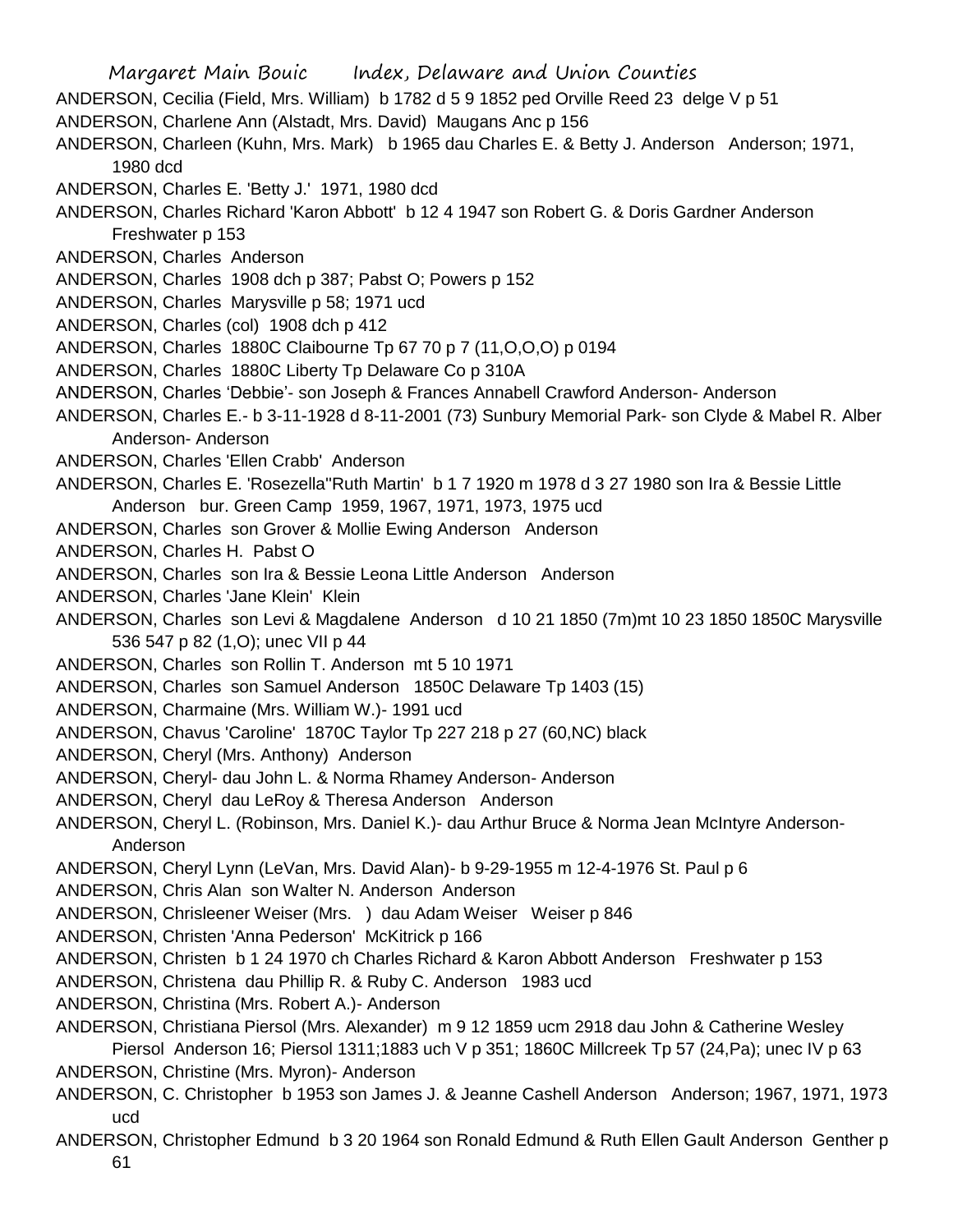ANDERSON, Cecilia (Field, Mrs. William) b 1782 d 5 9 1852 ped Orville Reed 23 delge V p 51

ANDERSON, Charlene Ann (Alstadt, Mrs. David) Maugans Anc p 156

ANDERSON, Charleen (Kuhn, Mrs. Mark) b 1965 dau Charles E. & Betty J. Anderson Anderson; 1971, 1980 dcd

ANDERSON, Charles E. 'Betty J.' 1971, 1980 dcd

ANDERSON, Charles Richard 'Karon Abbott' b 12 4 1947 son Robert G. & Doris Gardner Anderson Freshwater p 153

ANDERSON, Charles Anderson

ANDERSON, Charles 1908 dch p 387; Pabst O; Powers p 152

ANDERSON, Charles Marysville p 58; 1971 ucd

ANDERSON, Charles (col) 1908 dch p 412

ANDERSON, Charles 1880C Claibourne Tp 67 70 p 7 (11,O,O,O) p 0194

ANDERSON, Charles 1880C Liberty Tp Delaware Co p 310A

ANDERSON, Charles 'Debbie'- son Joseph & Frances Annabell Crawford Anderson- Anderson

ANDERSON, Charles E.- b 3-11-1928 d 8-11-2001 (73) Sunbury Memorial Park- son Clyde & Mabel R. Alber Anderson- Anderson

ANDERSON, Charles 'Ellen Crabb' Anderson

ANDERSON, Charles E. 'Rosezella''Ruth Martin' b 1 7 1920 m 1978 d 3 27 1980 son Ira & Bessie Little Anderson bur. Green Camp 1959, 1967, 1971, 1973, 1975 ucd

ANDERSON, Charles son Grover & Mollie Ewing Anderson Anderson

ANDERSON, Charles H. Pabst O

ANDERSON, Charles son Ira & Bessie Leona Little Anderson Anderson

ANDERSON, Charles 'Jane Klein' Klein

ANDERSON, Charles son Levi & Magdalene Anderson d 10 21 1850 (7m)mt 10 23 1850 1850C Marysville 536 547 p 82 (1,O); unec VII p 44

ANDERSON, Charles son Rollin T. Anderson mt 5 10 1971

ANDERSON, Charles son Samuel Anderson 1850C Delaware Tp 1403 (15)

ANDERSON, Charmaine (Mrs. William W.)- 1991 ucd

ANDERSON, Chavus 'Caroline' 1870C Taylor Tp 227 218 p 27 (60,NC) black

ANDERSON, Cheryl (Mrs. Anthony) Anderson

ANDERSON, Cheryl- dau John L. & Norma Rhamey Anderson- Anderson

ANDERSON, Cheryl dau LeRoy & Theresa Anderson Anderson

ANDERSON, Cheryl L. (Robinson, Mrs. Daniel K.)- dau Arthur Bruce & Norma Jean McIntyre Anderson- Anderson

ANDERSON, Cheryl Lynn (LeVan, Mrs. David Alan)- b 9-29-1955 m 12-4-1976 St. Paul p 6

ANDERSON, Chris Alan son Walter N. Anderson Anderson

ANDERSON, Chrisleener Weiser (Mrs. ) dau Adam Weiser Weiser p 846

ANDERSON, Christen 'Anna Pederson' McKitrick p 166

ANDERSON, Christen b 1 24 1970 ch Charles Richard & Karon Abbott Anderson Freshwater p 153

ANDERSON, Christena dau Phillip R. & Ruby C. Anderson 1983 ucd

ANDERSON, Christina (Mrs. Robert A.)- Anderson

ANDERSON, Christiana Piersol (Mrs. Alexander) m 9 12 1859 ucm 2918 dau John & Catherine Wesley Piersol Anderson 16; Piersol 1311;1883 uch V p 351; 1860C Millcreek Tp 57 (24,Pa); unec IV p 63

ANDERSON, Christine (Mrs. Myron)- Anderson

ANDERSON, C. Christopher b 1953 son James J. & Jeanne Cashell Anderson Anderson; 1967, 1971, 1973 ucd

ANDERSON, Christopher Edmund b 3 20 1964 son Ronald Edmund & Ruth Ellen Gault Anderson Genther p 61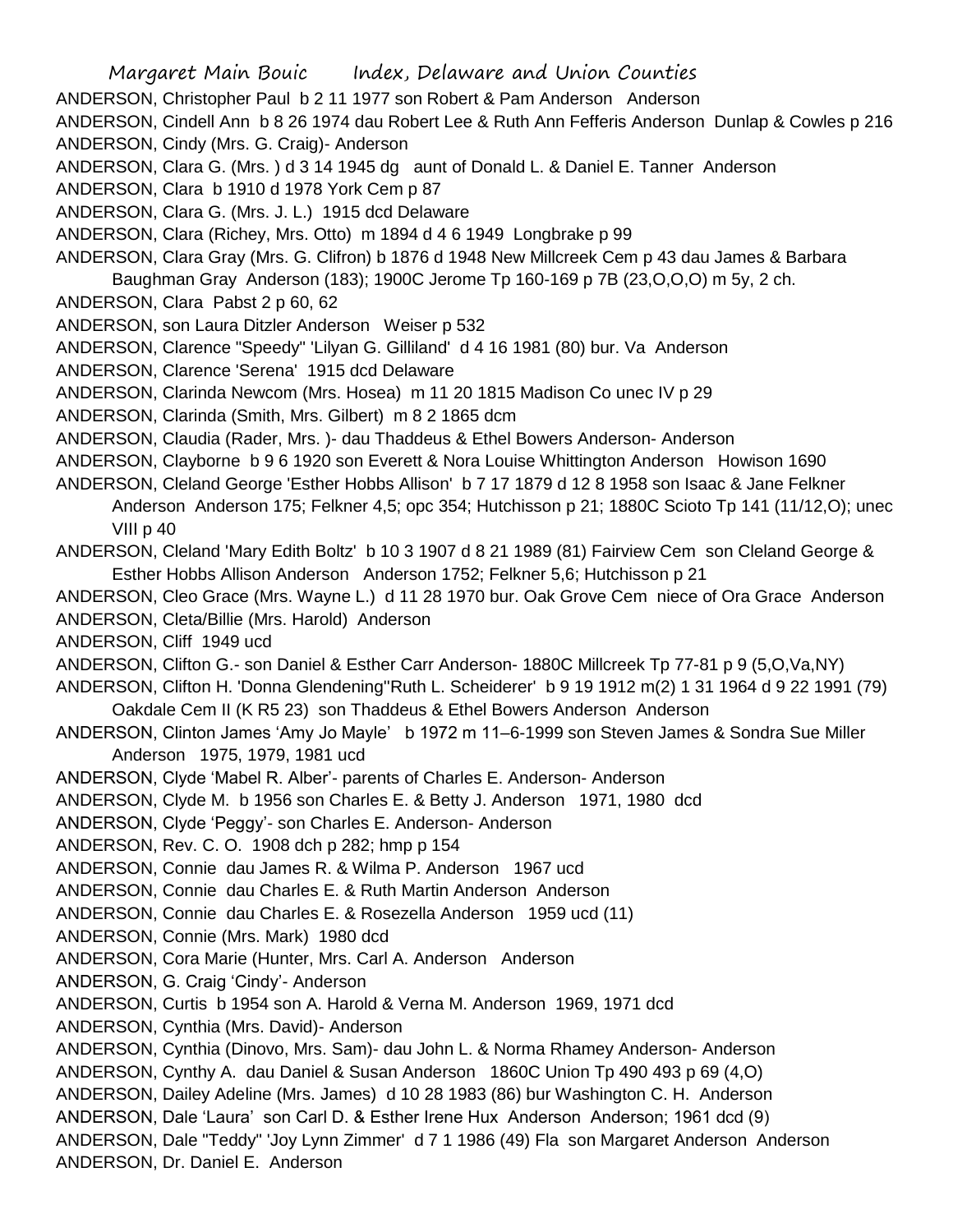ANDERSON, Christopher Paul b 2 11 1977 son Robert & Pam Anderson Anderson

ANDERSON, Cindell Ann b 8 26 1974 dau Robert Lee & Ruth Ann Fefferis Anderson Dunlap & Cowles p 216

ANDERSON, Cindy (Mrs. G. Craig)- Anderson

ANDERSON, Clara G. (Mrs. ) d 3 14 1945 dg aunt of Donald L. & Daniel E. Tanner Anderson

ANDERSON, Clara b 1910 d 1978 York Cem p 87

ANDERSON, Clara G. (Mrs. J. L.) 1915 dcd Delaware

ANDERSON, Clara (Richey, Mrs. Otto) m 1894 d 4 6 1949 Longbrake p 99

ANDERSON, Clara Gray (Mrs. G. Clifron) b 1876 d 1948 New Millcreek Cem p 43 dau James & Barbara Baughman Gray Anderson (183); 1900C Jerome Tp 160-169 p 7B (23,O,O,O) m 5y, 2 ch.

ANDERSON, Clara Pabst 2 p 60, 62

ANDERSON, son Laura Ditzler Anderson Weiser p 532

ANDERSON, Clarence "Speedy" 'Lilyan G. Gilliland' d 4 16 1981 (80) bur. Va Anderson

ANDERSON, Clarence 'Serena' 1915 dcd Delaware

ANDERSON, Clarinda Newcom (Mrs. Hosea) m 11 20 1815 Madison Co unec IV p 29

ANDERSON, Clarinda (Smith, Mrs. Gilbert) m 8 2 1865 dcm

ANDERSON, Claudia (Rader, Mrs. )- dau Thaddeus & Ethel Bowers Anderson- Anderson

ANDERSON, Clayborne b 9 6 1920 son Everett & Nora Louise Whittington Anderson Howison 1690

ANDERSON, Cleland George 'Esther Hobbs Allison' b 7 17 1879 d 12 8 1958 son Isaac & Jane Felkner Anderson Anderson 175; Felkner 4,5; opc 354; Hutchisson p 21; 1880C Scioto Tp 141 (11/12,O); unec VIII p 40

ANDERSON, Cleland 'Mary Edith Boltz' b 10 3 1907 d 8 21 1989 (81) Fairview Cem son Cleland George & Esther Hobbs Allison Anderson Anderson 1752; Felkner 5,6; Hutchisson p 21

ANDERSON, Cleo Grace (Mrs. Wayne L.) d 11 28 1970 bur. Oak Grove Cem niece of Ora Grace Anderson

ANDERSON, Cleta/Billie (Mrs. Harold) Anderson

ANDERSON, Cliff 1949 ucd

ANDERSON, Clifton G.- son Daniel & Esther Carr Anderson- 1880C Millcreek Tp 77-81 p 9 (5,O,Va,NY)

ANDERSON, Clifton H. 'Donna Glendening''Ruth L. Scheiderer' b 9 19 1912 m(2) 1 31 1964 d 9 22 1991 (79) Oakdale Cem II (K R5 23) son Thaddeus & Ethel Bowers Anderson Anderson

ANDERSON, Clinton James 'Amy Jo Mayle' b 1972 m 11–6-1999 son Steven James & Sondra Sue Miller Anderson 1975, 1979, 1981 ucd

ANDERSON, Clyde 'Mabel R. Alber'- parents of Charles E. Anderson- Anderson

ANDERSON, Clyde M. b 1956 son Charles E. & Betty J. Anderson 1971, 1980 dcd

ANDERSON, Clyde 'Peggy'- son Charles E. Anderson- Anderson

ANDERSON, Rev. C. O. 1908 dch p 282; hmp p 154

ANDERSON, Connie dau James R. & Wilma P. Anderson 1967 ucd

ANDERSON, Connie dau Charles E. & Ruth Martin Anderson Anderson

ANDERSON, Connie dau Charles E. & Rosezella Anderson 1959 ucd (11)

ANDERSON, Connie (Mrs. Mark) 1980 dcd

ANDERSON, Cora Marie (Hunter, Mrs. Carl A. Anderson Anderson

ANDERSON, G. Craig 'Cindy'- Anderson

ANDERSON, Curtis b 1954 son A. Harold & Verna M. Anderson 1969, 1971 dcd

ANDERSON, Cynthia (Mrs. David)- Anderson

ANDERSON, Cynthia (Dinovo, Mrs. Sam)- dau John L. & Norma Rhamey Anderson- Anderson

ANDERSON, Cynthy A. dau Daniel & Susan Anderson 1860C Union Tp 490 493 p 69 (4,O)

ANDERSON, Dailey Adeline (Mrs. James) d 10 28 1983 (86) bur Washington C. H. Anderson

ANDERSON, Dale 'Laura' son Carl D. & Esther Irene Hux Anderson Anderson; 1961 dcd (9)

ANDERSON, Dale "Teddy" 'Joy Lynn Zimmer' d 7 1 1986 (49) Fla son Margaret Anderson Anderson

ANDERSON, Dr. Daniel E. Anderson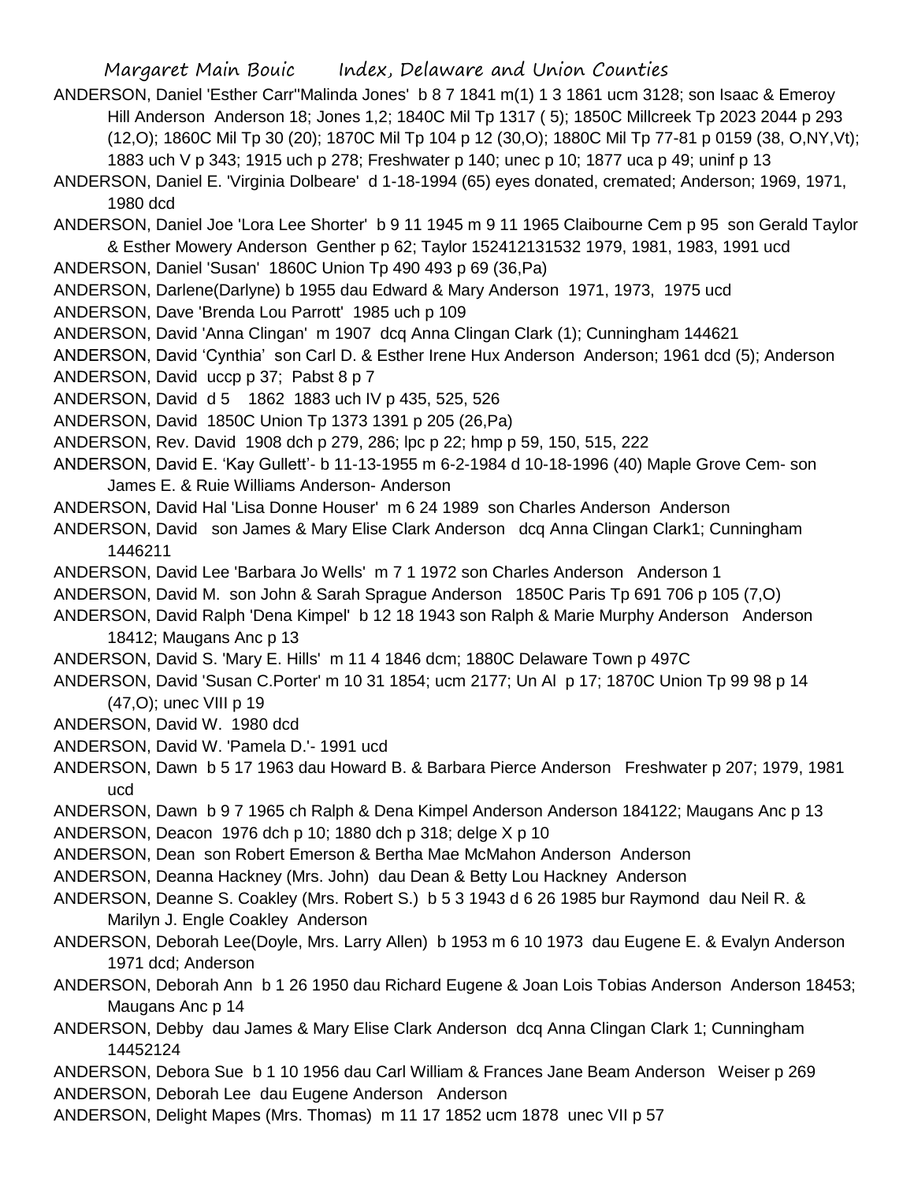ANDERSON, Daniel 'Esther Carr''Malinda Jones' b 8 7 1841 m(1) 1 3 1861 ucm 3128; son Isaac & Emeroy Hill Anderson Anderson 18; Jones 1,2; 1840C Mil Tp 1317 ( 5); 1850C Millcreek Tp 2023 2044 p 293 (12,O); 1860C Mil Tp 30 (20); 1870C Mil Tp 104 p 12 (30,O); 1880C Mil Tp 77-81 p 0159 (38, O,NY,Vt); 1883 uch V p 343; 1915 uch p 278; Freshwater p 140; unec p 10; 1877 uca p 49; uninf p 13

ANDERSON, Daniel E. 'Virginia Dolbeare' d 1-18-1994 (65) eyes donated, cremated; Anderson; 1969, 1971, 1980 dcd

ANDERSON, Daniel Joe 'Lora Lee Shorter' b 9 11 1945 m 9 11 1965 Claibourne Cem p 95 son Gerald Taylor & Esther Mowery Anderson Genther p 62; Taylor 152412131532 1979, 1981, 1983, 1991 ucd

ANDERSON, Daniel 'Susan' 1860C Union Tp 490 493 p 69 (36,Pa)

ANDERSON, Darlene(Darlyne) b 1955 dau Edward & Mary Anderson 1971, 1973, 1975 ucd

ANDERSON, Dave 'Brenda Lou Parrott' 1985 uch p 109

ANDERSON, David 'Anna Clingan' m 1907 dcq Anna Clingan Clark (1); Cunningham 144621

ANDERSON, David 'Cynthia' son Carl D. & Esther Irene Hux Anderson Anderson; 1961 dcd (5); Anderson

ANDERSON, David uccp p 37; Pabst 8 p 7

ANDERSON, David d 5 1862 1883 uch IV p 435, 525, 526

ANDERSON, David 1850C Union Tp 1373 1391 p 205 (26,Pa)

ANDERSON, Rev. David 1908 dch p 279, 286; lpc p 22; hmp p 59, 150, 515, 222

ANDERSON, David E. 'Kay Gullett'- b 11-13-1955 m 6-2-1984 d 10-18-1996 (40) Maple Grove Cem- son James E. & Ruie Williams Anderson- Anderson

ANDERSON, David Hal 'Lisa Donne Houser' m 6 24 1989 son Charles Anderson Anderson

ANDERSON, David son James & Mary Elise Clark Anderson dcq Anna Clingan Clark1; Cunningham 1446211

ANDERSON, David Lee 'Barbara Jo Wells' m 7 1 1972 son Charles Anderson Anderson 1

ANDERSON, David M. son John & Sarah Sprague Anderson 1850C Paris Tp 691 706 p 105 (7,O)

ANDERSON, David Ralph 'Dena Kimpel' b 12 18 1943 son Ralph & Marie Murphy Anderson Anderson 18412; Maugans Anc p 13

ANDERSON, David S. 'Mary E. Hills' m 11 4 1846 dcm; 1880C Delaware Town p 497C

ANDERSON, David 'Susan C.Porter' m 10 31 1854; ucm 2177; Un Al p 17; 1870C Union Tp 99 98 p 14 (47,O); unec VIII p 19

ANDERSON, David W. 1980 dcd

ANDERSON, David W. 'Pamela D.'- 1991 ucd

ANDERSON, Dawn b 5 17 1963 dau Howard B. & Barbara Pierce Anderson Freshwater p 207; 1979, 1981 ucd

ANDERSON, Dawn b 9 7 1965 ch Ralph & Dena Kimpel Anderson Anderson 184122; Maugans Anc p 13

ANDERSON, Deacon 1976 dch p 10; 1880 dch p 318; delge X p 10

ANDERSON, Dean son Robert Emerson & Bertha Mae McMahon Anderson Anderson

ANDERSON, Deanna Hackney (Mrs. John) dau Dean & Betty Lou Hackney Anderson

ANDERSON, Deanne S. Coakley (Mrs. Robert S.) b 5 3 1943 d 6 26 1985 bur Raymond dau Neil R. & Marilyn J. Engle Coakley Anderson

ANDERSON, Deborah Lee(Doyle, Mrs. Larry Allen) b 1953 m 6 10 1973 dau Eugene E. & Evalyn Anderson 1971 dcd; Anderson

ANDERSON, Deborah Ann b 1 26 1950 dau Richard Eugene & Joan Lois Tobias Anderson Anderson 18453; Maugans Anc p 14

ANDERSON, Debby dau James & Mary Elise Clark Anderson dcq Anna Clingan Clark 1; Cunningham 14452124

ANDERSON, Debora Sue b 1 10 1956 dau Carl William & Frances Jane Beam Anderson Weiser p 269

ANDERSON, Deborah Lee dau Eugene Anderson Anderson

ANDERSON, Delight Mapes (Mrs. Thomas) m 11 17 1852 ucm 1878 unec VII p 57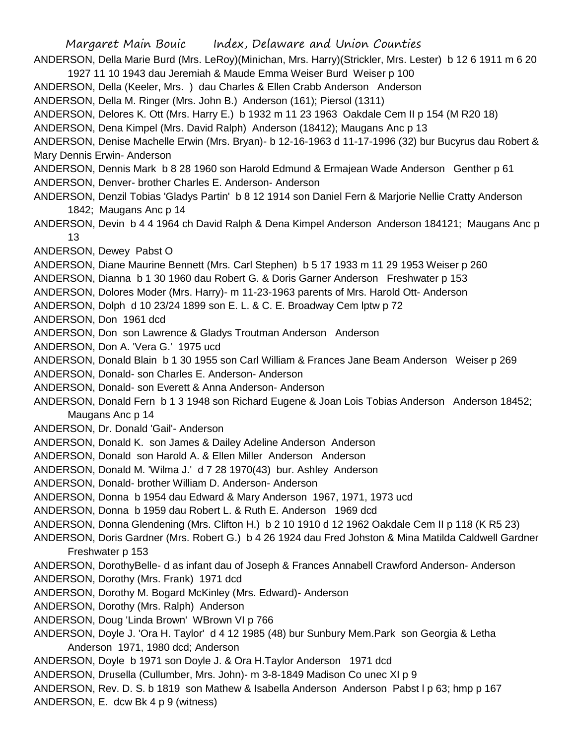ANDERSON, Della Marie Burd (Mrs. LeRoy)(Minichan, Mrs. Harry)(Strickler, Mrs. Lester) b 12 6 1911 m 6 20 1927 11 10 1943 dau Jeremiah & Maude Emma Weiser Burd Weiser p 100

ANDERSON, Della (Keeler, Mrs. ) dau Charles & Ellen Crabb Anderson Anderson

ANDERSON, Della M. Ringer (Mrs. John B.) Anderson (161); Piersol (1311)

ANDERSON, Delores K. Ott (Mrs. Harry E.) b 1932 m 11 23 1963 Oakdale Cem II p 154 (M R20 18)

ANDERSON, Dena Kimpel (Mrs. David Ralph) Anderson (18412); Maugans Anc p 13

ANDERSON, Denise Machelle Erwin (Mrs. Bryan)- b 12-16-1963 d 11-17-1996 (32) bur Bucyrus dau Robert & Mary Dennis Erwin- Anderson

ANDERSON, Dennis Mark b 8 28 1960 son Harold Edmund & Ermajean Wade Anderson Genther p 61

ANDERSON, Denver- brother Charles E. Anderson- Anderson

ANDERSON, Denzil Tobias 'Gladys Partin' b 8 12 1914 son Daniel Fern & Marjorie Nellie Cratty Anderson 1842; Maugans Anc p 14

ANDERSON, Devin b 4 4 1964 ch David Ralph & Dena Kimpel Anderson Anderson 184121; Maugans Anc p 13

ANDERSON, Dewey Pabst O

ANDERSON, Diane Maurine Bennett (Mrs. Carl Stephen) b 5 17 1933 m 11 29 1953 Weiser p 260

ANDERSON, Dianna b 1 30 1960 dau Robert G. & Doris Garner Anderson Freshwater p 153

ANDERSON, Dolores Moder (Mrs. Harry)- m 11-23-1963 parents of Mrs. Harold Ott- Anderson

ANDERSON, Dolph d 10 23/24 1899 son E. L. & C. E. Broadway Cem lptw p 72

ANDERSON, Don 1961 dcd

ANDERSON, Don son Lawrence & Gladys Troutman Anderson Anderson

ANDERSON, Don A. 'Vera G.' 1975 ucd

ANDERSON, Donald Blain b 1 30 1955 son Carl William & Frances Jane Beam Anderson Weiser p 269

ANDERSON, Donald- son Charles E. Anderson- Anderson

ANDERSON, Donald- son Everett & Anna Anderson- Anderson

ANDERSON, Donald Fern b 1 3 1948 son Richard Eugene & Joan Lois Tobias Anderson Anderson 18452; Maugans Anc p 14

ANDERSON, Dr. Donald 'Gail'- Anderson

ANDERSON, Donald K. son James & Dailey Adeline Anderson Anderson

ANDERSON, Donald son Harold A. & Ellen Miller Anderson Anderson

ANDERSON, Donald M. 'Wilma J.' d 7 28 1970(43) bur. Ashley Anderson

ANDERSON, Donald- brother William D. Anderson- Anderson

ANDERSON, Donna b 1954 dau Edward & Mary Anderson 1967, 1971, 1973 ucd

ANDERSON, Donna b 1959 dau Robert L. & Ruth E. Anderson 1969 dcd

ANDERSON, Donna Glendening (Mrs. Clifton H.) b 2 10 1910 d 12 1962 Oakdale Cem II p 118 (K R5 23)

ANDERSON, Doris Gardner (Mrs. Robert G.) b 4 26 1924 dau Fred Johston & Mina Matilda Caldwell Gardner Freshwater p 153

ANDERSON, DorothyBelle- d as infant dau of Joseph & Frances Annabell Crawford Anderson- Anderson

ANDERSON, Dorothy (Mrs. Frank) 1971 dcd

ANDERSON, Dorothy M. Bogard McKinley (Mrs. Edward)- Anderson

ANDERSON, Dorothy (Mrs. Ralph) Anderson

ANDERSON, Doug 'Linda Brown' WBrown VI p 766

ANDERSON, Doyle J. 'Ora H. Taylor' d 4 12 1985 (48) bur Sunbury Mem.Park son Georgia & Letha Anderson 1971, 1980 dcd; Anderson

ANDERSON, Doyle b 1971 son Doyle J. & Ora H.Taylor Anderson 1971 dcd

ANDERSON, Drusella (Cullumber, Mrs. John)- m 3-8-1849 Madison Co unec XI p 9

ANDERSON, Rev. D. S. b 1819 son Mathew & Isabella Anderson Anderson Pabst l p 63; hmp p 167

ANDERSON, E. dcw Bk 4 p 9 (witness)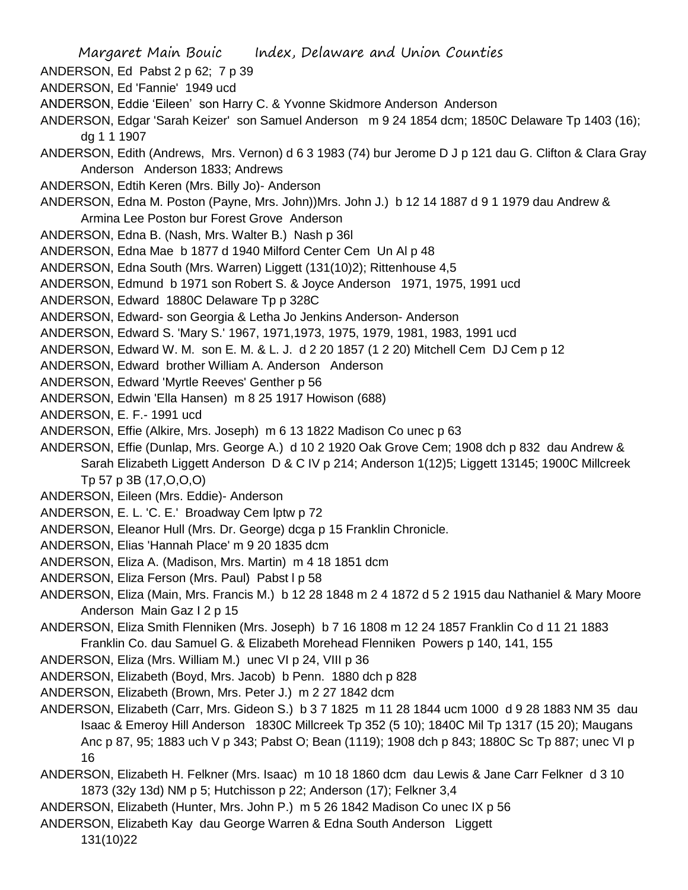ANDERSON, Ed  Pabst 2 p 62;  7 p 39

ANDERSON, Ed 'Fannie'  1949 ucd

ANDERSON, Eddie 'Eileen'  son Harry C. & Yvonne Skidmore Anderson  Anderson

ANDERSON, Edgar 'Sarah Keizer'  son Samuel Anderson   m 9 24 1854 dcm; 1850C Delaware Tp 1403 (16); dg 1 1 1907

ANDERSON, Edith (Andrews, Mrs. Vernon) d 6 3 1983 (74) bur Jerome D J p 121 dau G. Clifton & Clara Gray Anderson   Anderson 1833; Andrews

ANDERSON, Edtih Keren (Mrs. Billy Jo)- Anderson

ANDERSON, Edna M. Poston (Payne, Mrs. John))Mrs. John J.)  b 12 14 1887 d 9 1 1979 dau Andrew & Armina Lee Poston bur Forest Grove  Anderson

ANDERSON, Edna B. (Nash, Mrs. Walter B.)  Nash p 36l

ANDERSON, Edna Mae  b 1877 d 1940 Milford Center Cem  Un Al p 48

ANDERSON, Edna South (Mrs. Warren) Liggett (131(10)2); Rittenhouse 4,5

ANDERSON, Edmund  b 1971 son Robert S. & Joyce Anderson   1971, 1975, 1991 ucd

ANDERSON, Edward  1880C Delaware Tp p 328C

ANDERSON, Edward- son Georgia & Letha Jo Jenkins Anderson- Anderson

ANDERSON, Edward S. 'Mary S.' 1967, 1971,1973, 1975, 1979, 1981, 1983, 1991 ucd

ANDERSON, Edward W. M.  son E. M. & L. J.  d 2 20 1857 (1 2 20) Mitchell Cem  DJ Cem p 12

ANDERSON, Edward  brother William A. Anderson   Anderson

ANDERSON, Edward 'Myrtle Reeves' Genther p 56

ANDERSON, Edwin 'Ella Hansen)  m 8 25 1917 Howison (688)

ANDERSON, E. F.- 1991 ucd

ANDERSON, Effie (Alkire, Mrs. Joseph)  m 6 13 1822 Madison Co unec p 63

ANDERSON, Effie (Dunlap, Mrs. George A.)  d 10 2 1920 Oak Grove Cem; 1908 dch p 832  dau Andrew & Sarah Elizabeth Liggett Anderson  D & C IV p 214; Anderson 1(12)5; Liggett 13145; 1900C Millcreek Tp 57 p 3B (17,O,O,O)

ANDERSON, Eileen (Mrs. Eddie)- Anderson

ANDERSON, E. L. 'C. E.'  Broadway Cem lptw p 72

ANDERSON, Eleanor Hull (Mrs. Dr. George) dcga p 15 Franklin Chronicle.

ANDERSON, Elias 'Hannah Place' m 9 20 1835 dcm

ANDERSON, Eliza A. (Madison, Mrs. Martin)  m 4 18 1851 dcm

ANDERSON, Eliza Ferson (Mrs. Paul)  Pabst l p 58

ANDERSON, Eliza (Main, Mrs. Francis M.)  b 12 28 1848 m 2 4 1872 d 5 2 1915 dau Nathaniel & Mary Moore Anderson  Main Gaz I 2 p 15

ANDERSON, Eliza Smith Flenniken (Mrs. Joseph)  b 7 16 1808 m 12 24 1857 Franklin Co d 11 21 1883 Franklin Co. dau Samuel G. & Elizabeth Morehead Flenniken  Powers p 140, 141, 155

ANDERSON, Eliza (Mrs. William M.)  unec VI p 24, VIII p 36

ANDERSON, Elizabeth (Boyd, Mrs. Jacob)  b Penn.  1880 dch p 828

ANDERSON, Elizabeth (Brown, Mrs. Peter J.)  m 2 27 1842 dcm

ANDERSON, Elizabeth (Carr, Mrs. Gideon S.)  b 3 7 1825  m 11 28 1844 ucm 1000  d 9 28 1883 NM 35  dau Isaac & Emeroy Hill Anderson   1830C Millcreek Tp 352 (5 10); 1840C Mil Tp 1317 (15 20); Maugans Anc p 87, 95; 1883 uch V p 343; Pabst O; Bean (1119); 1908 dch p 843; 1880C Sc Tp 887; unec VI p 16

ANDERSON, Elizabeth H. Felkner (Mrs. Isaac)  m 10 18 1860 dcm  dau Lewis & Jane Carr Felkner  d 3 10 1873 (32y 13d) NM p 5; Hutchisson p 22; Anderson (17); Felkner 3,4

ANDERSON, Elizabeth (Hunter, Mrs. John P.)  m 5 26 1842 Madison Co unec IX p 56

ANDERSON, Elizabeth Kay  dau George Warren & Edna South Anderson   Liggett 131(10)22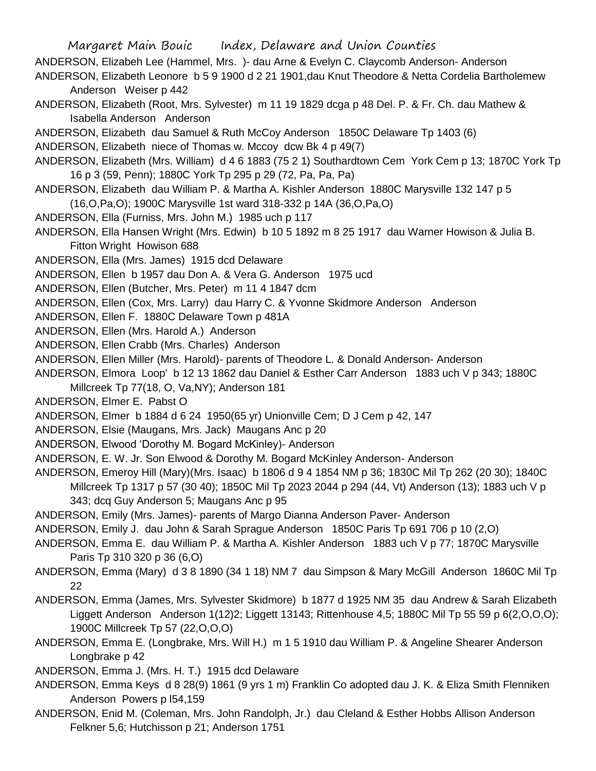ANDERSON, Elizabeh Lee (Hammel, Mrs. )- dau Arne & Evelyn C. Claycomb Anderson- Anderson

ANDERSON, Elizabeth Leonore b 5 9 1900 d 2 21 1901,dau Knut Theodore & Netta Cordelia Bartholemew Anderson Weiser p 442

ANDERSON, Elizabeth (Root, Mrs. Sylvester) m 11 19 1829 dcga p 48 Del. P. & Fr. Ch. dau Mathew & Isabella Anderson Anderson

ANDERSON, Elizabeth dau Samuel & Ruth McCoy Anderson 1850C Delaware Tp 1403 (6)

ANDERSON, Elizabeth niece of Thomas w. Mccoy dcw Bk 4 p 49(7)

ANDERSON, Elizabeth (Mrs. William) d 4 6 1883 (75 2 1) Southardtown Cem York Cem p 13; 1870C York Tp 16 p 3 (59, Penn); 1880C York Tp 295 p 29 (72, Pa, Pa, Pa)

ANDERSON, Elizabeth dau William P. & Martha A. Kishler Anderson 1880C Marysville 132 147 p 5 (16,O,Pa,O); 1900C Marysville 1st ward 318-332 p 14A (36,O,Pa,O)

ANDERSON, Ella (Furniss, Mrs. John M.) 1985 uch p 117

ANDERSON, Ella Hansen Wright (Mrs. Edwin) b 10 5 1892 m 8 25 1917 dau Warner Howison & Julia B. Fitton Wright Howison 688

ANDERSON, Ella (Mrs. James) 1915 dcd Delaware

ANDERSON, Ellen b 1957 dau Don A. & Vera G. Anderson 1975 ucd

ANDERSON, Ellen (Butcher, Mrs. Peter) m 11 4 1847 dcm

ANDERSON, Ellen (Cox, Mrs. Larry) dau Harry C. & Yvonne Skidmore Anderson Anderson

ANDERSON, Ellen F. 1880C Delaware Town p 481A

ANDERSON, Ellen (Mrs. Harold A.) Anderson

ANDERSON, Ellen Crabb (Mrs. Charles) Anderson

ANDERSON, Ellen Miller (Mrs. Harold)- parents of Theodore L. & Donald Anderson- Anderson

ANDERSON, Elmora Loop' b 12 13 1862 dau Daniel & Esther Carr Anderson 1883 uch V p 343; 1880C Millcreek Tp 77(18, O, Va,NY); Anderson 181

ANDERSON, Elmer E. Pabst O

ANDERSON, Elmer b 1884 d 6 24 1950(65 yr) Unionville Cem; D J Cem p 42, 147

ANDERSON, Elsie (Maugans, Mrs. Jack) Maugans Anc p 20

ANDERSON, Elwood 'Dorothy M. Bogard McKinley)- Anderson

ANDERSON, E. W. Jr. Son Elwood & Dorothy M. Bogard McKinley Anderson- Anderson

ANDERSON, Emeroy Hill (Mary)(Mrs. Isaac) b 1806 d 9 4 1854 NM p 36; 1830C Mil Tp 262 (20 30); 1840C Millcreek Tp 1317 p 57 (30 40); 1850C Mil Tp 2023 2044 p 294 (44, Vt) Anderson (13); 1883 uch V p 343; dcq Guy Anderson 5; Maugans Anc p 95

ANDERSON, Emily (Mrs. James)- parents of Margo Dianna Anderson Paver- Anderson

ANDERSON, Emily J. dau John & Sarah Sprague Anderson 1850C Paris Tp 691 706 p 10 (2,O)

ANDERSON, Emma E. dau William P. & Martha A. Kishler Anderson 1883 uch V p 77; 1870C Marysville Paris Tp 310 320 p 36 (6,O)

ANDERSON, Emma (Mary) d 3 8 1890 (34 1 18) NM 7 dau Simpson & Mary McGill Anderson 1860C Mil Tp 22

ANDERSON, Emma (James, Mrs. Sylvester Skidmore) b 1877 d 1925 NM 35 dau Andrew & Sarah Elizabeth Liggett Anderson Anderson 1(12)2; Liggett 13143; Rittenhouse 4,5; 1880C Mil Tp 55 59 p 6(2,O,O,O); 1900C Millcreek Tp 57 (22,O,O,O)

ANDERSON, Emma E. (Longbrake, Mrs. Will H.) m 1 5 1910 dau William P. & Angeline Shearer Anderson Longbrake p 42

ANDERSON, Emma J. (Mrs. H. T.) 1915 dcd Delaware

ANDERSON, Emma Keys d 8 28(9) 1861 (9 yrs 1 m) Franklin Co adopted dau J. K. & Eliza Smith Flenniken Anderson Powers p l54,159

ANDERSON, Enid M. (Coleman, Mrs. John Randolph, Jr.) dau Cleland & Esther Hobbs Allison Anderson Felkner 5,6; Hutchisson p 21; Anderson 1751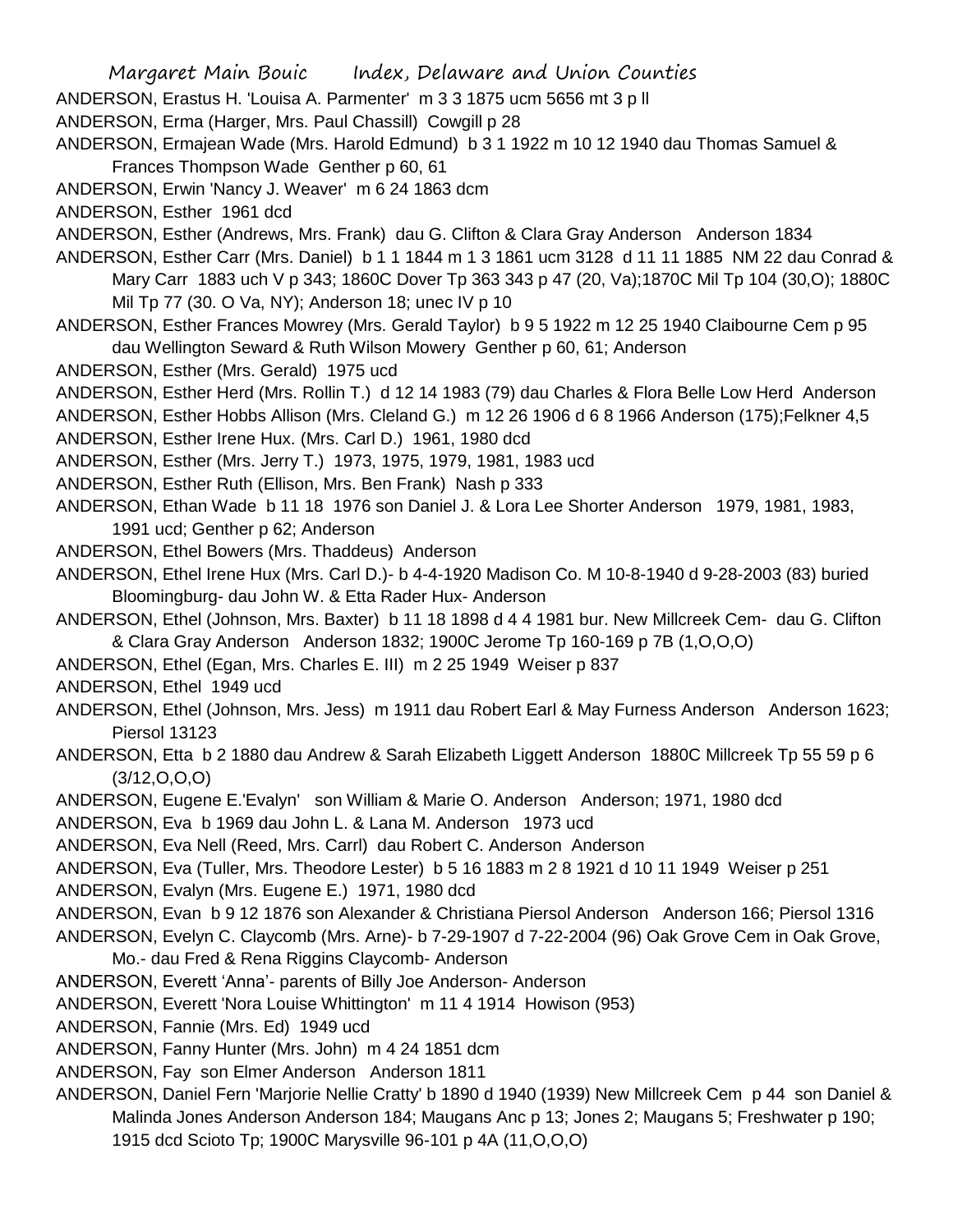ANDERSON, Erastus H. 'Louisa A. Parmenter' m 3 3 1875 ucm 5656 mt 3 p ll

ANDERSON, Erma (Harger, Mrs. Paul Chassill) Cowgill p 28

ANDERSON, Ermajean Wade (Mrs. Harold Edmund) b 3 1 1922 m 10 12 1940 dau Thomas Samuel & Frances Thompson Wade Genther p 60, 61

ANDERSON, Erwin 'Nancy J. Weaver' m 6 24 1863 dcm

ANDERSON, Esther 1961 dcd

ANDERSON, Esther (Andrews, Mrs. Frank) dau G. Clifton & Clara Gray Anderson Anderson 1834

ANDERSON, Esther Carr (Mrs. Daniel) b 1 1 1844 m 1 3 1861 ucm 3128 d 11 11 1885 NM 22 dau Conrad & Mary Carr 1883 uch V p 343; 1860C Dover Tp 363 343 p 47 (20, Va);1870C Mil Tp 104 (30,O); 1880C Mil Tp 77 (30. O Va, NY); Anderson 18; unec IV p 10

ANDERSON, Esther Frances Mowrey (Mrs. Gerald Taylor) b 9 5 1922 m 12 25 1940 Claibourne Cem p 95 dau Wellington Seward & Ruth Wilson Mowery Genther p 60, 61; Anderson

ANDERSON, Esther (Mrs. Gerald) 1975 ucd

ANDERSON, Esther Herd (Mrs. Rollin T.) d 12 14 1983 (79) dau Charles & Flora Belle Low Herd Anderson

ANDERSON, Esther Hobbs Allison (Mrs. Cleland G.) m 12 26 1906 d 6 8 1966 Anderson (175);Felkner 4,5

ANDERSON, Esther Irene Hux. (Mrs. Carl D.) 1961, 1980 dcd

ANDERSON, Esther (Mrs. Jerry T.) 1973, 1975, 1979, 1981, 1983 ucd

ANDERSON, Esther Ruth (Ellison, Mrs. Ben Frank) Nash p 333

ANDERSON, Ethan Wade b 11 18 1976 son Daniel J. & Lora Lee Shorter Anderson 1979, 1981, 1983, 1991 ucd; Genther p 62; Anderson

ANDERSON, Ethel Bowers (Mrs. Thaddeus) Anderson

ANDERSON, Ethel Irene Hux (Mrs. Carl D.)- b 4-4-1920 Madison Co. M 10-8-1940 d 9-28-2003 (83) buried Bloomingburg- dau John W. & Etta Rader Hux- Anderson

ANDERSON, Ethel (Johnson, Mrs. Baxter) b 11 18 1898 d 4 4 1981 bur. New Millcreek Cem- dau G. Clifton & Clara Gray Anderson Anderson 1832; 1900C Jerome Tp 160-169 p 7B (1,O,O,O)

ANDERSON, Ethel (Egan, Mrs. Charles E. III) m 2 25 1949 Weiser p 837

ANDERSON, Ethel 1949 ucd

ANDERSON, Ethel (Johnson, Mrs. Jess) m 1911 dau Robert Earl & May Furness Anderson Anderson 1623; Piersol 13123

ANDERSON, Etta b 2 1880 dau Andrew & Sarah Elizabeth Liggett Anderson 1880C Millcreek Tp 55 59 p 6 (3/12,O,O,O)

ANDERSON, Eugene E.'Evalyn' son William & Marie O. Anderson Anderson; 1971, 1980 dcd

ANDERSON, Eva b 1969 dau John L. & Lana M. Anderson 1973 ucd

ANDERSON, Eva Nell (Reed, Mrs. Carrl) dau Robert C. Anderson Anderson

ANDERSON, Eva (Tuller, Mrs. Theodore Lester) b 5 16 1883 m 2 8 1921 d 10 11 1949 Weiser p 251

ANDERSON, Evalyn (Mrs. Eugene E.) 1971, 1980 dcd

ANDERSON, Evan b 9 12 1876 son Alexander & Christiana Piersol Anderson Anderson 166; Piersol 1316

ANDERSON, Evelyn C. Claycomb (Mrs. Arne)- b 7-29-1907 d 7-22-2004 (96) Oak Grove Cem in Oak Grove, Mo.- dau Fred & Rena Riggins Claycomb- Anderson

ANDERSON, Everett 'Anna'- parents of Billy Joe Anderson- Anderson

ANDERSON, Everett 'Nora Louise Whittington' m 11 4 1914 Howison (953)

ANDERSON, Fannie (Mrs. Ed) 1949 ucd

ANDERSON, Fanny Hunter (Mrs. John) m 4 24 1851 dcm

ANDERSON, Fay son Elmer Anderson Anderson 1811

ANDERSON, Daniel Fern 'Marjorie Nellie Cratty' b 1890 d 1940 (1939) New Millcreek Cem p 44 son Daniel & Malinda Jones Anderson Anderson 184; Maugans Anc p 13; Jones 2; Maugans 5; Freshwater p 190; 1915 dcd Scioto Tp; 1900C Marysville 96-101 p 4A (11,O,O,O)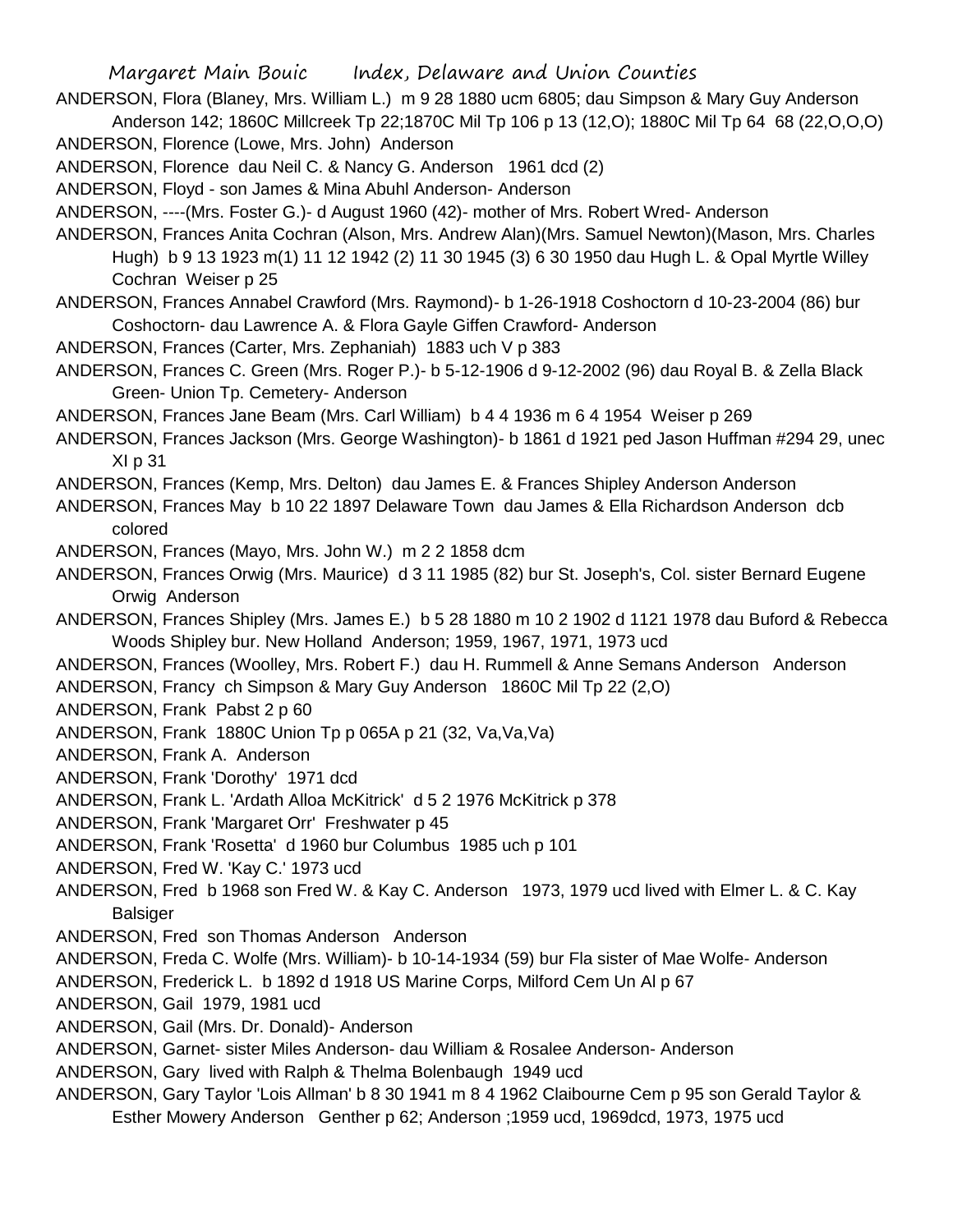ANDERSON, Flora (Blaney, Mrs. William L.) m 9 28 1880 ucm 6805; dau Simpson & Mary Guy Anderson Anderson 142; 1860C Millcreek Tp 22;1870C Mil Tp 106 p 13 (12,O); 1880C Mil Tp 64 68 (22,O,O,O)

ANDERSON, Florence (Lowe, Mrs. John) Anderson

ANDERSON, Florence dau Neil C. & Nancy G. Anderson 1961 dcd (2)

ANDERSON, Floyd - son James & Mina Abuhl Anderson- Anderson

ANDERSON, ----(Mrs. Foster G.)- d August 1960 (42)- mother of Mrs. Robert Wred- Anderson

ANDERSON, Frances Anita Cochran (Alson, Mrs. Andrew Alan)(Mrs. Samuel Newton)(Mason, Mrs. Charles Hugh) b 9 13 1923 m(1) 11 12 1942 (2) 11 30 1945 (3) 6 30 1950 dau Hugh L. & Opal Myrtle Willey Cochran Weiser p 25

ANDERSON, Frances Annabel Crawford (Mrs. Raymond)- b 1-26-1918 Coshoctorn d 10-23-2004 (86) bur Coshoctorn- dau Lawrence A. & Flora Gayle Giffen Crawford- Anderson

ANDERSON, Frances (Carter, Mrs. Zephaniah) 1883 uch V p 383

ANDERSON, Frances C. Green (Mrs. Roger P.)- b 5-12-1906 d 9-12-2002 (96) dau Royal B. & Zella Black Green- Union Tp. Cemetery- Anderson

ANDERSON, Frances Jane Beam (Mrs. Carl William) b 4 4 1936 m 6 4 1954 Weiser p 269

ANDERSON, Frances Jackson (Mrs. George Washington)- b 1861 d 1921 ped Jason Huffman #294 29, unec XI p 31

ANDERSON, Frances (Kemp, Mrs. Delton) dau James E. & Frances Shipley Anderson Anderson

ANDERSON, Frances May b 10 22 1897 Delaware Town dau James & Ella Richardson Anderson dcb colored

ANDERSON, Frances (Mayo, Mrs. John W.) m 2 2 1858 dcm

ANDERSON, Frances Orwig (Mrs. Maurice) d 3 11 1985 (82) bur St. Joseph's, Col. sister Bernard Eugene Orwig Anderson

ANDERSON, Frances Shipley (Mrs. James E.) b 5 28 1880 m 10 2 1902 d 1121 1978 dau Buford & Rebecca Woods Shipley bur. New Holland Anderson; 1959, 1967, 1971, 1973 ucd

ANDERSON, Frances (Woolley, Mrs. Robert F.) dau H. Rummell & Anne Semans Anderson Anderson

ANDERSON, Francy ch Simpson & Mary Guy Anderson 1860C Mil Tp 22 (2,O)

ANDERSON, Frank Pabst 2 p 60

ANDERSON, Frank 1880C Union Tp p 065A p 21 (32, Va,Va,Va)

ANDERSON, Frank A. Anderson

ANDERSON, Frank 'Dorothy' 1971 dcd

ANDERSON, Frank L. 'Ardath Alloa McKitrick' d 5 2 1976 McKitrick p 378

ANDERSON, Frank 'Margaret Orr' Freshwater p 45

ANDERSON, Frank 'Rosetta' d 1960 bur Columbus 1985 uch p 101

ANDERSON, Fred W. 'Kay C.' 1973 ucd

ANDERSON, Fred b 1968 son Fred W. & Kay C. Anderson 1973, 1979 ucd lived with Elmer L. & C. Kay Balsiger

ANDERSON, Fred son Thomas Anderson Anderson

ANDERSON, Freda C. Wolfe (Mrs. William)- b 10-14-1934 (59) bur Fla sister of Mae Wolfe- Anderson

ANDERSON, Frederick L. b 1892 d 1918 US Marine Corps, Milford Cem Un Al p 67

ANDERSON, Gail 1979, 1981 ucd

ANDERSON, Gail (Mrs. Dr. Donald)- Anderson

ANDERSON, Garnet- sister Miles Anderson- dau William & Rosalee Anderson- Anderson

ANDERSON, Gary lived with Ralph & Thelma Bolenbaugh 1949 ucd

ANDERSON, Gary Taylor 'Lois Allman' b 8 30 1941 m 8 4 1962 Claibourne Cem p 95 son Gerald Taylor & Esther Mowery Anderson Genther p 62; Anderson ;1959 ucd, 1969dcd, 1973, 1975 ucd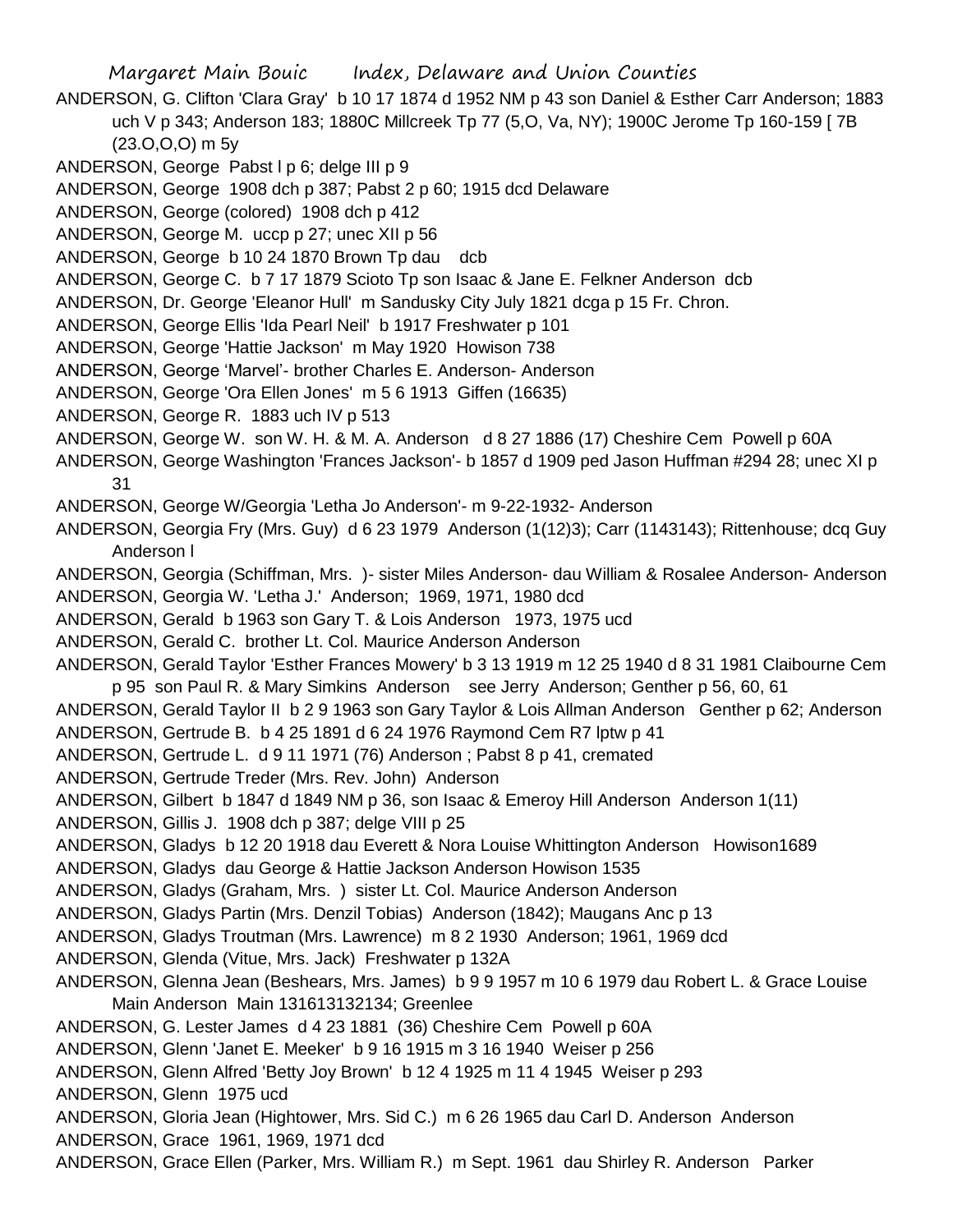ANDERSON, G. Clifton 'Clara Gray' b 10 17 1874 d 1952 NM p 43 son Daniel & Esther Carr Anderson; 1883 uch V p 343; Anderson 183; 1880C Millcreek Tp 77 (5,O, Va, NY); 1900C Jerome Tp 160-159 [ 7B (23.O,O,O) m 5y

ANDERSON, George Pabst l p 6; delge III p 9

ANDERSON, George 1908 dch p 387; Pabst 2 p 60; 1915 dcd Delaware

ANDERSON, George (colored) 1908 dch p 412

ANDERSON, George M. uccp p 27; unec XII p 56

ANDERSON, George b 10 24 1870 Brown Tp dau dcb

ANDERSON, George C. b 7 17 1879 Scioto Tp son Isaac & Jane E. Felkner Anderson dcb

ANDERSON, Dr. George 'Eleanor Hull' m Sandusky City July 1821 dcga p 15 Fr. Chron.

ANDERSON, George Ellis 'Ida Pearl Neil' b 1917 Freshwater p 101

ANDERSON, George 'Hattie Jackson' m May 1920 Howison 738

ANDERSON, George 'Marvel'- brother Charles E. Anderson- Anderson

ANDERSON, George 'Ora Ellen Jones' m 5 6 1913 Giffen (16635)

ANDERSON, George R. 1883 uch IV p 513

ANDERSON, George W. son W. H. & M. A. Anderson d 8 27 1886 (17) Cheshire Cem Powell p 60A

ANDERSON, George Washington 'Frances Jackson'- b 1857 d 1909 ped Jason Huffman #294 28; unec XI p 31

ANDERSON, George W/Georgia 'Letha Jo Anderson'- m 9-22-1932- Anderson

ANDERSON, Georgia Fry (Mrs. Guy) d 6 23 1979 Anderson (1(12)3); Carr (1143143); Rittenhouse; dcq Guy Anderson l

ANDERSON, Georgia (Schiffman, Mrs. )- sister Miles Anderson- dau William & Rosalee Anderson- Anderson

ANDERSON, Georgia W. 'Letha J.' Anderson; 1969, 1971, 1980 dcd

ANDERSON, Gerald b 1963 son Gary T. & Lois Anderson 1973, 1975 ucd

ANDERSON, Gerald C. brother Lt. Col. Maurice Anderson Anderson

ANDERSON, Gerald Taylor 'Esther Frances Mowery' b 3 13 1919 m 12 25 1940 d 8 31 1981 Claibourne Cem p 95 son Paul R. & Mary Simkins Anderson see Jerry Anderson; Genther p 56, 60, 61

ANDERSON, Gerald Taylor II b 2 9 1963 son Gary Taylor & Lois Allman Anderson Genther p 62; Anderson

ANDERSON, Gertrude B. b 4 25 1891 d 6 24 1976 Raymond Cem R7 lptw p 41

ANDERSON, Gertrude L. d 9 11 1971 (76) Anderson ; Pabst 8 p 41, cremated

ANDERSON, Gertrude Treder (Mrs. Rev. John) Anderson

ANDERSON, Gilbert b 1847 d 1849 NM p 36, son Isaac & Emeroy Hill Anderson Anderson 1(11)

ANDERSON, Gillis J. 1908 dch p 387; delge VIII p 25

ANDERSON, Gladys b 12 20 1918 dau Everett & Nora Louise Whittington Anderson Howison1689

ANDERSON, Gladys dau George & Hattie Jackson Anderson Howison 1535

ANDERSON, Gladys (Graham, Mrs. ) sister Lt. Col. Maurice Anderson Anderson

ANDERSON, Gladys Partin (Mrs. Denzil Tobias) Anderson (1842); Maugans Anc p 13

ANDERSON, Gladys Troutman (Mrs. Lawrence) m 8 2 1930 Anderson; 1961, 1969 dcd

ANDERSON, Glenda (Vitue, Mrs. Jack) Freshwater p 132A

ANDERSON, Glenna Jean (Beshears, Mrs. James) b 9 9 1957 m 10 6 1979 dau Robert L. & Grace Louise Main Anderson Main 131613132134; Greenlee

ANDERSON, G. Lester James d 4 23 1881 (36) Cheshire Cem Powell p 60A

ANDERSON, Glenn 'Janet E. Meeker' b 9 16 1915 m 3 16 1940 Weiser p 256

ANDERSON, Glenn Alfred 'Betty Joy Brown' b 12 4 1925 m 11 4 1945 Weiser p 293

ANDERSON, Glenn 1975 ucd

ANDERSON, Gloria Jean (Hightower, Mrs. Sid C.) m 6 26 1965 dau Carl D. Anderson Anderson

ANDERSON, Grace 1961, 1969, 1971 dcd

ANDERSON, Grace Ellen (Parker, Mrs. William R.) m Sept. 1961 dau Shirley R. Anderson Parker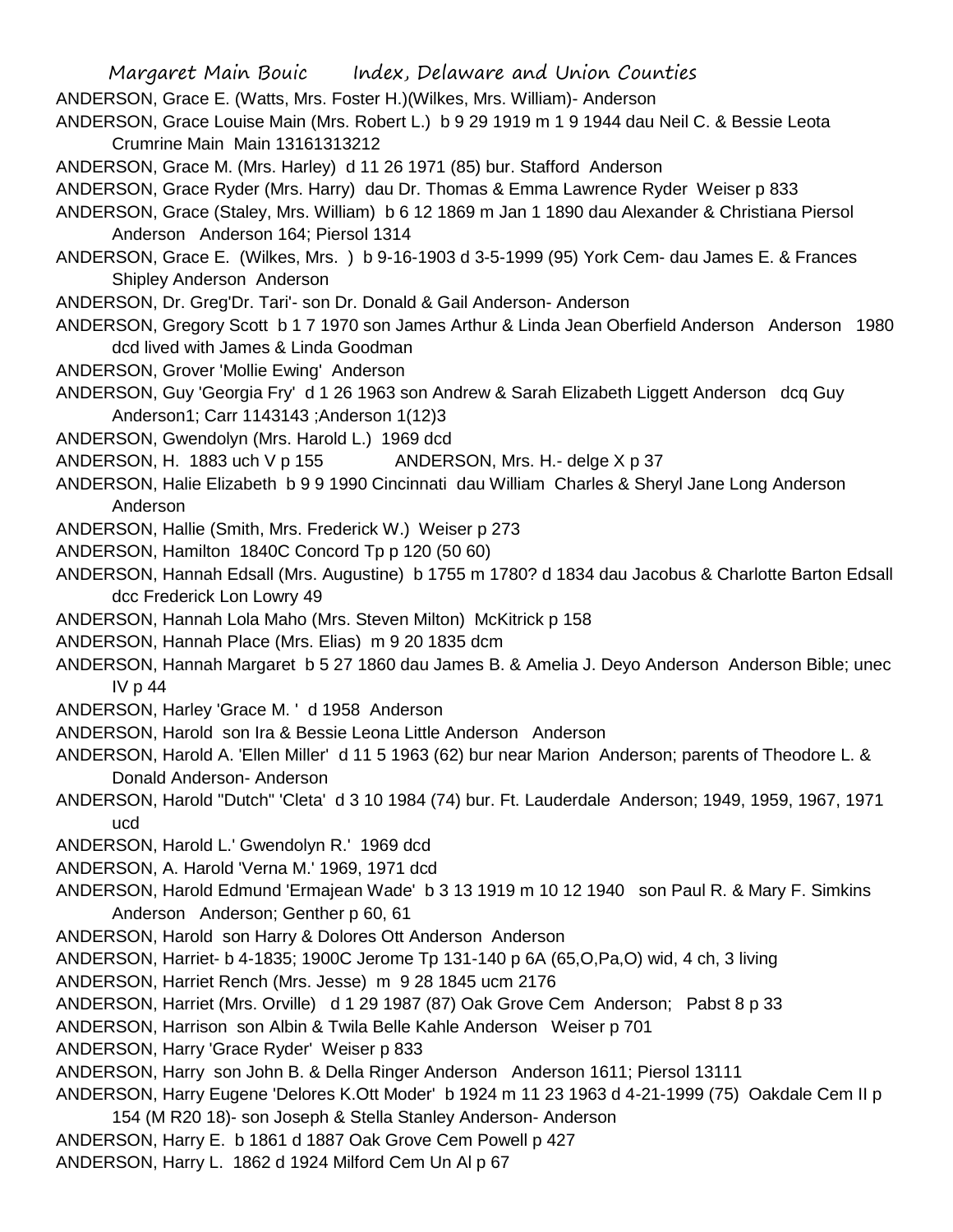ANDERSON, Grace E. (Watts, Mrs. Foster H.)(Wilkes, Mrs. William)- Anderson

ANDERSON, Grace Louise Main (Mrs. Robert L.) b 9 29 1919 m 1 9 1944 dau Neil C. & Bessie Leota Crumrine Main Main 13161313212

ANDERSON, Grace M. (Mrs. Harley) d 11 26 1971 (85) bur. Stafford Anderson

ANDERSON, Grace Ryder (Mrs. Harry) dau Dr. Thomas & Emma Lawrence Ryder Weiser p 833

ANDERSON, Grace (Staley, Mrs. William) b 6 12 1869 m Jan 1 1890 dau Alexander & Christiana Piersol Anderson Anderson 164; Piersol 1314

ANDERSON, Grace E. (Wilkes, Mrs. ) b 9-16-1903 d 3-5-1999 (95) York Cem- dau James E. & Frances Shipley Anderson Anderson

ANDERSON, Dr. Greg'Dr. Tari'- son Dr. Donald & Gail Anderson- Anderson

ANDERSON, Gregory Scott b 1 7 1970 son James Arthur & Linda Jean Oberfield Anderson Anderson 1980 dcd lived with James & Linda Goodman

ANDERSON, Grover 'Mollie Ewing' Anderson

ANDERSON, Guy 'Georgia Fry' d 1 26 1963 son Andrew & Sarah Elizabeth Liggett Anderson dcq Guy Anderson1; Carr 1143143 ;Anderson 1(12)3

ANDERSON, Gwendolyn (Mrs. Harold L.) 1969 dcd

ANDERSON, H. 1883 uch V p 155 ANDERSON, Mrs. H.- delge X p 37

ANDERSON, Halie Elizabeth b 9 9 1990 Cincinnati dau William Charles & Sheryl Jane Long Anderson Anderson

ANDERSON, Hallie (Smith, Mrs. Frederick W.) Weiser p 273

ANDERSON, Hamilton 1840C Concord Tp p 120 (50 60)

ANDERSON, Hannah Edsall (Mrs. Augustine) b 1755 m 1780? d 1834 dau Jacobus & Charlotte Barton Edsall dcc Frederick Lon Lowry 49

ANDERSON, Hannah Lola Maho (Mrs. Steven Milton) McKitrick p 158

ANDERSON, Hannah Place (Mrs. Elias) m 9 20 1835 dcm

ANDERSON, Hannah Margaret b 5 27 1860 dau James B. & Amelia J. Deyo Anderson Anderson Bible; unec IV p 44

ANDERSON, Harley 'Grace M. ' d 1958 Anderson

ANDERSON, Harold son Ira & Bessie Leona Little Anderson Anderson

ANDERSON, Harold A. 'Ellen Miller' d 11 5 1963 (62) bur near Marion Anderson; parents of Theodore L. & Donald Anderson- Anderson

ANDERSON, Harold "Dutch" 'Cleta' d 3 10 1984 (74) bur. Ft. Lauderdale Anderson; 1949, 1959, 1967, 1971 ucd

ANDERSON, Harold L.' Gwendolyn R.' 1969 dcd

ANDERSON, A. Harold 'Verna M.' 1969, 1971 dcd

ANDERSON, Harold Edmund 'Ermajean Wade' b 3 13 1919 m 10 12 1940 son Paul R. & Mary F. Simkins Anderson Anderson; Genther p 60, 61

ANDERSON, Harold son Harry & Dolores Ott Anderson Anderson

ANDERSON, Harriet- b 4-1835; 1900C Jerome Tp 131-140 p 6A (65,O,Pa,O) wid, 4 ch, 3 living

ANDERSON, Harriet Rench (Mrs. Jesse) m 9 28 1845 ucm 2176

ANDERSON, Harriet (Mrs. Orville) d 1 29 1987 (87) Oak Grove Cem Anderson; Pabst 8 p 33

ANDERSON, Harrison son Albin & Twila Belle Kahle Anderson Weiser p 701

ANDERSON, Harry 'Grace Ryder' Weiser p 833

ANDERSON, Harry son John B. & Della Ringer Anderson Anderson 1611; Piersol 13111

ANDERSON, Harry Eugene 'Delores K.Ott Moder' b 1924 m 11 23 1963 d 4-21-1999 (75) Oakdale Cem II p 154 (M R20 18)- son Joseph & Stella Stanley Anderson- Anderson

ANDERSON, Harry E. b 1861 d 1887 Oak Grove Cem Powell p 427

ANDERSON, Harry L. 1862 d 1924 Milford Cem Un Al p 67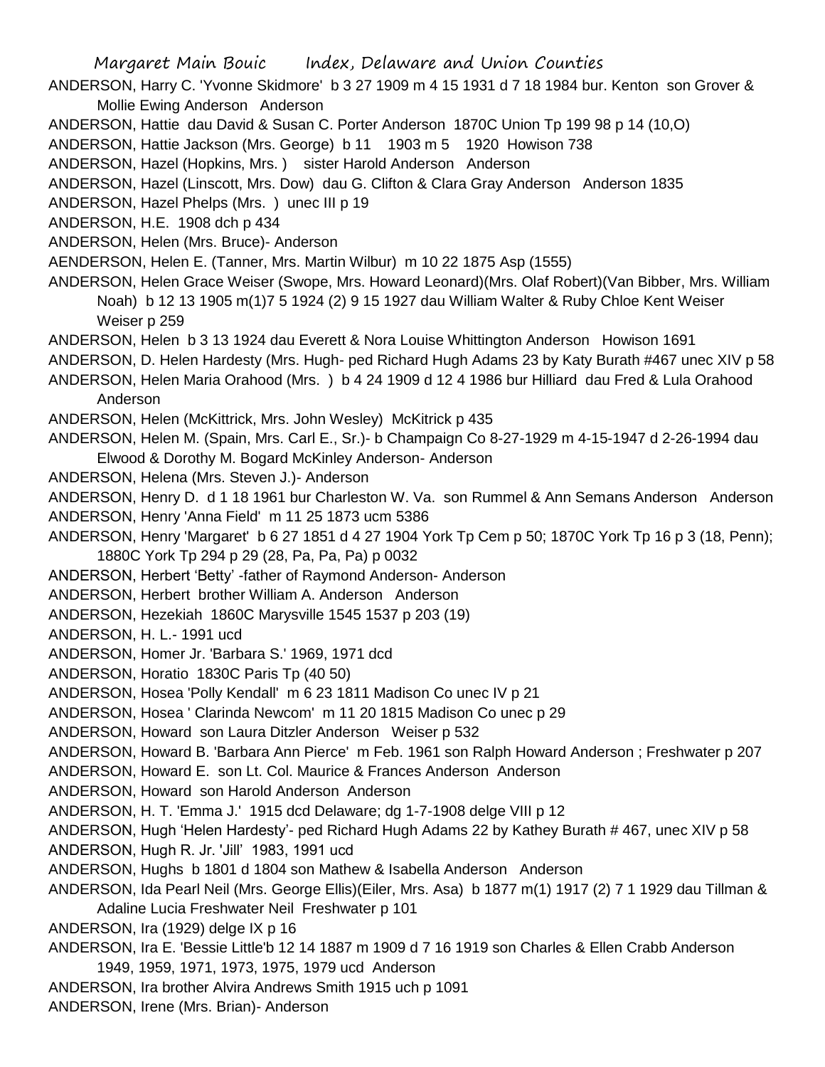ANDERSON, Harry C. 'Yvonne Skidmore' b 3 27 1909 m 4 15 1931 d 7 18 1984 bur. Kenton son Grover & Mollie Ewing Anderson Anderson

ANDERSON, Hattie dau David & Susan C. Porter Anderson 1870C Union Tp 199 98 p 14 (10,O)

ANDERSON, Hattie Jackson (Mrs. George) b 11 1903 m 5 1920 Howison 738

ANDERSON, Hazel (Hopkins, Mrs. ) sister Harold Anderson Anderson

ANDERSON, Hazel (Linscott, Mrs. Dow) dau G. Clifton & Clara Gray Anderson Anderson 1835

ANDERSON, Hazel Phelps (Mrs. ) unec III p 19

ANDERSON, H.E. 1908 dch p 434

ANDERSON, Helen (Mrs. Bruce)- Anderson

AENDERSON, Helen E. (Tanner, Mrs. Martin Wilbur) m 10 22 1875 Asp (1555)

ANDERSON, Helen Grace Weiser (Swope, Mrs. Howard Leonard)(Mrs. Olaf Robert)(Van Bibber, Mrs. William Noah) b 12 13 1905 m(1)7 5 1924 (2) 9 15 1927 dau William Walter & Ruby Chloe Kent Weiser Weiser p 259

ANDERSON, Helen b 3 13 1924 dau Everett & Nora Louise Whittington Anderson Howison 1691

ANDERSON, D. Helen Hardesty (Mrs. Hugh- ped Richard Hugh Adams 23 by Katy Burath #467 unec XIV p 58

ANDERSON, Helen Maria Orahood (Mrs. ) b 4 24 1909 d 12 4 1986 bur Hilliard dau Fred & Lula Orahood Anderson

ANDERSON, Helen (McKittrick, Mrs. John Wesley) McKitrick p 435

ANDERSON, Helen M. (Spain, Mrs. Carl E., Sr.)- b Champaign Co 8-27-1929 m 4-15-1947 d 2-26-1994 dau Elwood & Dorothy M. Bogard McKinley Anderson- Anderson

ANDERSON, Helena (Mrs. Steven J.)- Anderson

ANDERSON, Henry D. d 1 18 1961 bur Charleston W. Va. son Rummel & Ann Semans Anderson Anderson

ANDERSON, Henry 'Anna Field' m 11 25 1873 ucm 5386

ANDERSON, Henry 'Margaret' b 6 27 1851 d 4 27 1904 York Tp Cem p 50; 1870C York Tp 16 p 3 (18, Penn); 1880C York Tp 294 p 29 (28, Pa, Pa, Pa) p 0032

ANDERSON, Herbert 'Betty' -father of Raymond Anderson- Anderson

ANDERSON, Herbert brother William A. Anderson Anderson

ANDERSON, Hezekiah 1860C Marysville 1545 1537 p 203 (19)

ANDERSON, H. L.- 1991 ucd

ANDERSON, Homer Jr. 'Barbara S.' 1969, 1971 dcd

ANDERSON, Horatio 1830C Paris Tp (40 50)

ANDERSON, Hosea 'Polly Kendall' m 6 23 1811 Madison Co unec IV p 21

ANDERSON, Hosea ' Clarinda Newcom' m 11 20 1815 Madison Co unec p 29

ANDERSON, Howard son Laura Ditzler Anderson Weiser p 532

ANDERSON, Howard B. 'Barbara Ann Pierce' m Feb. 1961 son Ralph Howard Anderson ; Freshwater p 207

ANDERSON, Howard E. son Lt. Col. Maurice & Frances Anderson Anderson

ANDERSON, Howard son Harold Anderson Anderson

ANDERSON, H. T. 'Emma J.' 1915 dcd Delaware; dg 1-7-1908 delge VIII p 12

ANDERSON, Hugh 'Helen Hardesty'- ped Richard Hugh Adams 22 by Kathey Burath # 467, unec XIV p 58

ANDERSON, Hugh R. Jr. 'Jill' 1983, 1991 ucd

ANDERSON, Hughs b 1801 d 1804 son Mathew & Isabella Anderson Anderson

ANDERSON, Ida Pearl Neil (Mrs. George Ellis)(Eiler, Mrs. Asa) b 1877 m(1) 1917 (2) 7 1 1929 dau Tillman & Adaline Lucia Freshwater Neil Freshwater p 101

ANDERSON, Ira (1929) delge IX p 16

ANDERSON, Ira E. 'Bessie Little'b 12 14 1887 m 1909 d 7 16 1919 son Charles & Ellen Crabb Anderson 1949, 1959, 1971, 1973, 1975, 1979 ucd Anderson

ANDERSON, Ira brother Alvira Andrews Smith 1915 uch p 1091

ANDERSON, Irene (Mrs. Brian)- Anderson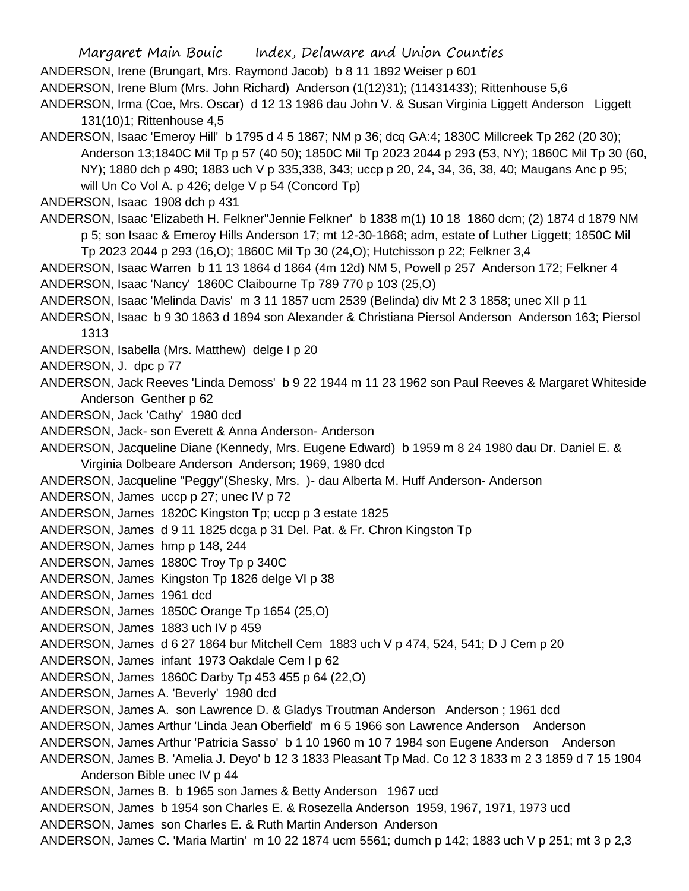ANDERSON, Irene (Brungart, Mrs. Raymond Jacob) b 8 11 1892 Weiser p 601

ANDERSON, Irene Blum (Mrs. John Richard) Anderson (1(12)31); (11431433); Rittenhouse 5,6

ANDERSON, Irma (Coe, Mrs. Oscar) d 12 13 1986 dau John V. & Susan Virginia Liggett Anderson Liggett 131(10)1; Rittenhouse 4,5

ANDERSON, Isaac 'Emeroy Hill' b 1795 d 4 5 1867; NM p 36; dcq GA:4; 1830C Millcreek Tp 262 (20 30); Anderson 13;1840C Mil Tp p 57 (40 50); 1850C Mil Tp 2023 2044 p 293 (53, NY); 1860C Mil Tp 30 (60, NY); 1880 dch p 490; 1883 uch V p 335,338, 343; uccp p 20, 24, 34, 36, 38, 40; Maugans Anc p 95; will Un Co Vol A. p 426; delge V p 54 (Concord Tp)

ANDERSON, Isaac 1908 dch p 431

ANDERSON, Isaac 'Elizabeth H. Felkner''Jennie Felkner' b 1838 m(1) 10 18 1860 dcm; (2) 1874 d 1879 NM p 5; son Isaac & Emeroy Hills Anderson 17; mt 12-30-1868; adm, estate of Luther Liggett; 1850C Mil Tp 2023 2044 p 293 (16,O); 1860C Mil Tp 30 (24,O); Hutchisson p 22; Felkner 3,4

ANDERSON, Isaac Warren b 11 13 1864 d 1864 (4m 12d) NM 5, Powell p 257 Anderson 172; Felkner 4

ANDERSON, Isaac 'Nancy' 1860C Claibourne Tp 789 770 p 103 (25,O)

ANDERSON, Isaac 'Melinda Davis' m 3 11 1857 ucm 2539 (Belinda) div Mt 2 3 1858; unec XII p 11

ANDERSON, Isaac b 9 30 1863 d 1894 son Alexander & Christiana Piersol Anderson Anderson 163; Piersol 1313

ANDERSON, Isabella (Mrs. Matthew) delge I p 20

ANDERSON, J. dpc p 77

ANDERSON, Jack Reeves 'Linda Demoss' b 9 22 1944 m 11 23 1962 son Paul Reeves & Margaret Whiteside Anderson Genther p 62

ANDERSON, Jack 'Cathy' 1980 dcd

ANDERSON, Jack- son Everett & Anna Anderson- Anderson

ANDERSON, Jacqueline Diane (Kennedy, Mrs. Eugene Edward) b 1959 m 8 24 1980 dau Dr. Daniel E. & Virginia Dolbeare Anderson Anderson; 1969, 1980 dcd

ANDERSON, Jacqueline "Peggy"(Shesky, Mrs. )- dau Alberta M. Huff Anderson- Anderson

ANDERSON, James uccp p 27; unec IV p 72

ANDERSON, James 1820C Kingston Tp; uccp p 3 estate 1825

ANDERSON, James d 9 11 1825 dcga p 31 Del. Pat. & Fr. Chron Kingston Tp

ANDERSON, James hmp p 148, 244

ANDERSON, James 1880C Troy Tp p 340C

ANDERSON, James Kingston Tp 1826 delge VI p 38

ANDERSON, James 1961 dcd

ANDERSON, James 1850C Orange Tp 1654 (25,O)

ANDERSON, James 1883 uch IV p 459

ANDERSON, James d 6 27 1864 bur Mitchell Cem 1883 uch V p 474, 524, 541; D J Cem p 20

ANDERSON, James infant 1973 Oakdale Cem I p 62

ANDERSON, James 1860C Darby Tp 453 455 p 64 (22,O)

ANDERSON, James A. 'Beverly' 1980 dcd

ANDERSON, James A. son Lawrence D. & Gladys Troutman Anderson Anderson ; 1961 dcd

ANDERSON, James Arthur 'Linda Jean Oberfield' m 6 5 1966 son Lawrence Anderson Anderson

ANDERSON, James Arthur 'Patricia Sasso' b 1 10 1960 m 10 7 1984 son Eugene Anderson Anderson

ANDERSON, James B. 'Amelia J. Deyo' b 12 3 1833 Pleasant Tp Mad. Co 12 3 1833 m 2 3 1859 d 7 15 1904 Anderson Bible unec IV p 44

ANDERSON, James B. b 1965 son James & Betty Anderson 1967 ucd

ANDERSON, James b 1954 son Charles E. & Rosezella Anderson 1959, 1967, 1971, 1973 ucd

ANDERSON, James son Charles E. & Ruth Martin Anderson Anderson

ANDERSON, James C. 'Maria Martin' m 10 22 1874 ucm 5561; dumch p 142; 1883 uch V p 251; mt 3 p 2,3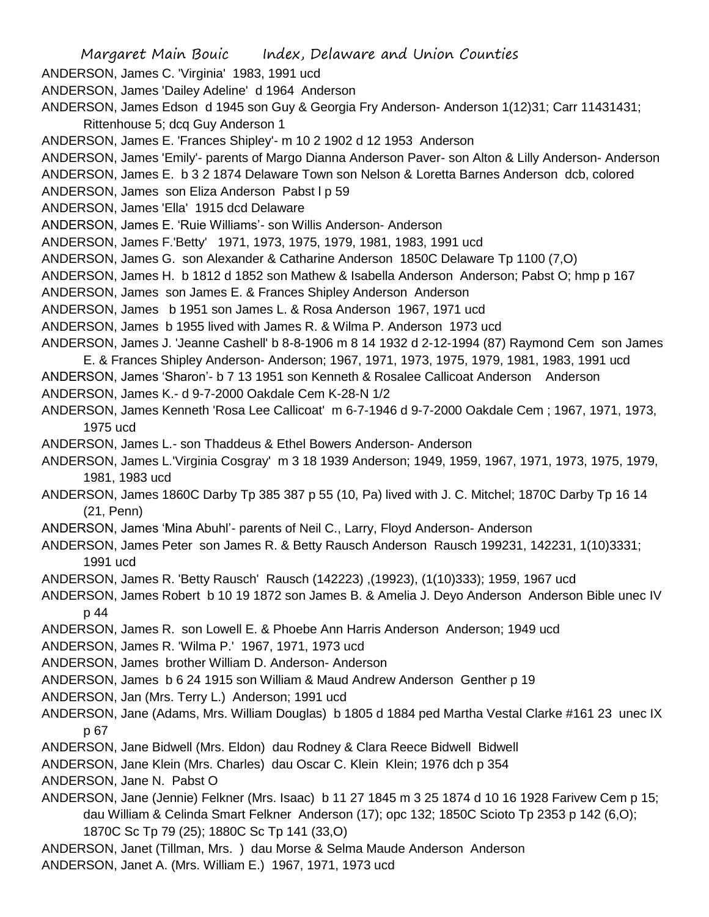ANDERSON, James C. 'Virginia' 1983, 1991 ucd

ANDERSON, James 'Dailey Adeline' d 1964 Anderson

ANDERSON, James Edson d 1945 son Guy & Georgia Fry Anderson- Anderson 1(12)31; Carr 11431431; Rittenhouse 5; dcq Guy Anderson 1

ANDERSON, James E. 'Frances Shipley'- m 10 2 1902 d 12 1953 Anderson

ANDERSON, James 'Emily'- parents of Margo Dianna Anderson Paver- son Alton & Lilly Anderson- Anderson

ANDERSON, James E. b 3 2 1874 Delaware Town son Nelson & Loretta Barnes Anderson dcb, colored

ANDERSON, James son Eliza Anderson Pabst l p 59

ANDERSON, James 'Ella' 1915 dcd Delaware

ANDERSON, James E. 'Ruie Williams'- son Willis Anderson- Anderson

ANDERSON, James F.'Betty' 1971, 1973, 1975, 1979, 1981, 1983, 1991 ucd

ANDERSON, James G. son Alexander & Catharine Anderson 1850C Delaware Tp 1100 (7,O)

ANDERSON, James H. b 1812 d 1852 son Mathew & Isabella Anderson Anderson; Pabst O; hmp p 167

ANDERSON, James son James E. & Frances Shipley Anderson Anderson

ANDERSON, James b 1951 son James L. & Rosa Anderson 1967, 1971 ucd

ANDERSON, James b 1955 lived with James R. & Wilma P. Anderson 1973 ucd

ANDERSON, James J. 'Jeanne Cashell' b 8-8-1906 m 8 14 1932 d 2-12-1994 (87) Raymond Cem son James E. & Frances Shipley Anderson- Anderson; 1967, 1971, 1973, 1975, 1979, 1981, 1983, 1991 ucd

ANDERSON, James 'Sharon'- b 7 13 1951 son Kenneth & Rosalee Callicoat Anderson Anderson

ANDERSON, James K.- d 9-7-2000 Oakdale Cem K-28-N 1/2

ANDERSON, James Kenneth 'Rosa Lee Callicoat' m 6-7-1946 d 9-7-2000 Oakdale Cem ; 1967, 1971, 1973, 1975 ucd

ANDERSON, James L.- son Thaddeus & Ethel Bowers Anderson- Anderson

ANDERSON, James L.'Virginia Cosgray' m 3 18 1939 Anderson; 1949, 1959, 1967, 1971, 1973, 1975, 1979, 1981, 1983 ucd

ANDERSON, James 1860C Darby Tp 385 387 p 55 (10, Pa) lived with J. C. Mitchel; 1870C Darby Tp 16 14 (21, Penn)

ANDERSON, James 'Mina Abuhl'- parents of Neil C., Larry, Floyd Anderson- Anderson

ANDERSON, James Peter son James R. & Betty Rausch Anderson Rausch 199231, 142231, 1(10)3331; 1991 ucd

ANDERSON, James R. 'Betty Rausch' Rausch (142223) ,(19923), (1(10)333); 1959, 1967 ucd

ANDERSON, James Robert b 10 19 1872 son James B. & Amelia J. Deyo Anderson Anderson Bible unec IV p 44

ANDERSON, James R. son Lowell E. & Phoebe Ann Harris Anderson Anderson; 1949 ucd

ANDERSON, James R. 'Wilma P.' 1967, 1971, 1973 ucd

ANDERSON, James brother William D. Anderson- Anderson

ANDERSON, James b 6 24 1915 son William & Maud Andrew Anderson Genther p 19

ANDERSON, Jan (Mrs. Terry L.) Anderson; 1991 ucd

ANDERSON, Jane (Adams, Mrs. William Douglas) b 1805 d 1884 ped Martha Vestal Clarke #161 23 unec IX p 67

ANDERSON, Jane Bidwell (Mrs. Eldon) dau Rodney & Clara Reece Bidwell Bidwell

ANDERSON, Jane Klein (Mrs. Charles) dau Oscar C. Klein Klein; 1976 dch p 354

ANDERSON, Jane N. Pabst O

ANDERSON, Jane (Jennie) Felkner (Mrs. Isaac) b 11 27 1845 m 3 25 1874 d 10 16 1928 Farivew Cem p 15; dau William & Celinda Smart Felkner Anderson (17); opc 132; 1850C Scioto Tp 2353 p 142 (6,O); 1870C Sc Tp 79 (25); 1880C Sc Tp 141 (33,O)

ANDERSON, Janet (Tillman, Mrs. ) dau Morse & Selma Maude Anderson Anderson

ANDERSON, Janet A. (Mrs. William E.) 1967, 1971, 1973 ucd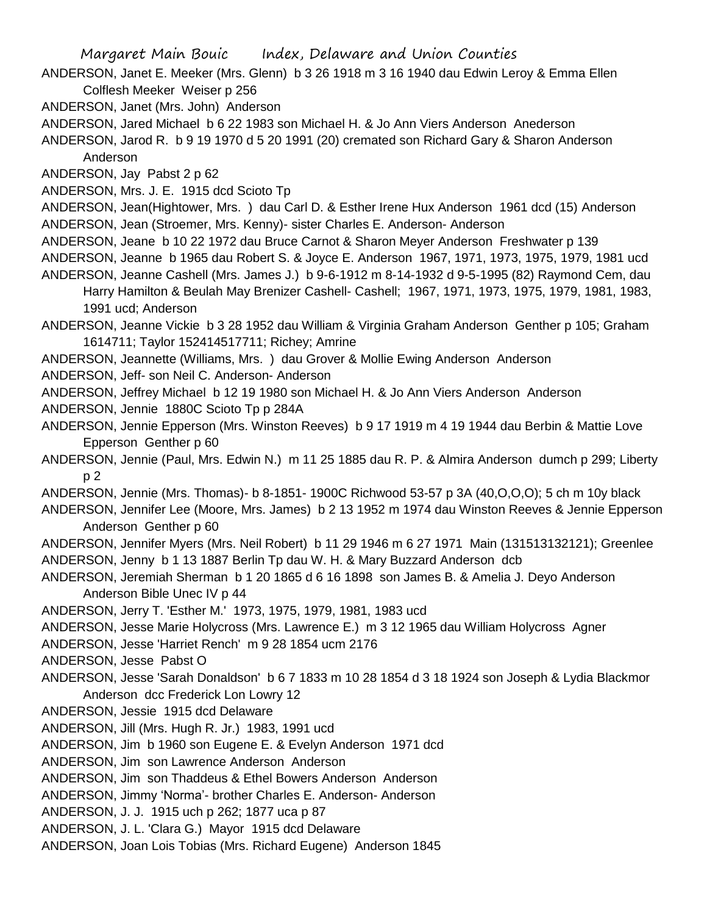ANDERSON, Janet E. Meeker (Mrs. Glenn) b 3 26 1918 m 3 16 1940 dau Edwin Leroy & Emma Ellen Colflesh Meeker Weiser p 256

ANDERSON, Janet (Mrs. John) Anderson

ANDERSON, Jared Michael b 6 22 1983 son Michael H. & Jo Ann Viers Anderson Anederson

ANDERSON, Jarod R. b 9 19 1970 d 5 20 1991 (20) cremated son Richard Gary & Sharon Anderson Anderson

ANDERSON, Jay Pabst 2 p 62

ANDERSON, Mrs. J. E. 1915 dcd Scioto Tp

ANDERSON, Jean(Hightower, Mrs. ) dau Carl D. & Esther Irene Hux Anderson 1961 dcd (15) Anderson

ANDERSON, Jean (Stroemer, Mrs. Kenny)- sister Charles E. Anderson- Anderson

ANDERSON, Jeane b 10 22 1972 dau Bruce Carnot & Sharon Meyer Anderson Freshwater p 139

ANDERSON, Jeanne b 1965 dau Robert S. & Joyce E. Anderson 1967, 1971, 1973, 1975, 1979, 1981 ucd

ANDERSON, Jeanne Cashell (Mrs. James J.) b 9-6-1912 m 8-14-1932 d 9-5-1995 (82) Raymond Cem, dau Harry Hamilton & Beulah May Brenizer Cashell- Cashell; 1967, 1971, 1973, 1975, 1979, 1981, 1983, 1991 ucd; Anderson

ANDERSON, Jeanne Vickie b 3 28 1952 dau William & Virginia Graham Anderson Genther p 105; Graham 1614711; Taylor 152414517711; Richey; Amrine

ANDERSON, Jeannette (Williams, Mrs. ) dau Grover & Mollie Ewing Anderson Anderson

ANDERSON, Jeff- son Neil C. Anderson- Anderson

ANDERSON, Jeffrey Michael b 12 19 1980 son Michael H. & Jo Ann Viers Anderson Anderson

ANDERSON, Jennie 1880C Scioto Tp p 284A

ANDERSON, Jennie Epperson (Mrs. Winston Reeves) b 9 17 1919 m 4 19 1944 dau Berbin & Mattie Love Epperson Genther p 60

ANDERSON, Jennie (Paul, Mrs. Edwin N.) m 11 25 1885 dau R. P. & Almira Anderson dumch p 299; Liberty p 2

ANDERSON, Jennie (Mrs. Thomas)- b 8-1851- 1900C Richwood 53-57 p 3A (40,O,O,O); 5 ch m 10y black

ANDERSON, Jennifer Lee (Moore, Mrs. James) b 2 13 1952 m 1974 dau Winston Reeves & Jennie Epperson Anderson Genther p 60

ANDERSON, Jennifer Myers (Mrs. Neil Robert) b 11 29 1946 m 6 27 1971 Main (131513132121); Greenlee

ANDERSON, Jenny b 1 13 1887 Berlin Tp dau W. H. & Mary Buzzard Anderson dcb

ANDERSON, Jeremiah Sherman b 1 20 1865 d 6 16 1898 son James B. & Amelia J. Deyo Anderson Anderson Bible Unec IV p 44

ANDERSON, Jerry T. 'Esther M.' 1973, 1975, 1979, 1981, 1983 ucd

ANDERSON, Jesse Marie Holycross (Mrs. Lawrence E.) m 3 12 1965 dau William Holycross Agner

ANDERSON, Jesse 'Harriet Rench' m 9 28 1854 ucm 2176

ANDERSON, Jesse Pabst O

ANDERSON, Jesse 'Sarah Donaldson' b 6 7 1833 m 10 28 1854 d 3 18 1924 son Joseph & Lydia Blackmor Anderson dcc Frederick Lon Lowry 12

ANDERSON, Jessie 1915 dcd Delaware

ANDERSON, Jill (Mrs. Hugh R. Jr.) 1983, 1991 ucd

ANDERSON, Jim b 1960 son Eugene E. & Evelyn Anderson 1971 dcd

ANDERSON, Jim son Lawrence Anderson Anderson

ANDERSON, Jim son Thaddeus & Ethel Bowers Anderson Anderson

ANDERSON, Jimmy 'Norma'- brother Charles E. Anderson- Anderson

ANDERSON, J. J. 1915 uch p 262; 1877 uca p 87

ANDERSON, J. L. 'Clara G.) Mayor 1915 dcd Delaware

ANDERSON, Joan Lois Tobias (Mrs. Richard Eugene) Anderson 1845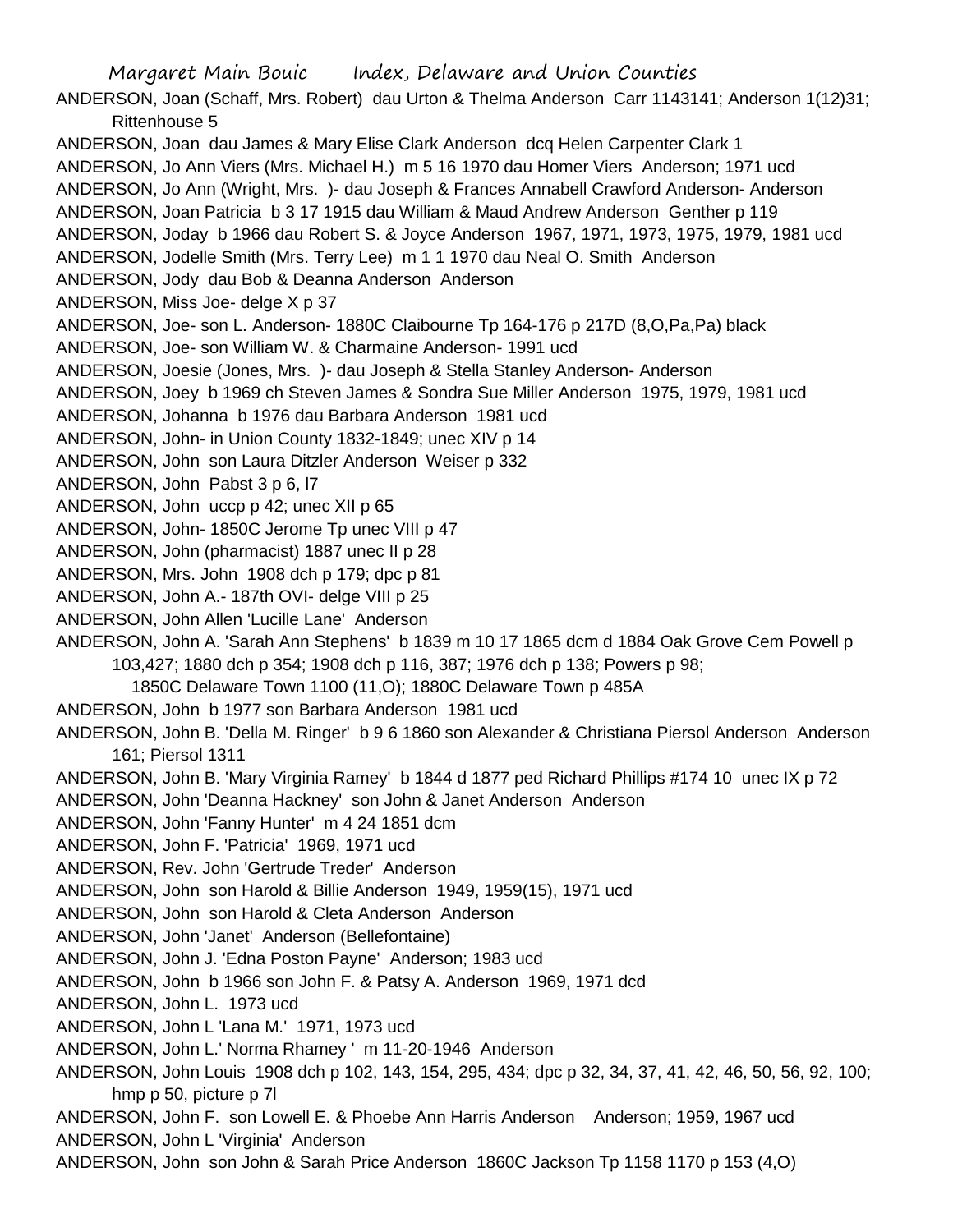ANDERSON, Joan (Schaff, Mrs. Robert) dau Urton & Thelma Anderson Carr 1143141; Anderson 1(12)31; Rittenhouse 5

ANDERSON, Joan dau James & Mary Elise Clark Anderson dcq Helen Carpenter Clark 1

ANDERSON, Jo Ann Viers (Mrs. Michael H.) m 5 16 1970 dau Homer Viers Anderson; 1971 ucd

ANDERSON, Jo Ann (Wright, Mrs. )- dau Joseph & Frances Annabell Crawford Anderson- Anderson

ANDERSON, Joan Patricia b 3 17 1915 dau William & Maud Andrew Anderson Genther p 119

ANDERSON, Joday b 1966 dau Robert S. & Joyce Anderson 1967, 1971, 1973, 1975, 1979, 1981 ucd

ANDERSON, Jodelle Smith (Mrs. Terry Lee) m 1 1 1970 dau Neal O. Smith Anderson

ANDERSON, Jody dau Bob & Deanna Anderson Anderson

ANDERSON, Miss Joe- delge X p 37

ANDERSON, Joe- son L. Anderson- 1880C Claibourne Tp 164-176 p 217D (8,O,Pa,Pa) black

ANDERSON, Joe- son William W. & Charmaine Anderson- 1991 ucd

ANDERSON, Joesie (Jones, Mrs. )- dau Joseph & Stella Stanley Anderson- Anderson

ANDERSON, Joey b 1969 ch Steven James & Sondra Sue Miller Anderson 1975, 1979, 1981 ucd

ANDERSON, Johanna b 1976 dau Barbara Anderson 1981 ucd

ANDERSON, John- in Union County 1832-1849; unec XIV p 14

ANDERSON, John son Laura Ditzler Anderson Weiser p 332

ANDERSON, John Pabst 3 p 6, l7

ANDERSON, John uccp p 42; unec XII p 65

ANDERSON, John- 1850C Jerome Tp unec VIII p 47

ANDERSON, John (pharmacist) 1887 unec II p 28

ANDERSON, Mrs. John 1908 dch p 179; dpc p 81

ANDERSON, John A.- 187th OVI- delge VIII p 25

ANDERSON, John Allen 'Lucille Lane' Anderson

ANDERSON, John A. 'Sarah Ann Stephens' b 1839 m 10 17 1865 dcm d 1884 Oak Grove Cem Powell p 103,427; 1880 dch p 354; 1908 dch p 116, 387; 1976 dch p 138; Powers p 98; 1850C Delaware Town 1100 (11,O); 1880C Delaware Town p 485A

ANDERSON, John b 1977 son Barbara Anderson 1981 ucd

ANDERSON, John B. 'Della M. Ringer' b 9 6 1860 son Alexander & Christiana Piersol Anderson Anderson 161; Piersol 1311

ANDERSON, John B. 'Mary Virginia Ramey' b 1844 d 1877 ped Richard Phillips #174 10 unec IX p 72

ANDERSON, John 'Deanna Hackney' son John & Janet Anderson Anderson

ANDERSON, John 'Fanny Hunter' m 4 24 1851 dcm

ANDERSON, John F. 'Patricia' 1969, 1971 ucd

ANDERSON, Rev. John 'Gertrude Treder' Anderson

ANDERSON, John son Harold & Billie Anderson 1949, 1959(15), 1971 ucd

ANDERSON, John son Harold & Cleta Anderson Anderson

ANDERSON, John 'Janet' Anderson (Bellefontaine)

ANDERSON, John J. 'Edna Poston Payne' Anderson; 1983 ucd

ANDERSON, John b 1966 son John F. & Patsy A. Anderson 1969, 1971 dcd

ANDERSON, John L. 1973 ucd

ANDERSON, John L 'Lana M.' 1971, 1973 ucd

ANDERSON, John L.' Norma Rhamey ' m 11-20-1946 Anderson

ANDERSON, John Louis 1908 dch p 102, 143, 154, 295, 434; dpc p 32, 34, 37, 41, 42, 46, 50, 56, 92, 100; hmp p 50, picture p 7l

ANDERSON, John F. son Lowell E. & Phoebe Ann Harris Anderson Anderson; 1959, 1967 ucd

ANDERSON, John L 'Virginia' Anderson

ANDERSON, John son John & Sarah Price Anderson 1860C Jackson Tp 1158 1170 p 153 (4,O)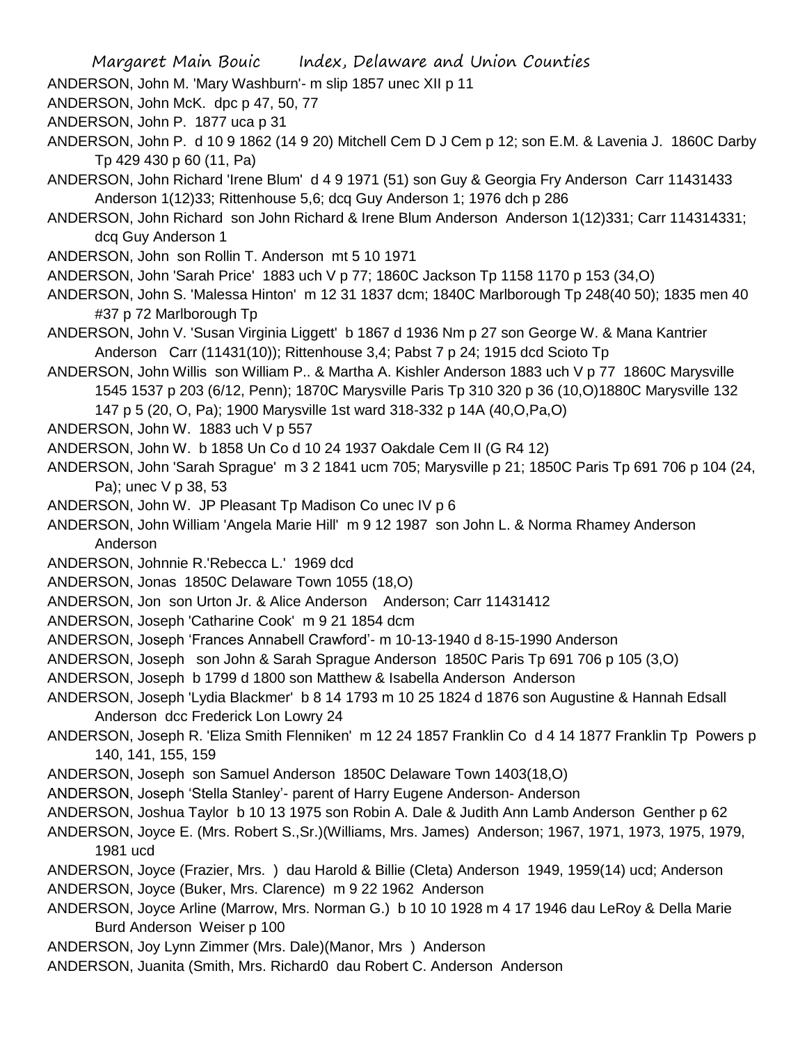ANDERSON, John M. 'Mary Washburn'- m slip 1857 unec XII p 11

ANDERSON, John McK. dpc p 47, 50, 77

ANDERSON, John P. 1877 uca p 31

ANDERSON, John P. d 10 9 1862 (14 9 20) Mitchell Cem D J Cem p 12; son E.M. & Lavenia J. 1860C Darby Tp 429 430 p 60 (11, Pa)

ANDERSON, John Richard 'Irene Blum' d 4 9 1971 (51) son Guy & Georgia Fry Anderson Carr 11431433 Anderson 1(12)33; Rittenhouse 5,6; dcq Guy Anderson 1; 1976 dch p 286

ANDERSON, John Richard son John Richard & Irene Blum Anderson Anderson 1(12)331; Carr 114314331; dcq Guy Anderson 1

ANDERSON, John son Rollin T. Anderson mt 5 10 1971

ANDERSON, John 'Sarah Price' 1883 uch V p 77; 1860C Jackson Tp 1158 1170 p 153 (34,O)

ANDERSON, John S. 'Malessa Hinton' m 12 31 1837 dcm; 1840C Marlborough Tp 248(40 50); 1835 men 40 #37 p 72 Marlborough Tp

ANDERSON, John V. 'Susan Virginia Liggett' b 1867 d 1936 Nm p 27 son George W. & Mana Kantrier Anderson Carr (11431(10)); Rittenhouse 3,4; Pabst 7 p 24; 1915 dcd Scioto Tp

ANDERSON, John Willis son William P.. & Martha A. Kishler Anderson 1883 uch V p 77 1860C Marysville 1545 1537 p 203 (6/12, Penn); 1870C Marysville Paris Tp 310 320 p 36 (10,O)1880C Marysville 132 147 p 5 (20, O, Pa); 1900 Marysville 1st ward 318-332 p 14A (40,O,Pa,O)

ANDERSON, John W. 1883 uch V p 557

ANDERSON, John W. b 1858 Un Co d 10 24 1937 Oakdale Cem II (G R4 12)

ANDERSON, John 'Sarah Sprague' m 3 2 1841 ucm 705; Marysville p 21; 1850C Paris Tp 691 706 p 104 (24, Pa); unec V p 38, 53

ANDERSON, John W. JP Pleasant Tp Madison Co unec IV p 6

ANDERSON, John William 'Angela Marie Hill' m 9 12 1987 son John L. & Norma Rhamey Anderson Anderson

ANDERSON, Johnnie R.'Rebecca L.' 1969 dcd

ANDERSON, Jonas 1850C Delaware Town 1055 (18,O)

ANDERSON, Jon son Urton Jr. & Alice Anderson Anderson; Carr 11431412

ANDERSON, Joseph 'Catharine Cook' m 9 21 1854 dcm

ANDERSON, Joseph 'Frances Annabell Crawford'- m 10-13-1940 d 8-15-1990 Anderson

ANDERSON, Joseph son John & Sarah Sprague Anderson 1850C Paris Tp 691 706 p 105 (3,O)

ANDERSON, Joseph b 1799 d 1800 son Matthew & Isabella Anderson Anderson

ANDERSON, Joseph 'Lydia Blackmer' b 8 14 1793 m 10 25 1824 d 1876 son Augustine & Hannah Edsall Anderson dcc Frederick Lon Lowry 24

ANDERSON, Joseph R. 'Eliza Smith Flenniken' m 12 24 1857 Franklin Co d 4 14 1877 Franklin Tp Powers p 140, 141, 155, 159

ANDERSON, Joseph son Samuel Anderson 1850C Delaware Town 1403(18,O)

ANDERSON, Joseph 'Stella Stanley'- parent of Harry Eugene Anderson- Anderson

ANDERSON, Joshua Taylor b 10 13 1975 son Robin A. Dale & Judith Ann Lamb Anderson Genther p 62

ANDERSON, Joyce E. (Mrs. Robert S.,Sr.)(Williams, Mrs. James) Anderson; 1967, 1971, 1973, 1975, 1979, 1981 ucd

ANDERSON, Joyce (Frazier, Mrs. ) dau Harold & Billie (Cleta) Anderson 1949, 1959(14) ucd; Anderson

ANDERSON, Joyce (Buker, Mrs. Clarence) m 9 22 1962 Anderson

ANDERSON, Joyce Arline (Marrow, Mrs. Norman G.) b 10 10 1928 m 4 17 1946 dau LeRoy & Della Marie Burd Anderson Weiser p 100

ANDERSON, Joy Lynn Zimmer (Mrs. Dale)(Manor, Mrs ) Anderson

ANDERSON, Juanita (Smith, Mrs. Richard0 dau Robert C. Anderson Anderson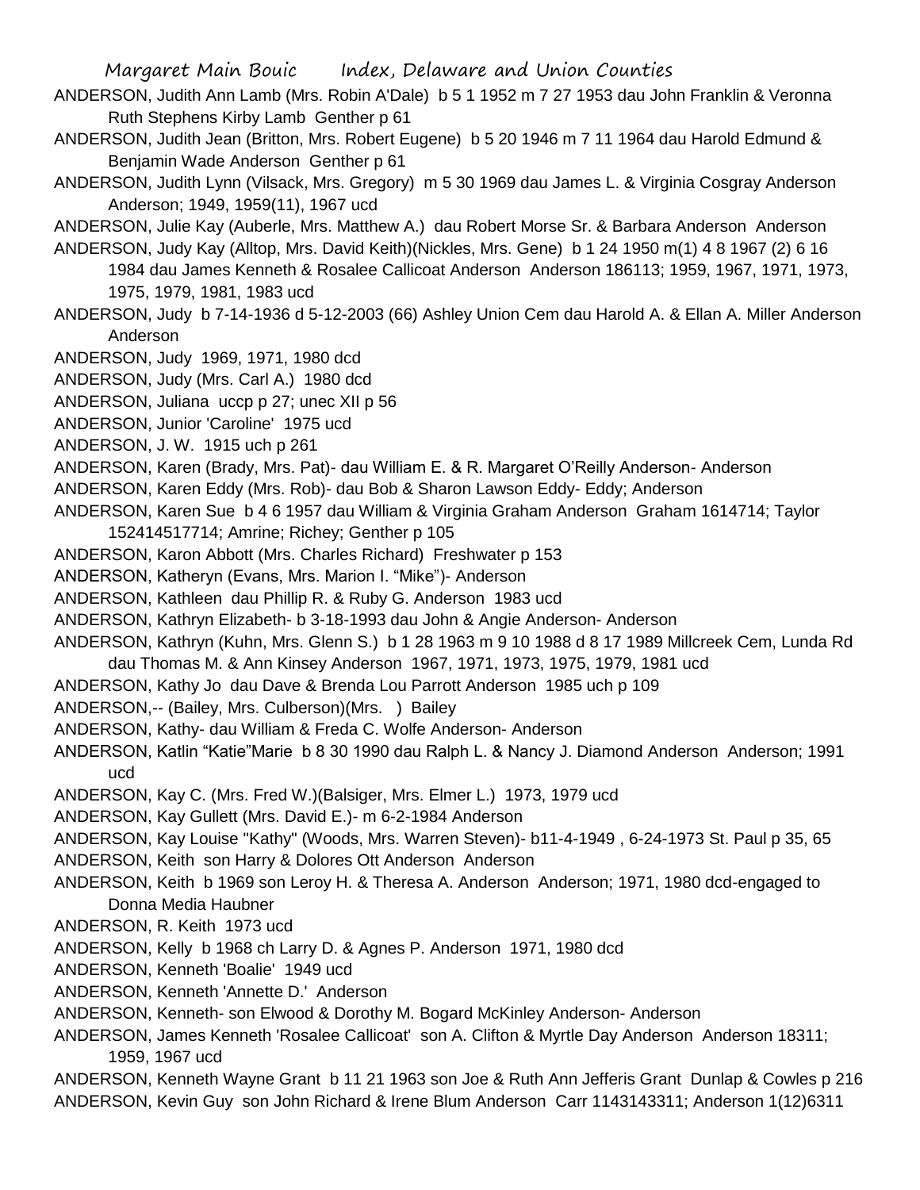ANDERSON, Judith Ann Lamb (Mrs. Robin A'Dale) b 5 1 1952 m 7 27 1953 dau John Franklin & Veronna Ruth Stephens Kirby Lamb Genther p 61

ANDERSON, Judith Jean (Britton, Mrs. Robert Eugene) b 5 20 1946 m 7 11 1964 dau Harold Edmund & Benjamin Wade Anderson Genther p 61

ANDERSON, Judith Lynn (Vilsack, Mrs. Gregory) m 5 30 1969 dau James L. & Virginia Cosgray Anderson Anderson; 1949, 1959(11), 1967 ucd

ANDERSON, Julie Kay (Auberle, Mrs. Matthew A.) dau Robert Morse Sr. & Barbara Anderson Anderson

ANDERSON, Judy Kay (Alltop, Mrs. David Keith)(Nickles, Mrs. Gene) b 1 24 1950 m(1) 4 8 1967 (2) 6 16 1984 dau James Kenneth & Rosalee Callicoat Anderson Anderson 186113; 1959, 1967, 1971, 1973, 1975, 1979, 1981, 1983 ucd

ANDERSON, Judy b 7-14-1936 d 5-12-2003 (66) Ashley Union Cem dau Harold A. & Ellan A. Miller Anderson Anderson

ANDERSON, Judy 1969, 1971, 1980 dcd

ANDERSON, Judy (Mrs. Carl A.) 1980 dcd

ANDERSON, Juliana uccp p 27; unec XII p 56

ANDERSON, Junior 'Caroline' 1975 ucd

ANDERSON, J. W. 1915 uch p 261

ANDERSON, Karen (Brady, Mrs. Pat)- dau William E. & R. Margaret O'Reilly Anderson- Anderson

ANDERSON, Karen Eddy (Mrs. Rob)- dau Bob & Sharon Lawson Eddy- Eddy; Anderson

ANDERSON, Karen Sue b 4 6 1957 dau William & Virginia Graham Anderson Graham 1614714; Taylor 152414517714; Amrine; Richey; Genther p 105

ANDERSON, Karon Abbott (Mrs. Charles Richard) Freshwater p 153

ANDERSON, Katheryn (Evans, Mrs. Marion I. "Mike")- Anderson

ANDERSON, Kathleen dau Phillip R. & Ruby G. Anderson 1983 ucd

ANDERSON, Kathryn Elizabeth- b 3-18-1993 dau John & Angie Anderson- Anderson

ANDERSON, Kathryn (Kuhn, Mrs. Glenn S.) b 1 28 1963 m 9 10 1988 d 8 17 1989 Millcreek Cem, Lunda Rd dau Thomas M. & Ann Kinsey Anderson 1967, 1971, 1973, 1975, 1979, 1981 ucd

ANDERSON, Kathy Jo dau Dave & Brenda Lou Parrott Anderson 1985 uch p 109

ANDERSON,-- (Bailey, Mrs. Culberson)(Mrs. ) Bailey

ANDERSON, Kathy- dau William & Freda C. Wolfe Anderson- Anderson

ANDERSON, Katlin "Katie"Marie b 8 30 1990 dau Ralph L. & Nancy J. Diamond Anderson Anderson; 1991 ucd

ANDERSON, Kay C. (Mrs. Fred W.)(Balsiger, Mrs. Elmer L.) 1973, 1979 ucd

ANDERSON, Kay Gullett (Mrs. David E.)- m 6-2-1984 Anderson

ANDERSON, Kay Louise "Kathy" (Woods, Mrs. Warren Steven)- b11-4-1949 , 6-24-1973 St. Paul p 35, 65

ANDERSON, Keith son Harry & Dolores Ott Anderson Anderson

ANDERSON, Keith b 1969 son Leroy H. & Theresa A. Anderson Anderson; 1971, 1980 dcd-engaged to Donna Media Haubner

ANDERSON, R. Keith 1973 ucd

ANDERSON, Kelly b 1968 ch Larry D. & Agnes P. Anderson 1971, 1980 dcd

ANDERSON, Kenneth 'Boalie' 1949 ucd

ANDERSON, Kenneth 'Annette D.' Anderson

ANDERSON, Kenneth- son Elwood & Dorothy M. Bogard McKinley Anderson- Anderson

ANDERSON, James Kenneth 'Rosalee Callicoat' son A. Clifton & Myrtle Day Anderson Anderson 18311; 1959, 1967 ucd

ANDERSON, Kenneth Wayne Grant b 11 21 1963 son Joe & Ruth Ann Jefferis Grant Dunlap & Cowles p 216

ANDERSON, Kevin Guy son John Richard & Irene Blum Anderson Carr 1143143311; Anderson 1(12)6311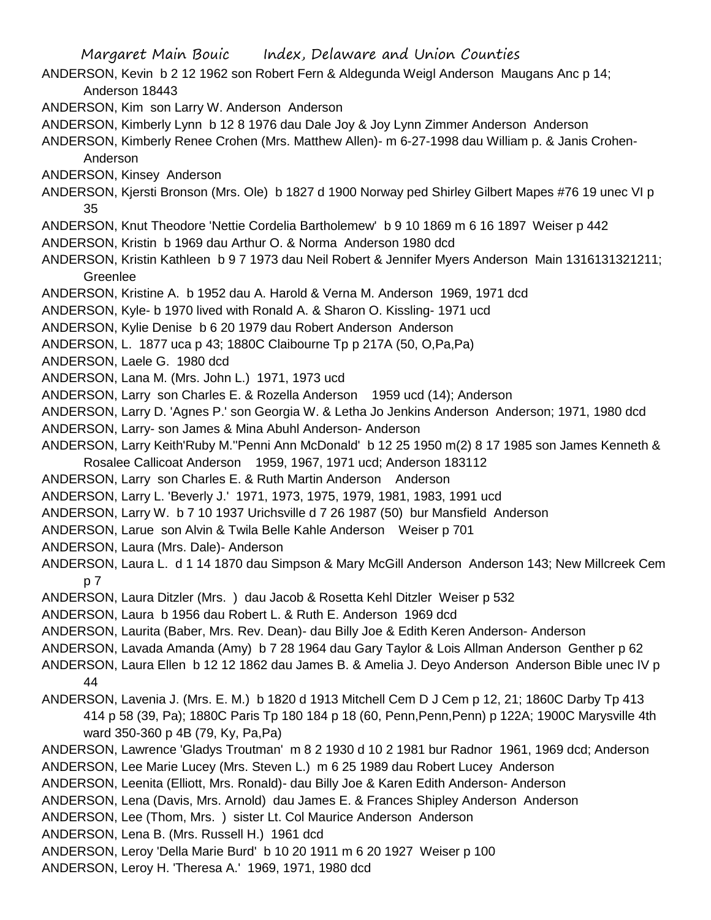ANDERSON, Kevin b 2 12 1962 son Robert Fern & Aldegunda Weigl Anderson Maugans Anc p 14; Anderson 18443

ANDERSON, Kim son Larry W. Anderson Anderson

ANDERSON, Kimberly Lynn b 12 8 1976 dau Dale Joy & Joy Lynn Zimmer Anderson Anderson

ANDERSON, Kimberly Renee Crohen (Mrs. Matthew Allen)- m 6-27-1998 dau William p. & Janis Crohen-Anderson

ANDERSON, Kinsey Anderson

ANDERSON, Kjersti Bronson (Mrs. Ole) b 1827 d 1900 Norway ped Shirley Gilbert Mapes #76 19 unec VI p 35

ANDERSON, Knut Theodore 'Nettie Cordelia Bartholemew' b 9 10 1869 m 6 16 1897 Weiser p 442

ANDERSON, Kristin b 1969 dau Arthur O. & Norma Anderson 1980 dcd

ANDERSON, Kristin Kathleen b 9 7 1973 dau Neil Robert & Jennifer Myers Anderson Main 1316131321211; Greenlee

ANDERSON, Kristine A. b 1952 dau A. Harold & Verna M. Anderson 1969, 1971 dcd

ANDERSON, Kyle- b 1970 lived with Ronald A. & Sharon O. Kissling- 1971 ucd

ANDERSON, Kylie Denise b 6 20 1979 dau Robert Anderson Anderson

ANDERSON, L. 1877 uca p 43; 1880C Claibourne Tp p 217A (50, O,Pa,Pa)

ANDERSON, Laele G. 1980 dcd

ANDERSON, Lana M. (Mrs. John L.) 1971, 1973 ucd

ANDERSON, Larry son Charles E. & Rozella Anderson 1959 ucd (14); Anderson

ANDERSON, Larry D. 'Agnes P.' son Georgia W. & Letha Jo Jenkins Anderson Anderson; 1971, 1980 dcd

ANDERSON, Larry- son James & Mina Abuhl Anderson- Anderson

ANDERSON, Larry Keith'Ruby M.''Penni Ann McDonald' b 12 25 1950 m(2) 8 17 1985 son James Kenneth & Rosalee Callicoat Anderson 1959, 1967, 1971 ucd; Anderson 183112

ANDERSON, Larry son Charles E. & Ruth Martin Anderson Anderson

ANDERSON, Larry L. 'Beverly J.' 1971, 1973, 1975, 1979, 1981, 1983, 1991 ucd

ANDERSON, Larry W. b 7 10 1937 Urichsville d 7 26 1987 (50) bur Mansfield Anderson

ANDERSON, Larue son Alvin & Twila Belle Kahle Anderson Weiser p 701

ANDERSON, Laura (Mrs. Dale)- Anderson

ANDERSON, Laura L. d 1 14 1870 dau Simpson & Mary McGill Anderson Anderson 143; New Millcreek Cem p 7

ANDERSON, Laura Ditzler (Mrs. ) dau Jacob & Rosetta Kehl Ditzler Weiser p 532

ANDERSON, Laura b 1956 dau Robert L. & Ruth E. Anderson 1969 dcd

ANDERSON, Laurita (Baber, Mrs. Rev. Dean)- dau Billy Joe & Edith Keren Anderson- Anderson

ANDERSON, Lavada Amanda (Amy) b 7 28 1964 dau Gary Taylor & Lois Allman Anderson Genther p 62

ANDERSON, Laura Ellen b 12 12 1862 dau James B. & Amelia J. Deyo Anderson Anderson Bible unec IV p 44

ANDERSON, Lavenia J. (Mrs. E. M.) b 1820 d 1913 Mitchell Cem D J Cem p 12, 21; 1860C Darby Tp 413 414 p 58 (39, Pa); 1880C Paris Tp 180 184 p 18 (60, Penn,Penn,Penn) p 122A; 1900C Marysville 4th ward 350-360 p 4B (79, Ky, Pa,Pa)

ANDERSON, Lawrence 'Gladys Troutman' m 8 2 1930 d 10 2 1981 bur Radnor 1961, 1969 dcd; Anderson

ANDERSON, Lee Marie Lucey (Mrs. Steven L.) m 6 25 1989 dau Robert Lucey Anderson

ANDERSON, Leenita (Elliott, Mrs. Ronald)- dau Billy Joe & Karen Edith Anderson- Anderson

ANDERSON, Lena (Davis, Mrs. Arnold) dau James E. & Frances Shipley Anderson Anderson

ANDERSON, Lee (Thom, Mrs. ) sister Lt. Col Maurice Anderson Anderson

ANDERSON, Lena B. (Mrs. Russell H.) 1961 dcd

ANDERSON, Leroy 'Della Marie Burd' b 10 20 1911 m 6 20 1927 Weiser p 100

ANDERSON, Leroy H. 'Theresa A.' 1969, 1971, 1980 dcd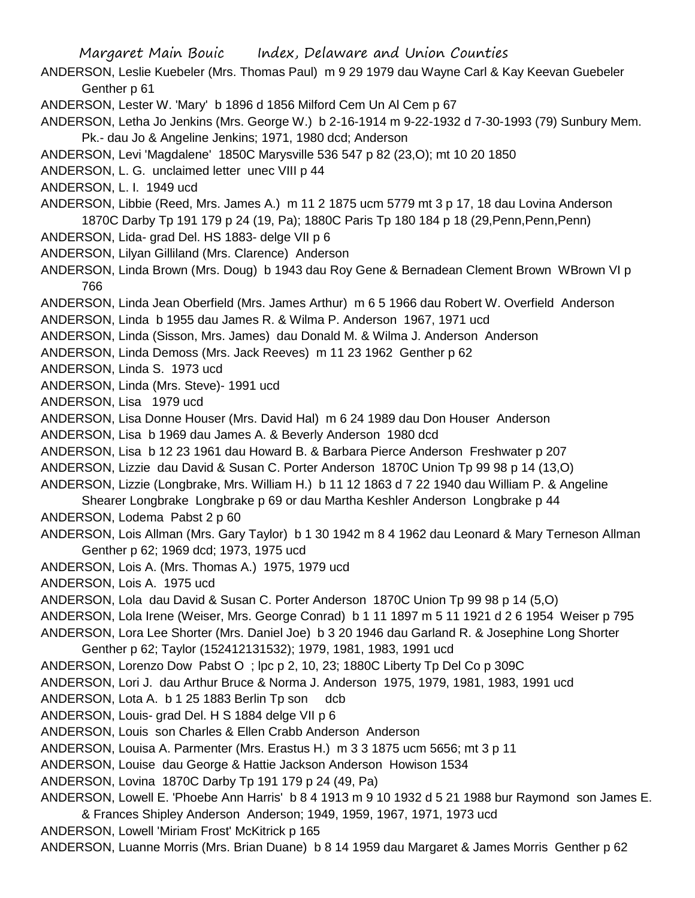ANDERSON, Leslie Kuebeler (Mrs. Thomas Paul) m 9 29 1979 dau Wayne Carl & Kay Keevan Guebeler Genther p 61

ANDERSON, Lester W. 'Mary' b 1896 d 1856 Milford Cem Un Al Cem p 67

ANDERSON, Letha Jo Jenkins (Mrs. George W.) b 2-16-1914 m 9-22-1932 d 7-30-1993 (79) Sunbury Mem. Pk.- dau Jo & Angeline Jenkins; 1971, 1980 dcd; Anderson

ANDERSON, Levi 'Magdalene' 1850C Marysville 536 547 p 82 (23,O); mt 10 20 1850

ANDERSON, L. G. unclaimed letter unec VIII p 44

ANDERSON, L. I. 1949 ucd

ANDERSON, Libbie (Reed, Mrs. James A.) m 11 2 1875 ucm 5779 mt 3 p 17, 18 dau Lovina Anderson 1870C Darby Tp 191 179 p 24 (19, Pa); 1880C Paris Tp 180 184 p 18 (29,Penn,Penn,Penn)

ANDERSON, Lida- grad Del. HS 1883- delge VII p 6

ANDERSON, Lilyan Gilliland (Mrs. Clarence) Anderson

ANDERSON, Linda Brown (Mrs. Doug) b 1943 dau Roy Gene & Bernadean Clement Brown WBrown VI p 766

ANDERSON, Linda Jean Oberfield (Mrs. James Arthur) m 6 5 1966 dau Robert W. Overfield Anderson

ANDERSON, Linda b 1955 dau James R. & Wilma P. Anderson 1967, 1971 ucd

ANDERSON, Linda (Sisson, Mrs. James) dau Donald M. & Wilma J. Anderson Anderson

ANDERSON, Linda Demoss (Mrs. Jack Reeves) m 11 23 1962 Genther p 62

ANDERSON, Linda S. 1973 ucd

ANDERSON, Linda (Mrs. Steve)- 1991 ucd

ANDERSON, Lisa 1979 ucd

ANDERSON, Lisa Donne Houser (Mrs. David Hal) m 6 24 1989 dau Don Houser Anderson

ANDERSON, Lisa b 1969 dau James A. & Beverly Anderson 1980 dcd

ANDERSON, Lisa b 12 23 1961 dau Howard B. & Barbara Pierce Anderson Freshwater p 207

ANDERSON, Lizzie dau David & Susan C. Porter Anderson 1870C Union Tp 99 98 p 14 (13,O)

ANDERSON, Lizzie (Longbrake, Mrs. William H.) b 11 12 1863 d 7 22 1940 dau William P. & Angeline Shearer Longbrake Longbrake p 69 or dau Martha Keshler Anderson Longbrake p 44

ANDERSON, Lodema Pabst 2 p 60

ANDERSON, Lois Allman (Mrs. Gary Taylor) b 1 30 1942 m 8 4 1962 dau Leonard & Mary Terneson Allman Genther p 62; 1969 dcd; 1973, 1975 ucd

ANDERSON, Lois A. (Mrs. Thomas A.) 1975, 1979 ucd

ANDERSON, Lois A. 1975 ucd

ANDERSON, Lola dau David & Susan C. Porter Anderson 1870C Union Tp 99 98 p 14 (5,O)

ANDERSON, Lola Irene (Weiser, Mrs. George Conrad) b 1 11 1897 m 5 11 1921 d 2 6 1954 Weiser p 795

ANDERSON, Lora Lee Shorter (Mrs. Daniel Joe) b 3 20 1946 dau Garland R. & Josephine Long Shorter Genther p 62; Taylor (152412131532); 1979, 1981, 1983, 1991 ucd

ANDERSON, Lorenzo Dow Pabst O ; lpc p 2, 10, 23; 1880C Liberty Tp Del Co p 309C

ANDERSON, Lori J. dau Arthur Bruce & Norma J. Anderson 1975, 1979, 1981, 1983, 1991 ucd

ANDERSON, Lota A. b 1 25 1883 Berlin Tp son dcb

ANDERSON, Louis- grad Del. H S 1884 delge VII p 6

ANDERSON, Louis son Charles & Ellen Crabb Anderson Anderson

ANDERSON, Louisa A. Parmenter (Mrs. Erastus H.) m 3 3 1875 ucm 5656; mt 3 p 11

ANDERSON, Louise dau George & Hattie Jackson Anderson Howison 1534

ANDERSON, Lovina 1870C Darby Tp 191 179 p 24 (49, Pa)

ANDERSON, Lowell E. 'Phoebe Ann Harris' b 8 4 1913 m 9 10 1932 d 5 21 1988 bur Raymond son James E. & Frances Shipley Anderson Anderson; 1949, 1959, 1967, 1971, 1973 ucd

ANDERSON, Lowell 'Miriam Frost' McKitrick p 165

ANDERSON, Luanne Morris (Mrs. Brian Duane) b 8 14 1959 dau Margaret & James Morris Genther p 62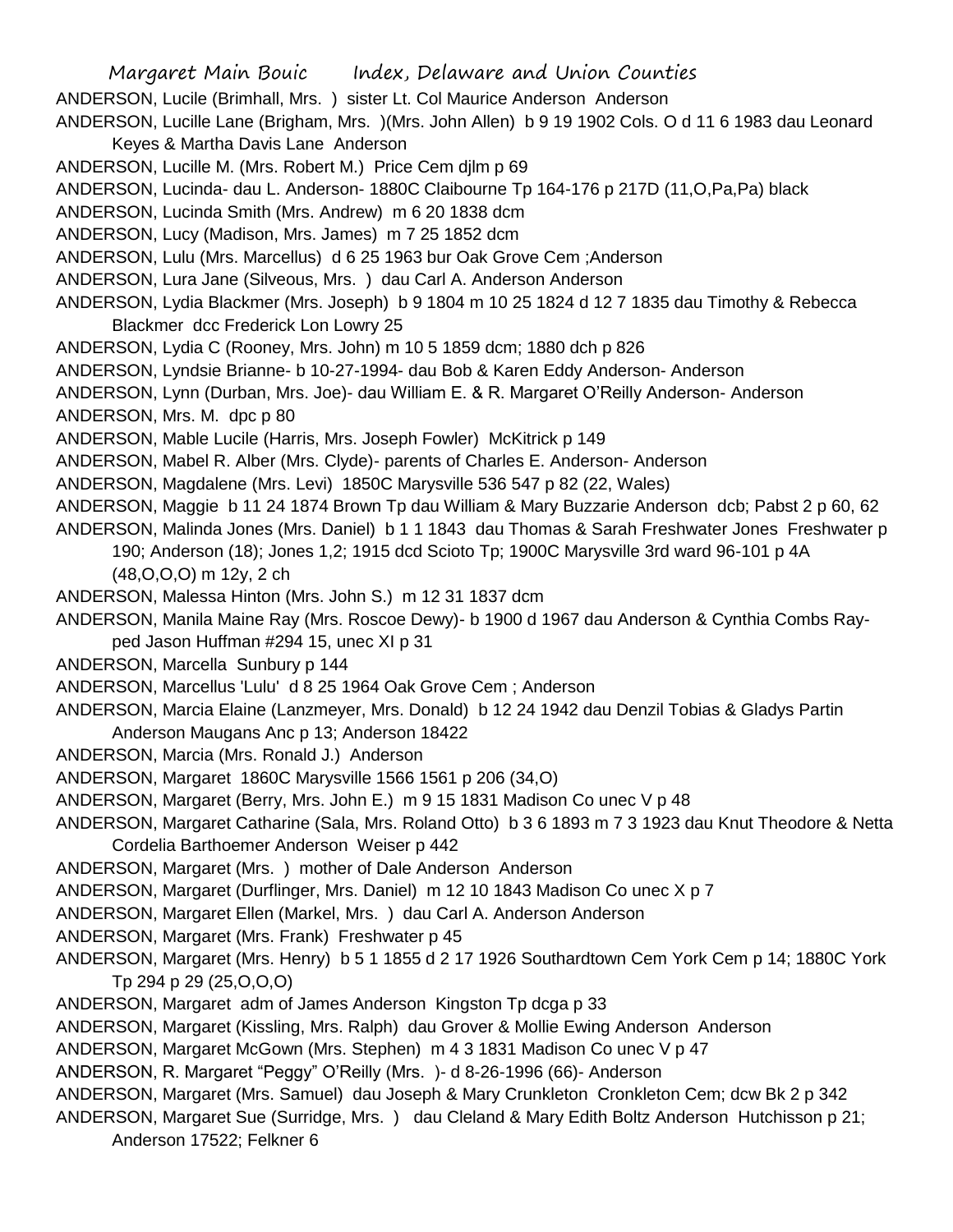ANDERSON, Lucile (Brimhall, Mrs. ) sister Lt. Col Maurice Anderson Anderson

ANDERSON, Lucille Lane (Brigham, Mrs. )(Mrs. John Allen) b 9 19 1902 Cols. O d 11 6 1983 dau Leonard Keyes & Martha Davis Lane Anderson

ANDERSON, Lucille M. (Mrs. Robert M.) Price Cem djlm p 69

ANDERSON, Lucinda- dau L. Anderson- 1880C Claibourne Tp 164-176 p 217D (11,O,Pa,Pa) black

ANDERSON, Lucinda Smith (Mrs. Andrew) m 6 20 1838 dcm

ANDERSON, Lucy (Madison, Mrs. James) m 7 25 1852 dcm

ANDERSON, Lulu (Mrs. Marcellus) d 6 25 1963 bur Oak Grove Cem ;Anderson

ANDERSON, Lura Jane (Silveous, Mrs. ) dau Carl A. Anderson Anderson

ANDERSON, Lydia Blackmer (Mrs. Joseph) b 9 1804 m 10 25 1824 d 12 7 1835 dau Timothy & Rebecca Blackmer dcc Frederick Lon Lowry 25

ANDERSON, Lydia C (Rooney, Mrs. John) m 10 5 1859 dcm; 1880 dch p 826

ANDERSON, Lyndsie Brianne- b 10-27-1994- dau Bob & Karen Eddy Anderson- Anderson

ANDERSON, Lynn (Durban, Mrs. Joe)- dau William E. & R. Margaret O'Reilly Anderson- Anderson

ANDERSON, Mrs. M. dpc p 80

ANDERSON, Mable Lucile (Harris, Mrs. Joseph Fowler) McKitrick p 149

ANDERSON, Mabel R. Alber (Mrs. Clyde)- parents of Charles E. Anderson- Anderson

ANDERSON, Magdalene (Mrs. Levi) 1850C Marysville 536 547 p 82 (22, Wales)

ANDERSON, Maggie b 11 24 1874 Brown Tp dau William & Mary Buzzarie Anderson dcb; Pabst 2 p 60, 62

ANDERSON, Malinda Jones (Mrs. Daniel) b 1 1 1843 dau Thomas & Sarah Freshwater Jones Freshwater p 190; Anderson (18); Jones 1,2; 1915 dcd Scioto Tp; 1900C Marysville 3rd ward 96-101 p 4A (48,O,O,O) m 12y, 2 ch

ANDERSON, Malessa Hinton (Mrs. John S.) m 12 31 1837 dcm

ANDERSON, Manila Maine Ray (Mrs. Roscoe Dewy)- b 1900 d 1967 dau Anderson & Cynthia Combs Ray- ped Jason Huffman #294 15, unec XI p 31

ANDERSON, Marcella Sunbury p 144

ANDERSON, Marcellus 'Lulu' d 8 25 1964 Oak Grove Cem ; Anderson

ANDERSON, Marcia Elaine (Lanzmeyer, Mrs. Donald) b 12 24 1942 dau Denzil Tobias & Gladys Partin Anderson Maugans Anc p 13; Anderson 18422

ANDERSON, Marcia (Mrs. Ronald J.) Anderson

ANDERSON, Margaret 1860C Marysville 1566 1561 p 206 (34,O)

ANDERSON, Margaret (Berry, Mrs. John E.) m 9 15 1831 Madison Co unec V p 48

ANDERSON, Margaret Catharine (Sala, Mrs. Roland Otto) b 3 6 1893 m 7 3 1923 dau Knut Theodore & Netta Cordelia Barthoemer Anderson Weiser p 442

ANDERSON, Margaret (Mrs. ) mother of Dale Anderson Anderson

ANDERSON, Margaret (Durflinger, Mrs. Daniel) m 12 10 1843 Madison Co unec X p 7

ANDERSON, Margaret Ellen (Markel, Mrs. ) dau Carl A. Anderson Anderson

ANDERSON, Margaret (Mrs. Frank) Freshwater p 45

ANDERSON, Margaret (Mrs. Henry) b 5 1 1855 d 2 17 1926 Southardtown Cem York Cem p 14; 1880C York Tp 294 p 29 (25,O,O,O)

ANDERSON, Margaret adm of James Anderson Kingston Tp dcga p 33

ANDERSON, Margaret (Kissling, Mrs. Ralph) dau Grover & Mollie Ewing Anderson Anderson

ANDERSON, Margaret McGown (Mrs. Stephen) m 4 3 1831 Madison Co unec V p 47

ANDERSON, R. Margaret "Peggy" O'Reilly (Mrs. )- d 8-26-1996 (66)- Anderson

ANDERSON, Margaret (Mrs. Samuel) dau Joseph & Mary Crunkleton Cronkleton Cem; dcw Bk 2 p 342

ANDERSON, Margaret Sue (Surridge, Mrs. ) dau Cleland & Mary Edith Boltz Anderson Hutchisson p 21; Anderson 17522; Felkner 6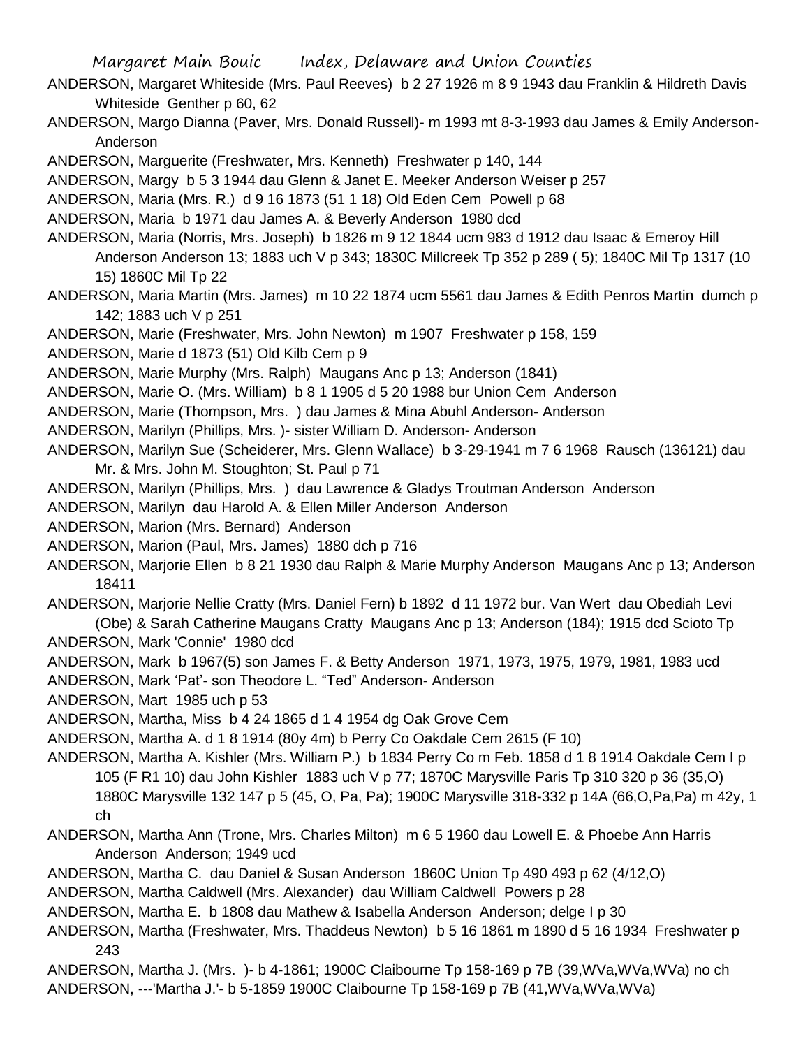ANDERSON, Margaret Whiteside (Mrs. Paul Reeves) b 2 27 1926 m 8 9 1943 dau Franklin & Hildreth Davis Whiteside Genther p 60, 62

ANDERSON, Margo Dianna (Paver, Mrs. Donald Russell)- m 1993 mt 8-3-1993 dau James & Emily Anderson- Anderson

ANDERSON, Marguerite (Freshwater, Mrs. Kenneth) Freshwater p 140, 144

ANDERSON, Margy b 5 3 1944 dau Glenn & Janet E. Meeker Anderson Weiser p 257

ANDERSON, Maria (Mrs. R.) d 9 16 1873 (51 1 18) Old Eden Cem Powell p 68

ANDERSON, Maria b 1971 dau James A. & Beverly Anderson 1980 dcd

ANDERSON, Maria (Norris, Mrs. Joseph) b 1826 m 9 12 1844 ucm 983 d 1912 dau Isaac & Emeroy Hill Anderson Anderson 13; 1883 uch V p 343; 1830C Millcreek Tp 352 p 289 ( 5); 1840C Mil Tp 1317 (10 15) 1860C Mil Tp 22

ANDERSON, Maria Martin (Mrs. James) m 10 22 1874 ucm 5561 dau James & Edith Penros Martin dumch p 142; 1883 uch V p 251

ANDERSON, Marie (Freshwater, Mrs. John Newton) m 1907 Freshwater p 158, 159

ANDERSON, Marie d 1873 (51) Old Kilb Cem p 9

ANDERSON, Marie Murphy (Mrs. Ralph) Maugans Anc p 13; Anderson (1841)

ANDERSON, Marie O. (Mrs. William) b 8 1 1905 d 5 20 1988 bur Union Cem Anderson

ANDERSON, Marie (Thompson, Mrs. ) dau James & Mina Abuhl Anderson- Anderson

ANDERSON, Marilyn (Phillips, Mrs. )- sister William D. Anderson- Anderson

ANDERSON, Marilyn Sue (Scheiderer, Mrs. Glenn Wallace) b 3-29-1941 m 7 6 1968 Rausch (136121) dau Mr. & Mrs. John M. Stoughton; St. Paul p 71

ANDERSON, Marilyn (Phillips, Mrs. ) dau Lawrence & Gladys Troutman Anderson Anderson

ANDERSON, Marilyn dau Harold A. & Ellen Miller Anderson Anderson

ANDERSON, Marion (Mrs. Bernard) Anderson

ANDERSON, Marion (Paul, Mrs. James) 1880 dch p 716

ANDERSON, Marjorie Ellen b 8 21 1930 dau Ralph & Marie Murphy Anderson Maugans Anc p 13; Anderson 18411

ANDERSON, Marjorie Nellie Cratty (Mrs. Daniel Fern) b 1892 d 11 1972 bur. Van Wert dau Obediah Levi (Obe) & Sarah Catherine Maugans Cratty Maugans Anc p 13; Anderson (184); 1915 dcd Scioto Tp

ANDERSON, Mark 'Connie' 1980 dcd

ANDERSON, Mark b 1967(5) son James F. & Betty Anderson 1971, 1973, 1975, 1979, 1981, 1983 ucd

ANDERSON, Mark 'Pat'- son Theodore L. "Ted" Anderson- Anderson

ANDERSON, Mart 1985 uch p 53

ANDERSON, Martha, Miss b 4 24 1865 d 1 4 1954 dg Oak Grove Cem

ANDERSON, Martha A. d 1 8 1914 (80y 4m) b Perry Co Oakdale Cem 2615 (F 10)

ANDERSON, Martha A. Kishler (Mrs. William P.) b 1834 Perry Co m Feb. 1858 d 1 8 1914 Oakdale Cem I p 105 (F R1 10) dau John Kishler 1883 uch V p 77; 1870C Marysville Paris Tp 310 320 p 36 (35,O) 1880C Marysville 132 147 p 5 (45, O, Pa, Pa); 1900C Marysville 318-332 p 14A (66,O,Pa,Pa) m 42y, 1 ch

ANDERSON, Martha Ann (Trone, Mrs. Charles Milton) m 6 5 1960 dau Lowell E. & Phoebe Ann Harris Anderson Anderson; 1949 ucd

ANDERSON, Martha C. dau Daniel & Susan Anderson 1860C Union Tp 490 493 p 62 (4/12,O)

ANDERSON, Martha Caldwell (Mrs. Alexander) dau William Caldwell Powers p 28

ANDERSON, Martha E. b 1808 dau Mathew & Isabella Anderson Anderson; delge I p 30

ANDERSON, Martha (Freshwater, Mrs. Thaddeus Newton) b 5 16 1861 m 1890 d 5 16 1934 Freshwater p 243

ANDERSON, Martha J. (Mrs. )- b 4-1861; 1900C Claibourne Tp 158-169 p 7B (39,WVa,WVa,WVa) no ch

ANDERSON, ---'Martha J.'- b 5-1859 1900C Claibourne Tp 158-169 p 7B (41,WVa,WVa,WVa)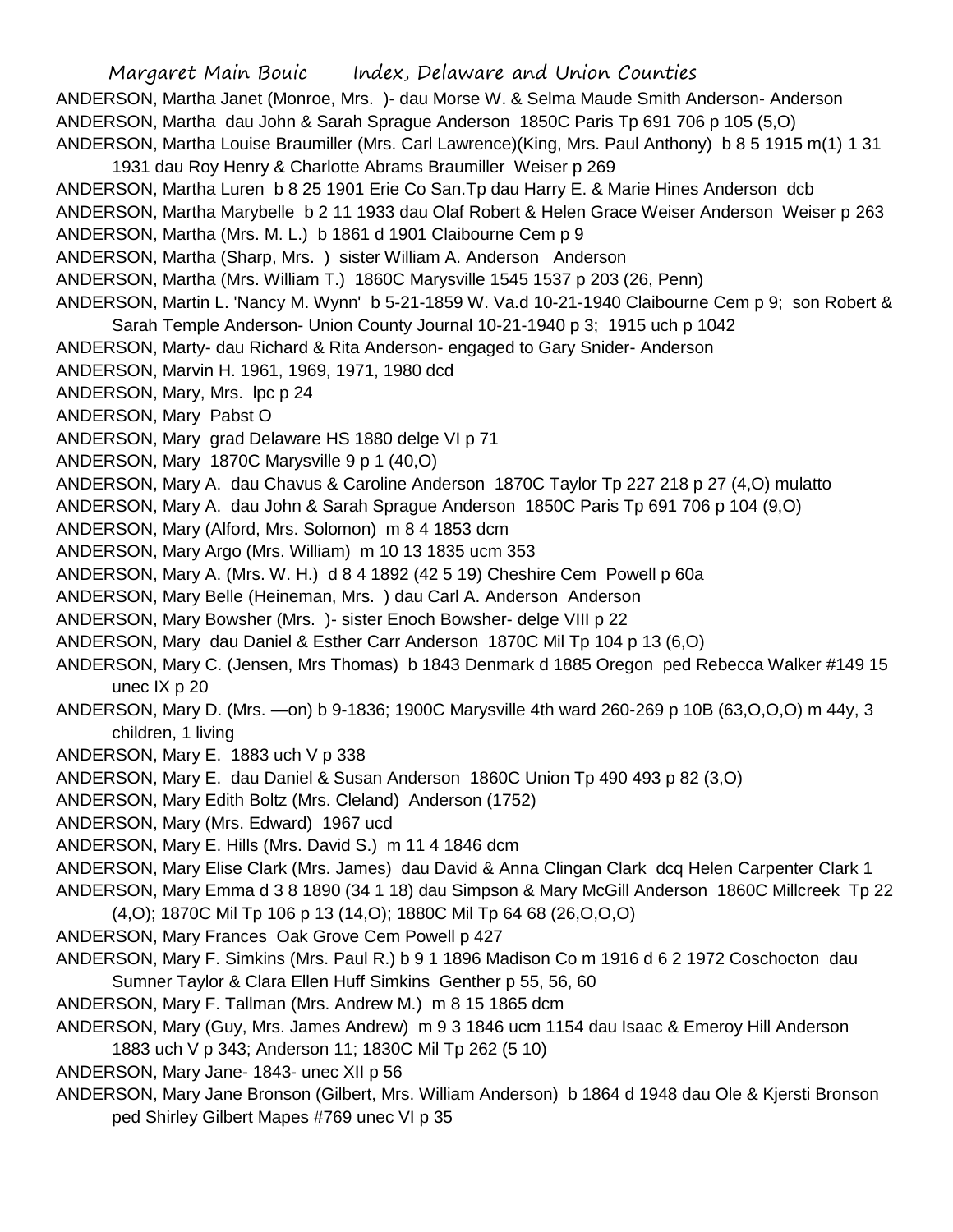ANDERSON, Martha Janet (Monroe, Mrs. )- dau Morse W. & Selma Maude Smith Anderson- Anderson
ANDERSON, Martha dau John & Sarah Sprague Anderson 1850C Paris Tp 691 706 p 105 (5,O)
ANDERSON, Martha Louise Braumiller (Mrs. Carl Lawrence)(King, Mrs. Paul Anthony) b 8 5 1915 m(1) 1 31 1931 dau Roy Henry & Charlotte Abrams Braumiller Weiser p 269
ANDERSON, Martha Luren b 8 25 1901 Erie Co San.Tp dau Harry E. & Marie Hines Anderson dcb
ANDERSON, Martha Marybelle b 2 11 1933 dau Olaf Robert & Helen Grace Weiser Anderson Weiser p 263
ANDERSON, Martha (Mrs. M. L.) b 1861 d 1901 Claibourne Cem p 9
ANDERSON, Martha (Sharp, Mrs. ) sister William A. Anderson Anderson
ANDERSON, Martha (Mrs. William T.) 1860C Marysville 1545 1537 p 203 (26, Penn)
ANDERSON, Martin L. 'Nancy M. Wynn' b 5-21-1859 W. Va.d 10-21-1940 Claibourne Cem p 9; son Robert & Sarah Temple Anderson- Union County Journal 10-21-1940 p 3; 1915 uch p 1042
ANDERSON, Marty- dau Richard & Rita Anderson- engaged to Gary Snider- Anderson
ANDERSON, Marvin H. 1961, 1969, 1971, 1980 dcd
ANDERSON, Mary, Mrs. lpc p 24
ANDERSON, Mary Pabst O
ANDERSON, Mary grad Delaware HS 1880 delge VI p 71
ANDERSON, Mary 1870C Marysville 9 p 1 (40,O)
ANDERSON, Mary A. dau Chavus & Caroline Anderson 1870C Taylor Tp 227 218 p 27 (4,O) mulatto
ANDERSON, Mary A. dau John & Sarah Sprague Anderson 1850C Paris Tp 691 706 p 104 (9,O)
ANDERSON, Mary (Alford, Mrs. Solomon) m 8 4 1853 dcm
ANDERSON, Mary Argo (Mrs. William) m 10 13 1835 ucm 353
ANDERSON, Mary A. (Mrs. W. H.) d 8 4 1892 (42 5 19) Cheshire Cem Powell p 60a
ANDERSON, Mary Belle (Heineman, Mrs. ) dau Carl A. Anderson Anderson
ANDERSON, Mary Bowsher (Mrs. )- sister Enoch Bowsher- delge VIII p 22
ANDERSON, Mary dau Daniel & Esther Carr Anderson 1870C Mil Tp 104 p 13 (6,O)
ANDERSON, Mary C. (Jensen, Mrs Thomas) b 1843 Denmark d 1885 Oregon ped Rebecca Walker #149 15 unec IX p 20
ANDERSON, Mary D. (Mrs. —on) b 9-1836; 1900C Marysville 4th ward 260-269 p 10B (63,O,O,O) m 44y, 3 children, 1 living
ANDERSON, Mary E. 1883 uch V p 338
ANDERSON, Mary E. dau Daniel & Susan Anderson 1860C Union Tp 490 493 p 82 (3,O)
ANDERSON, Mary Edith Boltz (Mrs. Cleland) Anderson (1752)
ANDERSON, Mary (Mrs. Edward) 1967 ucd
ANDERSON, Mary E. Hills (Mrs. David S.) m 11 4 1846 dcm
ANDERSON, Mary Elise Clark (Mrs. James) dau David & Anna Clingan Clark dcq Helen Carpenter Clark 1
ANDERSON, Mary Emma d 3 8 1890 (34 1 18) dau Simpson & Mary McGill Anderson 1860C Millcreek Tp 22 (4,O); 1870C Mil Tp 106 p 13 (14,O); 1880C Mil Tp 64 68 (26,O,O,O)
ANDERSON, Mary Frances Oak Grove Cem Powell p 427
ANDERSON, Mary F. Simkins (Mrs. Paul R.) b 9 1 1896 Madison Co m 1916 d 6 2 1972 Coschocton dau Sumner Taylor & Clara Ellen Huff Simkins Genther p 55, 56, 60
ANDERSON, Mary F. Tallman (Mrs. Andrew M.) m 8 15 1865 dcm
ANDERSON, Mary (Guy, Mrs. James Andrew) m 9 3 1846 ucm 1154 dau Isaac & Emeroy Hill Anderson 1883 uch V p 343; Anderson 11; 1830C Mil Tp 262 (5 10)
ANDERSON, Mary Jane- 1843- unec XII p 56
ANDERSON, Mary Jane Bronson (Gilbert, Mrs. William Anderson) b 1864 d 1948 dau Ole & Kjersti Bronson ped Shirley Gilbert Mapes #769 unec VI p 35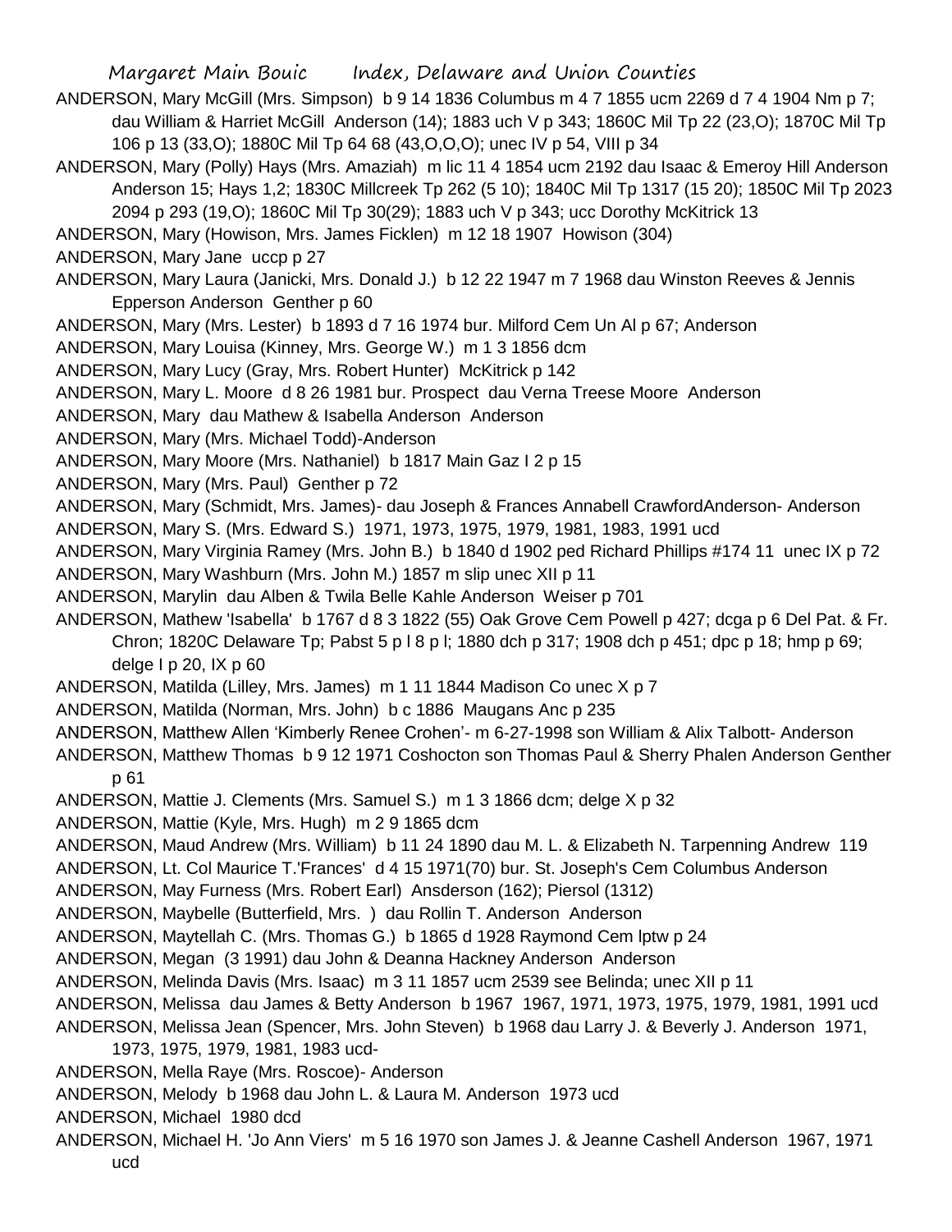ANDERSON, Mary McGill (Mrs. Simpson) b 9 14 1836 Columbus m 4 7 1855 ucm 2269 d 7 4 1904 Nm p 7; dau William & Harriet McGill Anderson (14); 1883 uch V p 343; 1860C Mil Tp 22 (23,O); 1870C Mil Tp 106 p 13 (33,O); 1880C Mil Tp 64 68 (43,O,O,O); unec IV p 54, VIII p 34

ANDERSON, Mary (Polly) Hays (Mrs. Amaziah) m lic 11 4 1854 ucm 2192 dau Isaac & Emeroy Hill Anderson Anderson 15; Hays 1,2; 1830C Millcreek Tp 262 (5 10); 1840C Mil Tp 1317 (15 20); 1850C Mil Tp 2023 2094 p 293 (19,O); 1860C Mil Tp 30(29); 1883 uch V p 343; ucc Dorothy McKitrick 13

ANDERSON, Mary (Howison, Mrs. James Ficklen) m 12 18 1907 Howison (304)

ANDERSON, Mary Jane uccp p 27

ANDERSON, Mary Laura (Janicki, Mrs. Donald J.) b 12 22 1947 m 7 1968 dau Winston Reeves & Jennis Epperson Anderson Genther p 60

ANDERSON, Mary (Mrs. Lester) b 1893 d 7 16 1974 bur. Milford Cem Un Al p 67; Anderson

ANDERSON, Mary Louisa (Kinney, Mrs. George W.) m 1 3 1856 dcm

ANDERSON, Mary Lucy (Gray, Mrs. Robert Hunter) McKitrick p 142

ANDERSON, Mary L. Moore d 8 26 1981 bur. Prospect dau Verna Treese Moore Anderson

ANDERSON, Mary dau Mathew & Isabella Anderson Anderson

ANDERSON, Mary (Mrs. Michael Todd)-Anderson

ANDERSON, Mary Moore (Mrs. Nathaniel) b 1817 Main Gaz I 2 p 15

ANDERSON, Mary (Mrs. Paul) Genther p 72

ANDERSON, Mary (Schmidt, Mrs. James)- dau Joseph & Frances Annabell CrawfordAnderson- Anderson

ANDERSON, Mary S. (Mrs. Edward S.) 1971, 1973, 1975, 1979, 1981, 1983, 1991 ucd

ANDERSON, Mary Virginia Ramey (Mrs. John B.) b 1840 d 1902 ped Richard Phillips #174 11 unec IX p 72

ANDERSON, Mary Washburn (Mrs. John M.) 1857 m slip unec XII p 11

ANDERSON, Marylin dau Alben & Twila Belle Kahle Anderson Weiser p 701

ANDERSON, Mathew 'Isabella' b 1767 d 8 3 1822 (55) Oak Grove Cem Powell p 427; dcga p 6 Del Pat. & Fr. Chron; 1820C Delaware Tp; Pabst 5 p l 8 p l; 1880 dch p 317; 1908 dch p 451; dpc p 18; hmp p 69; delge I p 20, IX p 60

ANDERSON, Matilda (Lilley, Mrs. James) m 1 11 1844 Madison Co unec X p 7

ANDERSON, Matilda (Norman, Mrs. John) b c 1886 Maugans Anc p 235

ANDERSON, Matthew Allen 'Kimberly Renee Crohen'- m 6-27-1998 son William & Alix Talbott- Anderson

ANDERSON, Matthew Thomas b 9 12 1971 Coshocton son Thomas Paul & Sherry Phalen Anderson Genther p 61

ANDERSON, Mattie J. Clements (Mrs. Samuel S.) m 1 3 1866 dcm; delge X p 32

ANDERSON, Mattie (Kyle, Mrs. Hugh) m 2 9 1865 dcm

ANDERSON, Maud Andrew (Mrs. William) b 11 24 1890 dau M. L. & Elizabeth N. Tarpenning Andrew 119

ANDERSON, Lt. Col Maurice T.'Frances' d 4 15 1971(70) bur. St. Joseph's Cem Columbus Anderson

ANDERSON, May Furness (Mrs. Robert Earl) Ansderson (162); Piersol (1312)

ANDERSON, Maybelle (Butterfield, Mrs. ) dau Rollin T. Anderson Anderson

ANDERSON, Maytellah C. (Mrs. Thomas G.) b 1865 d 1928 Raymond Cem lptw p 24

ANDERSON, Megan (3 1991) dau John & Deanna Hackney Anderson Anderson

ANDERSON, Melinda Davis (Mrs. Isaac) m 3 11 1857 ucm 2539 see Belinda; unec XII p 11

ANDERSON, Melissa dau James & Betty Anderson b 1967 1967, 1971, 1973, 1975, 1979, 1981, 1991 ucd

ANDERSON, Melissa Jean (Spencer, Mrs. John Steven) b 1968 dau Larry J. & Beverly J. Anderson 1971, 1973, 1975, 1979, 1981, 1983 ucd-

ANDERSON, Mella Raye (Mrs. Roscoe)- Anderson

ANDERSON, Melody b 1968 dau John L. & Laura M. Anderson 1973 ucd

ANDERSON, Michael 1980 dcd

ANDERSON, Michael H. 'Jo Ann Viers' m 5 16 1970 son James J. & Jeanne Cashell Anderson 1967, 1971 ucd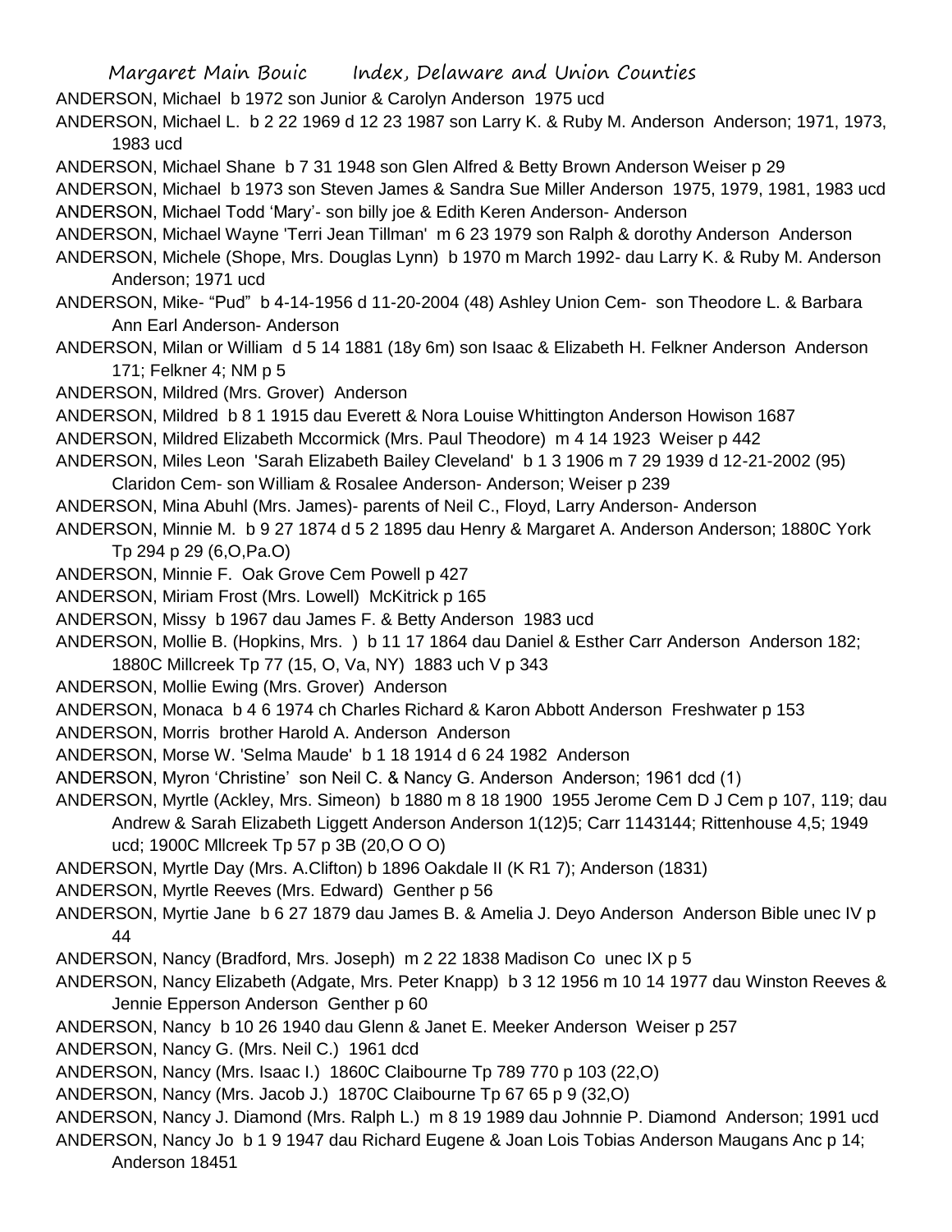ANDERSON, Michael b 1972 son Junior & Carolyn Anderson 1975 ucd

ANDERSON, Michael L. b 2 22 1969 d 12 23 1987 son Larry K. & Ruby M. Anderson Anderson; 1971, 1973, 1983 ucd

ANDERSON, Michael Shane b 7 31 1948 son Glen Alfred & Betty Brown Anderson Weiser p 29

ANDERSON, Michael b 1973 son Steven James & Sandra Sue Miller Anderson 1975, 1979, 1981, 1983 ucd

ANDERSON, Michael Todd 'Mary'- son billy joe & Edith Keren Anderson- Anderson

ANDERSON, Michael Wayne 'Terri Jean Tillman' m 6 23 1979 son Ralph & dorothy Anderson Anderson

ANDERSON, Michele (Shope, Mrs. Douglas Lynn) b 1970 m March 1992- dau Larry K. & Ruby M. Anderson Anderson; 1971 ucd

ANDERSON, Mike- "Pud" b 4-14-1956 d 11-20-2004 (48) Ashley Union Cem- son Theodore L. & Barbara Ann Earl Anderson- Anderson

ANDERSON, Milan or William d 5 14 1881 (18y 6m) son Isaac & Elizabeth H. Felkner Anderson Anderson 171; Felkner 4; NM p 5

ANDERSON, Mildred (Mrs. Grover) Anderson

ANDERSON, Mildred b 8 1 1915 dau Everett & Nora Louise Whittington Anderson Howison 1687

ANDERSON, Mildred Elizabeth Mccormick (Mrs. Paul Theodore) m 4 14 1923 Weiser p 442

ANDERSON, Miles Leon 'Sarah Elizabeth Bailey Cleveland' b 1 3 1906 m 7 29 1939 d 12-21-2002 (95) Claridon Cem- son William & Rosalee Anderson- Anderson; Weiser p 239

ANDERSON, Mina Abuhl (Mrs. James)- parents of Neil C., Floyd, Larry Anderson- Anderson

ANDERSON, Minnie M. b 9 27 1874 d 5 2 1895 dau Henry & Margaret A. Anderson Anderson; 1880C York Tp 294 p 29 (6,O,Pa.O)

ANDERSON, Minnie F. Oak Grove Cem Powell p 427

ANDERSON, Miriam Frost (Mrs. Lowell) McKitrick p 165

ANDERSON, Missy b 1967 dau James F. & Betty Anderson 1983 ucd

ANDERSON, Mollie B. (Hopkins, Mrs. ) b 11 17 1864 dau Daniel & Esther Carr Anderson Anderson 182; 1880C Millcreek Tp 77 (15, O, Va, NY) 1883 uch V p 343

ANDERSON, Mollie Ewing (Mrs. Grover) Anderson

ANDERSON, Monaca b 4 6 1974 ch Charles Richard & Karon Abbott Anderson Freshwater p 153

ANDERSON, Morris brother Harold A. Anderson Anderson

ANDERSON, Morse W. 'Selma Maude' b 1 18 1914 d 6 24 1982 Anderson

ANDERSON, Myron 'Christine' son Neil C. & Nancy G. Anderson Anderson; 1961 dcd (1)

ANDERSON, Myrtle (Ackley, Mrs. Simeon) b 1880 m 8 18 1900 1955 Jerome Cem D J Cem p 107, 119; dau Andrew & Sarah Elizabeth Liggett Anderson Anderson 1(12)5; Carr 1143144; Rittenhouse 4,5; 1949 ucd; 1900C Mllcreek Tp 57 p 3B (20,O O O)

ANDERSON, Myrtle Day (Mrs. A.Clifton) b 1896 Oakdale II (K R1 7); Anderson (1831)

ANDERSON, Myrtle Reeves (Mrs. Edward) Genther p 56

ANDERSON, Myrtie Jane b 6 27 1879 dau James B. & Amelia J. Deyo Anderson Anderson Bible unec IV p 44

ANDERSON, Nancy (Bradford, Mrs. Joseph) m 2 22 1838 Madison Co unec IX p 5

ANDERSON, Nancy Elizabeth (Adgate, Mrs. Peter Knapp) b 3 12 1956 m 10 14 1977 dau Winston Reeves & Jennie Epperson Anderson Genther p 60

ANDERSON, Nancy b 10 26 1940 dau Glenn & Janet E. Meeker Anderson Weiser p 257

ANDERSON, Nancy G. (Mrs. Neil C.) 1961 dcd

ANDERSON, Nancy (Mrs. Isaac I.) 1860C Claibourne Tp 789 770 p 103 (22,O)

ANDERSON, Nancy (Mrs. Jacob J.) 1870C Claibourne Tp 67 65 p 9 (32,O)

ANDERSON, Nancy J. Diamond (Mrs. Ralph L.) m 8 19 1989 dau Johnnie P. Diamond Anderson; 1991 ucd

ANDERSON, Nancy Jo b 1 9 1947 dau Richard Eugene & Joan Lois Tobias Anderson Maugans Anc p 14; Anderson 18451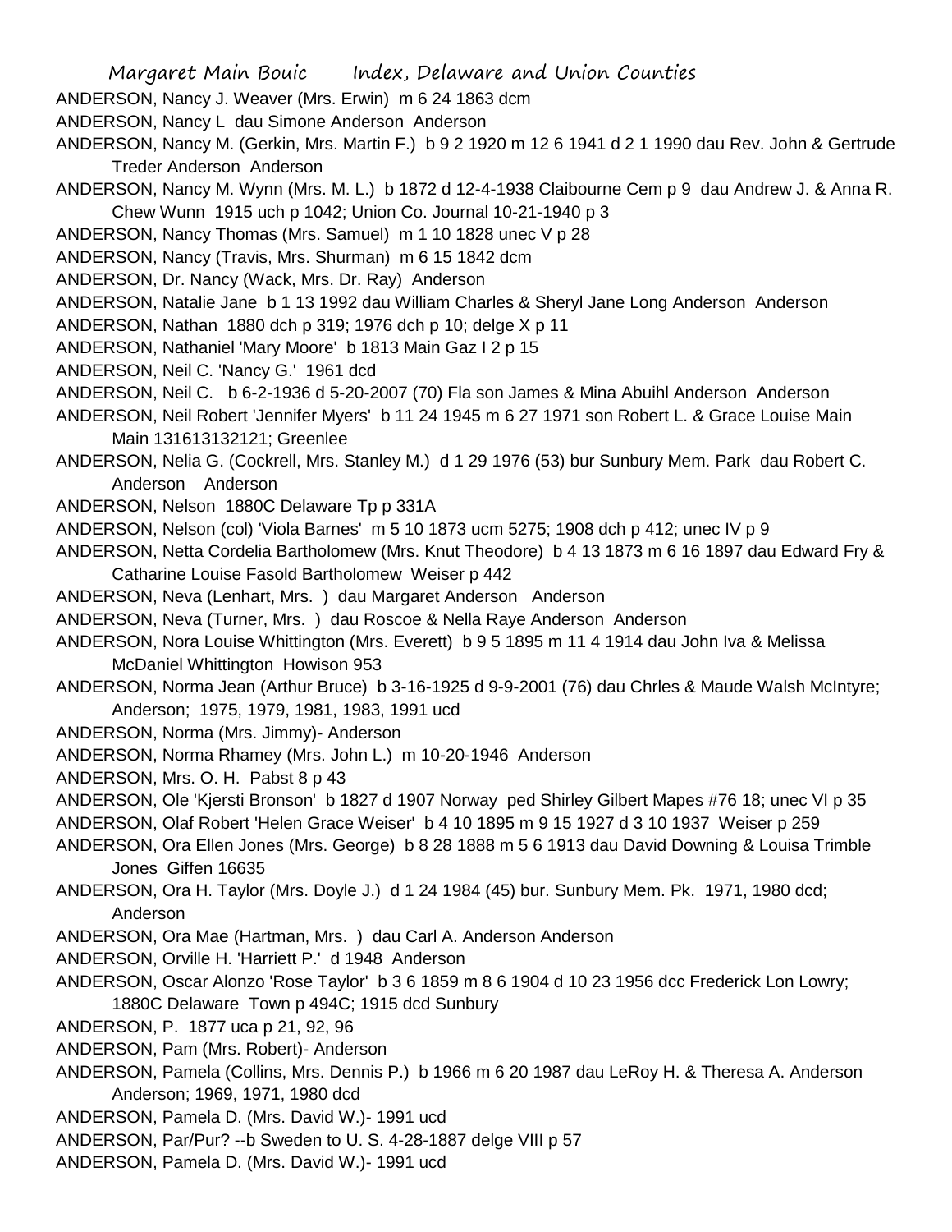ANDERSON, Nancy J. Weaver (Mrs. Erwin) m 6 24 1863 dcm

ANDERSON, Nancy L dau Simone Anderson Anderson

ANDERSON, Nancy M. (Gerkin, Mrs. Martin F.) b 9 2 1920 m 12 6 1941 d 2 1 1990 dau Rev. John & Gertrude Treder Anderson Anderson

ANDERSON, Nancy M. Wynn (Mrs. M. L.) b 1872 d 12-4-1938 Claibourne Cem p 9 dau Andrew J. & Anna R. Chew Wunn 1915 uch p 1042; Union Co. Journal 10-21-1940 p 3

ANDERSON, Nancy Thomas (Mrs. Samuel) m 1 10 1828 unec V p 28

ANDERSON, Nancy (Travis, Mrs. Shurman) m 6 15 1842 dcm

ANDERSON, Dr. Nancy (Wack, Mrs. Dr. Ray) Anderson

ANDERSON, Natalie Jane b 1 13 1992 dau William Charles & Sheryl Jane Long Anderson Anderson

ANDERSON, Nathan 1880 dch p 319; 1976 dch p 10; delge X p 11

ANDERSON, Nathaniel 'Mary Moore' b 1813 Main Gaz I 2 p 15

ANDERSON, Neil C. 'Nancy G.' 1961 dcd

ANDERSON, Neil C. b 6-2-1936 d 5-20-2007 (70) Fla son James & Mina Abuihl Anderson Anderson

ANDERSON, Neil Robert 'Jennifer Myers' b 11 24 1945 m 6 27 1971 son Robert L. & Grace Louise Main Main 131613132121; Greenlee

ANDERSON, Nelia G. (Cockrell, Mrs. Stanley M.) d 1 29 1976 (53) bur Sunbury Mem. Park dau Robert C. Anderson Anderson

ANDERSON, Nelson 1880C Delaware Tp p 331A

ANDERSON, Nelson (col) 'Viola Barnes' m 5 10 1873 ucm 5275; 1908 dch p 412; unec IV p 9

ANDERSON, Netta Cordelia Bartholomew (Mrs. Knut Theodore) b 4 13 1873 m 6 16 1897 dau Edward Fry & Catharine Louise Fasold Bartholomew Weiser p 442

ANDERSON, Neva (Lenhart, Mrs. ) dau Margaret Anderson Anderson

ANDERSON, Neva (Turner, Mrs. ) dau Roscoe & Nella Raye Anderson Anderson

ANDERSON, Nora Louise Whittington (Mrs. Everett) b 9 5 1895 m 11 4 1914 dau John Iva & Melissa McDaniel Whittington Howison 953

ANDERSON, Norma Jean (Arthur Bruce) b 3-16-1925 d 9-9-2001 (76) dau Chrles & Maude Walsh McIntyre; Anderson; 1975, 1979, 1981, 1983, 1991 ucd

ANDERSON, Norma (Mrs. Jimmy)- Anderson

ANDERSON, Norma Rhamey (Mrs. John L.) m 10-20-1946 Anderson

ANDERSON, Mrs. O. H. Pabst 8 p 43

ANDERSON, Ole 'Kjersti Bronson' b 1827 d 1907 Norway ped Shirley Gilbert Mapes #76 18; unec VI p 35

ANDERSON, Olaf Robert 'Helen Grace Weiser' b 4 10 1895 m 9 15 1927 d 3 10 1937 Weiser p 259

ANDERSON, Ora Ellen Jones (Mrs. George) b 8 28 1888 m 5 6 1913 dau David Downing & Louisa Trimble Jones Giffen 16635

ANDERSON, Ora H. Taylor (Mrs. Doyle J.) d 1 24 1984 (45) bur. Sunbury Mem. Pk. 1971, 1980 dcd; Anderson

ANDERSON, Ora Mae (Hartman, Mrs. ) dau Carl A. Anderson Anderson

ANDERSON, Orville H. 'Harriett P.' d 1948 Anderson

ANDERSON, Oscar Alonzo 'Rose Taylor' b 3 6 1859 m 8 6 1904 d 10 23 1956 dcc Frederick Lon Lowry; 1880C Delaware Town p 494C; 1915 dcd Sunbury

ANDERSON, P. 1877 uca p 21, 92, 96

ANDERSON, Pam (Mrs. Robert)- Anderson

ANDERSON, Pamela (Collins, Mrs. Dennis P.) b 1966 m 6 20 1987 dau LeRoy H. & Theresa A. Anderson Anderson; 1969, 1971, 1980 dcd

ANDERSON, Pamela D. (Mrs. David W.)- 1991 ucd

ANDERSON, Par/Pur? --b Sweden to U. S. 4-28-1887 delge VIII p 57

ANDERSON, Pamela D. (Mrs. David W.)- 1991 ucd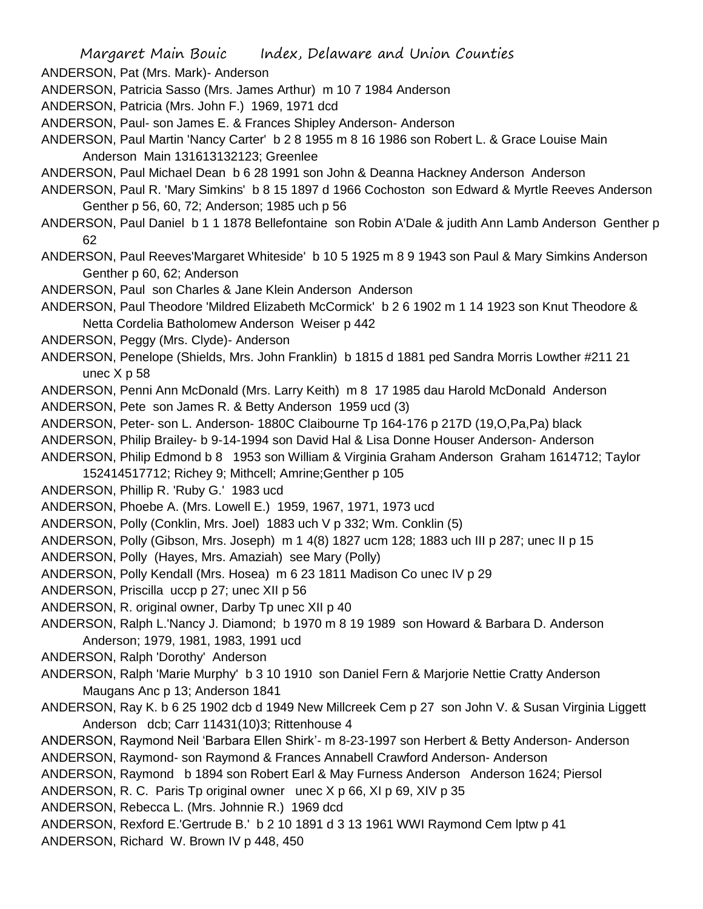ANDERSON, Pat (Mrs. Mark)- Anderson

ANDERSON, Patricia Sasso (Mrs. James Arthur) m 10 7 1984 Anderson

ANDERSON, Patricia (Mrs. John F.) 1969, 1971 dcd

ANDERSON, Paul- son James E. & Frances Shipley Anderson- Anderson

ANDERSON, Paul Martin 'Nancy Carter' b 2 8 1955 m 8 16 1986 son Robert L. & Grace Louise Main Anderson Main 131613132123; Greenlee

ANDERSON, Paul Michael Dean b 6 28 1991 son John & Deanna Hackney Anderson Anderson

ANDERSON, Paul R. 'Mary Simkins' b 8 15 1897 d 1966 Cochoston son Edward & Myrtle Reeves Anderson Genther p 56, 60, 72; Anderson; 1985 uch p 56

ANDERSON, Paul Daniel b 1 1 1878 Bellefontaine son Robin A'Dale & judith Ann Lamb Anderson Genther p 62

ANDERSON, Paul Reeves'Margaret Whiteside' b 10 5 1925 m 8 9 1943 son Paul & Mary Simkins Anderson Genther p 60, 62; Anderson

ANDERSON, Paul son Charles & Jane Klein Anderson Anderson

ANDERSON, Paul Theodore 'Mildred Elizabeth McCormick' b 2 6 1902 m 1 14 1923 son Knut Theodore & Netta Cordelia Batholomew Anderson Weiser p 442

ANDERSON, Peggy (Mrs. Clyde)- Anderson

ANDERSON, Penelope (Shields, Mrs. John Franklin) b 1815 d 1881 ped Sandra Morris Lowther #211 21 unec X p 58

ANDERSON, Penni Ann McDonald (Mrs. Larry Keith) m 8 17 1985 dau Harold McDonald Anderson

ANDERSON, Pete son James R. & Betty Anderson 1959 ucd (3)

ANDERSON, Peter- son L. Anderson- 1880C Claibourne Tp 164-176 p 217D (19,O,Pa,Pa) black

ANDERSON, Philip Brailey- b 9-14-1994 son David Hal & Lisa Donne Houser Anderson- Anderson

ANDERSON, Philip Edmond b 8 1953 son William & Virginia Graham Anderson Graham 1614712; Taylor 152414517712; Richey 9; Mithcell; Amrine;Genther p 105

ANDERSON, Phillip R. 'Ruby G.' 1983 ucd

ANDERSON, Phoebe A. (Mrs. Lowell E.) 1959, 1967, 1971, 1973 ucd

ANDERSON, Polly (Conklin, Mrs. Joel) 1883 uch V p 332; Wm. Conklin (5)

ANDERSON, Polly (Gibson, Mrs. Joseph) m 1 4(8) 1827 ucm 128; 1883 uch III p 287; unec II p 15

ANDERSON, Polly (Hayes, Mrs. Amaziah) see Mary (Polly)

ANDERSON, Polly Kendall (Mrs. Hosea) m 6 23 1811 Madison Co unec IV p 29

ANDERSON, Priscilla uccp p 27; unec XII p 56

ANDERSON, R. original owner, Darby Tp unec XII p 40

ANDERSON, Ralph L.'Nancy J. Diamond; b 1970 m 8 19 1989 son Howard & Barbara D. Anderson Anderson; 1979, 1981, 1983, 1991 ucd

ANDERSON, Ralph 'Dorothy' Anderson

ANDERSON, Ralph 'Marie Murphy' b 3 10 1910 son Daniel Fern & Marjorie Nettie Cratty Anderson Maugans Anc p 13; Anderson 1841

ANDERSON, Ray K. b 6 25 1902 dcb d 1949 New Millcreek Cem p 27 son John V. & Susan Virginia Liggett Anderson dcb; Carr 11431(10)3; Rittenhouse 4

ANDERSON, Raymond Neil 'Barbara Ellen Shirk'- m 8-23-1997 son Herbert & Betty Anderson- Anderson

ANDERSON, Raymond- son Raymond & Frances Annabell Crawford Anderson- Anderson

ANDERSON, Raymond b 1894 son Robert Earl & May Furness Anderson Anderson 1624; Piersol

ANDERSON, R. C. Paris Tp original owner unec X p 66, XI p 69, XIV p 35

ANDERSON, Rebecca L. (Mrs. Johnnie R.) 1969 dcd

ANDERSON, Rexford E.'Gertrude B.' b 2 10 1891 d 3 13 1961 WWI Raymond Cem lptw p 41

ANDERSON, Richard W. Brown IV p 448, 450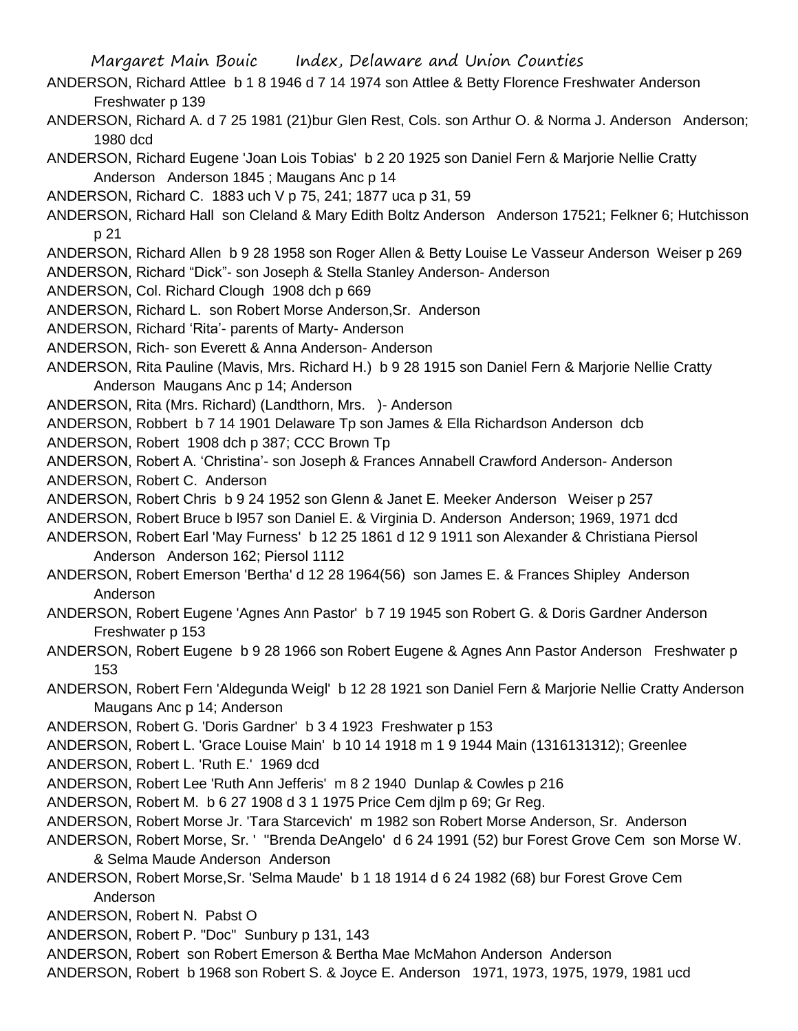ANDERSON, Richard Attlee b 1 8 1946 d 7 14 1974 son Attlee & Betty Florence Freshwater Anderson Freshwater p 139

ANDERSON, Richard A. d 7 25 1981 (21)bur Glen Rest, Cols. son Arthur O. & Norma J. Anderson Anderson; 1980 dcd

ANDERSON, Richard Eugene 'Joan Lois Tobias' b 2 20 1925 son Daniel Fern & Marjorie Nellie Cratty Anderson Anderson 1845 ; Maugans Anc p 14

ANDERSON, Richard C. 1883 uch V p 75, 241; 1877 uca p 31, 59

ANDERSON, Richard Hall son Cleland & Mary Edith Boltz Anderson Anderson 17521; Felkner 6; Hutchisson p 21

ANDERSON, Richard Allen b 9 28 1958 son Roger Allen & Betty Louise Le Vasseur Anderson Weiser p 269

ANDERSON, Richard "Dick"- son Joseph & Stella Stanley Anderson- Anderson

ANDERSON, Col. Richard Clough 1908 dch p 669

ANDERSON, Richard L. son Robert Morse Anderson,Sr. Anderson

ANDERSON, Richard 'Rita'- parents of Marty- Anderson

ANDERSON, Rich- son Everett & Anna Anderson- Anderson

ANDERSON, Rita Pauline (Mavis, Mrs. Richard H.) b 9 28 1915 son Daniel Fern & Marjorie Nellie Cratty Anderson Maugans Anc p 14; Anderson

ANDERSON, Rita (Mrs. Richard) (Landthorn, Mrs. )- Anderson

ANDERSON, Robbert b 7 14 1901 Delaware Tp son James & Ella Richardson Anderson dcb

ANDERSON, Robert 1908 dch p 387; CCC Brown Tp

ANDERSON, Robert A. 'Christina'- son Joseph & Frances Annabell Crawford Anderson- Anderson

ANDERSON, Robert C. Anderson

ANDERSON, Robert Chris b 9 24 1952 son Glenn & Janet E. Meeker Anderson Weiser p 257

ANDERSON, Robert Bruce b l957 son Daniel E. & Virginia D. Anderson Anderson; 1969, 1971 dcd

ANDERSON, Robert Earl 'May Furness' b 12 25 1861 d 12 9 1911 son Alexander & Christiana Piersol Anderson Anderson 162; Piersol 1112

ANDERSON, Robert Emerson 'Bertha' d 12 28 1964(56) son James E. & Frances Shipley Anderson Anderson

ANDERSON, Robert Eugene 'Agnes Ann Pastor' b 7 19 1945 son Robert G. & Doris Gardner Anderson Freshwater p 153

ANDERSON, Robert Eugene b 9 28 1966 son Robert Eugene & Agnes Ann Pastor Anderson Freshwater p 153

ANDERSON, Robert Fern 'Aldegunda Weigl' b 12 28 1921 son Daniel Fern & Marjorie Nellie Cratty Anderson Maugans Anc p 14; Anderson

ANDERSON, Robert G. 'Doris Gardner' b 3 4 1923 Freshwater p 153

ANDERSON, Robert L. 'Grace Louise Main' b 10 14 1918 m 1 9 1944 Main (1316131312); Greenlee

ANDERSON, Robert L. 'Ruth E.' 1969 dcd

ANDERSON, Robert Lee 'Ruth Ann Jefferis' m 8 2 1940 Dunlap & Cowles p 216

ANDERSON, Robert M. b 6 27 1908 d 3 1 1975 Price Cem djlm p 69; Gr Reg.

ANDERSON, Robert Morse Jr. 'Tara Starcevich' m 1982 son Robert Morse Anderson, Sr. Anderson

ANDERSON, Robert Morse, Sr. ' "Brenda DeAngelo' d 6 24 1991 (52) bur Forest Grove Cem son Morse W. & Selma Maude Anderson Anderson

ANDERSON, Robert Morse,Sr. 'Selma Maude' b 1 18 1914 d 6 24 1982 (68) bur Forest Grove Cem Anderson

ANDERSON, Robert N. Pabst O

ANDERSON, Robert P. "Doc" Sunbury p 131, 143

ANDERSON, Robert son Robert Emerson & Bertha Mae McMahon Anderson Anderson

ANDERSON, Robert b 1968 son Robert S. & Joyce E. Anderson 1971, 1973, 1975, 1979, 1981 ucd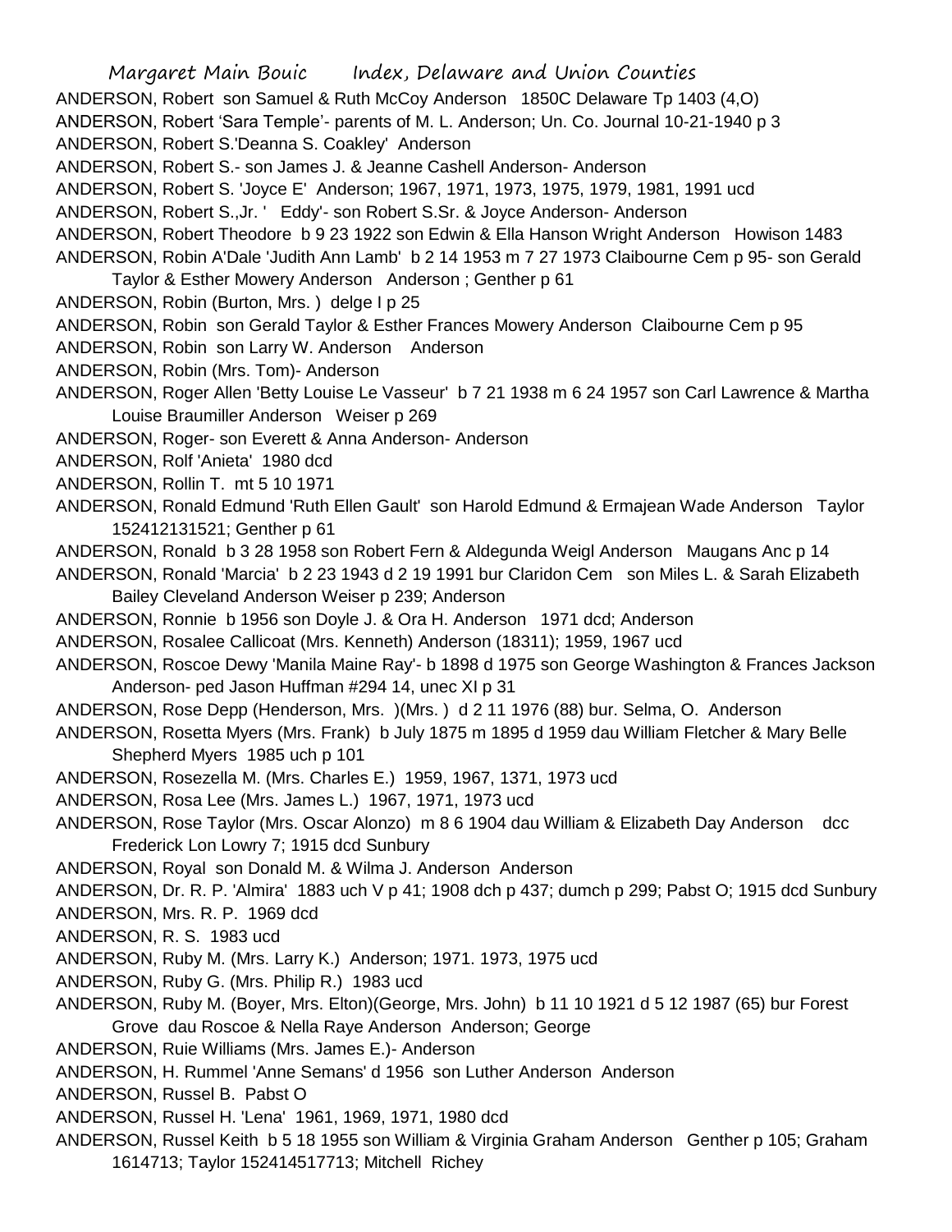ANDERSON, Robert son Samuel & Ruth McCoy Anderson 1850C Delaware Tp 1403 (4,O)
ANDERSON, Robert 'Sara Temple'- parents of M. L. Anderson; Un. Co. Journal 10-21-1940 p 3
ANDERSON, Robert S.'Deanna S. Coakley' Anderson
ANDERSON, Robert S.- son James J. & Jeanne Cashell Anderson- Anderson
ANDERSON, Robert S. 'Joyce E' Anderson; 1967, 1971, 1973, 1975, 1979, 1981, 1991 ucd
ANDERSON, Robert S.,Jr. ' Eddy'- son Robert S.Sr. & Joyce Anderson- Anderson
ANDERSON, Robert Theodore b 9 23 1922 son Edwin & Ella Hanson Wright Anderson Howison 1483
ANDERSON, Robin A'Dale 'Judith Ann Lamb' b 2 14 1953 m 7 27 1973 Claibourne Cem p 95- son Gerald Taylor & Esther Mowery Anderson Anderson ; Genther p 61
ANDERSON, Robin (Burton, Mrs. ) delge I p 25
ANDERSON, Robin son Gerald Taylor & Esther Frances Mowery Anderson Claibourne Cem p 95
ANDERSON, Robin son Larry W. Anderson Anderson
ANDERSON, Robin (Mrs. Tom)- Anderson
ANDERSON, Roger Allen 'Betty Louise Le Vasseur' b 7 21 1938 m 6 24 1957 son Carl Lawrence & Martha Louise Braumiller Anderson Weiser p 269
ANDERSON, Roger- son Everett & Anna Anderson- Anderson
ANDERSON, Rolf 'Anieta' 1980 dcd
ANDERSON, Rollin T. mt 5 10 1971
ANDERSON, Ronald Edmund 'Ruth Ellen Gault' son Harold Edmund & Ermajean Wade Anderson Taylor 152412131521; Genther p 61
ANDERSON, Ronald b 3 28 1958 son Robert Fern & Aldegunda Weigl Anderson Maugans Anc p 14
ANDERSON, Ronald 'Marcia' b 2 23 1943 d 2 19 1991 bur Claridon Cem son Miles L. & Sarah Elizabeth Bailey Cleveland Anderson Weiser p 239; Anderson
ANDERSON, Ronnie b 1956 son Doyle J. & Ora H. Anderson 1971 dcd; Anderson
ANDERSON, Rosalee Callicoat (Mrs. Kenneth) Anderson (18311); 1959, 1967 ucd
ANDERSON, Roscoe Dewy 'Manila Maine Ray'- b 1898 d 1975 son George Washington & Frances Jackson Anderson- ped Jason Huffman #294 14, unec XI p 31
ANDERSON, Rose Depp (Henderson, Mrs. )(Mrs. ) d 2 11 1976 (88) bur. Selma, O. Anderson
ANDERSON, Rosetta Myers (Mrs. Frank) b July 1875 m 1895 d 1959 dau William Fletcher & Mary Belle Shepherd Myers 1985 uch p 101
ANDERSON, Rosezella M. (Mrs. Charles E.) 1959, 1967, 1371, 1973 ucd
ANDERSON, Rosa Lee (Mrs. James L.) 1967, 1971, 1973 ucd
ANDERSON, Rose Taylor (Mrs. Oscar Alonzo) m 8 6 1904 dau William & Elizabeth Day Anderson dcc Frederick Lon Lowry 7; 1915 dcd Sunbury
ANDERSON, Royal son Donald M. & Wilma J. Anderson Anderson
ANDERSON, Dr. R. P. 'Almira' 1883 uch V p 41; 1908 dch p 437; dumch p 299; Pabst O; 1915 dcd Sunbury
ANDERSON, Mrs. R. P. 1969 dcd
ANDERSON, R. S. 1983 ucd
ANDERSON, Ruby M. (Mrs. Larry K.) Anderson; 1971. 1973, 1975 ucd
ANDERSON, Ruby G. (Mrs. Philip R.) 1983 ucd
ANDERSON, Ruby M. (Boyer, Mrs. Elton)(George, Mrs. John) b 11 10 1921 d 5 12 1987 (65) bur Forest Grove dau Roscoe & Nella Raye Anderson Anderson; George
ANDERSON, Ruie Williams (Mrs. James E.)- Anderson
ANDERSON, H. Rummel 'Anne Semans' d 1956 son Luther Anderson Anderson
ANDERSON, Russel B. Pabst O
ANDERSON, Russel H. 'Lena' 1961, 1969, 1971, 1980 dcd
ANDERSON, Russel Keith b 5 18 1955 son William & Virginia Graham Anderson Genther p 105; Graham 1614713; Taylor 152414517713; Mitchell Richey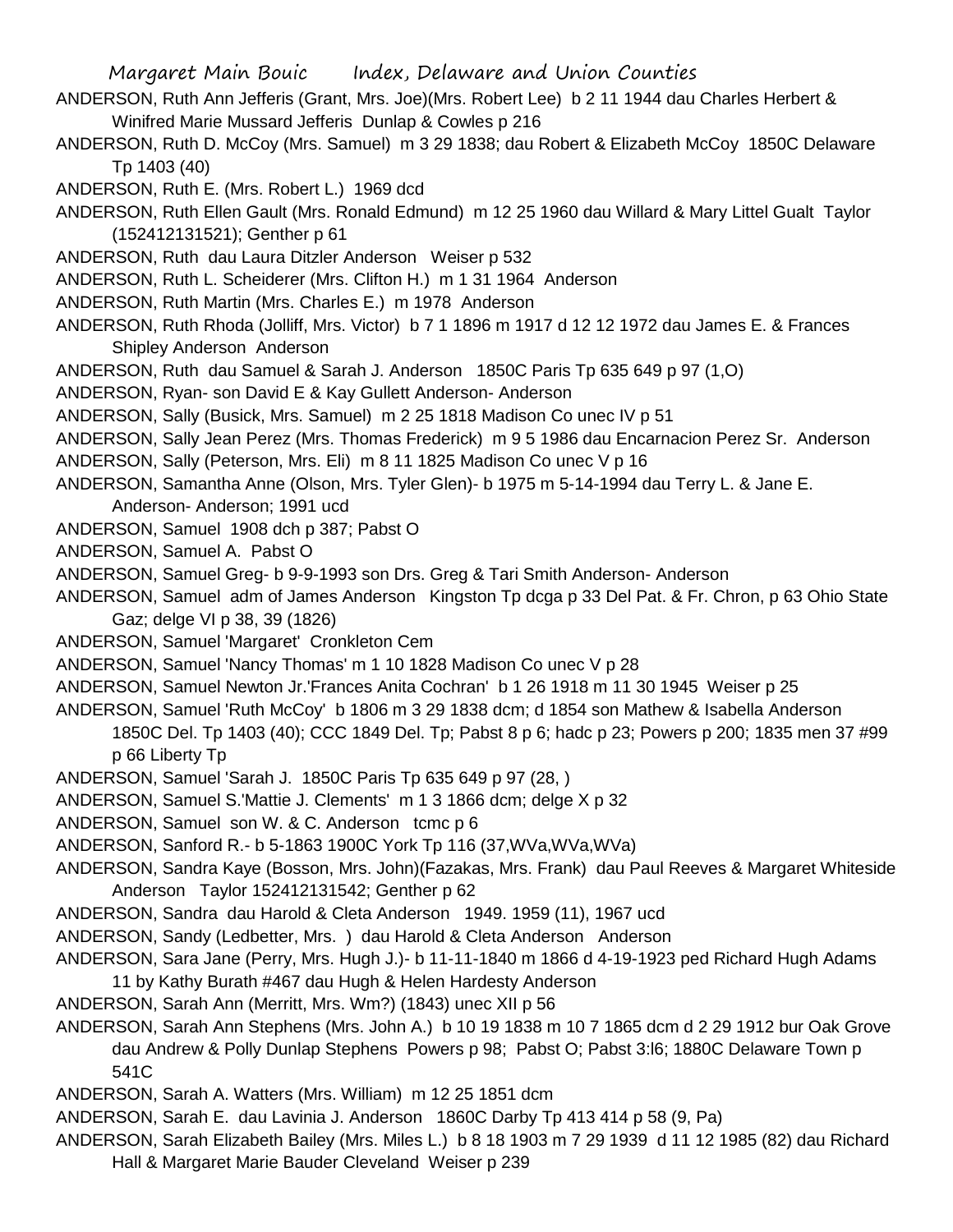ANDERSON, Ruth Ann Jefferis (Grant, Mrs. Joe)(Mrs. Robert Lee) b 2 11 1944 dau Charles Herbert & Winifred Marie Mussard Jefferis Dunlap & Cowles p 216

ANDERSON, Ruth D. McCoy (Mrs. Samuel) m 3 29 1838; dau Robert & Elizabeth McCoy 1850C Delaware Tp 1403 (40)

ANDERSON, Ruth E. (Mrs. Robert L.) 1969 dcd

ANDERSON, Ruth Ellen Gault (Mrs. Ronald Edmund) m 12 25 1960 dau Willard & Mary Littel Gualt Taylor (152412131521); Genther p 61

ANDERSON, Ruth dau Laura Ditzler Anderson Weiser p 532

ANDERSON, Ruth L. Scheiderer (Mrs. Clifton H.) m 1 31 1964 Anderson

ANDERSON, Ruth Martin (Mrs. Charles E.) m 1978 Anderson

ANDERSON, Ruth Rhoda (Jolliff, Mrs. Victor) b 7 1 1896 m 1917 d 12 12 1972 dau James E. & Frances Shipley Anderson Anderson

ANDERSON, Ruth dau Samuel & Sarah J. Anderson 1850C Paris Tp 635 649 p 97 (1,O)

ANDERSON, Ryan- son David E & Kay Gullett Anderson- Anderson

ANDERSON, Sally (Busick, Mrs. Samuel) m 2 25 1818 Madison Co unec IV p 51

ANDERSON, Sally Jean Perez (Mrs. Thomas Frederick) m 9 5 1986 dau Encarnacion Perez Sr. Anderson

ANDERSON, Sally (Peterson, Mrs. Eli) m 8 11 1825 Madison Co unec V p 16

ANDERSON, Samantha Anne (Olson, Mrs. Tyler Glen)- b 1975 m 5-14-1994 dau Terry L. & Jane E. Anderson- Anderson; 1991 ucd

ANDERSON, Samuel 1908 dch p 387; Pabst O

ANDERSON, Samuel A. Pabst O

ANDERSON, Samuel Greg- b 9-9-1993 son Drs. Greg & Tari Smith Anderson- Anderson

ANDERSON, Samuel adm of James Anderson Kingston Tp dcga p 33 Del Pat. & Fr. Chron, p 63 Ohio State Gaz; delge VI p 38, 39 (1826)

ANDERSON, Samuel 'Margaret' Cronkleton Cem

ANDERSON, Samuel 'Nancy Thomas' m 1 10 1828 Madison Co unec V p 28

ANDERSON, Samuel Newton Jr.'Frances Anita Cochran' b 1 26 1918 m 11 30 1945 Weiser p 25

ANDERSON, Samuel 'Ruth McCoy' b 1806 m 3 29 1838 dcm; d 1854 son Mathew & Isabella Anderson 1850C Del. Tp 1403 (40); CCC 1849 Del. Tp; Pabst 8 p 6; hadc p 23; Powers p 200; 1835 men 37 #99 p 66 Liberty Tp

ANDERSON, Samuel 'Sarah J. 1850C Paris Tp 635 649 p 97 (28, )

ANDERSON, Samuel S.'Mattie J. Clements' m 1 3 1866 dcm; delge X p 32

ANDERSON, Samuel son W. & C. Anderson tcmc p 6

ANDERSON, Sanford R.- b 5-1863 1900C York Tp 116 (37,WVa,WVa,WVa)

ANDERSON, Sandra Kaye (Bosson, Mrs. John)(Fazakas, Mrs. Frank) dau Paul Reeves & Margaret Whiteside Anderson Taylor 152412131542; Genther p 62

ANDERSON, Sandra dau Harold & Cleta Anderson 1949. 1959 (11), 1967 ucd

ANDERSON, Sandy (Ledbetter, Mrs. ) dau Harold & Cleta Anderson Anderson

ANDERSON, Sara Jane (Perry, Mrs. Hugh J.)- b 11-11-1840 m 1866 d 4-19-1923 ped Richard Hugh Adams 11 by Kathy Burath #467 dau Hugh & Helen Hardesty Anderson

ANDERSON, Sarah Ann (Merritt, Mrs. Wm?) (1843) unec XII p 56

ANDERSON, Sarah Ann Stephens (Mrs. John A.) b 10 19 1838 m 10 7 1865 dcm d 2 29 1912 bur Oak Grove dau Andrew & Polly Dunlap Stephens Powers p 98; Pabst O; Pabst 3:l6; 1880C Delaware Town p 541C

ANDERSON, Sarah A. Watters (Mrs. William) m 12 25 1851 dcm

ANDERSON, Sarah E. dau Lavinia J. Anderson 1860C Darby Tp 413 414 p 58 (9, Pa)

ANDERSON, Sarah Elizabeth Bailey (Mrs. Miles L.) b 8 18 1903 m 7 29 1939 d 11 12 1985 (82) dau Richard Hall & Margaret Marie Bauder Cleveland Weiser p 239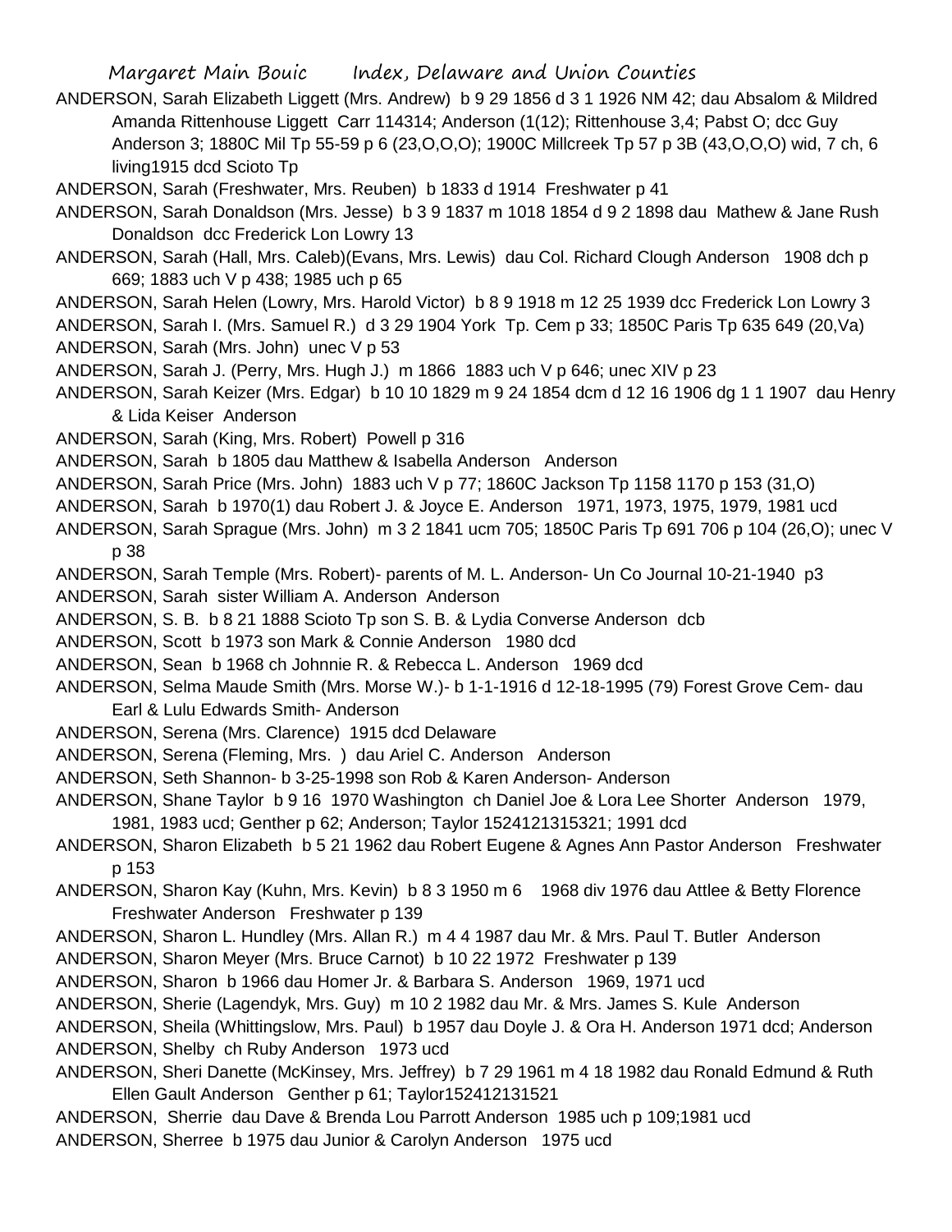ANDERSON, Sarah Elizabeth Liggett (Mrs. Andrew) b 9 29 1856 d 3 1 1926 NM 42; dau Absalom & Mildred Amanda Rittenhouse Liggett Carr 114314; Anderson (1(12); Rittenhouse 3,4; Pabst O; dcc Guy Anderson 3; 1880C Mil Tp 55-59 p 6 (23,O,O,O); 1900C Millcreek Tp 57 p 3B (43,O,O,O) wid, 7 ch, 6 living1915 dcd Scioto Tp

ANDERSON, Sarah (Freshwater, Mrs. Reuben) b 1833 d 1914 Freshwater p 41

ANDERSON, Sarah Donaldson (Mrs. Jesse) b 3 9 1837 m 1018 1854 d 9 2 1898 dau Mathew & Jane Rush Donaldson dcc Frederick Lon Lowry 13

ANDERSON, Sarah (Hall, Mrs. Caleb)(Evans, Mrs. Lewis) dau Col. Richard Clough Anderson 1908 dch p 669; 1883 uch V p 438; 1985 uch p 65

ANDERSON, Sarah Helen (Lowry, Mrs. Harold Victor) b 8 9 1918 m 12 25 1939 dcc Frederick Lon Lowry 3

ANDERSON, Sarah I. (Mrs. Samuel R.) d 3 29 1904 York Tp. Cem p 33; 1850C Paris Tp 635 649 (20,Va)

ANDERSON, Sarah (Mrs. John) unec V p 53

ANDERSON, Sarah J. (Perry, Mrs. Hugh J.) m 1866 1883 uch V p 646; unec XIV p 23

ANDERSON, Sarah Keizer (Mrs. Edgar) b 10 10 1829 m 9 24 1854 dcm d 12 16 1906 dg 1 1 1907 dau Henry & Lida Keiser Anderson

ANDERSON, Sarah (King, Mrs. Robert) Powell p 316

ANDERSON, Sarah b 1805 dau Matthew & Isabella Anderson Anderson

ANDERSON, Sarah Price (Mrs. John) 1883 uch V p 77; 1860C Jackson Tp 1158 1170 p 153 (31,O)

ANDERSON, Sarah b 1970(1) dau Robert J. & Joyce E. Anderson 1971, 1973, 1975, 1979, 1981 ucd

ANDERSON, Sarah Sprague (Mrs. John) m 3 2 1841 ucm 705; 1850C Paris Tp 691 706 p 104 (26,O); unec V p 38

ANDERSON, Sarah Temple (Mrs. Robert)- parents of M. L. Anderson- Un Co Journal 10-21-1940 p3

ANDERSON, Sarah sister William A. Anderson Anderson

ANDERSON, S. B. b 8 21 1888 Scioto Tp son S. B. & Lydia Converse Anderson dcb

ANDERSON, Scott b 1973 son Mark & Connie Anderson 1980 dcd

ANDERSON, Sean b 1968 ch Johnnie R. & Rebecca L. Anderson 1969 dcd

ANDERSON, Selma Maude Smith (Mrs. Morse W.)- b 1-1-1916 d 12-18-1995 (79) Forest Grove Cem- dau Earl & Lulu Edwards Smith- Anderson

ANDERSON, Serena (Mrs. Clarence) 1915 dcd Delaware

ANDERSON, Serena (Fleming, Mrs. ) dau Ariel C. Anderson Anderson

ANDERSON, Seth Shannon- b 3-25-1998 son Rob & Karen Anderson- Anderson

ANDERSON, Shane Taylor b 9 16 1970 Washington ch Daniel Joe & Lora Lee Shorter Anderson 1979, 1981, 1983 ucd; Genther p 62; Anderson; Taylor 1524121315321; 1991 dcd

ANDERSON, Sharon Elizabeth b 5 21 1962 dau Robert Eugene & Agnes Ann Pastor Anderson Freshwater p 153

ANDERSON, Sharon Kay (Kuhn, Mrs. Kevin) b 8 3 1950 m 6 1968 div 1976 dau Attlee & Betty Florence Freshwater Anderson Freshwater p 139

ANDERSON, Sharon L. Hundley (Mrs. Allan R.) m 4 4 1987 dau Mr. & Mrs. Paul T. Butler Anderson

ANDERSON, Sharon Meyer (Mrs. Bruce Carnot) b 10 22 1972 Freshwater p 139

ANDERSON, Sharon b 1966 dau Homer Jr. & Barbara S. Anderson 1969, 1971 ucd

ANDERSON, Sherie (Lagendyk, Mrs. Guy) m 10 2 1982 dau Mr. & Mrs. James S. Kule Anderson

ANDERSON, Sheila (Whittingslow, Mrs. Paul) b 1957 dau Doyle J. & Ora H. Anderson 1971 dcd; Anderson

ANDERSON, Shelby ch Ruby Anderson 1973 ucd

ANDERSON, Sheri Danette (McKinsey, Mrs. Jeffrey) b 7 29 1961 m 4 18 1982 dau Ronald Edmund & Ruth Ellen Gault Anderson Genther p 61; Taylor152412131521

ANDERSON, Sherrie dau Dave & Brenda Lou Parrott Anderson 1985 uch p 109;1981 ucd

ANDERSON, Sherree b 1975 dau Junior & Carolyn Anderson 1975 ucd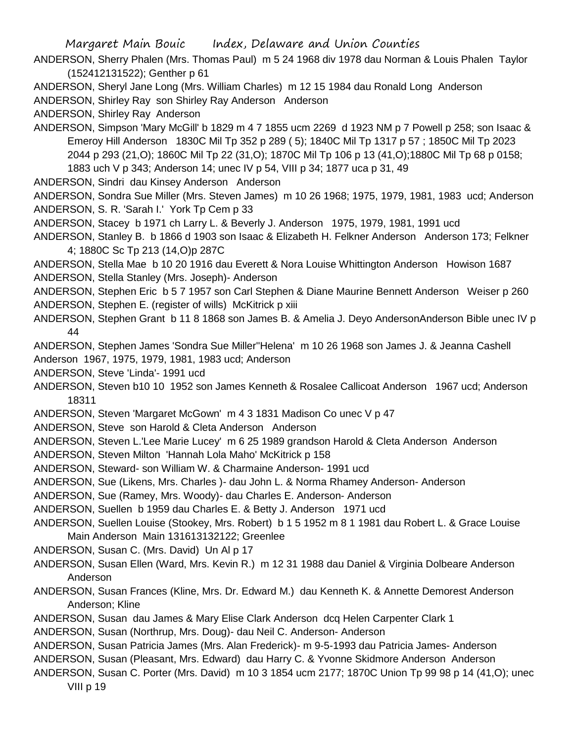ANDERSON, Sherry Phalen (Mrs. Thomas Paul) m 5 24 1968 div 1978 dau Norman & Louis Phalen Taylor (152412131522); Genther p 61

ANDERSON, Sheryl Jane Long (Mrs. William Charles) m 12 15 1984 dau Ronald Long Anderson

ANDERSON, Shirley Ray son Shirley Ray Anderson Anderson

ANDERSON, Shirley Ray Anderson

ANDERSON, Simpson 'Mary McGill' b 1829 m 4 7 1855 ucm 2269 d 1923 NM p 7 Powell p 258; son Isaac & Emeroy Hill Anderson 1830C Mil Tp 352 p 289 ( 5); 1840C Mil Tp 1317 p 57 ; 1850C Mil Tp 2023 2044 p 293 (21,O); 1860C Mil Tp 22 (31,O); 1870C Mil Tp 106 p 13 (41,O);1880C Mil Tp 68 p 0158; 1883 uch V p 343; Anderson 14; unec IV p 54, VIII p 34; 1877 uca p 31, 49

ANDERSON, Sindri dau Kinsey Anderson Anderson

ANDERSON, Sondra Sue Miller (Mrs. Steven James) m 10 26 1968; 1975, 1979, 1981, 1983 ucd; Anderson

ANDERSON, S. R. 'Sarah I.' York Tp Cem p 33

ANDERSON, Stacey b 1971 ch Larry L. & Beverly J. Anderson 1975, 1979, 1981, 1991 ucd

ANDERSON, Stanley B. b 1866 d 1903 son Isaac & Elizabeth H. Felkner Anderson Anderson 173; Felkner 4; 1880C Sc Tp 213 (14,O)p 287C

ANDERSON, Stella Mae b 10 20 1916 dau Everett & Nora Louise Whittington Anderson Howison 1687

ANDERSON, Stella Stanley (Mrs. Joseph)- Anderson

ANDERSON, Stephen Eric b 5 7 1957 son Carl Stephen & Diane Maurine Bennett Anderson Weiser p 260

ANDERSON, Stephen E. (register of wills) McKitrick p xiii

ANDERSON, Stephen Grant b 11 8 1868 son James B. & Amelia J. Deyo AndersonAnderson Bible unec IV p 44

ANDERSON, Stephen James 'Sondra Sue Miller''Helena' m 10 26 1968 son James J. & Jeanna Cashell Anderson 1967, 1975, 1979, 1981, 1983 ucd; Anderson

ANDERSON, Steve 'Linda'- 1991 ucd

ANDERSON, Steven b10 10 1952 son James Kenneth & Rosalee Callicoat Anderson 1967 ucd; Anderson 18311

ANDERSON, Steven 'Margaret McGown' m 4 3 1831 Madison Co unec V p 47

ANDERSON, Steve son Harold & Cleta Anderson Anderson

ANDERSON, Steven L.'Lee Marie Lucey' m 6 25 1989 grandson Harold & Cleta Anderson Anderson

ANDERSON, Steven Milton 'Hannah Lola Maho' McKitrick p 158

ANDERSON, Steward- son William W. & Charmaine Anderson- 1991 ucd

ANDERSON, Sue (Likens, Mrs. Charles )- dau John L. & Norma Rhamey Anderson- Anderson

ANDERSON, Sue (Ramey, Mrs. Woody)- dau Charles E. Anderson- Anderson

ANDERSON, Suellen b 1959 dau Charles E. & Betty J. Anderson 1971 ucd

ANDERSON, Suellen Louise (Stookey, Mrs. Robert) b 1 5 1952 m 8 1 1981 dau Robert L. & Grace Louise Main Anderson Main 131613132122; Greenlee

ANDERSON, Susan C. (Mrs. David) Un Al p 17

ANDERSON, Susan Ellen (Ward, Mrs. Kevin R.) m 12 31 1988 dau Daniel & Virginia Dolbeare Anderson Anderson

ANDERSON, Susan Frances (Kline, Mrs. Dr. Edward M.) dau Kenneth K. & Annette Demorest Anderson Anderson; Kline

ANDERSON, Susan dau James & Mary Elise Clark Anderson dcq Helen Carpenter Clark 1

ANDERSON, Susan (Northrup, Mrs. Doug)- dau Neil C. Anderson- Anderson

ANDERSON, Susan Patricia James (Mrs. Alan Frederick)- m 9-5-1993 dau Patricia James- Anderson

ANDERSON, Susan (Pleasant, Mrs. Edward) dau Harry C. & Yvonne Skidmore Anderson Anderson

ANDERSON, Susan C. Porter (Mrs. David) m 10 3 1854 ucm 2177; 1870C Union Tp 99 98 p 14 (41,O); unec VIII p 19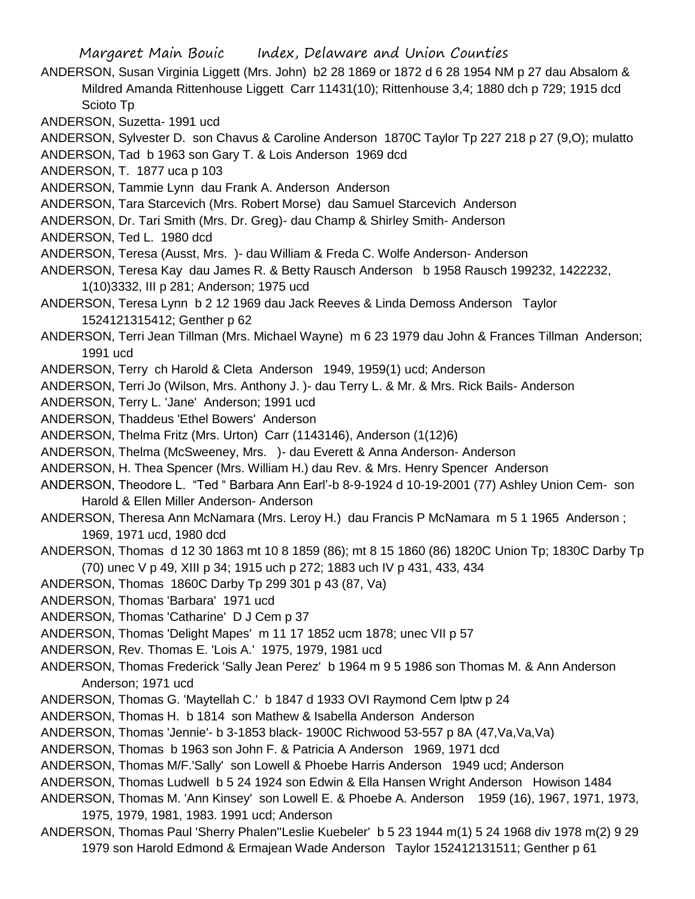ANDERSON, Susan Virginia Liggett (Mrs. John) b2 28 1869 or 1872 d 6 28 1954 NM p 27 dau Absalom & Mildred Amanda Rittenhouse Liggett Carr 11431(10); Rittenhouse 3,4; 1880 dch p 729; 1915 dcd Scioto Tp

ANDERSON, Suzetta- 1991 ucd

ANDERSON, Sylvester D. son Chavus & Caroline Anderson 1870C Taylor Tp 227 218 p 27 (9,O); mulatto

ANDERSON, Tad b 1963 son Gary T. & Lois Anderson 1969 dcd

ANDERSON, T. 1877 uca p 103

ANDERSON, Tammie Lynn dau Frank A. Anderson Anderson

ANDERSON, Tara Starcevich (Mrs. Robert Morse) dau Samuel Starcevich Anderson

ANDERSON, Dr. Tari Smith (Mrs. Dr. Greg)- dau Champ & Shirley Smith- Anderson

ANDERSON, Ted L. 1980 dcd

ANDERSON, Teresa (Ausst, Mrs. )- dau William & Freda C. Wolfe Anderson- Anderson

ANDERSON, Teresa Kay dau James R. & Betty Rausch Anderson b 1958 Rausch 199232, 1422232, 1(10)3332, III p 281; Anderson; 1975 ucd

ANDERSON, Teresa Lynn b 2 12 1969 dau Jack Reeves & Linda Demoss Anderson Taylor 1524121315412; Genther p 62

ANDERSON, Terri Jean Tillman (Mrs. Michael Wayne) m 6 23 1979 dau John & Frances Tillman Anderson; 1991 ucd

ANDERSON, Terry ch Harold & Cleta Anderson 1949, 1959(1) ucd; Anderson

ANDERSON, Terri Jo (Wilson, Mrs. Anthony J. )- dau Terry L. & Mr. & Mrs. Rick Bails- Anderson

ANDERSON, Terry L. 'Jane' Anderson; 1991 ucd

ANDERSON, Thaddeus 'Ethel Bowers' Anderson

ANDERSON, Thelma Fritz (Mrs. Urton) Carr (1143146), Anderson (1(12)6)

ANDERSON, Thelma (McSweeney, Mrs. )- dau Everett & Anna Anderson- Anderson

ANDERSON, H. Thea Spencer (Mrs. William H.) dau Rev. & Mrs. Henry Spencer Anderson

ANDERSON, Theodore L. "Ted " Barbara Ann Earl'-b 8-9-1924 d 10-19-2001 (77) Ashley Union Cem- son Harold & Ellen Miller Anderson- Anderson

ANDERSON, Theresa Ann McNamara (Mrs. Leroy H.) dau Francis P McNamara m 5 1 1965 Anderson ; 1969, 1971 ucd, 1980 dcd

ANDERSON, Thomas d 12 30 1863 mt 10 8 1859 (86); mt 8 15 1860 (86) 1820C Union Tp; 1830C Darby Tp (70) unec V p 49, XIII p 34; 1915 uch p 272; 1883 uch IV p 431, 433, 434

ANDERSON, Thomas 1860C Darby Tp 299 301 p 43 (87, Va)

ANDERSON, Thomas 'Barbara' 1971 ucd

ANDERSON, Thomas 'Catharine' D J Cem p 37

ANDERSON, Thomas 'Delight Mapes' m 11 17 1852 ucm 1878; unec VII p 57

ANDERSON, Rev. Thomas E. 'Lois A.' 1975, 1979, 1981 ucd

ANDERSON, Thomas Frederick 'Sally Jean Perez' b 1964 m 9 5 1986 son Thomas M. & Ann Anderson Anderson; 1971 ucd

ANDERSON, Thomas G. 'Maytellah C.' b 1847 d 1933 OVI Raymond Cem lptw p 24

ANDERSON, Thomas H. b 1814 son Mathew & Isabella Anderson Anderson

ANDERSON, Thomas 'Jennie'- b 3-1853 black- 1900C Richwood 53-557 p 8A (47,Va,Va,Va)

ANDERSON, Thomas b 1963 son John F. & Patricia A Anderson 1969, 1971 dcd

ANDERSON, Thomas M/F.'Sally' son Lowell & Phoebe Harris Anderson 1949 ucd; Anderson

ANDERSON, Thomas Ludwell b 5 24 1924 son Edwin & Ella Hansen Wright Anderson Howison 1484

ANDERSON, Thomas M. 'Ann Kinsey' son Lowell E. & Phoebe A. Anderson 1959 (16), 1967, 1971, 1973, 1975, 1979, 1981, 1983. 1991 ucd; Anderson

ANDERSON, Thomas Paul 'Sherry Phalen''Leslie Kuebeler' b 5 23 1944 m(1) 5 24 1968 div 1978 m(2) 9 29 1979 son Harold Edmond & Ermajean Wade Anderson Taylor 152412131511; Genther p 61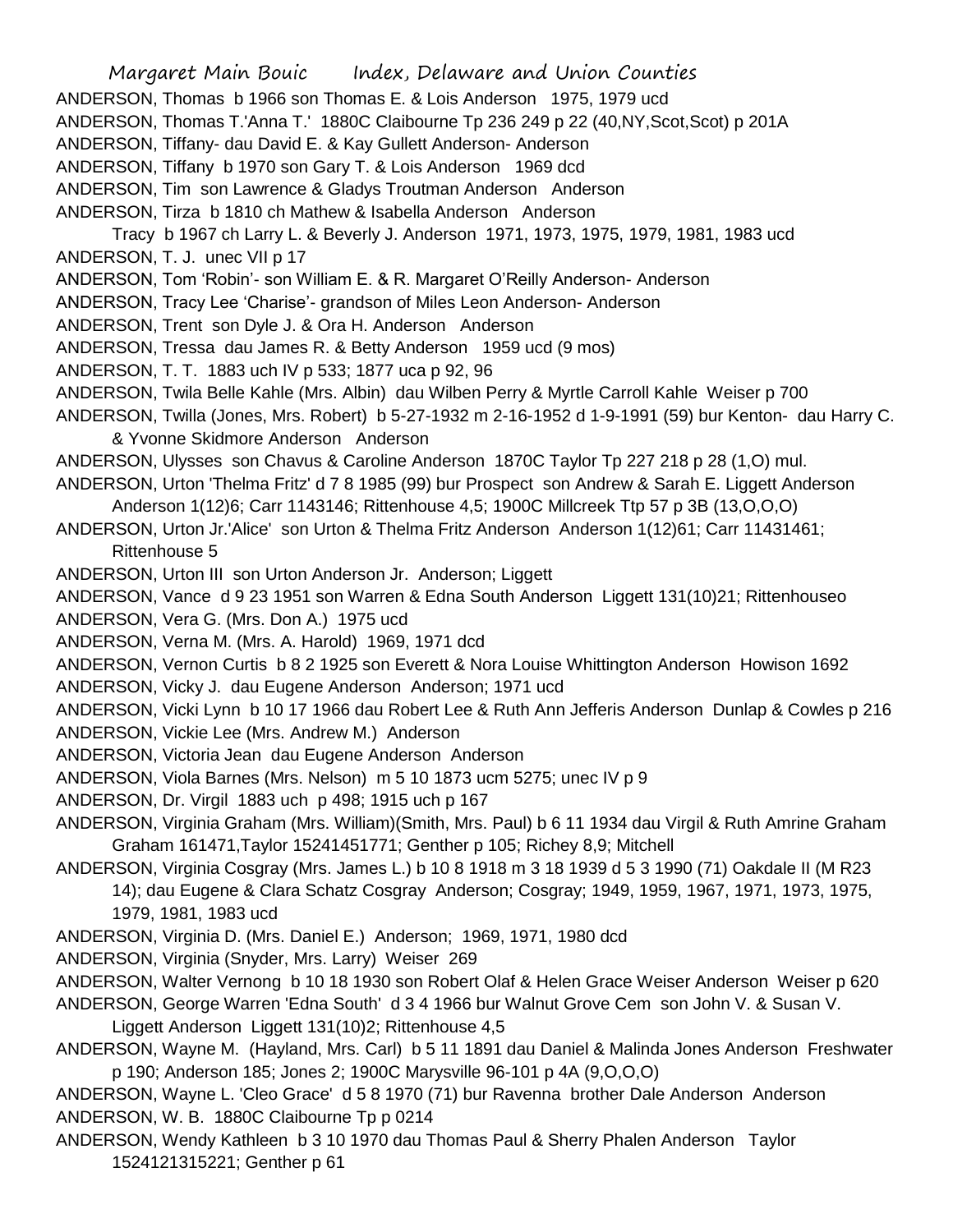ANDERSON, Thomas b 1966 son Thomas E. & Lois Anderson 1975, 1979 ucd

ANDERSON, Thomas T.'Anna T.' 1880C Claibourne Tp 236 249 p 22 (40,NY,Scot,Scot) p 201A

ANDERSON, Tiffany- dau David E. & Kay Gullett Anderson- Anderson

ANDERSON, Tiffany b 1970 son Gary T. & Lois Anderson 1969 dcd

ANDERSON, Tim son Lawrence & Gladys Troutman Anderson Anderson

ANDERSON, Tirza b 1810 ch Mathew & Isabella Anderson Anderson

Tracy b 1967 ch Larry L. & Beverly J. Anderson 1971, 1973, 1975, 1979, 1981, 1983 ucd

ANDERSON, T. J. unec VII p 17

ANDERSON, Tom 'Robin'- son William E. & R. Margaret O'Reilly Anderson- Anderson

ANDERSON, Tracy Lee 'Charise'- grandson of Miles Leon Anderson- Anderson

ANDERSON, Trent son Dyle J. & Ora H. Anderson Anderson

ANDERSON, Tressa dau James R. & Betty Anderson 1959 ucd (9 mos)

ANDERSON, T. T. 1883 uch IV p 533; 1877 uca p 92, 96

ANDERSON, Twila Belle Kahle (Mrs. Albin) dau Wilben Perry & Myrtle Carroll Kahle Weiser p 700

ANDERSON, Twilla (Jones, Mrs. Robert) b 5-27-1932 m 2-16-1952 d 1-9-1991 (59) bur Kenton- dau Harry C. & Yvonne Skidmore Anderson Anderson

ANDERSON, Ulysses son Chavus & Caroline Anderson 1870C Taylor Tp 227 218 p 28 (1,O) mul.

ANDERSON, Urton 'Thelma Fritz' d 7 8 1985 (99) bur Prospect son Andrew & Sarah E. Liggett Anderson Anderson 1(12)6; Carr 1143146; Rittenhouse 4,5; 1900C Millcreek Ttp 57 p 3B (13,O,O,O)

ANDERSON, Urton Jr.'Alice' son Urton & Thelma Fritz Anderson Anderson 1(12)61; Carr 11431461; Rittenhouse 5

ANDERSON, Urton III son Urton Anderson Jr. Anderson; Liggett

ANDERSON, Vance d 9 23 1951 son Warren & Edna South Anderson Liggett 131(10)21; Rittenhouseo

ANDERSON, Vera G. (Mrs. Don A.) 1975 ucd

ANDERSON, Verna M. (Mrs. A. Harold) 1969, 1971 dcd

ANDERSON, Vernon Curtis b 8 2 1925 son Everett & Nora Louise Whittington Anderson Howison 1692

ANDERSON, Vicky J. dau Eugene Anderson Anderson; 1971 ucd

ANDERSON, Vicki Lynn b 10 17 1966 dau Robert Lee & Ruth Ann Jefferis Anderson Dunlap & Cowles p 216

ANDERSON, Vickie Lee (Mrs. Andrew M.) Anderson

ANDERSON, Victoria Jean dau Eugene Anderson Anderson

ANDERSON, Viola Barnes (Mrs. Nelson) m 5 10 1873 ucm 5275; unec IV p 9

ANDERSON, Dr. Virgil 1883 uch p 498; 1915 uch p 167

ANDERSON, Virginia Graham (Mrs. William)(Smith, Mrs. Paul) b 6 11 1934 dau Virgil & Ruth Amrine Graham Graham 161471,Taylor 15241451771; Genther p 105; Richey 8,9; Mitchell

ANDERSON, Virginia Cosgray (Mrs. James L.) b 10 8 1918 m 3 18 1939 d 5 3 1990 (71) Oakdale II (M R23 14); dau Eugene & Clara Schatz Cosgray Anderson; Cosgray; 1949, 1959, 1967, 1971, 1973, 1975, 1979, 1981, 1983 ucd

ANDERSON, Virginia D. (Mrs. Daniel E.) Anderson; 1969, 1971, 1980 dcd

ANDERSON, Virginia (Snyder, Mrs. Larry) Weiser 269

ANDERSON, Walter Vernong b 10 18 1930 son Robert Olaf & Helen Grace Weiser Anderson Weiser p 620

ANDERSON, George Warren 'Edna South' d 3 4 1966 bur Walnut Grove Cem son John V. & Susan V. Liggett Anderson Liggett 131(10)2; Rittenhouse 4,5

ANDERSON, Wayne M. (Hayland, Mrs. Carl) b 5 11 1891 dau Daniel & Malinda Jones Anderson Freshwater p 190; Anderson 185; Jones 2; 1900C Marysville 96-101 p 4A (9,O,O,O)

ANDERSON, Wayne L. 'Cleo Grace' d 5 8 1970 (71) bur Ravenna brother Dale Anderson Anderson

ANDERSON, W. B. 1880C Claibourne Tp p 0214

ANDERSON, Wendy Kathleen b 3 10 1970 dau Thomas Paul & Sherry Phalen Anderson Taylor 1524121315221; Genther p 61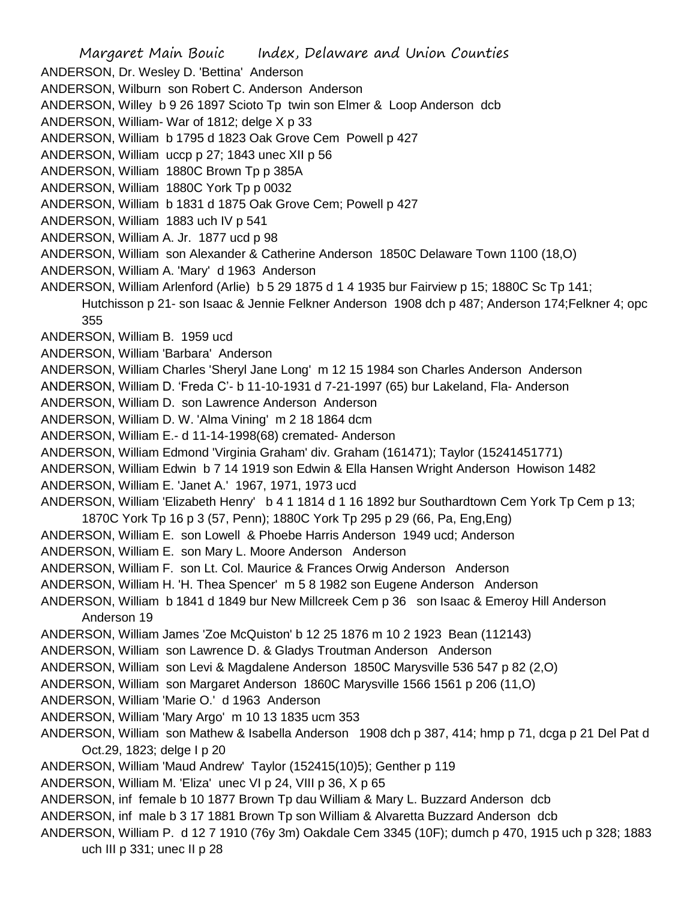ANDERSON, Dr. Wesley D. 'Bettina' Anderson
ANDERSON, Wilburn son Robert C. Anderson Anderson
ANDERSON, Willey b 9 26 1897 Scioto Tp twin son Elmer & Loop Anderson dcb
ANDERSON, William- War of 1812; delge X p 33
ANDERSON, William b 1795 d 1823 Oak Grove Cem Powell p 427
ANDERSON, William uccp p 27; 1843 unec XII p 56
ANDERSON, William 1880C Brown Tp p 385A
ANDERSON, William 1880C York Tp p 0032
ANDERSON, William b 1831 d 1875 Oak Grove Cem; Powell p 427
ANDERSON, William 1883 uch IV p 541
ANDERSON, William A. Jr. 1877 ucd p 98
ANDERSON, William son Alexander & Catherine Anderson 1850C Delaware Town 1100 (18,O)
ANDERSON, William A. 'Mary' d 1963 Anderson
ANDERSON, William Arlenford (Arlie) b 5 29 1875 d 1 4 1935 bur Fairview p 15; 1880C Sc Tp 141; Hutchisson p 21- son Isaac & Jennie Felkner Anderson 1908 dch p 487; Anderson 174;Felkner 4; opc 355
ANDERSON, William B. 1959 ucd
ANDERSON, William 'Barbara' Anderson
ANDERSON, William Charles 'Sheryl Jane Long' m 12 15 1984 son Charles Anderson Anderson
ANDERSON, William D. 'Freda C'- b 11-10-1931 d 7-21-1997 (65) bur Lakeland, Fla- Anderson
ANDERSON, William D. son Lawrence Anderson Anderson
ANDERSON, William D. W. 'Alma Vining' m 2 18 1864 dcm
ANDERSON, William E.- d 11-14-1998(68) cremated- Anderson
ANDERSON, William Edmond 'Virginia Graham' div. Graham (161471); Taylor (15241451771)
ANDERSON, William Edwin b 7 14 1919 son Edwin & Ella Hansen Wright Anderson Howison 1482
ANDERSON, William E. 'Janet A.' 1967, 1971, 1973 ucd
ANDERSON, William 'Elizabeth Henry' b 4 1 1814 d 1 16 1892 bur Southardtown Cem York Tp Cem p 13; 1870C York Tp 16 p 3 (57, Penn); 1880C York Tp 295 p 29 (66, Pa, Eng,Eng)
ANDERSON, William E. son Lowell & Phoebe Harris Anderson 1949 ucd; Anderson
ANDERSON, William E. son Mary L. Moore Anderson Anderson
ANDERSON, William F. son Lt. Col. Maurice & Frances Orwig Anderson Anderson
ANDERSON, William H. 'H. Thea Spencer' m 5 8 1982 son Eugene Anderson Anderson
ANDERSON, William b 1841 d 1849 bur New Millcreek Cem p 36 son Isaac & Emeroy Hill Anderson Anderson 19
ANDERSON, William James 'Zoe McQuiston' b 12 25 1876 m 10 2 1923 Bean (112143)
ANDERSON, William son Lawrence D. & Gladys Troutman Anderson Anderson
ANDERSON, William son Levi & Magdalene Anderson 1850C Marysville 536 547 p 82 (2,O)
ANDERSON, William son Margaret Anderson 1860C Marysville 1566 1561 p 206 (11,O)
ANDERSON, William 'Marie O.' d 1963 Anderson
ANDERSON, William 'Mary Argo' m 10 13 1835 ucm 353
ANDERSON, William son Mathew & Isabella Anderson 1908 dch p 387, 414; hmp p 71, dcga p 21 Del Pat d Oct.29, 1823; delge I p 20
ANDERSON, William 'Maud Andrew' Taylor (152415(10)5); Genther p 119
ANDERSON, William M. 'Eliza' unec VI p 24, VIII p 36, X p 65
ANDERSON, inf female b 10 1877 Brown Tp dau William & Mary L. Buzzard Anderson dcb
ANDERSON, inf male b 3 17 1881 Brown Tp son William & Alvaretta Buzzard Anderson dcb
ANDERSON, William P. d 12 7 1910 (76y 3m) Oakdale Cem 3345 (10F); dumch p 470, 1915 uch p 328; 1883 uch III p 331; unec II p 28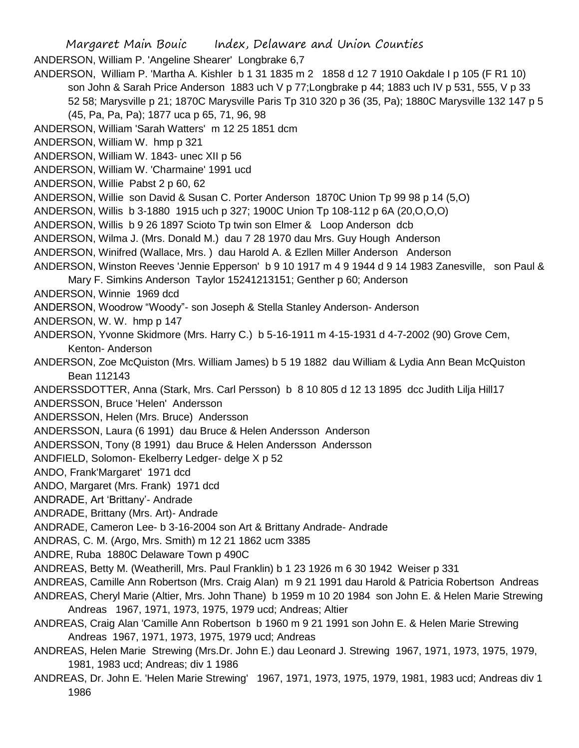ANDERSON, William P. 'Angeline Shearer' Longbrake 6,7

ANDERSON, William P. 'Martha A. Kishler b 1 31 1835 m 2 1858 d 12 7 1910 Oakdale I p 105 (F R1 10) son John & Sarah Price Anderson 1883 uch V p 77;Longbrake p 44; 1883 uch IV p 531, 555, V p 33 52 58; Marysville p 21; 1870C Marysville Paris Tp 310 320 p 36 (35, Pa); 1880C Marysville 132 147 p 5 (45, Pa, Pa, Pa); 1877 uca p 65, 71, 96, 98

ANDERSON, William 'Sarah Watters' m 12 25 1851 dcm

ANDERSON, William W. hmp p 321

ANDERSON, William W. 1843- unec XII p 56

ANDERSON, William W. 'Charmaine' 1991 ucd

ANDERSON, Willie Pabst 2 p 60, 62

ANDERSON, Willie son David & Susan C. Porter Anderson 1870C Union Tp 99 98 p 14 (5,O)

ANDERSON, Willis b 3-1880 1915 uch p 327; 1900C Union Tp 108-112 p 6A (20,O,O,O)

ANDERSON, Willis b 9 26 1897 Scioto Tp twin son Elmer & Loop Anderson dcb

ANDERSON, Wilma J. (Mrs. Donald M.) dau 7 28 1970 dau Mrs. Guy Hough Anderson

ANDERSON, Winifred (Wallace, Mrs. ) dau Harold A. & Ezllen Miller Anderson Anderson

ANDERSON, Winston Reeves 'Jennie Epperson' b 9 10 1917 m 4 9 1944 d 9 14 1983 Zanesville, son Paul & Mary F. Simkins Anderson Taylor 15241213151; Genther p 60; Anderson

ANDERSON, Winnie 1969 dcd

ANDERSON, Woodrow "Woody"- son Joseph & Stella Stanley Anderson- Anderson

ANDERSON, W. W. hmp p 147

ANDERSON, Yvonne Skidmore (Mrs. Harry C.) b 5-16-1911 m 4-15-1931 d 4-7-2002 (90) Grove Cem, Kenton- Anderson

ANDERSON, Zoe McQuiston (Mrs. William James) b 5 19 1882 dau William & Lydia Ann Bean McQuiston Bean 112143

ANDERSSDOTTER, Anna (Stark, Mrs. Carl Persson) b 8 10 805 d 12 13 1895 dcc Judith Lilja Hill17

ANDERSSON, Bruce 'Helen' Andersson

ANDERSSON, Helen (Mrs. Bruce) Andersson

ANDERSSON, Laura (6 1991) dau Bruce & Helen Andersson Anderson

ANDERSSON, Tony (8 1991) dau Bruce & Helen Andersson Andersson

ANDFIELD, Solomon- Ekelberry Ledger- delge X p 52

ANDO, Frank'Margaret' 1971 dcd

ANDO, Margaret (Mrs. Frank) 1971 dcd

ANDRADE, Art 'Brittany'- Andrade

ANDRADE, Brittany (Mrs. Art)- Andrade

ANDRADE, Cameron Lee- b 3-16-2004 son Art & Brittany Andrade- Andrade

ANDRAS, C. M. (Argo, Mrs. Smith) m 12 21 1862 ucm 3385

ANDRE, Ruba 1880C Delaware Town p 490C

ANDREAS, Betty M. (Weatherill, Mrs. Paul Franklin) b 1 23 1926 m 6 30 1942 Weiser p 331

ANDREAS, Camille Ann Robertson (Mrs. Craig Alan) m 9 21 1991 dau Harold & Patricia Robertson Andreas

ANDREAS, Cheryl Marie (Altier, Mrs. John Thane) b 1959 m 10 20 1984 son John E. & Helen Marie Strewing Andreas 1967, 1971, 1973, 1975, 1979 ucd; Andreas; Altier

ANDREAS, Craig Alan 'Camille Ann Robertson b 1960 m 9 21 1991 son John E. & Helen Marie Strewing Andreas 1967, 1971, 1973, 1975, 1979 ucd; Andreas

ANDREAS, Helen Marie Strewing (Mrs.Dr. John E.) dau Leonard J. Strewing 1967, 1971, 1973, 1975, 1979, 1981, 1983 ucd; Andreas; div 1 1986

ANDREAS, Dr. John E. 'Helen Marie Strewing' 1967, 1971, 1973, 1975, 1979, 1981, 1983 ucd; Andreas div 1 1986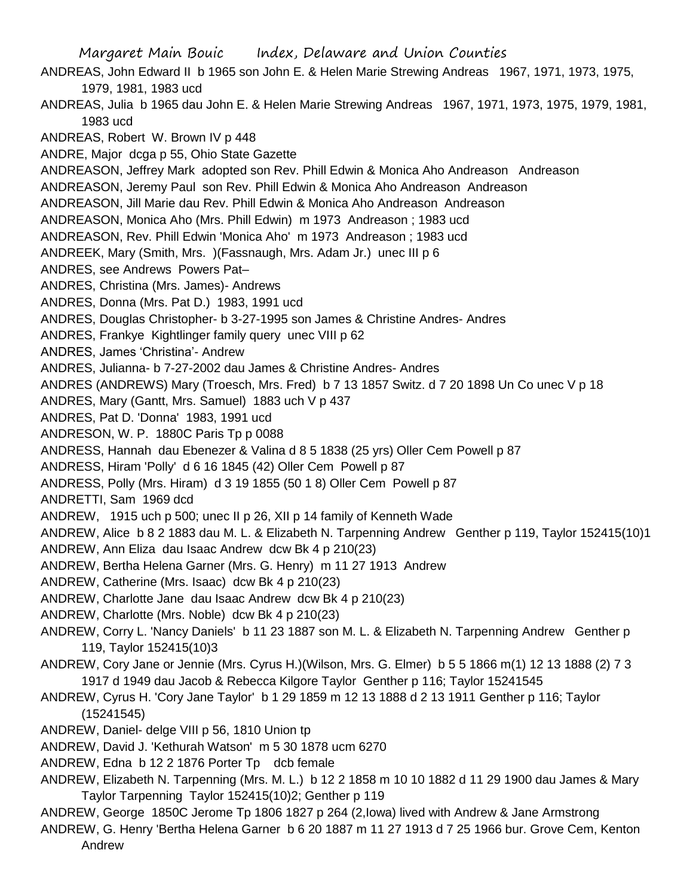ANDREAS, John Edward II b 1965 son John E. & Helen Marie Strewing Andreas 1967, 1971, 1973, 1975, 1979, 1981, 1983 ucd

ANDREAS, Julia b 1965 dau John E. & Helen Marie Strewing Andreas 1967, 1971, 1973, 1975, 1979, 1981, 1983 ucd

ANDREAS, Robert W. Brown IV p 448

ANDRE, Major dcga p 55, Ohio State Gazette

ANDREASON, Jeffrey Mark adopted son Rev. Phill Edwin & Monica Aho Andreason Andreason

ANDREASON, Jeremy Paul son Rev. Phill Edwin & Monica Aho Andreason Andreason

ANDREASON, Jill Marie dau Rev. Phill Edwin & Monica Aho Andreason Andreason

ANDREASON, Monica Aho (Mrs. Phill Edwin) m 1973 Andreason ; 1983 ucd

ANDREASON, Rev. Phill Edwin 'Monica Aho' m 1973 Andreason ; 1983 ucd

ANDREEK, Mary (Smith, Mrs. )(Fassnaugh, Mrs. Adam Jr.) unec III p 6

ANDRES, see Andrews Powers Pat–

ANDRES, Christina (Mrs. James)- Andrews

ANDRES, Donna (Mrs. Pat D.) 1983, 1991 ucd

ANDRES, Douglas Christopher- b 3-27-1995 son James & Christine Andres- Andres

ANDRES, Frankye Kightlinger family query unec VIII p 62

ANDRES, James 'Christina'- Andrew

ANDRES, Julianna- b 7-27-2002 dau James & Christine Andres- Andres

ANDRES (ANDREWS) Mary (Troesch, Mrs. Fred) b 7 13 1857 Switz. d 7 20 1898 Un Co unec V p 18

ANDRES, Mary (Gantt, Mrs. Samuel) 1883 uch V p 437

ANDRES, Pat D. 'Donna' 1983, 1991 ucd

ANDRESON, W. P. 1880C Paris Tp p 0088

ANDRESS, Hannah dau Ebenezer & Valina d 8 5 1838 (25 yrs) Oller Cem Powell p 87

ANDRESS, Hiram 'Polly' d 6 16 1845 (42) Oller Cem Powell p 87

ANDRESS, Polly (Mrs. Hiram) d 3 19 1855 (50 1 8) Oller Cem Powell p 87

ANDRETTI, Sam 1969 dcd

ANDREW, 1915 uch p 500; unec II p 26, XII p 14 family of Kenneth Wade

ANDREW, Alice b 8 2 1883 dau M. L. & Elizabeth N. Tarpenning Andrew Genther p 119, Taylor 152415(10)1

ANDREW, Ann Eliza dau Isaac Andrew dcw Bk 4 p 210(23)

ANDREW, Bertha Helena Garner (Mrs. G. Henry) m 11 27 1913 Andrew

ANDREW, Catherine (Mrs. Isaac) dcw Bk 4 p 210(23)

ANDREW, Charlotte Jane dau Isaac Andrew dcw Bk 4 p 210(23)

ANDREW, Charlotte (Mrs. Noble) dcw Bk 4 p 210(23)

ANDREW, Corry L. 'Nancy Daniels' b 11 23 1887 son M. L. & Elizabeth N. Tarpenning Andrew Genther p 119, Taylor 152415(10)3

ANDREW, Cory Jane or Jennie (Mrs. Cyrus H.)(Wilson, Mrs. G. Elmer) b 5 5 1866 m(1) 12 13 1888 (2) 7 3 1917 d 1949 dau Jacob & Rebecca Kilgore Taylor Genther p 116; Taylor 15241545

ANDREW, Cyrus H. 'Cory Jane Taylor' b 1 29 1859 m 12 13 1888 d 2 13 1911 Genther p 116; Taylor (15241545)

ANDREW, Daniel- delge VIII p 56, 1810 Union tp

ANDREW, David J. 'Kethurah Watson' m 5 30 1878 ucm 6270

ANDREW, Edna b 12 2 1876 Porter Tp dcb female

ANDREW, Elizabeth N. Tarpenning (Mrs. M. L.) b 12 2 1858 m 10 10 1882 d 11 29 1900 dau James & Mary Taylor Tarpenning Taylor 152415(10)2; Genther p 119

ANDREW, George 1850C Jerome Tp 1806 1827 p 264 (2,Iowa) lived with Andrew & Jane Armstrong

ANDREW, G. Henry 'Bertha Helena Garner b 6 20 1887 m 11 27 1913 d 7 25 1966 bur. Grove Cem, Kenton Andrew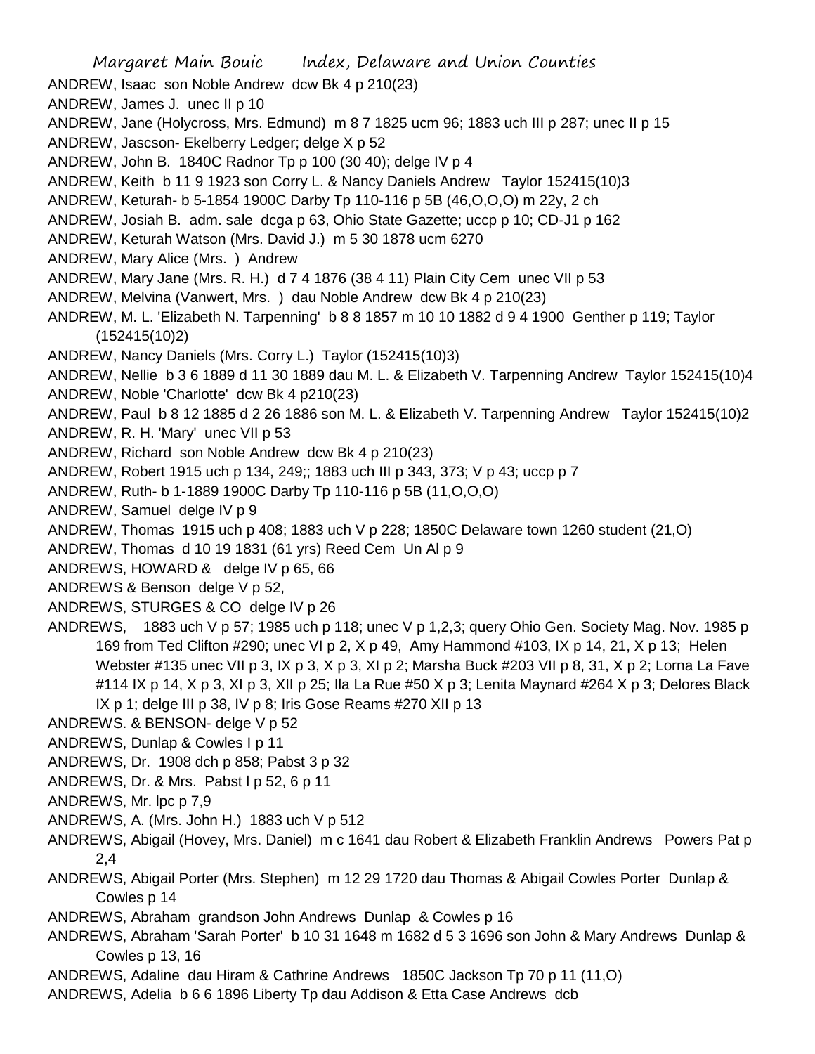ANDREW, Isaac son Noble Andrew dcw Bk 4 p 210(23)

ANDREW, James J. unec II p 10

ANDREW, Jane (Holycross, Mrs. Edmund) m 8 7 1825 ucm 96; 1883 uch III p 287; unec II p 15

ANDREW, Jascson- Ekelberry Ledger; delge X p 52

ANDREW, John B. 1840C Radnor Tp p 100 (30 40); delge IV p 4

ANDREW, Keith b 11 9 1923 son Corry L. & Nancy Daniels Andrew Taylor 152415(10)3

ANDREW, Keturah- b 5-1854 1900C Darby Tp 110-116 p 5B (46,O,O,O) m 22y, 2 ch

ANDREW, Josiah B. adm. sale dcga p 63, Ohio State Gazette; uccp p 10; CD-J1 p 162

ANDREW, Keturah Watson (Mrs. David J.) m 5 30 1878 ucm 6270

ANDREW, Mary Alice (Mrs. ) Andrew

ANDREW, Mary Jane (Mrs. R. H.) d 7 4 1876 (38 4 11) Plain City Cem unec VII p 53

ANDREW, Melvina (Vanwert, Mrs. ) dau Noble Andrew dcw Bk 4 p 210(23)

ANDREW, M. L. 'Elizabeth N. Tarpenning' b 8 8 1857 m 10 10 1882 d 9 4 1900 Genther p 119; Taylor (152415(10)2)

ANDREW, Nancy Daniels (Mrs. Corry L.) Taylor (152415(10)3)

ANDREW, Nellie b 3 6 1889 d 11 30 1889 dau M. L. & Elizabeth V. Tarpenning Andrew Taylor 152415(10)4

ANDREW, Noble 'Charlotte' dcw Bk 4 p210(23)

ANDREW, Paul b 8 12 1885 d 2 26 1886 son M. L. & Elizabeth V. Tarpenning Andrew Taylor 152415(10)2

ANDREW, R. H. 'Mary' unec VII p 53

ANDREW, Richard son Noble Andrew dcw Bk 4 p 210(23)

ANDREW, Robert 1915 uch p 134, 249;; 1883 uch III p 343, 373; V p 43; uccp p 7

ANDREW, Ruth- b 1-1889 1900C Darby Tp 110-116 p 5B (11,O,O,O)

ANDREW, Samuel delge IV p 9

ANDREW, Thomas 1915 uch p 408; 1883 uch V p 228; 1850C Delaware town 1260 student (21,O)

ANDREW, Thomas d 10 19 1831 (61 yrs) Reed Cem Un Al p 9

ANDREWS, HOWARD & delge IV p 65, 66

ANDREWS & Benson delge V p 52,

ANDREWS, STURGES & CO delge IV p 26

ANDREWS, 1883 uch V p 57; 1985 uch p 118; unec V p 1,2,3; query Ohio Gen. Society Mag. Nov. 1985 p 169 from Ted Clifton #290; unec VI p 2, X p 49, Amy Hammond #103, IX p 14, 21, X p 13; Helen Webster #135 unec VII p 3, IX p 3, X p 3, XI p 2; Marsha Buck #203 VII p 8, 31, X p 2; Lorna La Fave #114 IX p 14, X p 3, XI p 3, XII p 25; Ila La Rue #50 X p 3; Lenita Maynard #264 X p 3; Delores Black IX p 1; delge III p 38, IV p 8; Iris Gose Reams #270 XII p 13

ANDREWS. & BENSON- delge V p 52

ANDREWS, Dunlap & Cowles I p 11

ANDREWS, Dr. 1908 dch p 858; Pabst 3 p 32

ANDREWS, Dr. & Mrs. Pabst l p 52, 6 p 11

ANDREWS, Mr. lpc p 7,9

ANDREWS, A. (Mrs. John H.) 1883 uch V p 512

ANDREWS, Abigail (Hovey, Mrs. Daniel) m c 1641 dau Robert & Elizabeth Franklin Andrews Powers Pat p 2,4

ANDREWS, Abigail Porter (Mrs. Stephen) m 12 29 1720 dau Thomas & Abigail Cowles Porter Dunlap & Cowles p 14

ANDREWS, Abraham grandson John Andrews Dunlap & Cowles p 16

ANDREWS, Abraham 'Sarah Porter' b 10 31 1648 m 1682 d 5 3 1696 son John & Mary Andrews Dunlap & Cowles p 13, 16

ANDREWS, Adaline dau Hiram & Cathrine Andrews 1850C Jackson Tp 70 p 11 (11,O)

ANDREWS, Adelia b 6 6 1896 Liberty Tp dau Addison & Etta Case Andrews dcb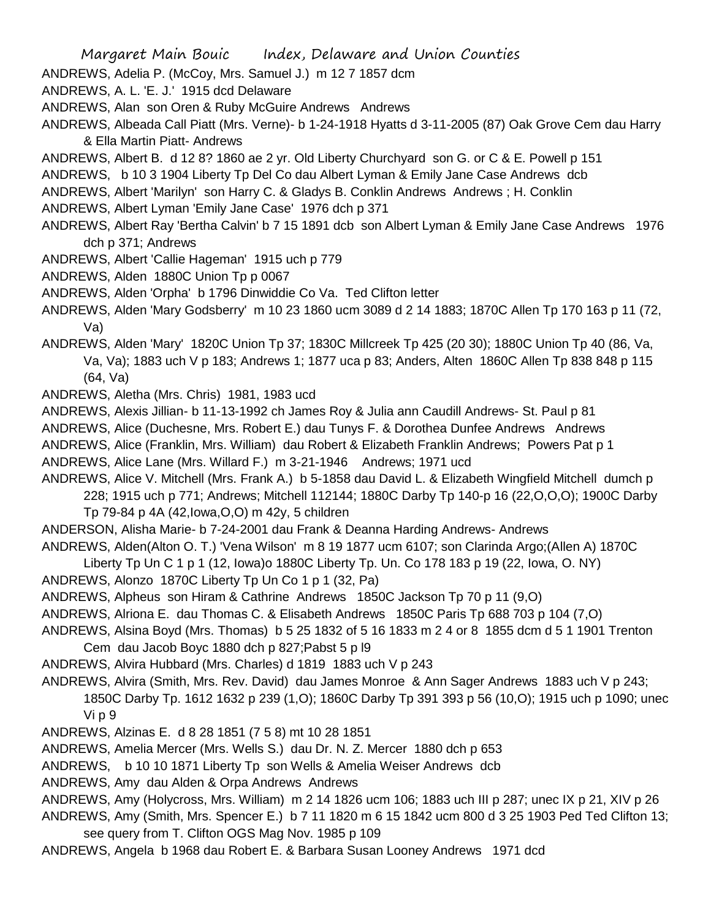ANDREWS, Adelia P. (McCoy, Mrs. Samuel J.) m 12 7 1857 dcm

ANDREWS, A. L. 'E. J.' 1915 dcd Delaware

ANDREWS, Alan son Oren & Ruby McGuire Andrews Andrews

ANDREWS, Albeada Call Piatt (Mrs. Verne)- b 1-24-1918 Hyatts d 3-11-2005 (87) Oak Grove Cem dau Harry & Ella Martin Piatt- Andrews

ANDREWS, Albert B. d 12 8? 1860 ae 2 yr. Old Liberty Churchyard son G. or C & E. Powell p 151

ANDREWS, b 10 3 1904 Liberty Tp Del Co dau Albert Lyman & Emily Jane Case Andrews dcb

ANDREWS, Albert 'Marilyn' son Harry C. & Gladys B. Conklin Andrews Andrews ; H. Conklin

ANDREWS, Albert Lyman 'Emily Jane Case' 1976 dch p 371

ANDREWS, Albert Ray 'Bertha Calvin' b 7 15 1891 dcb son Albert Lyman & Emily Jane Case Andrews 1976 dch p 371; Andrews

ANDREWS, Albert 'Callie Hageman' 1915 uch p 779

ANDREWS, Alden 1880C Union Tp p 0067

ANDREWS, Alden 'Orpha' b 1796 Dinwiddie Co Va. Ted Clifton letter

ANDREWS, Alden 'Mary Godsberry' m 10 23 1860 ucm 3089 d 2 14 1883; 1870C Allen Tp 170 163 p 11 (72, Va)

ANDREWS, Alden 'Mary' 1820C Union Tp 37; 1830C Millcreek Tp 425 (20 30); 1880C Union Tp 40 (86, Va, Va, Va); 1883 uch V p 183; Andrews 1; 1877 uca p 83; Anders, Alten 1860C Allen Tp 838 848 p 115 (64, Va)

ANDREWS, Aletha (Mrs. Chris) 1981, 1983 ucd

ANDREWS, Alexis Jillian- b 11-13-1992 ch James Roy & Julia ann Caudill Andrews- St. Paul p 81

ANDREWS, Alice (Duchesne, Mrs. Robert E.) dau Tunys F. & Dorothea Dunfee Andrews Andrews

ANDREWS, Alice (Franklin, Mrs. William) dau Robert & Elizabeth Franklin Andrews; Powers Pat p 1

ANDREWS, Alice Lane (Mrs. Willard F.) m 3-21-1946 Andrews; 1971 ucd

ANDREWS, Alice V. Mitchell (Mrs. Frank A.) b 5-1858 dau David L. & Elizabeth Wingfield Mitchell dumch p 228; 1915 uch p 771; Andrews; Mitchell 112144; 1880C Darby Tp 140-p 16 (22,O,O,O); 1900C Darby Tp 79-84 p 4A (42,Iowa,O,O) m 42y, 5 children

ANDERSON, Alisha Marie- b 7-24-2001 dau Frank & Deanna Harding Andrews- Andrews

ANDREWS, Alden(Alton O. T.) 'Vena Wilson' m 8 19 1877 ucm 6107; son Clarinda Argo;(Allen A) 1870C Liberty Tp Un C 1 p 1 (12, Iowa)o 1880C Liberty Tp. Un. Co 178 183 p 19 (22, Iowa, O. NY)

ANDREWS, Alonzo 1870C Liberty Tp Un Co 1 p 1 (32, Pa)

ANDREWS, Alpheus son Hiram & Cathrine Andrews 1850C Jackson Tp 70 p 11 (9,O)

ANDREWS, Alriona E. dau Thomas C. & Elisabeth Andrews 1850C Paris Tp 688 703 p 104 (7,O)

ANDREWS, Alsina Boyd (Mrs. Thomas) b 5 25 1832 of 5 16 1833 m 2 4 or 8 1855 dcm d 5 1 1901 Trenton Cem dau Jacob Boyc 1880 dch p 827;Pabst 5 p l9

ANDREWS, Alvira Hubbard (Mrs. Charles) d 1819 1883 uch V p 243

ANDREWS, Alvira (Smith, Mrs. Rev. David) dau James Monroe & Ann Sager Andrews 1883 uch V p 243; 1850C Darby Tp. 1612 1632 p 239 (1,O); 1860C Darby Tp 391 393 p 56 (10,O); 1915 uch p 1090; unec Vi p 9

ANDREWS, Alzinas E. d 8 28 1851 (7 5 8) mt 10 28 1851

ANDREWS, Amelia Mercer (Mrs. Wells S.) dau Dr. N. Z. Mercer 1880 dch p 653

ANDREWS, b 10 10 1871 Liberty Tp son Wells & Amelia Weiser Andrews dcb

ANDREWS, Amy dau Alden & Orpa Andrews Andrews

ANDREWS, Amy (Holycross, Mrs. William) m 2 14 1826 ucm 106; 1883 uch III p 287; unec IX p 21, XIV p 26

ANDREWS, Amy (Smith, Mrs. Spencer E.) b 7 11 1820 m 6 15 1842 ucm 800 d 3 25 1903 Ped Ted Clifton 13; see query from T. Clifton OGS Mag Nov. 1985 p 109

ANDREWS, Angela b 1968 dau Robert E. & Barbara Susan Looney Andrews 1971 dcd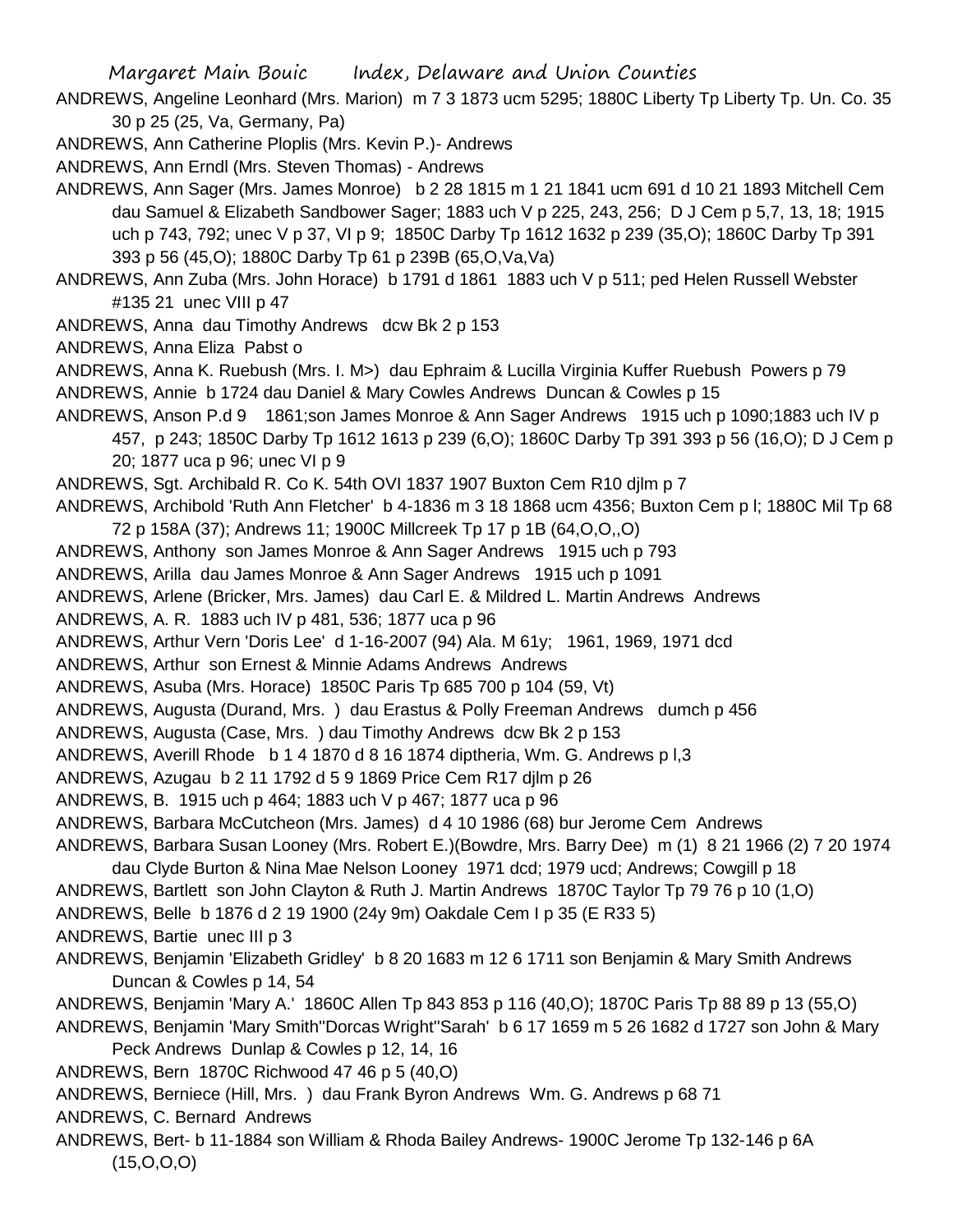ANDREWS, Angeline Leonhard (Mrs. Marion) m 7 3 1873 ucm 5295; 1880C Liberty Tp Liberty Tp. Un. Co. 35 30 p 25 (25, Va, Germany, Pa)

ANDREWS, Ann Catherine Ploplis (Mrs. Kevin P.)- Andrews

ANDREWS, Ann Erndl (Mrs. Steven Thomas) - Andrews

ANDREWS, Ann Sager (Mrs. James Monroe) b 2 28 1815 m 1 21 1841 ucm 691 d 10 21 1893 Mitchell Cem dau Samuel & Elizabeth Sandbower Sager; 1883 uch V p 225, 243, 256; D J Cem p 5,7, 13, 18; 1915 uch p 743, 792; unec V p 37, VI p 9; 1850C Darby Tp 1612 1632 p 239 (35,O); 1860C Darby Tp 391 393 p 56 (45,O); 1880C Darby Tp 61 p 239B (65,O,Va,Va)

ANDREWS, Ann Zuba (Mrs. John Horace) b 1791 d 1861 1883 uch V p 511; ped Helen Russell Webster #135 21 unec VIII p 47

ANDREWS, Anna dau Timothy Andrews dcw Bk 2 p 153

ANDREWS, Anna Eliza Pabst o

ANDREWS, Anna K. Ruebush (Mrs. I. M>) dau Ephraim & Lucilla Virginia Kuffer Ruebush Powers p 79

ANDREWS, Annie b 1724 dau Daniel & Mary Cowles Andrews Duncan & Cowles p 15

ANDREWS, Anson P.d 9 1861;son James Monroe & Ann Sager Andrews 1915 uch p 1090;1883 uch IV p 457, p 243; 1850C Darby Tp 1612 1613 p 239 (6,O); 1860C Darby Tp 391 393 p 56 (16,O); D J Cem p 20; 1877 uca p 96; unec VI p 9

ANDREWS, Sgt. Archibald R. Co K. 54th OVI 1837 1907 Buxton Cem R10 djlm p 7

ANDREWS, Archibold 'Ruth Ann Fletcher' b 4-1836 m 3 18 1868 ucm 4356; Buxton Cem p l; 1880C Mil Tp 68 72 p 158A (37); Andrews 11; 1900C Millcreek Tp 17 p 1B (64,O,O,,O)

ANDREWS, Anthony son James Monroe & Ann Sager Andrews 1915 uch p 793

ANDREWS, Arilla dau James Monroe & Ann Sager Andrews 1915 uch p 1091

ANDREWS, Arlene (Bricker, Mrs. James) dau Carl E. & Mildred L. Martin Andrews Andrews

ANDREWS, A. R. 1883 uch IV p 481, 536; 1877 uca p 96

ANDREWS, Arthur Vern 'Doris Lee' d 1-16-2007 (94) Ala. M 61y; 1961, 1969, 1971 dcd

ANDREWS, Arthur son Ernest & Minnie Adams Andrews Andrews

ANDREWS, Asuba (Mrs. Horace) 1850C Paris Tp 685 700 p 104 (59, Vt)

ANDREWS, Augusta (Durand, Mrs. ) dau Erastus & Polly Freeman Andrews dumch p 456

ANDREWS, Augusta (Case, Mrs. ) dau Timothy Andrews dcw Bk 2 p 153

ANDREWS, Averill Rhode b 1 4 1870 d 8 16 1874 diptheria, Wm. G. Andrews p l,3

ANDREWS, Azugau b 2 11 1792 d 5 9 1869 Price Cem R17 djlm p 26

ANDREWS, B. 1915 uch p 464; 1883 uch V p 467; 1877 uca p 96

ANDREWS, Barbara McCutcheon (Mrs. James) d 4 10 1986 (68) bur Jerome Cem Andrews

ANDREWS, Barbara Susan Looney (Mrs. Robert E.)(Bowdre, Mrs. Barry Dee) m (1) 8 21 1966 (2) 7 20 1974 dau Clyde Burton & Nina Mae Nelson Looney 1971 dcd; 1979 ucd; Andrews; Cowgill p 18

ANDREWS, Bartlett son John Clayton & Ruth J. Martin Andrews 1870C Taylor Tp 79 76 p 10 (1,O)

ANDREWS, Belle b 1876 d 2 19 1900 (24y 9m) Oakdale Cem I p 35 (E R33 5)

ANDREWS, Bartie unec III p 3

ANDREWS, Benjamin 'Elizabeth Gridley' b 8 20 1683 m 12 6 1711 son Benjamin & Mary Smith Andrews Duncan & Cowles p 14, 54

ANDREWS, Benjamin 'Mary A.' 1860C Allen Tp 843 853 p 116 (40,O); 1870C Paris Tp 88 89 p 13 (55,O)

ANDREWS, Benjamin 'Mary Smith''Dorcas Wright''Sarah' b 6 17 1659 m 5 26 1682 d 1727 son John & Mary Peck Andrews Dunlap & Cowles p 12, 14, 16

ANDREWS, Bern 1870C Richwood 47 46 p 5 (40,O)

ANDREWS, Berniece (Hill, Mrs. ) dau Frank Byron Andrews Wm. G. Andrews p 68 71

ANDREWS, C. Bernard Andrews

ANDREWS, Bert- b 11-1884 son William & Rhoda Bailey Andrews- 1900C Jerome Tp 132-146 p 6A (15,O,O,O)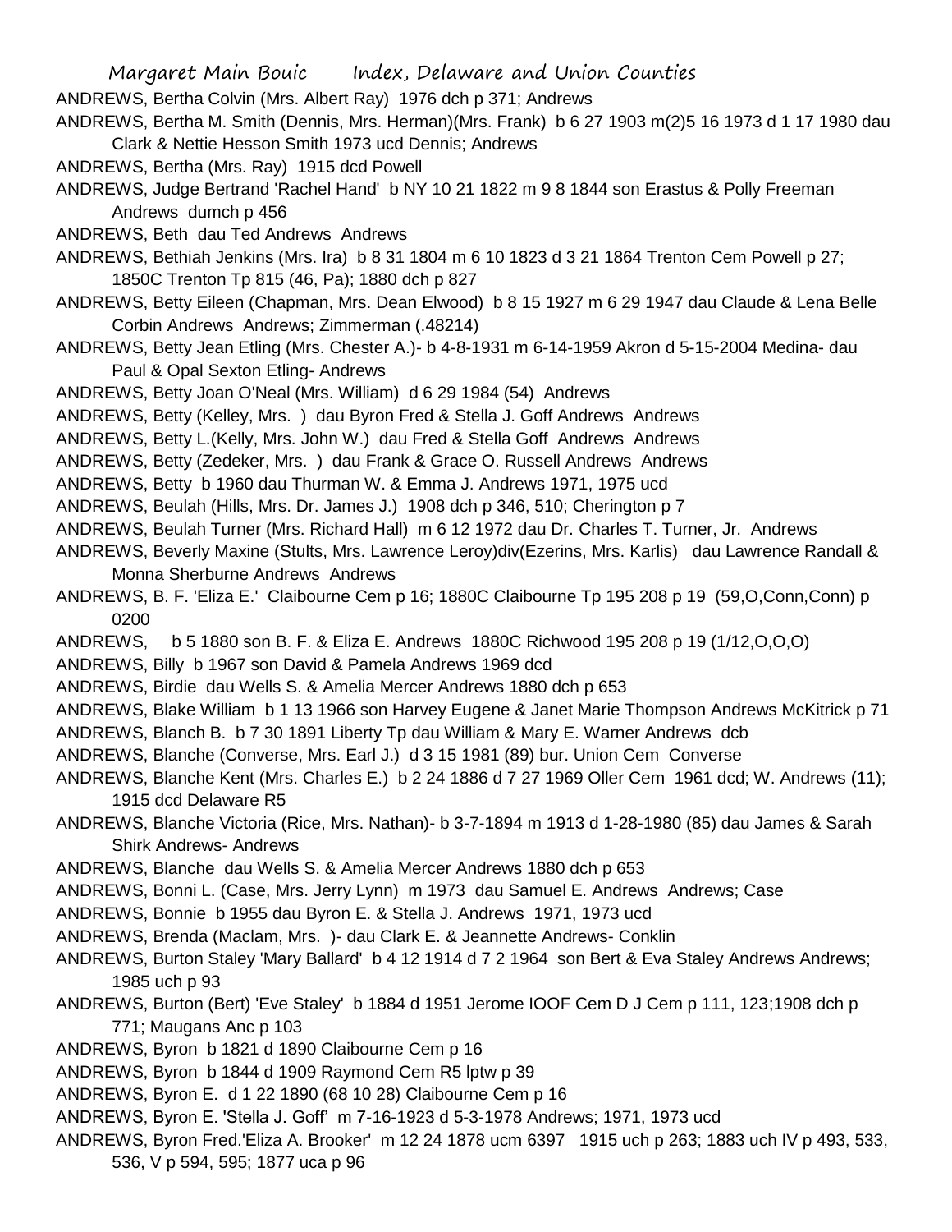ANDREWS, Bertha Colvin (Mrs. Albert Ray) 1976 dch p 371; Andrews

ANDREWS, Bertha M. Smith (Dennis, Mrs. Herman)(Mrs. Frank) b 6 27 1903 m(2)5 16 1973 d 1 17 1980 dau Clark & Nettie Hesson Smith 1973 ucd Dennis; Andrews

ANDREWS, Bertha (Mrs. Ray) 1915 dcd Powell

ANDREWS, Judge Bertrand 'Rachel Hand' b NY 10 21 1822 m 9 8 1844 son Erastus & Polly Freeman Andrews dumch p 456

ANDREWS, Beth dau Ted Andrews Andrews

ANDREWS, Bethiah Jenkins (Mrs. Ira) b 8 31 1804 m 6 10 1823 d 3 21 1864 Trenton Cem Powell p 27; 1850C Trenton Tp 815 (46, Pa); 1880 dch p 827

ANDREWS, Betty Eileen (Chapman, Mrs. Dean Elwood) b 8 15 1927 m 6 29 1947 dau Claude & Lena Belle Corbin Andrews Andrews; Zimmerman (.48214)

ANDREWS, Betty Jean Etling (Mrs. Chester A.)- b 4-8-1931 m 6-14-1959 Akron d 5-15-2004 Medina- dau Paul & Opal Sexton Etling- Andrews

ANDREWS, Betty Joan O'Neal (Mrs. William) d 6 29 1984 (54) Andrews

ANDREWS, Betty (Kelley, Mrs. ) dau Byron Fred & Stella J. Goff Andrews Andrews

ANDREWS, Betty L.(Kelly, Mrs. John W.) dau Fred & Stella Goff Andrews Andrews

ANDREWS, Betty (Zedeker, Mrs. ) dau Frank & Grace O. Russell Andrews Andrews

ANDREWS, Betty b 1960 dau Thurman W. & Emma J. Andrews 1971, 1975 ucd

ANDREWS, Beulah (Hills, Mrs. Dr. James J.) 1908 dch p 346, 510; Cherington p 7

ANDREWS, Beulah Turner (Mrs. Richard Hall) m 6 12 1972 dau Dr. Charles T. Turner, Jr. Andrews

ANDREWS, Beverly Maxine (Stults, Mrs. Lawrence Leroy)div(Ezerins, Mrs. Karlis) dau Lawrence Randall & Monna Sherburne Andrews Andrews

ANDREWS, B. F. 'Eliza E.' Claibourne Cem p 16; 1880C Claibourne Tp 195 208 p 19 (59,O,Conn,Conn) p 0200

ANDREWS, b 5 1880 son B. F. & Eliza E. Andrews 1880C Richwood 195 208 p 19 (1/12,O,O,O)

ANDREWS, Billy b 1967 son David & Pamela Andrews 1969 dcd

ANDREWS, Birdie dau Wells S. & Amelia Mercer Andrews 1880 dch p 653

ANDREWS, Blake William b 1 13 1966 son Harvey Eugene & Janet Marie Thompson Andrews McKitrick p 71

ANDREWS, Blanch B. b 7 30 1891 Liberty Tp dau William & Mary E. Warner Andrews dcb

ANDREWS, Blanche (Converse, Mrs. Earl J.) d 3 15 1981 (89) bur. Union Cem Converse

ANDREWS, Blanche Kent (Mrs. Charles E.) b 2 24 1886 d 7 27 1969 Oller Cem 1961 dcd; W. Andrews (11); 1915 dcd Delaware R5

ANDREWS, Blanche Victoria (Rice, Mrs. Nathan)- b 3-7-1894 m 1913 d 1-28-1980 (85) dau James & Sarah Shirk Andrews- Andrews

ANDREWS, Blanche dau Wells S. & Amelia Mercer Andrews 1880 dch p 653

ANDREWS, Bonni L. (Case, Mrs. Jerry Lynn) m 1973 dau Samuel E. Andrews Andrews; Case

ANDREWS, Bonnie b 1955 dau Byron E. & Stella J. Andrews 1971, 1973 ucd

ANDREWS, Brenda (Maclam, Mrs. )- dau Clark E. & Jeannette Andrews- Conklin

ANDREWS, Burton Staley 'Mary Ballard' b 4 12 1914 d 7 2 1964 son Bert & Eva Staley Andrews Andrews; 1985 uch p 93

ANDREWS, Burton (Bert) 'Eve Staley' b 1884 d 1951 Jerome IOOF Cem D J Cem p 111, 123;1908 dch p 771; Maugans Anc p 103

ANDREWS, Byron b 1821 d 1890 Claibourne Cem p 16

ANDREWS, Byron b 1844 d 1909 Raymond Cem R5 lptw p 39

ANDREWS, Byron E. d 1 22 1890 (68 10 28) Claibourne Cem p 16

ANDREWS, Byron E. 'Stella J. Goff' m 7-16-1923 d 5-3-1978 Andrews; 1971, 1973 ucd

ANDREWS, Byron Fred.'Eliza A. Brooker' m 12 24 1878 ucm 6397 1915 uch p 263; 1883 uch IV p 493, 533, 536, V p 594, 595; 1877 uca p 96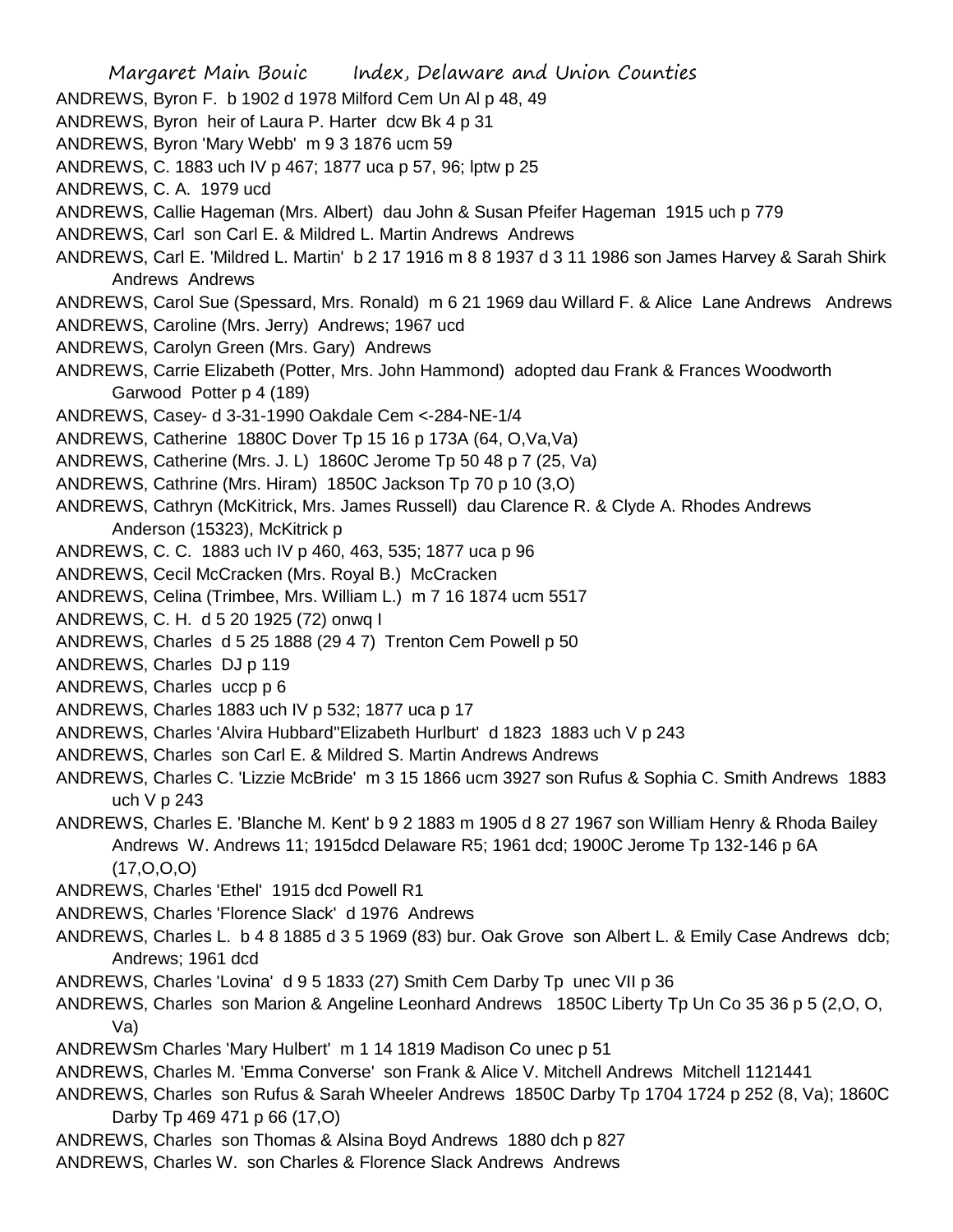ANDREWS, Byron F. b 1902 d 1978 Milford Cem Un Al p 48, 49

ANDREWS, Byron heir of Laura P. Harter dcw Bk 4 p 31

ANDREWS, Byron 'Mary Webb' m 9 3 1876 ucm 59

ANDREWS, C. 1883 uch IV p 467; 1877 uca p 57, 96; lptw p 25

ANDREWS, C. A. 1979 ucd

ANDREWS, Callie Hageman (Mrs. Albert) dau John & Susan Pfeifer Hageman 1915 uch p 779

ANDREWS, Carl son Carl E. & Mildred L. Martin Andrews Andrews

ANDREWS, Carl E. 'Mildred L. Martin' b 2 17 1916 m 8 8 1937 d 3 11 1986 son James Harvey & Sarah Shirk Andrews Andrews

ANDREWS, Carol Sue (Spessard, Mrs. Ronald) m 6 21 1969 dau Willard F. & Alice Lane Andrews Andrews

ANDREWS, Caroline (Mrs. Jerry) Andrews; 1967 ucd

ANDREWS, Carolyn Green (Mrs. Gary) Andrews

ANDREWS, Carrie Elizabeth (Potter, Mrs. John Hammond) adopted dau Frank & Frances Woodworth Garwood Potter p 4 (189)

ANDREWS, Casey- d 3-31-1990 Oakdale Cem <-284-NE-1/4

ANDREWS, Catherine 1880C Dover Tp 15 16 p 173A (64, O,Va,Va)

ANDREWS, Catherine (Mrs. J. L) 1860C Jerome Tp 50 48 p 7 (25, Va)

ANDREWS, Cathrine (Mrs. Hiram) 1850C Jackson Tp 70 p 10 (3,O)

ANDREWS, Cathryn (McKitrick, Mrs. James Russell) dau Clarence R. & Clyde A. Rhodes Andrews Anderson (15323), McKitrick p

ANDREWS, C. C. 1883 uch IV p 460, 463, 535; 1877 uca p 96

ANDREWS, Cecil McCracken (Mrs. Royal B.) McCracken

ANDREWS, Celina (Trimbee, Mrs. William L.) m 7 16 1874 ucm 5517

ANDREWS, C. H. d 5 20 1925 (72) onwq I

ANDREWS, Charles d 5 25 1888 (29 4 7) Trenton Cem Powell p 50

ANDREWS, Charles DJ p 119

ANDREWS, Charles uccp p 6

ANDREWS, Charles 1883 uch IV p 532; 1877 uca p 17

ANDREWS, Charles 'Alvira Hubbard''Elizabeth Hurlburt' d 1823 1883 uch V p 243

ANDREWS, Charles son Carl E. & Mildred S. Martin Andrews Andrews

ANDREWS, Charles C. 'Lizzie McBride' m 3 15 1866 ucm 3927 son Rufus & Sophia C. Smith Andrews 1883 uch V p 243

ANDREWS, Charles E. 'Blanche M. Kent' b 9 2 1883 m 1905 d 8 27 1967 son William Henry & Rhoda Bailey Andrews W. Andrews 11; 1915dcd Delaware R5; 1961 dcd; 1900C Jerome Tp 132-146 p 6A (17,O,O,O)

ANDREWS, Charles 'Ethel' 1915 dcd Powell R1

ANDREWS, Charles 'Florence Slack' d 1976 Andrews

ANDREWS, Charles L. b 4 8 1885 d 3 5 1969 (83) bur. Oak Grove son Albert L. & Emily Case Andrews dcb; Andrews; 1961 dcd

ANDREWS, Charles 'Lovina' d 9 5 1833 (27) Smith Cem Darby Tp unec VII p 36

ANDREWS, Charles son Marion & Angeline Leonhard Andrews 1850C Liberty Tp Un Co 35 36 p 5 (2,O, O, Va)

ANDREWSm Charles 'Mary Hulbert' m 1 14 1819 Madison Co unec p 51

ANDREWS, Charles M. 'Emma Converse' son Frank & Alice V. Mitchell Andrews Mitchell 1121441

ANDREWS, Charles son Rufus & Sarah Wheeler Andrews 1850C Darby Tp 1704 1724 p 252 (8, Va); 1860C Darby Tp 469 471 p 66 (17,O)

ANDREWS, Charles son Thomas & Alsina Boyd Andrews 1880 dch p 827

ANDREWS, Charles W. son Charles & Florence Slack Andrews Andrews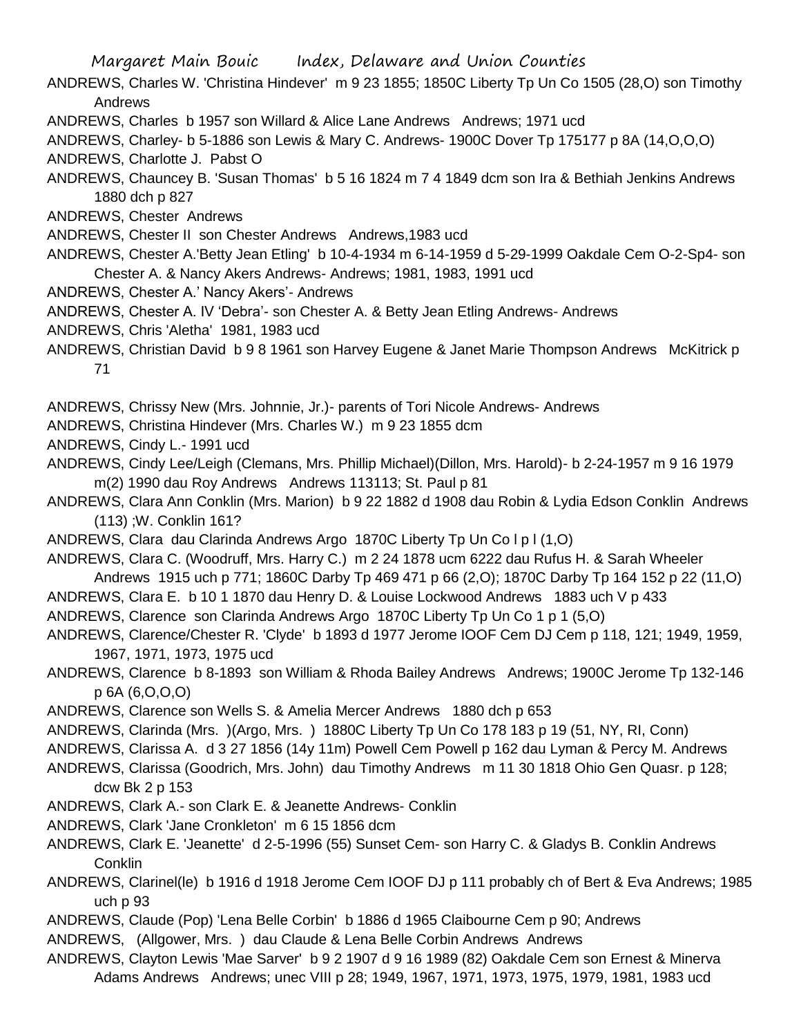ANDREWS, Charles W. 'Christina Hindever' m 9 23 1855; 1850C Liberty Tp Un Co 1505 (28,O) son Timothy Andrews

ANDREWS, Charles b 1957 son Willard & Alice Lane Andrews Andrews; 1971 ucd

ANDREWS, Charley- b 5-1886 son Lewis & Mary C. Andrews- 1900C Dover Tp 175177 p 8A (14,O,O,O)

ANDREWS, Charlotte J. Pabst O

ANDREWS, Chauncey B. 'Susan Thomas' b 5 16 1824 m 7 4 1849 dcm son Ira & Bethiah Jenkins Andrews 1880 dch p 827

ANDREWS, Chester Andrews

ANDREWS, Chester II son Chester Andrews Andrews,1983 ucd

ANDREWS, Chester A.'Betty Jean Etling' b 10-4-1934 m 6-14-1959 d 5-29-1999 Oakdale Cem O-2-Sp4- son Chester A. & Nancy Akers Andrews- Andrews; 1981, 1983, 1991 ucd

ANDREWS, Chester A.' Nancy Akers'- Andrews

ANDREWS, Chester A. IV 'Debra'- son Chester A. & Betty Jean Etling Andrews- Andrews

ANDREWS, Chris 'Aletha' 1981, 1983 ucd

ANDREWS, Christian David b 9 8 1961 son Harvey Eugene & Janet Marie Thompson Andrews McKitrick p 71

ANDREWS, Chrissy New (Mrs. Johnnie, Jr.)- parents of Tori Nicole Andrews- Andrews

ANDREWS, Christina Hindever (Mrs. Charles W.) m 9 23 1855 dcm

ANDREWS, Cindy L.- 1991 ucd

ANDREWS, Cindy Lee/Leigh (Clemans, Mrs. Phillip Michael)(Dillon, Mrs. Harold)- b 2-24-1957 m 9 16 1979 m(2) 1990 dau Roy Andrews Andrews 113113; St. Paul p 81

ANDREWS, Clara Ann Conklin (Mrs. Marion) b 9 22 1882 d 1908 dau Robin & Lydia Edson Conklin Andrews (113) ;W. Conklin 161?

ANDREWS, Clara dau Clarinda Andrews Argo 1870C Liberty Tp Un Co l p l (1,O)

ANDREWS, Clara C. (Woodruff, Mrs. Harry C.) m 2 24 1878 ucm 6222 dau Rufus H. & Sarah Wheeler Andrews 1915 uch p 771; 1860C Darby Tp 469 471 p 66 (2,O); 1870C Darby Tp 164 152 p 22 (11,O)

ANDREWS, Clara E. b 10 1 1870 dau Henry D. & Louise Lockwood Andrews 1883 uch V p 433

ANDREWS, Clarence son Clarinda Andrews Argo 1870C Liberty Tp Un Co 1 p 1 (5,O)

ANDREWS, Clarence/Chester R. 'Clyde' b 1893 d 1977 Jerome IOOF Cem DJ Cem p 118, 121; 1949, 1959, 1967, 1971, 1973, 1975 ucd

ANDREWS, Clarence b 8-1893 son William & Rhoda Bailey Andrews Andrews; 1900C Jerome Tp 132-146 p 6A (6,O,O,O)

ANDREWS, Clarence son Wells S. & Amelia Mercer Andrews 1880 dch p 653

ANDREWS, Clarinda (Mrs. )(Argo, Mrs. ) 1880C Liberty Tp Un Co 178 183 p 19 (51, NY, RI, Conn)

ANDREWS, Clarissa A. d 3 27 1856 (14y 11m) Powell Cem Powell p 162 dau Lyman & Percy M. Andrews

ANDREWS, Clarissa (Goodrich, Mrs. John) dau Timothy Andrews m 11 30 1818 Ohio Gen Quasr. p 128; dcw Bk 2 p 153

ANDREWS, Clark A.- son Clark E. & Jeanette Andrews- Conklin

ANDREWS, Clark 'Jane Cronkleton' m 6 15 1856 dcm

ANDREWS, Clark E. 'Jeanette' d 2-5-1996 (55) Sunset Cem- son Harry C. & Gladys B. Conklin Andrews Conklin

ANDREWS, Clarinel(le) b 1916 d 1918 Jerome Cem IOOF DJ p 111 probably ch of Bert & Eva Andrews; 1985 uch p 93

ANDREWS, Claude (Pop) 'Lena Belle Corbin' b 1886 d 1965 Claibourne Cem p 90; Andrews

ANDREWS, (Allgower, Mrs. ) dau Claude & Lena Belle Corbin Andrews Andrews

ANDREWS, Clayton Lewis 'Mae Sarver' b 9 2 1907 d 9 16 1989 (82) Oakdale Cem son Ernest & Minerva Adams Andrews Andrews; unec VIII p 28; 1949, 1967, 1971, 1973, 1975, 1979, 1981, 1983 ucd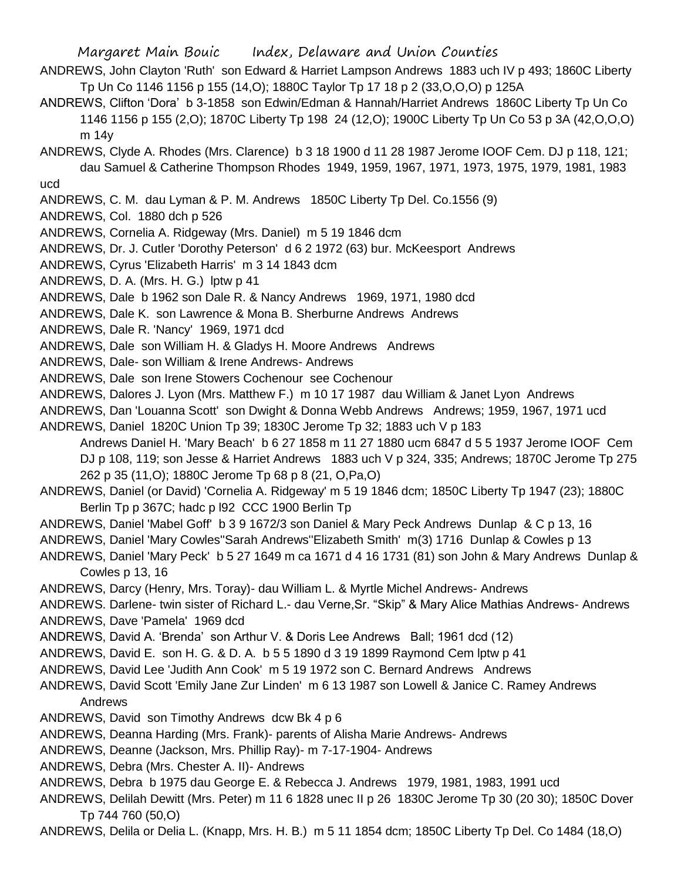ANDREWS, John Clayton 'Ruth' son Edward & Harriet Lampson Andrews 1883 uch IV p 493; 1860C Liberty Tp Un Co 1146 1156 p 155 (14,O); 1880C Taylor Tp 17 18 p 2 (33,O,O,O) p 125A

ANDREWS, Clifton 'Dora' b 3-1858 son Edwin/Edman & Hannah/Harriet Andrews 1860C Liberty Tp Un Co 1146 1156 p 155 (2,O); 1870C Liberty Tp 198 24 (12,O); 1900C Liberty Tp Un Co 53 p 3A (42,O,O,O) m 14y

ANDREWS, Clyde A. Rhodes (Mrs. Clarence) b 3 18 1900 d 11 28 1987 Jerome IOOF Cem. DJ p 118, 121; dau Samuel & Catherine Thompson Rhodes 1949, 1959, 1967, 1971, 1973, 1975, 1979, 1981, 1983 ucd

ANDREWS, C. M. dau Lyman & P. M. Andrews 1850C Liberty Tp Del. Co.1556 (9)

ANDREWS, Col. 1880 dch p 526

ANDREWS, Cornelia A. Ridgeway (Mrs. Daniel) m 5 19 1846 dcm

ANDREWS, Dr. J. Cutler 'Dorothy Peterson' d 6 2 1972 (63) bur. McKeesport Andrews

ANDREWS, Cyrus 'Elizabeth Harris' m 3 14 1843 dcm

ANDREWS, D. A. (Mrs. H. G.) lptw p 41

ANDREWS, Dale b 1962 son Dale R. & Nancy Andrews 1969, 1971, 1980 dcd

ANDREWS, Dale K. son Lawrence & Mona B. Sherburne Andrews Andrews

ANDREWS, Dale R. 'Nancy' 1969, 1971 dcd

ANDREWS, Dale son William H. & Gladys H. Moore Andrews Andrews

ANDREWS, Dale- son William & Irene Andrews- Andrews

ANDREWS, Dale son Irene Stowers Cochenour see Cochenour

ANDREWS, Dalores J. Lyon (Mrs. Matthew F.) m 10 17 1987 dau William & Janet Lyon Andrews

ANDREWS, Dan 'Louanna Scott' son Dwight & Donna Webb Andrews Andrews; 1959, 1967, 1971 ucd

ANDREWS, Daniel 1820C Union Tp 39; 1830C Jerome Tp 32; 1883 uch V p 183

Andrews Daniel H. 'Mary Beach' b 6 27 1858 m 11 27 1880 ucm 6847 d 5 5 1937 Jerome IOOF Cem DJ p 108, 119; son Jesse & Harriet Andrews 1883 uch V p 324, 335; Andrews; 1870C Jerome Tp 275 262 p 35 (11,O); 1880C Jerome Tp 68 p 8 (21, O,Pa,O)

ANDREWS, Daniel (or David) 'Cornelia A. Ridgeway' m 5 19 1846 dcm; 1850C Liberty Tp 1947 (23); 1880C Berlin Tp p 367C; hadc p l92 CCC 1900 Berlin Tp

ANDREWS, Daniel 'Mabel Goff' b 3 9 1672/3 son Daniel & Mary Peck Andrews Dunlap & C p 13, 16

ANDREWS, Daniel 'Mary Cowles''Sarah Andrews''Elizabeth Smith' m(3) 1716 Dunlap & Cowles p 13

ANDREWS, Daniel 'Mary Peck' b 5 27 1649 m ca 1671 d 4 16 1731 (81) son John & Mary Andrews Dunlap & Cowles p 13, 16

ANDREWS, Darcy (Henry, Mrs. Toray)- dau William L. & Myrtle Michel Andrews- Andrews

ANDREWS. Darlene- twin sister of Richard L.- dau Verne,Sr. "Skip" & Mary Alice Mathias Andrews- Andrews

ANDREWS, Dave 'Pamela' 1969 dcd

ANDREWS, David A. 'Brenda' son Arthur V. & Doris Lee Andrews Ball; 1961 dcd (12)

ANDREWS, David E. son H. G. & D. A. b 5 5 1890 d 3 19 1899 Raymond Cem lptw p 41

ANDREWS, David Lee 'Judith Ann Cook' m 5 19 1972 son C. Bernard Andrews Andrews

ANDREWS, David Scott 'Emily Jane Zur Linden' m 6 13 1987 son Lowell & Janice C. Ramey Andrews Andrews

ANDREWS, David son Timothy Andrews dcw Bk 4 p 6

ANDREWS, Deanna Harding (Mrs. Frank)- parents of Alisha Marie Andrews- Andrews

ANDREWS, Deanne (Jackson, Mrs. Phillip Ray)- m 7-17-1904- Andrews

ANDREWS, Debra (Mrs. Chester A. II)- Andrews

ANDREWS, Debra b 1975 dau George E. & Rebecca J. Andrews 1979, 1981, 1983, 1991 ucd

ANDREWS, Delilah Dewitt (Mrs. Peter) m 11 6 1828 unec II p 26 1830C Jerome Tp 30 (20 30); 1850C Dover Tp 744 760 (50,O)

ANDREWS, Delila or Delia L. (Knapp, Mrs. H. B.) m 5 11 1854 dcm; 1850C Liberty Tp Del. Co 1484 (18,O)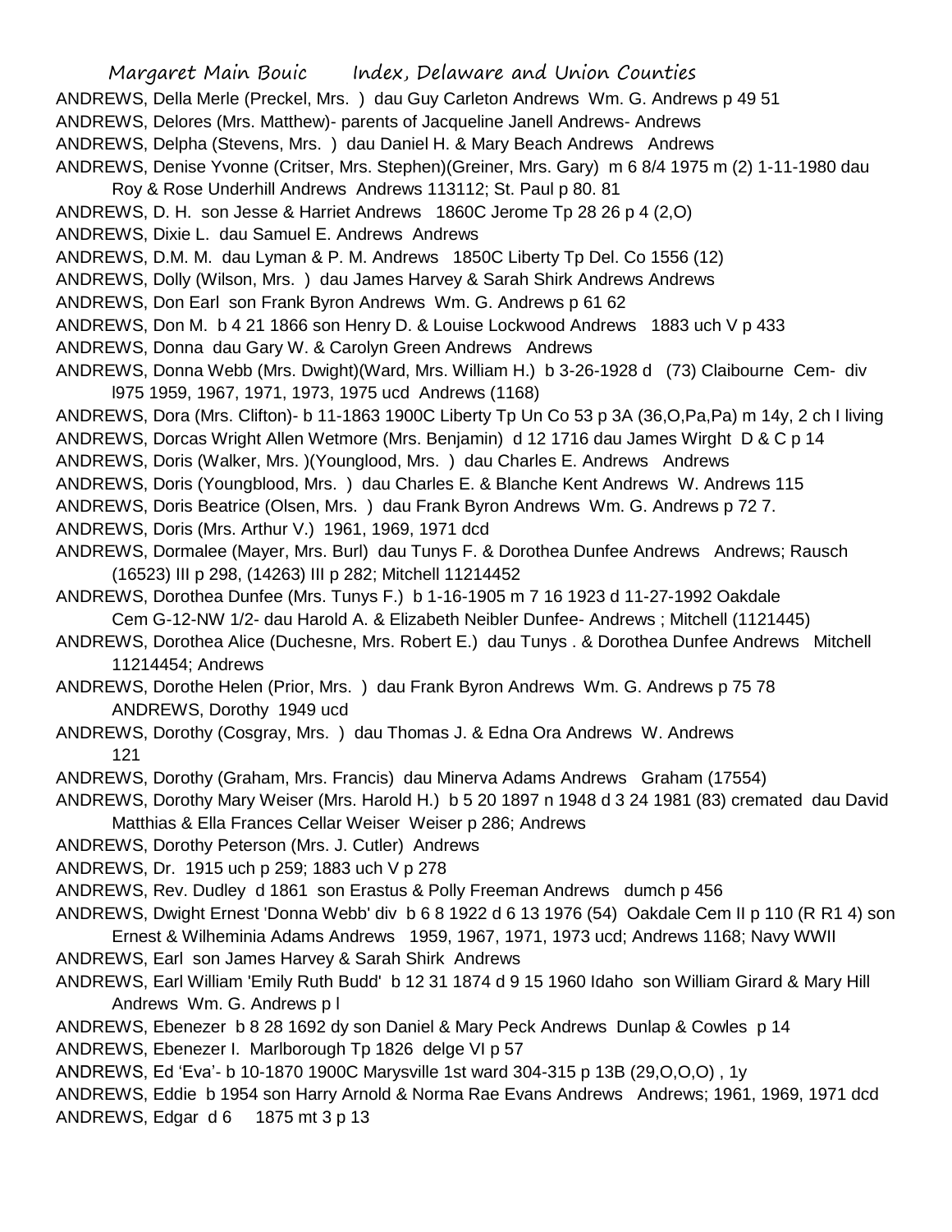ANDREWS, Della Merle (Preckel, Mrs. ) dau Guy Carleton Andrews Wm. G. Andrews p 49 51

ANDREWS, Delores (Mrs. Matthew)- parents of Jacqueline Janell Andrews- Andrews

ANDREWS, Delpha (Stevens, Mrs. ) dau Daniel H. & Mary Beach Andrews Andrews

ANDREWS, Denise Yvonne (Critser, Mrs. Stephen)(Greiner, Mrs. Gary) m 6 8/4 1975 m (2) 1-11-1980 dau Roy & Rose Underhill Andrews Andrews 113112; St. Paul p 80. 81

ANDREWS, D. H. son Jesse & Harriet Andrews 1860C Jerome Tp 28 26 p 4 (2,O)

ANDREWS, Dixie L. dau Samuel E. Andrews Andrews

ANDREWS, D.M. M. dau Lyman & P. M. Andrews 1850C Liberty Tp Del. Co 1556 (12)

ANDREWS, Dolly (Wilson, Mrs. ) dau James Harvey & Sarah Shirk Andrews Andrews

ANDREWS, Don Earl son Frank Byron Andrews Wm. G. Andrews p 61 62

ANDREWS, Don M. b 4 21 1866 son Henry D. & Louise Lockwood Andrews 1883 uch V p 433

ANDREWS, Donna dau Gary W. & Carolyn Green Andrews Andrews

ANDREWS, Donna Webb (Mrs. Dwight)(Ward, Mrs. William H.) b 3-26-1928 d (73) Claibourne Cem- div l975 1959, 1967, 1971, 1973, 1975 ucd Andrews (1168)

ANDREWS, Dora (Mrs. Clifton)- b 11-1863 1900C Liberty Tp Un Co 53 p 3A (36,O,Pa,Pa) m 14y, 2 ch I living

ANDREWS, Dorcas Wright Allen Wetmore (Mrs. Benjamin) d 12 1716 dau James Wirght D & C p 14

ANDREWS, Doris (Walker, Mrs. )(Younglood, Mrs. ) dau Charles E. Andrews Andrews

ANDREWS, Doris (Youngblood, Mrs. ) dau Charles E. & Blanche Kent Andrews W. Andrews 115

ANDREWS, Doris Beatrice (Olsen, Mrs. ) dau Frank Byron Andrews Wm. G. Andrews p 72 7.

ANDREWS, Doris (Mrs. Arthur V.) 1961, 1969, 1971 dcd

ANDREWS, Dormalee (Mayer, Mrs. Burl) dau Tunys F. & Dorothea Dunfee Andrews Andrews; Rausch (16523) III p 298, (14263) III p 282; Mitchell 11214452

ANDREWS, Dorothea Dunfee (Mrs. Tunys F.) b 1-16-1905 m 7 16 1923 d 11-27-1992 Oakdale Cem G-12-NW 1/2- dau Harold A. & Elizabeth Neibler Dunfee- Andrews ; Mitchell (1121445)

ANDREWS, Dorothea Alice (Duchesne, Mrs. Robert E.) dau Tunys . & Dorothea Dunfee Andrews Mitchell 11214454; Andrews

ANDREWS, Dorothe Helen (Prior, Mrs. ) dau Frank Byron Andrews Wm. G. Andrews p 75 78

ANDREWS, Dorothy 1949 ucd

ANDREWS, Dorothy (Cosgray, Mrs. ) dau Thomas J. & Edna Ora Andrews W. Andrews 121

ANDREWS, Dorothy (Graham, Mrs. Francis) dau Minerva Adams Andrews Graham (17554)

ANDREWS, Dorothy Mary Weiser (Mrs. Harold H.) b 5 20 1897 n 1948 d 3 24 1981 (83) cremated dau David Matthias & Ella Frances Cellar Weiser Weiser p 286; Andrews

ANDREWS, Dorothy Peterson (Mrs. J. Cutler) Andrews

ANDREWS, Dr. 1915 uch p 259; 1883 uch V p 278

ANDREWS, Rev. Dudley d 1861 son Erastus & Polly Freeman Andrews dumch p 456

ANDREWS, Dwight Ernest 'Donna Webb' div b 6 8 1922 d 6 13 1976 (54) Oakdale Cem II p 110 (R R1 4) son Ernest & Wilheminia Adams Andrews 1959, 1967, 1971, 1973 ucd; Andrews 1168; Navy WWII

ANDREWS, Earl son James Harvey & Sarah Shirk Andrews

ANDREWS, Earl William 'Emily Ruth Budd' b 12 31 1874 d 9 15 1960 Idaho son William Girard & Mary Hill Andrews Wm. G. Andrews p l

ANDREWS, Ebenezer b 8 28 1692 dy son Daniel & Mary Peck Andrews Dunlap & Cowles p 14

ANDREWS, Ebenezer I. Marlborough Tp 1826 delge VI p 57

ANDREWS, Ed 'Eva'- b 10-1870 1900C Marysville 1st ward 304-315 p 13B (29,O,O,O) , 1y

ANDREWS, Eddie b 1954 son Harry Arnold & Norma Rae Evans Andrews Andrews; 1961, 1969, 1971 dcd

ANDREWS, Edgar d 6 1875 mt 3 p 13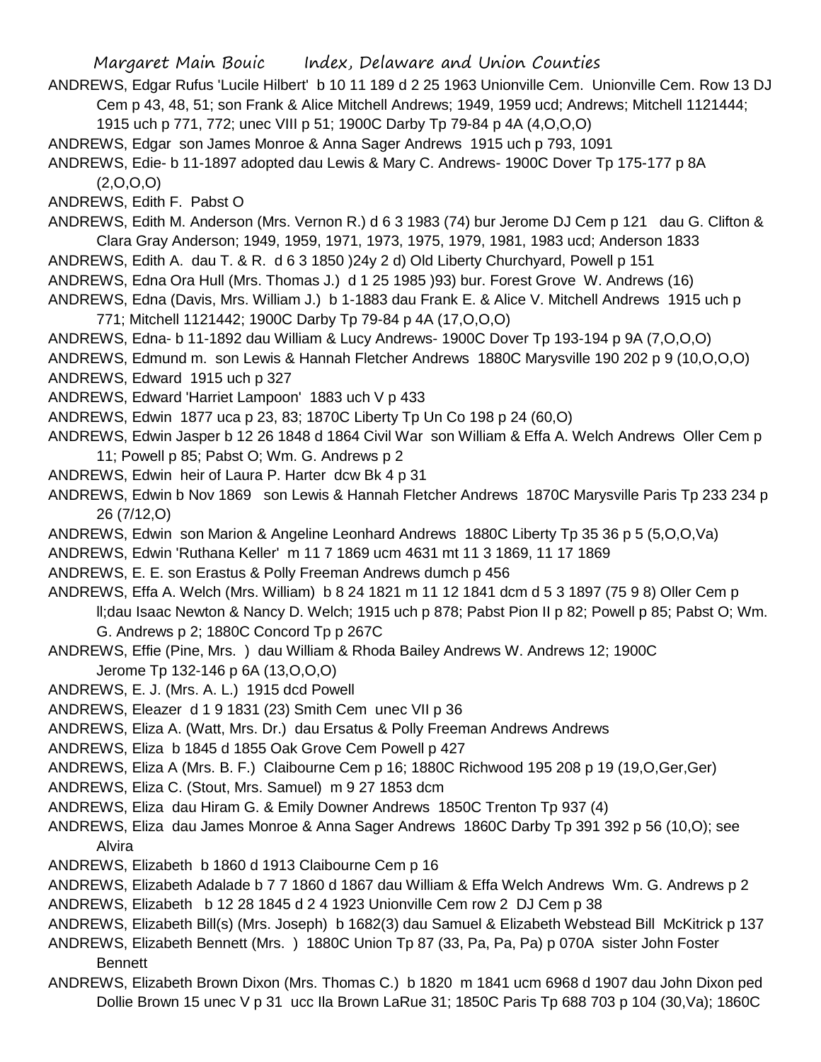ANDREWS, Edgar Rufus 'Lucile Hilbert' b 10 11 189 d 2 25 1963 Unionville Cem. Unionville Cem. Row 13 DJ Cem p 43, 48, 51; son Frank & Alice Mitchell Andrews; 1949, 1959 ucd; Andrews; Mitchell 1121444; 1915 uch p 771, 772; unec VIII p 51; 1900C Darby Tp 79-84 p 4A (4,O,O,O)

ANDREWS, Edgar son James Monroe & Anna Sager Andrews 1915 uch p 793, 1091

ANDREWS, Edie- b 11-1897 adopted dau Lewis & Mary C. Andrews- 1900C Dover Tp 175-177 p 8A (2,O,O,O)

ANDREWS, Edith F. Pabst O

ANDREWS, Edith M. Anderson (Mrs. Vernon R.) d 6 3 1983 (74) bur Jerome DJ Cem p 121 dau G. Clifton & Clara Gray Anderson; 1949, 1959, 1971, 1973, 1975, 1979, 1981, 1983 ucd; Anderson 1833

ANDREWS, Edith A. dau T. & R. d 6 3 1850 )24y 2 d) Old Liberty Churchyard, Powell p 151

ANDREWS, Edna Ora Hull (Mrs. Thomas J.) d 1 25 1985 )93) bur. Forest Grove W. Andrews (16)

ANDREWS, Edna (Davis, Mrs. William J.) b 1-1883 dau Frank E. & Alice V. Mitchell Andrews 1915 uch p 771; Mitchell 1121442; 1900C Darby Tp 79-84 p 4A (17,O,O,O)

ANDREWS, Edna- b 11-1892 dau William & Lucy Andrews- 1900C Dover Tp 193-194 p 9A (7,O,O,O)

ANDREWS, Edmund m. son Lewis & Hannah Fletcher Andrews 1880C Marysville 190 202 p 9 (10,O,O,O)

ANDREWS, Edward 1915 uch p 327

ANDREWS, Edward 'Harriet Lampoon' 1883 uch V p 433

ANDREWS, Edwin 1877 uca p 23, 83; 1870C Liberty Tp Un Co 198 p 24 (60,O)

ANDREWS, Edwin Jasper b 12 26 1848 d 1864 Civil War son William & Effa A. Welch Andrews Oller Cem p 11; Powell p 85; Pabst O; Wm. G. Andrews p 2

ANDREWS, Edwin heir of Laura P. Harter dcw Bk 4 p 31

ANDREWS, Edwin b Nov 1869 son Lewis & Hannah Fletcher Andrews 1870C Marysville Paris Tp 233 234 p 26 (7/12,O)

ANDREWS, Edwin son Marion & Angeline Leonhard Andrews 1880C Liberty Tp 35 36 p 5 (5,O,O,Va)

ANDREWS, Edwin 'Ruthana Keller' m 11 7 1869 ucm 4631 mt 11 3 1869, 11 17 1869

ANDREWS, E. E. son Erastus & Polly Freeman Andrews dumch p 456

ANDREWS, Effa A. Welch (Mrs. William) b 8 24 1821 m 11 12 1841 dcm d 5 3 1897 (75 9 8) Oller Cem p ll;dau Isaac Newton & Nancy D. Welch; 1915 uch p 878; Pabst Pion II p 82; Powell p 85; Pabst O; Wm. G. Andrews p 2; 1880C Concord Tp p 267C

ANDREWS, Effie (Pine, Mrs. ) dau William & Rhoda Bailey Andrews W. Andrews 12; 1900C Jerome Tp 132-146 p 6A (13,O,O,O)

ANDREWS, E. J. (Mrs. A. L.) 1915 dcd Powell

ANDREWS, Eleazer d 1 9 1831 (23) Smith Cem unec VII p 36

ANDREWS, Eliza A. (Watt, Mrs. Dr.) dau Ersatus & Polly Freeman Andrews Andrews

ANDREWS, Eliza b 1845 d 1855 Oak Grove Cem Powell p 427

ANDREWS, Eliza A (Mrs. B. F.) Claibourne Cem p 16; 1880C Richwood 195 208 p 19 (19,O,Ger,Ger)

ANDREWS, Eliza C. (Stout, Mrs. Samuel) m 9 27 1853 dcm

ANDREWS, Eliza dau Hiram G. & Emily Downer Andrews 1850C Trenton Tp 937 (4)

ANDREWS, Eliza dau James Monroe & Anna Sager Andrews 1860C Darby Tp 391 392 p 56 (10,O); see Alvira

ANDREWS, Elizabeth b 1860 d 1913 Claibourne Cem p 16

ANDREWS, Elizabeth Adalade b 7 7 1860 d 1867 dau William & Effa Welch Andrews Wm. G. Andrews p 2

ANDREWS, Elizabeth b 12 28 1845 d 2 4 1923 Unionville Cem row 2 DJ Cem p 38

ANDREWS, Elizabeth Bill(s) (Mrs. Joseph) b 1682(3) dau Samuel & Elizabeth Webstead Bill McKitrick p 137

ANDREWS, Elizabeth Bennett (Mrs. ) 1880C Union Tp 87 (33, Pa, Pa, Pa) p 070A sister John Foster Bennett

ANDREWS, Elizabeth Brown Dixon (Mrs. Thomas C.) b 1820 m 1841 ucm 6968 d 1907 dau John Dixon ped Dollie Brown 15 unec V p 31 ucc Ila Brown LaRue 31; 1850C Paris Tp 688 703 p 104 (30,Va); 1860C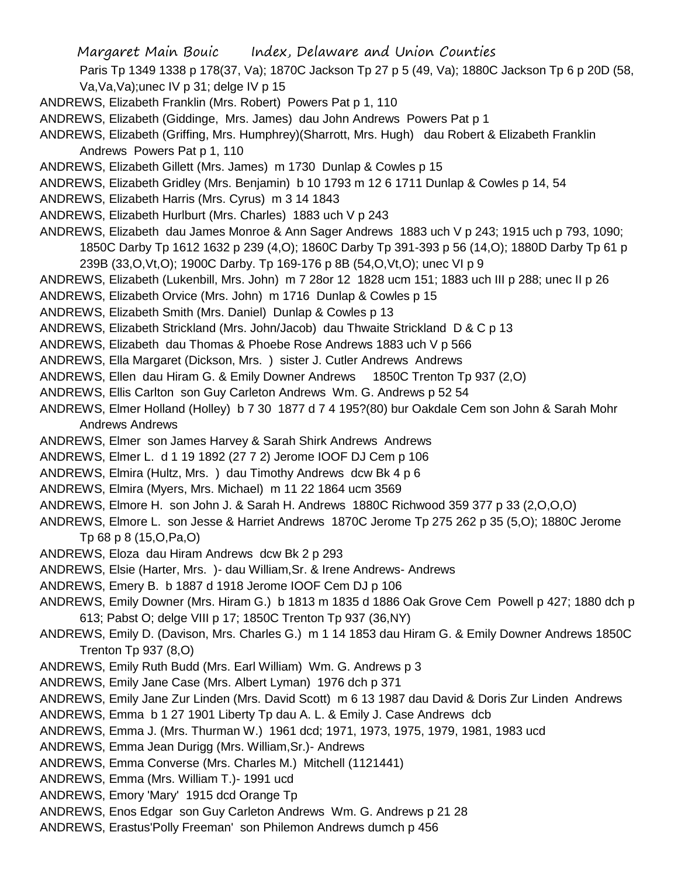Paris Tp 1349 1338 p 178(37, Va); 1870C Jackson Tp 27 p 5 (49, Va); 1880C Jackson Tp 6 p 20D (58, Va,Va,Va);unec IV p 31; delge IV p 15

ANDREWS, Elizabeth Franklin (Mrs. Robert) Powers Pat p 1, 110

ANDREWS, Elizabeth (Giddinge, Mrs. James) dau John Andrews Powers Pat p 1

ANDREWS, Elizabeth (Griffing, Mrs. Humphrey)(Sharrott, Mrs. Hugh) dau Robert & Elizabeth Franklin Andrews Powers Pat p 1, 110

ANDREWS, Elizabeth Gillett (Mrs. James) m 1730 Dunlap & Cowles p 15

ANDREWS, Elizabeth Gridley (Mrs. Benjamin) b 10 1793 m 12 6 1711 Dunlap & Cowles p 14, 54

ANDREWS, Elizabeth Harris (Mrs. Cyrus) m 3 14 1843

ANDREWS, Elizabeth Hurlburt (Mrs. Charles) 1883 uch V p 243

ANDREWS, Elizabeth dau James Monroe & Ann Sager Andrews 1883 uch V p 243; 1915 uch p 793, 1090; 1850C Darby Tp 1612 1632 p 239 (4,O); 1860C Darby Tp 391-393 p 56 (14,O); 1880D Darby Tp 61 p 239B (33,O,Vt,O); 1900C Darby. Tp 169-176 p 8B (54,O,Vt,O); unec VI p 9

ANDREWS, Elizabeth (Lukenbill, Mrs. John) m 7 28or 12 1828 ucm 151; 1883 uch III p 288; unec II p 26

ANDREWS, Elizabeth Orvice (Mrs. John) m 1716 Dunlap & Cowles p 15

ANDREWS, Elizabeth Smith (Mrs. Daniel) Dunlap & Cowles p 13

ANDREWS, Elizabeth Strickland (Mrs. John/Jacob) dau Thwaite Strickland D & C p 13

ANDREWS, Elizabeth dau Thomas & Phoebe Rose Andrews 1883 uch V p 566

ANDREWS, Ella Margaret (Dickson, Mrs. ) sister J. Cutler Andrews Andrews

ANDREWS, Ellen dau Hiram G. & Emily Downer Andrews 1850C Trenton Tp 937 (2,O)

ANDREWS, Ellis Carlton son Guy Carleton Andrews Wm. G. Andrews p 52 54

ANDREWS, Elmer Holland (Holley) b 7 30 1877 d 7 4 195?(80) bur Oakdale Cem son John & Sarah Mohr Andrews Andrews

ANDREWS, Elmer son James Harvey & Sarah Shirk Andrews Andrews

ANDREWS, Elmer L. d 1 19 1892 (27 7 2) Jerome IOOF DJ Cem p 106

ANDREWS, Elmira (Hultz, Mrs. ) dau Timothy Andrews dcw Bk 4 p 6

ANDREWS, Elmira (Myers, Mrs. Michael) m 11 22 1864 ucm 3569

ANDREWS, Elmore H. son John J. & Sarah H. Andrews 1880C Richwood 359 377 p 33 (2,O,O,O)

ANDREWS, Elmore L. son Jesse & Harriet Andrews 1870C Jerome Tp 275 262 p 35 (5,O); 1880C Jerome Tp 68 p 8 (15,O,Pa,O)

ANDREWS, Eloza dau Hiram Andrews dcw Bk 2 p 293

ANDREWS, Elsie (Harter, Mrs. )- dau William,Sr. & Irene Andrews- Andrews

ANDREWS, Emery B. b 1887 d 1918 Jerome IOOF Cem DJ p 106

ANDREWS, Emily Downer (Mrs. Hiram G.) b 1813 m 1835 d 1886 Oak Grove Cem Powell p 427; 1880 dch p 613; Pabst O; delge VIII p 17; 1850C Trenton Tp 937 (36,NY)

ANDREWS, Emily D. (Davison, Mrs. Charles G.) m 1 14 1853 dau Hiram G. & Emily Downer Andrews 1850C Trenton Tp 937 (8,O)

ANDREWS, Emily Ruth Budd (Mrs. Earl William) Wm. G. Andrews p 3

ANDREWS, Emily Jane Case (Mrs. Albert Lyman) 1976 dch p 371

ANDREWS, Emily Jane Zur Linden (Mrs. David Scott) m 6 13 1987 dau David & Doris Zur Linden Andrews

ANDREWS, Emma b 1 27 1901 Liberty Tp dau A. L. & Emily J. Case Andrews dcb

ANDREWS, Emma J. (Mrs. Thurman W.) 1961 dcd; 1971, 1973, 1975, 1979, 1981, 1983 ucd

ANDREWS, Emma Jean Durigg (Mrs. William,Sr.)- Andrews

ANDREWS, Emma Converse (Mrs. Charles M.) Mitchell (1121441)

ANDREWS, Emma (Mrs. William T.)- 1991 ucd

ANDREWS, Emory 'Mary' 1915 dcd Orange Tp

ANDREWS, Enos Edgar son Guy Carleton Andrews Wm. G. Andrews p 21 28

ANDREWS, Erastus'Polly Freeman' son Philemon Andrews dumch p 456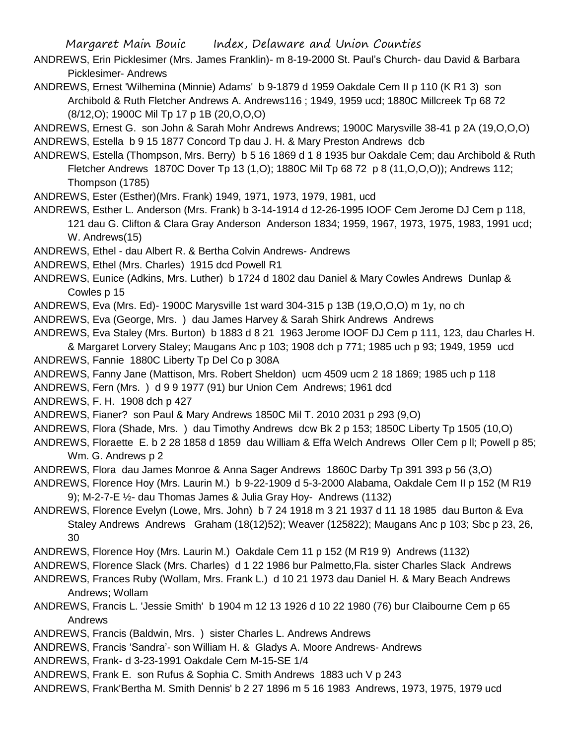ANDREWS, Erin Picklesimer (Mrs. James Franklin)- m 8-19-2000 St. Paul's Church- dau David & Barbara Picklesimer- Andrews

ANDREWS, Ernest 'Wilhemina (Minnie) Adams' b 9-1879 d 1959 Oakdale Cem II p 110 (K R1 3) son Archibold & Ruth Fletcher Andrews A. Andrews116 ; 1949, 1959 ucd; 1880C Millcreek Tp 68 72 (8/12,O); 1900C Mil Tp 17 p 1B (20,O,O,O)

ANDREWS, Ernest G. son John & Sarah Mohr Andrews Andrews; 1900C Marysville 38-41 p 2A (19,O,O,O)

ANDREWS, Estella b 9 15 1877 Concord Tp dau J. H. & Mary Preston Andrews dcb

ANDREWS, Estella (Thompson, Mrs. Berry) b 5 16 1869 d 1 8 1935 bur Oakdale Cem; dau Archibold & Ruth Fletcher Andrews 1870C Dover Tp 13 (1,O); 1880C Mil Tp 68 72 p 8 (11,O,O,O)); Andrews 112; Thompson (1785)

ANDREWS, Ester (Esther)(Mrs. Frank) 1949, 1971, 1973, 1979, 1981, ucd

ANDREWS, Esther L. Anderson (Mrs. Frank) b 3-14-1914 d 12-26-1995 IOOF Cem Jerome DJ Cem p 118, 121 dau G. Clifton & Clara Gray Anderson Anderson 1834; 1959, 1967, 1973, 1975, 1983, 1991 ucd; W. Andrews(15)

ANDREWS, Ethel - dau Albert R. & Bertha Colvin Andrews- Andrews

ANDREWS, Ethel (Mrs. Charles) 1915 dcd Powell R1

ANDREWS, Eunice (Adkins, Mrs. Luther) b 1724 d 1802 dau Daniel & Mary Cowles Andrews Dunlap & Cowles p 15

ANDREWS, Eva (Mrs. Ed)- 1900C Marysville 1st ward 304-315 p 13B (19,O,O,O) m 1y, no ch

ANDREWS, Eva (George, Mrs. ) dau James Harvey & Sarah Shirk Andrews Andrews

ANDREWS, Eva Staley (Mrs. Burton) b 1883 d 8 21 1963 Jerome IOOF DJ Cem p 111, 123, dau Charles H. & Margaret Lorvery Staley; Maugans Anc p 103; 1908 dch p 771; 1985 uch p 93; 1949, 1959 ucd

ANDREWS, Fannie 1880C Liberty Tp Del Co p 308A

ANDREWS, Fanny Jane (Mattison, Mrs. Robert Sheldon) ucm 4509 ucm 2 18 1869; 1985 uch p 118

ANDREWS, Fern (Mrs. ) d 9 9 1977 (91) bur Union Cem Andrews; 1961 dcd

ANDREWS, F. H. 1908 dch p 427

ANDREWS, Fianer? son Paul & Mary Andrews 1850C Mil T. 2010 2031 p 293 (9,O)

ANDREWS, Flora (Shade, Mrs. ) dau Timothy Andrews dcw Bk 2 p 153; 1850C Liberty Tp 1505 (10,O)

ANDREWS, Floraette E. b 2 28 1858 d 1859 dau William & Effa Welch Andrews Oller Cem p ll; Powell p 85; Wm. G. Andrews p 2

ANDREWS, Flora dau James Monroe & Anna Sager Andrews 1860C Darby Tp 391 393 p 56 (3,O)

ANDREWS, Florence Hoy (Mrs. Laurin M.) b 9-22-1909 d 5-3-2000 Alabama, Oakdale Cem II p 152 (M R19 9); M-2-7-E ½- dau Thomas James & Julia Gray Hoy- Andrews (1132)

ANDREWS, Florence Evelyn (Lowe, Mrs. John) b 7 24 1918 m 3 21 1937 d 11 18 1985 dau Burton & Eva Staley Andrews Andrews Graham (18(12)52); Weaver (125822); Maugans Anc p 103; Sbc p 23, 26, 30

ANDREWS, Florence Hoy (Mrs. Laurin M.) Oakdale Cem 11 p 152 (M R19 9) Andrews (1132)

ANDREWS, Florence Slack (Mrs. Charles) d 1 22 1986 bur Palmetto,Fla. sister Charles Slack Andrews

ANDREWS, Frances Ruby (Wollam, Mrs. Frank L.) d 10 21 1973 dau Daniel H. & Mary Beach Andrews Andrews; Wollam

ANDREWS, Francis L. 'Jessie Smith' b 1904 m 12 13 1926 d 10 22 1980 (76) bur Claibourne Cem p 65 Andrews

ANDREWS, Francis (Baldwin, Mrs. ) sister Charles L. Andrews Andrews

ANDREWS, Francis 'Sandra'- son William H. & Gladys A. Moore Andrews- Andrews

ANDREWS, Frank- d 3-23-1991 Oakdale Cem M-15-SE 1/4

ANDREWS, Frank E. son Rufus & Sophia C. Smith Andrews 1883 uch V p 243

ANDREWS, Frank'Bertha M. Smith Dennis' b 2 27 1896 m 5 16 1983 Andrews, 1973, 1975, 1979 ucd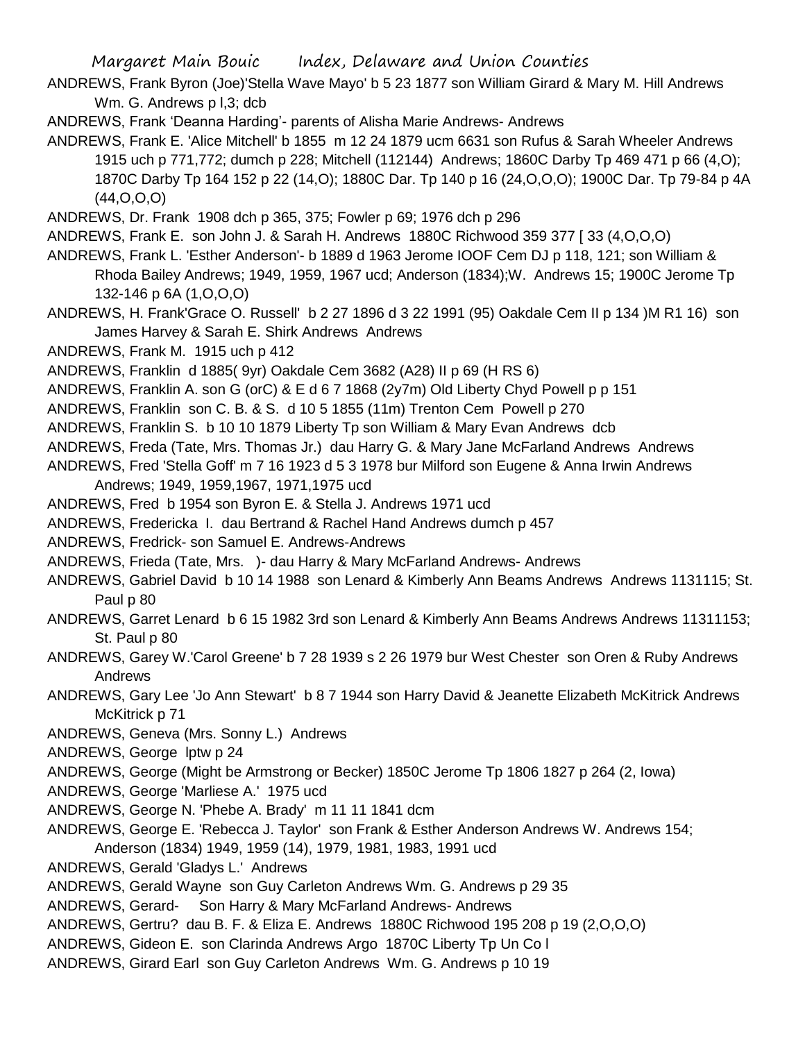ANDREWS, Frank Byron (Joe)'Stella Wave Mayo' b 5 23 1877 son William Girard & Mary M. Hill Andrews Wm. G. Andrews p l,3; dcb

ANDREWS, Frank 'Deanna Harding'- parents of Alisha Marie Andrews- Andrews

ANDREWS, Frank E. 'Alice Mitchell' b 1855 m 12 24 1879 ucm 6631 son Rufus & Sarah Wheeler Andrews 1915 uch p 771,772; dumch p 228; Mitchell (112144) Andrews; 1860C Darby Tp 469 471 p 66 (4,O); 1870C Darby Tp 164 152 p 22 (14,O); 1880C Dar. Tp 140 p 16 (24,O,O,O); 1900C Dar. Tp 79-84 p 4A (44,O,O,O)

ANDREWS, Dr. Frank 1908 dch p 365, 375; Fowler p 69; 1976 dch p 296

ANDREWS, Frank E. son John J. & Sarah H. Andrews 1880C Richwood 359 377 [ 33 (4,O,O,O)

ANDREWS, Frank L. 'Esther Anderson'- b 1889 d 1963 Jerome IOOF Cem DJ p 118, 121; son William & Rhoda Bailey Andrews; 1949, 1959, 1967 ucd; Anderson (1834);W. Andrews 15; 1900C Jerome Tp 132-146 p 6A (1,O,O,O)

ANDREWS, H. Frank'Grace O. Russell' b 2 27 1896 d 3 22 1991 (95) Oakdale Cem II p 134 )M R1 16) son James Harvey & Sarah E. Shirk Andrews Andrews

ANDREWS, Frank M. 1915 uch p 412

ANDREWS, Franklin d 1885( 9yr) Oakdale Cem 3682 (A28) II p 69 (H RS 6)

ANDREWS, Franklin A. son G (orC) & E d 6 7 1868 (2y7m) Old Liberty Chyd Powell p p 151

ANDREWS, Franklin son C. B. & S. d 10 5 1855 (11m) Trenton Cem Powell p 270

ANDREWS, Franklin S. b 10 10 1879 Liberty Tp son William & Mary Evan Andrews dcb

ANDREWS, Freda (Tate, Mrs. Thomas Jr.) dau Harry G. & Mary Jane McFarland Andrews Andrews

ANDREWS, Fred 'Stella Goff' m 7 16 1923 d 5 3 1978 bur Milford son Eugene & Anna Irwin Andrews Andrews; 1949, 1959,1967, 1971,1975 ucd

ANDREWS, Fred b 1954 son Byron E. & Stella J. Andrews 1971 ucd

ANDREWS, Fredericka I. dau Bertrand & Rachel Hand Andrews dumch p 457

ANDREWS, Fredrick- son Samuel E. Andrews-Andrews

ANDREWS, Frieda (Tate, Mrs. )- dau Harry & Mary McFarland Andrews- Andrews

ANDREWS, Gabriel David b 10 14 1988 son Lenard & Kimberly Ann Beams Andrews Andrews 1131115; St. Paul p 80

ANDREWS, Garret Lenard b 6 15 1982 3rd son Lenard & Kimberly Ann Beams Andrews Andrews 11311153; St. Paul p 80

ANDREWS, Garey W.'Carol Greene' b 7 28 1939 s 2 26 1979 bur West Chester son Oren & Ruby Andrews Andrews

ANDREWS, Gary Lee 'Jo Ann Stewart' b 8 7 1944 son Harry David & Jeanette Elizabeth McKitrick Andrews McKitrick p 71

ANDREWS, Geneva (Mrs. Sonny L.) Andrews

ANDREWS, George lptw p 24

ANDREWS, George (Might be Armstrong or Becker) 1850C Jerome Tp 1806 1827 p 264 (2, Iowa)

ANDREWS, George 'Marliese A.' 1975 ucd

ANDREWS, George N. 'Phebe A. Brady' m 11 11 1841 dcm

ANDREWS, George E. 'Rebecca J. Taylor' son Frank & Esther Anderson Andrews W. Andrews 154; Anderson (1834) 1949, 1959 (14), 1979, 1981, 1983, 1991 ucd

ANDREWS, Gerald 'Gladys L.' Andrews

ANDREWS, Gerald Wayne son Guy Carleton Andrews Wm. G. Andrews p 29 35

ANDREWS, Gerard- Son Harry & Mary McFarland Andrews- Andrews

ANDREWS, Gertru? dau B. F. & Eliza E. Andrews 1880C Richwood 195 208 p 19 (2,O,O,O)

ANDREWS, Gideon E. son Clarinda Andrews Argo 1870C Liberty Tp Un Co l

ANDREWS, Girard Earl son Guy Carleton Andrews Wm. G. Andrews p 10 19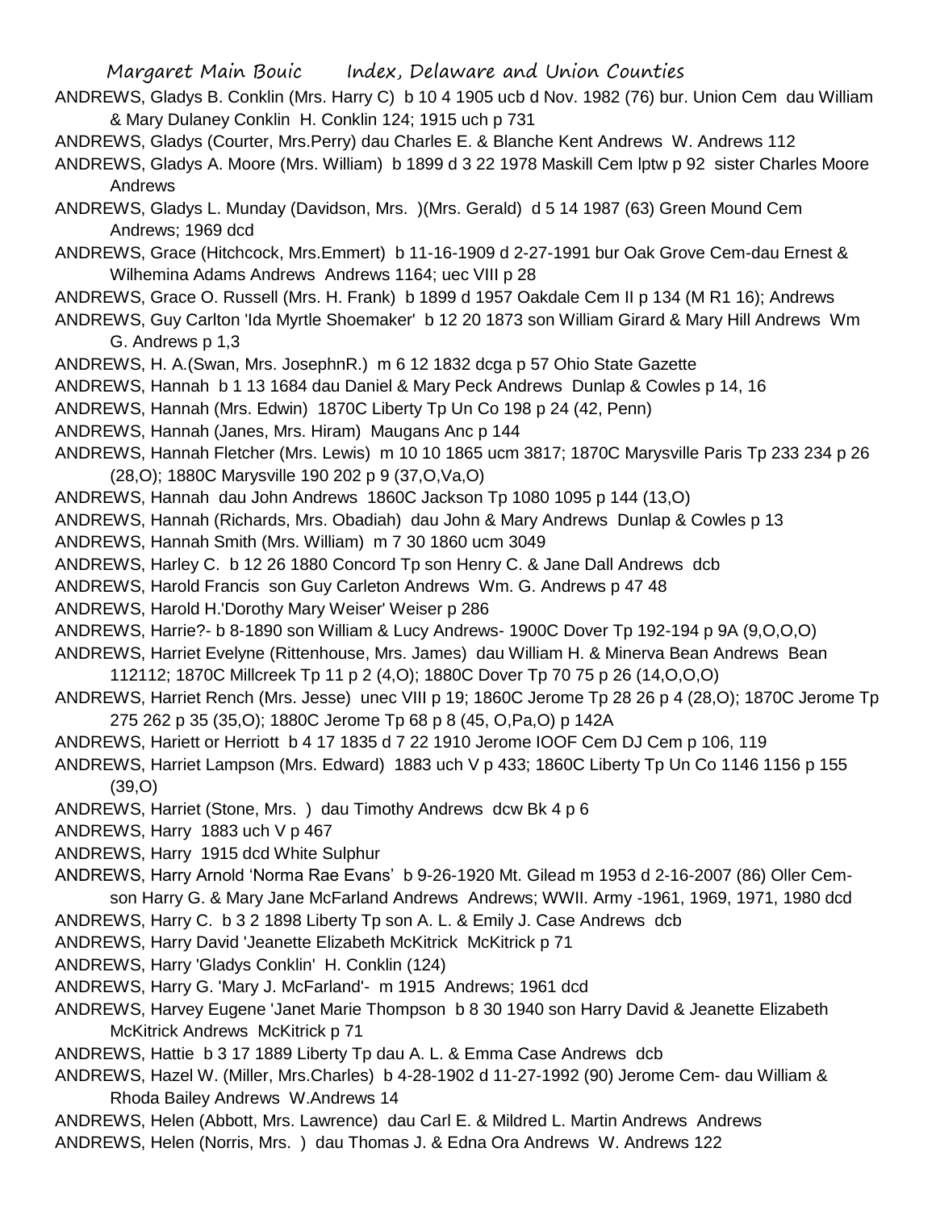ANDREWS, Gladys B. Conklin (Mrs. Harry C) b 10 4 1905 ucb d Nov. 1982 (76) bur. Union Cem dau William & Mary Dulaney Conklin H. Conklin 124; 1915 uch p 731

ANDREWS, Gladys (Courter, Mrs.Perry) dau Charles E. & Blanche Kent Andrews W. Andrews 112

ANDREWS, Gladys A. Moore (Mrs. William) b 1899 d 3 22 1978 Maskill Cem lptw p 92 sister Charles Moore Andrews

ANDREWS, Gladys L. Munday (Davidson, Mrs. )(Mrs. Gerald) d 5 14 1987 (63) Green Mound Cem Andrews; 1969 dcd

ANDREWS, Grace (Hitchcock, Mrs.Emmert) b 11-16-1909 d 2-27-1991 bur Oak Grove Cem-dau Ernest & Wilhemina Adams Andrews Andrews 1164; uec VIII p 28

ANDREWS, Grace O. Russell (Mrs. H. Frank) b 1899 d 1957 Oakdale Cem II p 134 (M R1 16); Andrews

ANDREWS, Guy Carlton 'Ida Myrtle Shoemaker' b 12 20 1873 son William Girard & Mary Hill Andrews Wm G. Andrews p 1,3

ANDREWS, H. A.(Swan, Mrs. JosephnR.) m 6 12 1832 dcga p 57 Ohio State Gazette

ANDREWS, Hannah b 1 13 1684 dau Daniel & Mary Peck Andrews Dunlap & Cowles p 14, 16

ANDREWS, Hannah (Mrs. Edwin) 1870C Liberty Tp Un Co 198 p 24 (42, Penn)

ANDREWS, Hannah (Janes, Mrs. Hiram) Maugans Anc p 144

ANDREWS, Hannah Fletcher (Mrs. Lewis) m 10 10 1865 ucm 3817; 1870C Marysville Paris Tp 233 234 p 26 (28,O); 1880C Marysville 190 202 p 9 (37,O,Va,O)

ANDREWS, Hannah dau John Andrews 1860C Jackson Tp 1080 1095 p 144 (13,O)

ANDREWS, Hannah (Richards, Mrs. Obadiah) dau John & Mary Andrews Dunlap & Cowles p 13

ANDREWS, Hannah Smith (Mrs. William) m 7 30 1860 ucm 3049

ANDREWS, Harley C. b 12 26 1880 Concord Tp son Henry C. & Jane Dall Andrews dcb

ANDREWS, Harold Francis son Guy Carleton Andrews Wm. G. Andrews p 47 48

ANDREWS, Harold H.'Dorothy Mary Weiser' Weiser p 286

ANDREWS, Harrie?- b 8-1890 son William & Lucy Andrews- 1900C Dover Tp 192-194 p 9A (9,O,O,O)

ANDREWS, Harriet Evelyne (Rittenhouse, Mrs. James) dau William H. & Minerva Bean Andrews Bean 112112; 1870C Millcreek Tp 11 p 2 (4,O); 1880C Dover Tp 70 75 p 26 (14,O,O,O)

ANDREWS, Harriet Rench (Mrs. Jesse) unec VIII p 19; 1860C Jerome Tp 28 26 p 4 (28,O); 1870C Jerome Tp 275 262 p 35 (35,O); 1880C Jerome Tp 68 p 8 (45, O,Pa,O) p 142A

ANDREWS, Hariett or Herriott b 4 17 1835 d 7 22 1910 Jerome IOOF Cem DJ Cem p 106, 119

ANDREWS, Harriet Lampson (Mrs. Edward) 1883 uch V p 433; 1860C Liberty Tp Un Co 1146 1156 p 155 (39,O)

ANDREWS, Harriet (Stone, Mrs. ) dau Timothy Andrews dcw Bk 4 p 6

ANDREWS, Harry 1883 uch V p 467

ANDREWS, Harry 1915 dcd White Sulphur

ANDREWS, Harry Arnold 'Norma Rae Evans' b 9-26-1920 Mt. Gilead m 1953 d 2-16-2007 (86) Oller Cem-son Harry G. & Mary Jane McFarland Andrews Andrews; WWII. Army -1961, 1969, 1971, 1980 dcd

ANDREWS, Harry C. b 3 2 1898 Liberty Tp son A. L. & Emily J. Case Andrews dcb

ANDREWS, Harry David 'Jeanette Elizabeth McKitrick McKitrick p 71

ANDREWS, Harry 'Gladys Conklin' H. Conklin (124)

ANDREWS, Harry G. 'Mary J. McFarland'- m 1915 Andrews; 1961 dcd

ANDREWS, Harvey Eugene 'Janet Marie Thompson b 8 30 1940 son Harry David & Jeanette Elizabeth McKitrick Andrews McKitrick p 71

ANDREWS, Hattie b 3 17 1889 Liberty Tp dau A. L. & Emma Case Andrews dcb

ANDREWS, Hazel W. (Miller, Mrs.Charles) b 4-28-1902 d 11-27-1992 (90) Jerome Cem- dau William & Rhoda Bailey Andrews W.Andrews 14

ANDREWS, Helen (Abbott, Mrs. Lawrence) dau Carl E. & Mildred L. Martin Andrews Andrews

ANDREWS, Helen (Norris, Mrs. ) dau Thomas J. & Edna Ora Andrews W. Andrews 122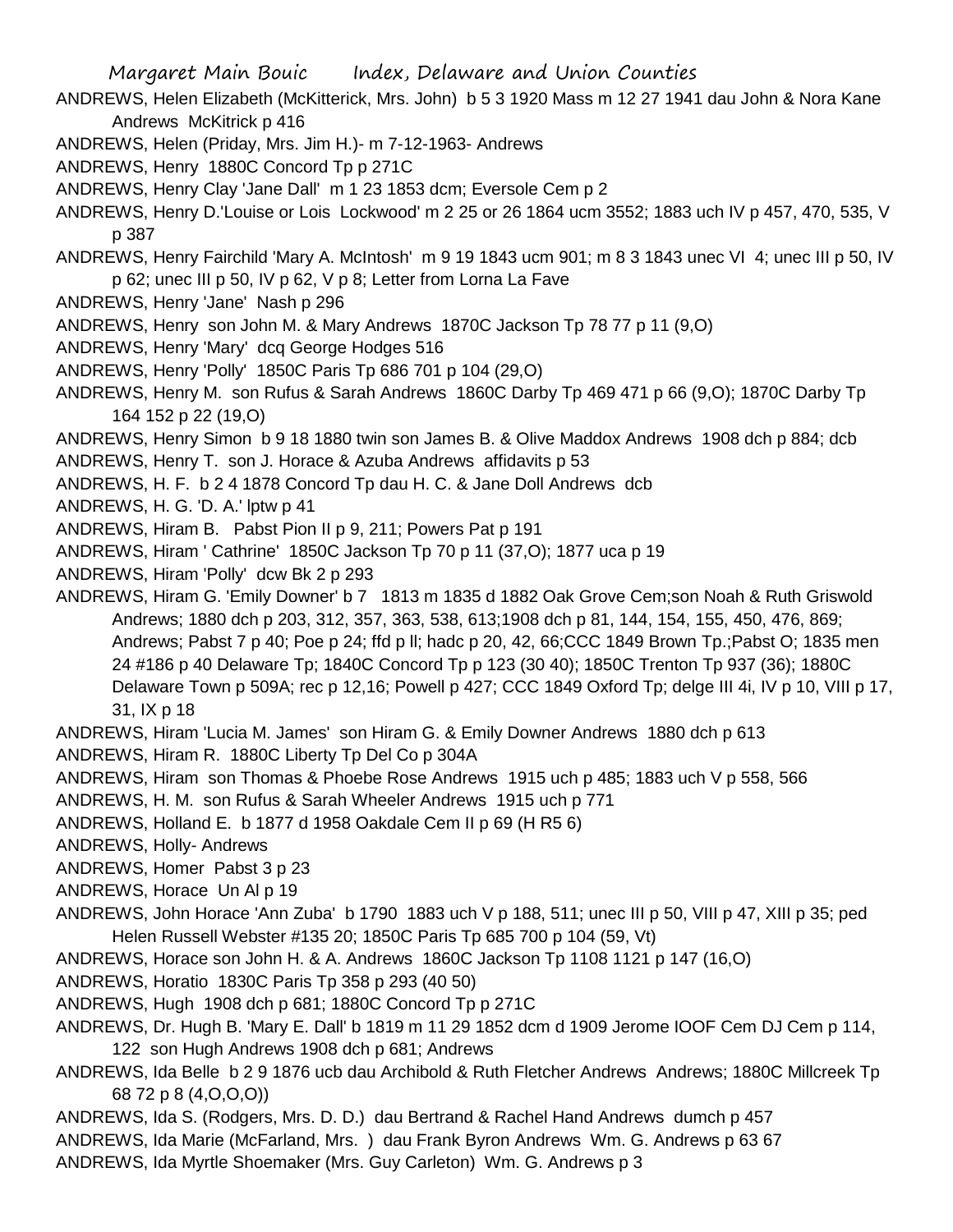ANDREWS, Helen Elizabeth (McKitterick, Mrs. John) b 5 3 1920 Mass m 12 27 1941 dau John & Nora Kane Andrews McKitrick p 416

ANDREWS, Helen (Priday, Mrs. Jim H.)- m 7-12-1963- Andrews

ANDREWS, Henry 1880C Concord Tp p 271C

ANDREWS, Henry Clay 'Jane Dall' m 1 23 1853 dcm; Eversole Cem p 2

ANDREWS, Henry D.'Louise or Lois Lockwood' m 2 25 or 26 1864 ucm 3552; 1883 uch IV p 457, 470, 535, V p 387

ANDREWS, Henry Fairchild 'Mary A. McIntosh' m 9 19 1843 ucm 901; m 8 3 1843 unec VI 4; unec III p 50, IV p 62; unec III p 50, IV p 62, V p 8; Letter from Lorna La Fave

ANDREWS, Henry 'Jane' Nash p 296

ANDREWS, Henry son John M. & Mary Andrews 1870C Jackson Tp 78 77 p 11 (9,O)

ANDREWS, Henry 'Mary' dcq George Hodges 516

ANDREWS, Henry 'Polly' 1850C Paris Tp 686 701 p 104 (29,O)

ANDREWS, Henry M. son Rufus & Sarah Andrews 1860C Darby Tp 469 471 p 66 (9,O); 1870C Darby Tp 164 152 p 22 (19,O)

ANDREWS, Henry Simon b 9 18 1880 twin son James B. & Olive Maddox Andrews 1908 dch p 884; dcb

ANDREWS, Henry T. son J. Horace & Azuba Andrews affidavits p 53

ANDREWS, H. F. b 2 4 1878 Concord Tp dau H. C. & Jane Doll Andrews dcb

ANDREWS, H. G. 'D. A.' lptw p 41

ANDREWS, Hiram B. Pabst Pion II p 9, 211; Powers Pat p 191

ANDREWS, Hiram ' Cathrine' 1850C Jackson Tp 70 p 11 (37,O); 1877 uca p 19

ANDREWS, Hiram 'Polly' dcw Bk 2 p 293

ANDREWS, Hiram G. 'Emily Downer' b 7 1813 m 1835 d 1882 Oak Grove Cem;son Noah & Ruth Griswold Andrews; 1880 dch p 203, 312, 357, 363, 538, 613;1908 dch p 81, 144, 154, 155, 450, 476, 869; Andrews; Pabst 7 p 40; Poe p 24; ffd p ll; hadc p 20, 42, 66;CCC 1849 Brown Tp.;Pabst O; 1835 men 24 #186 p 40 Delaware Tp; 1840C Concord Tp p 123 (30 40); 1850C Trenton Tp 937 (36); 1880C Delaware Town p 509A; rec p 12,16; Powell p 427; CCC 1849 Oxford Tp; delge III 4i, IV p 10, VIII p 17, 31, IX p 18

ANDREWS, Hiram 'Lucia M. James' son Hiram G. & Emily Downer Andrews 1880 dch p 613

ANDREWS, Hiram R. 1880C Liberty Tp Del Co p 304A

ANDREWS, Hiram son Thomas & Phoebe Rose Andrews 1915 uch p 485; 1883 uch V p 558, 566

ANDREWS, H. M. son Rufus & Sarah Wheeler Andrews 1915 uch p 771

ANDREWS, Holland E. b 1877 d 1958 Oakdale Cem II p 69 (H R5 6)

ANDREWS, Holly- Andrews

ANDREWS, Homer Pabst 3 p 23

ANDREWS, Horace Un Al p 19

ANDREWS, John Horace 'Ann Zuba' b 1790 1883 uch V p 188, 511; unec III p 50, VIII p 47, XIII p 35; ped Helen Russell Webster #135 20; 1850C Paris Tp 685 700 p 104 (59, Vt)

ANDREWS, Horace son John H. & A. Andrews 1860C Jackson Tp 1108 1121 p 147 (16,O)

ANDREWS, Horatio 1830C Paris Tp 358 p 293 (40 50)

ANDREWS, Hugh 1908 dch p 681; 1880C Concord Tp p 271C

ANDREWS, Dr. Hugh B. 'Mary E. Dall' b 1819 m 11 29 1852 dcm d 1909 Jerome IOOF Cem DJ Cem p 114, 122 son Hugh Andrews 1908 dch p 681; Andrews

ANDREWS, Ida Belle b 2 9 1876 ucb dau Archibold & Ruth Fletcher Andrews Andrews; 1880C Millcreek Tp 68 72 p 8 (4,O,O,O))

ANDREWS, Ida S. (Rodgers, Mrs. D. D.) dau Bertrand & Rachel Hand Andrews dumch p 457

ANDREWS, Ida Marie (McFarland, Mrs. ) dau Frank Byron Andrews Wm. G. Andrews p 63 67

ANDREWS, Ida Myrtle Shoemaker (Mrs. Guy Carleton) Wm. G. Andrews p 3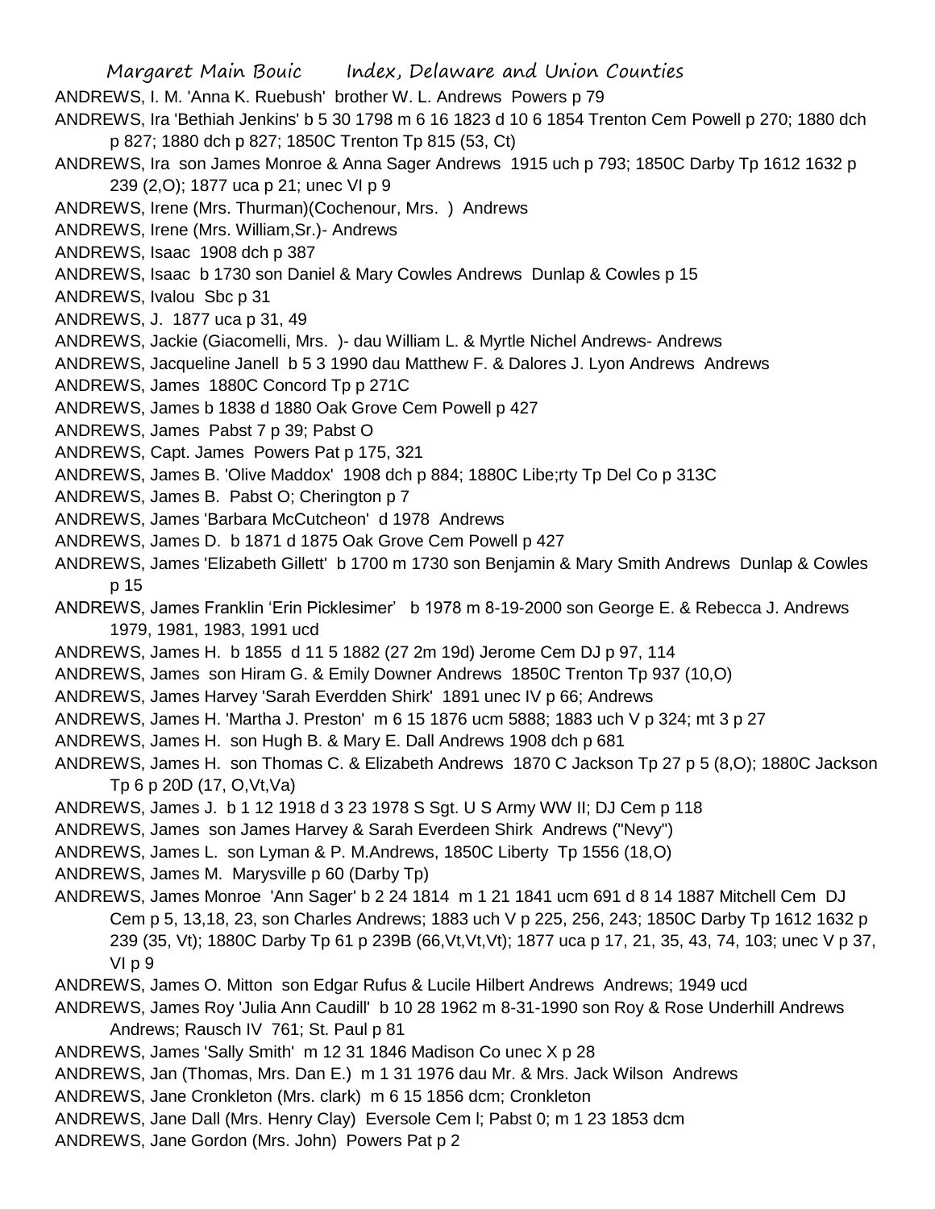ANDREWS, I. M. 'Anna K. Ruebush' brother W. L. Andrews Powers p 79

ANDREWS, Ira 'Bethiah Jenkins' b 5 30 1798 m 6 16 1823 d 10 6 1854 Trenton Cem Powell p 270; 1880 dch p 827; 1880 dch p 827; 1850C Trenton Tp 815 (53, Ct)

ANDREWS, Ira son James Monroe & Anna Sager Andrews 1915 uch p 793; 1850C Darby Tp 1612 1632 p 239 (2,O); 1877 uca p 21; unec VI p 9

ANDREWS, Irene (Mrs. Thurman)(Cochenour, Mrs. ) Andrews

ANDREWS, Irene (Mrs. William,Sr.)- Andrews

ANDREWS, Isaac 1908 dch p 387

ANDREWS, Isaac b 1730 son Daniel & Mary Cowles Andrews Dunlap & Cowles p 15

ANDREWS, Ivalou Sbc p 31

ANDREWS, J. 1877 uca p 31, 49

ANDREWS, Jackie (Giacomelli, Mrs. )- dau William L. & Myrtle Nichel Andrews- Andrews

ANDREWS, Jacqueline Janell b 5 3 1990 dau Matthew F. & Dalores J. Lyon Andrews Andrews

ANDREWS, James 1880C Concord Tp p 271C

ANDREWS, James b 1838 d 1880 Oak Grove Cem Powell p 427

ANDREWS, James Pabst 7 p 39; Pabst O

ANDREWS, Capt. James Powers Pat p 175, 321

ANDREWS, James B. 'Olive Maddox' 1908 dch p 884; 1880C Libe;rty Tp Del Co p 313C

ANDREWS, James B. Pabst O; Cherington p 7

ANDREWS, James 'Barbara McCutcheon' d 1978 Andrews

ANDREWS, James D. b 1871 d 1875 Oak Grove Cem Powell p 427

ANDREWS, James 'Elizabeth Gillett' b 1700 m 1730 son Benjamin & Mary Smith Andrews Dunlap & Cowles p 15

ANDREWS, James Franklin 'Erin Picklesimer' b 1978 m 8-19-2000 son George E. & Rebecca J. Andrews 1979, 1981, 1983, 1991 ucd

ANDREWS, James H. b 1855 d 11 5 1882 (27 2m 19d) Jerome Cem DJ p 97, 114

ANDREWS, James son Hiram G. & Emily Downer Andrews 1850C Trenton Tp 937 (10,O)

ANDREWS, James Harvey 'Sarah Everdden Shirk' 1891 unec IV p 66; Andrews

ANDREWS, James H. 'Martha J. Preston' m 6 15 1876 ucm 5888; 1883 uch V p 324; mt 3 p 27

ANDREWS, James H. son Hugh B. & Mary E. Dall Andrews 1908 dch p 681

ANDREWS, James H. son Thomas C. & Elizabeth Andrews 1870 C Jackson Tp 27 p 5 (8,O); 1880C Jackson Tp 6 p 20D (17, O,Vt,Va)

ANDREWS, James J. b 1 12 1918 d 3 23 1978 S Sgt. U S Army WW II; DJ Cem p 118

ANDREWS, James son James Harvey & Sarah Everdeen Shirk Andrews ("Nevy")

ANDREWS, James L. son Lyman & P. M.Andrews, 1850C Liberty Tp 1556 (18,O)

ANDREWS, James M. Marysville p 60 (Darby Tp)

ANDREWS, James Monroe 'Ann Sager' b 2 24 1814 m 1 21 1841 ucm 691 d 8 14 1887 Mitchell Cem DJ Cem p 5, 13,18, 23, son Charles Andrews; 1883 uch V p 225, 256, 243; 1850C Darby Tp 1612 1632 p 239 (35, Vt); 1880C Darby Tp 61 p 239B (66,Vt,Vt,Vt); 1877 uca p 17, 21, 35, 43, 74, 103; unec V p 37, VI p 9

ANDREWS, James O. Mitton son Edgar Rufus & Lucile Hilbert Andrews Andrews; 1949 ucd

ANDREWS, James Roy 'Julia Ann Caudill' b 10 28 1962 m 8-31-1990 son Roy & Rose Underhill Andrews Andrews; Rausch IV 761; St. Paul p 81

ANDREWS, James 'Sally Smith' m 12 31 1846 Madison Co unec X p 28

ANDREWS, Jan (Thomas, Mrs. Dan E.) m 1 31 1976 dau Mr. & Mrs. Jack Wilson Andrews

ANDREWS, Jane Cronkleton (Mrs. clark) m 6 15 1856 dcm; Cronkleton

ANDREWS, Jane Dall (Mrs. Henry Clay) Eversole Cem l; Pabst 0; m 1 23 1853 dcm

ANDREWS, Jane Gordon (Mrs. John) Powers Pat p 2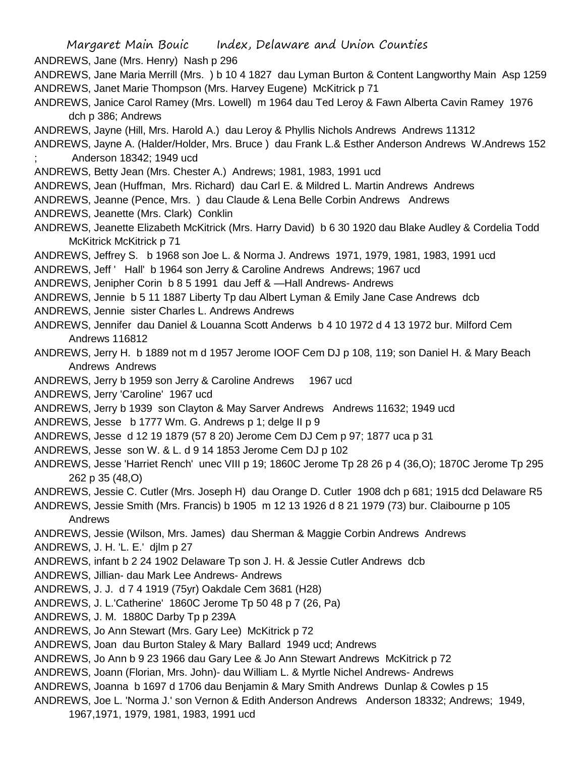ANDREWS, Jane (Mrs. Henry) Nash p 296

ANDREWS, Jane Maria Merrill (Mrs. ) b 10 4 1827 dau Lyman Burton & Content Langworthy Main Asp 1259

ANDREWS, Janet Marie Thompson (Mrs. Harvey Eugene) McKitrick p 71

ANDREWS, Janice Carol Ramey (Mrs. Lowell) m 1964 dau Ted Leroy & Fawn Alberta Cavin Ramey 1976 dch p 386; Andrews

ANDREWS, Jayne (Hill, Mrs. Harold A.) dau Leroy & Phyllis Nichols Andrews Andrews 11312

ANDREWS, Jayne A. (Halder/Holder, Mrs. Bruce ) dau Frank L.& Esther Anderson Andrews W.Andrews 152 ; Anderson 18342; 1949 ucd

ANDREWS, Betty Jean (Mrs. Chester A.) Andrews; 1981, 1983, 1991 ucd

ANDREWS, Jean (Huffman, Mrs. Richard) dau Carl E. & Mildred L. Martin Andrews Andrews

ANDREWS, Jeanne (Pence, Mrs. ) dau Claude & Lena Belle Corbin Andrews Andrews

ANDREWS, Jeanette (Mrs. Clark) Conklin

ANDREWS, Jeanette Elizabeth McKitrick (Mrs. Harry David) b 6 30 1920 dau Blake Audley & Cordelia Todd McKitrick McKitrick p 71

ANDREWS, Jeffrey S. b 1968 son Joe L. & Norma J. Andrews 1971, 1979, 1981, 1983, 1991 ucd

ANDREWS, Jeff ' Hall' b 1964 son Jerry & Caroline Andrews Andrews; 1967 ucd

ANDREWS, Jenipher Corin b 8 5 1991 dau Jeff & —Hall Andrews- Andrews

ANDREWS, Jennie b 5 11 1887 Liberty Tp dau Albert Lyman & Emily Jane Case Andrews dcb

ANDREWS, Jennie sister Charles L. Andrews Andrews

ANDREWS, Jennifer dau Daniel & Louanna Scott Anderws b 4 10 1972 d 4 13 1972 bur. Milford Cem Andrews 116812

ANDREWS, Jerry H. b 1889 not m d 1957 Jerome IOOF Cem DJ p 108, 119; son Daniel H. & Mary Beach Andrews Andrews

ANDREWS, Jerry b 1959 son Jerry & Caroline Andrews 1967 ucd

ANDREWS, Jerry 'Caroline' 1967 ucd

ANDREWS, Jerry b 1939 son Clayton & May Sarver Andrews Andrews 11632; 1949 ucd

ANDREWS, Jesse b 1777 Wm. G. Andrews p 1; delge II p 9

ANDREWS, Jesse d 12 19 1879 (57 8 20) Jerome Cem DJ Cem p 97; 1877 uca p 31

ANDREWS, Jesse son W. & L. d 9 14 1853 Jerome Cem DJ p 102

ANDREWS, Jesse 'Harriet Rench' unec VIII p 19; 1860C Jerome Tp 28 26 p 4 (36,O); 1870C Jerome Tp 295 262 p 35 (48,O)

ANDREWS, Jessie C. Cutler (Mrs. Joseph H) dau Orange D. Cutler 1908 dch p 681; 1915 dcd Delaware R5

ANDREWS, Jessie Smith (Mrs. Francis) b 1905 m 12 13 1926 d 8 21 1979 (73) bur. Claibourne p 105 Andrews

ANDREWS, Jessie (Wilson, Mrs. James) dau Sherman & Maggie Corbin Andrews Andrews

ANDREWS, J. H. 'L. E.' djlm p 27

ANDREWS, infant b 2 24 1902 Delaware Tp son J. H. & Jessie Cutler Andrews dcb

ANDREWS, Jillian- dau Mark Lee Andrews- Andrews

ANDREWS, J. J. d 7 4 1919 (75yr) Oakdale Cem 3681 (H28)

ANDREWS, J. L.'Catherine' 1860C Jerome Tp 50 48 p 7 (26, Pa)

ANDREWS, J. M. 1880C Darby Tp p 239A

ANDREWS, Jo Ann Stewart (Mrs. Gary Lee) McKitrick p 72

ANDREWS, Joan dau Burton Staley & Mary Ballard 1949 ucd; Andrews

ANDREWS, Jo Ann b 9 23 1966 dau Gary Lee & Jo Ann Stewart Andrews McKitrick p 72

ANDREWS, Joann (Florian, Mrs. John)- dau William L. & Myrtle Nichel Andrews- Andrews

ANDREWS, Joanna b 1697 d 1706 dau Benjamin & Mary Smith Andrews Dunlap & Cowles p 15

ANDREWS, Joe L. 'Norma J.' son Vernon & Edith Anderson Andrews Anderson 18332; Andrews; 1949, 1967,1971, 1979, 1981, 1983, 1991 ucd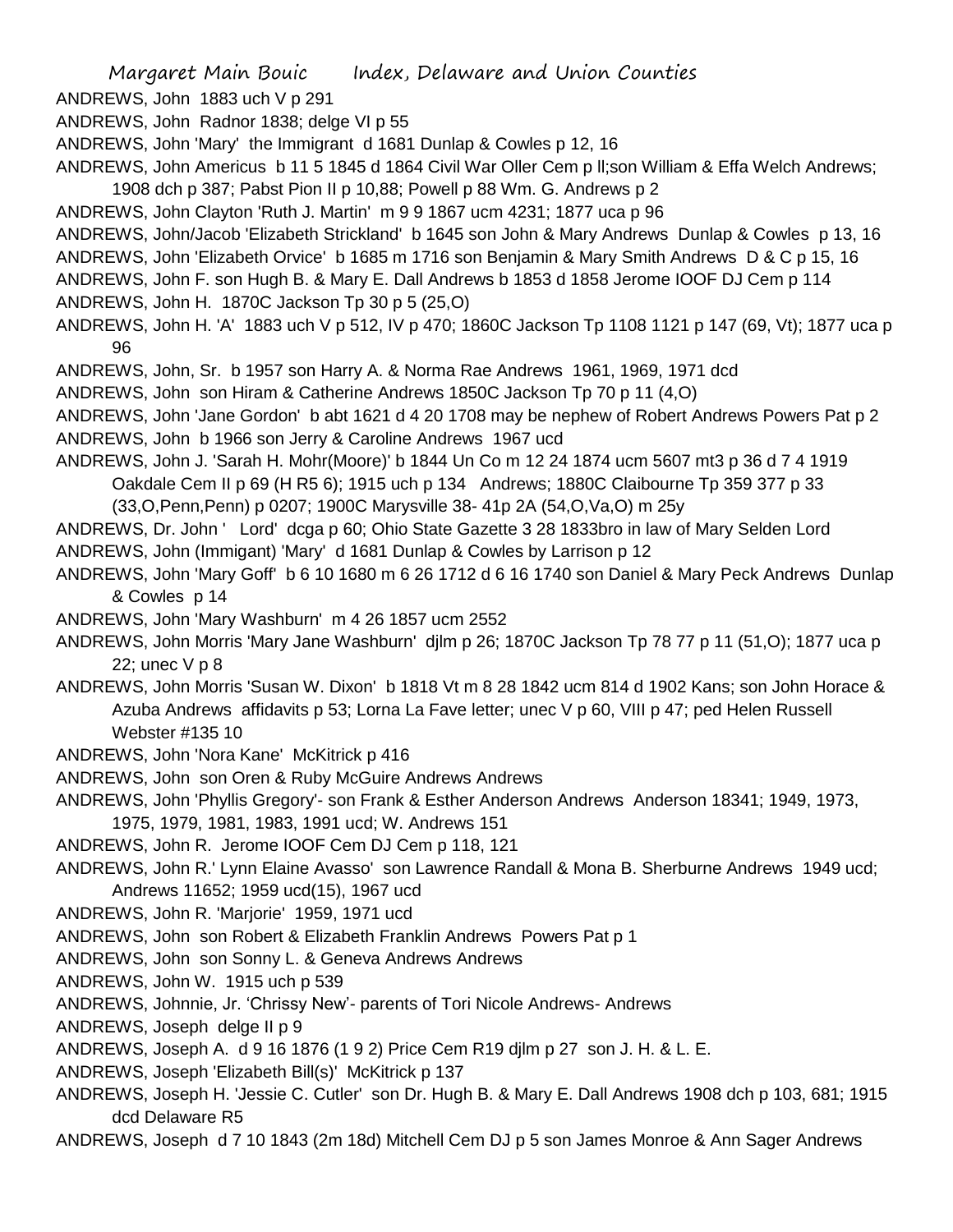ANDREWS, John 1883 uch V p 291

ANDREWS, John Radnor 1838; delge VI p 55

ANDREWS, John 'Mary' the Immigrant d 1681 Dunlap & Cowles p 12, 16

ANDREWS, John Americus b 11 5 1845 d 1864 Civil War Oller Cem p ll;son William & Effa Welch Andrews; 1908 dch p 387; Pabst Pion II p 10,88; Powell p 88 Wm. G. Andrews p 2

ANDREWS, John Clayton 'Ruth J. Martin' m 9 9 1867 ucm 4231; 1877 uca p 96

ANDREWS, John/Jacob 'Elizabeth Strickland' b 1645 son John & Mary Andrews Dunlap & Cowles p 13, 16

ANDREWS, John 'Elizabeth Orvice' b 1685 m 1716 son Benjamin & Mary Smith Andrews D & C p 15, 16

ANDREWS, John F. son Hugh B. & Mary E. Dall Andrews b 1853 d 1858 Jerome IOOF DJ Cem p 114

ANDREWS, John H. 1870C Jackson Tp 30 p 5 (25,O)

ANDREWS, John H. 'A' 1883 uch V p 512, IV p 470; 1860C Jackson Tp 1108 1121 p 147 (69, Vt); 1877 uca p 96

ANDREWS, John, Sr. b 1957 son Harry A. & Norma Rae Andrews 1961, 1969, 1971 dcd

ANDREWS, John son Hiram & Catherine Andrews 1850C Jackson Tp 70 p 11 (4,O)

ANDREWS, John 'Jane Gordon' b abt 1621 d 4 20 1708 may be nephew of Robert Andrews Powers Pat p 2

ANDREWS, John b 1966 son Jerry & Caroline Andrews 1967 ucd

ANDREWS, John J. 'Sarah H. Mohr(Moore)' b 1844 Un Co m 12 24 1874 ucm 5607 mt3 p 36 d 7 4 1919 Oakdale Cem II p 69 (H R5 6); 1915 uch p 134 Andrews; 1880C Claibourne Tp 359 377 p 33 (33,O,Penn,Penn) p 0207; 1900C Marysville 38- 41p 2A (54,O,Va,O) m 25y

ANDREWS, Dr. John ' Lord' dcga p 60; Ohio State Gazette 3 28 1833bro in law of Mary Selden Lord

ANDREWS, John (Immigant) 'Mary' d 1681 Dunlap & Cowles by Larrison p 12

ANDREWS, John 'Mary Goff' b 6 10 1680 m 6 26 1712 d 6 16 1740 son Daniel & Mary Peck Andrews Dunlap & Cowles p 14

ANDREWS, John 'Mary Washburn' m 4 26 1857 ucm 2552

ANDREWS, John Morris 'Mary Jane Washburn' djlm p 26; 1870C Jackson Tp 78 77 p 11 (51,O); 1877 uca p 22; unec V p 8

ANDREWS, John Morris 'Susan W. Dixon' b 1818 Vt m 8 28 1842 ucm 814 d 1902 Kans; son John Horace & Azuba Andrews affidavits p 53; Lorna La Fave letter; unec V p 60, VIII p 47; ped Helen Russell Webster #135 10

ANDREWS, John 'Nora Kane' McKitrick p 416

ANDREWS, John son Oren & Ruby McGuire Andrews Andrews

ANDREWS, John 'Phyllis Gregory'- son Frank & Esther Anderson Andrews Anderson 18341; 1949, 1973, 1975, 1979, 1981, 1983, 1991 ucd; W. Andrews 151

ANDREWS, John R. Jerome IOOF Cem DJ Cem p 118, 121

ANDREWS, John R.' Lynn Elaine Avasso' son Lawrence Randall & Mona B. Sherburne Andrews 1949 ucd; Andrews 11652; 1959 ucd(15), 1967 ucd

ANDREWS, John R. 'Marjorie' 1959, 1971 ucd

ANDREWS, John son Robert & Elizabeth Franklin Andrews Powers Pat p 1

ANDREWS, John son Sonny L. & Geneva Andrews Andrews

ANDREWS, John W. 1915 uch p 539

ANDREWS, Johnnie, Jr. 'Chrissy New'- parents of Tori Nicole Andrews- Andrews

ANDREWS, Joseph delge II p 9

ANDREWS, Joseph A. d 9 16 1876 (1 9 2) Price Cem R19 djlm p 27 son J. H. & L. E.

ANDREWS, Joseph 'Elizabeth Bill(s)' McKitrick p 137

ANDREWS, Joseph H. 'Jessie C. Cutler' son Dr. Hugh B. & Mary E. Dall Andrews 1908 dch p 103, 681; 1915 dcd Delaware R5

ANDREWS, Joseph d 7 10 1843 (2m 18d) Mitchell Cem DJ p 5 son James Monroe & Ann Sager Andrews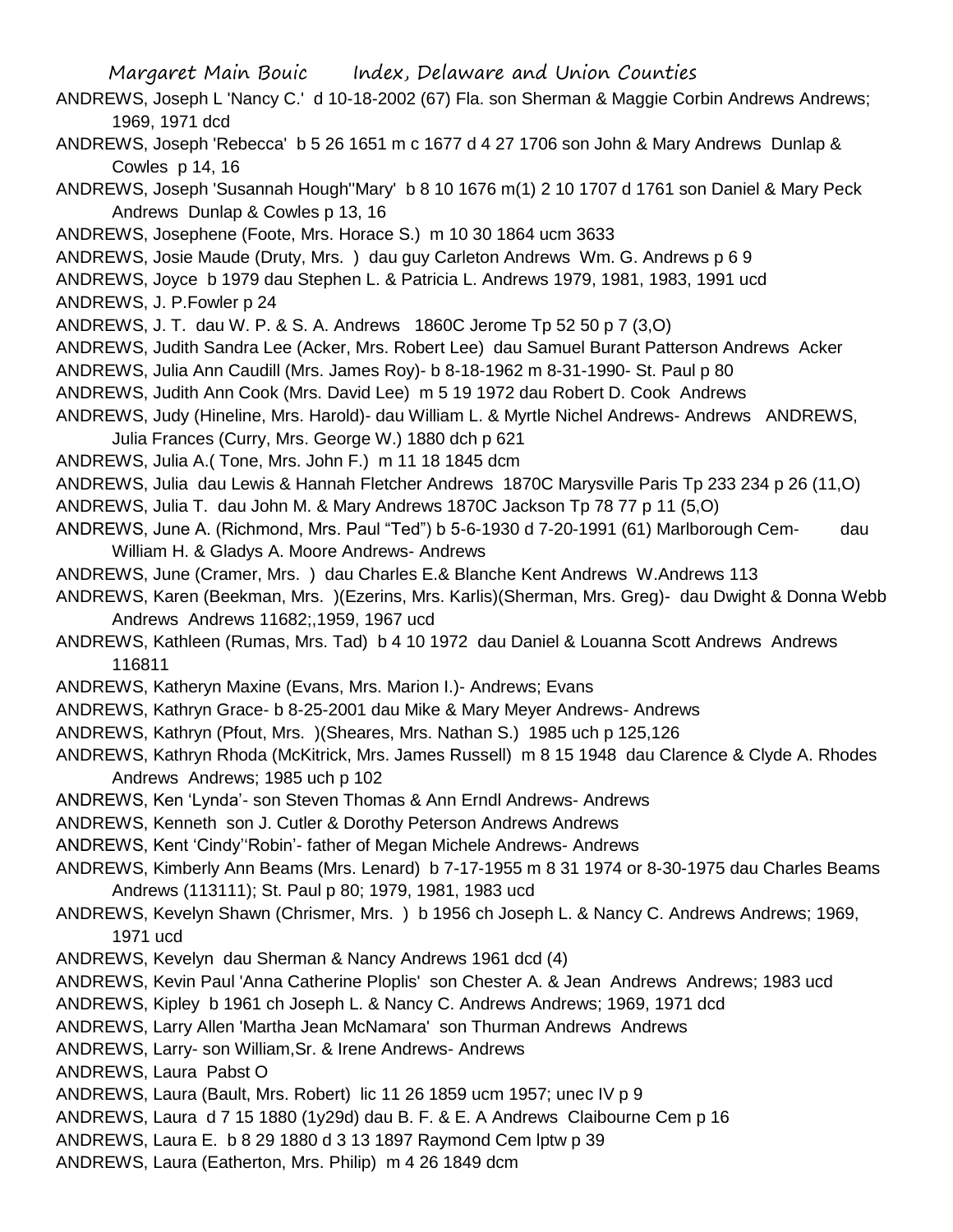ANDREWS, Joseph L 'Nancy C.' d 10-18-2002 (67) Fla. son Sherman & Maggie Corbin Andrews Andrews; 1969, 1971 dcd

ANDREWS, Joseph 'Rebecca' b 5 26 1651 m c 1677 d 4 27 1706 son John & Mary Andrews Dunlap & Cowles p 14, 16

ANDREWS, Joseph 'Susannah Hough''Mary' b 8 10 1676 m(1) 2 10 1707 d 1761 son Daniel & Mary Peck Andrews Dunlap & Cowles p 13, 16

ANDREWS, Josephene (Foote, Mrs. Horace S.) m 10 30 1864 ucm 3633

ANDREWS, Josie Maude (Druty, Mrs. ) dau guy Carleton Andrews Wm. G. Andrews p 6 9

ANDREWS, Joyce b 1979 dau Stephen L. & Patricia L. Andrews 1979, 1981, 1983, 1991 ucd

ANDREWS, J. P.Fowler p 24

ANDREWS, J. T. dau W. P. & S. A. Andrews 1860C Jerome Tp 52 50 p 7 (3,O)

ANDREWS, Judith Sandra Lee (Acker, Mrs. Robert Lee) dau Samuel Burant Patterson Andrews Acker

ANDREWS, Julia Ann Caudill (Mrs. James Roy)- b 8-18-1962 m 8-31-1990- St. Paul p 80

ANDREWS, Judith Ann Cook (Mrs. David Lee) m 5 19 1972 dau Robert D. Cook Andrews

ANDREWS, Judy (Hineline, Mrs. Harold)- dau William L. & Myrtle Nichel Andrews- Andrews ANDREWS, Julia Frances (Curry, Mrs. George W.) 1880 dch p 621

ANDREWS, Julia A.( Tone, Mrs. John F.) m 11 18 1845 dcm

ANDREWS, Julia dau Lewis & Hannah Fletcher Andrews 1870C Marysville Paris Tp 233 234 p 26 (11,O)

ANDREWS, Julia T. dau John M. & Mary Andrews 1870C Jackson Tp 78 77 p 11 (5,O)

ANDREWS, June A. (Richmond, Mrs. Paul "Ted") b 5-6-1930 d 7-20-1991 (61) Marlborough Cem- dau William H. & Gladys A. Moore Andrews- Andrews

ANDREWS, June (Cramer, Mrs. ) dau Charles E.& Blanche Kent Andrews W.Andrews 113

ANDREWS, Karen (Beekman, Mrs. )(Ezerins, Mrs. Karlis)(Sherman, Mrs. Greg)- dau Dwight & Donna Webb Andrews Andrews 11682;,1959, 1967 ucd

ANDREWS, Kathleen (Rumas, Mrs. Tad) b 4 10 1972 dau Daniel & Louanna Scott Andrews Andrews 116811

ANDREWS, Katheryn Maxine (Evans, Mrs. Marion I.)- Andrews; Evans

ANDREWS, Kathryn Grace- b 8-25-2001 dau Mike & Mary Meyer Andrews- Andrews

ANDREWS, Kathryn (Pfout, Mrs. )(Sheares, Mrs. Nathan S.) 1985 uch p 125,126

ANDREWS, Kathryn Rhoda (McKitrick, Mrs. James Russell) m 8 15 1948 dau Clarence & Clyde A. Rhodes Andrews Andrews; 1985 uch p 102

ANDREWS, Ken 'Lynda'- son Steven Thomas & Ann Erndl Andrews- Andrews

ANDREWS, Kenneth son J. Cutler & Dorothy Peterson Andrews Andrews

ANDREWS, Kent 'Cindy''Robin'- father of Megan Michele Andrews- Andrews

ANDREWS, Kimberly Ann Beams (Mrs. Lenard) b 7-17-1955 m 8 31 1974 or 8-30-1975 dau Charles Beams Andrews (113111); St. Paul p 80; 1979, 1981, 1983 ucd

ANDREWS, Kevelyn Shawn (Chrismer, Mrs. ) b 1956 ch Joseph L. & Nancy C. Andrews Andrews; 1969, 1971 ucd

ANDREWS, Kevelyn dau Sherman & Nancy Andrews 1961 dcd (4)

ANDREWS, Kevin Paul 'Anna Catherine Ploplis' son Chester A. & Jean Andrews Andrews; 1983 ucd

ANDREWS, Kipley b 1961 ch Joseph L. & Nancy C. Andrews Andrews; 1969, 1971 dcd

ANDREWS, Larry Allen 'Martha Jean McNamara' son Thurman Andrews Andrews

ANDREWS, Larry- son William,Sr. & Irene Andrews- Andrews

ANDREWS, Laura Pabst O

ANDREWS, Laura (Bault, Mrs. Robert) lic 11 26 1859 ucm 1957; unec IV p 9

ANDREWS, Laura d 7 15 1880 (1y29d) dau B. F. & E. A Andrews Claibourne Cem p 16

ANDREWS, Laura E. b 8 29 1880 d 3 13 1897 Raymond Cem lptw p 39

ANDREWS, Laura (Eatherton, Mrs. Philip) m 4 26 1849 dcm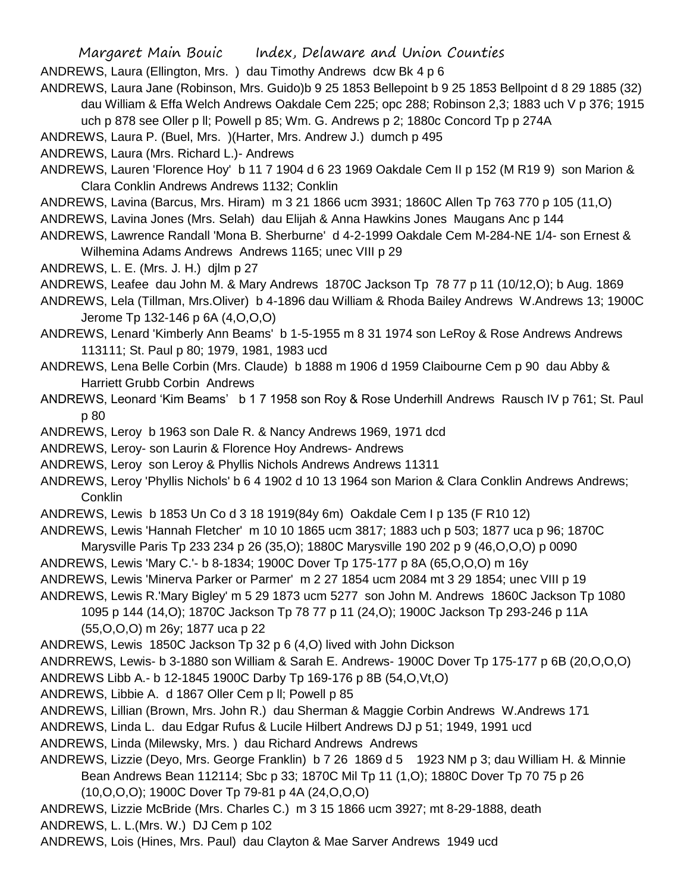ANDREWS, Laura (Ellington, Mrs. ) dau Timothy Andrews dcw Bk 4 p 6

ANDREWS, Laura Jane (Robinson, Mrs. Guido)b 9 25 1853 Bellepoint b 9 25 1853 Bellpoint d 8 29 1885 (32) dau William & Effa Welch Andrews Oakdale Cem 225; opc 288; Robinson 2,3; 1883 uch V p 376; 1915 uch p 878 see Oller p ll; Powell p 85; Wm. G. Andrews p 2; 1880c Concord Tp p 274A

ANDREWS, Laura P. (Buel, Mrs. )(Harter, Mrs. Andrew J.) dumch p 495

ANDREWS, Laura (Mrs. Richard L.)- Andrews

ANDREWS, Lauren 'Florence Hoy' b 11 7 1904 d 6 23 1969 Oakdale Cem II p 152 (M R19 9) son Marion & Clara Conklin Andrews Andrews 1132; Conklin

ANDREWS, Lavina (Barcus, Mrs. Hiram) m 3 21 1866 ucm 3931; 1860C Allen Tp 763 770 p 105 (11,O)

ANDREWS, Lavina Jones (Mrs. Selah) dau Elijah & Anna Hawkins Jones Maugans Anc p 144

ANDREWS, Lawrence Randall 'Mona B. Sherburne' d 4-2-1999 Oakdale Cem M-284-NE 1/4- son Ernest & Wilhemina Adams Andrews Andrews 1165; unec VIII p 29

ANDREWS, L. E. (Mrs. J. H.) djlm p 27

ANDREWS, Leafee dau John M. & Mary Andrews 1870C Jackson Tp 78 77 p 11 (10/12,O); b Aug. 1869

ANDREWS, Lela (Tillman, Mrs.Oliver) b 4-1896 dau William & Rhoda Bailey Andrews W.Andrews 13; 1900C Jerome Tp 132-146 p 6A (4,O,O,O)

ANDREWS, Lenard 'Kimberly Ann Beams' b 1-5-1955 m 8 31 1974 son LeRoy & Rose Andrews Andrews 113111; St. Paul p 80; 1979, 1981, 1983 ucd

ANDREWS, Lena Belle Corbin (Mrs. Claude) b 1888 m 1906 d 1959 Claibourne Cem p 90 dau Abby & Harriett Grubb Corbin Andrews

ANDREWS, Leonard 'Kim Beams' b 1 7 1958 son Roy & Rose Underhill Andrews Rausch IV p 761; St. Paul p 80

ANDREWS, Leroy b 1963 son Dale R. & Nancy Andrews 1969, 1971 dcd

ANDREWS, Leroy- son Laurin & Florence Hoy Andrews- Andrews

ANDREWS, Leroy son Leroy & Phyllis Nichols Andrews Andrews 11311

ANDREWS, Leroy 'Phyllis Nichols' b 6 4 1902 d 10 13 1964 son Marion & Clara Conklin Andrews Andrews; Conklin

ANDREWS, Lewis b 1853 Un Co d 3 18 1919(84y 6m) Oakdale Cem I p 135 (F R10 12)

ANDREWS, Lewis 'Hannah Fletcher' m 10 10 1865 ucm 3817; 1883 uch p 503; 1877 uca p 96; 1870C Marysville Paris Tp 233 234 p 26 (35,O); 1880C Marysville 190 202 p 9 (46,O,O,O) p 0090

ANDREWS, Lewis 'Mary C.'- b 8-1834; 1900C Dover Tp 175-177 p 8A (65,O,O,O) m 16y

ANDREWS, Lewis 'Minerva Parker or Parmer' m 2 27 1854 ucm 2084 mt 3 29 1854; unec VIII p 19

ANDREWS, Lewis R.'Mary Bigley' m 5 29 1873 ucm 5277 son John M. Andrews 1860C Jackson Tp 1080 1095 p 144 (14,O); 1870C Jackson Tp 78 77 p 11 (24,O); 1900C Jackson Tp 293-246 p 11A (55,O,O,O) m 26y; 1877 uca p 22

ANDREWS, Lewis 1850C Jackson Tp 32 p 6 (4,O) lived with John Dickson

ANDRREWS, Lewis- b 3-1880 son William & Sarah E. Andrews- 1900C Dover Tp 175-177 p 6B (20,O,O,O)

ANDREWS Libb A.- b 12-1845 1900C Darby Tp 169-176 p 8B (54,O,Vt,O)

ANDREWS, Libbie A. d 1867 Oller Cem p ll; Powell p 85

ANDREWS, Lillian (Brown, Mrs. John R.) dau Sherman & Maggie Corbin Andrews W.Andrews 171

ANDREWS, Linda L. dau Edgar Rufus & Lucile Hilbert Andrews DJ p 51; 1949, 1991 ucd

ANDREWS, Linda (Milewsky, Mrs. ) dau Richard Andrews Andrews

ANDREWS, Lizzie (Deyo, Mrs. George Franklin) b 7 26 1869 d 5 1923 NM p 3; dau William H. & Minnie Bean Andrews Bean 112114; Sbc p 33; 1870C Mil Tp 11 (1,O); 1880C Dover Tp 70 75 p 26 (10,O,O,O); 1900C Dover Tp 79-81 p 4A (24,O,O,O)

ANDREWS, Lizzie McBride (Mrs. Charles C.) m 3 15 1866 ucm 3927; mt 8-29-1888, death

ANDREWS, L. L.(Mrs. W.) DJ Cem p 102

ANDREWS, Lois (Hines, Mrs. Paul) dau Clayton & Mae Sarver Andrews 1949 ucd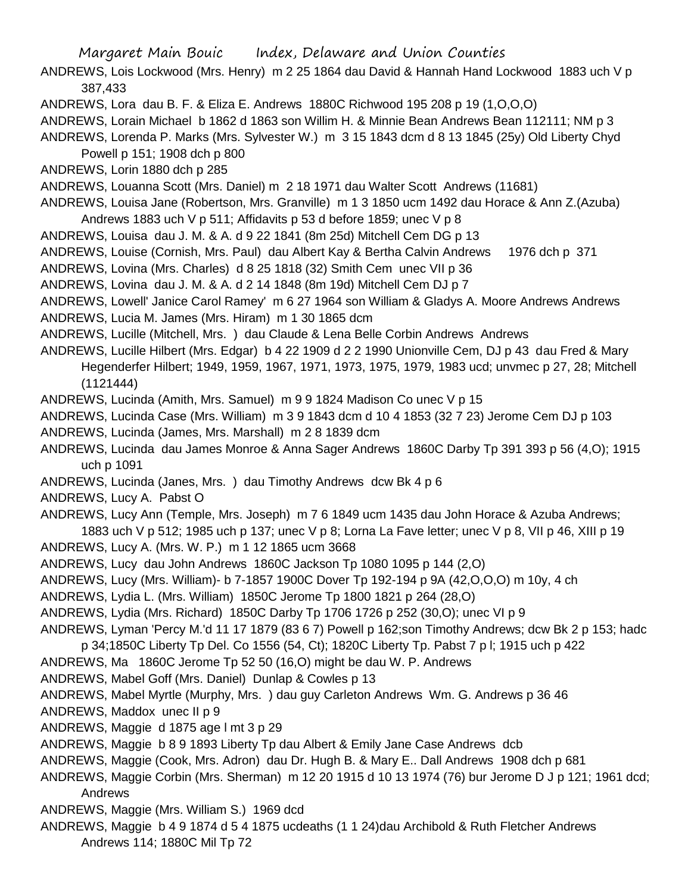ANDREWS, Lois Lockwood (Mrs. Henry) m 2 25 1864 dau David & Hannah Hand Lockwood 1883 uch V p 387,433

ANDREWS, Lora dau B. F. & Eliza E. Andrews 1880C Richwood 195 208 p 19 (1,O,O,O)

ANDREWS, Lorain Michael b 1862 d 1863 son Willim H. & Minnie Bean Andrews Bean 112111; NM p 3

ANDREWS, Lorenda P. Marks (Mrs. Sylvester W.) m 3 15 1843 dcm d 8 13 1845 (25y) Old Liberty Chyd Powell p 151; 1908 dch p 800

ANDREWS, Lorin 1880 dch p 285

ANDREWS, Louanna Scott (Mrs. Daniel) m 2 18 1971 dau Walter Scott Andrews (11681)

ANDREWS, Louisa Jane (Robertson, Mrs. Granville) m 1 3 1850 ucm 1492 dau Horace & Ann Z.(Azuba) Andrews 1883 uch V p 511; Affidavits p 53 d before 1859; unec V p 8

ANDREWS, Louisa dau J. M. & A. d 9 22 1841 (8m 25d) Mitchell Cem DG p 13

ANDREWS, Louise (Cornish, Mrs. Paul) dau Albert Kay & Bertha Calvin Andrews 1976 dch p 371

ANDREWS, Lovina (Mrs. Charles) d 8 25 1818 (32) Smith Cem unec VII p 36

ANDREWS, Lovina dau J. M. & A. d 2 14 1848 (8m 19d) Mitchell Cem DJ p 7

ANDREWS, Lowell' Janice Carol Ramey' m 6 27 1964 son William & Gladys A. Moore Andrews Andrews

ANDREWS, Lucia M. James (Mrs. Hiram) m 1 30 1865 dcm

ANDREWS, Lucille (Mitchell, Mrs. ) dau Claude & Lena Belle Corbin Andrews Andrews

ANDREWS, Lucille Hilbert (Mrs. Edgar) b 4 22 1909 d 2 2 1990 Unionville Cem, DJ p 43 dau Fred & Mary Hegenderfer Hilbert; 1949, 1959, 1967, 1971, 1973, 1975, 1979, 1983 ucd; unvmec p 27, 28; Mitchell (1121444)

ANDREWS, Lucinda (Amith, Mrs. Samuel) m 9 9 1824 Madison Co unec V p 15

ANDREWS, Lucinda Case (Mrs. William) m 3 9 1843 dcm d 10 4 1853 (32 7 23) Jerome Cem DJ p 103

ANDREWS, Lucinda (James, Mrs. Marshall) m 2 8 1839 dcm

ANDREWS, Lucinda dau James Monroe & Anna Sager Andrews 1860C Darby Tp 391 393 p 56 (4,O); 1915 uch p 1091

ANDREWS, Lucinda (Janes, Mrs. ) dau Timothy Andrews dcw Bk 4 p 6

ANDREWS, Lucy A. Pabst O

ANDREWS, Lucy Ann (Temple, Mrs. Joseph) m 7 6 1849 ucm 1435 dau John Horace & Azuba Andrews; 1883 uch V p 512; 1985 uch p 137; unec V p 8; Lorna La Fave letter; unec V p 8, VII p 46, XIII p 19

ANDREWS, Lucy A. (Mrs. W. P.) m 1 12 1865 ucm 3668

ANDREWS, Lucy dau John Andrews 1860C Jackson Tp 1080 1095 p 144 (2,O)

ANDREWS, Lucy (Mrs. William)- b 7-1857 1900C Dover Tp 192-194 p 9A (42,O,O,O) m 10y, 4 ch

ANDREWS, Lydia L. (Mrs. William) 1850C Jerome Tp 1800 1821 p 264 (28,O)

ANDREWS, Lydia (Mrs. Richard) 1850C Darby Tp 1706 1726 p 252 (30,O); unec VI p 9

ANDREWS, Lyman 'Percy M.'d 11 17 1879 (83 6 7) Powell p 162;son Timothy Andrews; dcw Bk 2 p 153; hadc p 34;1850C Liberty Tp Del. Co 1556 (54, Ct); 1820C Liberty Tp. Pabst 7 p l; 1915 uch p 422

ANDREWS, Ma 1860C Jerome Tp 52 50 (16,O) might be dau W. P. Andrews

ANDREWS, Mabel Goff (Mrs. Daniel) Dunlap & Cowles p 13

ANDREWS, Mabel Myrtle (Murphy, Mrs. ) dau guy Carleton Andrews Wm. G. Andrews p 36 46

ANDREWS, Maddox unec II p 9

ANDREWS, Maggie d 1875 age l mt 3 p 29

ANDREWS, Maggie b 8 9 1893 Liberty Tp dau Albert & Emily Jane Case Andrews dcb

ANDREWS, Maggie (Cook, Mrs. Adron) dau Dr. Hugh B. & Mary E.. Dall Andrews 1908 dch p 681

ANDREWS, Maggie Corbin (Mrs. Sherman) m 12 20 1915 d 10 13 1974 (76) bur Jerome D J p 121; 1961 dcd; Andrews

ANDREWS, Maggie (Mrs. William S.) 1969 dcd

ANDREWS, Maggie b 4 9 1874 d 5 4 1875 ucdeaths (1 1 24)dau Archibold & Ruth Fletcher Andrews Andrews 114; 1880C Mil Tp 72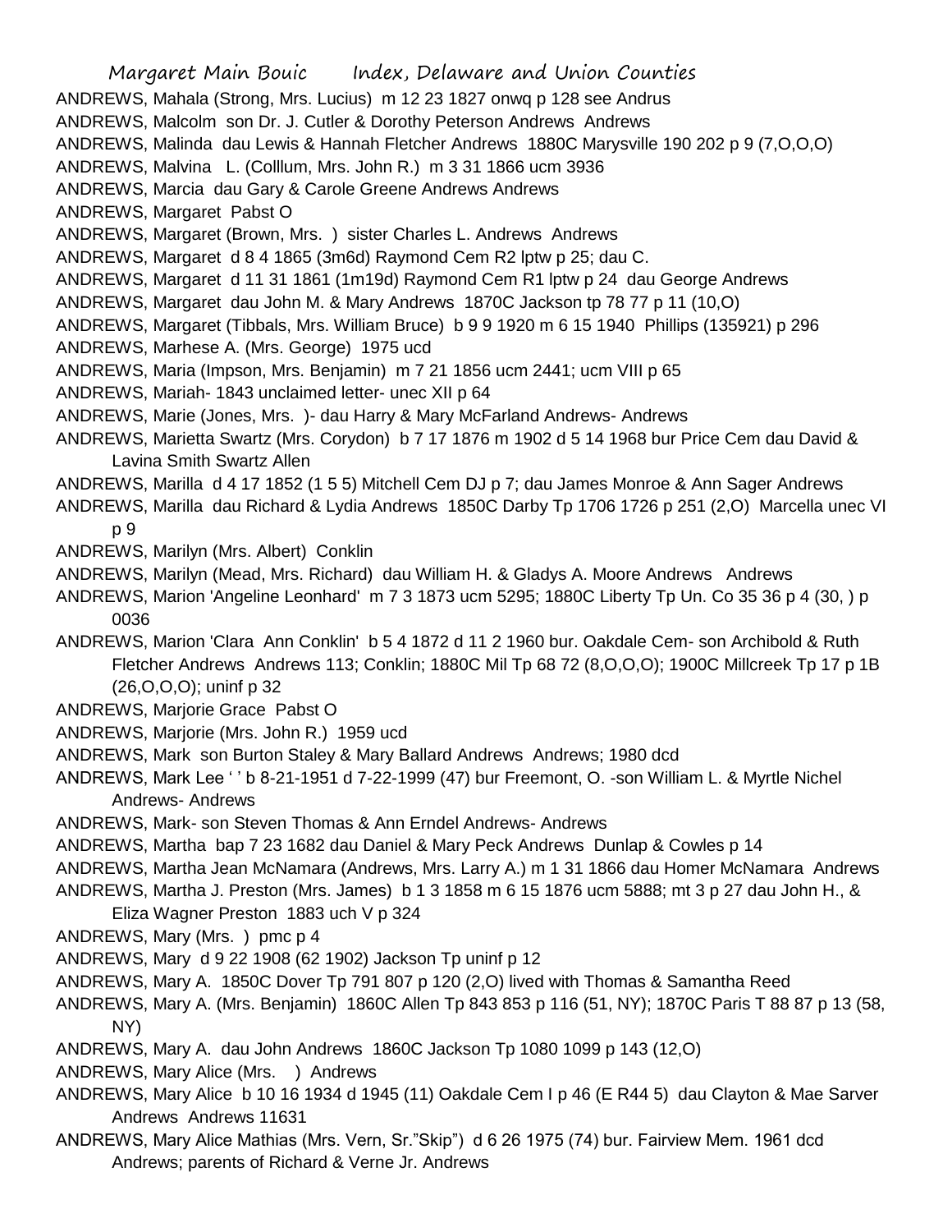ANDREWS, Mahala (Strong, Mrs. Lucius) m 12 23 1827 onwq p 128 see Andrus

ANDREWS, Malcolm son Dr. J. Cutler & Dorothy Peterson Andrews Andrews

ANDREWS, Malinda dau Lewis & Hannah Fletcher Andrews 1880C Marysville 190 202 p 9 (7,O,O,O)

ANDREWS, Malvina L. (Colllum, Mrs. John R.) m 3 31 1866 ucm 3936

ANDREWS, Marcia dau Gary & Carole Greene Andrews Andrews

ANDREWS, Margaret Pabst O

ANDREWS, Margaret (Brown, Mrs. ) sister Charles L. Andrews Andrews

ANDREWS, Margaret d 8 4 1865 (3m6d) Raymond Cem R2 lptw p 25; dau C.

ANDREWS, Margaret d 11 31 1861 (1m19d) Raymond Cem R1 lptw p 24 dau George Andrews

ANDREWS, Margaret dau John M. & Mary Andrews 1870C Jackson tp 78 77 p 11 (10,O)

ANDREWS, Margaret (Tibbals, Mrs. William Bruce) b 9 9 1920 m 6 15 1940 Phillips (135921) p 296

ANDREWS, Marhese A. (Mrs. George) 1975 ucd

ANDREWS, Maria (Impson, Mrs. Benjamin) m 7 21 1856 ucm 2441; ucm VIII p 65

ANDREWS, Mariah- 1843 unclaimed letter- unec XII p 64

ANDREWS, Marie (Jones, Mrs. )- dau Harry & Mary McFarland Andrews- Andrews

ANDREWS, Marietta Swartz (Mrs. Corydon) b 7 17 1876 m 1902 d 5 14 1968 bur Price Cem dau David & Lavina Smith Swartz Allen

ANDREWS, Marilla d 4 17 1852 (1 5 5) Mitchell Cem DJ p 7; dau James Monroe & Ann Sager Andrews

ANDREWS, Marilla dau Richard & Lydia Andrews 1850C Darby Tp 1706 1726 p 251 (2,O) Marcella unec VI p 9

ANDREWS, Marilyn (Mrs. Albert) Conklin

ANDREWS, Marilyn (Mead, Mrs. Richard) dau William H. & Gladys A. Moore Andrews Andrews

ANDREWS, Marion 'Angeline Leonhard' m 7 3 1873 ucm 5295; 1880C Liberty Tp Un. Co 35 36 p 4 (30, ) p 0036

ANDREWS, Marion 'Clara Ann Conklin' b 5 4 1872 d 11 2 1960 bur. Oakdale Cem- son Archibold & Ruth Fletcher Andrews Andrews 113; Conklin; 1880C Mil Tp 68 72 (8,O,O,O); 1900C Millcreek Tp 17 p 1B (26,O,O,O); uninf p 32

ANDREWS, Marjorie Grace Pabst O

ANDREWS, Marjorie (Mrs. John R.) 1959 ucd

ANDREWS, Mark son Burton Staley & Mary Ballard Andrews Andrews; 1980 dcd

ANDREWS, Mark Lee ' ' b 8-21-1951 d 7-22-1999 (47) bur Freemont, O. -son William L. & Myrtle Nichel Andrews- Andrews

ANDREWS, Mark- son Steven Thomas & Ann Erndel Andrews- Andrews

ANDREWS, Martha bap 7 23 1682 dau Daniel & Mary Peck Andrews Dunlap & Cowles p 14

ANDREWS, Martha Jean McNamara (Andrews, Mrs. Larry A.) m 1 31 1866 dau Homer McNamara Andrews

ANDREWS, Martha J. Preston (Mrs. James) b 1 3 1858 m 6 15 1876 ucm 5888; mt 3 p 27 dau John H., & Eliza Wagner Preston 1883 uch V p 324

ANDREWS, Mary (Mrs. ) pmc p 4

ANDREWS, Mary d 9 22 1908 (62 1902) Jackson Tp uninf p 12

ANDREWS, Mary A. 1850C Dover Tp 791 807 p 120 (2,O) lived with Thomas & Samantha Reed

ANDREWS, Mary A. (Mrs. Benjamin) 1860C Allen Tp 843 853 p 116 (51, NY); 1870C Paris T 88 87 p 13 (58, NY)

ANDREWS, Mary A. dau John Andrews 1860C Jackson Tp 1080 1099 p 143 (12,O)

ANDREWS, Mary Alice (Mrs. ) Andrews

ANDREWS, Mary Alice b 10 16 1934 d 1945 (11) Oakdale Cem I p 46 (E R44 5) dau Clayton & Mae Sarver Andrews Andrews 11631

ANDREWS, Mary Alice Mathias (Mrs. Vern, Sr."Skip") d 6 26 1975 (74) bur. Fairview Mem. 1961 dcd Andrews; parents of Richard & Verne Jr. Andrews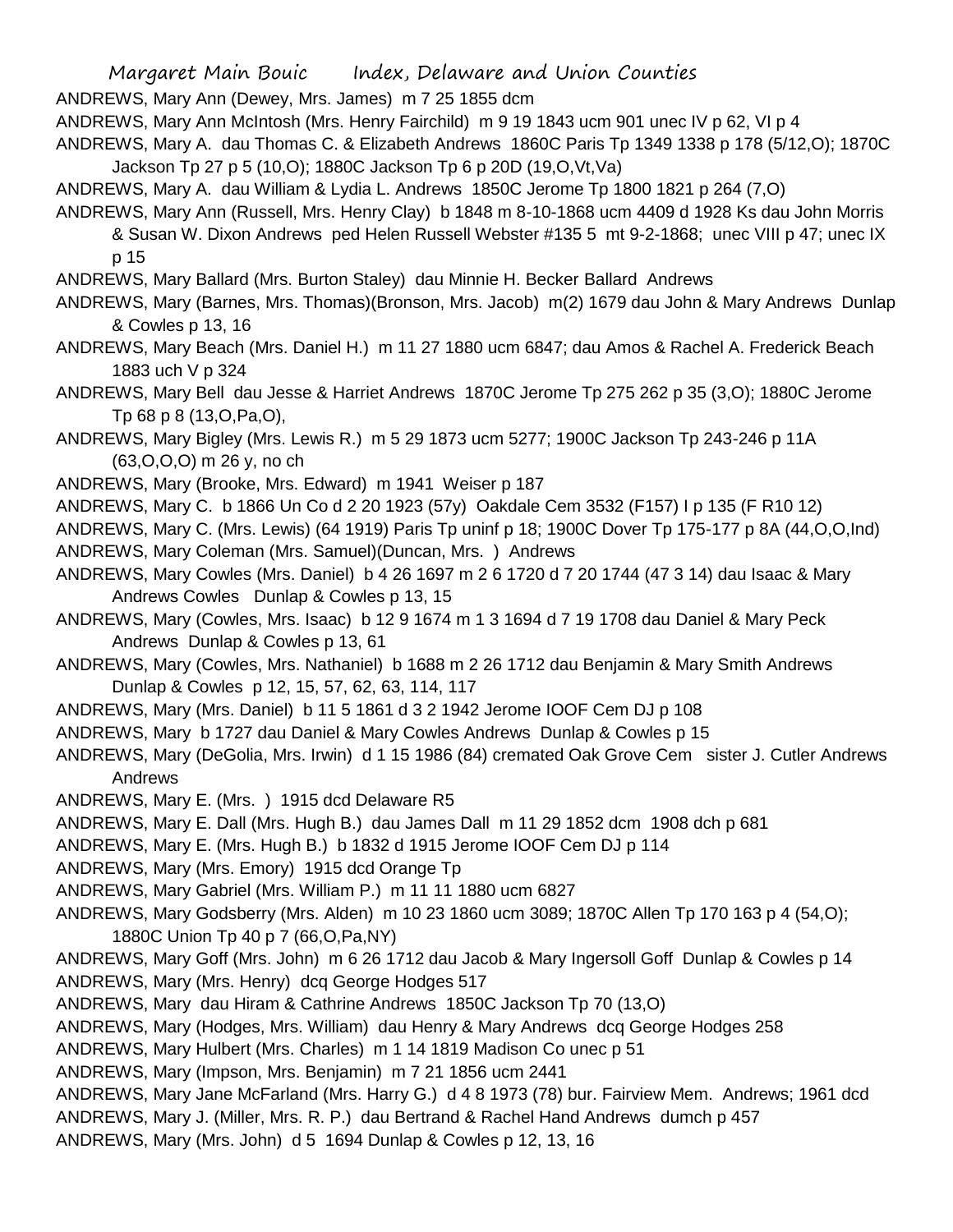ANDREWS, Mary Ann (Dewey, Mrs. James) m 7 25 1855 dcm

ANDREWS, Mary Ann McIntosh (Mrs. Henry Fairchild) m 9 19 1843 ucm 901 unec IV p 62, VI p 4

ANDREWS, Mary A. dau Thomas C. & Elizabeth Andrews 1860C Paris Tp 1349 1338 p 178 (5/12,O); 1870C Jackson Tp 27 p 5 (10,O); 1880C Jackson Tp 6 p 20D (19,O,Vt,Va)

ANDREWS, Mary A. dau William & Lydia L. Andrews 1850C Jerome Tp 1800 1821 p 264 (7,O)

ANDREWS, Mary Ann (Russell, Mrs. Henry Clay) b 1848 m 8-10-1868 ucm 4409 d 1928 Ks dau John Morris & Susan W. Dixon Andrews ped Helen Russell Webster #135 5 mt 9-2-1868; unec VIII p 47; unec IX p 15

ANDREWS, Mary Ballard (Mrs. Burton Staley) dau Minnie H. Becker Ballard Andrews

ANDREWS, Mary (Barnes, Mrs. Thomas)(Bronson, Mrs. Jacob) m(2) 1679 dau John & Mary Andrews Dunlap & Cowles p 13, 16

ANDREWS, Mary Beach (Mrs. Daniel H.) m 11 27 1880 ucm 6847; dau Amos & Rachel A. Frederick Beach 1883 uch V p 324

ANDREWS, Mary Bell dau Jesse & Harriet Andrews 1870C Jerome Tp 275 262 p 35 (3,O); 1880C Jerome Tp 68 p 8 (13,O,Pa,O),

ANDREWS, Mary Bigley (Mrs. Lewis R.) m 5 29 1873 ucm 5277; 1900C Jackson Tp 243-246 p 11A (63,O,O,O) m 26 y, no ch

ANDREWS, Mary (Brooke, Mrs. Edward) m 1941 Weiser p 187

ANDREWS, Mary C. b 1866 Un Co d 2 20 1923 (57y) Oakdale Cem 3532 (F157) I p 135 (F R10 12)

ANDREWS, Mary C. (Mrs. Lewis) (64 1919) Paris Tp uninf p 18; 1900C Dover Tp 175-177 p 8A (44,O,O,Ind)

ANDREWS, Mary Coleman (Mrs. Samuel)(Duncan, Mrs. ) Andrews

ANDREWS, Mary Cowles (Mrs. Daniel) b 4 26 1697 m 2 6 1720 d 7 20 1744 (47 3 14) dau Isaac & Mary Andrews Cowles Dunlap & Cowles p 13, 15

ANDREWS, Mary (Cowles, Mrs. Isaac) b 12 9 1674 m 1 3 1694 d 7 19 1708 dau Daniel & Mary Peck Andrews Dunlap & Cowles p 13, 61

ANDREWS, Mary (Cowles, Mrs. Nathaniel) b 1688 m 2 26 1712 dau Benjamin & Mary Smith Andrews Dunlap & Cowles p 12, 15, 57, 62, 63, 114, 117

ANDREWS, Mary (Mrs. Daniel) b 11 5 1861 d 3 2 1942 Jerome IOOF Cem DJ p 108

ANDREWS, Mary b 1727 dau Daniel & Mary Cowles Andrews Dunlap & Cowles p 15

ANDREWS, Mary (DeGolia, Mrs. Irwin) d 1 15 1986 (84) cremated Oak Grove Cem sister J. Cutler Andrews Andrews

ANDREWS, Mary E. (Mrs. ) 1915 dcd Delaware R5

ANDREWS, Mary E. Dall (Mrs. Hugh B.) dau James Dall m 11 29 1852 dcm 1908 dch p 681

ANDREWS, Mary E. (Mrs. Hugh B.) b 1832 d 1915 Jerome IOOF Cem DJ p 114

ANDREWS, Mary (Mrs. Emory) 1915 dcd Orange Tp

ANDREWS, Mary Gabriel (Mrs. William P.) m 11 11 1880 ucm 6827

ANDREWS, Mary Godsberry (Mrs. Alden) m 10 23 1860 ucm 3089; 1870C Allen Tp 170 163 p 4 (54,O); 1880C Union Tp 40 p 7 (66,O,Pa,NY)

ANDREWS, Mary Goff (Mrs. John) m 6 26 1712 dau Jacob & Mary Ingersoll Goff Dunlap & Cowles p 14

ANDREWS, Mary (Mrs. Henry) dcq George Hodges 517

ANDREWS, Mary dau Hiram & Cathrine Andrews 1850C Jackson Tp 70 (13,O)

ANDREWS, Mary (Hodges, Mrs. William) dau Henry & Mary Andrews dcq George Hodges 258

ANDREWS, Mary Hulbert (Mrs. Charles) m 1 14 1819 Madison Co unec p 51

ANDREWS, Mary (Impson, Mrs. Benjamin) m 7 21 1856 ucm 2441

ANDREWS, Mary Jane McFarland (Mrs. Harry G.) d 4 8 1973 (78) bur. Fairview Mem. Andrews; 1961 dcd

ANDREWS, Mary J. (Miller, Mrs. R. P.) dau Bertrand & Rachel Hand Andrews dumch p 457

ANDREWS, Mary (Mrs. John) d 5 1694 Dunlap & Cowles p 12, 13, 16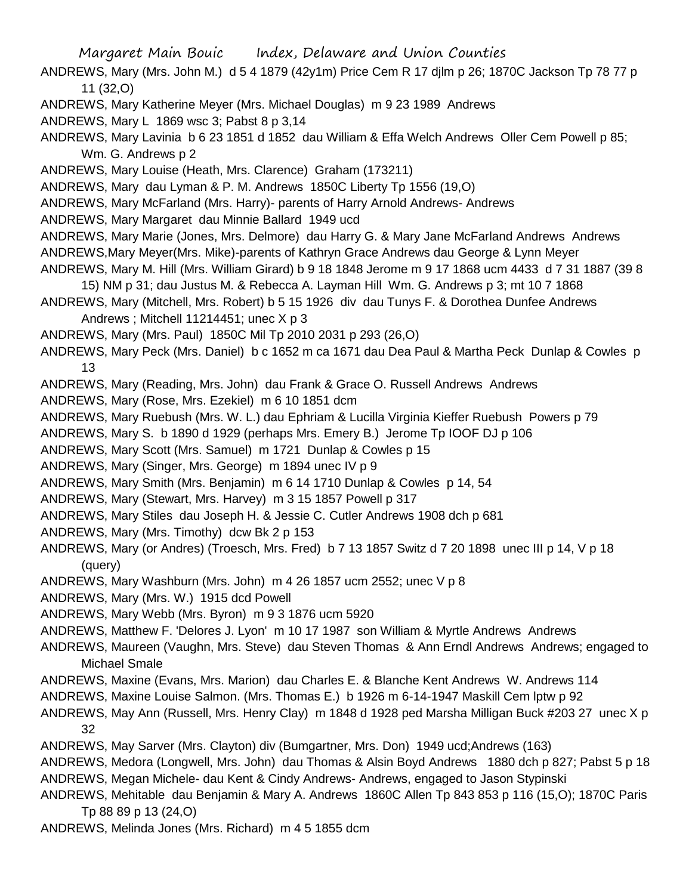ANDREWS, Mary (Mrs. John M.) d 5 4 1879 (42y1m) Price Cem R 17 djlm p 26; 1870C Jackson Tp 78 77 p 11 (32,O)

ANDREWS, Mary Katherine Meyer (Mrs. Michael Douglas) m 9 23 1989 Andrews

ANDREWS, Mary L 1869 wsc 3; Pabst 8 p 3,14

ANDREWS, Mary Lavinia b 6 23 1851 d 1852 dau William & Effa Welch Andrews Oller Cem Powell p 85; Wm. G. Andrews p 2

ANDREWS, Mary Louise (Heath, Mrs. Clarence) Graham (173211)

ANDREWS, Mary dau Lyman & P. M. Andrews 1850C Liberty Tp 1556 (19,O)

ANDREWS, Mary McFarland (Mrs. Harry)- parents of Harry Arnold Andrews- Andrews

ANDREWS, Mary Margaret dau Minnie Ballard 1949 ucd

ANDREWS, Mary Marie (Jones, Mrs. Delmore) dau Harry G. & Mary Jane McFarland Andrews Andrews

ANDREWS,Mary Meyer(Mrs. Mike)-parents of Kathryn Grace Andrews dau George & Lynn Meyer

ANDREWS, Mary M. Hill (Mrs. William Girard) b 9 18 1848 Jerome m 9 17 1868 ucm 4433 d 7 31 1887 (39 8 15) NM p 31; dau Justus M. & Rebecca A. Layman Hill Wm. G. Andrews p 3; mt 10 7 1868

ANDREWS, Mary (Mitchell, Mrs. Robert) b 5 15 1926 div dau Tunys F. & Dorothea Dunfee Andrews Andrews ; Mitchell 11214451; unec X p 3

ANDREWS, Mary (Mrs. Paul) 1850C Mil Tp 2010 2031 p 293 (26,O)

ANDREWS, Mary Peck (Mrs. Daniel) b c 1652 m ca 1671 dau Dea Paul & Martha Peck Dunlap & Cowles p 13

ANDREWS, Mary (Reading, Mrs. John) dau Frank & Grace O. Russell Andrews Andrews

ANDREWS, Mary (Rose, Mrs. Ezekiel) m 6 10 1851 dcm

ANDREWS, Mary Ruebush (Mrs. W. L.) dau Ephriam & Lucilla Virginia Kieffer Ruebush Powers p 79

ANDREWS, Mary S. b 1890 d 1929 (perhaps Mrs. Emery B.) Jerome Tp IOOF DJ p 106

ANDREWS, Mary Scott (Mrs. Samuel) m 1721 Dunlap & Cowles p 15

ANDREWS, Mary (Singer, Mrs. George) m 1894 unec IV p 9

ANDREWS, Mary Smith (Mrs. Benjamin) m 6 14 1710 Dunlap & Cowles p 14, 54

ANDREWS, Mary (Stewart, Mrs. Harvey) m 3 15 1857 Powell p 317

ANDREWS, Mary Stiles dau Joseph H. & Jessie C. Cutler Andrews 1908 dch p 681

ANDREWS, Mary (Mrs. Timothy) dcw Bk 2 p 153

ANDREWS, Mary (or Andres) (Troesch, Mrs. Fred) b 7 13 1857 Switz d 7 20 1898 unec III p 14, V p 18 (query)

ANDREWS, Mary Washburn (Mrs. John) m 4 26 1857 ucm 2552; unec V p 8

ANDREWS, Mary (Mrs. W.) 1915 dcd Powell

ANDREWS, Mary Webb (Mrs. Byron) m 9 3 1876 ucm 5920

ANDREWS, Matthew F. 'Delores J. Lyon' m 10 17 1987 son William & Myrtle Andrews Andrews

ANDREWS, Maureen (Vaughn, Mrs. Steve) dau Steven Thomas & Ann Erndl Andrews Andrews; engaged to Michael Smale

ANDREWS, Maxine (Evans, Mrs. Marion) dau Charles E. & Blanche Kent Andrews W. Andrews 114

ANDREWS, Maxine Louise Salmon. (Mrs. Thomas E.) b 1926 m 6-14-1947 Maskill Cem lptw p 92

ANDREWS, May Ann (Russell, Mrs. Henry Clay) m 1848 d 1928 ped Marsha Milligan Buck #203 27 unec X p 32

ANDREWS, May Sarver (Mrs. Clayton) div (Bumgartner, Mrs. Don) 1949 ucd;Andrews (163)

ANDREWS, Medora (Longwell, Mrs. John) dau Thomas & Alsin Boyd Andrews 1880 dch p 827; Pabst 5 p 18

ANDREWS, Megan Michele- dau Kent & Cindy Andrews- Andrews, engaged to Jason Stypinski

ANDREWS, Mehitable dau Benjamin & Mary A. Andrews 1860C Allen Tp 843 853 p 116 (15,O); 1870C Paris Tp 88 89 p 13 (24,O)

ANDREWS, Melinda Jones (Mrs. Richard) m 4 5 1855 dcm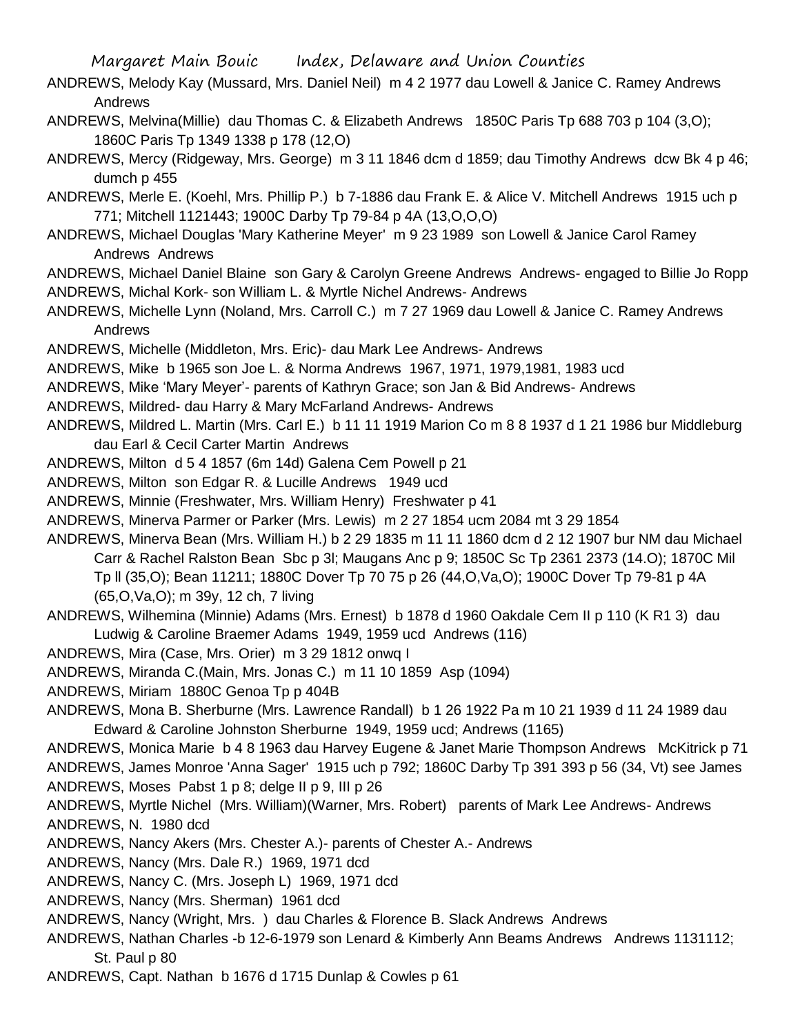ANDREWS, Melody Kay (Mussard, Mrs. Daniel Neil) m 4 2 1977 dau Lowell & Janice C. Ramey Andrews Andrews

ANDREWS, Melvina(Millie) dau Thomas C. & Elizabeth Andrews 1850C Paris Tp 688 703 p 104 (3,O); 1860C Paris Tp 1349 1338 p 178 (12,O)

ANDREWS, Mercy (Ridgeway, Mrs. George) m 3 11 1846 dcm d 1859; dau Timothy Andrews dcw Bk 4 p 46; dumch p 455

ANDREWS, Merle E. (Koehl, Mrs. Phillip P.) b 7-1886 dau Frank E. & Alice V. Mitchell Andrews 1915 uch p 771; Mitchell 1121443; 1900C Darby Tp 79-84 p 4A (13,O,O,O)

ANDREWS, Michael Douglas 'Mary Katherine Meyer' m 9 23 1989 son Lowell & Janice Carol Ramey Andrews Andrews

ANDREWS, Michael Daniel Blaine son Gary & Carolyn Greene Andrews Andrews- engaged to Billie Jo Ropp

ANDREWS, Michal Kork- son William L. & Myrtle Nichel Andrews- Andrews

ANDREWS, Michelle Lynn (Noland, Mrs. Carroll C.) m 7 27 1969 dau Lowell & Janice C. Ramey Andrews Andrews

ANDREWS, Michelle (Middleton, Mrs. Eric)- dau Mark Lee Andrews- Andrews

ANDREWS, Mike b 1965 son Joe L. & Norma Andrews 1967, 1971, 1979,1981, 1983 ucd

ANDREWS, Mike 'Mary Meyer'- parents of Kathryn Grace; son Jan & Bid Andrews- Andrews

ANDREWS, Mildred- dau Harry & Mary McFarland Andrews- Andrews

ANDREWS, Mildred L. Martin (Mrs. Carl E.) b 11 11 1919 Marion Co m 8 8 1937 d 1 21 1986 bur Middleburg dau Earl & Cecil Carter Martin Andrews

ANDREWS, Milton d 5 4 1857 (6m 14d) Galena Cem Powell p 21

ANDREWS, Milton son Edgar R. & Lucille Andrews 1949 ucd

ANDREWS, Minnie (Freshwater, Mrs. William Henry) Freshwater p 41

ANDREWS, Minerva Parmer or Parker (Mrs. Lewis) m 2 27 1854 ucm 2084 mt 3 29 1854

ANDREWS, Minerva Bean (Mrs. William H.) b 2 29 1835 m 11 11 1860 dcm d 2 12 1907 bur NM dau Michael Carr & Rachel Ralston Bean Sbc p 3l; Maugans Anc p 9; 1850C Sc Tp 2361 2373 (14.O); 1870C Mil Tp ll (35,O); Bean 11211; 1880C Dover Tp 70 75 p 26 (44,O,Va,O); 1900C Dover Tp 79-81 p 4A (65,O,Va,O); m 39y, 12 ch, 7 living

ANDREWS, Wilhemina (Minnie) Adams (Mrs. Ernest) b 1878 d 1960 Oakdale Cem II p 110 (K R1 3) dau Ludwig & Caroline Braemer Adams 1949, 1959 ucd Andrews (116)

ANDREWS, Mira (Case, Mrs. Orier) m 3 29 1812 onwq I

ANDREWS, Miranda C.(Main, Mrs. Jonas C.) m 11 10 1859 Asp (1094)

ANDREWS, Miriam 1880C Genoa Tp p 404B

ANDREWS, Mona B. Sherburne (Mrs. Lawrence Randall) b 1 26 1922 Pa m 10 21 1939 d 11 24 1989 dau Edward & Caroline Johnston Sherburne 1949, 1959 ucd; Andrews (1165)

ANDREWS, Monica Marie b 4 8 1963 dau Harvey Eugene & Janet Marie Thompson Andrews McKitrick p 71

ANDREWS, James Monroe 'Anna Sager' 1915 uch p 792; 1860C Darby Tp 391 393 p 56 (34, Vt) see James

ANDREWS, Moses Pabst 1 p 8; delge II p 9, III p 26

ANDREWS, Myrtle Nichel (Mrs. William)(Warner, Mrs. Robert) parents of Mark Lee Andrews- Andrews

ANDREWS, N. 1980 dcd

ANDREWS, Nancy Akers (Mrs. Chester A.)- parents of Chester A.- Andrews

ANDREWS, Nancy (Mrs. Dale R.) 1969, 1971 dcd

ANDREWS, Nancy C. (Mrs. Joseph L) 1969, 1971 dcd

ANDREWS, Nancy (Mrs. Sherman) 1961 dcd

ANDREWS, Nancy (Wright, Mrs. ) dau Charles & Florence B. Slack Andrews Andrews

ANDREWS, Nathan Charles -b 12-6-1979 son Lenard & Kimberly Ann Beams Andrews Andrews 1131112; St. Paul p 80

ANDREWS, Capt. Nathan b 1676 d 1715 Dunlap & Cowles p 61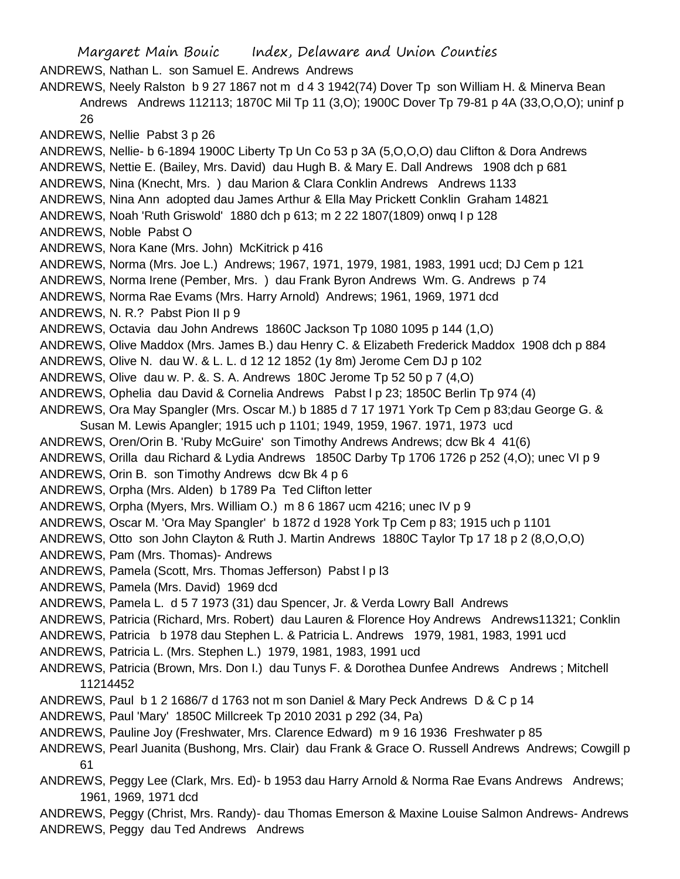ANDREWS, Nathan L. son Samuel E. Andrews Andrews

ANDREWS, Neely Ralston b 9 27 1867 not m d 4 3 1942(74) Dover Tp son William H. & Minerva Bean Andrews Andrews 112113; 1870C Mil Tp 11 (3,O); 1900C Dover Tp 79-81 p 4A (33,O,O,O); uninf p 26

ANDREWS, Nellie Pabst 3 p 26

ANDREWS, Nellie- b 6-1894 1900C Liberty Tp Un Co 53 p 3A (5,O,O,O) dau Clifton & Dora Andrews

ANDREWS, Nettie E. (Bailey, Mrs. David) dau Hugh B. & Mary E. Dall Andrews 1908 dch p 681

ANDREWS, Nina (Knecht, Mrs. ) dau Marion & Clara Conklin Andrews Andrews 1133

ANDREWS, Nina Ann adopted dau James Arthur & Ella May Prickett Conklin Graham 14821

ANDREWS, Noah 'Ruth Griswold' 1880 dch p 613; m 2 22 1807(1809) onwq I p 128

ANDREWS, Noble Pabst O

ANDREWS, Nora Kane (Mrs. John) McKitrick p 416

ANDREWS, Norma (Mrs. Joe L.) Andrews; 1967, 1971, 1979, 1981, 1983, 1991 ucd; DJ Cem p 121

ANDREWS, Norma Irene (Pember, Mrs. ) dau Frank Byron Andrews Wm. G. Andrews p 74

ANDREWS, Norma Rae Evams (Mrs. Harry Arnold) Andrews; 1961, 1969, 1971 dcd

ANDREWS, N. R.? Pabst Pion II p 9

ANDREWS, Octavia dau John Andrews 1860C Jackson Tp 1080 1095 p 144 (1,O)

ANDREWS, Olive Maddox (Mrs. James B.) dau Henry C. & Elizabeth Frederick Maddox 1908 dch p 884

ANDREWS, Olive N. dau W. & L. L. d 12 12 1852 (1y 8m) Jerome Cem DJ p 102

ANDREWS, Olive dau w. P. &. S. A. Andrews 180C Jerome Tp 52 50 p 7 (4,O)

ANDREWS, Ophelia dau David & Cornelia Andrews Pabst l p 23; 1850C Berlin Tp 974 (4)

ANDREWS, Ora May Spangler (Mrs. Oscar M.) b 1885 d 7 17 1971 York Tp Cem p 83;dau George G. & Susan M. Lewis Apangler; 1915 uch p 1101; 1949, 1959, 1967. 1971, 1973 ucd

ANDREWS, Oren/Orin B. 'Ruby McGuire' son Timothy Andrews Andrews; dcw Bk 4 41(6)

ANDREWS, Orilla dau Richard & Lydia Andrews 1850C Darby Tp 1706 1726 p 252 (4,O); unec VI p 9

ANDREWS, Orin B. son Timothy Andrews dcw Bk 4 p 6

ANDREWS, Orpha (Mrs. Alden) b 1789 Pa Ted Clifton letter

ANDREWS, Orpha (Myers, Mrs. William O.) m 8 6 1867 ucm 4216; unec IV p 9

ANDREWS, Oscar M. 'Ora May Spangler' b 1872 d 1928 York Tp Cem p 83; 1915 uch p 1101

ANDREWS, Otto son John Clayton & Ruth J. Martin Andrews 1880C Taylor Tp 17 18 p 2 (8,O,O,O)

ANDREWS, Pam (Mrs. Thomas)- Andrews

ANDREWS, Pamela (Scott, Mrs. Thomas Jefferson) Pabst l p l3

ANDREWS, Pamela (Mrs. David) 1969 dcd

ANDREWS, Pamela L. d 5 7 1973 (31) dau Spencer, Jr. & Verda Lowry Ball Andrews

ANDREWS, Patricia (Richard, Mrs. Robert) dau Lauren & Florence Hoy Andrews Andrews11321; Conklin

ANDREWS, Patricia b 1978 dau Stephen L. & Patricia L. Andrews 1979, 1981, 1983, 1991 ucd

ANDREWS, Patricia L. (Mrs. Stephen L.) 1979, 1981, 1983, 1991 ucd

ANDREWS, Patricia (Brown, Mrs. Don I.) dau Tunys F. & Dorothea Dunfee Andrews Andrews ; Mitchell 11214452

ANDREWS, Paul b 1 2 1686/7 d 1763 not m son Daniel & Mary Peck Andrews D & C p 14

ANDREWS, Paul 'Mary' 1850C Millcreek Tp 2010 2031 p 292 (34, Pa)

ANDREWS, Pauline Joy (Freshwater, Mrs. Clarence Edward) m 9 16 1936 Freshwater p 85

ANDREWS, Pearl Juanita (Bushong, Mrs. Clair) dau Frank & Grace O. Russell Andrews Andrews; Cowgill p 61

ANDREWS, Peggy Lee (Clark, Mrs. Ed)- b 1953 dau Harry Arnold & Norma Rae Evans Andrews Andrews; 1961, 1969, 1971 dcd

ANDREWS, Peggy (Christ, Mrs. Randy)- dau Thomas Emerson & Maxine Louise Salmon Andrews- Andrews

ANDREWS, Peggy dau Ted Andrews Andrews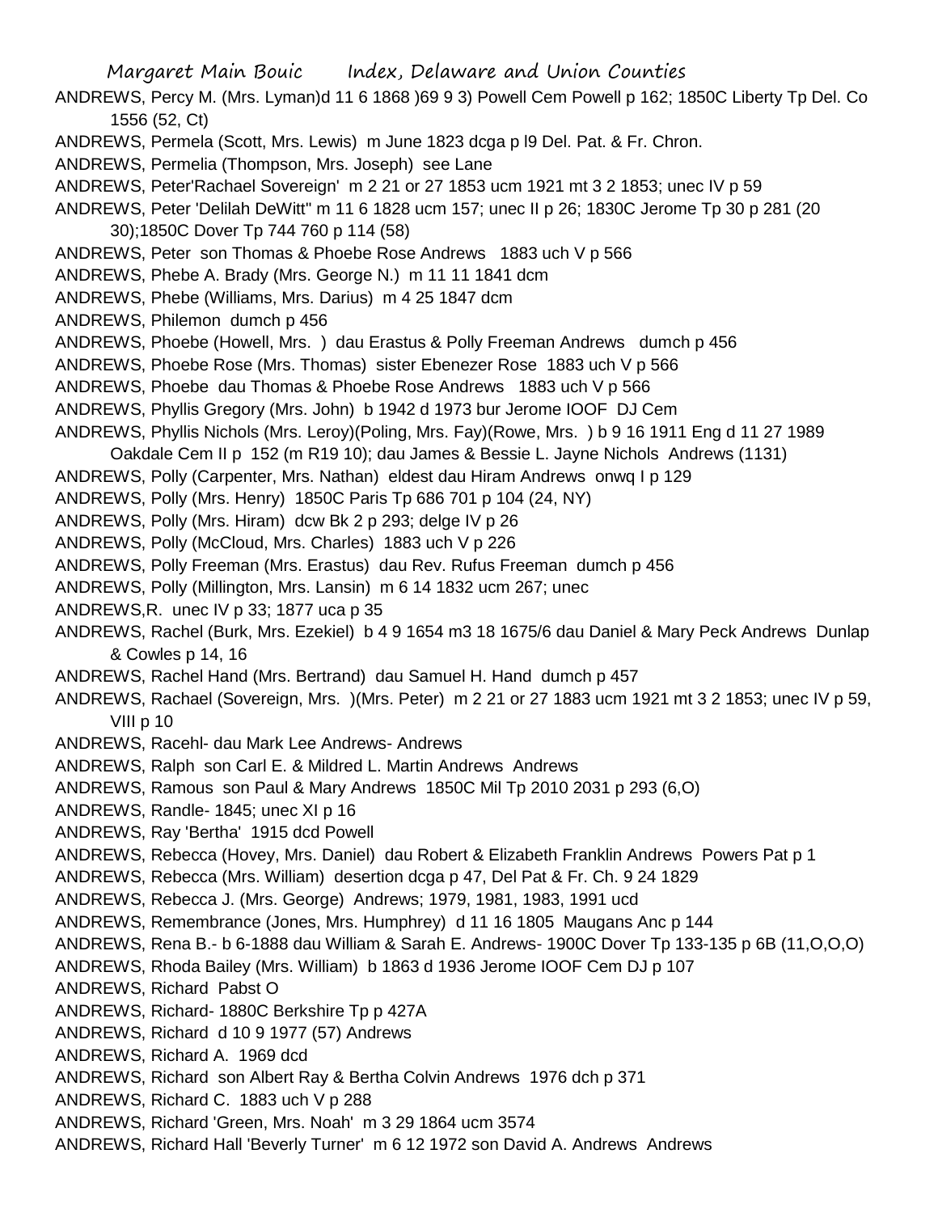ANDREWS, Percy M. (Mrs. Lyman)d 11 6 1868 )69 9 3) Powell Cem Powell p 162; 1850C Liberty Tp Del. Co 1556 (52, Ct)

ANDREWS, Permela (Scott, Mrs. Lewis) m June 1823 dcga p l9 Del. Pat. & Fr. Chron.

ANDREWS, Permelia (Thompson, Mrs. Joseph) see Lane

ANDREWS, Peter'Rachael Sovereign' m 2 21 or 27 1853 ucm 1921 mt 3 2 1853; unec IV p 59

ANDREWS, Peter 'Delilah DeWitt" m 11 6 1828 ucm 157; unec II p 26; 1830C Jerome Tp 30 p 281 (20 30);1850C Dover Tp 744 760 p 114 (58)

ANDREWS, Peter son Thomas & Phoebe Rose Andrews 1883 uch V p 566

ANDREWS, Phebe A. Brady (Mrs. George N.) m 11 11 1841 dcm

ANDREWS, Phebe (Williams, Mrs. Darius) m 4 25 1847 dcm

ANDREWS, Philemon dumch p 456

ANDREWS, Phoebe (Howell, Mrs. ) dau Erastus & Polly Freeman Andrews dumch p 456

ANDREWS, Phoebe Rose (Mrs. Thomas) sister Ebenezer Rose 1883 uch V p 566

ANDREWS, Phoebe dau Thomas & Phoebe Rose Andrews 1883 uch V p 566

ANDREWS, Phyllis Gregory (Mrs. John) b 1942 d 1973 bur Jerome IOOF DJ Cem

ANDREWS, Phyllis Nichols (Mrs. Leroy)(Poling, Mrs. Fay)(Rowe, Mrs. ) b 9 16 1911 Eng d 11 27 1989 Oakdale Cem II p 152 (m R19 10); dau James & Bessie L. Jayne Nichols Andrews (1131)

ANDREWS, Polly (Carpenter, Mrs. Nathan) eldest dau Hiram Andrews onwq I p 129

ANDREWS, Polly (Mrs. Henry) 1850C Paris Tp 686 701 p 104 (24, NY)

ANDREWS, Polly (Mrs. Hiram) dcw Bk 2 p 293; delge IV p 26

ANDREWS, Polly (McCloud, Mrs. Charles) 1883 uch V p 226

ANDREWS, Polly Freeman (Mrs. Erastus) dau Rev. Rufus Freeman dumch p 456

ANDREWS, Polly (Millington, Mrs. Lansin) m 6 14 1832 ucm 267; unec

ANDREWS,R. unec IV p 33; 1877 uca p 35

ANDREWS, Rachel (Burk, Mrs. Ezekiel) b 4 9 1654 m3 18 1675/6 dau Daniel & Mary Peck Andrews Dunlap & Cowles p 14, 16

ANDREWS, Rachel Hand (Mrs. Bertrand) dau Samuel H. Hand dumch p 457

ANDREWS, Rachael (Sovereign, Mrs. )(Mrs. Peter) m 2 21 or 27 1883 ucm 1921 mt 3 2 1853; unec IV p 59, VIII p 10

ANDREWS, Racehl- dau Mark Lee Andrews- Andrews

ANDREWS, Ralph son Carl E. & Mildred L. Martin Andrews Andrews

ANDREWS, Ramous son Paul & Mary Andrews 1850C Mil Tp 2010 2031 p 293 (6,O)

ANDREWS, Randle- 1845; unec XI p 16

ANDREWS, Ray 'Bertha' 1915 dcd Powell

ANDREWS, Rebecca (Hovey, Mrs. Daniel) dau Robert & Elizabeth Franklin Andrews Powers Pat p 1

ANDREWS, Rebecca (Mrs. William) desertion dcga p 47, Del Pat & Fr. Ch. 9 24 1829

ANDREWS, Rebecca J. (Mrs. George) Andrews; 1979, 1981, 1983, 1991 ucd

ANDREWS, Remembrance (Jones, Mrs. Humphrey) d 11 16 1805 Maugans Anc p 144

ANDREWS, Rena B.- b 6-1888 dau William & Sarah E. Andrews- 1900C Dover Tp 133-135 p 6B (11,O,O,O)

ANDREWS, Rhoda Bailey (Mrs. William) b 1863 d 1936 Jerome IOOF Cem DJ p 107

ANDREWS, Richard Pabst O

ANDREWS, Richard- 1880C Berkshire Tp p 427A

ANDREWS, Richard d 10 9 1977 (57) Andrews

ANDREWS, Richard A. 1969 dcd

ANDREWS, Richard son Albert Ray & Bertha Colvin Andrews 1976 dch p 371

ANDREWS, Richard C. 1883 uch V p 288

ANDREWS, Richard 'Green, Mrs. Noah' m 3 29 1864 ucm 3574

ANDREWS, Richard Hall 'Beverly Turner' m 6 12 1972 son David A. Andrews Andrews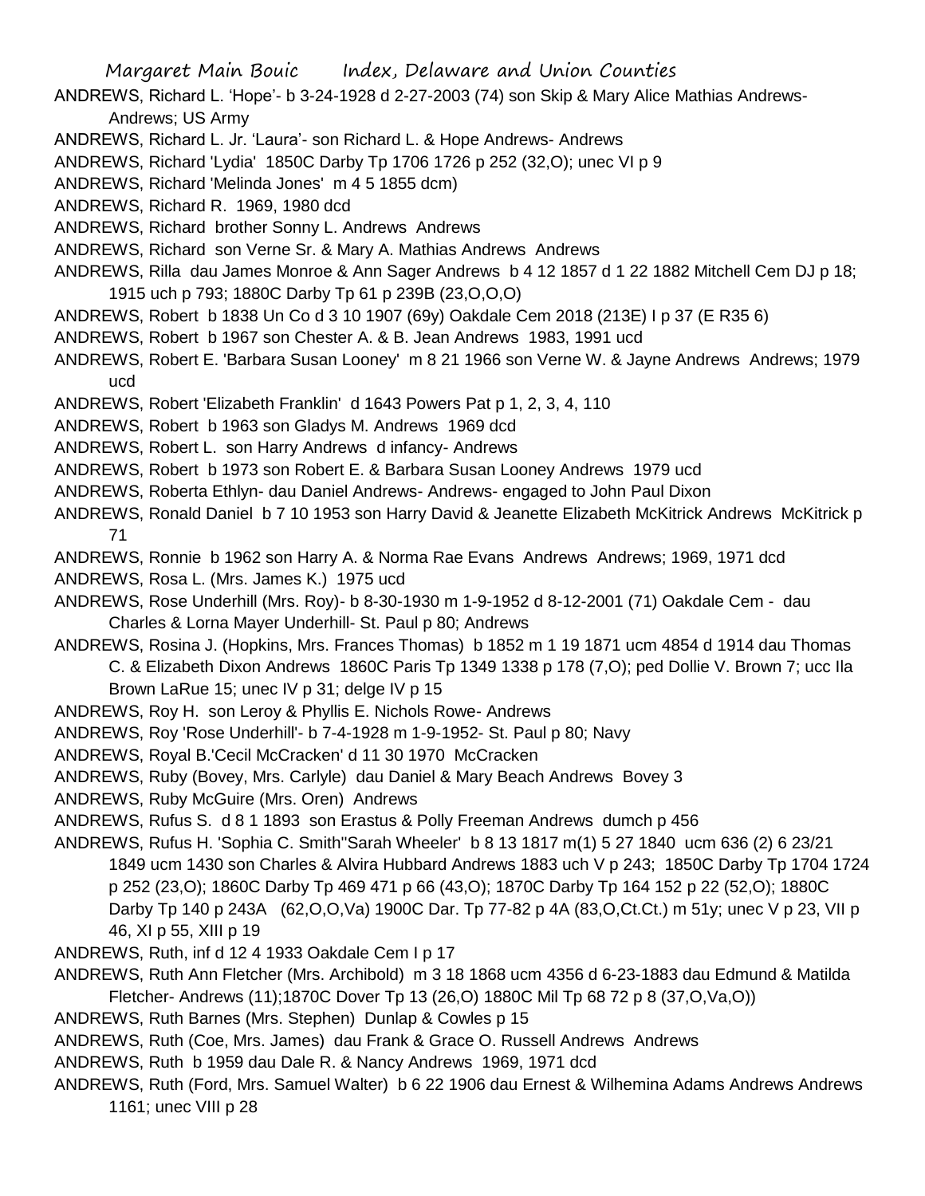ANDREWS, Richard L. 'Hope'- b 3-24-1928 d 2-27-2003 (74) son Skip & Mary Alice Mathias Andrews- Andrews; US Army

ANDREWS, Richard L. Jr. 'Laura'- son Richard L. & Hope Andrews- Andrews

ANDREWS, Richard 'Lydia' 1850C Darby Tp 1706 1726 p 252 (32,O); unec VI p 9

ANDREWS, Richard 'Melinda Jones' m 4 5 1855 dcm)

ANDREWS, Richard R. 1969, 1980 dcd

ANDREWS, Richard brother Sonny L. Andrews Andrews

ANDREWS, Richard son Verne Sr. & Mary A. Mathias Andrews Andrews

ANDREWS, Rilla dau James Monroe & Ann Sager Andrews b 4 12 1857 d 1 22 1882 Mitchell Cem DJ p 18; 1915 uch p 793; 1880C Darby Tp 61 p 239B (23,O,O,O)

ANDREWS, Robert b 1838 Un Co d 3 10 1907 (69y) Oakdale Cem 2018 (213E) I p 37 (E R35 6)

ANDREWS, Robert b 1967 son Chester A. & B. Jean Andrews 1983, 1991 ucd

ANDREWS, Robert E. 'Barbara Susan Looney' m 8 21 1966 son Verne W. & Jayne Andrews Andrews; 1979 ucd

ANDREWS, Robert 'Elizabeth Franklin' d 1643 Powers Pat p 1, 2, 3, 4, 110

ANDREWS, Robert b 1963 son Gladys M. Andrews 1969 dcd

ANDREWS, Robert L. son Harry Andrews d infancy- Andrews

ANDREWS, Robert b 1973 son Robert E. & Barbara Susan Looney Andrews 1979 ucd

ANDREWS, Roberta Ethlyn- dau Daniel Andrews- Andrews- engaged to John Paul Dixon

ANDREWS, Ronald Daniel b 7 10 1953 son Harry David & Jeanette Elizabeth McKitrick Andrews McKitrick p 71

ANDREWS, Ronnie b 1962 son Harry A. & Norma Rae Evans Andrews Andrews; 1969, 1971 dcd

ANDREWS, Rosa L. (Mrs. James K.) 1975 ucd

ANDREWS, Rose Underhill (Mrs. Roy)- b 8-30-1930 m 1-9-1952 d 8-12-2001 (71) Oakdale Cem - dau Charles & Lorna Mayer Underhill- St. Paul p 80; Andrews

ANDREWS, Rosina J. (Hopkins, Mrs. Frances Thomas) b 1852 m 1 19 1871 ucm 4854 d 1914 dau Thomas C. & Elizabeth Dixon Andrews 1860C Paris Tp 1349 1338 p 178 (7,O); ped Dollie V. Brown 7; ucc Ila Brown LaRue 15; unec IV p 31; delge IV p 15

ANDREWS, Roy H. son Leroy & Phyllis E. Nichols Rowe- Andrews

ANDREWS, Roy 'Rose Underhill'- b 7-4-1928 m 1-9-1952- St. Paul p 80; Navy

ANDREWS, Royal B.'Cecil McCracken' d 11 30 1970 McCracken

ANDREWS, Ruby (Bovey, Mrs. Carlyle) dau Daniel & Mary Beach Andrews Bovey 3

ANDREWS, Ruby McGuire (Mrs. Oren) Andrews

ANDREWS, Rufus S. d 8 1 1893 son Erastus & Polly Freeman Andrews dumch p 456

ANDREWS, Rufus H. 'Sophia C. Smith''Sarah Wheeler' b 8 13 1817 m(1) 5 27 1840 ucm 636 (2) 6 23/21 1849 ucm 1430 son Charles & Alvira Hubbard Andrews 1883 uch V p 243; 1850C Darby Tp 1704 1724 p 252 (23,O); 1860C Darby Tp 469 471 p 66 (43,O); 1870C Darby Tp 164 152 p 22 (52,O); 1880C Darby Tp 140 p 243A (62,O,O,Va) 1900C Dar. Tp 77-82 p 4A (83,O,Ct.Ct.) m 51y; unec V p 23, VII p 46, XI p 55, XIII p 19

ANDREWS, Ruth, inf d 12 4 1933 Oakdale Cem I p 17

ANDREWS, Ruth Ann Fletcher (Mrs. Archibold) m 3 18 1868 ucm 4356 d 6-23-1883 dau Edmund & Matilda Fletcher- Andrews (11);1870C Dover Tp 13 (26,O) 1880C Mil Tp 68 72 p 8 (37,O,Va,O))

ANDREWS, Ruth Barnes (Mrs. Stephen) Dunlap & Cowles p 15

ANDREWS, Ruth (Coe, Mrs. James) dau Frank & Grace O. Russell Andrews Andrews

ANDREWS, Ruth b 1959 dau Dale R. & Nancy Andrews 1969, 1971 dcd

ANDREWS, Ruth (Ford, Mrs. Samuel Walter) b 6 22 1906 dau Ernest & Wilhemina Adams Andrews Andrews 1161; unec VIII p 28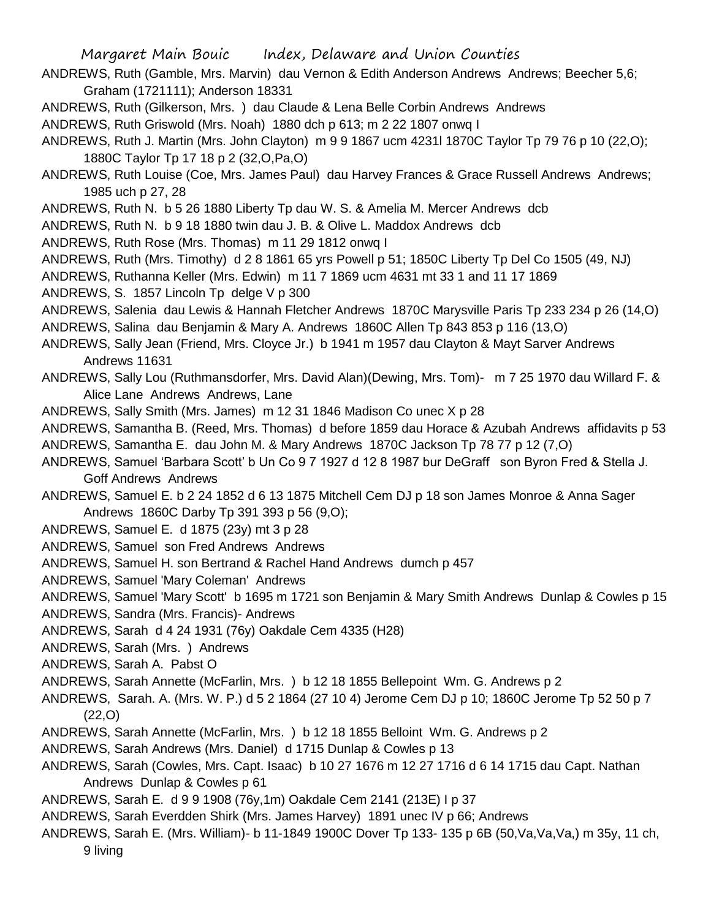ANDREWS, Ruth (Gamble, Mrs. Marvin) dau Vernon & Edith Anderson Andrews Andrews; Beecher 5,6; Graham (1721111); Anderson 18331

ANDREWS, Ruth (Gilkerson, Mrs. ) dau Claude & Lena Belle Corbin Andrews Andrews

ANDREWS, Ruth Griswold (Mrs. Noah) 1880 dch p 613; m 2 22 1807 onwq I

ANDREWS, Ruth J. Martin (Mrs. John Clayton) m 9 9 1867 ucm 4231l 1870C Taylor Tp 79 76 p 10 (22,O); 1880C Taylor Tp 17 18 p 2 (32,O,Pa,O)

ANDREWS, Ruth Louise (Coe, Mrs. James Paul) dau Harvey Frances & Grace Russell Andrews Andrews; 1985 uch p 27, 28

ANDREWS, Ruth N. b 5 26 1880 Liberty Tp dau W. S. & Amelia M. Mercer Andrews dcb

ANDREWS, Ruth N. b 9 18 1880 twin dau J. B. & Olive L. Maddox Andrews dcb

ANDREWS, Ruth Rose (Mrs. Thomas) m 11 29 1812 onwq I

ANDREWS, Ruth (Mrs. Timothy) d 2 8 1861 65 yrs Powell p 51; 1850C Liberty Tp Del Co 1505 (49, NJ)

ANDREWS, Ruthanna Keller (Mrs. Edwin) m 11 7 1869 ucm 4631 mt 33 1 and 11 17 1869

ANDREWS, S. 1857 Lincoln Tp delge V p 300

ANDREWS, Salenia dau Lewis & Hannah Fletcher Andrews 1870C Marysville Paris Tp 233 234 p 26 (14,O)

ANDREWS, Salina dau Benjamin & Mary A. Andrews 1860C Allen Tp 843 853 p 116 (13,O)

ANDREWS, Sally Jean (Friend, Mrs. Cloyce Jr.) b 1941 m 1957 dau Clayton & Mayt Sarver Andrews Andrews 11631

ANDREWS, Sally Lou (Ruthmansdorfer, Mrs. David Alan)(Dewing, Mrs. Tom)- m 7 25 1970 dau Willard F. & Alice Lane Andrews Andrews, Lane

ANDREWS, Sally Smith (Mrs. James) m 12 31 1846 Madison Co unec X p 28

ANDREWS, Samantha B. (Reed, Mrs. Thomas) d before 1859 dau Horace & Azubah Andrews affidavits p 53

ANDREWS, Samantha E. dau John M. & Mary Andrews 1870C Jackson Tp 78 77 p 12 (7,O)

ANDREWS, Samuel 'Barbara Scott' b Un Co 9 7 1927 d 12 8 1987 bur DeGraff son Byron Fred & Stella J. Goff Andrews Andrews

ANDREWS, Samuel E. b 2 24 1852 d 6 13 1875 Mitchell Cem DJ p 18 son James Monroe & Anna Sager Andrews 1860C Darby Tp 391 393 p 56 (9,O);

ANDREWS, Samuel E. d 1875 (23y) mt 3 p 28

ANDREWS, Samuel son Fred Andrews Andrews

ANDREWS, Samuel H. son Bertrand & Rachel Hand Andrews dumch p 457

ANDREWS, Samuel 'Mary Coleman' Andrews

ANDREWS, Samuel 'Mary Scott' b 1695 m 1721 son Benjamin & Mary Smith Andrews Dunlap & Cowles p 15

ANDREWS, Sandra (Mrs. Francis)- Andrews

ANDREWS, Sarah d 4 24 1931 (76y) Oakdale Cem 4335 (H28)

ANDREWS, Sarah (Mrs. ) Andrews

ANDREWS, Sarah A. Pabst O

ANDREWS, Sarah Annette (McFarlin, Mrs. ) b 12 18 1855 Bellepoint Wm. G. Andrews p 2

ANDREWS, Sarah. A. (Mrs. W. P.) d 5 2 1864 (27 10 4) Jerome Cem DJ p 10; 1860C Jerome Tp 52 50 p 7 (22,O)

ANDREWS, Sarah Annette (McFarlin, Mrs. ) b 12 18 1855 Belloint Wm. G. Andrews p 2

ANDREWS, Sarah Andrews (Mrs. Daniel) d 1715 Dunlap & Cowles p 13

ANDREWS, Sarah (Cowles, Mrs. Capt. Isaac) b 10 27 1676 m 12 27 1716 d 6 14 1715 dau Capt. Nathan Andrews Dunlap & Cowles p 61

ANDREWS, Sarah E. d 9 9 1908 (76y,1m) Oakdale Cem 2141 (213E) I p 37

ANDREWS, Sarah Everdden Shirk (Mrs. James Harvey) 1891 unec IV p 66; Andrews

ANDREWS, Sarah E. (Mrs. William)- b 11-1849 1900C Dover Tp 133- 135 p 6B (50,Va,Va,Va,) m 35y, 11 ch, 9 living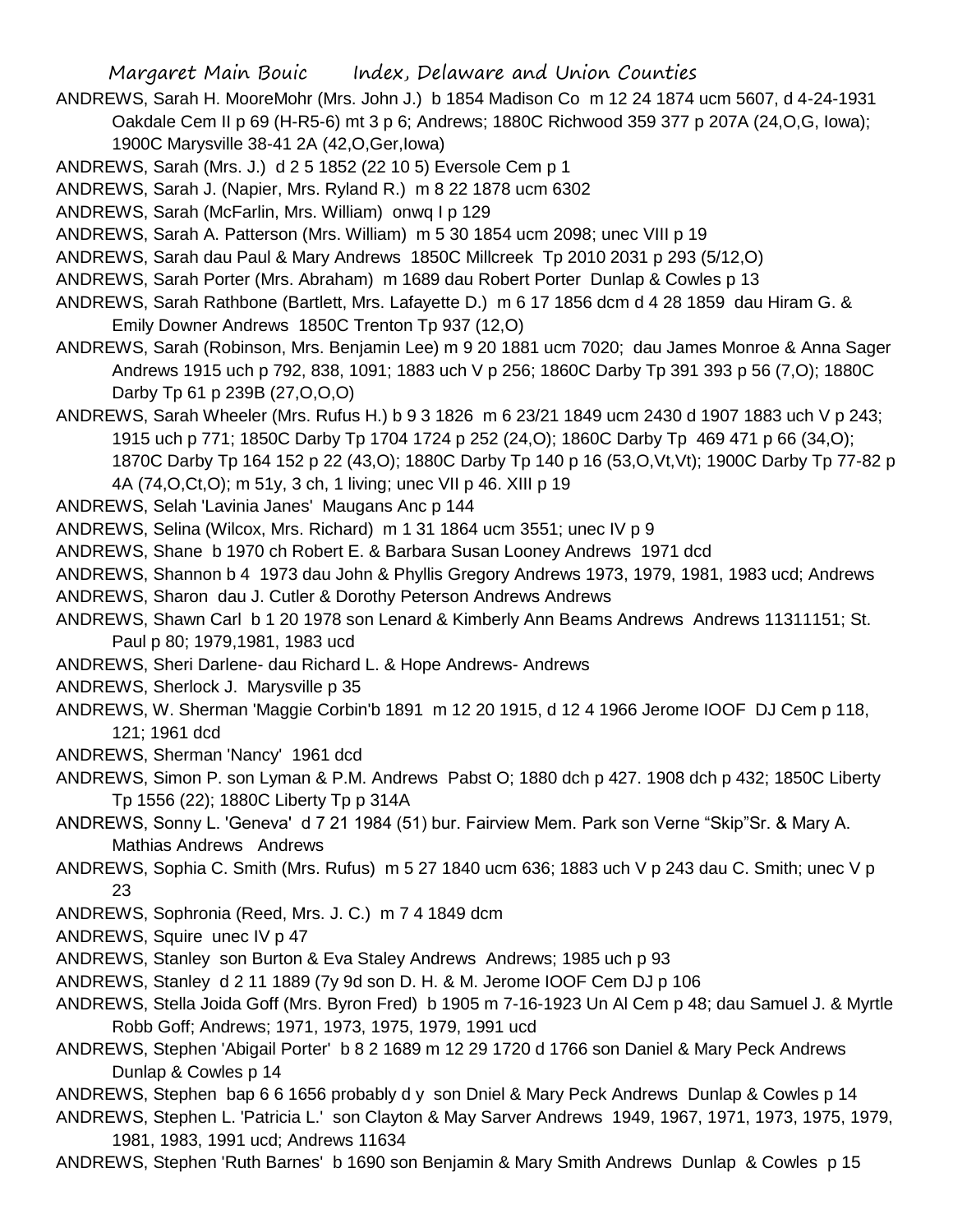ANDREWS, Sarah H. MooreMohr (Mrs. John J.) b 1854 Madison Co m 12 24 1874 ucm 5607, d 4-24-1931 Oakdale Cem II p 69 (H-R5-6) mt 3 p 6; Andrews; 1880C Richwood 359 377 p 207A (24,O,G, Iowa); 1900C Marysville 38-41 2A (42,O,Ger,Iowa)

ANDREWS, Sarah (Mrs. J.) d 2 5 1852 (22 10 5) Eversole Cem p 1

ANDREWS, Sarah J. (Napier, Mrs. Ryland R.) m 8 22 1878 ucm 6302

ANDREWS, Sarah (McFarlin, Mrs. William) onwq I p 129

ANDREWS, Sarah A. Patterson (Mrs. William) m 5 30 1854 ucm 2098; unec VIII p 19

ANDREWS, Sarah dau Paul & Mary Andrews 1850C Millcreek Tp 2010 2031 p 293 (5/12,O)

ANDREWS, Sarah Porter (Mrs. Abraham) m 1689 dau Robert Porter Dunlap & Cowles p 13

ANDREWS, Sarah Rathbone (Bartlett, Mrs. Lafayette D.) m 6 17 1856 dcm d 4 28 1859 dau Hiram G. & Emily Downer Andrews 1850C Trenton Tp 937 (12,O)

ANDREWS, Sarah (Robinson, Mrs. Benjamin Lee) m 9 20 1881 ucm 7020; dau James Monroe & Anna Sager Andrews 1915 uch p 792, 838, 1091; 1883 uch V p 256; 1860C Darby Tp 391 393 p 56 (7,O); 1880C Darby Tp 61 p 239B (27,O,O,O)

ANDREWS, Sarah Wheeler (Mrs. Rufus H.) b 9 3 1826 m 6 23/21 1849 ucm 2430 d 1907 1883 uch V p 243; 1915 uch p 771; 1850C Darby Tp 1704 1724 p 252 (24,O); 1860C Darby Tp 469 471 p 66 (34,O); 1870C Darby Tp 164 152 p 22 (43,O); 1880C Darby Tp 140 p 16 (53,O,Vt,Vt); 1900C Darby Tp 77-82 p 4A (74,O,Ct,O); m 51y, 3 ch, 1 living; unec VII p 46. XIII p 19

ANDREWS, Selah 'Lavinia Janes' Maugans Anc p 144

ANDREWS, Selina (Wilcox, Mrs. Richard) m 1 31 1864 ucm 3551; unec IV p 9

ANDREWS, Shane b 1970 ch Robert E. & Barbara Susan Looney Andrews 1971 dcd

ANDREWS, Shannon b 4 1973 dau John & Phyllis Gregory Andrews 1973, 1979, 1981, 1983 ucd; Andrews

ANDREWS, Sharon dau J. Cutler & Dorothy Peterson Andrews Andrews

ANDREWS, Shawn Carl b 1 20 1978 son Lenard & Kimberly Ann Beams Andrews Andrews 11311151; St. Paul p 80; 1979,1981, 1983 ucd

ANDREWS, Sheri Darlene- dau Richard L. & Hope Andrews- Andrews

ANDREWS, Sherlock J. Marysville p 35

ANDREWS, W. Sherman 'Maggie Corbin'b 1891 m 12 20 1915, d 12 4 1966 Jerome IOOF DJ Cem p 118, 121; 1961 dcd

ANDREWS, Sherman 'Nancy' 1961 dcd

ANDREWS, Simon P. son Lyman & P.M. Andrews Pabst O; 1880 dch p 427. 1908 dch p 432; 1850C Liberty Tp 1556 (22); 1880C Liberty Tp p 314A

ANDREWS, Sonny L. 'Geneva' d 7 21 1984 (51) bur. Fairview Mem. Park son Verne "Skip"Sr. & Mary A. Mathias Andrews Andrews

ANDREWS, Sophia C. Smith (Mrs. Rufus) m 5 27 1840 ucm 636; 1883 uch V p 243 dau C. Smith; unec V p 23

ANDREWS, Sophronia (Reed, Mrs. J. C.) m 7 4 1849 dcm

ANDREWS, Squire unec IV p 47

ANDREWS, Stanley son Burton & Eva Staley Andrews Andrews; 1985 uch p 93

ANDREWS, Stanley d 2 11 1889 (7y 9d son D. H. & M. Jerome IOOF Cem DJ p 106

ANDREWS, Stella Joida Goff (Mrs. Byron Fred) b 1905 m 7-16-1923 Un Al Cem p 48; dau Samuel J. & Myrtle Robb Goff; Andrews; 1971, 1973, 1975, 1979, 1991 ucd

ANDREWS, Stephen 'Abigail Porter' b 8 2 1689 m 12 29 1720 d 1766 son Daniel & Mary Peck Andrews Dunlap & Cowles p 14

ANDREWS, Stephen bap 6 6 1656 probably d y son Dniel & Mary Peck Andrews Dunlap & Cowles p 14

ANDREWS, Stephen L. 'Patricia L.' son Clayton & May Sarver Andrews 1949, 1967, 1971, 1973, 1975, 1979, 1981, 1983, 1991 ucd; Andrews 11634

ANDREWS, Stephen 'Ruth Barnes' b 1690 son Benjamin & Mary Smith Andrews Dunlap & Cowles p 15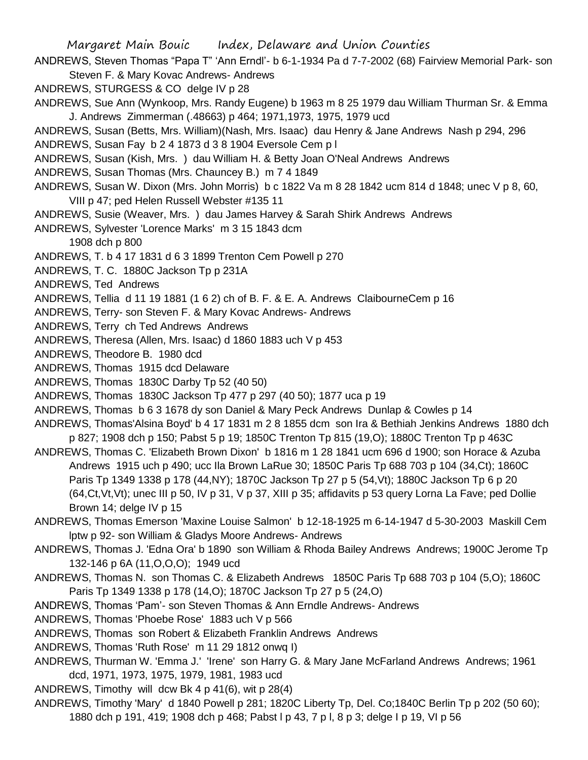ANDREWS, Steven Thomas "Papa T" 'Ann Erndl'- b 6-1-1934 Pa d 7-7-2002 (68) Fairview Memorial Park- son Steven F. & Mary Kovac Andrews- Andrews

ANDREWS, STURGESS & CO delge IV p 28

ANDREWS, Sue Ann (Wynkoop, Mrs. Randy Eugene) b 1963 m 8 25 1979 dau William Thurman Sr. & Emma J. Andrews Zimmerman (.48663) p 464; 1971,1973, 1975, 1979 ucd

ANDREWS, Susan (Betts, Mrs. William)(Nash, Mrs. Isaac) dau Henry & Jane Andrews Nash p 294, 296

ANDREWS, Susan Fay b 2 4 1873 d 3 8 1904 Eversole Cem p l

ANDREWS, Susan (Kish, Mrs. ) dau William H. & Betty Joan O'Neal Andrews Andrews

ANDREWS, Susan Thomas (Mrs. Chauncey B.) m 7 4 1849

ANDREWS, Susan W. Dixon (Mrs. John Morris) b c 1822 Va m 8 28 1842 ucm 814 d 1848; unec V p 8, 60, VIII p 47; ped Helen Russell Webster #135 11

ANDREWS, Susie (Weaver, Mrs. ) dau James Harvey & Sarah Shirk Andrews Andrews

ANDREWS, Sylvester 'Lorence Marks' m 3 15 1843 dcm 1908 dch p 800

ANDREWS, T. b 4 17 1831 d 6 3 1899 Trenton Cem Powell p 270

ANDREWS, T. C. 1880C Jackson Tp p 231A

ANDREWS, Ted Andrews

ANDREWS, Tellia d 11 19 1881 (1 6 2) ch of B. F. & E. A. Andrews ClaibourneCem p 16

ANDREWS, Terry- son Steven F. & Mary Kovac Andrews- Andrews

ANDREWS, Terry ch Ted Andrews Andrews

ANDREWS, Theresa (Allen, Mrs. Isaac) d 1860 1883 uch V p 453

ANDREWS, Theodore B. 1980 dcd

ANDREWS, Thomas 1915 dcd Delaware

ANDREWS, Thomas 1830C Darby Tp 52 (40 50)

ANDREWS, Thomas 1830C Jackson Tp 477 p 297 (40 50); 1877 uca p 19

ANDREWS, Thomas b 6 3 1678 dy son Daniel & Mary Peck Andrews Dunlap & Cowles p 14

ANDREWS, Thomas'Alsina Boyd' b 4 17 1831 m 2 8 1855 dcm son Ira & Bethiah Jenkins Andrews 1880 dch p 827; 1908 dch p 150; Pabst 5 p 19; 1850C Trenton Tp 815 (19,O); 1880C Trenton Tp p 463C

ANDREWS, Thomas C. 'Elizabeth Brown Dixon' b 1816 m 1 28 1841 ucm 696 d 1900; son Horace & Azuba Andrews 1915 uch p 490; ucc Ila Brown LaRue 30; 1850C Paris Tp 688 703 p 104 (34,Ct); 1860C Paris Tp 1349 1338 p 178 (44,NY); 1870C Jackson Tp 27 p 5 (54,Vt); 1880C Jackson Tp 6 p 20 (64,Ct,Vt,Vt); unec III p 50, IV p 31, V p 37, XIII p 35; affidavits p 53 query Lorna La Fave; ped Dollie Brown 14; delge IV p 15

ANDREWS, Thomas Emerson 'Maxine Louise Salmon' b 12-18-1925 m 6-14-1947 d 5-30-2003 Maskill Cem lptw p 92- son William & Gladys Moore Andrews- Andrews

ANDREWS, Thomas J. 'Edna Ora' b 1890 son William & Rhoda Bailey Andrews Andrews; 1900C Jerome Tp 132-146 p 6A (11,O,O,O); 1949 ucd

ANDREWS, Thomas N. son Thomas C. & Elizabeth Andrews 1850C Paris Tp 688 703 p 104 (5,O); 1860C Paris Tp 1349 1338 p 178 (14,O); 1870C Jackson Tp 27 p 5 (24,O)

ANDREWS, Thomas 'Pam'- son Steven Thomas & Ann Erndle Andrews- Andrews

ANDREWS, Thomas 'Phoebe Rose' 1883 uch V p 566

ANDREWS, Thomas son Robert & Elizabeth Franklin Andrews Andrews

ANDREWS, Thomas 'Ruth Rose' m 11 29 1812 onwq I)

ANDREWS, Thurman W. 'Emma J.' 'Irene' son Harry G. & Mary Jane McFarland Andrews Andrews; 1961 dcd, 1971, 1973, 1975, 1979, 1981, 1983 ucd

ANDREWS, Timothy will dcw Bk 4 p 41(6), wit p 28(4)

ANDREWS, Timothy 'Mary' d 1840 Powell p 281; 1820C Liberty Tp, Del. Co;1840C Berlin Tp p 202 (50 60); 1880 dch p 191, 419; 1908 dch p 468; Pabst l p 43, 7 p l, 8 p 3; delge I p 19, VI p 56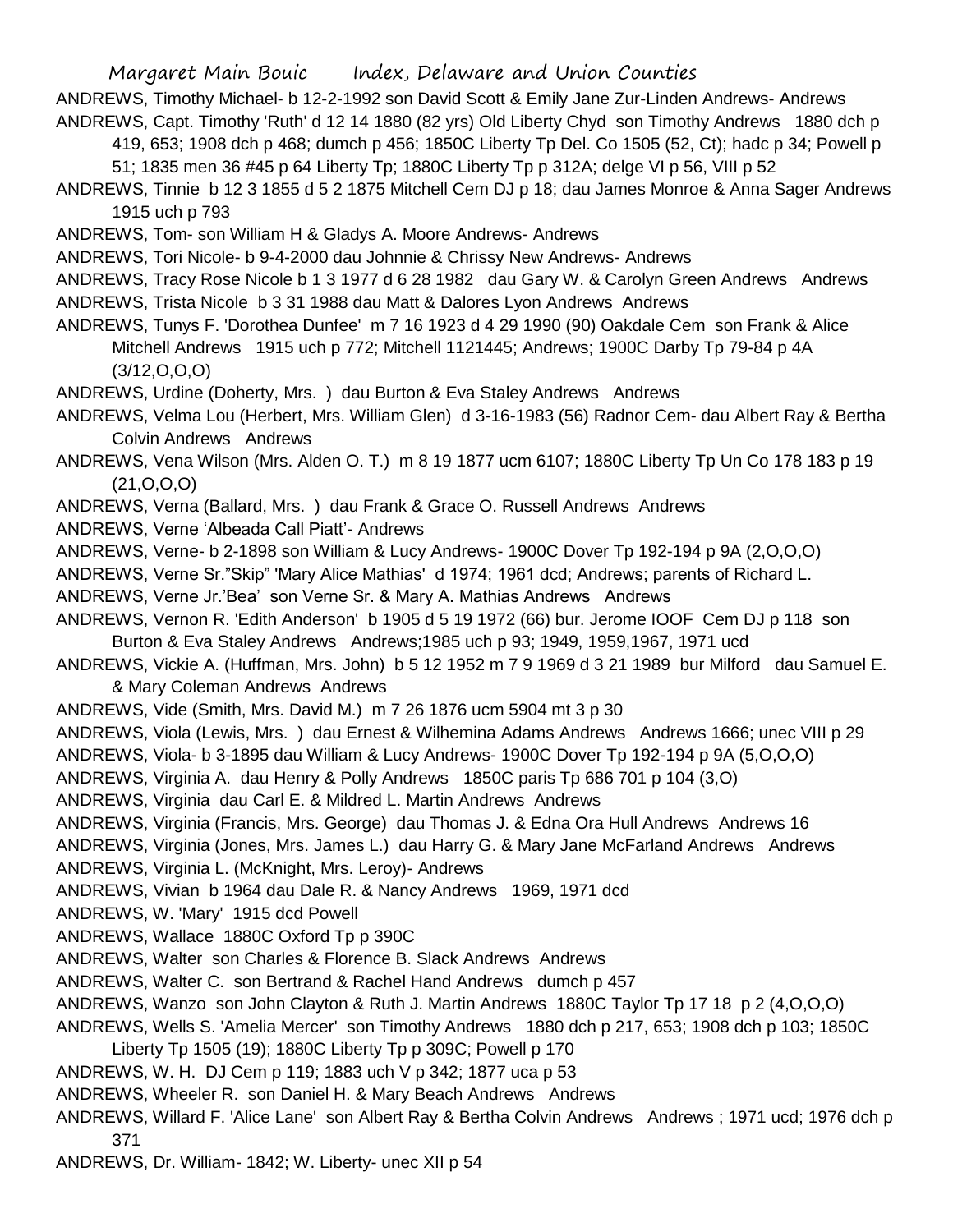ANDREWS, Timothy Michael- b 12-2-1992 son David Scott & Emily Jane Zur-Linden Andrews- Andrews

ANDREWS, Capt. Timothy 'Ruth' d 12 14 1880 (82 yrs) Old Liberty Chyd son Timothy Andrews 1880 dch p 419, 653; 1908 dch p 468; dumch p 456; 1850C Liberty Tp Del. Co 1505 (52, Ct); hadc p 34; Powell p 51; 1835 men 36 #45 p 64 Liberty Tp; 1880C Liberty Tp p 312A; delge VI p 56, VIII p 52

ANDREWS, Tinnie b 12 3 1855 d 5 2 1875 Mitchell Cem DJ p 18; dau James Monroe & Anna Sager Andrews 1915 uch p 793

ANDREWS, Tom- son William H & Gladys A. Moore Andrews- Andrews

ANDREWS, Tori Nicole- b 9-4-2000 dau Johnnie & Chrissy New Andrews- Andrews

ANDREWS, Tracy Rose Nicole b 1 3 1977 d 6 28 1982 dau Gary W. & Carolyn Green Andrews Andrews

ANDREWS, Trista Nicole b 3 31 1988 dau Matt & Dalores Lyon Andrews Andrews

ANDREWS, Tunys F. 'Dorothea Dunfee' m 7 16 1923 d 4 29 1990 (90) Oakdale Cem son Frank & Alice Mitchell Andrews 1915 uch p 772; Mitchell 1121445; Andrews; 1900C Darby Tp 79-84 p 4A (3/12,O,O,O)

ANDREWS, Urdine (Doherty, Mrs. ) dau Burton & Eva Staley Andrews Andrews

ANDREWS, Velma Lou (Herbert, Mrs. William Glen) d 3-16-1983 (56) Radnor Cem- dau Albert Ray & Bertha Colvin Andrews Andrews

ANDREWS, Vena Wilson (Mrs. Alden O. T.) m 8 19 1877 ucm 6107; 1880C Liberty Tp Un Co 178 183 p 19 (21,O,O,O)

ANDREWS, Verna (Ballard, Mrs. ) dau Frank & Grace O. Russell Andrews Andrews

ANDREWS, Verne 'Albeada Call Piatt'- Andrews

ANDREWS, Verne- b 2-1898 son William & Lucy Andrews- 1900C Dover Tp 192-194 p 9A (2,O,O,O)

ANDREWS, Verne Sr."Skip" 'Mary Alice Mathias' d 1974; 1961 dcd; Andrews; parents of Richard L.

ANDREWS, Verne Jr.'Bea' son Verne Sr. & Mary A. Mathias Andrews Andrews

ANDREWS, Vernon R. 'Edith Anderson' b 1905 d 5 19 1972 (66) bur. Jerome IOOF Cem DJ p 118 son Burton & Eva Staley Andrews Andrews;1985 uch p 93; 1949, 1959,1967, 1971 ucd

ANDREWS, Vickie A. (Huffman, Mrs. John) b 5 12 1952 m 7 9 1969 d 3 21 1989 bur Milford dau Samuel E. & Mary Coleman Andrews Andrews

ANDREWS, Vide (Smith, Mrs. David M.) m 7 26 1876 ucm 5904 mt 3 p 30

ANDREWS, Viola (Lewis, Mrs. ) dau Ernest & Wilhemina Adams Andrews Andrews 1666; unec VIII p 29

ANDREWS, Viola- b 3-1895 dau William & Lucy Andrews- 1900C Dover Tp 192-194 p 9A (5,O,O,O)

ANDREWS, Virginia A. dau Henry & Polly Andrews 1850C paris Tp 686 701 p 104 (3,O)

ANDREWS, Virginia dau Carl E. & Mildred L. Martin Andrews Andrews

ANDREWS, Virginia (Francis, Mrs. George) dau Thomas J. & Edna Ora Hull Andrews Andrews 16

ANDREWS, Virginia (Jones, Mrs. James L.) dau Harry G. & Mary Jane McFarland Andrews Andrews

ANDREWS, Virginia L. (McKnight, Mrs. Leroy)- Andrews

ANDREWS, Vivian b 1964 dau Dale R. & Nancy Andrews 1969, 1971 dcd

ANDREWS, W. 'Mary' 1915 dcd Powell

ANDREWS, Wallace 1880C Oxford Tp p 390C

ANDREWS, Walter son Charles & Florence B. Slack Andrews Andrews

ANDREWS, Walter C. son Bertrand & Rachel Hand Andrews dumch p 457

ANDREWS, Wanzo son John Clayton & Ruth J. Martin Andrews 1880C Taylor Tp 17 18 p 2 (4,O,O,O)

ANDREWS, Wells S. 'Amelia Mercer' son Timothy Andrews 1880 dch p 217, 653; 1908 dch p 103; 1850C Liberty Tp 1505 (19); 1880C Liberty Tp p 309C; Powell p 170

ANDREWS, W. H. DJ Cem p 119; 1883 uch V p 342; 1877 uca p 53

ANDREWS, Wheeler R. son Daniel H. & Mary Beach Andrews Andrews

ANDREWS, Willard F. 'Alice Lane' son Albert Ray & Bertha Colvin Andrews Andrews ; 1971 ucd; 1976 dch p 371

ANDREWS, Dr. William- 1842; W. Liberty- unec XII p 54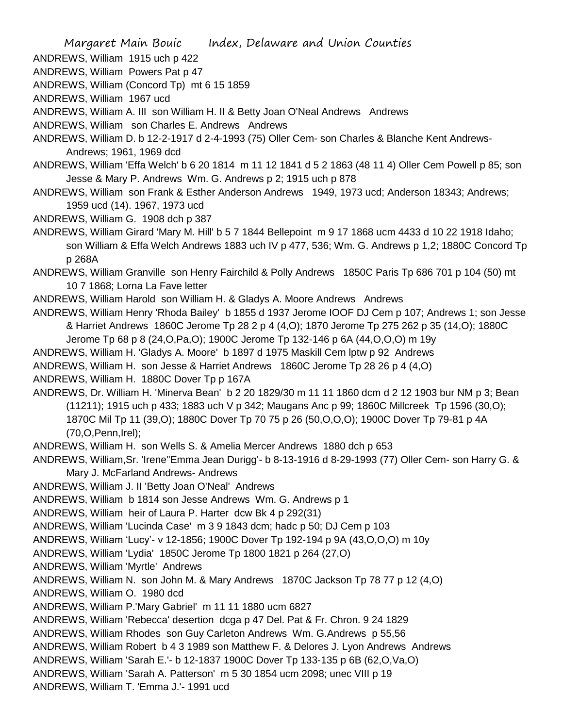ANDREWS, William 1915 uch p 422

ANDREWS, William Powers Pat p 47

ANDREWS, William (Concord Tp) mt 6 15 1859

ANDREWS, William 1967 ucd

ANDREWS, William A. III son William H. II & Betty Joan O'Neal Andrews Andrews

ANDREWS, William son Charles E. Andrews Andrews

ANDREWS, William D. b 12-2-1917 d 2-4-1993 (75) Oller Cem- son Charles & Blanche Kent Andrews- Andrews; 1961, 1969 dcd

ANDREWS, William 'Effa Welch' b 6 20 1814 m 11 12 1841 d 5 2 1863 (48 11 4) Oller Cem Powell p 85; son Jesse & Mary P. Andrews Wm. G. Andrews p 2; 1915 uch p 878

ANDREWS, William son Frank & Esther Anderson Andrews 1949, 1973 ucd; Anderson 18343; Andrews; 1959 ucd (14). 1967, 1973 ucd

ANDREWS, William G. 1908 dch p 387

ANDREWS, William Girard 'Mary M. Hill' b 5 7 1844 Bellepoint m 9 17 1868 ucm 4433 d 10 22 1918 Idaho; son William & Effa Welch Andrews 1883 uch IV p 477, 536; Wm. G. Andrews p 1,2; 1880C Concord Tp p 268A

ANDREWS, William Granville son Henry Fairchild & Polly Andrews 1850C Paris Tp 686 701 p 104 (50) mt 10 7 1868; Lorna La Fave letter

ANDREWS, William Harold son William H. & Gladys A. Moore Andrews Andrews

ANDREWS, William Henry 'Rhoda Bailey' b 1855 d 1937 Jerome IOOF DJ Cem p 107; Andrews 1; son Jesse & Harriet Andrews 1860C Jerome Tp 28 2 p 4 (4,O); 1870 Jerome Tp 275 262 p 35 (14,O); 1880C Jerome Tp 68 p 8 (24,O,Pa,O); 1900C Jerome Tp 132-146 p 6A (44,O,O,O) m 19y

ANDREWS, William H. 'Gladys A. Moore' b 1897 d 1975 Maskill Cem lptw p 92 Andrews

ANDREWS, William H. son Jesse & Harriet Andrews 1860C Jerome Tp 28 26 p 4 (4,O)

ANDREWS, William H. 1880C Dover Tp p 167A

ANDREWS, Dr. William H. 'Minerva Bean' b 2 20 1829/30 m 11 11 1860 dcm d 2 12 1903 bur NM p 3; Bean (11211); 1915 uch p 433; 1883 uch V p 342; Maugans Anc p 99; 1860C Millcreek Tp 1596 (30,O); 1870C Mil Tp 11 (39,O); 1880C Dover Tp 70 75 p 26 (50,O,O,O); 1900C Dover Tp 79-81 p 4A (70,O,Penn,Irel);

ANDREWS, William H. son Wells S. & Amelia Mercer Andrews 1880 dch p 653

ANDREWS, William,Sr. 'Irene''Emma Jean Durigg'- b 8-13-1916 d 8-29-1993 (77) Oller Cem- son Harry G. & Mary J. McFarland Andrews- Andrews

ANDREWS, William J. II 'Betty Joan O'Neal' Andrews

ANDREWS, William b 1814 son Jesse Andrews Wm. G. Andrews p 1

ANDREWS, William heir of Laura P. Harter dcw Bk 4 p 292(31)

ANDREWS, William 'Lucinda Case' m 3 9 1843 dcm; hadc p 50; DJ Cem p 103

ANDREWS, William 'Lucy'- v 12-1856; 1900C Dover Tp 192-194 p 9A (43,O,O,O) m 10y

ANDREWS, William 'Lydia' 1850C Jerome Tp 1800 1821 p 264 (27,O)

ANDREWS, William 'Myrtle' Andrews

ANDREWS, William N. son John M. & Mary Andrews 1870C Jackson Tp 78 77 p 12 (4,O)

ANDREWS, William O. 1980 dcd

ANDREWS, William P.'Mary Gabriel' m 11 11 1880 ucm 6827

ANDREWS, William 'Rebecca' desertion dcga p 47 Del. Pat & Fr. Chron. 9 24 1829

ANDREWS, William Rhodes son Guy Carleton Andrews Wm. G.Andrews p 55,56

ANDREWS, William Robert b 4 3 1989 son Matthew F. & Delores J. Lyon Andrews Andrews

ANDREWS, William 'Sarah E.'- b 12-1837 1900C Dover Tp 133-135 p 6B (62,O,Va,O)

ANDREWS, William 'Sarah A. Patterson' m 5 30 1854 ucm 2098; unec VIII p 19

ANDREWS, William T. 'Emma J.'- 1991 ucd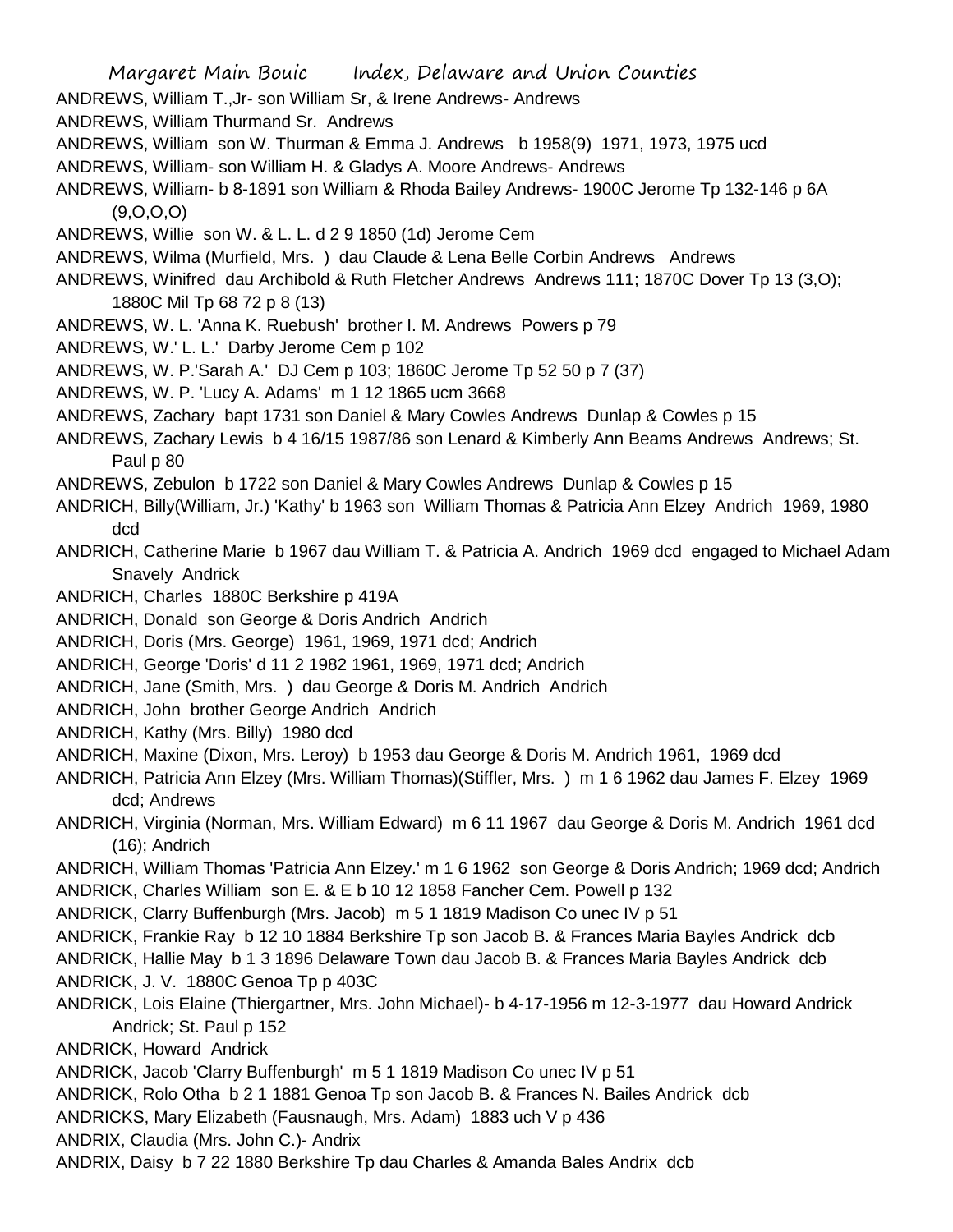ANDREWS, William T.,Jr- son William Sr, & Irene Andrews- Andrews

ANDREWS, William Thurmand Sr. Andrews

ANDREWS, William son W. Thurman & Emma J. Andrews b 1958(9) 1971, 1973, 1975 ucd

ANDREWS, William- son William H. & Gladys A. Moore Andrews- Andrews

ANDREWS, William- b 8-1891 son William & Rhoda Bailey Andrews- 1900C Jerome Tp 132-146 p 6A (9,O,O,O)

ANDREWS, Willie son W. & L. L. d 2 9 1850 (1d) Jerome Cem

ANDREWS, Wilma (Murfield, Mrs. ) dau Claude & Lena Belle Corbin Andrews Andrews

ANDREWS, Winifred dau Archibald & Ruth Fletcher Andrews Andrews 111; 1870C Dover Tp 13 (3,O); 1880C Mil Tp 68 72 p 8 (13)

ANDREWS, W. L. 'Anna K. Ruebush' brother I. M. Andrews Powers p 79

ANDREWS, W.' L. L.' Darby Jerome Cem p 102

ANDREWS, W. P.'Sarah A.' DJ Cem p 103; 1860C Jerome Tp 52 50 p 7 (37)

ANDREWS, W. P. 'Lucy A. Adams' m 1 12 1865 ucm 3668

ANDREWS, Zachary bapt 1731 son Daniel & Mary Cowles Andrews Dunlap & Cowles p 15

ANDREWS, Zachary Lewis b 4 16/15 1987/86 son Lenard & Kimberly Ann Beams Andrews Andrews; St. Paul p 80

ANDREWS, Zebulon b 1722 son Daniel & Mary Cowles Andrews Dunlap & Cowles p 15

ANDRICH, Billy(William, Jr.) 'Kathy' b 1963 son William Thomas & Patricia Ann Elzey Andrich 1969, 1980 dcd

ANDRICH, Catherine Marie b 1967 dau William T. & Patricia A. Andrich 1969 dcd engaged to Michael Adam Snavely Andrick

ANDRICH, Charles 1880C Berkshire p 419A

ANDRICH, Donald son George & Doris Andrich Andrich

ANDRICH, Doris (Mrs. George) 1961, 1969, 1971 dcd; Andrich

ANDRICH, George 'Doris' d 11 2 1982 1961, 1969, 1971 dcd; Andrich

ANDRICH, Jane (Smith, Mrs. ) dau George & Doris M. Andrich Andrich

ANDRICH, John brother George Andrich Andrich

ANDRICH, Kathy (Mrs. Billy) 1980 dcd

ANDRICH, Maxine (Dixon, Mrs. Leroy) b 1953 dau George & Doris M. Andrich 1961, 1969 dcd

ANDRICH, Patricia Ann Elzey (Mrs. William Thomas)(Stiffler, Mrs. ) m 1 6 1962 dau James F. Elzey 1969 dcd; Andrews

ANDRICH, Virginia (Norman, Mrs. William Edward) m 6 11 1967 dau George & Doris M. Andrich 1961 dcd (16); Andrich

ANDRICH, William Thomas 'Patricia Ann Elzey.' m 1 6 1962 son George & Doris Andrich; 1969 dcd; Andrich

ANDRICK, Charles William son E. & E b 10 12 1858 Fancher Cem. Powell p 132

ANDRICK, Clarry Buffenburgh (Mrs. Jacob) m 5 1 1819 Madison Co unec IV p 51

ANDRICK, Frankie Ray b 12 10 1884 Berkshire Tp son Jacob B. & Frances Maria Bayles Andrick dcb

ANDRICK, Hallie May b 1 3 1896 Delaware Town dau Jacob B. & Frances Maria Bayles Andrick dcb

ANDRICK, J. V. 1880C Genoa Tp p 403C

ANDRICK, Lois Elaine (Thiergartner, Mrs. John Michael)- b 4-17-1956 m 12-3-1977 dau Howard Andrick Andrick; St. Paul p 152

ANDRICK, Howard Andrick

ANDRICK, Jacob 'Clarry Buffenburgh' m 5 1 1819 Madison Co unec IV p 51

ANDRICK, Rolo Otha b 2 1 1881 Genoa Tp son Jacob B. & Frances N. Bailes Andrick dcb

ANDRICKS, Mary Elizabeth (Fausnaugh, Mrs. Adam) 1883 uch V p 436

ANDRIX, Claudia (Mrs. John C.)- Andrix

ANDRIX, Daisy b 7 22 1880 Berkshire Tp dau Charles & Amanda Bales Andrix dcb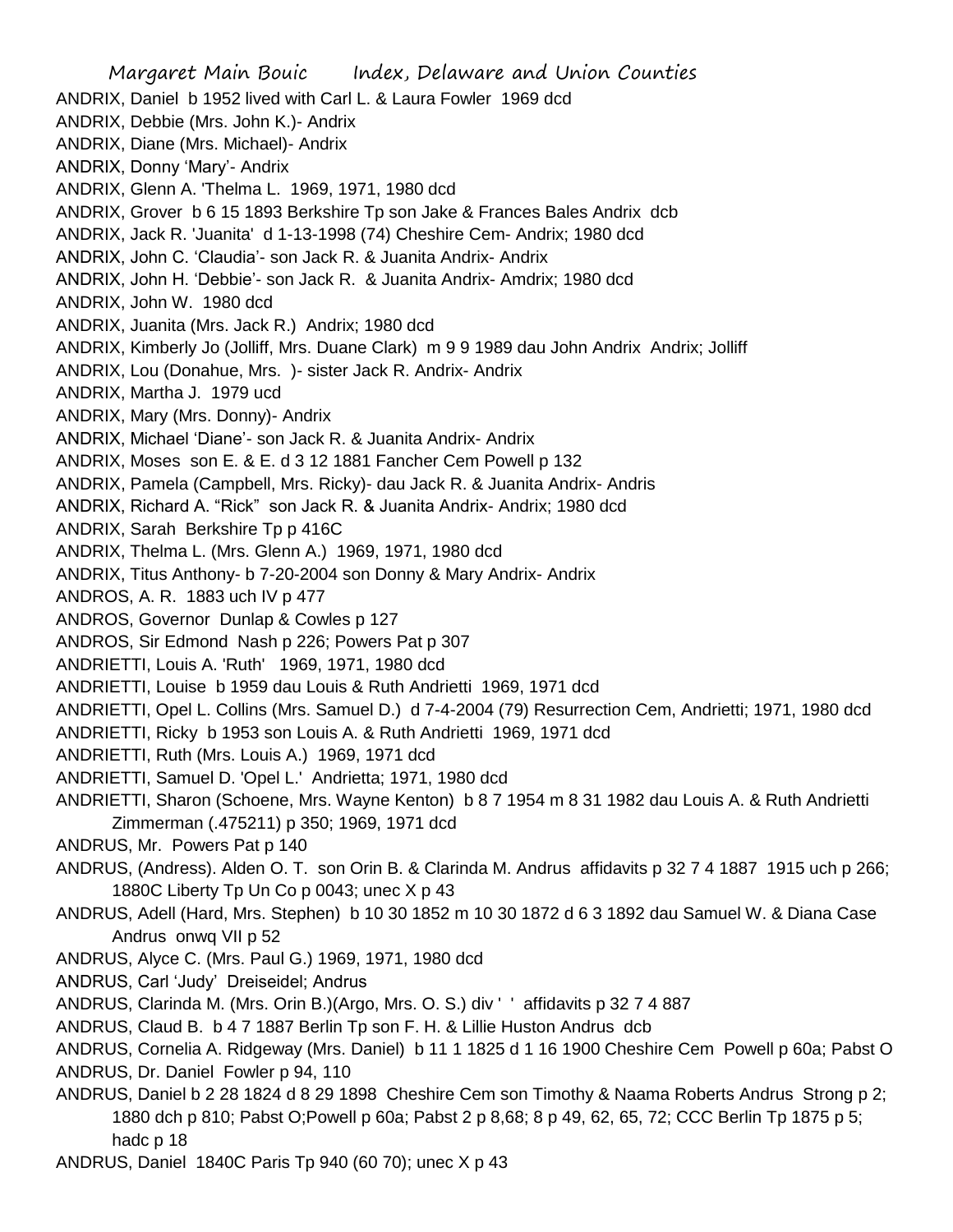ANDRIX, Daniel b 1952 lived with Carl L. & Laura Fowler 1969 dcd

ANDRIX, Debbie (Mrs. John K.)- Andrix

ANDRIX, Diane (Mrs. Michael)- Andrix

ANDRIX, Donny 'Mary'- Andrix

ANDRIX, Glenn A. 'Thelma L. 1969, 1971, 1980 dcd

ANDRIX, Grover b 6 15 1893 Berkshire Tp son Jake & Frances Bales Andrix dcb

ANDRIX, Jack R. 'Juanita' d 1-13-1998 (74) Cheshire Cem- Andrix; 1980 dcd

ANDRIX, John C. 'Claudia'- son Jack R. & Juanita Andrix- Andrix

ANDRIX, John H. 'Debbie'- son Jack R. & Juanita Andrix- Amdrix; 1980 dcd

ANDRIX, John W. 1980 dcd

ANDRIX, Juanita (Mrs. Jack R.) Andrix; 1980 dcd

ANDRIX, Kimberly Jo (Jolliff, Mrs. Duane Clark) m 9 9 1989 dau John Andrix Andrix; Jolliff

ANDRIX, Lou (Donahue, Mrs. )- sister Jack R. Andrix- Andrix

ANDRIX, Martha J. 1979 ucd

ANDRIX, Mary (Mrs. Donny)- Andrix

ANDRIX, Michael 'Diane'- son Jack R. & Juanita Andrix- Andrix

ANDRIX, Moses son E. & E. d 3 12 1881 Fancher Cem Powell p 132

ANDRIX, Pamela (Campbell, Mrs. Ricky)- dau Jack R. & Juanita Andrix- Andris

ANDRIX, Richard A. "Rick" son Jack R. & Juanita Andrix- Andrix; 1980 dcd

ANDRIX, Sarah Berkshire Tp p 416C

ANDRIX, Thelma L. (Mrs. Glenn A.) 1969, 1971, 1980 dcd

ANDRIX, Titus Anthony- b 7-20-2004 son Donny & Mary Andrix- Andrix

ANDROS, A. R. 1883 uch IV p 477

ANDROS, Governor Dunlap & Cowles p 127

ANDROS, Sir Edmond Nash p 226; Powers Pat p 307

ANDRIETTI, Louis A. 'Ruth' 1969, 1971, 1980 dcd

ANDRIETTI, Louise b 1959 dau Louis & Ruth Andrietti 1969, 1971 dcd

ANDRIETTI, Opel L. Collins (Mrs. Samuel D.) d 7-4-2004 (79) Resurrection Cem, Andrietti; 1971, 1980 dcd

ANDRIETTI, Ricky b 1953 son Louis A. & Ruth Andrietti 1969, 1971 dcd

ANDRIETTI, Ruth (Mrs. Louis A.) 1969, 1971 dcd

ANDRIETTI, Samuel D. 'Opel L.' Andrietta; 1971, 1980 dcd

ANDRIETTI, Sharon (Schoene, Mrs. Wayne Kenton) b 8 7 1954 m 8 31 1982 dau Louis A. & Ruth Andrietti Zimmerman (.475211) p 350; 1969, 1971 dcd

ANDRUS, Mr. Powers Pat p 140

ANDRUS, (Andress). Alden O. T. son Orin B. & Clarinda M. Andrus affidavits p 32 7 4 1887 1915 uch p 266; 1880C Liberty Tp Un Co p 0043; unec X p 43

ANDRUS, Adell (Hard, Mrs. Stephen) b 10 30 1852 m 10 30 1872 d 6 3 1892 dau Samuel W. & Diana Case Andrus onwq VII p 52

ANDRUS, Alyce C. (Mrs. Paul G.) 1969, 1971, 1980 dcd

ANDRUS, Carl 'Judy' Dreiseidel; Andrus

ANDRUS, Clarinda M. (Mrs. Orin B.)(Argo, Mrs. O. S.) div ' ' affidavits p 32 7 4 887

ANDRUS, Claud B. b 4 7 1887 Berlin Tp son F. H. & Lillie Huston Andrus dcb

ANDRUS, Cornelia A. Ridgeway (Mrs. Daniel) b 11 1 1825 d 1 16 1900 Cheshire Cem Powell p 60a; Pabst O

ANDRUS, Dr. Daniel Fowler p 94, 110

ANDRUS, Daniel b 2 28 1824 d 8 29 1898 Cheshire Cem son Timothy & Naama Roberts Andrus Strong p 2; 1880 dch p 810; Pabst O;Powell p 60a; Pabst 2 p 8,68; 8 p 49, 62, 65, 72; CCC Berlin Tp 1875 p 5; hadc p 18

ANDRUS, Daniel 1840C Paris Tp 940 (60 70); unec X p 43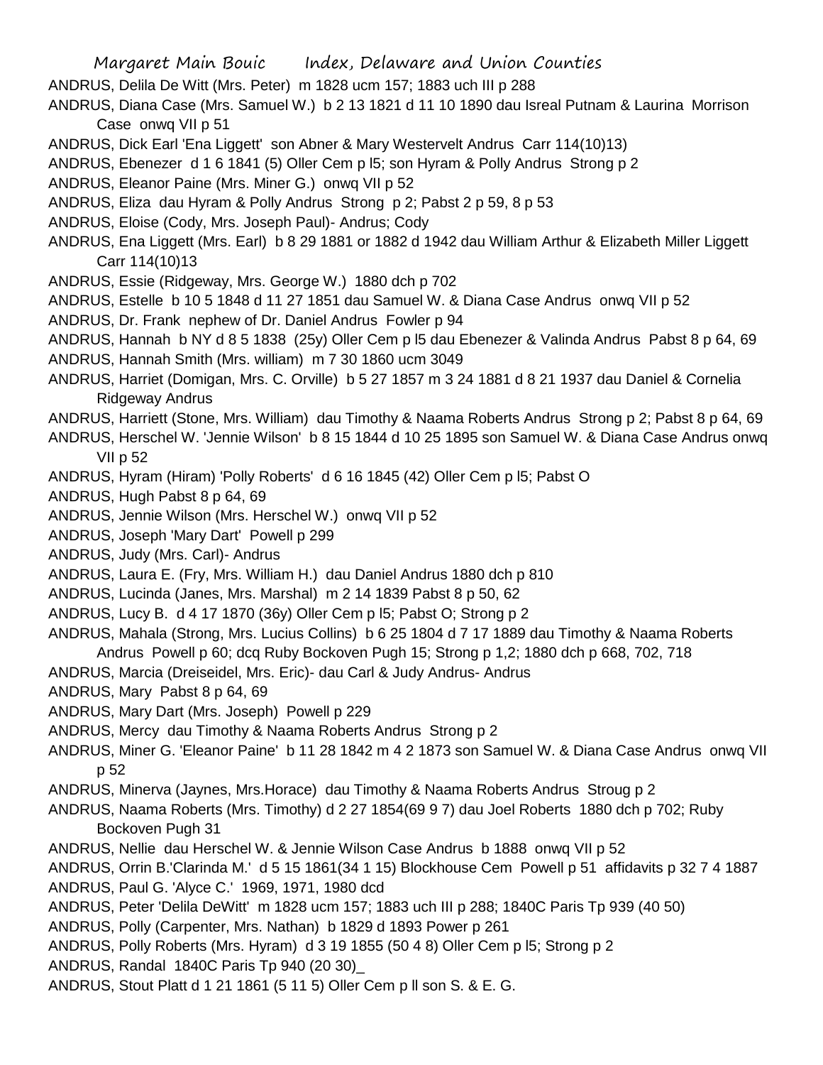ANDRUS, Delila De Witt (Mrs. Peter) m 1828 ucm 157; 1883 uch III p 288

ANDRUS, Diana Case (Mrs. Samuel W.) b 2 13 1821 d 11 10 1890 dau Isreal Putnam & Laurina Morrison Case onwq VII p 51

ANDRUS, Dick Earl 'Ena Liggett' son Abner & Mary Westervelt Andrus Carr 114(10)13)

ANDRUS, Ebenezer d 1 6 1841 (5) Oller Cem p l5; son Hyram & Polly Andrus Strong p 2

ANDRUS, Eleanor Paine (Mrs. Miner G.) onwq VII p 52

ANDRUS, Eliza dau Hyram & Polly Andrus Strong p 2; Pabst 2 p 59, 8 p 53

ANDRUS, Eloise (Cody, Mrs. Joseph Paul)- Andrus; Cody

ANDRUS, Ena Liggett (Mrs. Earl) b 8 29 1881 or 1882 d 1942 dau William Arthur & Elizabeth Miller Liggett Carr 114(10)13

ANDRUS, Essie (Ridgeway, Mrs. George W.) 1880 dch p 702

ANDRUS, Estelle b 10 5 1848 d 11 27 1851 dau Samuel W. & Diana Case Andrus onwq VII p 52

ANDRUS, Dr. Frank nephew of Dr. Daniel Andrus Fowler p 94

ANDRUS, Hannah b NY d 8 5 1838 (25y) Oller Cem p l5 dau Ebenezer & Valinda Andrus Pabst 8 p 64, 69

ANDRUS, Hannah Smith (Mrs. william) m 7 30 1860 ucm 3049

ANDRUS, Harriet (Domigan, Mrs. C. Orville) b 5 27 1857 m 3 24 1881 d 8 21 1937 dau Daniel & Cornelia Ridgeway Andrus

ANDRUS, Harriett (Stone, Mrs. William) dau Timothy & Naama Roberts Andrus Strong p 2; Pabst 8 p 64, 69

ANDRUS, Herschel W. 'Jennie Wilson' b 8 15 1844 d 10 25 1895 son Samuel W. & Diana Case Andrus onwq VII p 52

ANDRUS, Hyram (Hiram) 'Polly Roberts' d 6 16 1845 (42) Oller Cem p l5; Pabst O

ANDRUS, Hugh Pabst 8 p 64, 69

ANDRUS, Jennie Wilson (Mrs. Herschel W.) onwq VII p 52

ANDRUS, Joseph 'Mary Dart' Powell p 299

ANDRUS, Judy (Mrs. Carl)- Andrus

ANDRUS, Laura E. (Fry, Mrs. William H.) dau Daniel Andrus 1880 dch p 810

ANDRUS, Lucinda (Janes, Mrs. Marshal) m 2 14 1839 Pabst 8 p 50, 62

ANDRUS, Lucy B. d 4 17 1870 (36y) Oller Cem p l5; Pabst O; Strong p 2

ANDRUS, Mahala (Strong, Mrs. Lucius Collins) b 6 25 1804 d 7 17 1889 dau Timothy & Naama Roberts Andrus Powell p 60; dcq Ruby Bockoven Pugh 15; Strong p 1,2; 1880 dch p 668, 702, 718

ANDRUS, Marcia (Dreiseidel, Mrs. Eric)- dau Carl & Judy Andrus- Andrus

ANDRUS, Mary Pabst 8 p 64, 69

ANDRUS, Mary Dart (Mrs. Joseph) Powell p 229

ANDRUS, Mercy dau Timothy & Naama Roberts Andrus Strong p 2

ANDRUS, Miner G. 'Eleanor Paine' b 11 28 1842 m 4 2 1873 son Samuel W. & Diana Case Andrus onwq VII p 52

ANDRUS, Minerva (Jaynes, Mrs.Horace) dau Timothy & Naama Roberts Andrus Stroug p 2

ANDRUS, Naama Roberts (Mrs. Timothy) d 2 27 1854(69 9 7) dau Joel Roberts 1880 dch p 702; Ruby Bockoven Pugh 31

ANDRUS, Nellie dau Herschel W. & Jennie Wilson Case Andrus b 1888 onwq VII p 52

ANDRUS, Orrin B.'Clarinda M.' d 5 15 1861(34 1 15) Blockhouse Cem Powell p 51 affidavits p 32 7 4 1887

ANDRUS, Paul G. 'Alyce C.' 1969, 1971, 1980 dcd

ANDRUS, Peter 'Delila DeWitt' m 1828 ucm 157; 1883 uch III p 288; 1840C Paris Tp 939 (40 50)

ANDRUS, Polly (Carpenter, Mrs. Nathan) b 1829 d 1893 Power p 261

ANDRUS, Polly Roberts (Mrs. Hyram) d 3 19 1855 (50 4 8) Oller Cem p l5; Strong p 2

ANDRUS, Randal 1840C Paris Tp 940 (20 30)_

ANDRUS, Stout Platt d 1 21 1861 (5 11 5) Oller Cem p ll son S. & E. G.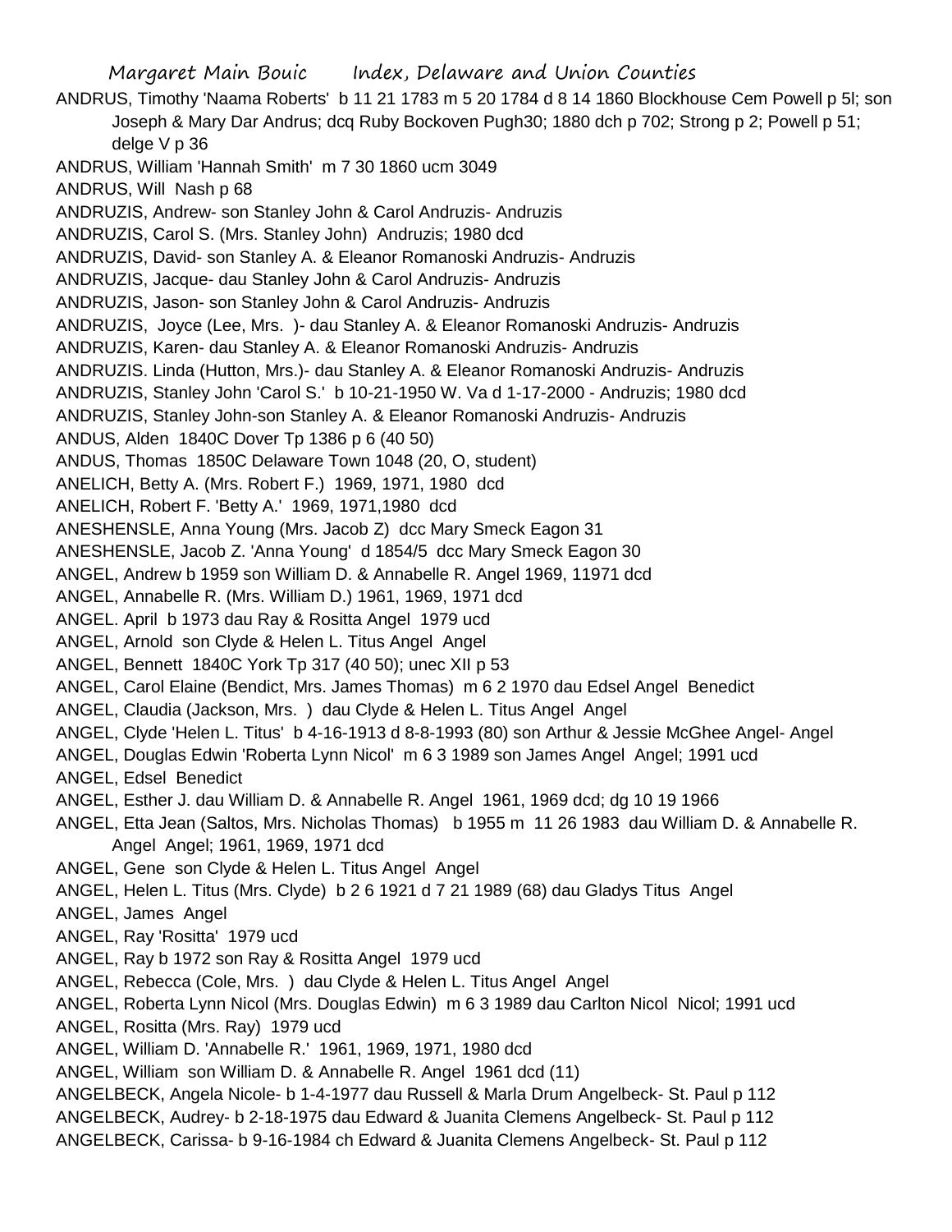ANDRUS, Timothy 'Naama Roberts' b 11 21 1783 m 5 20 1784 d 8 14 1860 Blockhouse Cem Powell p 5l; son Joseph & Mary Dar Andrus; dcq Ruby Bockoven Pugh30; 1880 dch p 702; Strong p 2; Powell p 51; delge V p 36

ANDRUS, William 'Hannah Smith' m 7 30 1860 ucm 3049

ANDRUS, Will Nash p 68

ANDRUZIS, Andrew- son Stanley John & Carol Andruzis- Andruzis

ANDRUZIS, Carol S. (Mrs. Stanley John) Andruzis; 1980 dcd

ANDRUZIS, David- son Stanley A. & Eleanor Romanoski Andruzis- Andruzis

ANDRUZIS, Jacque- dau Stanley John & Carol Andruzis- Andruzis

ANDRUZIS, Jason- son Stanley John & Carol Andruzis- Andruzis

ANDRUZIS, Joyce (Lee, Mrs. )- dau Stanley A. & Eleanor Romanoski Andruzis- Andruzis

ANDRUZIS, Karen- dau Stanley A. & Eleanor Romanoski Andruzis- Andruzis

ANDRUZIS. Linda (Hutton, Mrs.)- dau Stanley A. & Eleanor Romanoski Andruzis- Andruzis

ANDRUZIS, Stanley John 'Carol S.' b 10-21-1950 W. Va d 1-17-2000 - Andruzis; 1980 dcd

ANDRUZIS, Stanley John-son Stanley A. & Eleanor Romanoski Andruzis- Andruzis

ANDUS, Alden 1840C Dover Tp 1386 p 6 (40 50)

ANDUS, Thomas 1850C Delaware Town 1048 (20, O, student)

ANELICH, Betty A. (Mrs. Robert F.) 1969, 1971, 1980 dcd

ANELICH, Robert F. 'Betty A.' 1969, 1971,1980 dcd

ANESHENSLE, Anna Young (Mrs. Jacob Z) dcc Mary Smeck Eagon 31

ANESHENSLE, Jacob Z. 'Anna Young' d 1854/5 dcc Mary Smeck Eagon 30

ANGEL, Andrew b 1959 son William D. & Annabelle R. Angel 1969, 11971 dcd

ANGEL, Annabelle R. (Mrs. William D.) 1961, 1969, 1971 dcd

ANGEL. April b 1973 dau Ray & Rositta Angel 1979 ucd

ANGEL, Arnold son Clyde & Helen L. Titus Angel Angel

ANGEL, Bennett 1840C York Tp 317 (40 50); unec XII p 53

ANGEL, Carol Elaine (Bendict, Mrs. James Thomas) m 6 2 1970 dau Edsel Angel Benedict

ANGEL, Claudia (Jackson, Mrs. ) dau Clyde & Helen L. Titus Angel Angel

ANGEL, Clyde 'Helen L. Titus' b 4-16-1913 d 8-8-1993 (80) son Arthur & Jessie McGhee Angel- Angel

ANGEL, Douglas Edwin 'Roberta Lynn Nicol' m 6 3 1989 son James Angel Angel; 1991 ucd

ANGEL, Edsel Benedict

ANGEL, Esther J. dau William D. & Annabelle R. Angel 1961, 1969 dcd; dg 10 19 1966

ANGEL, Etta Jean (Saltos, Mrs. Nicholas Thomas) b 1955 m 11 26 1983 dau William D. & Annabelle R. Angel Angel; 1961, 1969, 1971 dcd

ANGEL, Gene son Clyde & Helen L. Titus Angel Angel

ANGEL, Helen L. Titus (Mrs. Clyde) b 2 6 1921 d 7 21 1989 (68) dau Gladys Titus Angel

ANGEL, James Angel

ANGEL, Ray 'Rositta' 1979 ucd

ANGEL, Ray b 1972 son Ray & Rositta Angel 1979 ucd

ANGEL, Rebecca (Cole, Mrs. ) dau Clyde & Helen L. Titus Angel Angel

ANGEL, Roberta Lynn Nicol (Mrs. Douglas Edwin) m 6 3 1989 dau Carlton Nicol Nicol; 1991 ucd

ANGEL, Rositta (Mrs. Ray) 1979 ucd

ANGEL, William D. 'Annabelle R.' 1961, 1969, 1971, 1980 dcd

ANGEL, William son William D. & Annabelle R. Angel 1961 dcd (11)

ANGELBECK, Angela Nicole- b 1-4-1977 dau Russell & Marla Drum Angelbeck- St. Paul p 112

ANGELBECK, Audrey- b 2-18-1975 dau Edward & Juanita Clemens Angelbeck- St. Paul p 112

ANGELBECK, Carissa- b 9-16-1984 ch Edward & Juanita Clemens Angelbeck- St. Paul p 112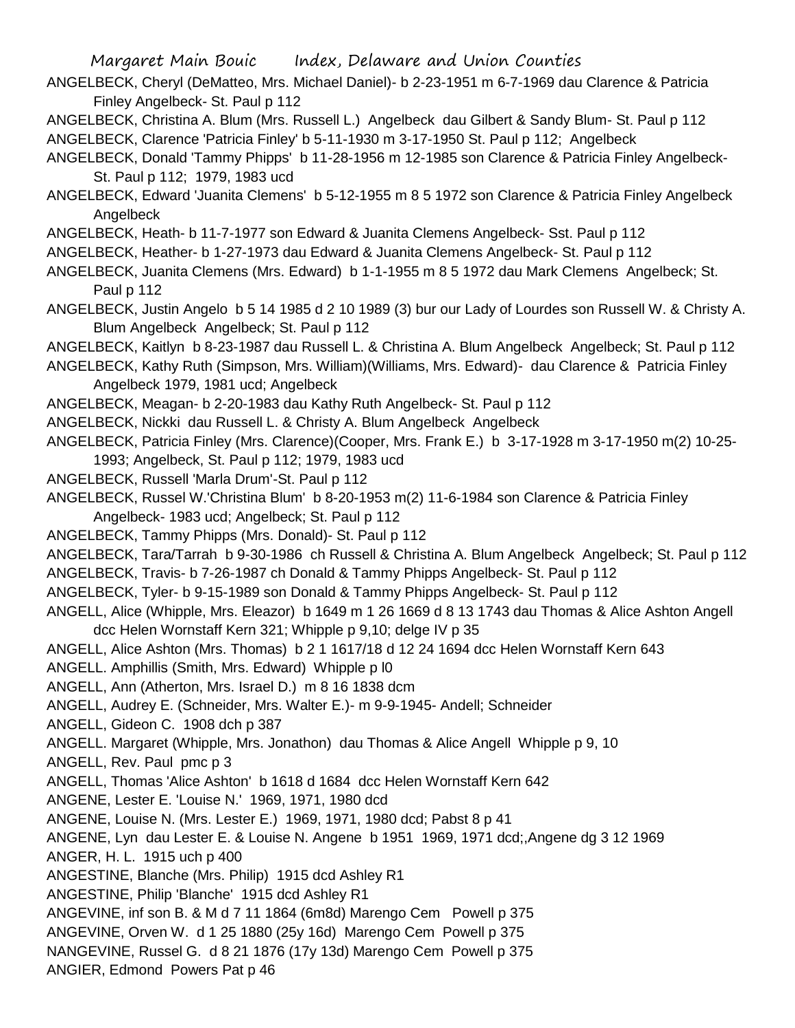ANGELBECK, Cheryl (DeMatteo, Mrs. Michael Daniel)- b 2-23-1951 m 6-7-1969 dau Clarence & Patricia Finley Angelbeck- St. Paul p 112

ANGELBECK, Christina A. Blum (Mrs. Russell L.) Angelbeck dau Gilbert & Sandy Blum- St. Paul p 112

ANGELBECK, Clarence 'Patricia Finley' b 5-11-1930 m 3-17-1950 St. Paul p 112; Angelbeck

ANGELBECK, Donald 'Tammy Phipps' b 11-28-1956 m 12-1985 son Clarence & Patricia Finley Angelbeck- St. Paul p 112; 1979, 1983 ucd

ANGELBECK, Edward 'Juanita Clemens' b 5-12-1955 m 8 5 1972 son Clarence & Patricia Finley Angelbeck Angelbeck

ANGELBECK, Heath- b 11-7-1977 son Edward & Juanita Clemens Angelbeck- Sst. Paul p 112

ANGELBECK, Heather- b 1-27-1973 dau Edward & Juanita Clemens Angelbeck- St. Paul p 112

ANGELBECK, Juanita Clemens (Mrs. Edward) b 1-1-1955 m 8 5 1972 dau Mark Clemens Angelbeck; St. Paul p 112

ANGELBECK, Justin Angelo b 5 14 1985 d 2 10 1989 (3) bur our Lady of Lourdes son Russell W. & Christy A. Blum Angelbeck Angelbeck; St. Paul p 112

ANGELBECK, Kaitlyn b 8-23-1987 dau Russell L. & Christina A. Blum Angelbeck Angelbeck; St. Paul p 112

ANGELBECK, Kathy Ruth (Simpson, Mrs. William)(Williams, Mrs. Edward)- dau Clarence & Patricia Finley Angelbeck 1979, 1981 ucd; Angelbeck

ANGELBECK, Meagan- b 2-20-1983 dau Kathy Ruth Angelbeck- St. Paul p 112

ANGELBECK, Nickki dau Russell L. & Christy A. Blum Angelbeck Angelbeck

ANGELBECK, Patricia Finley (Mrs. Clarence)(Cooper, Mrs. Frank E.) b 3-17-1928 m 3-17-1950 m(2) 10-25-1993; Angelbeck, St. Paul p 112; 1979, 1983 ucd

ANGELBECK, Russell 'Marla Drum'-St. Paul p 112

ANGELBECK, Russel W.'Christina Blum' b 8-20-1953 m(2) 11-6-1984 son Clarence & Patricia Finley Angelbeck- 1983 ucd; Angelbeck; St. Paul p 112

ANGELBECK, Tammy Phipps (Mrs. Donald)- St. Paul p 112

ANGELBECK, Tara/Tarrah b 9-30-1986 ch Russell & Christina A. Blum Angelbeck Angelbeck; St. Paul p 112

ANGELBECK, Travis- b 7-26-1987 ch Donald & Tammy Phipps Angelbeck- St. Paul p 112

ANGELBECK, Tyler- b 9-15-1989 son Donald & Tammy Phipps Angelbeck- St. Paul p 112

ANGELL, Alice (Whipple, Mrs. Eleazor) b 1649 m 1 26 1669 d 8 13 1743 dau Thomas & Alice Ashton Angell dcc Helen Wornstaff Kern 321; Whipple p 9,10; delge IV p 35

ANGELL, Alice Ashton (Mrs. Thomas) b 2 1 1617/18 d 12 24 1694 dcc Helen Wornstaff Kern 643

ANGELL. Amphillis (Smith, Mrs. Edward) Whipple p l0

ANGELL, Ann (Atherton, Mrs. Israel D.) m 8 16 1838 dcm

ANGELL, Audrey E. (Schneider, Mrs. Walter E.)- m 9-9-1945- Andell; Schneider

ANGELL, Gideon C. 1908 dch p 387

ANGELL. Margaret (Whipple, Mrs. Jonathon) dau Thomas & Alice Angell Whipple p 9, 10

ANGELL, Rev. Paul pmc p 3

ANGELL, Thomas 'Alice Ashton' b 1618 d 1684 dcc Helen Wornstaff Kern 642

ANGENE, Lester E. 'Louise N.' 1969, 1971, 1980 dcd

ANGENE, Louise N. (Mrs. Lester E.) 1969, 1971, 1980 dcd; Pabst 8 p 41

ANGENE, Lyn dau Lester E. & Louise N. Angene b 1951 1969, 1971 dcd;,Angene dg 3 12 1969

ANGER, H. L. 1915 uch p 400

ANGESTINE, Blanche (Mrs. Philip) 1915 dcd Ashley R1

ANGESTINE, Philip 'Blanche' 1915 dcd Ashley R1

ANGEVINE, inf son B. & M d 7 11 1864 (6m8d) Marengo Cem Powell p 375

ANGEVINE, Orven W. d 1 25 1880 (25y 16d) Marengo Cem Powell p 375

NANGEVINE, Russel G. d 8 21 1876 (17y 13d) Marengo Cem Powell p 375

ANGIER, Edmond Powers Pat p 46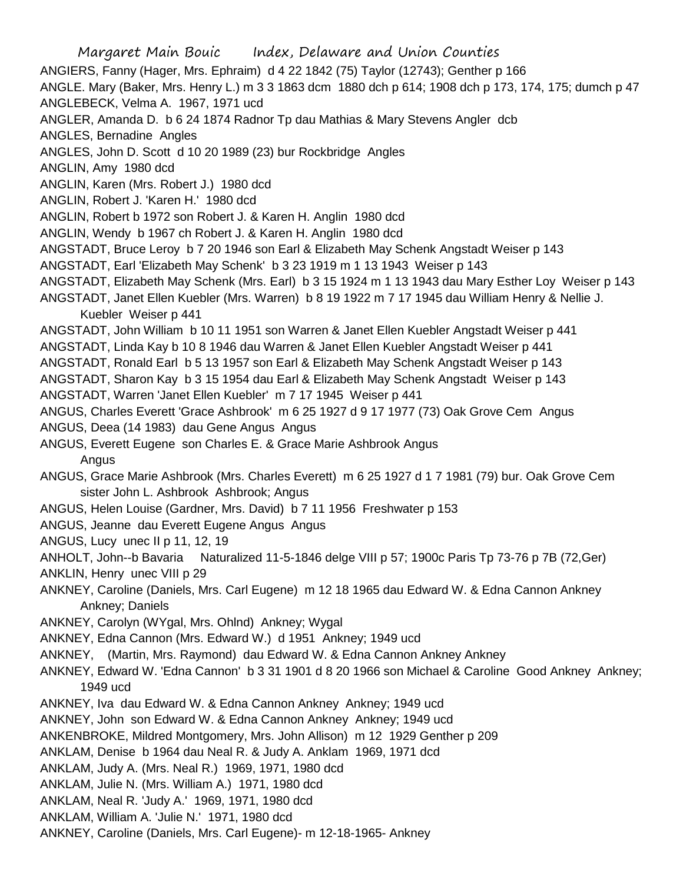ANGIERS, Fanny (Hager, Mrs. Ephraim) d 4 22 1842 (75) Taylor (12743); Genther p 166

ANGLE. Mary (Baker, Mrs. Henry L.) m 3 3 1863 dcm 1880 dch p 614; 1908 dch p 173, 174, 175; dumch p 47

ANGLEBECK, Velma A. 1967, 1971 ucd

ANGLER, Amanda D. b 6 24 1874 Radnor Tp dau Mathias & Mary Stevens Angler dcb

ANGLES, Bernadine Angles

ANGLES, John D. Scott d 10 20 1989 (23) bur Rockbridge Angles

ANGLIN, Amy 1980 dcd

ANGLIN, Karen (Mrs. Robert J.) 1980 dcd

ANGLIN, Robert J. 'Karen H.' 1980 dcd

ANGLIN, Robert b 1972 son Robert J. & Karen H. Anglin 1980 dcd

ANGLIN, Wendy b 1967 ch Robert J. & Karen H. Anglin 1980 dcd

ANGSTADT, Bruce Leroy b 7 20 1946 son Earl & Elizabeth May Schenk Angstadt Weiser p 143

ANGSTADT, Earl 'Elizabeth May Schenk' b 3 23 1919 m 1 13 1943 Weiser p 143

ANGSTADT, Elizabeth May Schenk (Mrs. Earl) b 3 15 1924 m 1 13 1943 dau Mary Esther Loy Weiser p 143

ANGSTADT, Janet Ellen Kuebler (Mrs. Warren) b 8 19 1922 m 7 17 1945 dau William Henry & Nellie J. Kuebler Weiser p 441

ANGSTADT, John William b 10 11 1951 son Warren & Janet Ellen Kuebler Angstadt Weiser p 441

ANGSTADT, Linda Kay b 10 8 1946 dau Warren & Janet Ellen Kuebler Angstadt Weiser p 441

ANGSTADT, Ronald Earl b 5 13 1957 son Earl & Elizabeth May Schenk Angstadt Weiser p 143

ANGSTADT, Sharon Kay b 3 15 1954 dau Earl & Elizabeth May Schenk Angstadt Weiser p 143

ANGSTADT, Warren 'Janet Ellen Kuebler' m 7 17 1945 Weiser p 441

ANGUS, Charles Everett 'Grace Ashbrook' m 6 25 1927 d 9 17 1977 (73) Oak Grove Cem Angus

ANGUS, Deea (14 1983) dau Gene Angus Angus

ANGUS, Everett Eugene son Charles E. & Grace Marie Ashbrook Angus Angus

ANGUS, Grace Marie Ashbrook (Mrs. Charles Everett) m 6 25 1927 d 1 7 1981 (79) bur. Oak Grove Cem sister John L. Ashbrook Ashbrook; Angus

ANGUS, Helen Louise (Gardner, Mrs. David) b 7 11 1956 Freshwater p 153

ANGUS, Jeanne dau Everett Eugene Angus Angus

ANGUS, Lucy unec II p 11, 12, 19

ANHOLT, John--b Bavaria Naturalized 11-5-1846 delge VIII p 57; 1900c Paris Tp 73-76 p 7B (72,Ger)

ANKLIN, Henry unec VIII p 29

ANKNEY, Caroline (Daniels, Mrs. Carl Eugene) m 12 18 1965 dau Edward W. & Edna Cannon Ankney Ankney; Daniels

ANKNEY, Carolyn (WYgal, Mrs. Ohlnd) Ankney; Wygal

ANKNEY, Edna Cannon (Mrs. Edward W.) d 1951 Ankney; 1949 ucd

ANKNEY, (Martin, Mrs. Raymond) dau Edward W. & Edna Cannon Ankney Ankney

ANKNEY, Edward W. 'Edna Cannon' b 3 31 1901 d 8 20 1966 son Michael & Caroline Good Ankney Ankney; 1949 ucd

ANKNEY, Iva dau Edward W. & Edna Cannon Ankney Ankney; 1949 ucd

ANKNEY, John son Edward W. & Edna Cannon Ankney Ankney; 1949 ucd

ANKENBROKE, Mildred Montgomery, Mrs. John Allison) m 12 1929 Genther p 209

ANKLAM, Denise b 1964 dau Neal R. & Judy A. Anklam 1969, 1971 dcd

ANKLAM, Judy A. (Mrs. Neal R.) 1969, 1971, 1980 dcd

ANKLAM, Julie N. (Mrs. William A.) 1971, 1980 dcd

ANKLAM, Neal R. 'Judy A.' 1969, 1971, 1980 dcd

ANKLAM, William A. 'Julie N.' 1971, 1980 dcd

ANKNEY, Caroline (Daniels, Mrs. Carl Eugene)- m 12-18-1965- Ankney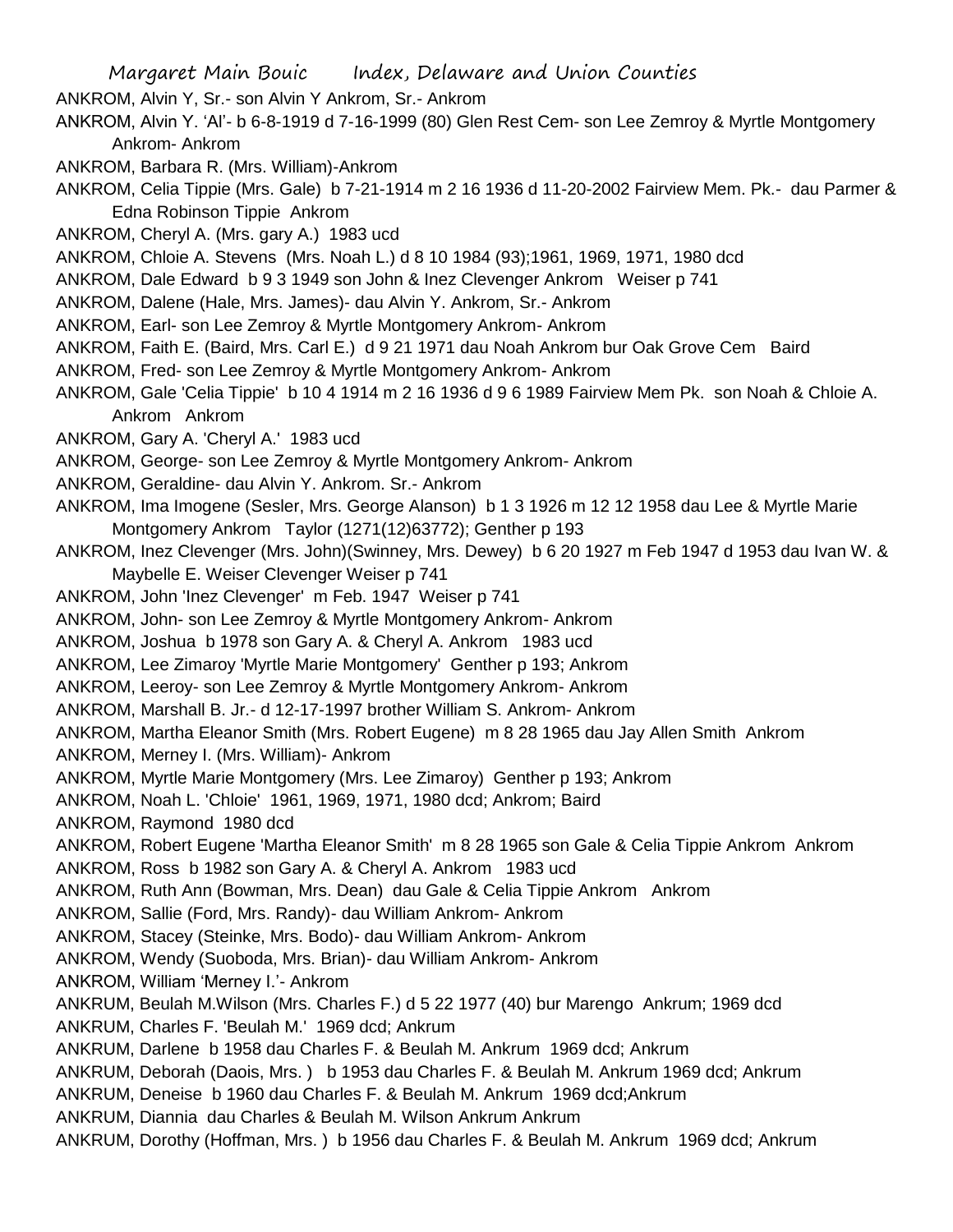ANKROM, Alvin Y, Sr.- son Alvin Y Ankrom, Sr.- Ankrom

ANKROM, Alvin Y. 'Al'- b 6-8-1919 d 7-16-1999 (80) Glen Rest Cem- son Lee Zemroy & Myrtle Montgomery Ankrom- Ankrom

ANKROM, Barbara R. (Mrs. William)-Ankrom

ANKROM, Celia Tippie (Mrs. Gale) b 7-21-1914 m 2 16 1936 d 11-20-2002 Fairview Mem. Pk.- dau Parmer & Edna Robinson Tippie Ankrom

ANKROM, Cheryl A. (Mrs. gary A.) 1983 ucd

ANKROM, Chloie A. Stevens (Mrs. Noah L.) d 8 10 1984 (93);1961, 1969, 1971, 1980 dcd

ANKROM, Dale Edward b 9 3 1949 son John & Inez Clevenger Ankrom Weiser p 741

ANKROM, Dalene (Hale, Mrs. James)- dau Alvin Y. Ankrom, Sr.- Ankrom

ANKROM, Earl- son Lee Zemroy & Myrtle Montgomery Ankrom- Ankrom

ANKROM, Faith E. (Baird, Mrs. Carl E.) d 9 21 1971 dau Noah Ankrom bur Oak Grove Cem Baird

ANKROM, Fred- son Lee Zemroy & Myrtle Montgomery Ankrom- Ankrom

ANKROM, Gale 'Celia Tippie' b 10 4 1914 m 2 16 1936 d 9 6 1989 Fairview Mem Pk. son Noah & Chloie A. Ankrom Ankrom

ANKROM, Gary A. 'Cheryl A.' 1983 ucd

ANKROM, George- son Lee Zemroy & Myrtle Montgomery Ankrom- Ankrom

ANKROM, Geraldine- dau Alvin Y. Ankrom. Sr.- Ankrom

ANKROM, Ima Imogene (Sesler, Mrs. George Alanson) b 1 3 1926 m 12 12 1958 dau Lee & Myrtle Marie Montgomery Ankrom Taylor (1271(12)63772); Genther p 193

ANKROM, Inez Clevenger (Mrs. John)(Swinney, Mrs. Dewey) b 6 20 1927 m Feb 1947 d 1953 dau Ivan W. & Maybelle E. Weiser Clevenger Weiser p 741

ANKROM, John 'Inez Clevenger' m Feb. 1947 Weiser p 741

ANKROM, John- son Lee Zemroy & Myrtle Montgomery Ankrom- Ankrom

ANKROM, Joshua b 1978 son Gary A. & Cheryl A. Ankrom 1983 ucd

ANKROM, Lee Zimaroy 'Myrtle Marie Montgomery' Genther p 193; Ankrom

ANKROM, Leeroy- son Lee Zemroy & Myrtle Montgomery Ankrom- Ankrom

ANKROM, Marshall B. Jr.- d 12-17-1997 brother William S. Ankrom- Ankrom

ANKROM, Martha Eleanor Smith (Mrs. Robert Eugene) m 8 28 1965 dau Jay Allen Smith Ankrom

ANKROM, Merney I. (Mrs. William)- Ankrom

ANKROM, Myrtle Marie Montgomery (Mrs. Lee Zimaroy) Genther p 193; Ankrom

ANKROM, Noah L. 'Chloie' 1961, 1969, 1971, 1980 dcd; Ankrom; Baird

ANKROM, Raymond 1980 dcd

ANKROM, Robert Eugene 'Martha Eleanor Smith' m 8 28 1965 son Gale & Celia Tippie Ankrom Ankrom

ANKROM, Ross b 1982 son Gary A. & Cheryl A. Ankrom 1983 ucd

ANKROM, Ruth Ann (Bowman, Mrs. Dean) dau Gale & Celia Tippie Ankrom Ankrom

ANKROM, Sallie (Ford, Mrs. Randy)- dau William Ankrom- Ankrom

ANKROM, Stacey (Steinke, Mrs. Bodo)- dau William Ankrom- Ankrom

ANKROM, Wendy (Suoboda, Mrs. Brian)- dau William Ankrom- Ankrom

ANKROM, William 'Merney I.'- Ankrom

ANKRUM, Beulah M.Wilson (Mrs. Charles F.) d 5 22 1977 (40) bur Marengo Ankrum; 1969 dcd

ANKRUM, Charles F. 'Beulah M.' 1969 dcd; Ankrum

ANKRUM, Darlene b 1958 dau Charles F. & Beulah M. Ankrum 1969 dcd; Ankrum

ANKRUM, Deborah (Daois, Mrs. ) b 1953 dau Charles F. & Beulah M. Ankrum 1969 dcd; Ankrum

ANKRUM, Deneise b 1960 dau Charles F. & Beulah M. Ankrum 1969 dcd;Ankrum

ANKRUM, Diannia dau Charles & Beulah M. Wilson Ankrum Ankrum

ANKRUM, Dorothy (Hoffman, Mrs. ) b 1956 dau Charles F. & Beulah M. Ankrum 1969 dcd; Ankrum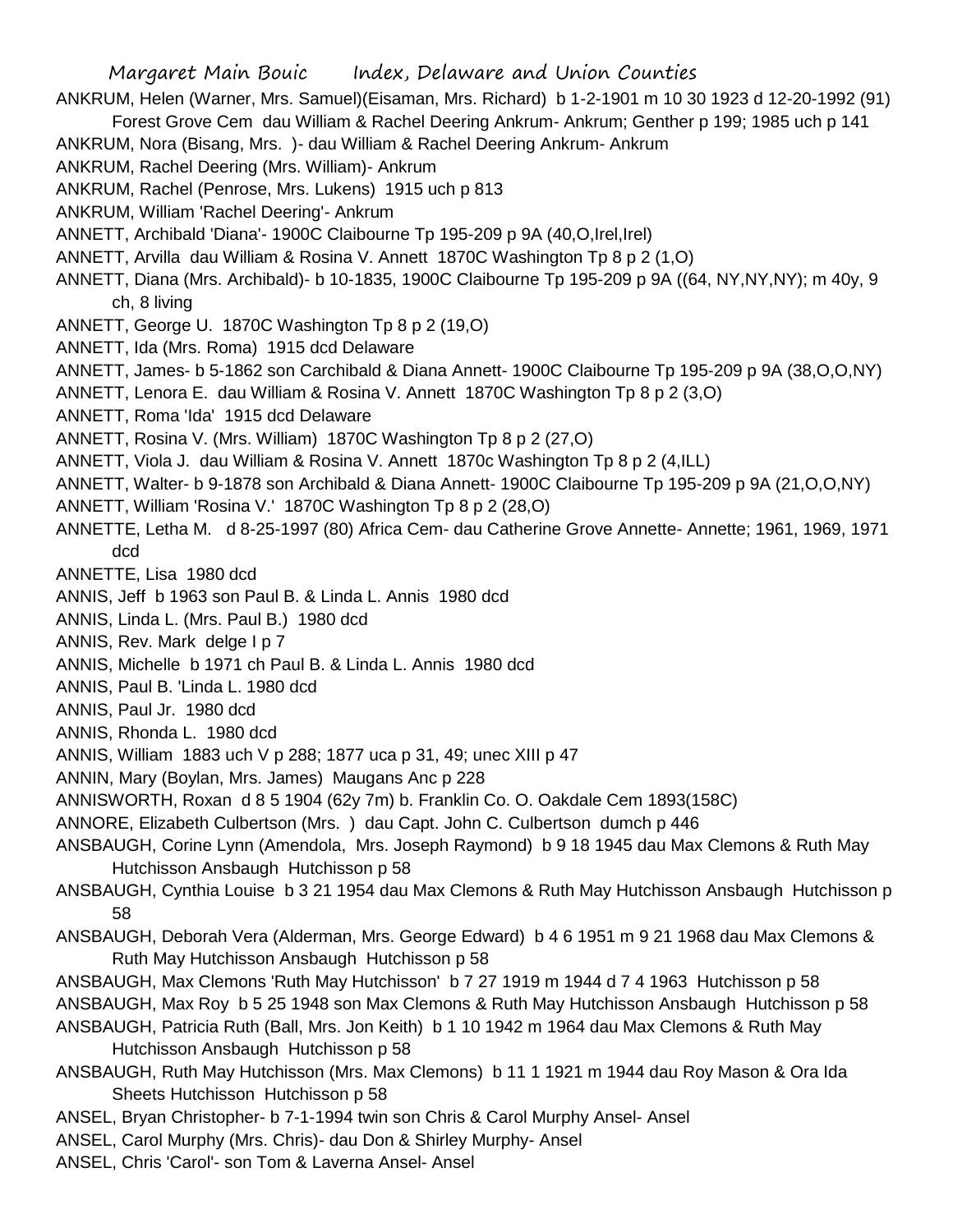ANKRUM, Helen (Warner, Mrs. Samuel)(Eisaman, Mrs. Richard) b 1-2-1901 m 10 30 1923 d 12-20-1992 (91) Forest Grove Cem dau William & Rachel Deering Ankrum- Ankrum; Genther p 199; 1985 uch p 141

ANKRUM, Nora (Bisang, Mrs. )- dau William & Rachel Deering Ankrum- Ankrum

ANKRUM, Rachel Deering (Mrs. William)- Ankrum

ANKRUM, Rachel (Penrose, Mrs. Lukens) 1915 uch p 813

ANKRUM, William 'Rachel Deering'- Ankrum

ANNETT, Archibald 'Diana'- 1900C Claibourne Tp 195-209 p 9A (40,O,Irel,Irel)

ANNETT, Arvilla dau William & Rosina V. Annett 1870C Washington Tp 8 p 2 (1,O)

ANNETT, Diana (Mrs. Archibald)- b 10-1835, 1900C Claibourne Tp 195-209 p 9A ((64, NY,NY,NY); m 40y, 9 ch, 8 living

ANNETT, George U. 1870C Washington Tp 8 p 2 (19,O)

ANNETT, Ida (Mrs. Roma) 1915 dcd Delaware

ANNETT, James- b 5-1862 son Carchibald & Diana Annett- 1900C Claibourne Tp 195-209 p 9A (38,O,O,NY)

ANNETT, Lenora E. dau William & Rosina V. Annett 1870C Washington Tp 8 p 2 (3,O)

ANNETT, Roma 'Ida' 1915 dcd Delaware

ANNETT, Rosina V. (Mrs. William) 1870C Washington Tp 8 p 2 (27,O)

ANNETT, Viola J. dau William & Rosina V. Annett 1870c Washington Tp 8 p 2 (4,ILL)

ANNETT, Walter- b 9-1878 son Archibald & Diana Annett- 1900C Claibourne Tp 195-209 p 9A (21,O,O,NY)

ANNETT, William 'Rosina V.' 1870C Washington Tp 8 p 2 (28,O)

ANNETTE, Letha M. d 8-25-1997 (80) Africa Cem- dau Catherine Grove Annette- Annette; 1961, 1969, 1971 dcd

ANNETTE, Lisa 1980 dcd

ANNIS, Jeff b 1963 son Paul B. & Linda L. Annis 1980 dcd

ANNIS, Linda L. (Mrs. Paul B.) 1980 dcd

ANNIS, Rev. Mark delge I p 7

ANNIS, Michelle b 1971 ch Paul B. & Linda L. Annis 1980 dcd

ANNIS, Paul B. 'Linda L. 1980 dcd

ANNIS, Paul Jr. 1980 dcd

ANNIS, Rhonda L. 1980 dcd

ANNIS, William 1883 uch V p 288; 1877 uca p 31, 49; unec XIII p 47

ANNIN, Mary (Boylan, Mrs. James) Maugans Anc p 228

ANNISWORTH, Roxan d 8 5 1904 (62y 7m) b. Franklin Co. O. Oakdale Cem 1893(158C)

ANNORE, Elizabeth Culbertson (Mrs. ) dau Capt. John C. Culbertson dumch p 446

ANSBAUGH, Corine Lynn (Amendola, Mrs. Joseph Raymond) b 9 18 1945 dau Max Clemons & Ruth May Hutchisson Ansbaugh Hutchisson p 58

ANSBAUGH, Cynthia Louise b 3 21 1954 dau Max Clemons & Ruth May Hutchisson Ansbaugh Hutchisson p 58

ANSBAUGH, Deborah Vera (Alderman, Mrs. George Edward) b 4 6 1951 m 9 21 1968 dau Max Clemons & Ruth May Hutchisson Ansbaugh Hutchisson p 58

ANSBAUGH, Max Clemons 'Ruth May Hutchisson' b 7 27 1919 m 1944 d 7 4 1963 Hutchisson p 58

ANSBAUGH, Max Roy b 5 25 1948 son Max Clemons & Ruth May Hutchisson Ansbaugh Hutchisson p 58

ANSBAUGH, Patricia Ruth (Ball, Mrs. Jon Keith) b 1 10 1942 m 1964 dau Max Clemons & Ruth May Hutchisson Ansbaugh Hutchisson p 58

ANSBAUGH, Ruth May Hutchisson (Mrs. Max Clemons) b 11 1 1921 m 1944 dau Roy Mason & Ora Ida Sheets Hutchisson Hutchisson p 58

ANSEL, Bryan Christopher- b 7-1-1994 twin son Chris & Carol Murphy Ansel- Ansel

ANSEL, Carol Murphy (Mrs. Chris)- dau Don & Shirley Murphy- Ansel

ANSEL, Chris 'Carol'- son Tom & Laverna Ansel- Ansel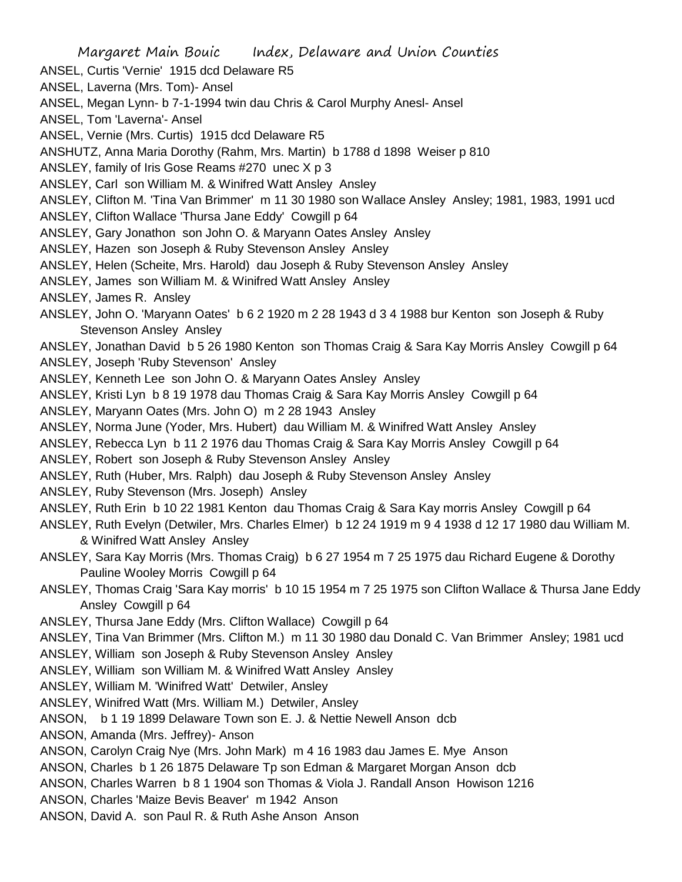ANSEL, Curtis 'Vernie' 1915 dcd Delaware R5
ANSEL, Laverna (Mrs. Tom)- Ansel
ANSEL, Megan Lynn- b 7-1-1994 twin dau Chris & Carol Murphy Anesl- Ansel
ANSEL, Tom 'Laverna'- Ansel
ANSEL, Vernie (Mrs. Curtis) 1915 dcd Delaware R5
ANSHUTZ, Anna Maria Dorothy (Rahm, Mrs. Martin) b 1788 d 1898 Weiser p 810
ANSLEY, family of Iris Gose Reams #270 unec X p 3
ANSLEY, Carl son William M. & Winifred Watt Ansley Ansley
ANSLEY, Clifton M. 'Tina Van Brimmer' m 11 30 1980 son Wallace Ansley Ansley; 1981, 1983, 1991 ucd
ANSLEY, Clifton Wallace 'Thursa Jane Eddy' Cowgill p 64
ANSLEY, Gary Jonathon son John O. & Maryann Oates Ansley Ansley
ANSLEY, Hazen son Joseph & Ruby Stevenson Ansley Ansley
ANSLEY, Helen (Scheite, Mrs. Harold) dau Joseph & Ruby Stevenson Ansley Ansley
ANSLEY, James son William M. & Winifred Watt Ansley Ansley
ANSLEY, James R. Ansley
ANSLEY, John O. 'Maryann Oates' b 6 2 1920 m 2 28 1943 d 3 4 1988 bur Kenton son Joseph & Ruby Stevenson Ansley Ansley
ANSLEY, Jonathan David b 5 26 1980 Kenton son Thomas Craig & Sara Kay Morris Ansley Cowgill p 64
ANSLEY, Joseph 'Ruby Stevenson' Ansley
ANSLEY, Kenneth Lee son John O. & Maryann Oates Ansley Ansley
ANSLEY, Kristi Lyn b 8 19 1978 dau Thomas Craig & Sara Kay Morris Ansley Cowgill p 64
ANSLEY, Maryann Oates (Mrs. John O) m 2 28 1943 Ansley
ANSLEY, Norma June (Yoder, Mrs. Hubert) dau William M. & Winifred Watt Ansley Ansley
ANSLEY, Rebecca Lyn b 11 2 1976 dau Thomas Craig & Sara Kay Morris Ansley Cowgill p 64
ANSLEY, Robert son Joseph & Ruby Stevenson Ansley Ansley
ANSLEY, Ruth (Huber, Mrs. Ralph) dau Joseph & Ruby Stevenson Ansley Ansley
ANSLEY, Ruby Stevenson (Mrs. Joseph) Ansley
ANSLEY, Ruth Erin b 10 22 1981 Kenton dau Thomas Craig & Sara Kay morris Ansley Cowgill p 64
ANSLEY, Ruth Evelyn (Detwiler, Mrs. Charles Elmer) b 12 24 1919 m 9 4 1938 d 12 17 1980 dau William M. & Winifred Watt Ansley Ansley
ANSLEY, Sara Kay Morris (Mrs. Thomas Craig) b 6 27 1954 m 7 25 1975 dau Richard Eugene & Dorothy Pauline Wooley Morris Cowgill p 64
ANSLEY, Thomas Craig 'Sara Kay morris' b 10 15 1954 m 7 25 1975 son Clifton Wallace & Thursa Jane Eddy Ansley Cowgill p 64
ANSLEY, Thursa Jane Eddy (Mrs. Clifton Wallace) Cowgill p 64
ANSLEY, Tina Van Brimmer (Mrs. Clifton M.) m 11 30 1980 dau Donald C. Van Brimmer Ansley; 1981 ucd
ANSLEY, William son Joseph & Ruby Stevenson Ansley Ansley
ANSLEY, William son William M. & Winifred Watt Ansley Ansley
ANSLEY, William M. 'Winifred Watt' Detwiler, Ansley
ANSLEY, Winifred Watt (Mrs. William M.) Detwiler, Ansley
ANSON, b 1 19 1899 Delaware Town son E. J. & Nettie Newell Anson dcb
ANSON, Amanda (Mrs. Jeffrey)- Anson
ANSON, Carolyn Craig Nye (Mrs. John Mark) m 4 16 1983 dau James E. Mye Anson
ANSON, Charles b 1 26 1875 Delaware Tp son Edman & Margaret Morgan Anson dcb
ANSON, Charles Warren b 8 1 1904 son Thomas & Viola J. Randall Anson Howison 1216
ANSON, Charles 'Maize Bevis Beaver' m 1942 Anson
ANSON, David A. son Paul R. & Ruth Ashe Anson Anson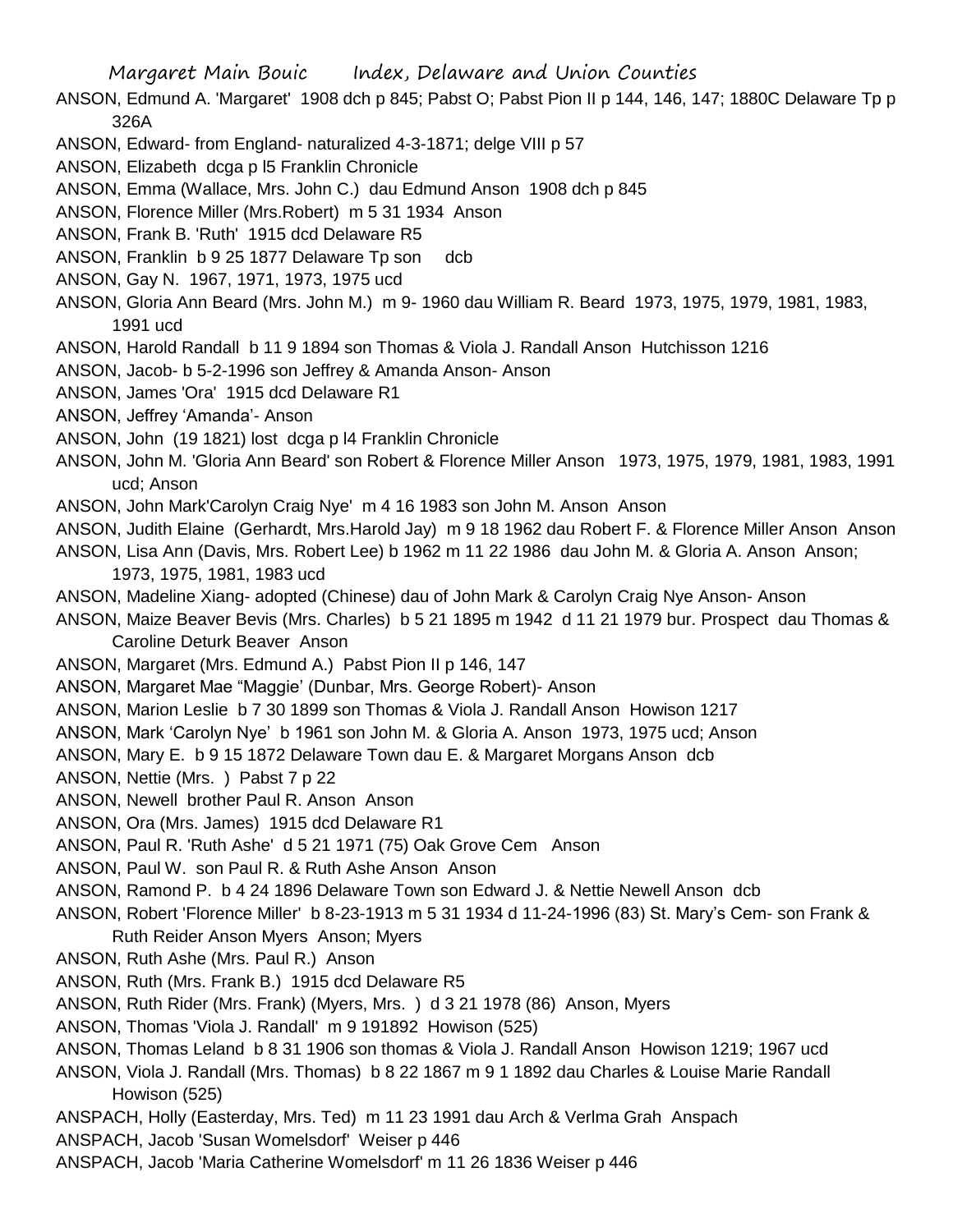ANSON, Edmund A. 'Margaret' 1908 dch p 845; Pabst O; Pabst Pion II p 144, 146, 147; 1880C Delaware Tp p 326A

ANSON, Edward- from England- naturalized 4-3-1871; delge VIII p 57

ANSON, Elizabeth dcga p l5 Franklin Chronicle

ANSON, Emma (Wallace, Mrs. John C.) dau Edmund Anson 1908 dch p 845

ANSON, Florence Miller (Mrs.Robert) m 5 31 1934 Anson

ANSON, Frank B. 'Ruth' 1915 dcd Delaware R5

ANSON, Franklin b 9 25 1877 Delaware Tp son dcb

ANSON, Gay N. 1967, 1971, 1973, 1975 ucd

ANSON, Gloria Ann Beard (Mrs. John M.) m 9- 1960 dau William R. Beard 1973, 1975, 1979, 1981, 1983, 1991 ucd

ANSON, Harold Randall b 11 9 1894 son Thomas & Viola J. Randall Anson Hutchisson 1216

ANSON, Jacob- b 5-2-1996 son Jeffrey & Amanda Anson- Anson

ANSON, James 'Ora' 1915 dcd Delaware R1

ANSON, Jeffrey 'Amanda'- Anson

ANSON, John (19 1821) lost dcga p l4 Franklin Chronicle

ANSON, John M. 'Gloria Ann Beard' son Robert & Florence Miller Anson 1973, 1975, 1979, 1981, 1983, 1991 ucd; Anson

ANSON, John Mark'Carolyn Craig Nye' m 4 16 1983 son John M. Anson Anson

ANSON, Judith Elaine (Gerhardt, Mrs.Harold Jay) m 9 18 1962 dau Robert F. & Florence Miller Anson Anson

ANSON, Lisa Ann (Davis, Mrs. Robert Lee) b 1962 m 11 22 1986 dau John M. & Gloria A. Anson Anson; 1973, 1975, 1981, 1983 ucd

ANSON, Madeline Xiang- adopted (Chinese) dau of John Mark & Carolyn Craig Nye Anson- Anson

ANSON, Maize Beaver Bevis (Mrs. Charles) b 5 21 1895 m 1942 d 11 21 1979 bur. Prospect dau Thomas & Caroline Deturk Beaver Anson

ANSON, Margaret (Mrs. Edmund A.) Pabst Pion II p 146, 147

ANSON, Margaret Mae "Maggie' (Dunbar, Mrs. George Robert)- Anson

ANSON, Marion Leslie b 7 30 1899 son Thomas & Viola J. Randall Anson Howison 1217

ANSON, Mark 'Carolyn Nye' b 1961 son John M. & Gloria A. Anson 1973, 1975 ucd; Anson

ANSON, Mary E. b 9 15 1872 Delaware Town dau E. & Margaret Morgans Anson dcb

ANSON, Nettie (Mrs. ) Pabst 7 p 22

ANSON, Newell brother Paul R. Anson Anson

ANSON, Ora (Mrs. James) 1915 dcd Delaware R1

ANSON, Paul R. 'Ruth Ashe' d 5 21 1971 (75) Oak Grove Cem Anson

ANSON, Paul W. son Paul R. & Ruth Ashe Anson Anson

ANSON, Ramond P. b 4 24 1896 Delaware Town son Edward J. & Nettie Newell Anson dcb

ANSON, Robert 'Florence Miller' b 8-23-1913 m 5 31 1934 d 11-24-1996 (83) St. Mary's Cem- son Frank & Ruth Reider Anson Myers Anson; Myers

ANSON, Ruth Ashe (Mrs. Paul R.) Anson

ANSON, Ruth (Mrs. Frank B.) 1915 dcd Delaware R5

ANSON, Ruth Rider (Mrs. Frank) (Myers, Mrs. ) d 3 21 1978 (86) Anson, Myers

ANSON, Thomas 'Viola J. Randall' m 9 191892 Howison (525)

ANSON, Thomas Leland b 8 31 1906 son thomas & Viola J. Randall Anson Howison 1219; 1967 ucd

ANSON, Viola J. Randall (Mrs. Thomas) b 8 22 1867 m 9 1 1892 dau Charles & Louise Marie Randall Howison (525)

ANSPACH, Holly (Easterday, Mrs. Ted) m 11 23 1991 dau Arch & Verlma Grah Anspach

ANSPACH, Jacob 'Susan Womelsdorf' Weiser p 446

ANSPACH, Jacob 'Maria Catherine Womelsdorf' m 11 26 1836 Weiser p 446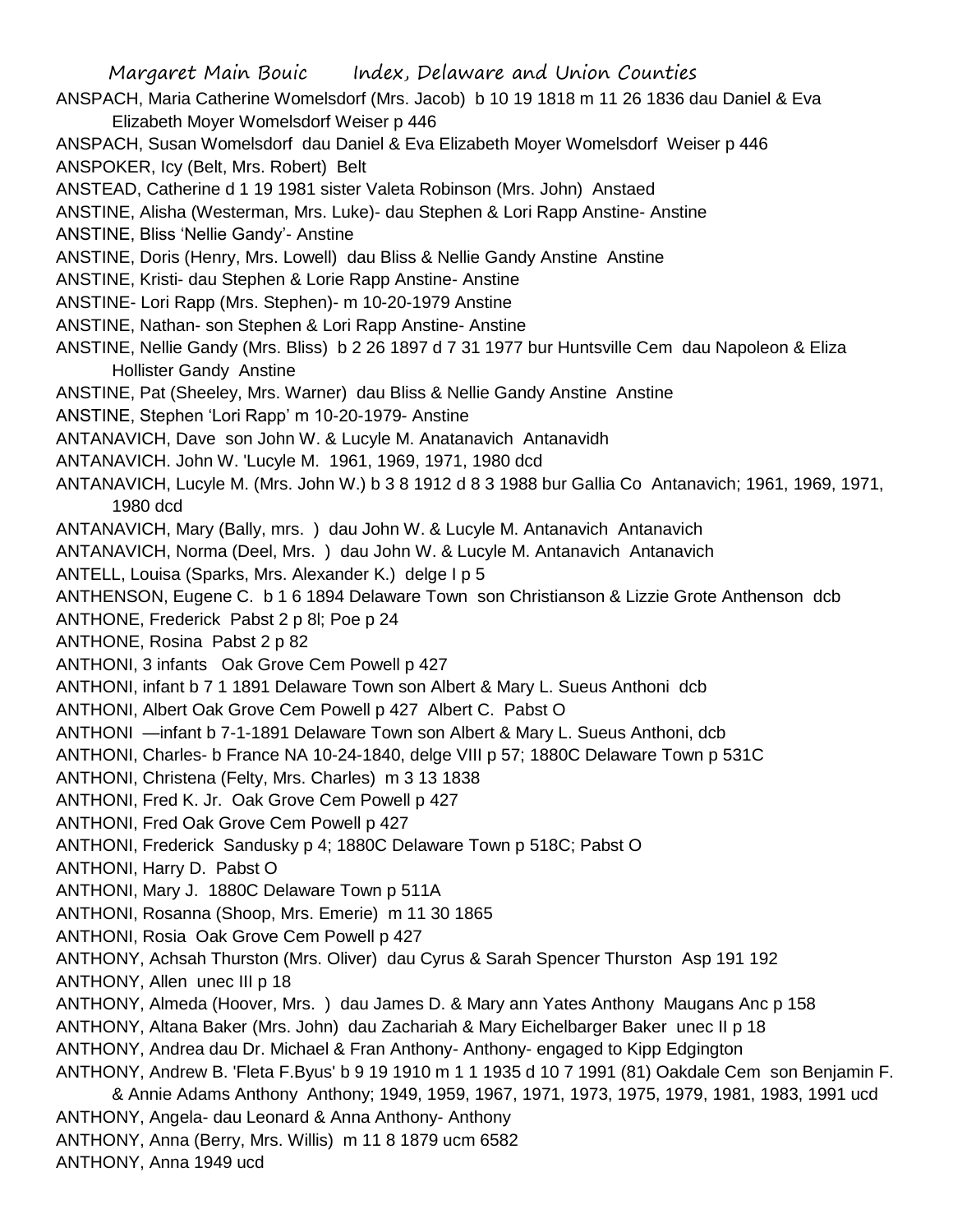ANSPACH, Maria Catherine Womelsdorf (Mrs. Jacob) b 10 19 1818 m 11 26 1836 dau Daniel & Eva Elizabeth Moyer Womelsdorf Weiser p 446

ANSPACH, Susan Womelsdorf dau Daniel & Eva Elizabeth Moyer Womelsdorf Weiser p 446

ANSPOKER, Icy (Belt, Mrs. Robert) Belt

ANSTEAD, Catherine d 1 19 1981 sister Valeta Robinson (Mrs. John) Anstaed

ANSTINE, Alisha (Westerman, Mrs. Luke)- dau Stephen & Lori Rapp Anstine- Anstine

ANSTINE, Bliss 'Nellie Gandy'- Anstine

ANSTINE, Doris (Henry, Mrs. Lowell) dau Bliss & Nellie Gandy Anstine Anstine

ANSTINE, Kristi- dau Stephen & Lorie Rapp Anstine- Anstine

ANSTINE- Lori Rapp (Mrs. Stephen)- m 10-20-1979 Anstine

ANSTINE, Nathan- son Stephen & Lori Rapp Anstine- Anstine

ANSTINE, Nellie Gandy (Mrs. Bliss) b 2 26 1897 d 7 31 1977 bur Huntsville Cem dau Napoleon & Eliza Hollister Gandy Anstine

ANSTINE, Pat (Sheeley, Mrs. Warner) dau Bliss & Nellie Gandy Anstine Anstine

ANSTINE, Stephen 'Lori Rapp' m 10-20-1979- Anstine

ANTANAVICH, Dave son John W. & Lucyle M. Anatanavich Antanavidh

ANTANAVICH. John W. 'Lucyle M. 1961, 1969, 1971, 1980 dcd

ANTANAVICH, Lucyle M. (Mrs. John W.) b 3 8 1912 d 8 3 1988 bur Gallia Co Antanavich; 1961, 1969, 1971, 1980 dcd

ANTANAVICH, Mary (Bally, mrs. ) dau John W. & Lucyle M. Antanavich Antanavich

ANTANAVICH, Norma (Deel, Mrs. ) dau John W. & Lucyle M. Antanavich Antanavich

ANTELL, Louisa (Sparks, Mrs. Alexander K.) delge I p 5

ANTHENSON, Eugene C. b 1 6 1894 Delaware Town son Christianson & Lizzie Grote Anthenson dcb

ANTHONE, Frederick Pabst 2 p 8l; Poe p 24

ANTHONE, Rosina Pabst 2 p 82

ANTHONI, 3 infants Oak Grove Cem Powell p 427

ANTHONI, infant b 7 1 1891 Delaware Town son Albert & Mary L. Sueus Anthoni dcb

ANTHONI, Albert Oak Grove Cem Powell p 427 Albert C. Pabst O

ANTHONI —infant b 7-1-1891 Delaware Town son Albert & Mary L. Sueus Anthoni, dcb

ANTHONI, Charles- b France NA 10-24-1840, delge VIII p 57; 1880C Delaware Town p 531C

ANTHONI, Christena (Felty, Mrs. Charles) m 3 13 1838

ANTHONI, Fred K. Jr. Oak Grove Cem Powell p 427

ANTHONI, Fred Oak Grove Cem Powell p 427

ANTHONI, Frederick Sandusky p 4; 1880C Delaware Town p 518C; Pabst O

ANTHONI, Harry D. Pabst O

ANTHONI, Mary J. 1880C Delaware Town p 511A

ANTHONI, Rosanna (Shoop, Mrs. Emerie) m 11 30 1865

ANTHONI, Rosia Oak Grove Cem Powell p 427

ANTHONY, Achsah Thurston (Mrs. Oliver) dau Cyrus & Sarah Spencer Thurston Asp 191 192

ANTHONY, Allen unec III p 18

ANTHONY, Almeda (Hoover, Mrs. ) dau James D. & Mary ann Yates Anthony Maugans Anc p 158

ANTHONY, Altana Baker (Mrs. John) dau Zachariah & Mary Eichelbarger Baker unec II p 18

ANTHONY, Andrea dau Dr. Michael & Fran Anthony- Anthony- engaged to Kipp Edgington

ANTHONY, Andrew B. 'Fleta F.Byus' b 9 19 1910 m 1 1 1935 d 10 7 1991 (81) Oakdale Cem son Benjamin F. & Annie Adams Anthony Anthony; 1949, 1959, 1967, 1971, 1973, 1975, 1979, 1981, 1983, 1991 ucd

ANTHONY, Angela- dau Leonard & Anna Anthony- Anthony

ANTHONY, Anna (Berry, Mrs. Willis) m 11 8 1879 ucm 6582

ANTHONY, Anna 1949 ucd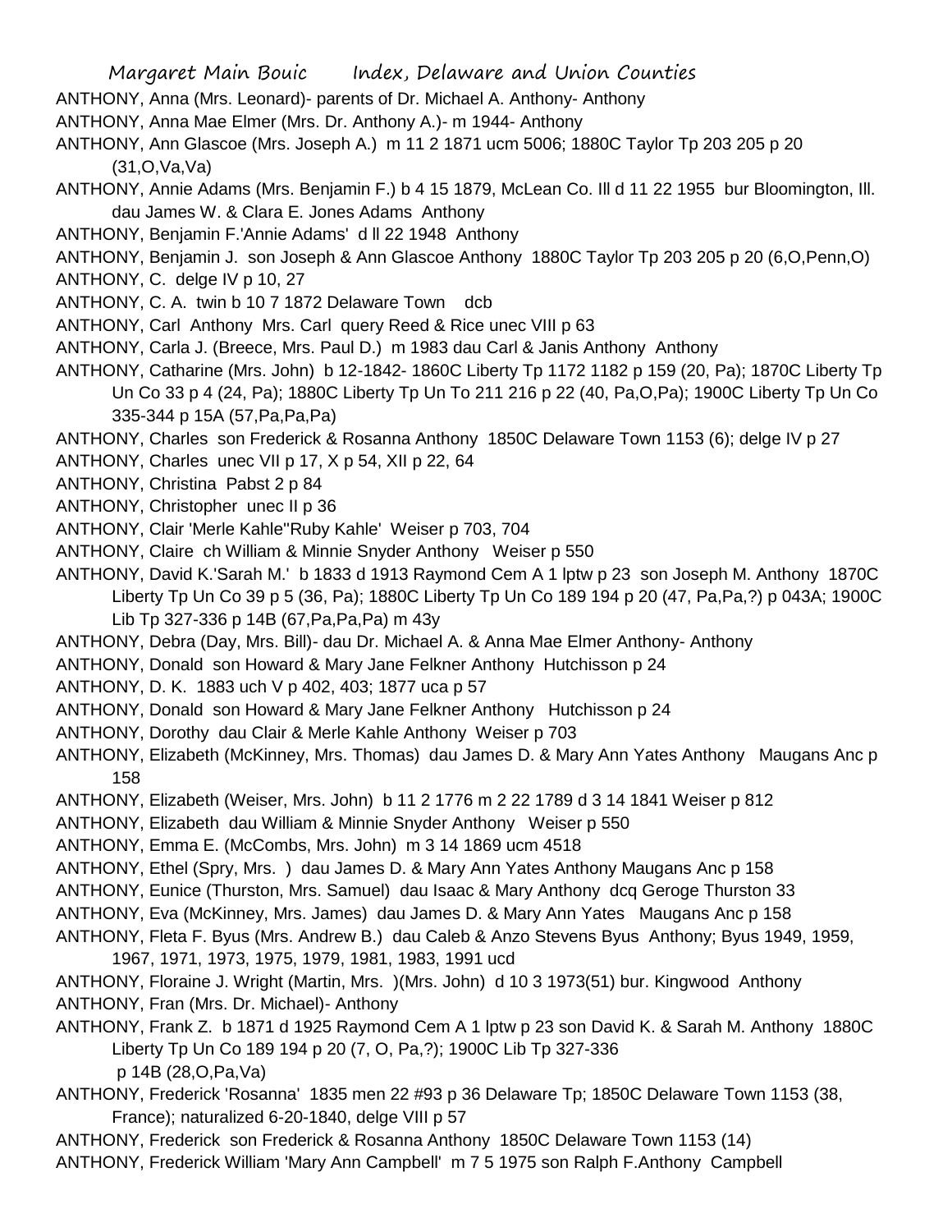ANTHONY, Anna (Mrs. Leonard)- parents of Dr. Michael A. Anthony- Anthony

ANTHONY, Anna Mae Elmer (Mrs. Dr. Anthony A.)- m 1944- Anthony

ANTHONY, Ann Glascoe (Mrs. Joseph A.) m 11 2 1871 ucm 5006; 1880C Taylor Tp 203 205 p 20 (31,O,Va,Va)

ANTHONY, Annie Adams (Mrs. Benjamin F.) b 4 15 1879, McLean Co. Ill d 11 22 1955 bur Bloomington, Ill. dau James W. & Clara E. Jones Adams Anthony

ANTHONY, Benjamin F.'Annie Adams' d ll 22 1948 Anthony

ANTHONY, Benjamin J. son Joseph & Ann Glascoe Anthony 1880C Taylor Tp 203 205 p 20 (6,O,Penn,O)

ANTHONY, C. delge IV p 10, 27

ANTHONY, C. A. twin b 10 7 1872 Delaware Town dcb

ANTHONY, Carl Anthony Mrs. Carl query Reed & Rice unec VIII p 63

ANTHONY, Carla J. (Breece, Mrs. Paul D.) m 1983 dau Carl & Janis Anthony Anthony

ANTHONY, Catharine (Mrs. John) b 12-1842- 1860C Liberty Tp 1172 1182 p 159 (20, Pa); 1870C Liberty Tp Un Co 33 p 4 (24, Pa); 1880C Liberty Tp Un To 211 216 p 22 (40, Pa,O,Pa); 1900C Liberty Tp Un Co 335-344 p 15A (57,Pa,Pa,Pa)

ANTHONY, Charles son Frederick & Rosanna Anthony 1850C Delaware Town 1153 (6); delge IV p 27

ANTHONY, Charles unec VII p 17, X p 54, XII p 22, 64

ANTHONY, Christina Pabst 2 p 84

ANTHONY, Christopher unec II p 36

ANTHONY, Clair 'Merle Kahle''Ruby Kahle' Weiser p 703, 704

ANTHONY, Claire ch William & Minnie Snyder Anthony Weiser p 550

ANTHONY, David K.'Sarah M.' b 1833 d 1913 Raymond Cem A 1 lptw p 23 son Joseph M. Anthony 1870C Liberty Tp Un Co 39 p 5 (36, Pa); 1880C Liberty Tp Un Co 189 194 p 20 (47, Pa,Pa,?) p 043A; 1900C Lib Tp 327-336 p 14B (67,Pa,Pa,Pa) m 43y

ANTHONY, Debra (Day, Mrs. Bill)- dau Dr. Michael A. & Anna Mae Elmer Anthony- Anthony

ANTHONY, Donald son Howard & Mary Jane Felkner Anthony Hutchisson p 24

ANTHONY, D. K. 1883 uch V p 402, 403; 1877 uca p 57

ANTHONY, Donald son Howard & Mary Jane Felkner Anthony Hutchisson p 24

ANTHONY, Dorothy dau Clair & Merle Kahle Anthony Weiser p 703

ANTHONY, Elizabeth (McKinney, Mrs. Thomas) dau James D. & Mary Ann Yates Anthony Maugans Anc p 158

ANTHONY, Elizabeth (Weiser, Mrs. John) b 11 2 1776 m 2 22 1789 d 3 14 1841 Weiser p 812

ANTHONY, Elizabeth dau William & Minnie Snyder Anthony Weiser p 550

ANTHONY, Emma E. (McCombs, Mrs. John) m 3 14 1869 ucm 4518

ANTHONY, Ethel (Spry, Mrs. ) dau James D. & Mary Ann Yates Anthony Maugans Anc p 158

ANTHONY, Eunice (Thurston, Mrs. Samuel) dau Isaac & Mary Anthony dcq Geroge Thurston 33

ANTHONY, Eva (McKinney, Mrs. James) dau James D. & Mary Ann Yates Maugans Anc p 158

ANTHONY, Fleta F. Byus (Mrs. Andrew B.) dau Caleb & Anzo Stevens Byus Anthony; Byus 1949, 1959, 1967, 1971, 1973, 1975, 1979, 1981, 1983, 1991 ucd

ANTHONY, Floraine J. Wright (Martin, Mrs. )(Mrs. John) d 10 3 1973(51) bur. Kingwood Anthony

ANTHONY, Fran (Mrs. Dr. Michael)- Anthony

ANTHONY, Frank Z. b 1871 d 1925 Raymond Cem A 1 lptw p 23 son David K. & Sarah M. Anthony 1880C Liberty Tp Un Co 189 194 p 20 (7, O, Pa,?); 1900C Lib Tp 327-336 p 14B (28,O,Pa,Va)

ANTHONY, Frederick 'Rosanna' 1835 men 22 #93 p 36 Delaware Tp; 1850C Delaware Town 1153 (38, France); naturalized 6-20-1840, delge VIII p 57

ANTHONY, Frederick son Frederick & Rosanna Anthony 1850C Delaware Town 1153 (14)

ANTHONY, Frederick William 'Mary Ann Campbell' m 7 5 1975 son Ralph F.Anthony Campbell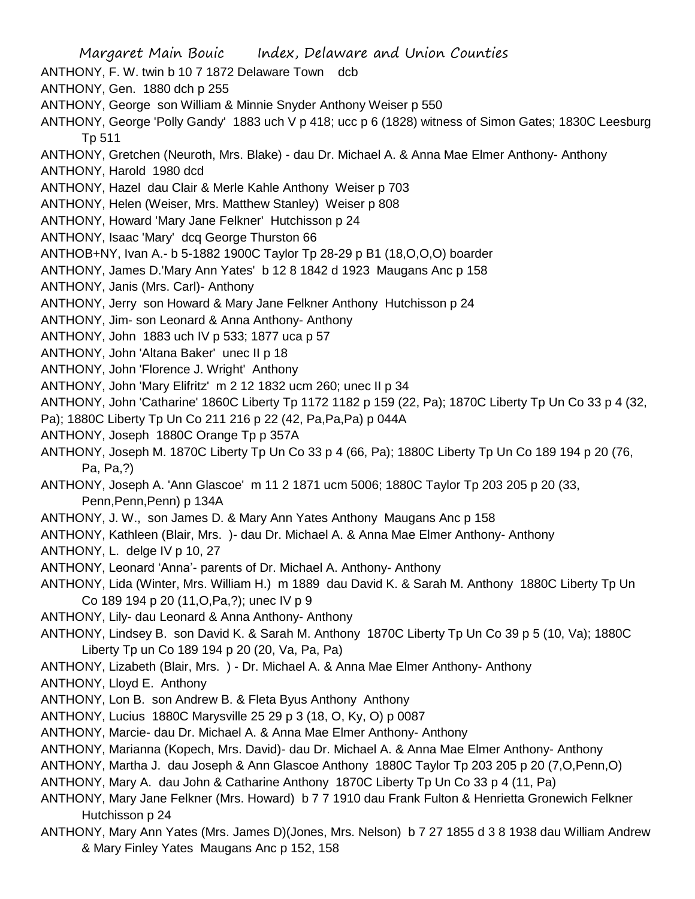ANTHONY, F. W. twin b 10 7 1872 Delaware Town dcb

ANTHONY, Gen. 1880 dch p 255

ANTHONY, George son William & Minnie Snyder Anthony Weiser p 550

ANTHONY, George 'Polly Gandy' 1883 uch V p 418; ucc p 6 (1828) witness of Simon Gates; 1830C Leesburg Tp 511

ANTHONY, Gretchen (Neuroth, Mrs. Blake) - dau Dr. Michael A. & Anna Mae Elmer Anthony- Anthony

ANTHONY, Harold 1980 dcd

ANTHONY, Hazel dau Clair & Merle Kahle Anthony Weiser p 703

ANTHONY, Helen (Weiser, Mrs. Matthew Stanley) Weiser p 808

ANTHONY, Howard 'Mary Jane Felkner' Hutchisson p 24

ANTHONY, Isaac 'Mary' dcq George Thurston 66

ANTHOB+NY, Ivan A.- b 5-1882 1900C Taylor Tp 28-29 p B1 (18,O,O,O) boarder

ANTHONY, James D.'Mary Ann Yates' b 12 8 1842 d 1923 Maugans Anc p 158

ANTHONY, Janis (Mrs. Carl)- Anthony

ANTHONY, Jerry son Howard & Mary Jane Felkner Anthony Hutchisson p 24

ANTHONY, Jim- son Leonard & Anna Anthony- Anthony

ANTHONY, John 1883 uch IV p 533; 1877 uca p 57

ANTHONY, John 'Altana Baker' unec II p 18

ANTHONY, John 'Florence J. Wright' Anthony

ANTHONY, John 'Mary Elifritz' m 2 12 1832 ucm 260; unec II p 34

ANTHONY, John 'Catharine' 1860C Liberty Tp 1172 1182 p 159 (22, Pa); 1870C Liberty Tp Un Co 33 p 4 (32, Pa); 1880C Liberty Tp Un Co 211 216 p 22 (42, Pa,Pa,Pa) p 044A

ANTHONY, Joseph 1880C Orange Tp p 357A

ANTHONY, Joseph M. 1870C Liberty Tp Un Co 33 p 4 (66, Pa); 1880C Liberty Tp Un Co 189 194 p 20 (76, Pa, Pa,?)

ANTHONY, Joseph A. 'Ann Glascoe' m 11 2 1871 ucm 5006; 1880C Taylor Tp 203 205 p 20 (33, Penn,Penn,Penn) p 134A

ANTHONY, J. W., son James D. & Mary Ann Yates Anthony Maugans Anc p 158

ANTHONY, Kathleen (Blair, Mrs. )- dau Dr. Michael A. & Anna Mae Elmer Anthony- Anthony

ANTHONY, L. delge IV p 10, 27

ANTHONY, Leonard 'Anna'- parents of Dr. Michael A. Anthony- Anthony

ANTHONY, Lida (Winter, Mrs. William H.) m 1889 dau David K. & Sarah M. Anthony 1880C Liberty Tp Un Co 189 194 p 20 (11,O,Pa,?); unec IV p 9

ANTHONY, Lily- dau Leonard & Anna Anthony- Anthony

ANTHONY, Lindsey B. son David K. & Sarah M. Anthony 1870C Liberty Tp Un Co 39 p 5 (10, Va); 1880C Liberty Tp un Co 189 194 p 20 (20, Va, Pa, Pa)

ANTHONY, Lizabeth (Blair, Mrs. ) - Dr. Michael A. & Anna Mae Elmer Anthony- Anthony

ANTHONY, Lloyd E. Anthony

ANTHONY, Lon B. son Andrew B. & Fleta Byus Anthony Anthony

ANTHONY, Lucius 1880C Marysville 25 29 p 3 (18, O, Ky, O) p 0087

ANTHONY, Marcie- dau Dr. Michael A. & Anna Mae Elmer Anthony- Anthony

ANTHONY, Marianna (Kopech, Mrs. David)- dau Dr. Michael A. & Anna Mae Elmer Anthony- Anthony

ANTHONY, Martha J. dau Joseph & Ann Glascoe Anthony 1880C Taylor Tp 203 205 p 20 (7,O,Penn,O)

ANTHONY, Mary A. dau John & Catharine Anthony 1870C Liberty Tp Un Co 33 p 4 (11, Pa)

ANTHONY, Mary Jane Felkner (Mrs. Howard) b 7 7 1910 dau Frank Fulton & Henrietta Gronewich Felkner Hutchisson p 24

ANTHONY, Mary Ann Yates (Mrs. James D)(Jones, Mrs. Nelson) b 7 27 1855 d 3 8 1938 dau William Andrew & Mary Finley Yates Maugans Anc p 152, 158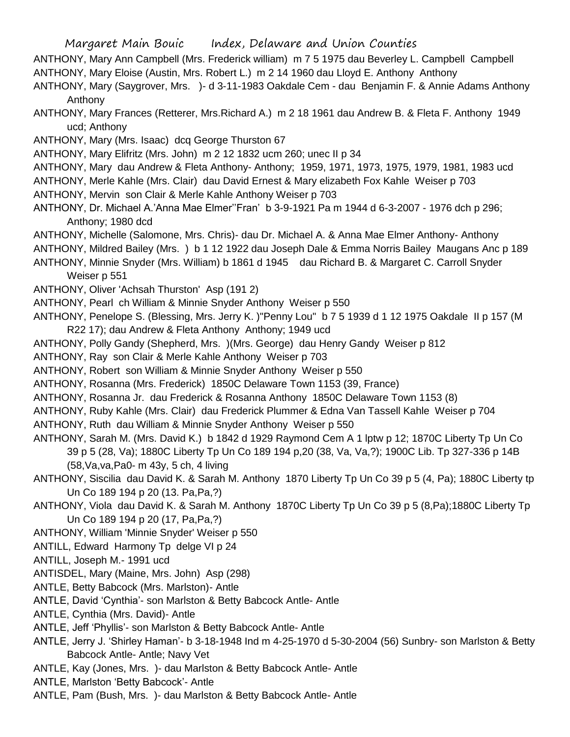ANTHONY, Mary Ann Campbell (Mrs. Frederick william) m 7 5 1975 dau Beverley L. Campbell Campbell

ANTHONY, Mary Eloise (Austin, Mrs. Robert L.) m 2 14 1960 dau Lloyd E. Anthony Anthony

ANTHONY, Mary (Saygrover, Mrs. )- d 3-11-1983 Oakdale Cem - dau Benjamin F. & Annie Adams Anthony Anthony

ANTHONY, Mary Frances (Retterer, Mrs.Richard A.) m 2 18 1961 dau Andrew B. & Fleta F. Anthony 1949 ucd; Anthony

ANTHONY, Mary (Mrs. Isaac) dcq George Thurston 67

ANTHONY, Mary Elifritz (Mrs. John) m 2 12 1832 ucm 260; unec II p 34

ANTHONY, Mary dau Andrew & Fleta Anthony- Anthony; 1959, 1971, 1973, 1975, 1979, 1981, 1983 ucd

ANTHONY, Merle Kahle (Mrs. Clair) dau David Ernest & Mary elizabeth Fox Kahle Weiser p 703

ANTHONY, Mervin son Clair & Merle Kahle Anthony Weiser p 703

ANTHONY, Dr. Michael A.'Anna Mae Elmer''Fran' b 3-9-1921 Pa m 1944 d 6-3-2007 - 1976 dch p 296; Anthony; 1980 dcd

ANTHONY, Michelle (Salomone, Mrs. Chris)- dau Dr. Michael A. & Anna Mae Elmer Anthony- Anthony

ANTHONY, Mildred Bailey (Mrs. ) b 1 12 1922 dau Joseph Dale & Emma Norris Bailey Maugans Anc p 189

ANTHONY, Minnie Snyder (Mrs. William) b 1861 d 1945 dau Richard B. & Margaret C. Carroll Snyder Weiser p 551

ANTHONY, Oliver 'Achsah Thurston' Asp (191 2)

ANTHONY, Pearl ch William & Minnie Snyder Anthony Weiser p 550

ANTHONY, Penelope S. (Blessing, Mrs. Jerry K. )"Penny Lou" b 7 5 1939 d 1 12 1975 Oakdale II p 157 (M R22 17); dau Andrew & Fleta Anthony Anthony; 1949 ucd

ANTHONY, Polly Gandy (Shepherd, Mrs. )(Mrs. George) dau Henry Gandy Weiser p 812

ANTHONY, Ray son Clair & Merle Kahle Anthony Weiser p 703

ANTHONY, Robert son William & Minnie Snyder Anthony Weiser p 550

ANTHONY, Rosanna (Mrs. Frederick) 1850C Delaware Town 1153 (39, France)

ANTHONY, Rosanna Jr. dau Frederick & Rosanna Anthony 1850C Delaware Town 1153 (8)

ANTHONY, Ruby Kahle (Mrs. Clair) dau Frederick Plummer & Edna Van Tassell Kahle Weiser p 704

ANTHONY, Ruth dau William & Minnie Snyder Anthony Weiser p 550

ANTHONY, Sarah M. (Mrs. David K.) b 1842 d 1929 Raymond Cem A 1 lptw p 12; 1870C Liberty Tp Un Co 39 p 5 (28, Va); 1880C Liberty Tp Un Co 189 194 p,20 (38, Va, Va,?); 1900C Lib. Tp 327-336 p 14B (58,Va,va,Pa0- m 43y, 5 ch, 4 living

ANTHONY, Siscilia dau David K. & Sarah M. Anthony 1870 Liberty Tp Un Co 39 p 5 (4, Pa); 1880C Liberty tp Un Co 189 194 p 20 (13. Pa,Pa,?)

ANTHONY, Viola dau David K. & Sarah M. Anthony 1870C Liberty Tp Un Co 39 p 5 (8,Pa);1880C Liberty Tp Un Co 189 194 p 20 (17, Pa,Pa,?)

ANTHONY, William 'Minnie Snyder' Weiser p 550

ANTILL, Edward Harmony Tp delge VI p 24

ANTILL, Joseph M.- 1991 ucd

ANTISDEL, Mary (Maine, Mrs. John) Asp (298)

ANTLE, Betty Babcock (Mrs. Marlston)- Antle

ANTLE, David 'Cynthia'- son Marlston & Betty Babcock Antle- Antle

ANTLE, Cynthia (Mrs. David)- Antle

ANTLE, Jeff 'Phyllis'- son Marlston & Betty Babcock Antle- Antle

ANTLE, Jerry J. 'Shirley Haman'- b 3-18-1948 Ind m 4-25-1970 d 5-30-2004 (56) Sunbry- son Marlston & Betty Babcock Antle- Antle; Navy Vet

ANTLE, Kay (Jones, Mrs. )- dau Marlston & Betty Babcock Antle- Antle

ANTLE, Marlston 'Betty Babcock'- Antle

ANTLE, Pam (Bush, Mrs. )- dau Marlston & Betty Babcock Antle- Antle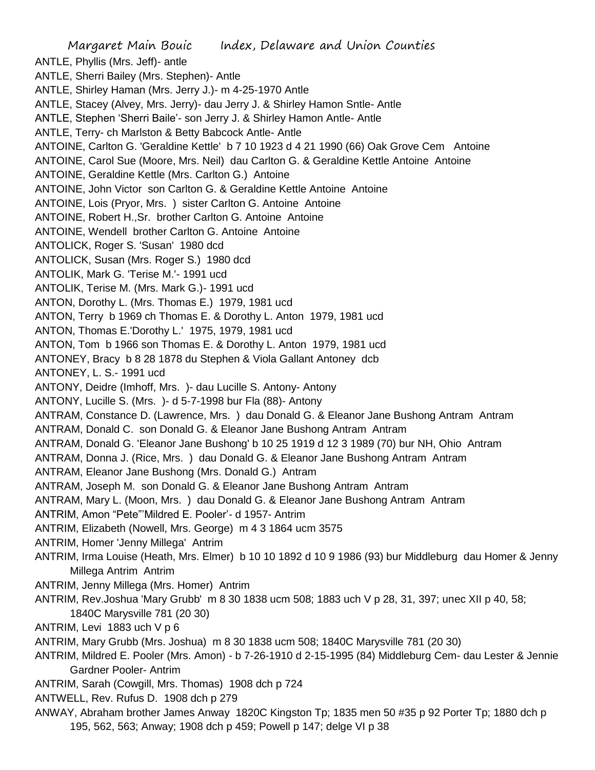ANTLE, Phyllis (Mrs. Jeff)- antle
ANTLE, Sherri Bailey (Mrs. Stephen)- Antle
ANTLE, Shirley Haman (Mrs. Jerry J.)- m 4-25-1970 Antle
ANTLE, Stacey (Alvey, Mrs. Jerry)- dau Jerry J. & Shirley Hamon Sntle- Antle
ANTLE, Stephen 'Sherri Baile'- son Jerry J. & Shirley Hamon Antle- Antle
ANTLE, Terry- ch Marlston & Betty Babcock Antle- Antle
ANTOINE, Carlton G. 'Geraldine Kettle' b 7 10 1923 d 4 21 1990 (66) Oak Grove Cem Antoine
ANTOINE, Carol Sue (Moore, Mrs. Neil) dau Carlton G. & Geraldine Kettle Antoine Antoine
ANTOINE, Geraldine Kettle (Mrs. Carlton G.) Antoine
ANTOINE, John Victor son Carlton G. & Geraldine Kettle Antoine Antoine
ANTOINE, Lois (Pryor, Mrs. ) sister Carlton G. Antoine Antoine
ANTOINE, Robert H.,Sr. brother Carlton G. Antoine Antoine
ANTOINE, Wendell brother Carlton G. Antoine Antoine
ANTOLICK, Roger S. 'Susan' 1980 dcd
ANTOLICK, Susan (Mrs. Roger S.) 1980 dcd
ANTOLIK, Mark G. 'Terise M.'- 1991 ucd
ANTOLIK, Terise M. (Mrs. Mark G.)- 1991 ucd
ANTON, Dorothy L. (Mrs. Thomas E.) 1979, 1981 ucd
ANTON, Terry b 1969 ch Thomas E. & Dorothy L. Anton 1979, 1981 ucd
ANTON, Thomas E.'Dorothy L.' 1975, 1979, 1981 ucd
ANTON, Tom b 1966 son Thomas E. & Dorothy L. Anton 1979, 1981 ucd
ANTONEY, Bracy b 8 28 1878 du Stephen & Viola Gallant Antoney dcb
ANTONEY, L. S.- 1991 ucd
ANTONY, Deidre (Imhoff, Mrs. )- dau Lucille S. Antony- Antony
ANTONY, Lucille S. (Mrs. )- d 5-7-1998 bur Fla (88)- Antony
ANTRAM, Constance D. (Lawrence, Mrs. ) dau Donald G. & Eleanor Jane Bushong Antram Antram
ANTRAM, Donald C. son Donald G. & Eleanor Jane Bushong Antram Antram
ANTRAM, Donald G. 'Eleanor Jane Bushong' b 10 25 1919 d 12 3 1989 (70) bur NH, Ohio Antram
ANTRAM, Donna J. (Rice, Mrs. ) dau Donald G. & Eleanor Jane Bushong Antram Antram
ANTRAM, Eleanor Jane Bushong (Mrs. Donald G.) Antram
ANTRAM, Joseph M. son Donald G. & Eleanor Jane Bushong Antram Antram
ANTRAM, Mary L. (Moon, Mrs. ) dau Donald G. & Eleanor Jane Bushong Antram Antram
ANTRIM, Amon "Pete"'Mildred E. Pooler'- d 1957- Antrim
ANTRIM, Elizabeth (Nowell, Mrs. George) m 4 3 1864 ucm 3575
ANTRIM, Homer 'Jenny Millega' Antrim
ANTRIM, Irma Louise (Heath, Mrs. Elmer) b 10 10 1892 d 10 9 1986 (93) bur Middleburg dau Homer & Jenny Millega Antrim Antrim
ANTRIM, Jenny Millega (Mrs. Homer) Antrim
ANTRIM, Rev.Joshua 'Mary Grubb' m 8 30 1838 ucm 508; 1883 uch V p 28, 31, 397; unec XII p 40, 58; 1840C Marysville 781 (20 30)
ANTRIM, Levi 1883 uch V p 6
ANTRIM, Mary Grubb (Mrs. Joshua) m 8 30 1838 ucm 508; 1840C Marysville 781 (20 30)
ANTRIM, Mildred E. Pooler (Mrs. Amon) - b 7-26-1910 d 2-15-1995 (84) Middleburg Cem- dau Lester & Jennie Gardner Pooler- Antrim
ANTRIM, Sarah (Cowgill, Mrs. Thomas) 1908 dch p 724
ANTWELL, Rev. Rufus D. 1908 dch p 279
ANWAY, Abraham brother James Anway 1820C Kingston Tp; 1835 men 50 #35 p 92 Porter Tp; 1880 dch p 195, 562, 563; Anway; 1908 dch p 459; Powell p 147; delge VI p 38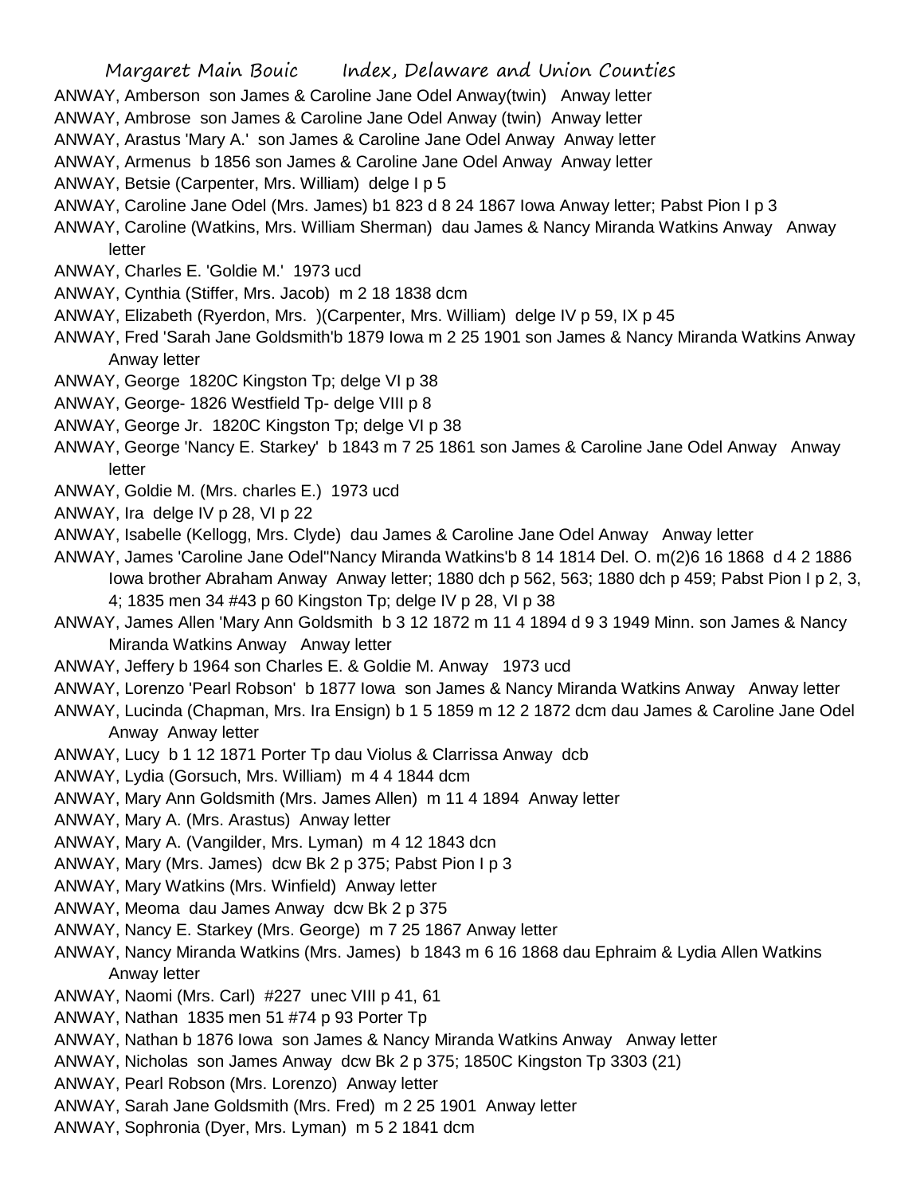ANWAY, Amberson son James & Caroline Jane Odel Anway(twin) Anway letter
ANWAY, Ambrose son James & Caroline Jane Odel Anway (twin) Anway letter
ANWAY, Arastus 'Mary A.' son James & Caroline Jane Odel Anway Anway letter
ANWAY, Armenus b 1856 son James & Caroline Jane Odel Anway Anway letter
ANWAY, Betsie (Carpenter, Mrs. William) delge I p 5
ANWAY, Caroline Jane Odel (Mrs. James) b1 823 d 8 24 1867 Iowa Anway letter; Pabst Pion I p 3
ANWAY, Caroline (Watkins, Mrs. William Sherman) dau James & Nancy Miranda Watkins Anway Anway letter
ANWAY, Charles E. 'Goldie M.' 1973 ucd
ANWAY, Cynthia (Stiffer, Mrs. Jacob) m 2 18 1838 dcm
ANWAY, Elizabeth (Ryerdon, Mrs. )(Carpenter, Mrs. William) delge IV p 59, IX p 45
ANWAY, Fred 'Sarah Jane Goldsmith'b 1879 Iowa m 2 25 1901 son James & Nancy Miranda Watkins Anway Anway letter
ANWAY, George 1820C Kingston Tp; delge VI p 38
ANWAY, George- 1826 Westfield Tp- delge VIII p 8
ANWAY, George Jr. 1820C Kingston Tp; delge VI p 38
ANWAY, George 'Nancy E. Starkey' b 1843 m 7 25 1861 son James & Caroline Jane Odel Anway Anway letter
ANWAY, Goldie M. (Mrs. charles E.) 1973 ucd
ANWAY, Ira delge IV p 28, VI p 22
ANWAY, Isabelle (Kellogg, Mrs. Clyde) dau James & Caroline Jane Odel Anway Anway letter
ANWAY, James 'Caroline Jane Odel''Nancy Miranda Watkins'b 8 14 1814 Del. O. m(2)6 16 1868 d 4 2 1886 Iowa brother Abraham Anway Anway letter; 1880 dch p 562, 563; 1880 dch p 459; Pabst Pion I p 2, 3, 4; 1835 men 34 #43 p 60 Kingston Tp; delge IV p 28, VI p 38
ANWAY, James Allen 'Mary Ann Goldsmith b 3 12 1872 m 11 4 1894 d 9 3 1949 Minn. son James & Nancy Miranda Watkins Anway Anway letter
ANWAY, Jeffery b 1964 son Charles E. & Goldie M. Anway 1973 ucd
ANWAY, Lorenzo 'Pearl Robson' b 1877 Iowa son James & Nancy Miranda Watkins Anway Anway letter
ANWAY, Lucinda (Chapman, Mrs. Ira Ensign) b 1 5 1859 m 12 2 1872 dcm dau James & Caroline Jane Odel Anway Anway letter
ANWAY, Lucy b 1 12 1871 Porter Tp dau Violus & Clarrissa Anway dcb
ANWAY, Lydia (Gorsuch, Mrs. William) m 4 4 1844 dcm
ANWAY, Mary Ann Goldsmith (Mrs. James Allen) m 11 4 1894 Anway letter
ANWAY, Mary A. (Mrs. Arastus) Anway letter
ANWAY, Mary A. (Vangilder, Mrs. Lyman) m 4 12 1843 dcn
ANWAY, Mary (Mrs. James) dcw Bk 2 p 375; Pabst Pion I p 3
ANWAY, Mary Watkins (Mrs. Winfield) Anway letter
ANWAY, Meoma dau James Anway dcw Bk 2 p 375
ANWAY, Nancy E. Starkey (Mrs. George) m 7 25 1867 Anway letter
ANWAY, Nancy Miranda Watkins (Mrs. James) b 1843 m 6 16 1868 dau Ephraim & Lydia Allen Watkins Anway letter
ANWAY, Naomi (Mrs. Carl) #227 unec VIII p 41, 61
ANWAY, Nathan 1835 men 51 #74 p 93 Porter Tp
ANWAY, Nathan b 1876 Iowa son James & Nancy Miranda Watkins Anway Anway letter
ANWAY, Nicholas son James Anway dcw Bk 2 p 375; 1850C Kingston Tp 3303 (21)
ANWAY, Pearl Robson (Mrs. Lorenzo) Anway letter
ANWAY, Sarah Jane Goldsmith (Mrs. Fred) m 2 25 1901 Anway letter
ANWAY, Sophronia (Dyer, Mrs. Lyman) m 5 2 1841 dcm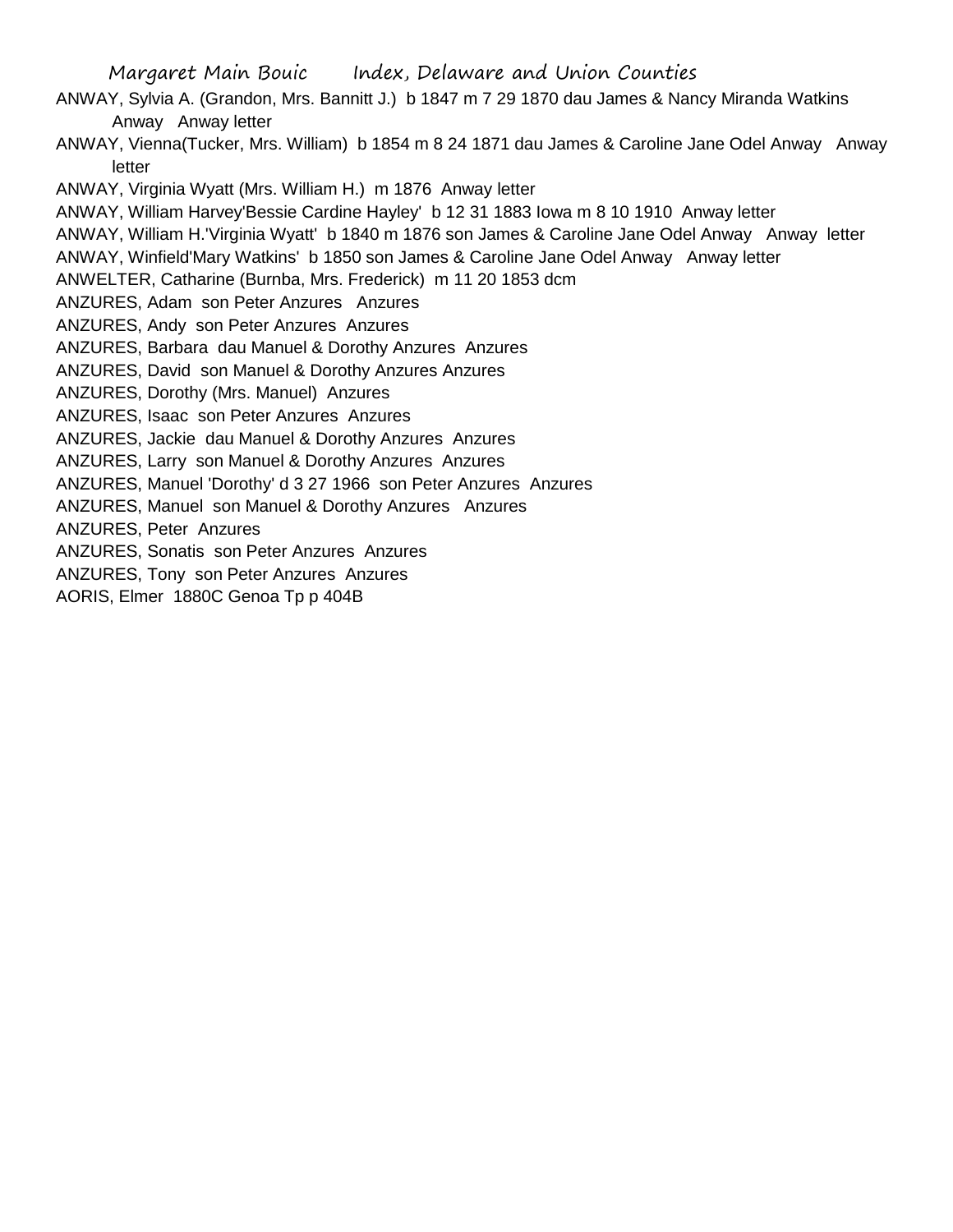ANWAY, Sylvia A. (Grandon, Mrs. Bannitt J.) b 1847 m 7 29 1870 dau James & Nancy Miranda Watkins Anway Anway letter

ANWAY, Vienna(Tucker, Mrs. William) b 1854 m 8 24 1871 dau James & Caroline Jane Odel Anway Anway letter

ANWAY, Virginia Wyatt (Mrs. William H.) m 1876 Anway letter

ANWAY, William Harvey'Bessie Cardine Hayley' b 12 31 1883 Iowa m 8 10 1910 Anway letter

ANWAY, William H.'Virginia Wyatt' b 1840 m 1876 son James & Caroline Jane Odel Anway Anway letter

ANWAY, Winfield'Mary Watkins' b 1850 son James & Caroline Jane Odel Anway Anway letter

ANWELTER, Catharine (Burnba, Mrs. Frederick) m 11 20 1853 dcm

ANZURES, Adam son Peter Anzures Anzures

ANZURES, Andy son Peter Anzures Anzures

ANZURES, Barbara dau Manuel & Dorothy Anzures Anzures

ANZURES, David son Manuel & Dorothy Anzures Anzures

ANZURES, Dorothy (Mrs. Manuel) Anzures

ANZURES, Isaac son Peter Anzures Anzures

ANZURES, Jackie dau Manuel & Dorothy Anzures Anzures

ANZURES, Larry son Manuel & Dorothy Anzures Anzures

ANZURES, Manuel 'Dorothy' d 3 27 1966 son Peter Anzures Anzures

ANZURES, Manuel son Manuel & Dorothy Anzures Anzures

ANZURES, Peter Anzures

ANZURES, Sonatis son Peter Anzures Anzures

ANZURES, Tony son Peter Anzures Anzures

AORIS, Elmer 1880C Genoa Tp p 404B